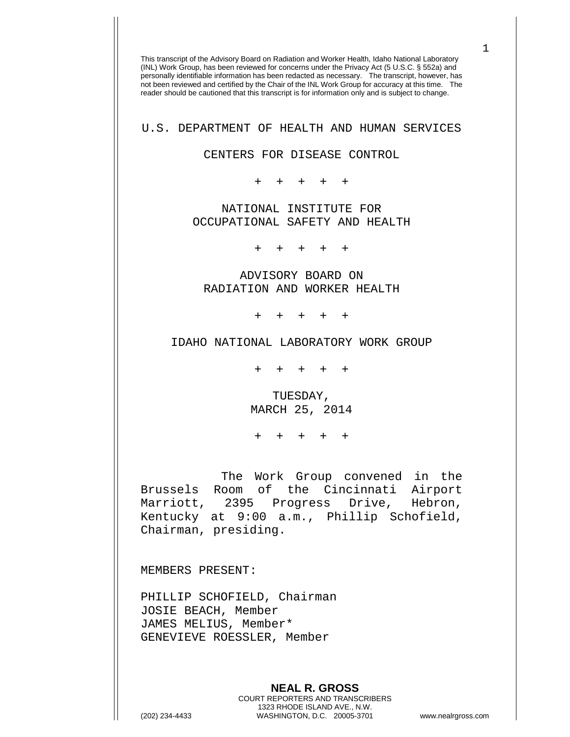This transcript of the Advisory Board on Radiation and Worker Health, Idaho National Laboratory (INL) Work Group, has been reviewed for concerns under the Privacy Act (5 U.S.C. § 552a) and personally identifiable information has been redacted as necessary. The transcript, however, has not been reviewed and certified by the Chair of the INL Work Group for accuracy at this time. The reader should be cautioned that this transcript is for information only and is subject to change.

U.S. DEPARTMENT OF HEALTH AND HUMAN SERVICES

CENTERS FOR DISEASE CONTROL

\+ + + + +

NATIONAL INSTITUTE FOR
OCCUPATIONAL SAFETY AND HEALTH

\+ + + + +

ADVISORY BOARD ON
RADIATION AND WORKER HEALTH

\+ + + + +

IDAHO NATIONAL LABORATORY WORK GROUP

\+ + + + +

TUESDAY,
MARCH 25, 2014

\+ + + + +

The Work Group convened in the Brussels Room of the Cincinnati Airport Marriott, 2395 Progress Drive, Hebron, Kentucky at 9:00 a.m., Phillip Schofield, Chairman, presiding.

MEMBERS PRESENT:

PHILLIP SCHOFIELD, Chairman
JOSIE BEACH, Member
JAMES MELIUS, Member*
GENEVIEVE ROESSLER, Member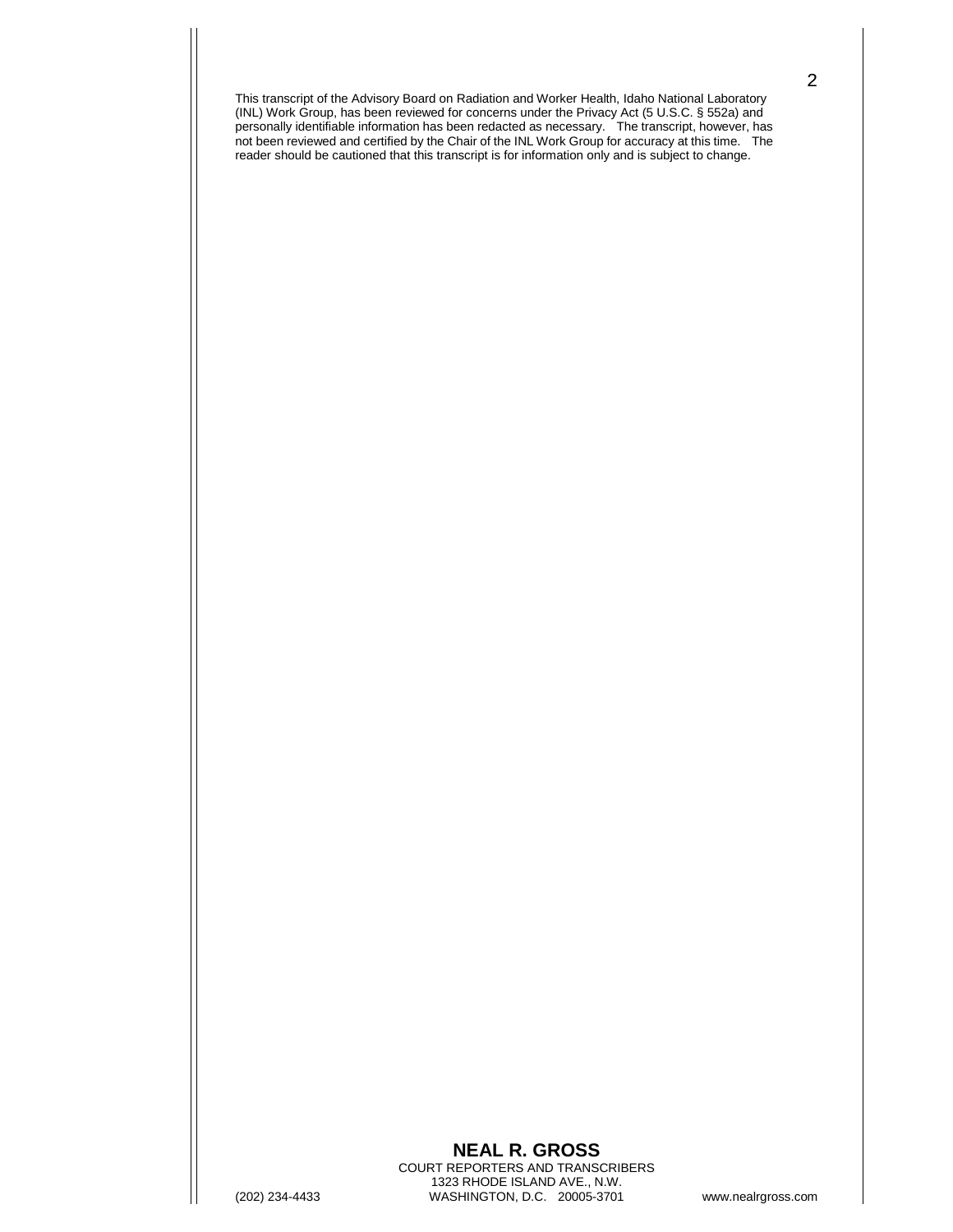This transcript of the Advisory Board on Radiation and Worker Health, Idaho National Laboratory (INL) Work Group, has been reviewed for concerns under the Privacy Act (5 U.S.C. § 552a) and personally identifiable information has been redacted as necessary. The transcript, however, has not been reviewed and certified by the Chair of the INL Work Group for accuracy at this time. The reader should be cautioned that this transcript is for information only and is subject to change.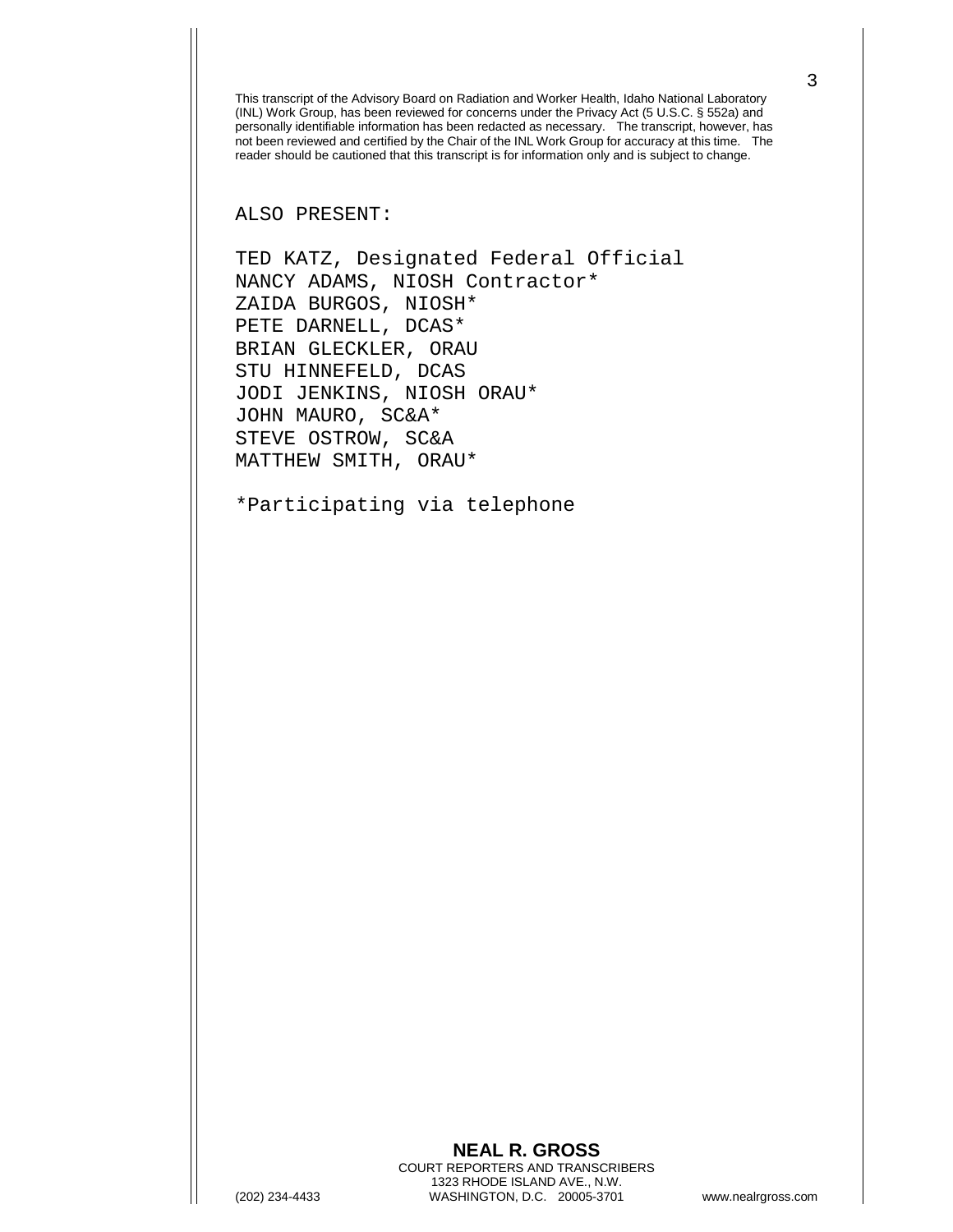This transcript of the Advisory Board on Radiation and Worker Health, Idaho National Laboratory (INL) Work Group, has been reviewed for concerns under the Privacy Act (5 U.S.C. § 552a) and personally identifiable information has been redacted as necessary. The transcript, however, has not been reviewed and certified by the Chair of the INL Work Group for accuracy at this time. The reader should be cautioned that this transcript is for information only and is subject to change.

ALSO PRESENT:

TED KATZ, Designated Federal Official
NANCY ADAMS, NIOSH Contractor*
ZAIDA BURGOS, NIOSH*
PETE DARNELL, DCAS*
BRIAN GLECKLER, ORAU
STU HINNEFELD, DCAS
JODI JENKINS, NIOSH ORAU*
JOHN MAURO, SC&A*
STEVE OSTROW, SC&A
MATTHEW SMITH, ORAU*

*Participating via telephone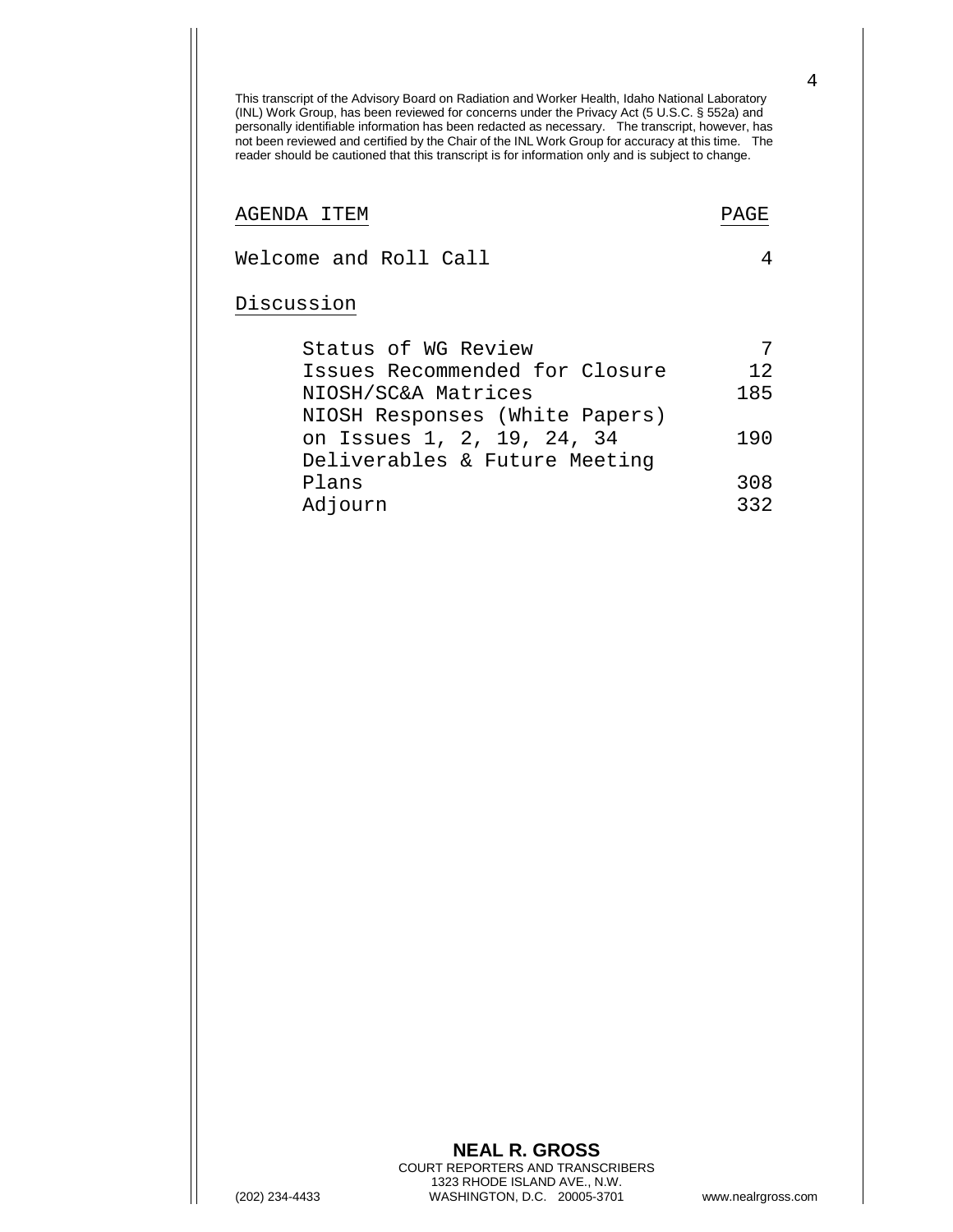This transcript of the Advisory Board on Radiation and Worker Health, Idaho National Laboratory (INL) Work Group, has been reviewed for concerns under the Privacy Act (5 U.S.C. § 552a) and personally identifiable information has been redacted as necessary. The transcript, however, has not been reviewed and certified by the Chair of the INL Work Group for accuracy at this time. The reader should be cautioned that this transcript is for information only and is subject to change.

| AGENDA ITEM | PAGE |
|---|---|
| Welcome and Roll Call | 4 |
| Discussion | |
| Status of WG Review | 7 |
| Issues Recommended for Closure | 12 |
| NIOSH/SC&A Matrices | 185 |
| NIOSH Responses (White Papers) on Issues 1, 2, 19, 24, 34 | 190 |
| Deliverables & Future Meeting Plans | 308 |
| Adjourn | 332 |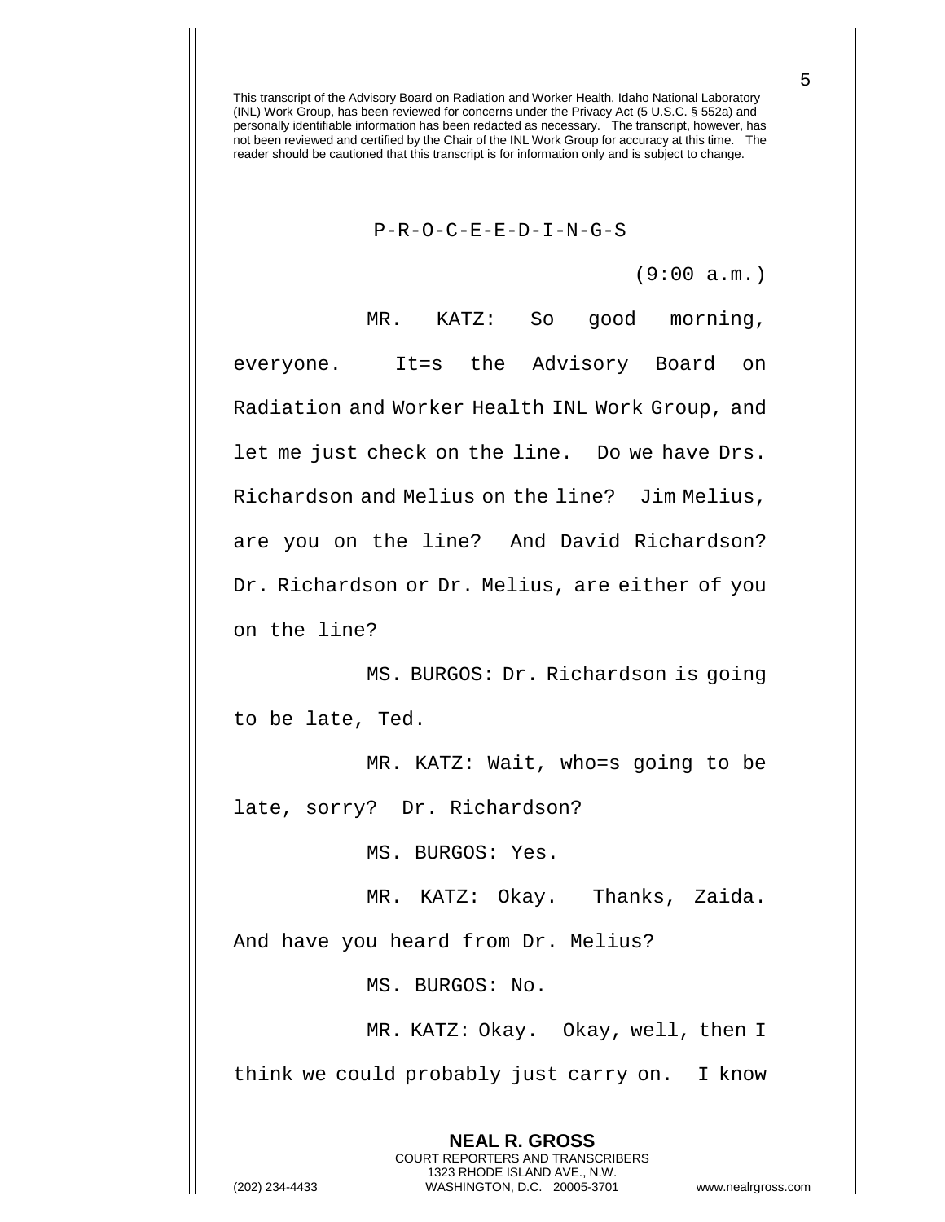This transcript of the Advisory Board on Radiation and Worker Health, Idaho National Laboratory (INL) Work Group, has been reviewed for concerns under the Privacy Act (5 U.S.C. § 552a) and personally identifiable information has been redacted as necessary. The transcript, however, has not been reviewed and certified by the Chair of the INL Work Group for accuracy at this time. The reader should be cautioned that this transcript is for information only and is subject to change.

P-R-O-C-E-E-D-I-N-G-S

(9:00 a.m.)

MR. KATZ: So good morning, everyone. It=s the Advisory Board on Radiation and Worker Health INL Work Group, and let me just check on the line. Do we have Drs. Richardson and Melius on the line? Jim Melius, are you on the line? And David Richardson? Dr. Richardson or Dr. Melius, are either of you on the line?

MS. BURGOS: Dr. Richardson is going to be late, Ted.

MR. KATZ: Wait, who=s going to be late, sorry? Dr. Richardson?

MS. BURGOS: Yes.

MR. KATZ: Okay. Thanks, Zaida. And have you heard from Dr. Melius?

MS. BURGOS: No.

MR. KATZ: Okay. Okay, well, then I think we could probably just carry on. I know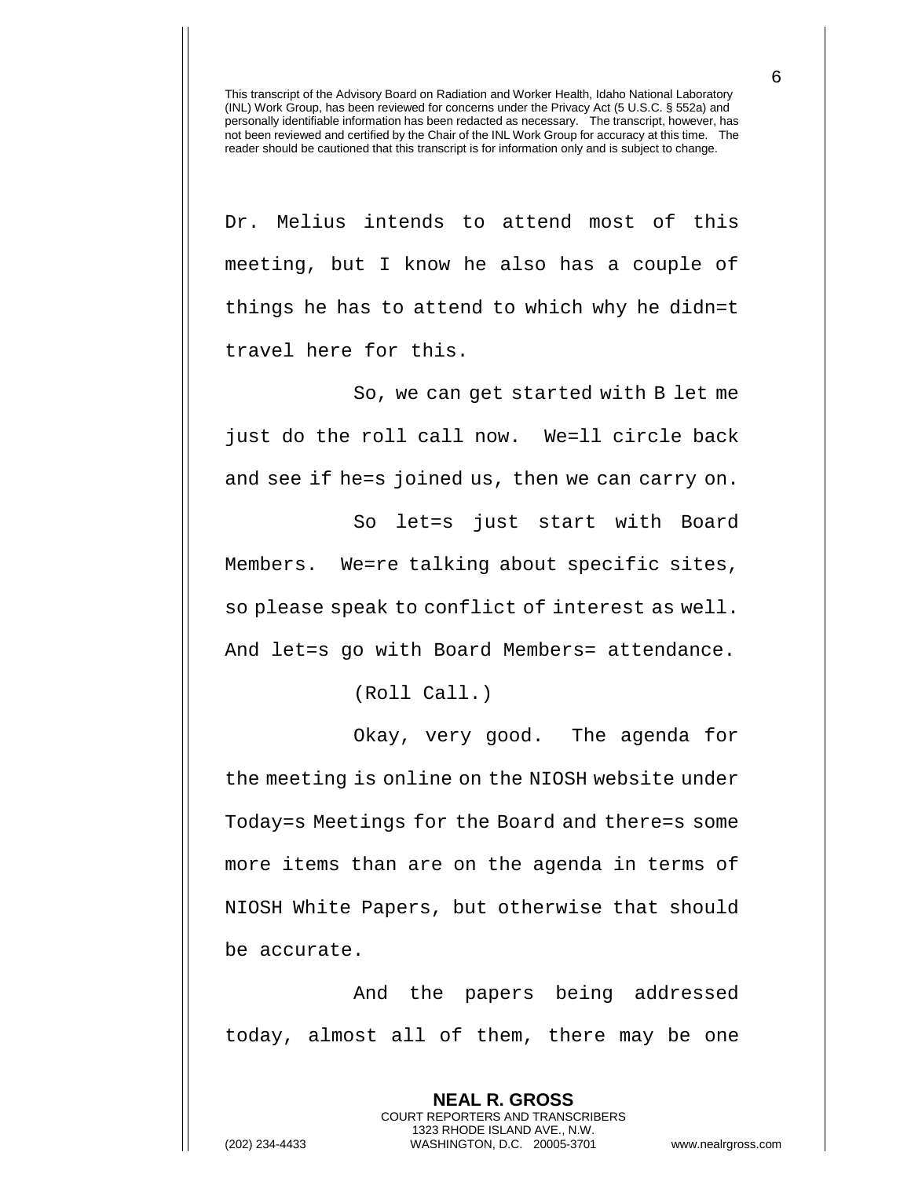Dr. Melius intends to attend most of this meeting, but I know he also has a couple of things he has to attend to which why he didn=t travel here for this.

So, we can get started with B let me just do the roll call now. We=ll circle back and see if he=s joined us, then we can carry on.

So let=s just start with Board Members. We=re talking about specific sites, so please speak to conflict of interest as well. And let=s go with Board Members= attendance.

(Roll Call.)

Okay, very good. The agenda for the meeting is online on the NIOSH website under Today=s Meetings for the Board and there=s some more items than are on the agenda in terms of NIOSH White Papers, but otherwise that should be accurate.

And the papers being addressed today, almost all of them, there may be one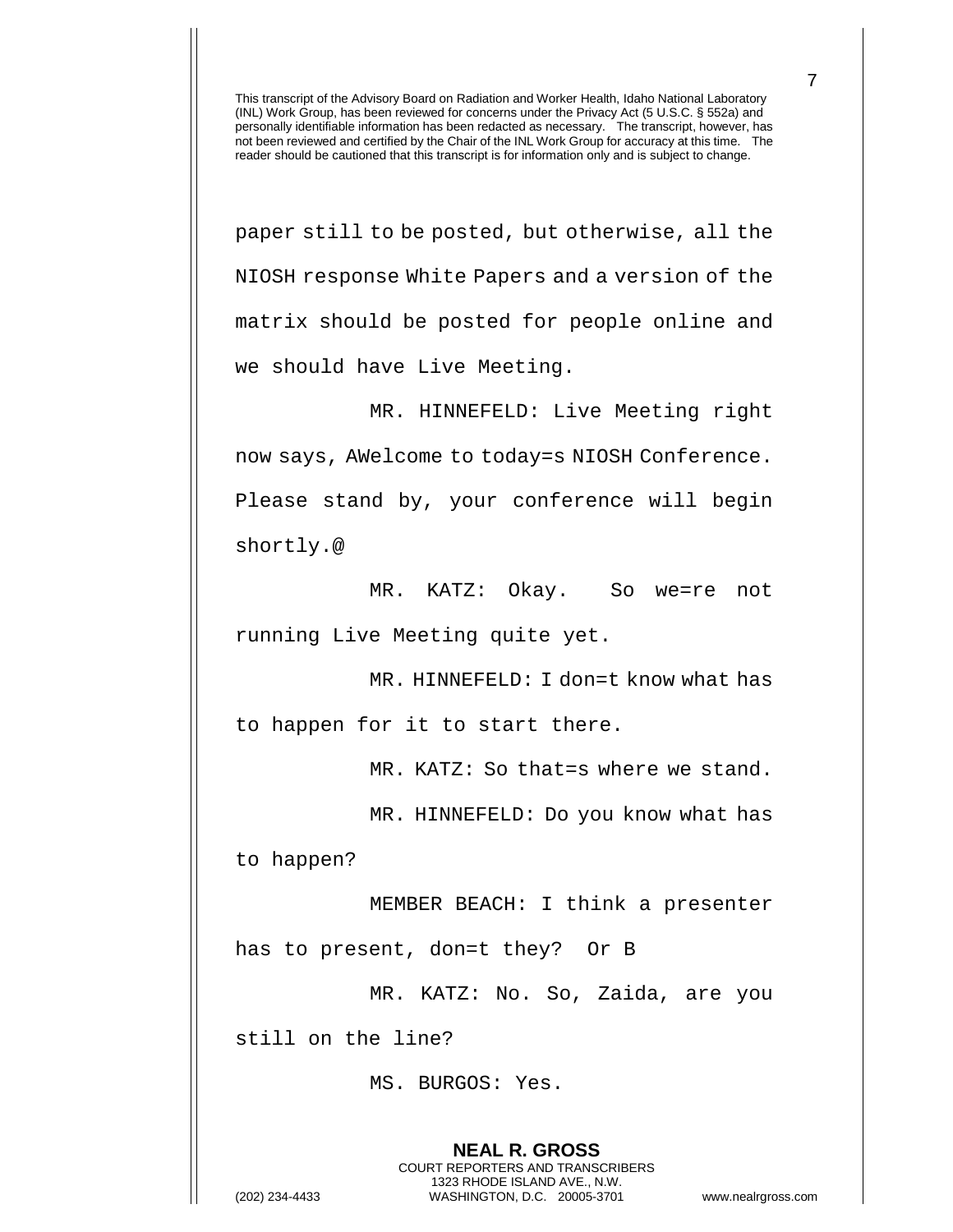paper still to be posted, but otherwise, all the NIOSH response White Papers and a version of the matrix should be posted for people online and we should have Live Meeting.

MR. HINNEFELD: Live Meeting right now says, AWelcome to today=s NIOSH Conference. Please stand by, your conference will begin shortly.@

MR. KATZ: Okay. So we=re not running Live Meeting quite yet.

MR. HINNEFELD: I don=t know what has to happen for it to start there.

MR. KATZ: So that=s where we stand.

MR. HINNEFELD: Do you know what has to happen?

MEMBER BEACH: I think a presenter has to present, don=t they? Or B

MR. KATZ: No. So, Zaida, are you still on the line?

MS. BURGOS: Yes.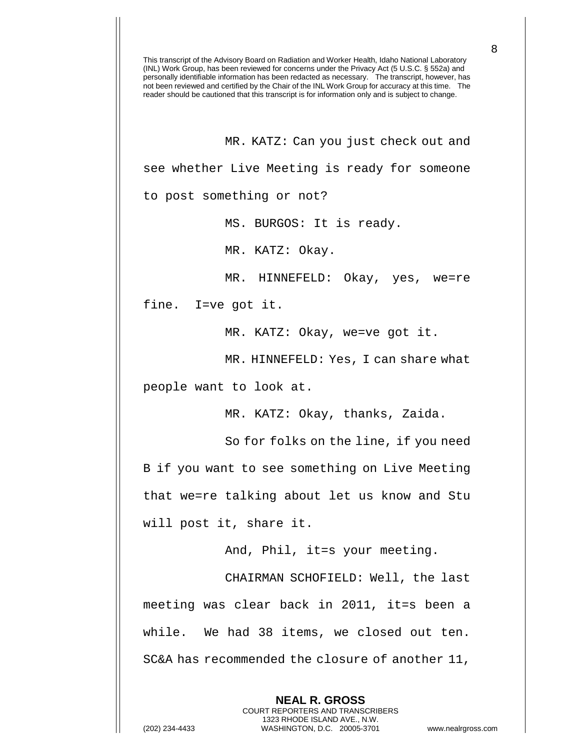This transcript of the Advisory Board on Radiation and Worker Health, Idaho National Laboratory (INL) Work Group, has been reviewed for concerns under the Privacy Act (5 U.S.C. § 552a) and personally identifiable information has been redacted as necessary. The transcript, however, has not been reviewed and certified by the Chair of the INL Work Group for accuracy at this time. The reader should be cautioned that this transcript is for information only and is subject to change.

MR. KATZ: Can you just check out and see whether Live Meeting is ready for someone to post something or not?

MS. BURGOS: It is ready.

MR. KATZ: Okay.

MR. HINNEFELD: Okay, yes, we=re fine. I=ve got it.

MR. KATZ: Okay, we=ve got it.

MR. HINNEFELD: Yes, I can share what people want to look at.

MR. KATZ: Okay, thanks, Zaida.

So for folks on the line, if you need B if you want to see something on Live Meeting that we=re talking about let us know and Stu will post it, share it.

And, Phil, it=s your meeting.

CHAIRMAN SCHOFIELD: Well, the last meeting was clear back in 2011, it=s been a while. We had 38 items, we closed out ten. SC&A has recommended the closure of another 11,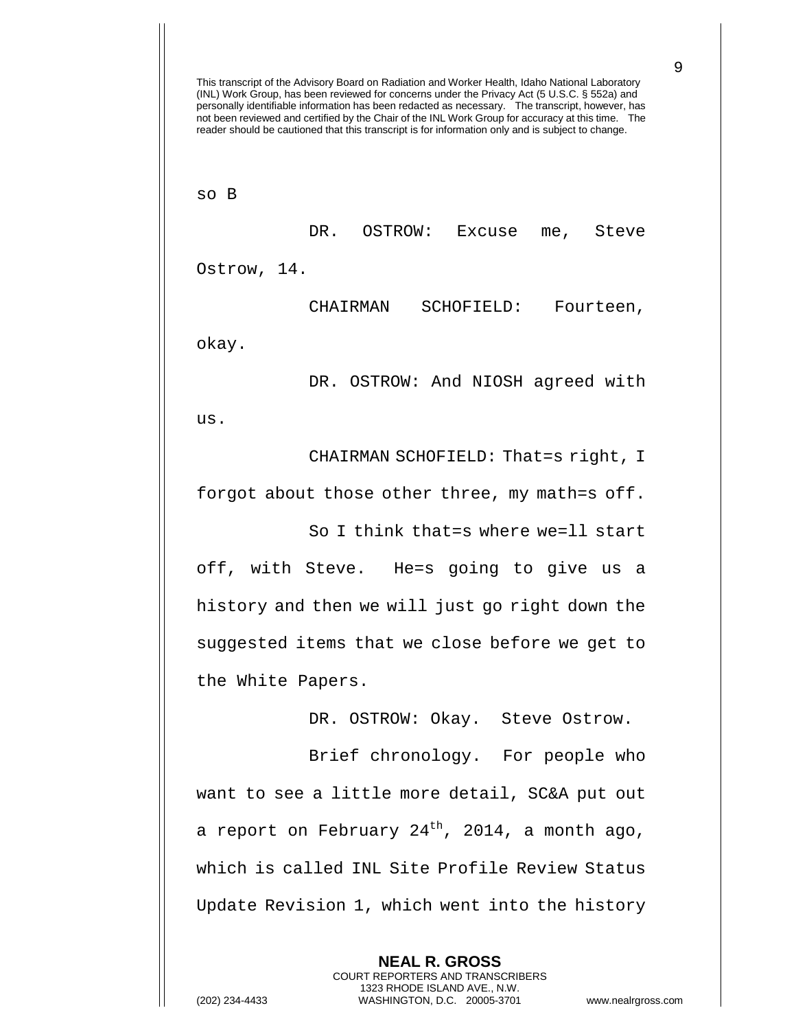This transcript of the Advisory Board on Radiation and Worker Health, Idaho National Laboratory (INL) Work Group, has been reviewed for concerns under the Privacy Act (5 U.S.C. § 552a) and personally identifiable information has been redacted as necessary. The transcript, however, has not been reviewed and certified by the Chair of the INL Work Group for accuracy at this time. The reader should be cautioned that this transcript is for information only and is subject to change.

so B

DR. OSTROW: Excuse me, Steve Ostrow, 14.

CHAIRMAN SCHOFIELD: Fourteen, okay.

DR. OSTROW: And NIOSH agreed with us.

CHAIRMAN SCHOFIELD: That=s right, I forgot about those other three, my math=s off.

So I think that=s where we=ll start off, with Steve. He=s going to give us a history and then we will just go right down the suggested items that we close before we get to the White Papers.

DR. OSTROW: Okay. Steve Ostrow.

Brief chronology. For people who want to see a little more detail, SC&A put out a report on February 24th, 2014, a month ago, which is called INL Site Profile Review Status Update Revision 1, which went into the history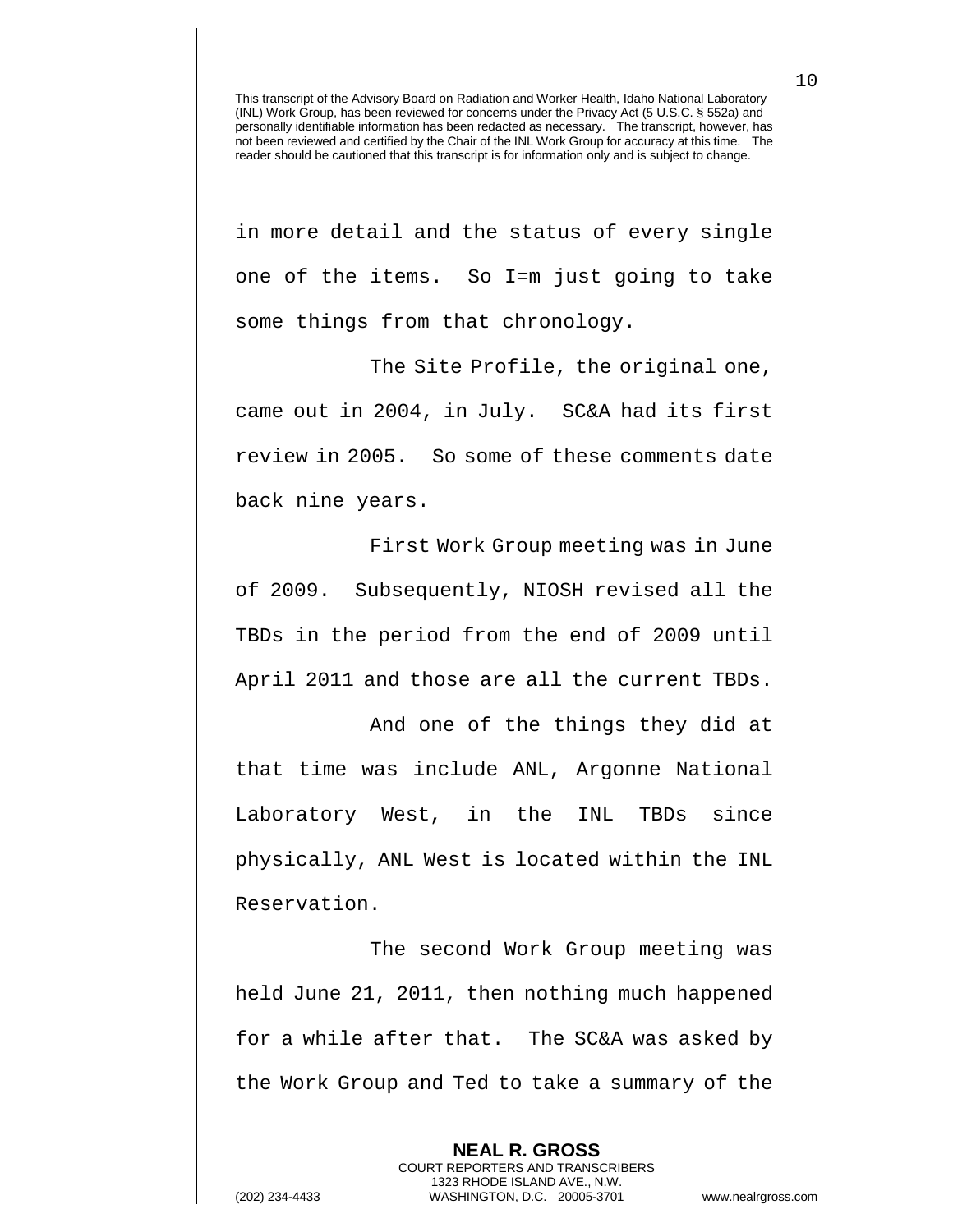in more detail and the status of every single one of the items. So I=m just going to take some things from that chronology.

The Site Profile, the original one, came out in 2004, in July. SC&A had its first review in 2005. So some of these comments date back nine years.

First Work Group meeting was in June of 2009. Subsequently, NIOSH revised all the TBDs in the period from the end of 2009 until April 2011 and those are all the current TBDs.

And one of the things they did at that time was include ANL, Argonne National Laboratory West, in the INL TBDs since physically, ANL West is located within the INL Reservation.

The second Work Group meeting was held June 21, 2011, then nothing much happened for a while after that. The SC&A was asked by the Work Group and Ted to take a summary of the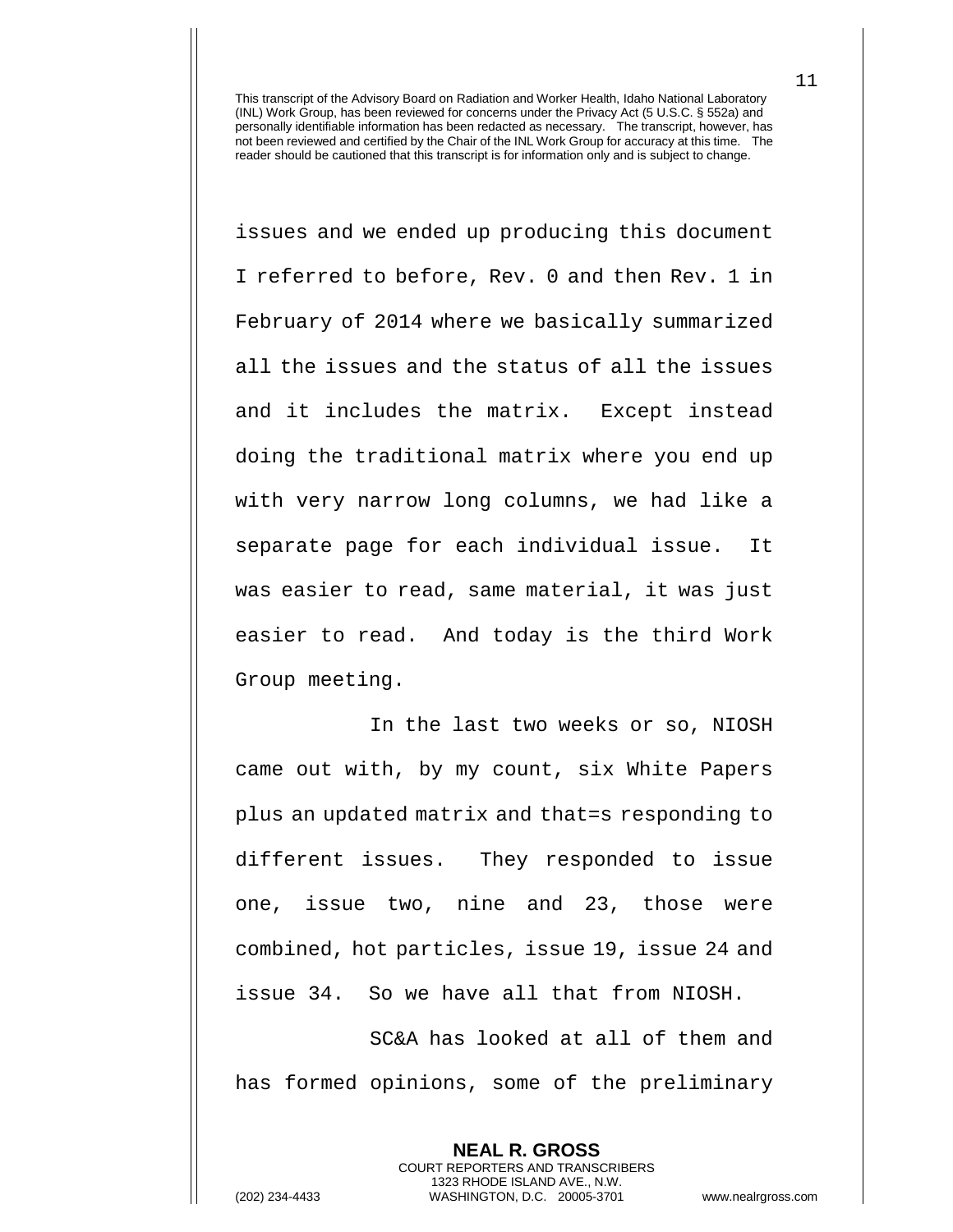issues and we ended up producing this document I referred to before, Rev. 0 and then Rev. 1 in February of 2014 where we basically summarized all the issues and the status of all the issues and it includes the matrix. Except instead doing the traditional matrix where you end up with very narrow long columns, we had like a separate page for each individual issue. It was easier to read, same material, it was just easier to read. And today is the third Work Group meeting.

In the last two weeks or so, NIOSH came out with, by my count, six White Papers plus an updated matrix and that=s responding to different issues. They responded to issue one, issue two, nine and 23, those were combined, hot particles, issue 19, issue 24 and issue 34. So we have all that from NIOSH.

SC&A has looked at all of them and has formed opinions, some of the preliminary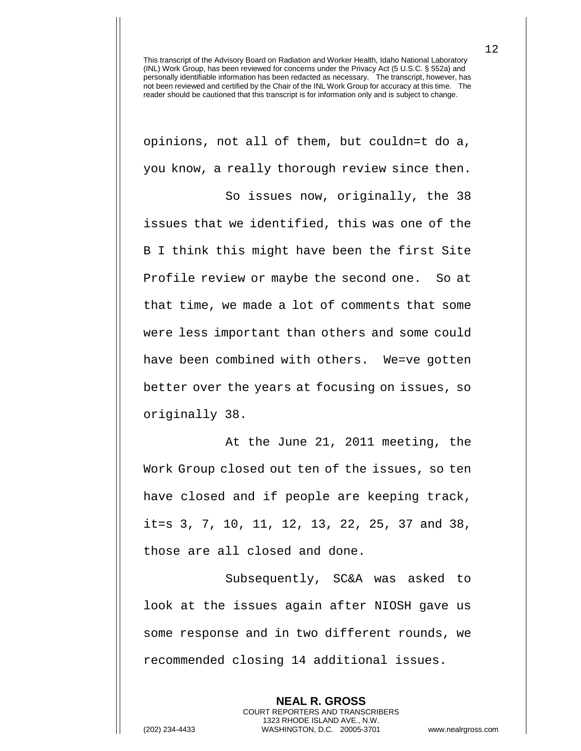opinions, not all of them, but couldn=t do a, you know, a really thorough review since then.

So issues now, originally, the 38 issues that we identified, this was one of the B I think this might have been the first Site Profile review or maybe the second one. So at that time, we made a lot of comments that some were less important than others and some could have been combined with others. We=ve gotten better over the years at focusing on issues, so originally 38.

At the June 21, 2011 meeting, the Work Group closed out ten of the issues, so ten have closed and if people are keeping track, it=s 3, 7, 10, 11, 12, 13, 22, 25, 37 and 38, those are all closed and done.

Subsequently, SC&A was asked to look at the issues again after NIOSH gave us some response and in two different rounds, we recommended closing 14 additional issues.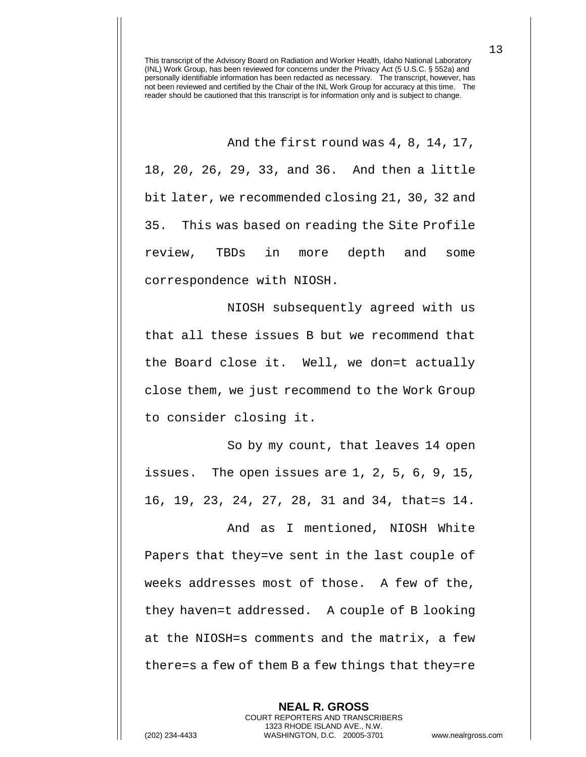This transcript of the Advisory Board on Radiation and Worker Health, Idaho National Laboratory (INL) Work Group, has been reviewed for concerns under the Privacy Act (5 U.S.C. § 552a) and personally identifiable information has been redacted as necessary. The transcript, however, has not been reviewed and certified by the Chair of the INL Work Group for accuracy at this time. The reader should be cautioned that this transcript is for information only and is subject to change.

And the first round was 4, 8, 14, 17, 18, 20, 26, 29, 33, and 36. And then a little bit later, we recommended closing 21, 30, 32 and 35. This was based on reading the Site Profile review, TBDs in more depth and some correspondence with NIOSH.

NIOSH subsequently agreed with us that all these issues B but we recommend that the Board close it. Well, we don=t actually close them, we just recommend to the Work Group to consider closing it.

So by my count, that leaves 14 open issues. The open issues are 1, 2, 5, 6, 9, 15, 16, 19, 23, 24, 27, 28, 31 and 34, that=s 14.

And as I mentioned, NIOSH White Papers that they=ve sent in the last couple of weeks addresses most of those. A few of the, they haven=t addressed. A couple of B looking at the NIOSH=s comments and the matrix, a few there=s a few of them B a few things that they=re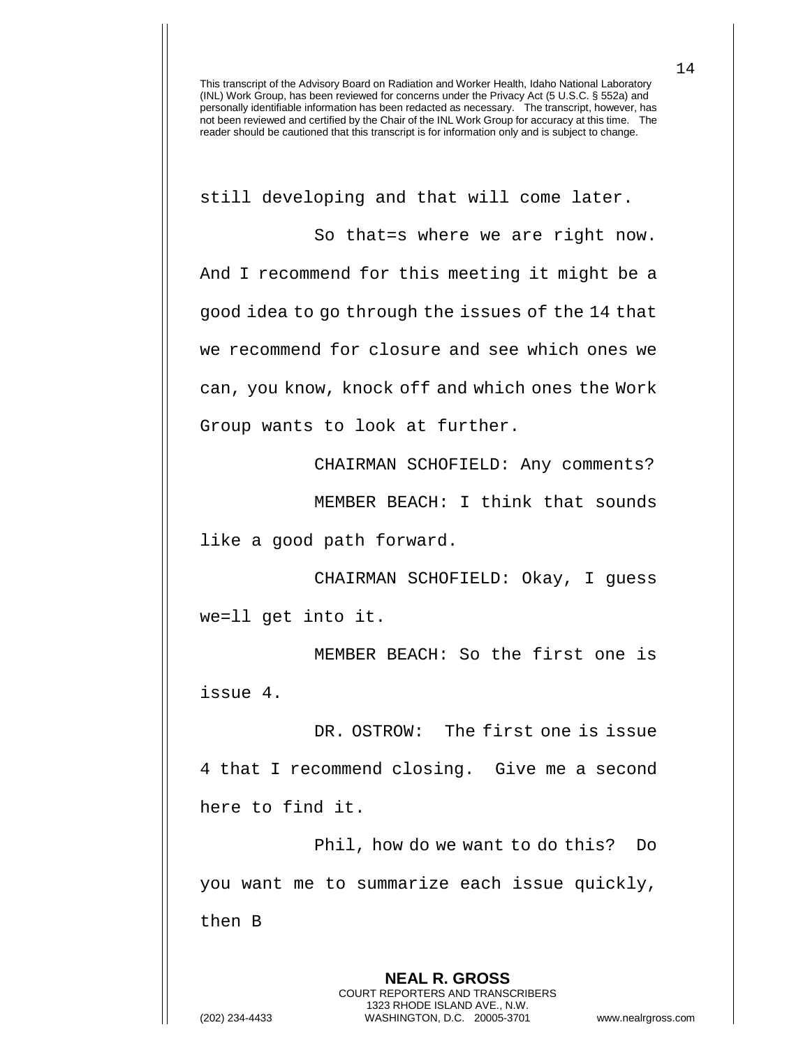still developing and that will come later.

So that=s where we are right now. And I recommend for this meeting it might be a good idea to go through the issues of the 14 that we recommend for closure and see which ones we can, you know, knock off and which ones the Work Group wants to look at further.

CHAIRMAN SCHOFIELD: Any comments?

MEMBER BEACH: I think that sounds like a good path forward.

CHAIRMAN SCHOFIELD: Okay, I guess we=ll get into it.

MEMBER BEACH: So the first one is issue 4.

DR. OSTROW: The first one is issue 4 that I recommend closing. Give me a second here to find it.

Phil, how do we want to do this? Do you want me to summarize each issue quickly, then B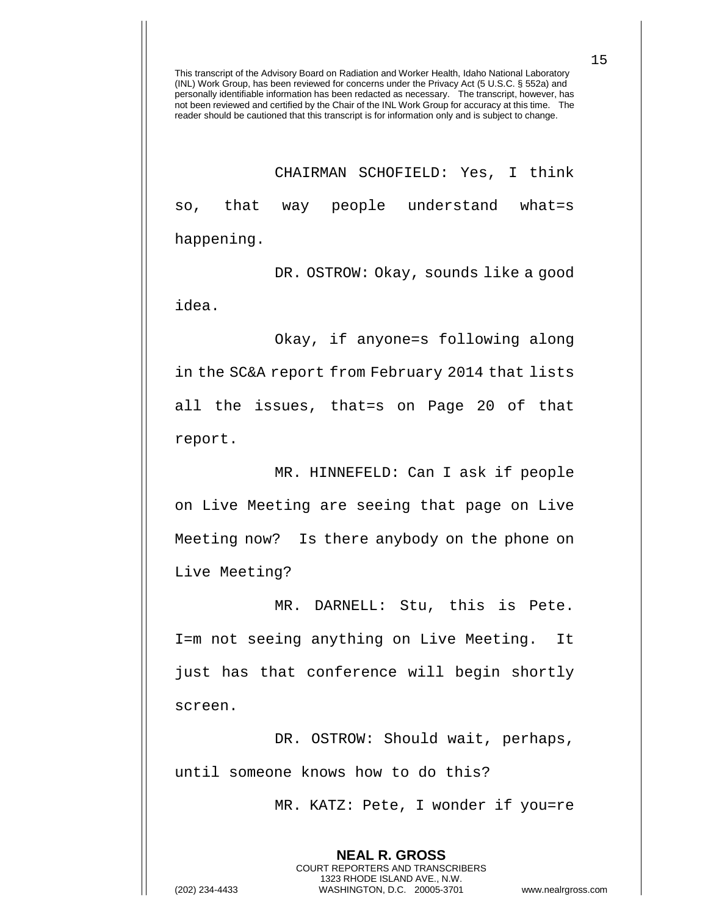CHAIRMAN SCHOFIELD: Yes, I think so, that way people understand what=s happening.

DR. OSTROW: Okay, sounds like a good idea.

Okay, if anyone=s following along in the SC&A report from February 2014 that lists all the issues, that=s on Page 20 of that report.

MR. HINNEFELD: Can I ask if people on Live Meeting are seeing that page on Live Meeting now? Is there anybody on the phone on Live Meeting?

MR. DARNELL: Stu, this is Pete. I=m not seeing anything on Live Meeting. It just has that conference will begin shortly screen.

DR. OSTROW: Should wait, perhaps, until someone knows how to do this?

MR. KATZ: Pete, I wonder if you=re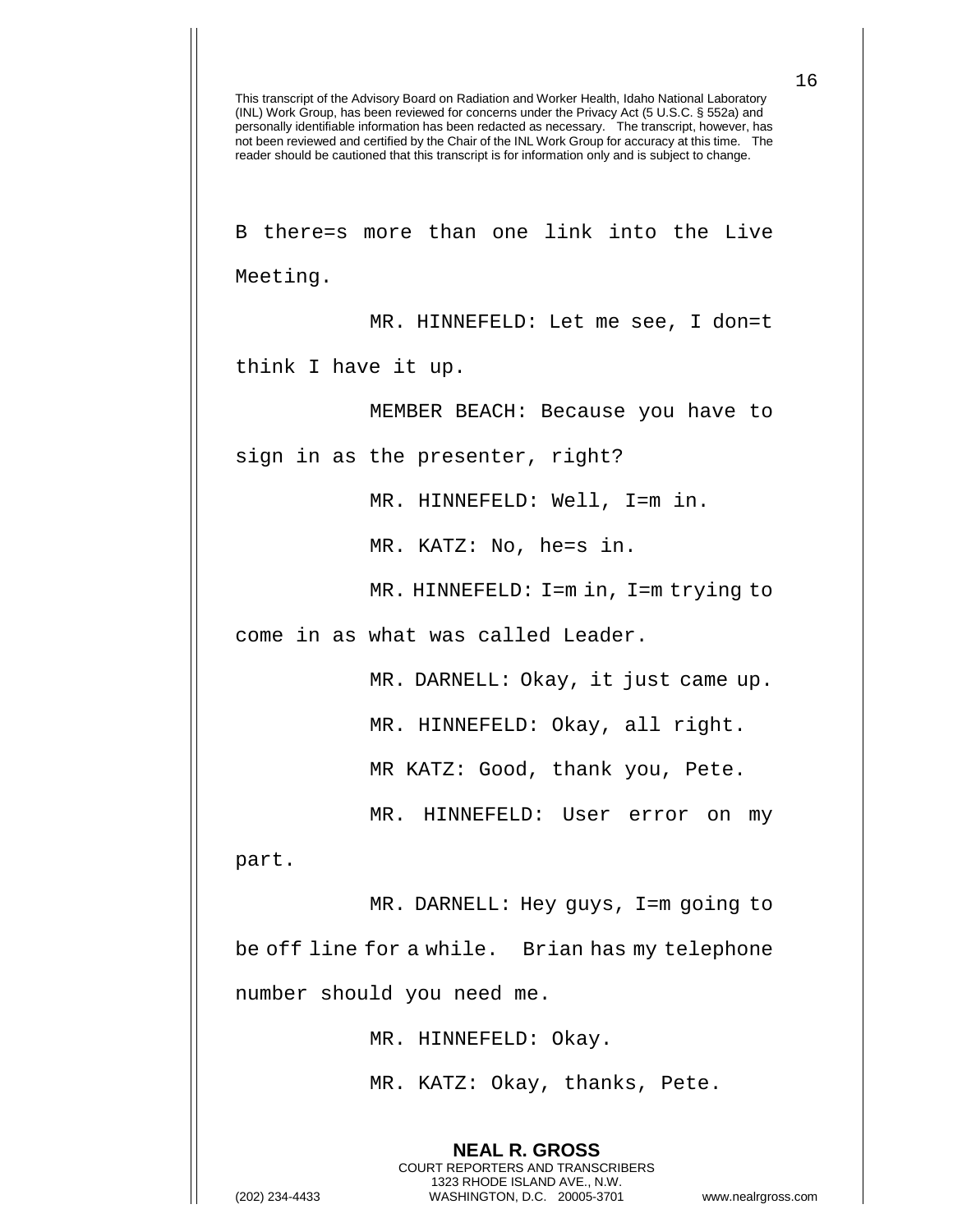B there=s more than one link into the Live Meeting.

MR. HINNEFELD: Let me see, I don=t think I have it up.

MEMBER BEACH: Because you have to sign in as the presenter, right?

MR. HINNEFELD: Well, I=m in.

MR. KATZ: No, he=s in.

MR. HINNEFELD: I=m in, I=m trying to come in as what was called Leader.

MR. DARNELL: Okay, it just came up.

MR. HINNEFELD: Okay, all right.

MR KATZ: Good, thank you, Pete.

MR. HINNEFELD: User error on my part.

MR. DARNELL: Hey guys, I=m going to be off line for a while. Brian has my telephone number should you need me.

MR. HINNEFELD: Okay.

MR. KATZ: Okay, thanks, Pete.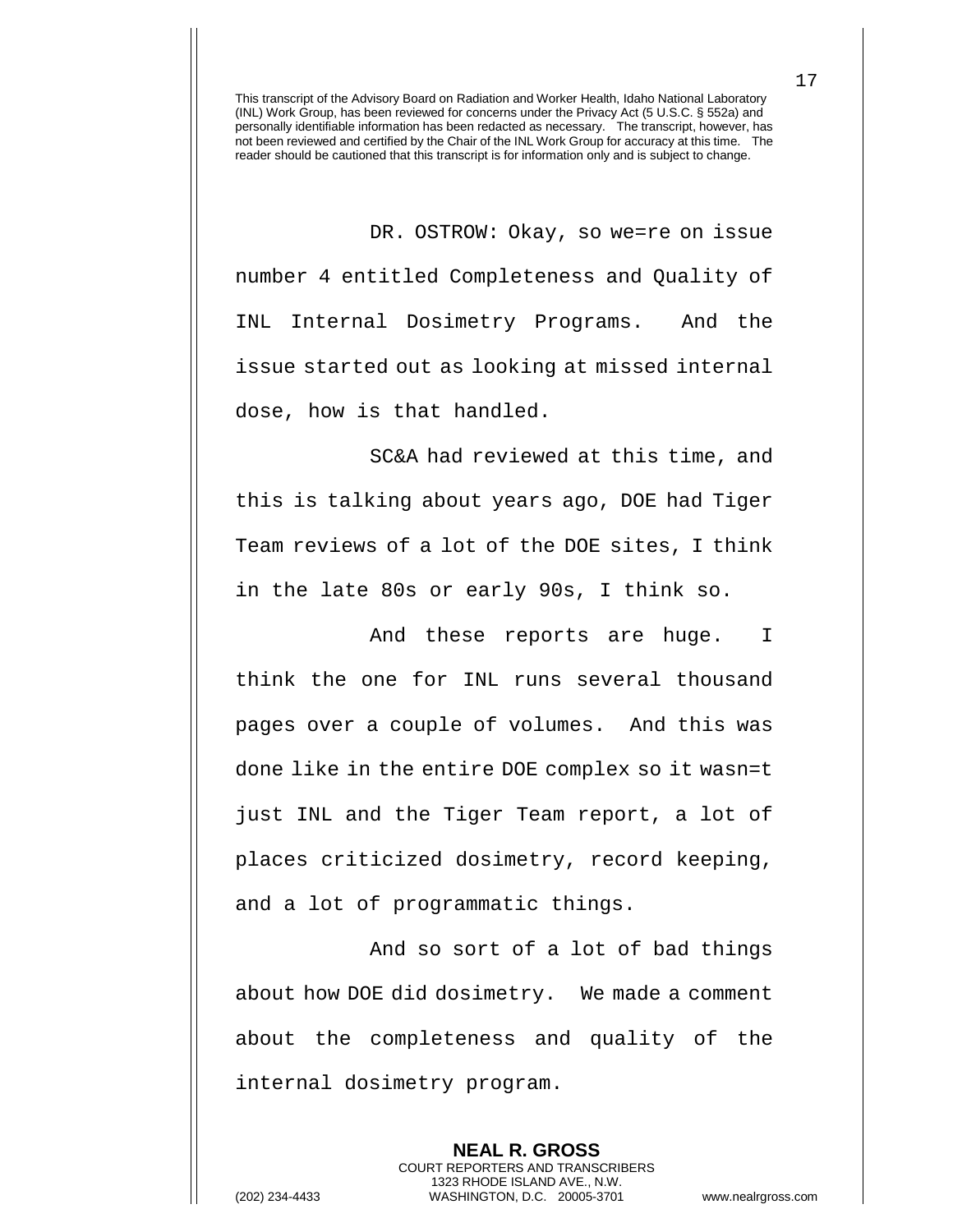This transcript of the Advisory Board on Radiation and Worker Health, Idaho National Laboratory (INL) Work Group, has been reviewed for concerns under the Privacy Act (5 U.S.C. § 552a) and personally identifiable information has been redacted as necessary. The transcript, however, has not been reviewed and certified by the Chair of the INL Work Group for accuracy at this time. The reader should be cautioned that this transcript is for information only and is subject to change.

DR. OSTROW: Okay, so we=re on issue number 4 entitled Completeness and Quality of INL Internal Dosimetry Programs. And the issue started out as looking at missed internal dose, how is that handled.

SC&A had reviewed at this time, and this is talking about years ago, DOE had Tiger Team reviews of a lot of the DOE sites, I think in the late 80s or early 90s, I think so.

And these reports are huge. I think the one for INL runs several thousand pages over a couple of volumes. And this was done like in the entire DOE complex so it wasn=t just INL and the Tiger Team report, a lot of places criticized dosimetry, record keeping, and a lot of programmatic things.

And so sort of a lot of bad things about how DOE did dosimetry. We made a comment about the completeness and quality of the internal dosimetry program.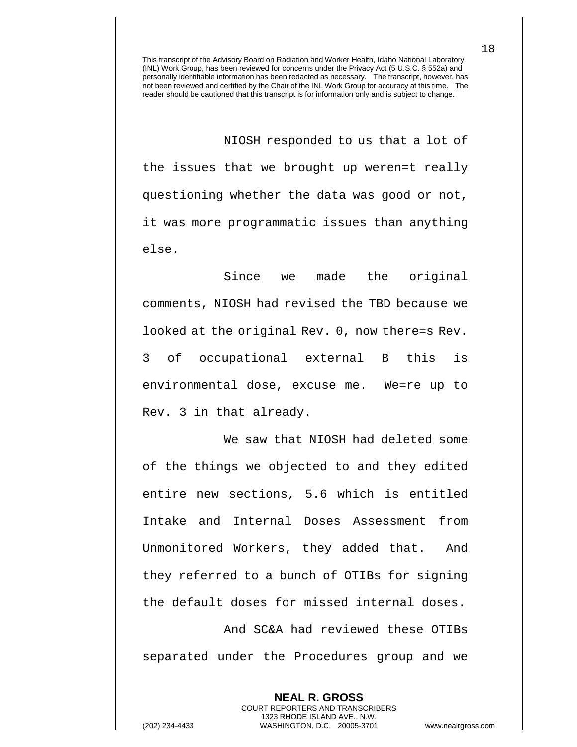This transcript of the Advisory Board on Radiation and Worker Health, Idaho National Laboratory (INL) Work Group, has been reviewed for concerns under the Privacy Act (5 U.S.C. § 552a) and personally identifiable information has been redacted as necessary. The transcript, however, has not been reviewed and certified by the Chair of the INL Work Group for accuracy at this time. The reader should be cautioned that this transcript is for information only and is subject to change.

NIOSH responded to us that a lot of the issues that we brought up weren=t really questioning whether the data was good or not, it was more programmatic issues than anything else.

Since we made the original comments, NIOSH had revised the TBD because we looked at the original Rev. 0, now there=s Rev. 3 of occupational external B this is environmental dose, excuse me. We=re up to Rev. 3 in that already.

We saw that NIOSH had deleted some of the things we objected to and they edited entire new sections, 5.6 which is entitled Intake and Internal Doses Assessment from Unmonitored Workers, they added that. And they referred to a bunch of OTIBs for signing the default doses for missed internal doses.

And SC&A had reviewed these OTIBs separated under the Procedures group and we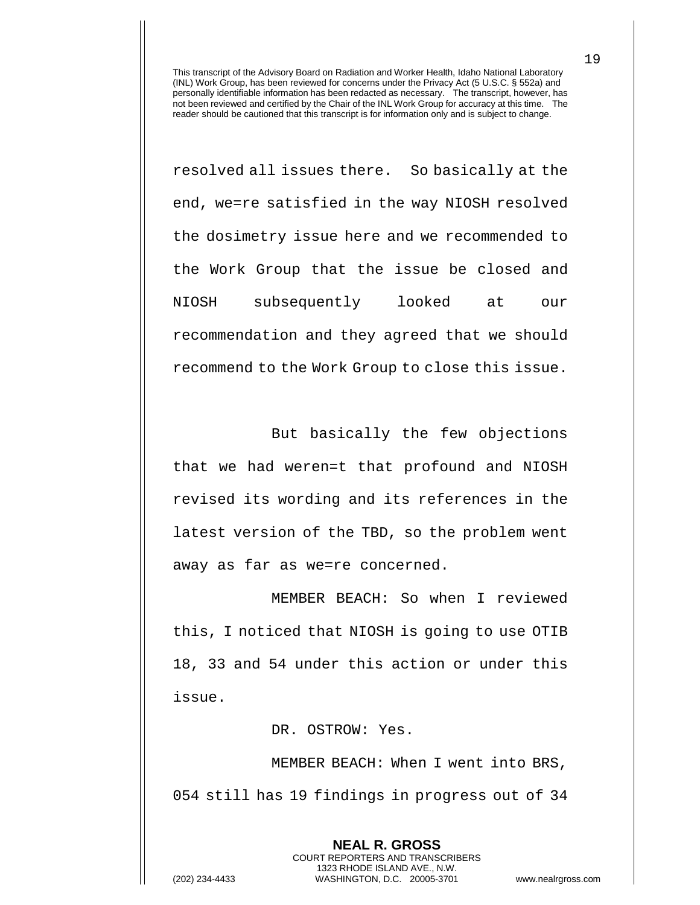This transcript of the Advisory Board on Radiation and Worker Health, Idaho National Laboratory (INL) Work Group, has been reviewed for concerns under the Privacy Act (5 U.S.C. § 552a) and personally identifiable information has been redacted as necessary. The transcript, however, has not been reviewed and certified by the Chair of the INL Work Group for accuracy at this time. The reader should be cautioned that this transcript is for information only and is subject to change.

resolved all issues there. So basically at the end, we=re satisfied in the way NIOSH resolved the dosimetry issue here and we recommended to the Work Group that the issue be closed and NIOSH subsequently looked at our recommendation and they agreed that we should recommend to the Work Group to close this issue.

But basically the few objections that we had weren=t that profound and NIOSH revised its wording and its references in the latest version of the TBD, so the problem went away as far as we=re concerned.

MEMBER BEACH: So when I reviewed this, I noticed that NIOSH is going to use OTIB 18, 33 and 54 under this action or under this issue.

DR. OSTROW: Yes.

MEMBER BEACH: When I went into BRS, 054 still has 19 findings in progress out of 34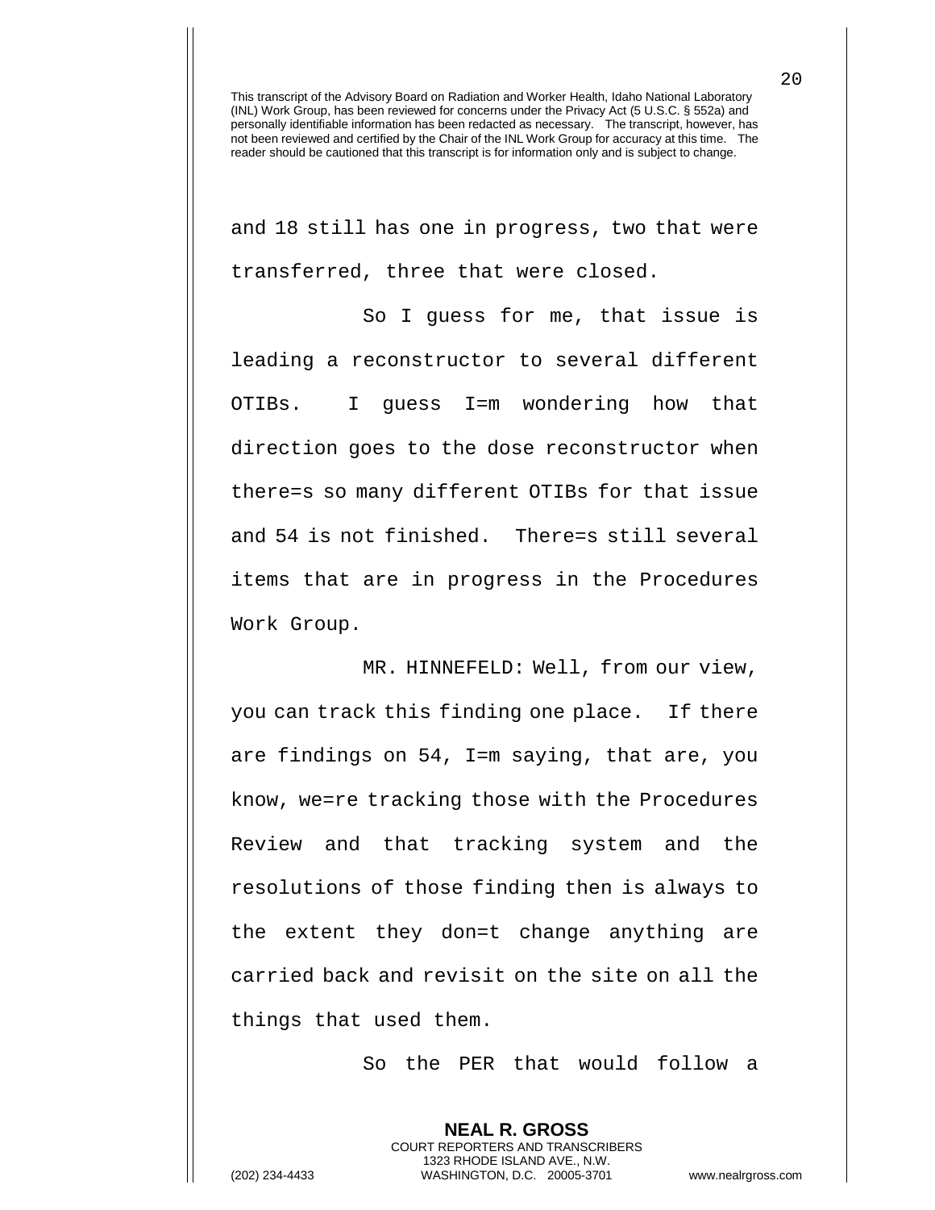This transcript of the Advisory Board on Radiation and Worker Health, Idaho National Laboratory (INL) Work Group, has been reviewed for concerns under the Privacy Act (5 U.S.C. § 552a) and personally identifiable information has been redacted as necessary. The transcript, however, has not been reviewed and certified by the Chair of the INL Work Group for accuracy at this time. The reader should be cautioned that this transcript is for information only and is subject to change.

and 18 still has one in progress, two that were transferred, three that were closed.

So I guess for me, that issue is leading a reconstructor to several different OTIBs. I guess I=m wondering how that direction goes to the dose reconstructor when there=s so many different OTIBs for that issue and 54 is not finished. There=s still several items that are in progress in the Procedures Work Group.

MR. HINNEFELD: Well, from our view, you can track this finding one place. If there are findings on 54, I=m saying, that are, you know, we=re tracking those with the Procedures Review and that tracking system and the resolutions of those finding then is always to the extent they don=t change anything are carried back and revisit on the site on all the things that used them.

So the PER that would follow a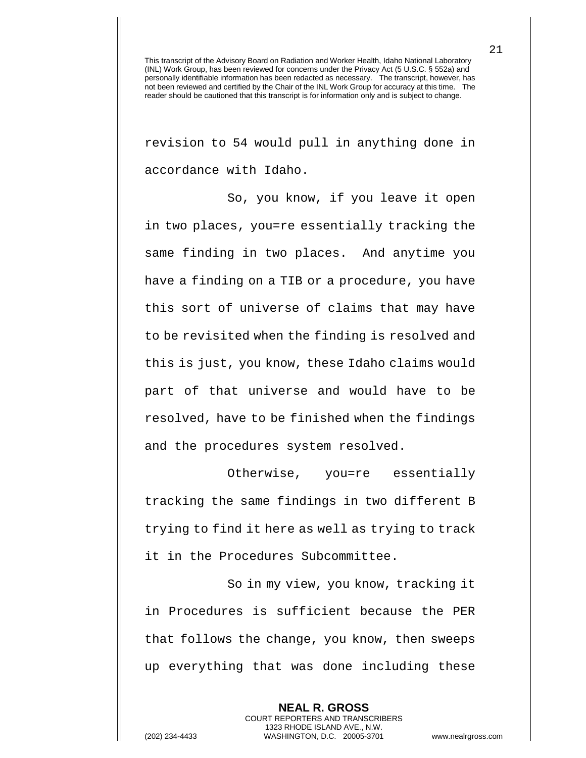This transcript of the Advisory Board on Radiation and Worker Health, Idaho National Laboratory (INL) Work Group, has been reviewed for concerns under the Privacy Act (5 U.S.C. § 552a) and personally identifiable information has been redacted as necessary. The transcript, however, has not been reviewed and certified by the Chair of the INL Work Group for accuracy at this time. The reader should be cautioned that this transcript is for information only and is subject to change.

revision to 54 would pull in anything done in accordance with Idaho.

So, you know, if you leave it open in two places, you=re essentially tracking the same finding in two places. And anytime you have a finding on a TIB or a procedure, you have this sort of universe of claims that may have to be revisited when the finding is resolved and this is just, you know, these Idaho claims would part of that universe and would have to be resolved, have to be finished when the findings and the procedures system resolved.

Otherwise, you=re essentially tracking the same findings in two different B trying to find it here as well as trying to track it in the Procedures Subcommittee.

So in my view, you know, tracking it in Procedures is sufficient because the PER that follows the change, you know, then sweeps up everything that was done including these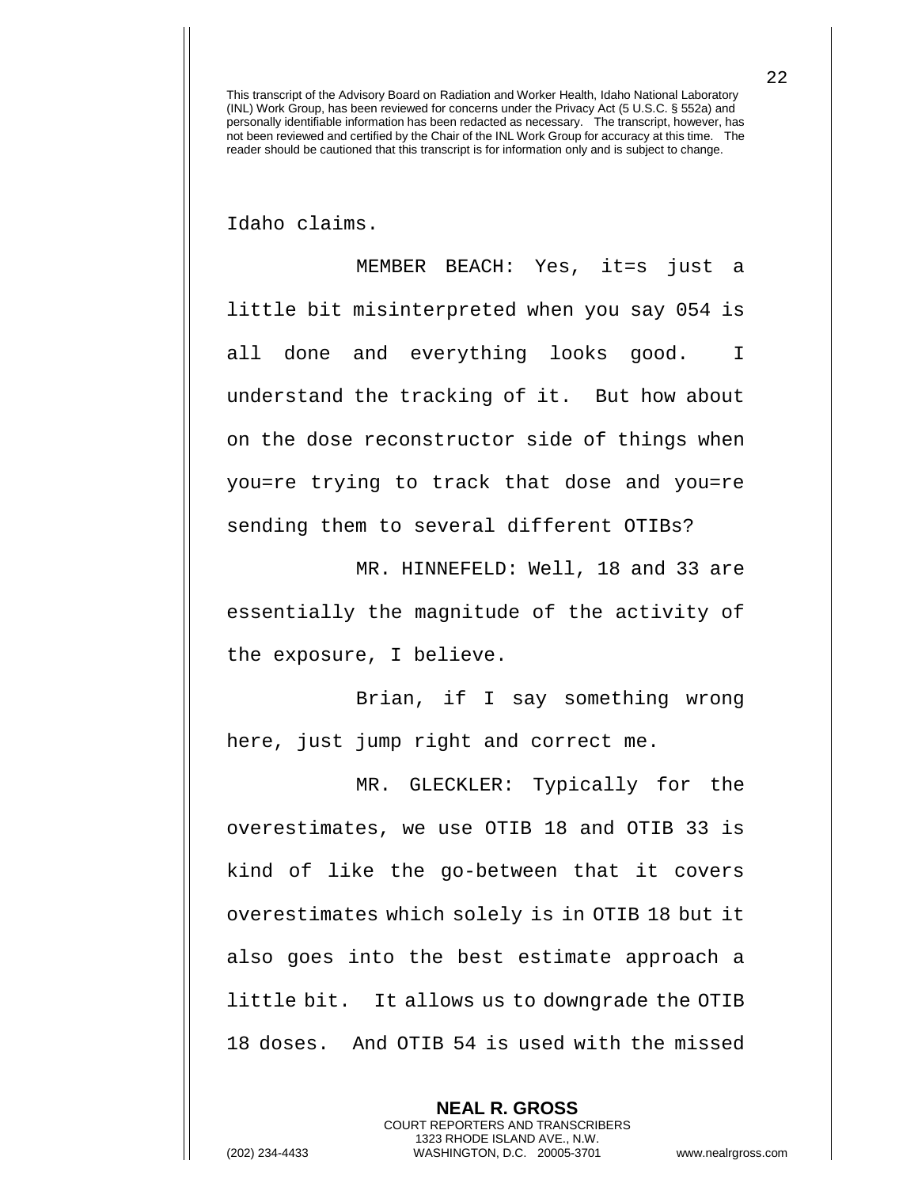This transcript of the Advisory Board on Radiation and Worker Health, Idaho National Laboratory (INL) Work Group, has been reviewed for concerns under the Privacy Act (5 U.S.C. § 552a) and personally identifiable information has been redacted as necessary. The transcript, however, has not been reviewed and certified by the Chair of the INL Work Group for accuracy at this time. The reader should be cautioned that this transcript is for information only and is subject to change.

Idaho claims.

MEMBER BEACH: Yes, it=s just a little bit misinterpreted when you say 054 is all done and everything looks good. I understand the tracking of it. But how about on the dose reconstructor side of things when you=re trying to track that dose and you=re sending them to several different OTIBs?

MR. HINNEFELD: Well, 18 and 33 are essentially the magnitude of the activity of the exposure, I believe.

Brian, if I say something wrong here, just jump right and correct me.

MR. GLECKLER: Typically for the overestimates, we use OTIB 18 and OTIB 33 is kind of like the go-between that it covers overestimates which solely is in OTIB 18 but it also goes into the best estimate approach a little bit. It allows us to downgrade the OTIB 18 doses. And OTIB 54 is used with the missed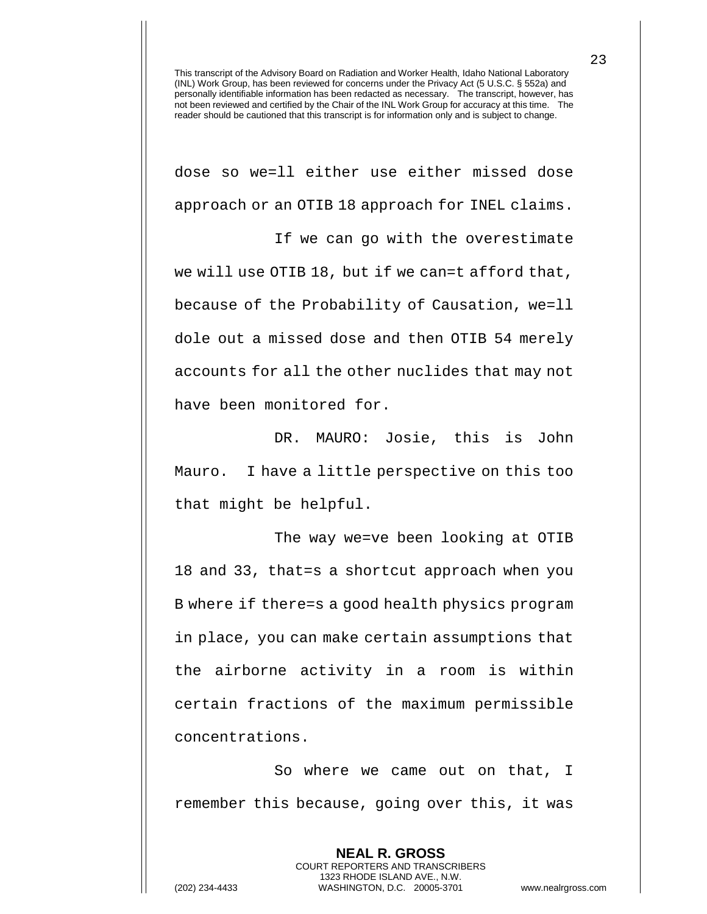This transcript of the Advisory Board on Radiation and Worker Health, Idaho National Laboratory (INL) Work Group, has been reviewed for concerns under the Privacy Act (5 U.S.C. § 552a) and personally identifiable information has been redacted as necessary. The transcript, however, has not been reviewed and certified by the Chair of the INL Work Group for accuracy at this time. The reader should be cautioned that this transcript is for information only and is subject to change.

dose so we=ll either use either missed dose approach or an OTIB 18 approach for INEL claims.

If we can go with the overestimate we will use OTIB 18, but if we can=t afford that, because of the Probability of Causation, we=ll dole out a missed dose and then OTIB 54 merely accounts for all the other nuclides that may not have been monitored for.

DR. MAURO: Josie, this is John Mauro. I have a little perspective on this too that might be helpful.

The way we=ve been looking at OTIB 18 and 33, that=s a shortcut approach when you B where if there=s a good health physics program in place, you can make certain assumptions that the airborne activity in a room is within certain fractions of the maximum permissible concentrations.

So where we came out on that, I remember this because, going over this, it was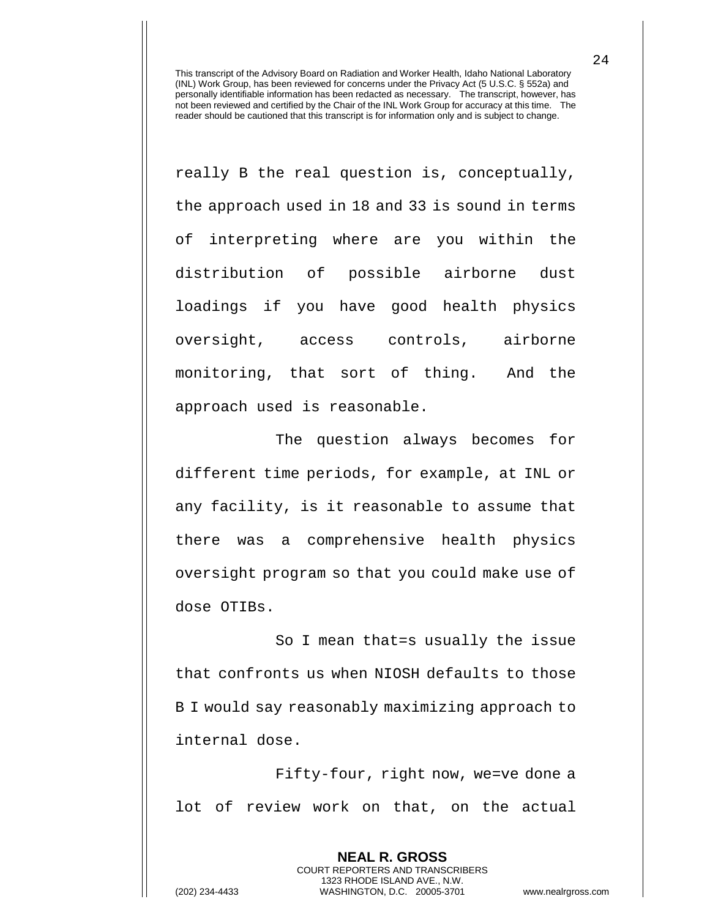really B the real question is, conceptually, the approach used in 18 and 33 is sound in terms of interpreting where are you within the distribution of possible airborne dust loadings if you have good health physics oversight, access controls, airborne monitoring, that sort of thing. And the approach used is reasonable.

The question always becomes for different time periods, for example, at INL or any facility, is it reasonable to assume that there was a comprehensive health physics oversight program so that you could make use of dose OTIBs.

So I mean that=s usually the issue that confronts us when NIOSH defaults to those B I would say reasonably maximizing approach to internal dose.

Fifty-four, right now, we=ve done a lot of review work on that, on the actual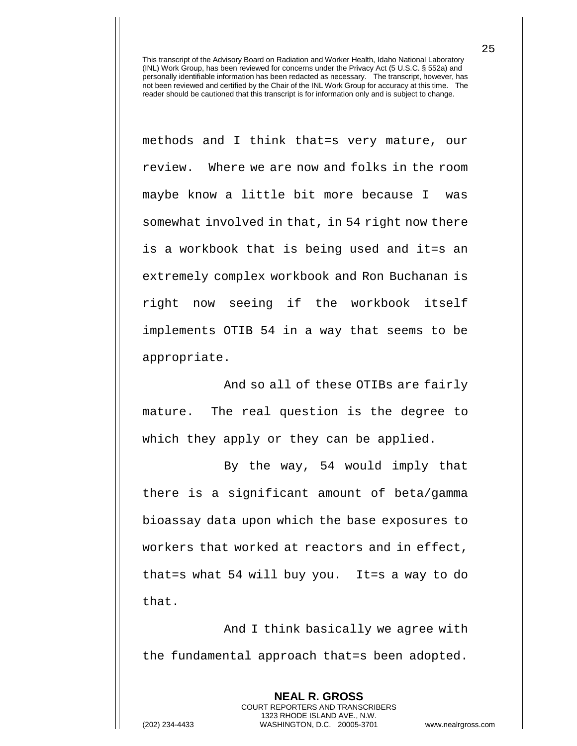This transcript of the Advisory Board on Radiation and Worker Health, Idaho National Laboratory (INL) Work Group, has been reviewed for concerns under the Privacy Act (5 U.S.C. § 552a) and personally identifiable information has been redacted as necessary. The transcript, however, has not been reviewed and certified by the Chair of the INL Work Group for accuracy at this time. The reader should be cautioned that this transcript is for information only and is subject to change.

methods and I think that=s very mature, our review. Where we are now and folks in the room maybe know a little bit more because I was somewhat involved in that, in 54 right now there is a workbook that is being used and it=s an extremely complex workbook and Ron Buchanan is right now seeing if the workbook itself implements OTIB 54 in a way that seems to be appropriate.

And so all of these OTIBs are fairly mature. The real question is the degree to which they apply or they can be applied.

By the way, 54 would imply that there is a significant amount of beta/gamma bioassay data upon which the base exposures to workers that worked at reactors and in effect, that=s what 54 will buy you. It=s a way to do that.

And I think basically we agree with the fundamental approach that=s been adopted.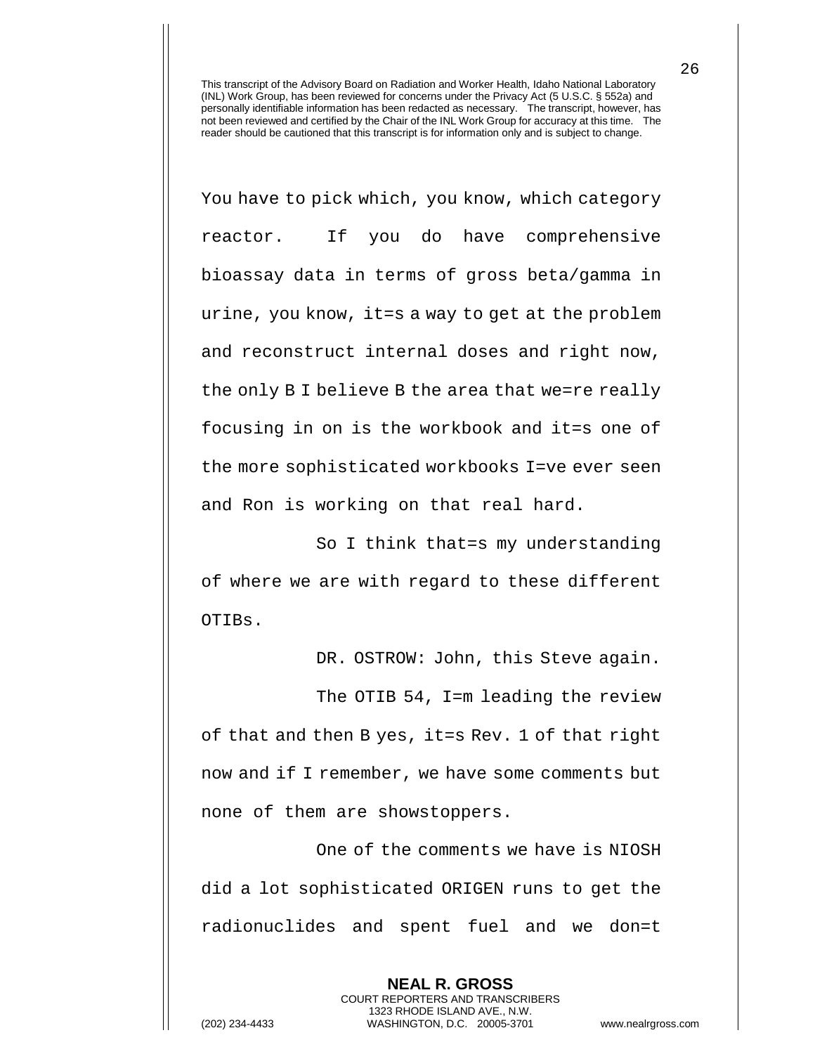This transcript of the Advisory Board on Radiation and Worker Health, Idaho National Laboratory (INL) Work Group, has been reviewed for concerns under the Privacy Act (5 U.S.C. § 552a) and personally identifiable information has been redacted as necessary. The transcript, however, has not been reviewed and certified by the Chair of the INL Work Group for accuracy at this time. The reader should be cautioned that this transcript is for information only and is subject to change.

You have to pick which, you know, which category reactor. If you do have comprehensive bioassay data in terms of gross beta/gamma in urine, you know, it=s a way to get at the problem and reconstruct internal doses and right now, the only B I believe B the area that we=re really focusing in on is the workbook and it=s one of the more sophisticated workbooks I=ve ever seen and Ron is working on that real hard.

So I think that=s my understanding of where we are with regard to these different OTIBs.

DR. OSTROW: John, this Steve again.

The OTIB 54, I=m leading the review of that and then B yes, it=s Rev. 1 of that right now and if I remember, we have some comments but none of them are showstoppers.

One of the comments we have is NIOSH did a lot sophisticated ORIGEN runs to get the radionuclides and spent fuel and we don=t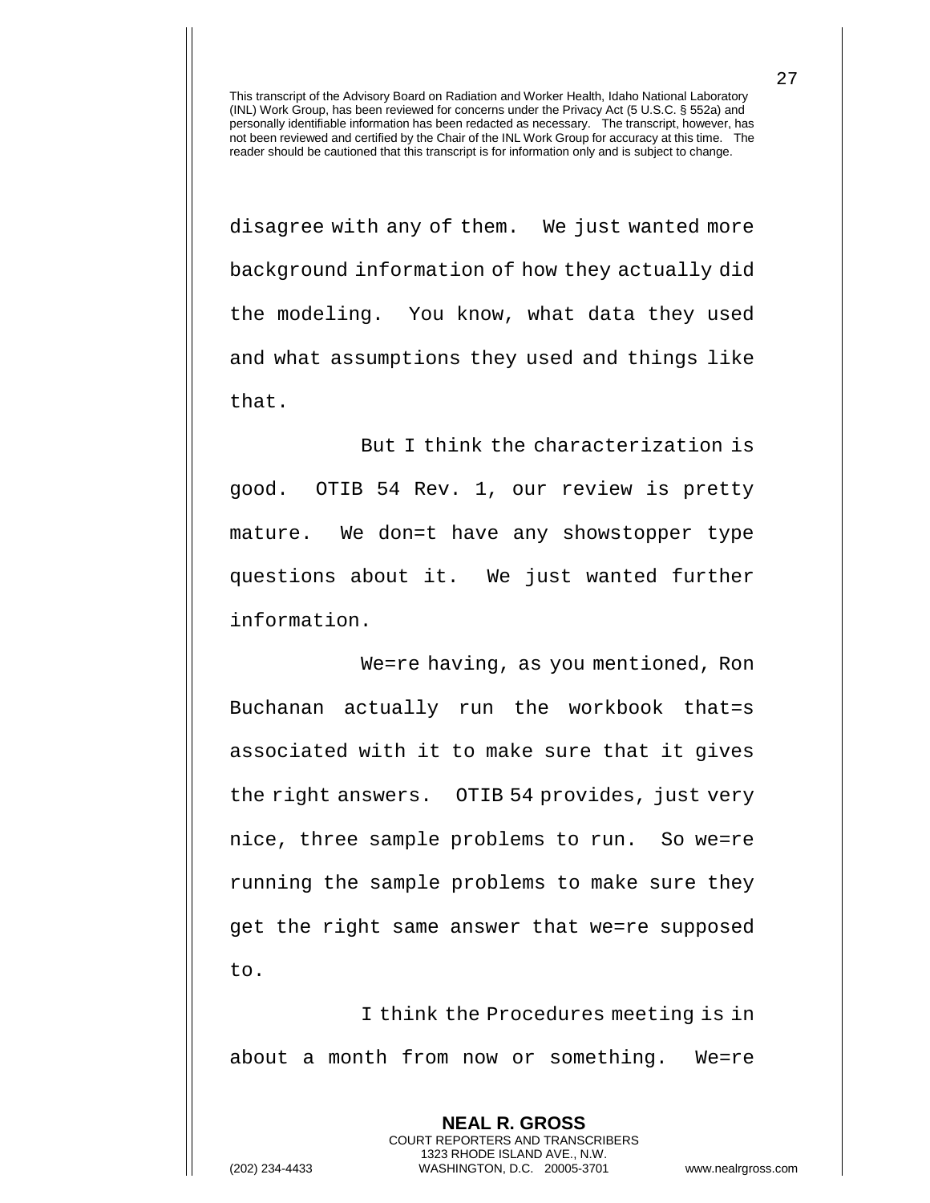This transcript of the Advisory Board on Radiation and Worker Health, Idaho National Laboratory (INL) Work Group, has been reviewed for concerns under the Privacy Act (5 U.S.C. § 552a) and personally identifiable information has been redacted as necessary. The transcript, however, has not been reviewed and certified by the Chair of the INL Work Group for accuracy at this time. The reader should be cautioned that this transcript is for information only and is subject to change.

disagree with any of them. We just wanted more background information of how they actually did the modeling. You know, what data they used and what assumptions they used and things like that.

But I think the characterization is good. OTIB 54 Rev. 1, our review is pretty mature. We don=t have any showstopper type questions about it. We just wanted further information.

We=re having, as you mentioned, Ron Buchanan actually run the workbook that=s associated with it to make sure that it gives the right answers. OTIB 54 provides, just very nice, three sample problems to run. So we=re running the sample problems to make sure they get the right same answer that we=re supposed to.

I think the Procedures meeting is in about a month from now or something. We=re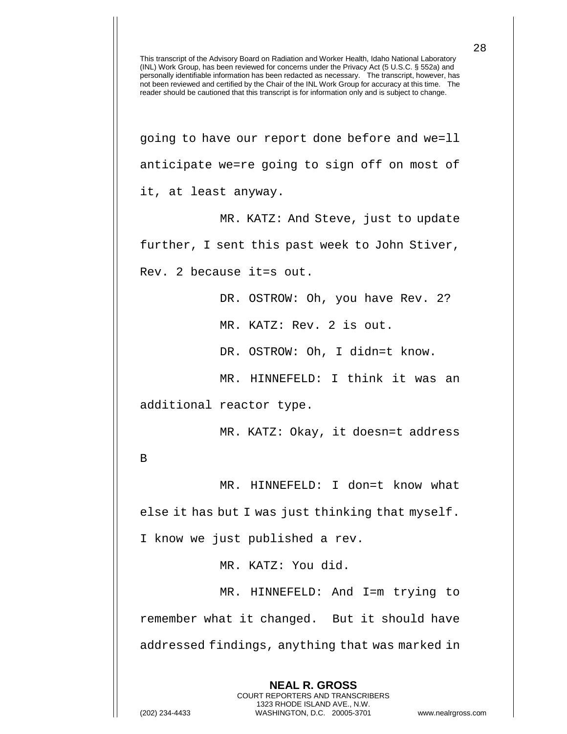This transcript of the Advisory Board on Radiation and Worker Health, Idaho National Laboratory (INL) Work Group, has been reviewed for concerns under the Privacy Act (5 U.S.C. § 552a) and personally identifiable information has been redacted as necessary. The transcript, however, has not been reviewed and certified by the Chair of the INL Work Group for accuracy at this time. The reader should be cautioned that this transcript is for information only and is subject to change.

going to have our report done before and we=ll anticipate we=re going to sign off on most of it, at least anyway.

MR. KATZ: And Steve, just to update further, I sent this past week to John Stiver, Rev. 2 because it=s out.

DR. OSTROW: Oh, you have Rev. 2?

MR. KATZ: Rev. 2 is out.

DR. OSTROW: Oh, I didn=t know.

MR. HINNEFELD: I think it was an additional reactor type.

MR. KATZ: Okay, it doesn=t address B

MR. HINNEFELD: I don=t know what else it has but I was just thinking that myself. I know we just published a rev.

MR. KATZ: You did.

MR. HINNEFELD: And I=m trying to remember what it changed. But it should have addressed findings, anything that was marked in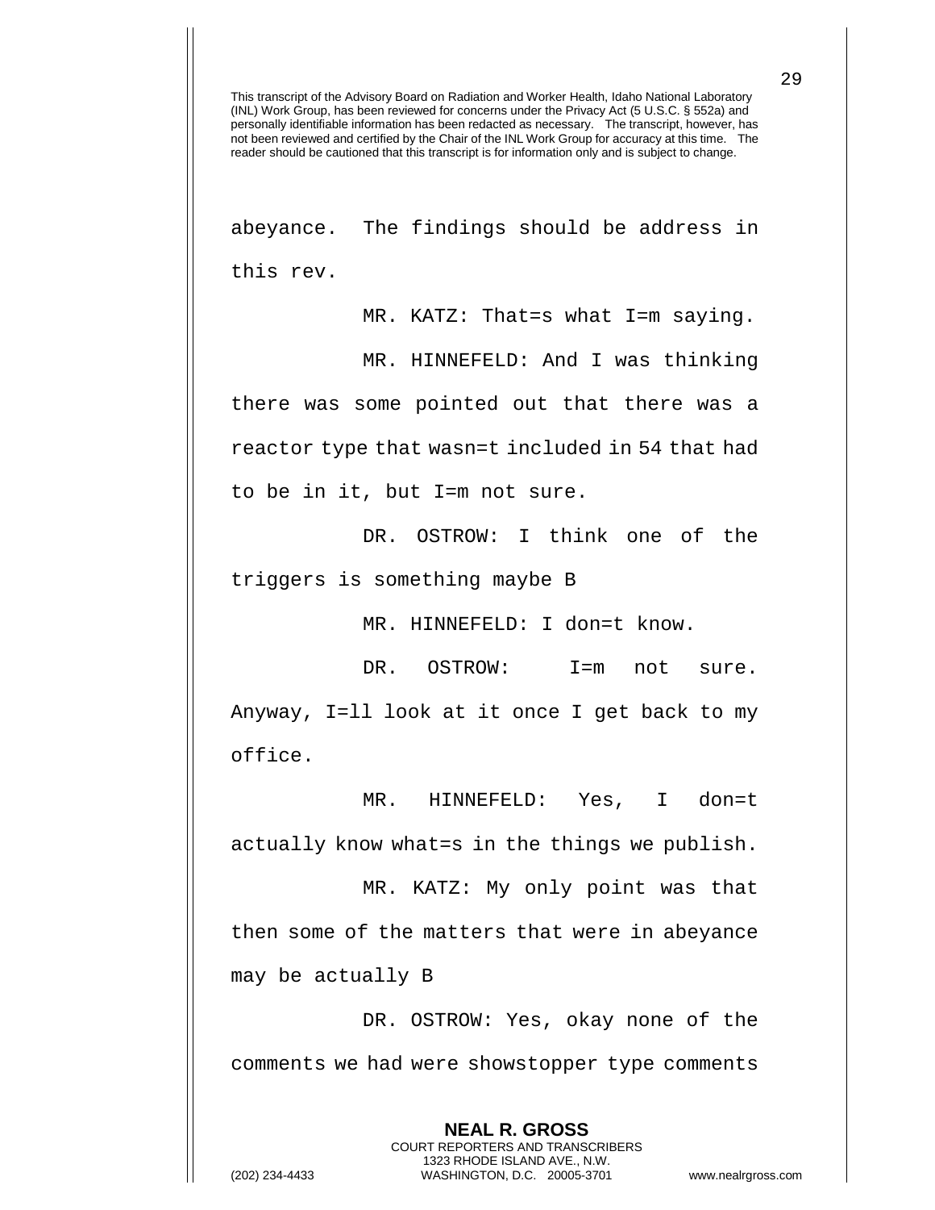This transcript of the Advisory Board on Radiation and Worker Health, Idaho National Laboratory (INL) Work Group, has been reviewed for concerns under the Privacy Act (5 U.S.C. § 552a) and personally identifiable information has been redacted as necessary. The transcript, however, has not been reviewed and certified by the Chair of the INL Work Group for accuracy at this time. The reader should be cautioned that this transcript is for information only and is subject to change.

abeyance. The findings should be address in this rev.

MR. KATZ: That=s what I=m saying.

MR. HINNEFELD: And I was thinking there was some pointed out that there was a reactor type that wasn=t included in 54 that had to be in it, but I=m not sure.

DR. OSTROW: I think one of the triggers is something maybe B

MR. HINNEFELD: I don=t know.

DR. OSTROW: I=m not sure. Anyway, I=ll look at it once I get back to my office.

MR. HINNEFELD: Yes, I don=t actually know what=s in the things we publish.

MR. KATZ: My only point was that then some of the matters that were in abeyance may be actually B

DR. OSTROW: Yes, okay none of the comments we had were showstopper type comments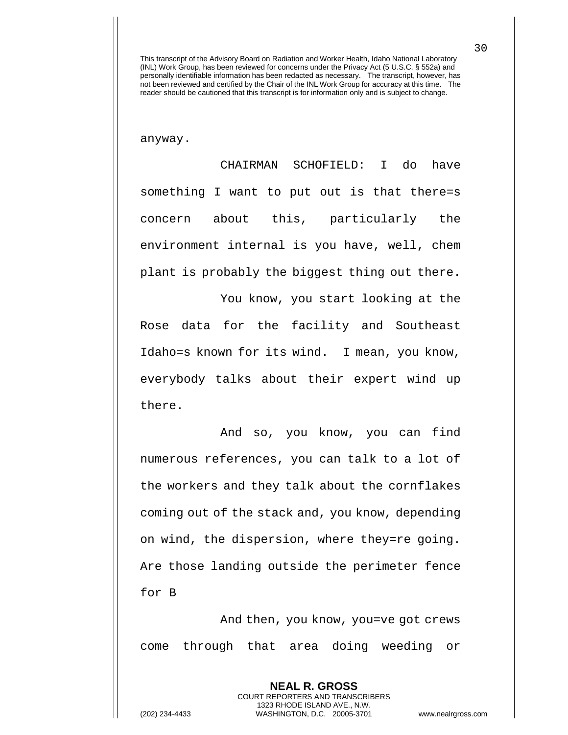This transcript of the Advisory Board on Radiation and Worker Health, Idaho National Laboratory (INL) Work Group, has been reviewed for concerns under the Privacy Act (5 U.S.C. § 552a) and personally identifiable information has been redacted as necessary. The transcript, however, has not been reviewed and certified by the Chair of the INL Work Group for accuracy at this time. The reader should be cautioned that this transcript is for information only and is subject to change.

anyway.

CHAIRMAN SCHOFIELD: I do have something I want to put out is that there=s concern about this, particularly the environment internal is you have, well, chem plant is probably the biggest thing out there.

You know, you start looking at the Rose data for the facility and Southeast Idaho=s known for its wind. I mean, you know, everybody talks about their expert wind up there.

And so, you know, you can find numerous references, you can talk to a lot of the workers and they talk about the cornflakes coming out of the stack and, you know, depending on wind, the dispersion, where they=re going. Are those landing outside the perimeter fence for B

And then, you know, you=ve got crews come through that area doing weeding or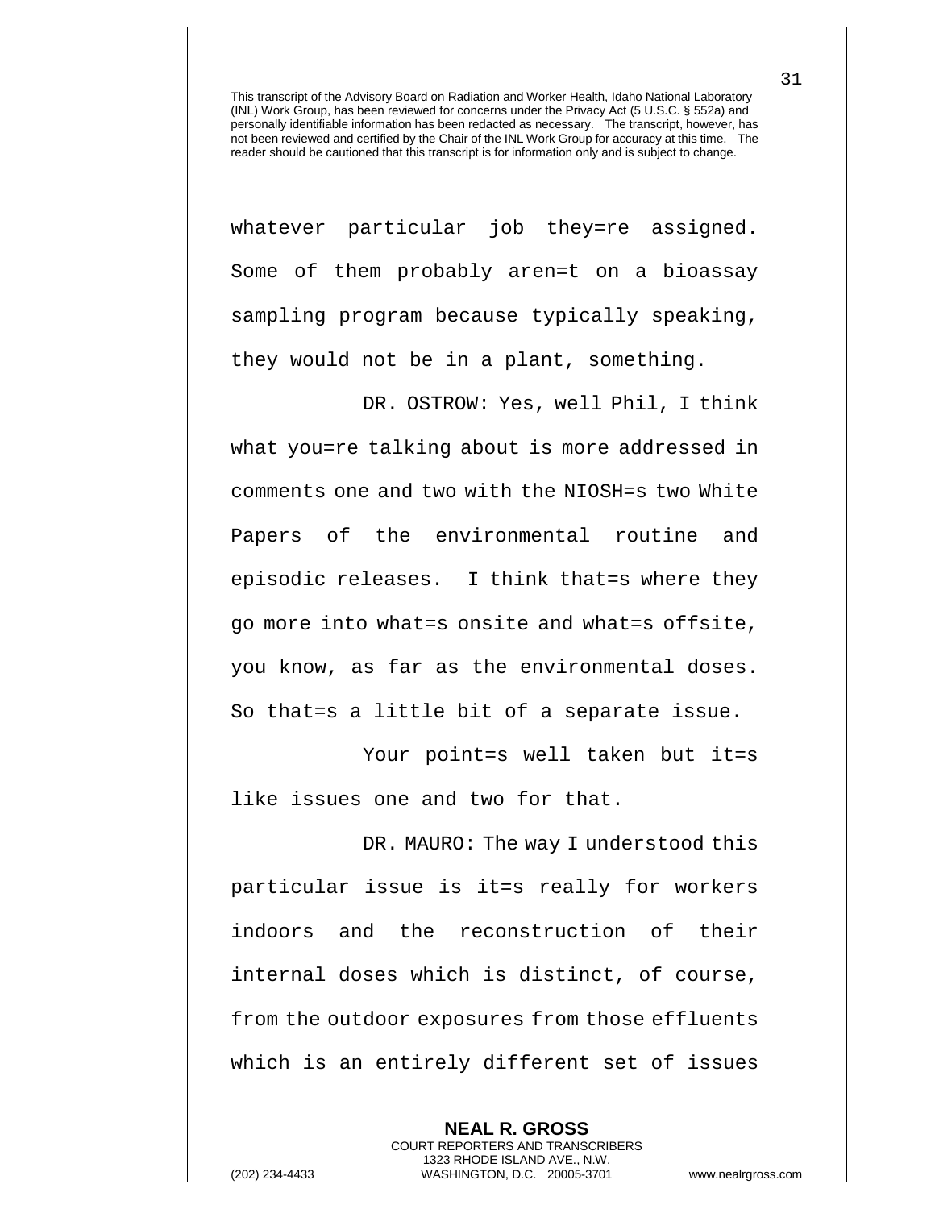whatever particular job they=re assigned. Some of them probably aren=t on a bioassay sampling program because typically speaking, they would not be in a plant, something.

DR. OSTROW: Yes, well Phil, I think what you=re talking about is more addressed in comments one and two with the NIOSH=s two White Papers of the environmental routine and episodic releases. I think that=s where they go more into what=s onsite and what=s offsite, you know, as far as the environmental doses. So that=s a little bit of a separate issue.

Your point=s well taken but it=s like issues one and two for that.

DR. MAURO: The way I understood this particular issue is it=s really for workers indoors and the reconstruction of their internal doses which is distinct, of course, from the outdoor exposures from those effluents which is an entirely different set of issues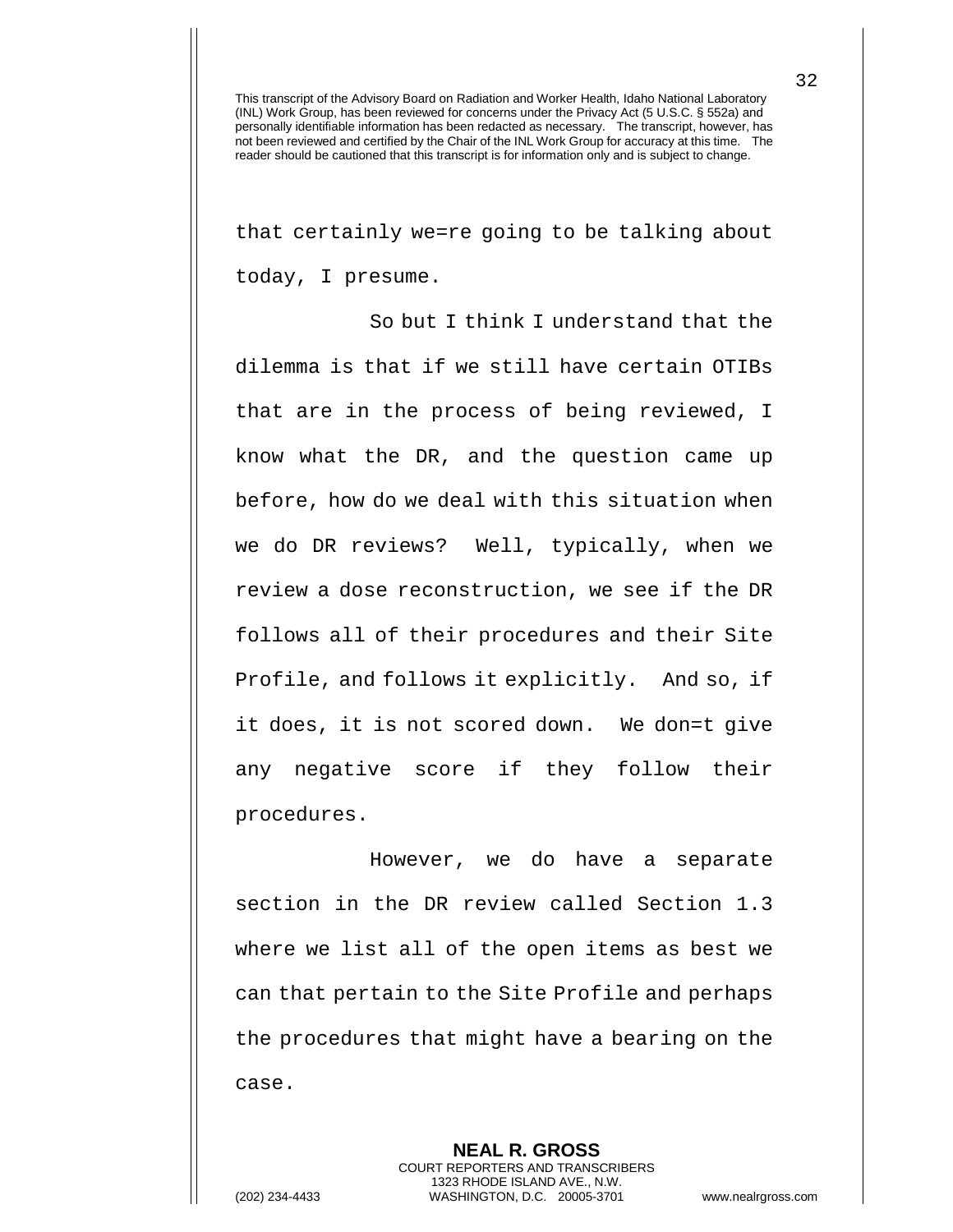This transcript of the Advisory Board on Radiation and Worker Health, Idaho National Laboratory (INL) Work Group, has been reviewed for concerns under the Privacy Act (5 U.S.C. § 552a) and personally identifiable information has been redacted as necessary. The transcript, however, has not been reviewed and certified by the Chair of the INL Work Group for accuracy at this time. The reader should be cautioned that this transcript is for information only and is subject to change.

that certainly we=re going to be talking about today, I presume.

So but I think I understand that the dilemma is that if we still have certain OTIBs that are in the process of being reviewed, I know what the DR, and the question came up before, how do we deal with this situation when we do DR reviews? Well, typically, when we review a dose reconstruction, we see if the DR follows all of their procedures and their Site Profile, and follows it explicitly. And so, if it does, it is not scored down. We don=t give any negative score if they follow their procedures.

However, we do have a separate section in the DR review called Section 1.3 where we list all of the open items as best we can that pertain to the Site Profile and perhaps the procedures that might have a bearing on the case.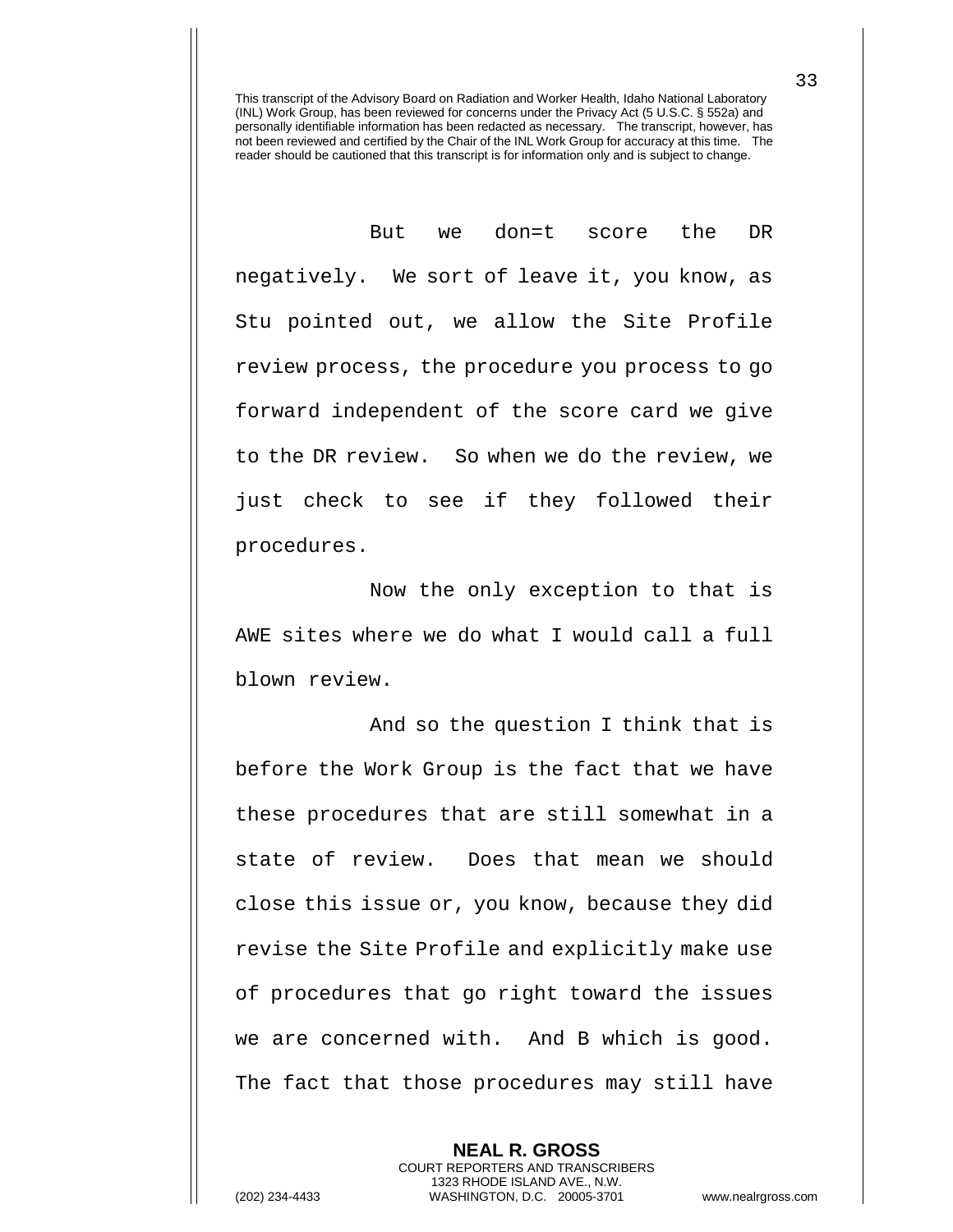This transcript of the Advisory Board on Radiation and Worker Health, Idaho National Laboratory (INL) Work Group, has been reviewed for concerns under the Privacy Act (5 U.S.C. § 552a) and personally identifiable information has been redacted as necessary. The transcript, however, has not been reviewed and certified by the Chair of the INL Work Group for accuracy at this time. The reader should be cautioned that this transcript is for information only and is subject to change.

But we don=t score the DR negatively. We sort of leave it, you know, as Stu pointed out, we allow the Site Profile review process, the procedure you process to go forward independent of the score card we give to the DR review. So when we do the review, we just check to see if they followed their procedures.

Now the only exception to that is AWE sites where we do what I would call a full blown review.

And so the question I think that is before the Work Group is the fact that we have these procedures that are still somewhat in a state of review. Does that mean we should close this issue or, you know, because they did revise the Site Profile and explicitly make use of procedures that go right toward the issues we are concerned with. And B which is good. The fact that those procedures may still have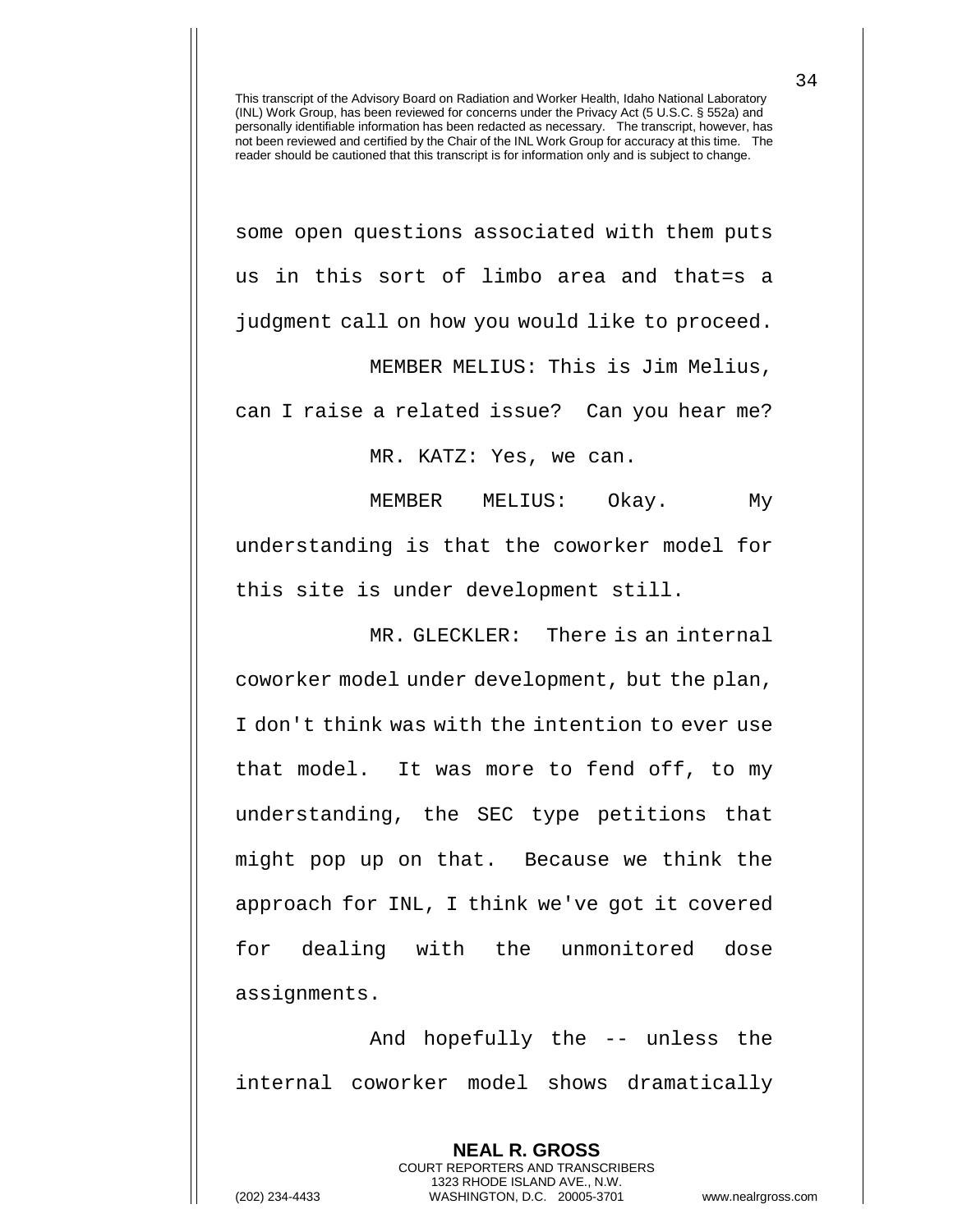This transcript of the Advisory Board on Radiation and Worker Health, Idaho National Laboratory (INL) Work Group, has been reviewed for concerns under the Privacy Act (5 U.S.C. § 552a) and personally identifiable information has been redacted as necessary. The transcript, however, has not been reviewed and certified by the Chair of the INL Work Group for accuracy at this time. The reader should be cautioned that this transcript is for information only and is subject to change.

some open questions associated with them puts us in this sort of limbo area and that=s a judgment call on how you would like to proceed.

MEMBER MELIUS: This is Jim Melius, can I raise a related issue? Can you hear me?

MR. KATZ: Yes, we can.

MEMBER MELIUS: Okay. My understanding is that the coworker model for this site is under development still.

MR. GLECKLER: There is an internal coworker model under development, but the plan, I don't think was with the intention to ever use that model. It was more to fend off, to my understanding, the SEC type petitions that might pop up on that. Because we think the approach for INL, I think we've got it covered for dealing with the unmonitored dose assignments.

And hopefully the -- unless the internal coworker model shows dramatically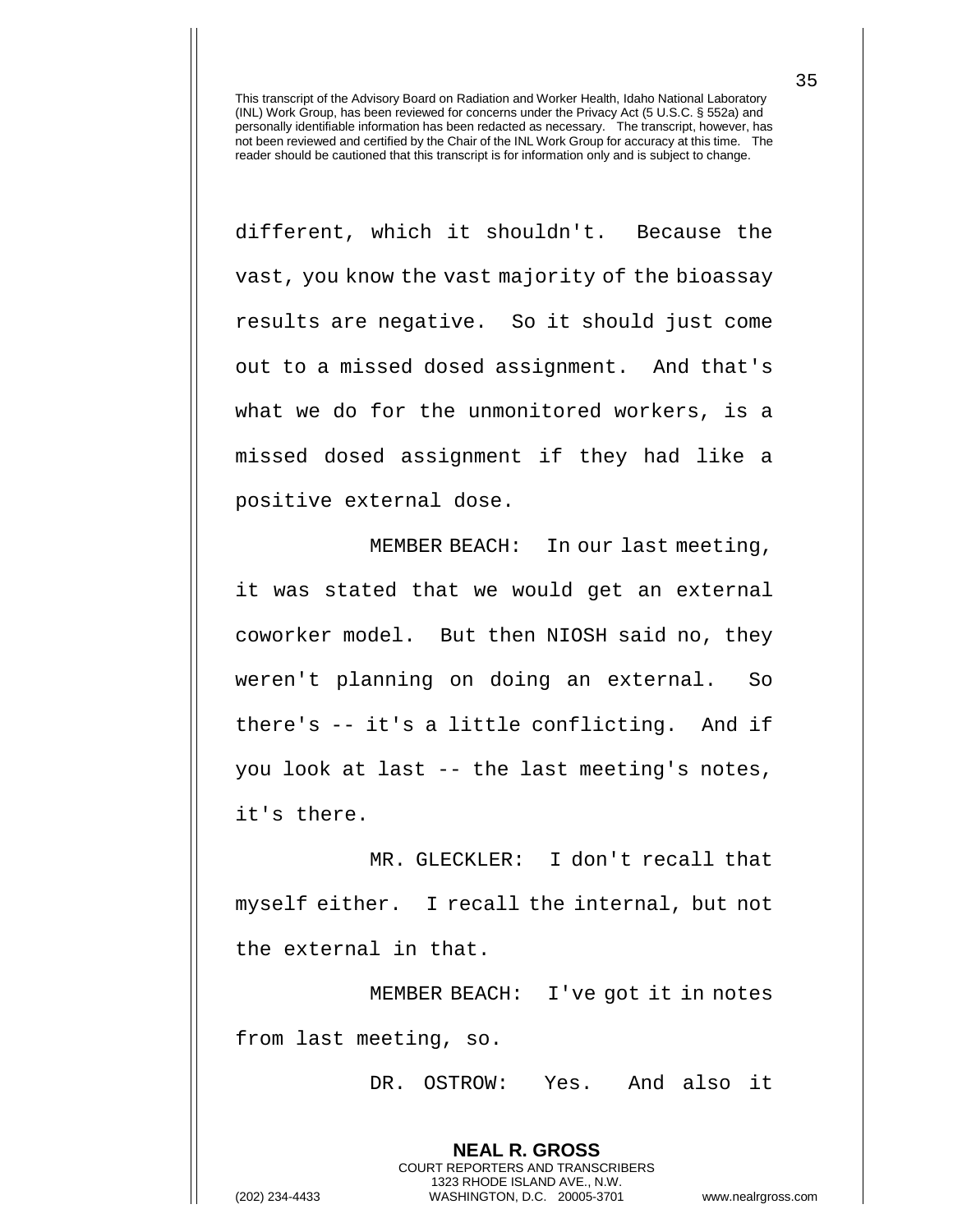different, which it shouldn't. Because the vast, you know the vast majority of the bioassay results are negative. So it should just come out to a missed dosed assignment. And that's what we do for the unmonitored workers, is a missed dosed assignment if they had like a positive external dose.

MEMBER BEACH: In our last meeting, it was stated that we would get an external coworker model. But then NIOSH said no, they weren't planning on doing an external. So there's -- it's a little conflicting. And if you look at last -- the last meeting's notes, it's there.

MR. GLECKLER: I don't recall that myself either. I recall the internal, but not the external in that.

MEMBER BEACH: I've got it in notes from last meeting, so.

DR. OSTROW: Yes. And also it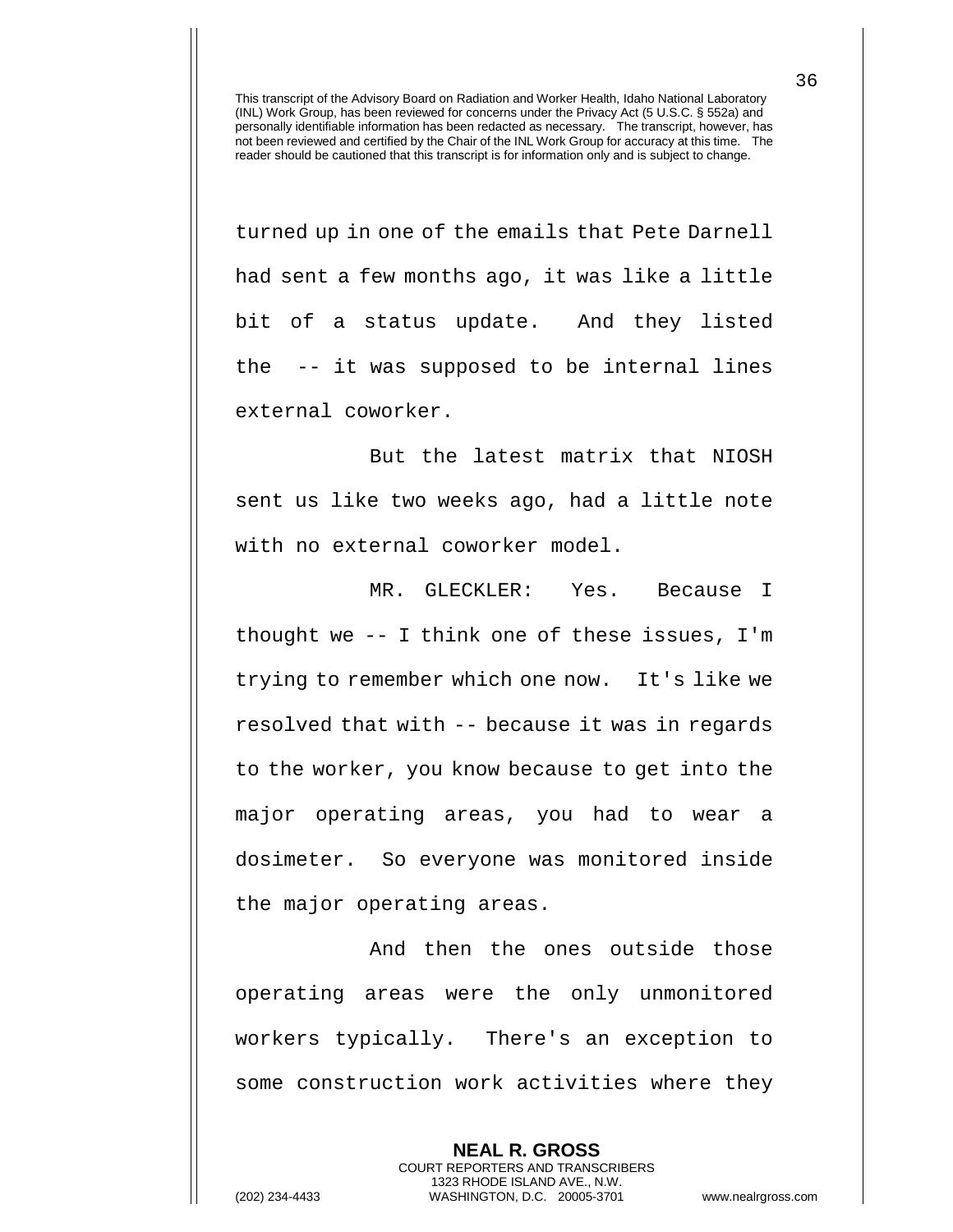turned up in one of the emails that Pete Darnell had sent a few months ago, it was like a little bit of a status update. And they listed the -- it was supposed to be internal lines external coworker.

But the latest matrix that NIOSH sent us like two weeks ago, had a little note with no external coworker model.

MR. GLECKLER: Yes. Because I thought we -- I think one of these issues, I'm trying to remember which one now. It's like we resolved that with -- because it was in regards to the worker, you know because to get into the major operating areas, you had to wear a dosimeter. So everyone was monitored inside the major operating areas.

And then the ones outside those operating areas were the only unmonitored workers typically. There's an exception to some construction work activities where they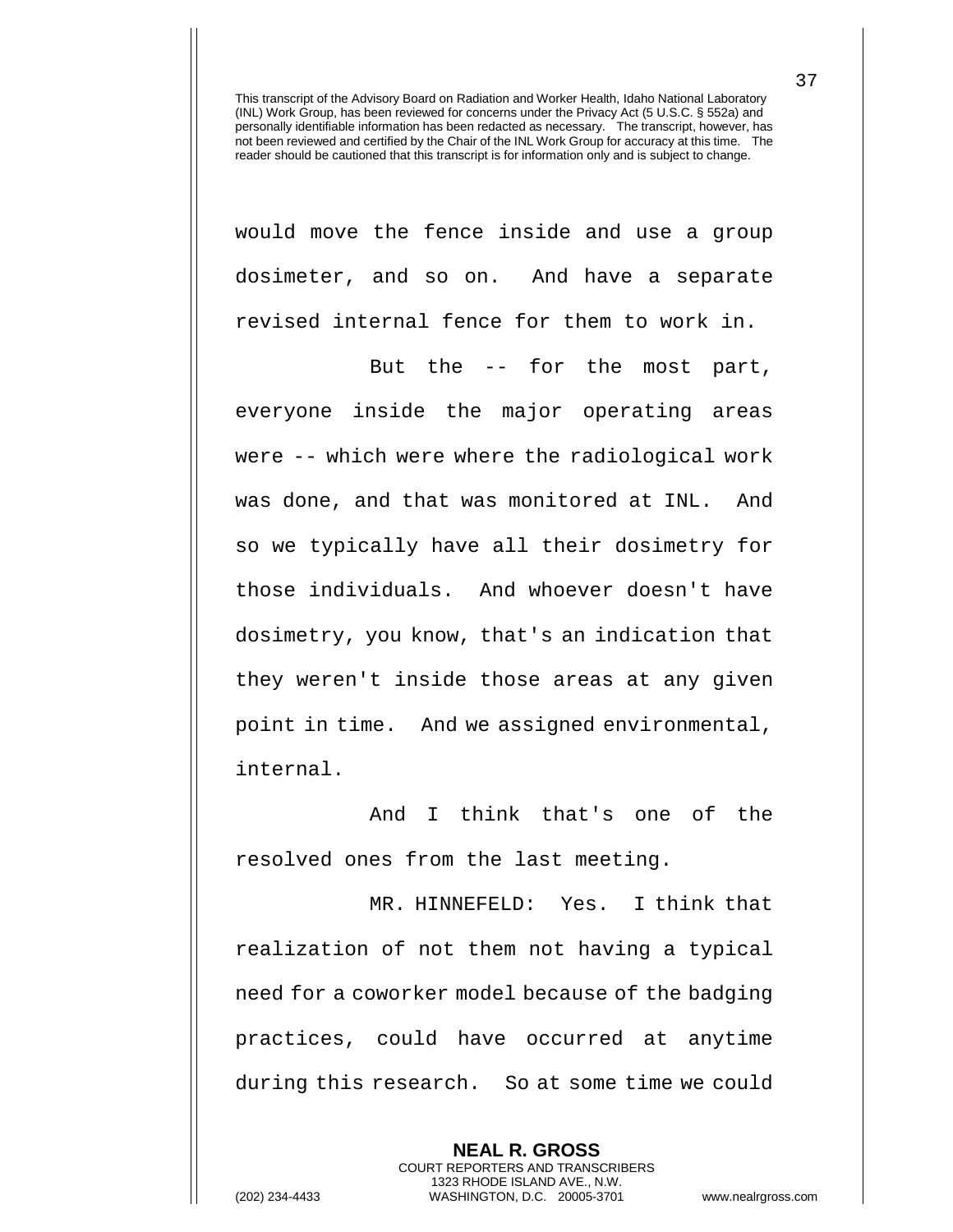would move the fence inside and use a group dosimeter, and so on. And have a separate revised internal fence for them to work in.

But the -- for the most part, everyone inside the major operating areas were -- which were where the radiological work was done, and that was monitored at INL. And so we typically have all their dosimetry for those individuals. And whoever doesn't have dosimetry, you know, that's an indication that they weren't inside those areas at any given point in time. And we assigned environmental, internal.

And I think that's one of the resolved ones from the last meeting.

MR. HINNEFELD: Yes. I think that realization of not them not having a typical need for a coworker model because of the badging practices, could have occurred at anytime during this research. So at some time we could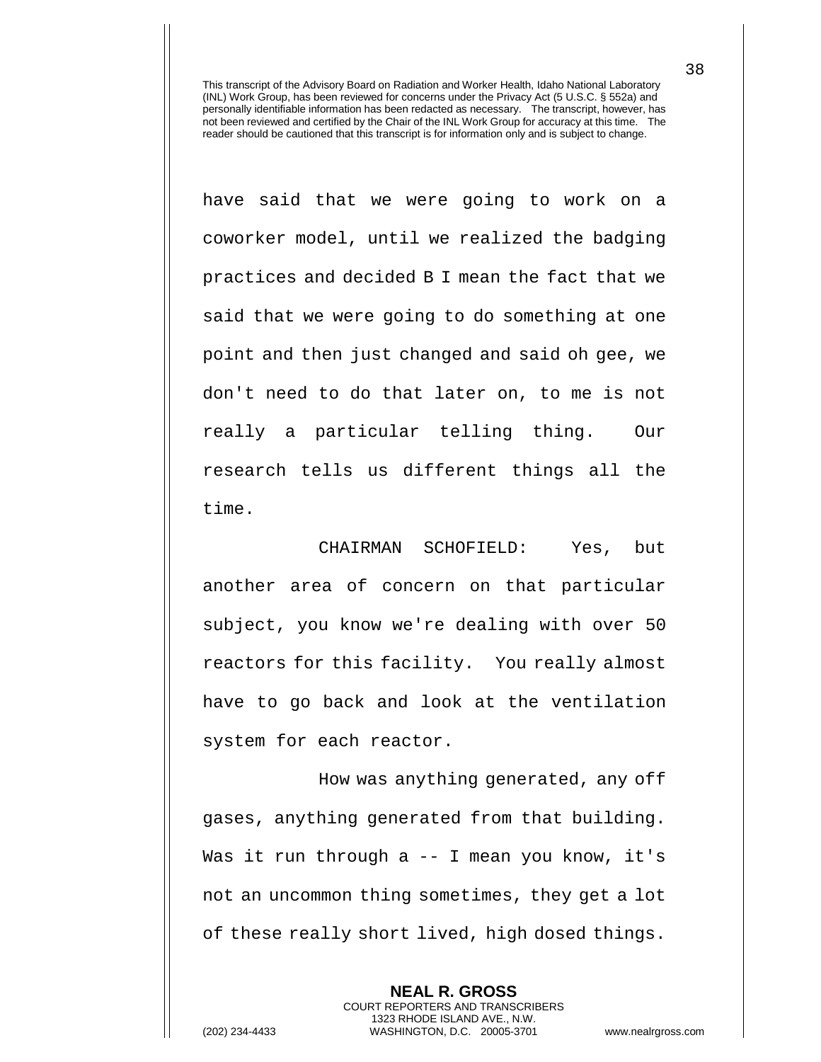have said that we were going to work on a coworker model, until we realized the badging practices and decided B I mean the fact that we said that we were going to do something at one point and then just changed and said oh gee, we don't need to do that later on, to me is not really a particular telling thing. Our research tells us different things all the time.

CHAIRMAN SCHOFIELD: Yes, but another area of concern on that particular subject, you know we're dealing with over 50 reactors for this facility. You really almost have to go back and look at the ventilation system for each reactor.

How was anything generated, any off gases, anything generated from that building. Was it run through a -- I mean you know, it's not an uncommon thing sometimes, they get a lot of these really short lived, high dosed things.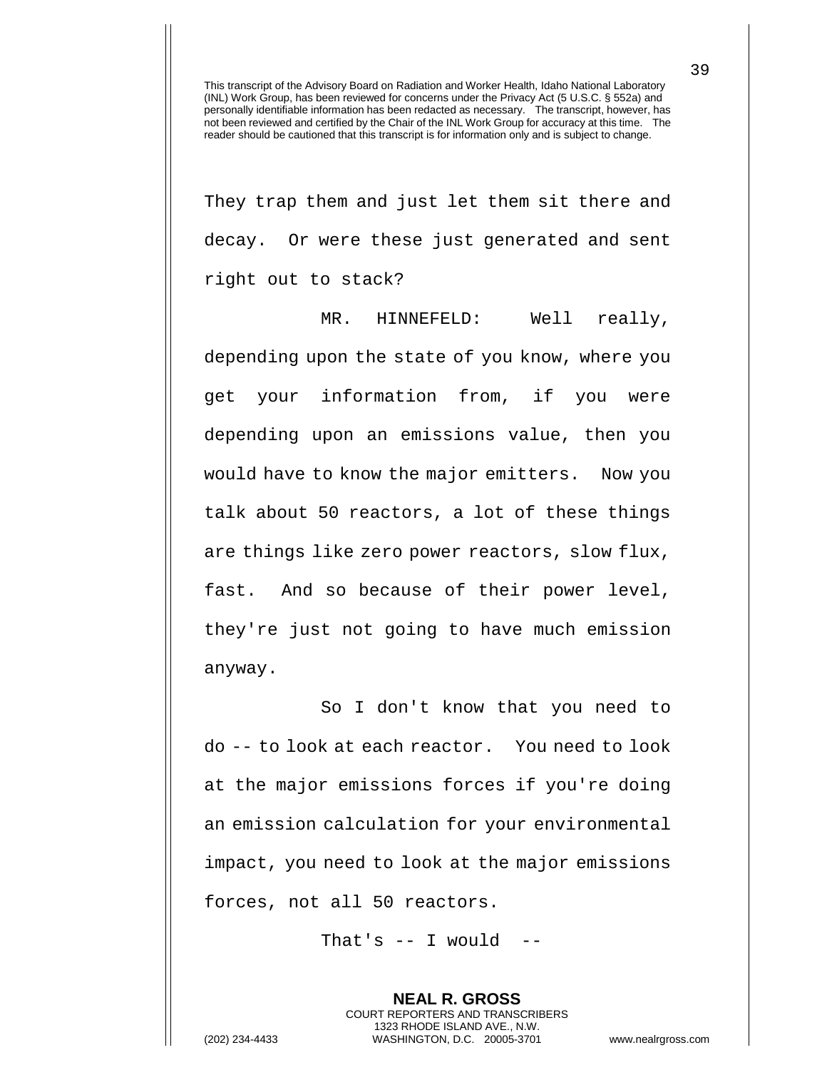This transcript of the Advisory Board on Radiation and Worker Health, Idaho National Laboratory (INL) Work Group, has been reviewed for concerns under the Privacy Act (5 U.S.C. § 552a) and personally identifiable information has been redacted as necessary. The transcript, however, has not been reviewed and certified by the Chair of the INL Work Group for accuracy at this time. The reader should be cautioned that this transcript is for information only and is subject to change.

They trap them and just let them sit there and decay. Or were these just generated and sent right out to stack?

MR. HINNEFELD: Well really, depending upon the state of you know, where you get your information from, if you were depending upon an emissions value, then you would have to know the major emitters. Now you talk about 50 reactors, a lot of these things are things like zero power reactors, slow flux, fast. And so because of their power level, they're just not going to have much emission anyway.

So I don't know that you need to do -- to look at each reactor. You need to look at the major emissions forces if you're doing an emission calculation for your environmental impact, you need to look at the major emissions forces, not all 50 reactors.

That's -- I would --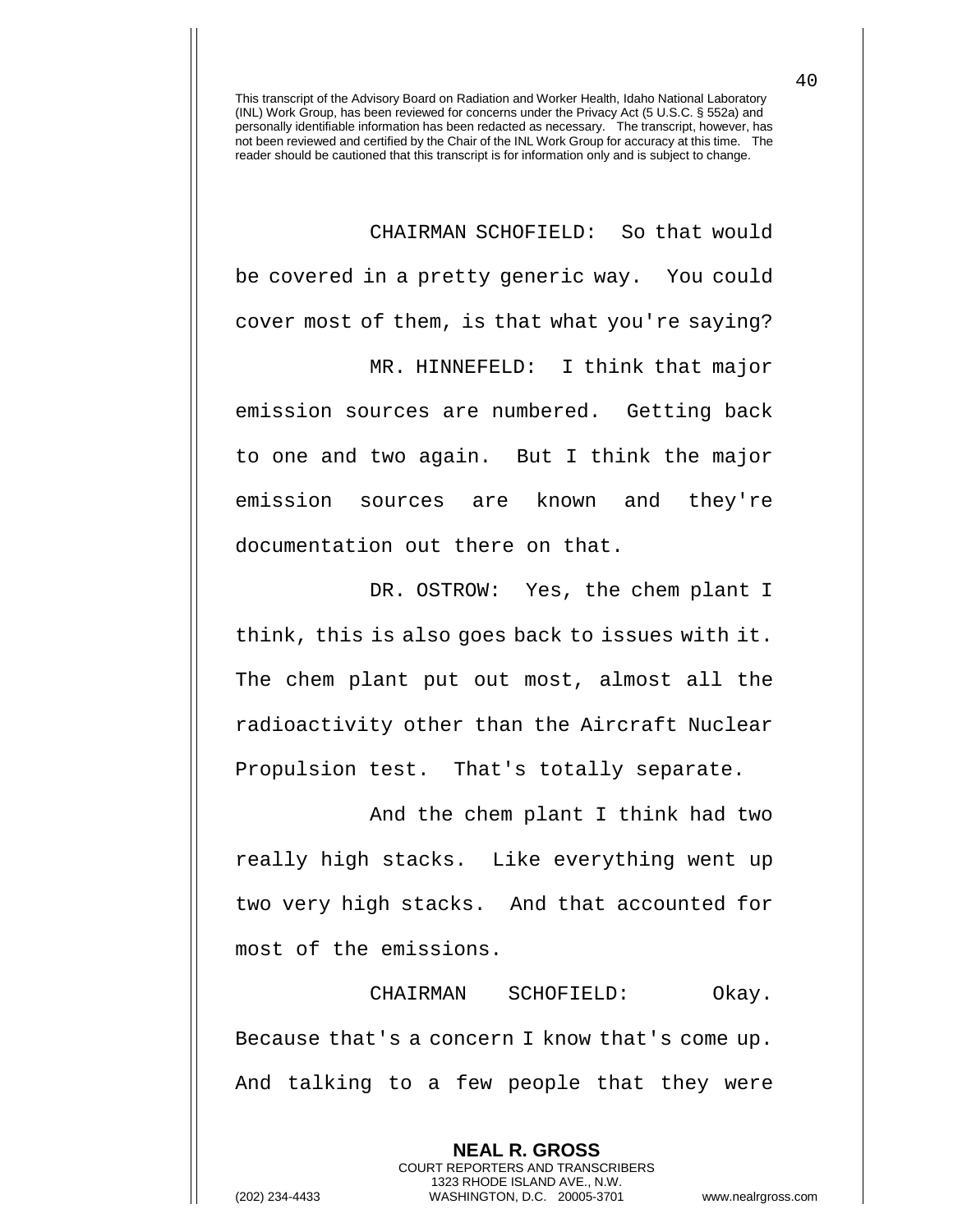CHAIRMAN SCHOFIELD: So that would be covered in a pretty generic way. You could cover most of them, is that what you're saying?

MR. HINNEFELD: I think that major emission sources are numbered. Getting back to one and two again. But I think the major emission sources are known and they're documentation out there on that.

DR. OSTROW: Yes, the chem plant I think, this is also goes back to issues with it. The chem plant put out most, almost all the radioactivity other than the Aircraft Nuclear Propulsion test. That's totally separate.

And the chem plant I think had two really high stacks. Like everything went up two very high stacks. And that accounted for most of the emissions.

CHAIRMAN SCHOFIELD: Okay. Because that's a concern I know that's come up. And talking to a few people that they were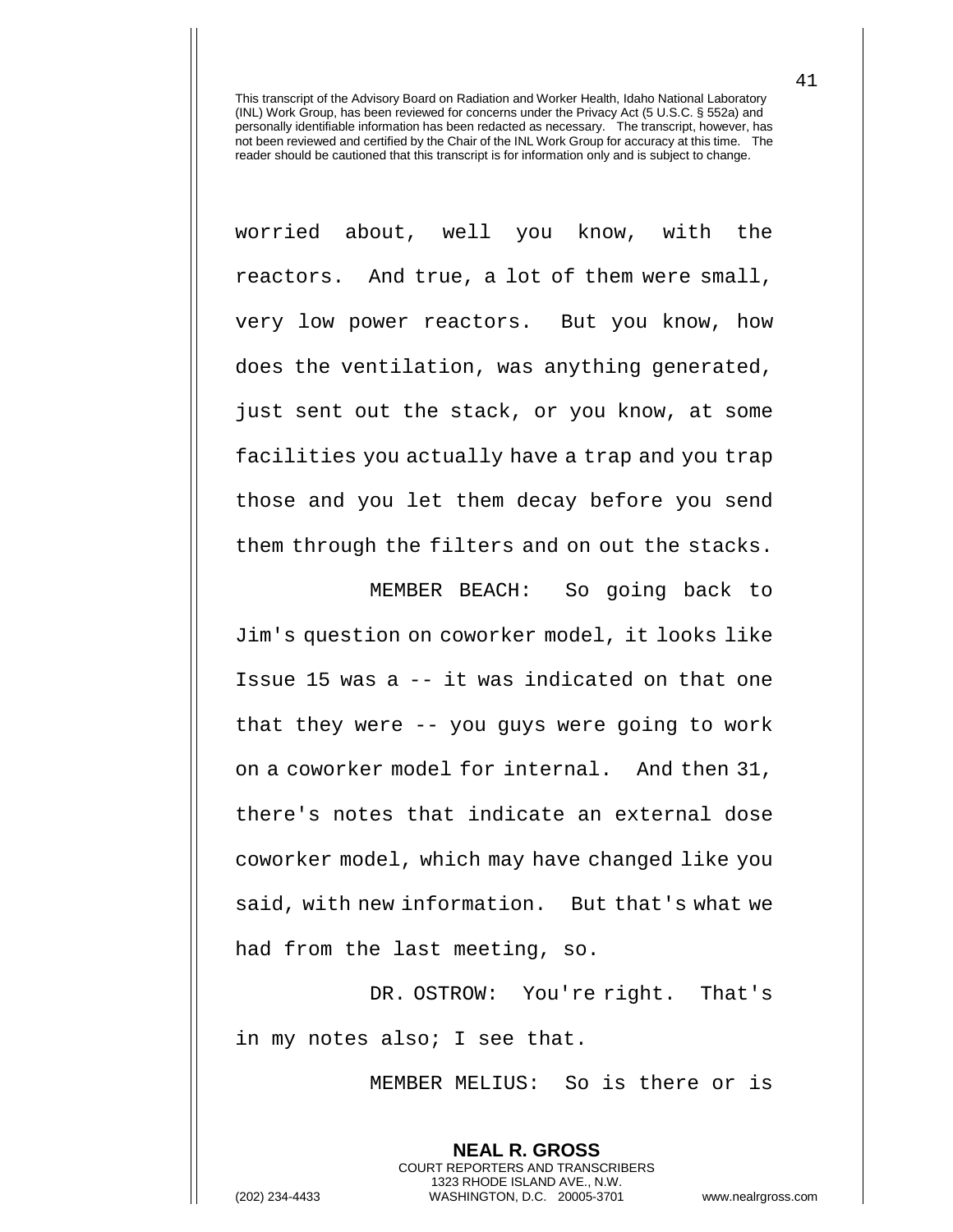worried about, well you know, with the reactors. And true, a lot of them were small, very low power reactors. But you know, how does the ventilation, was anything generated, just sent out the stack, or you know, at some facilities you actually have a trap and you trap those and you let them decay before you send them through the filters and on out the stacks.

MEMBER BEACH: So going back to Jim's question on coworker model, it looks like Issue 15 was a -- it was indicated on that one that they were -- you guys were going to work on a coworker model for internal. And then 31, there's notes that indicate an external dose coworker model, which may have changed like you said, with new information. But that's what we had from the last meeting, so.

DR. OSTROW: You're right. That's in my notes also; I see that.

MEMBER MELIUS: So is there or is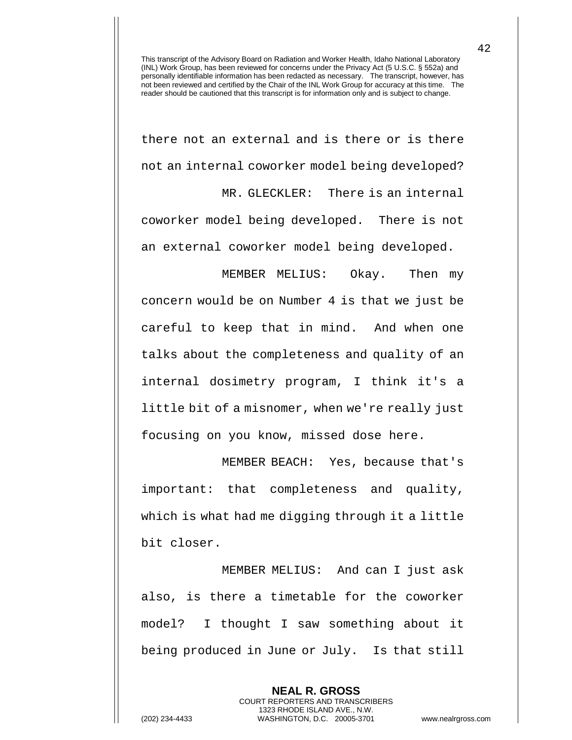This transcript of the Advisory Board on Radiation and Worker Health, Idaho National Laboratory (INL) Work Group, has been reviewed for concerns under the Privacy Act (5 U.S.C. § 552a) and personally identifiable information has been redacted as necessary. The transcript, however, has not been reviewed and certified by the Chair of the INL Work Group for accuracy at this time. The reader should be cautioned that this transcript is for information only and is subject to change.

there not an external and is there or is there not an internal coworker model being developed?

MR. GLECKLER: There is an internal coworker model being developed. There is not an external coworker model being developed.

MEMBER MELIUS: Okay. Then my concern would be on Number 4 is that we just be careful to keep that in mind. And when one talks about the completeness and quality of an internal dosimetry program, I think it's a little bit of a misnomer, when we're really just focusing on you know, missed dose here.

MEMBER BEACH: Yes, because that's important: that completeness and quality, which is what had me digging through it a little bit closer.

MEMBER MELIUS: And can I just ask also, is there a timetable for the coworker model? I thought I saw something about it being produced in June or July. Is that still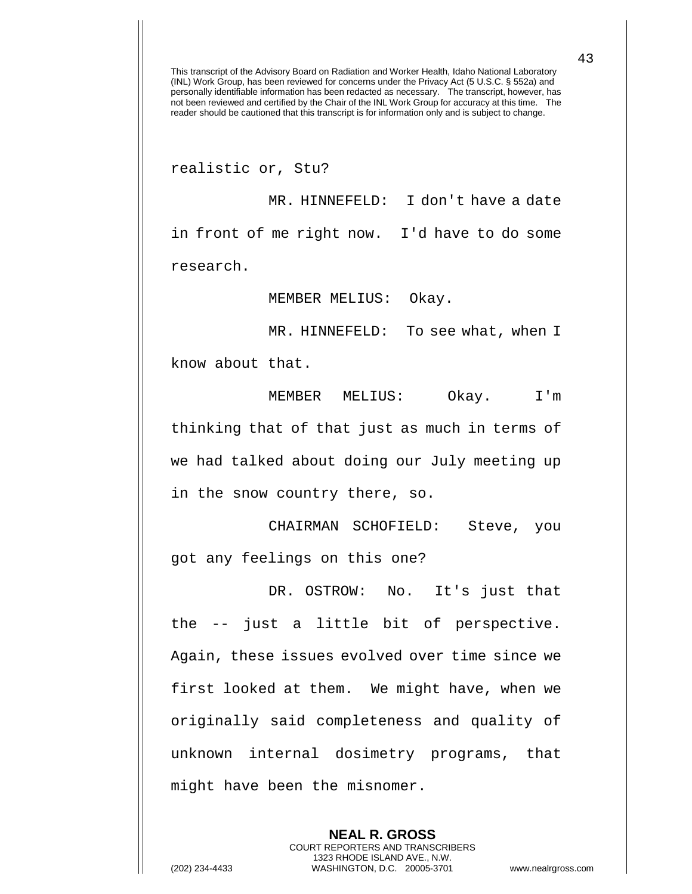This transcript of the Advisory Board on Radiation and Worker Health, Idaho National Laboratory (INL) Work Group, has been reviewed for concerns under the Privacy Act (5 U.S.C. § 552a) and personally identifiable information has been redacted as necessary. The transcript, however, has not been reviewed and certified by the Chair of the INL Work Group for accuracy at this time. The reader should be cautioned that this transcript is for information only and is subject to change.

realistic or, Stu?

MR. HINNEFELD: I don't have a date in front of me right now. I'd have to do some research.

MEMBER MELIUS: Okay.

MR. HINNEFELD: To see what, when I know about that.

MEMBER MELIUS: Okay. I'm thinking that of that just as much in terms of we had talked about doing our July meeting up in the snow country there, so.

CHAIRMAN SCHOFIELD: Steve, you got any feelings on this one?

DR. OSTROW: No. It's just that the -- just a little bit of perspective. Again, these issues evolved over time since we first looked at them. We might have, when we originally said completeness and quality of unknown internal dosimetry programs, that might have been the misnomer.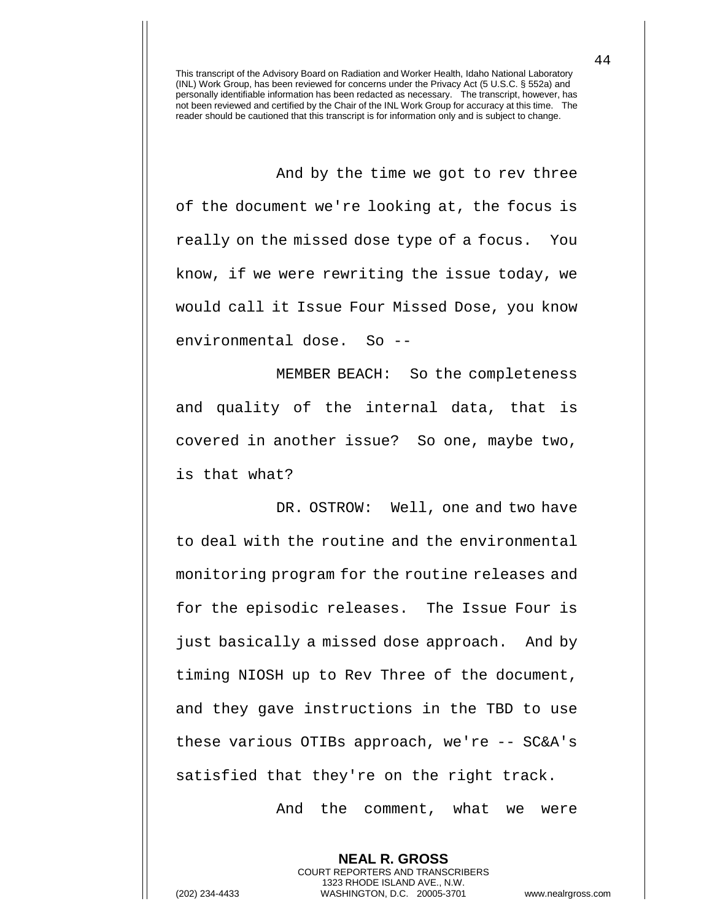And by the time we got to rev three of the document we're looking at, the focus is really on the missed dose type of a focus. You know, if we were rewriting the issue today, we would call it Issue Four Missed Dose, you know environmental dose. So --

MEMBER BEACH: So the completeness and quality of the internal data, that is covered in another issue? So one, maybe two, is that what?

DR. OSTROW: Well, one and two have to deal with the routine and the environmental monitoring program for the routine releases and for the episodic releases. The Issue Four is just basically a missed dose approach. And by timing NIOSH up to Rev Three of the document, and they gave instructions in the TBD to use these various OTIBs approach, we're -- SC&A's satisfied that they're on the right track.

And the comment, what we were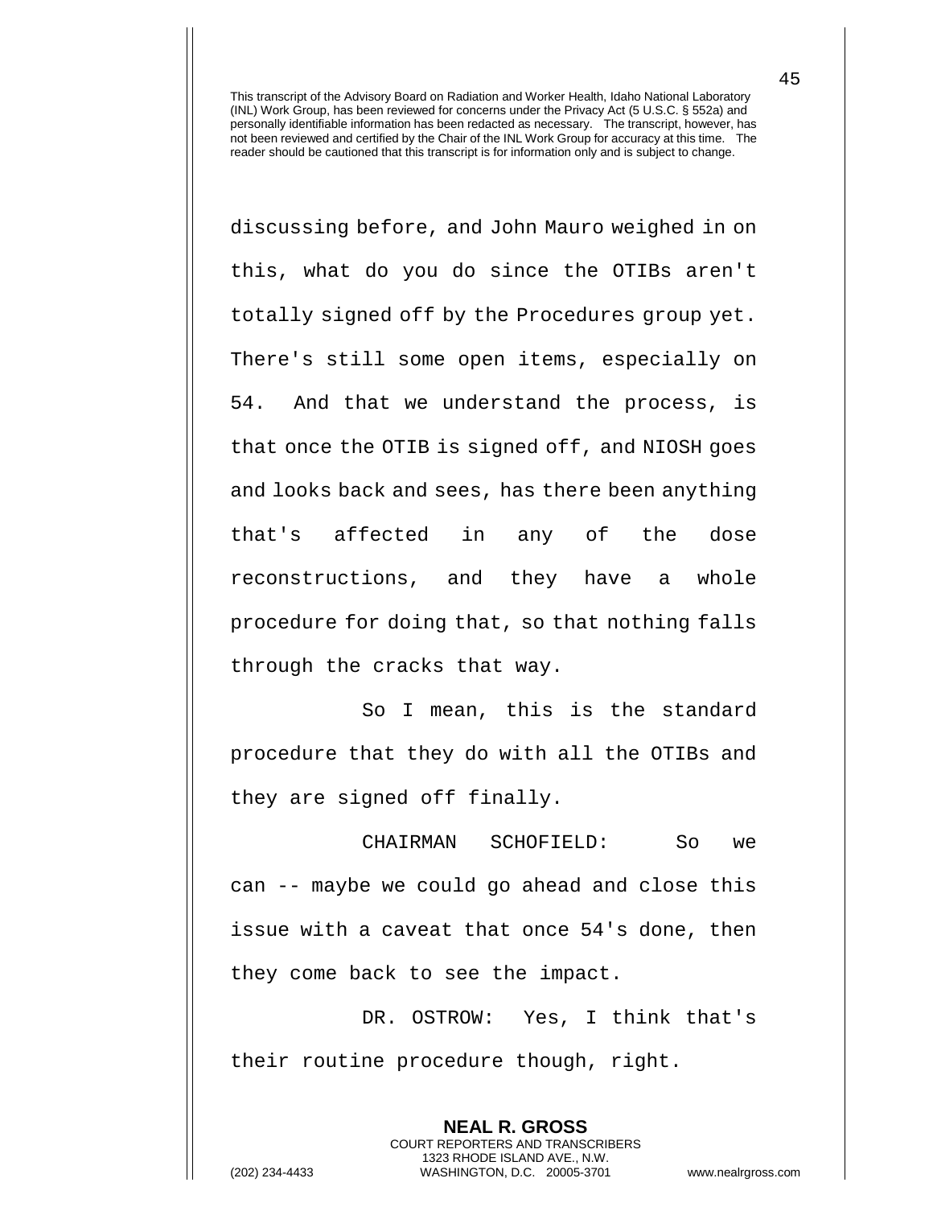discussing before, and John Mauro weighed in on this, what do you do since the OTIBs aren't totally signed off by the Procedures group yet. There's still some open items, especially on 54. And that we understand the process, is that once the OTIB is signed off, and NIOSH goes and looks back and sees, has there been anything that's affected in any of the dose reconstructions, and they have a whole procedure for doing that, so that nothing falls through the cracks that way.

So I mean, this is the standard procedure that they do with all the OTIBs and they are signed off finally.

CHAIRMAN SCHOFIELD: So we can -- maybe we could go ahead and close this issue with a caveat that once 54's done, then they come back to see the impact.

DR. OSTROW: Yes, I think that's their routine procedure though, right.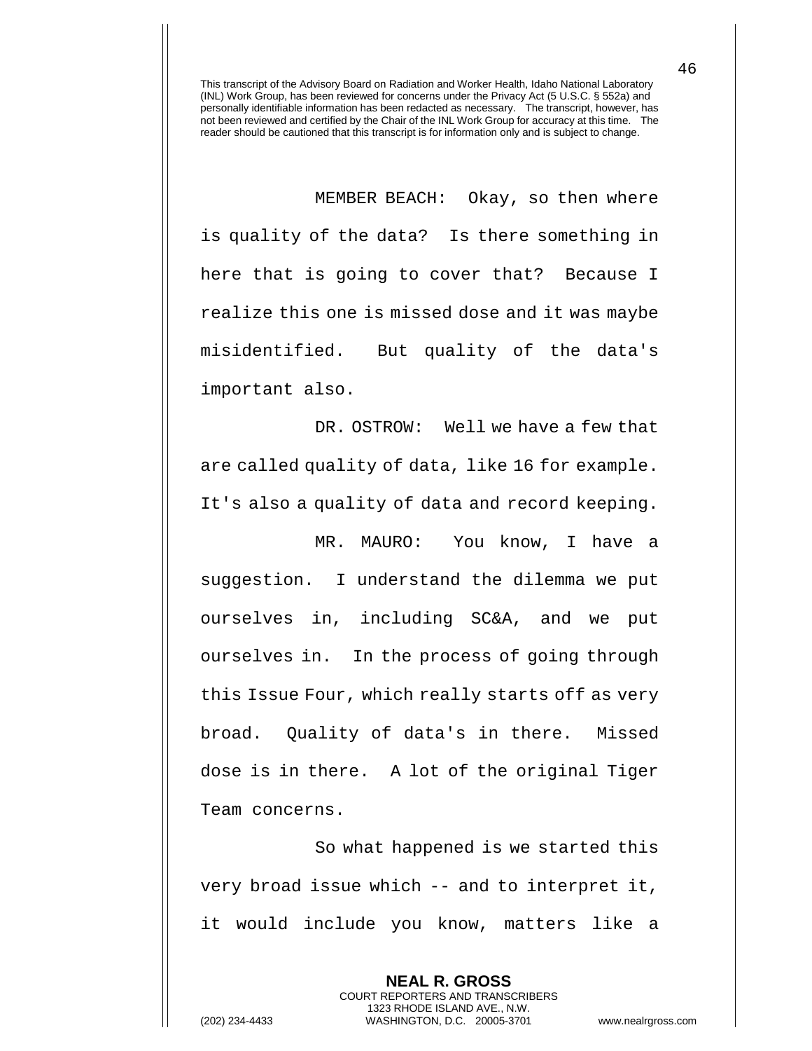MEMBER BEACH: Okay, so then where is quality of the data? Is there something in here that is going to cover that? Because I realize this one is missed dose and it was maybe misidentified. But quality of the data's important also.

DR. OSTROW: Well we have a few that are called quality of data, like 16 for example. It's also a quality of data and record keeping.

MR. MAURO: You know, I have a suggestion. I understand the dilemma we put ourselves in, including SC&A, and we put ourselves in. In the process of going through this Issue Four, which really starts off as very broad. Quality of data's in there. Missed dose is in there. A lot of the original Tiger Team concerns.

So what happened is we started this very broad issue which -- and to interpret it, it would include you know, matters like a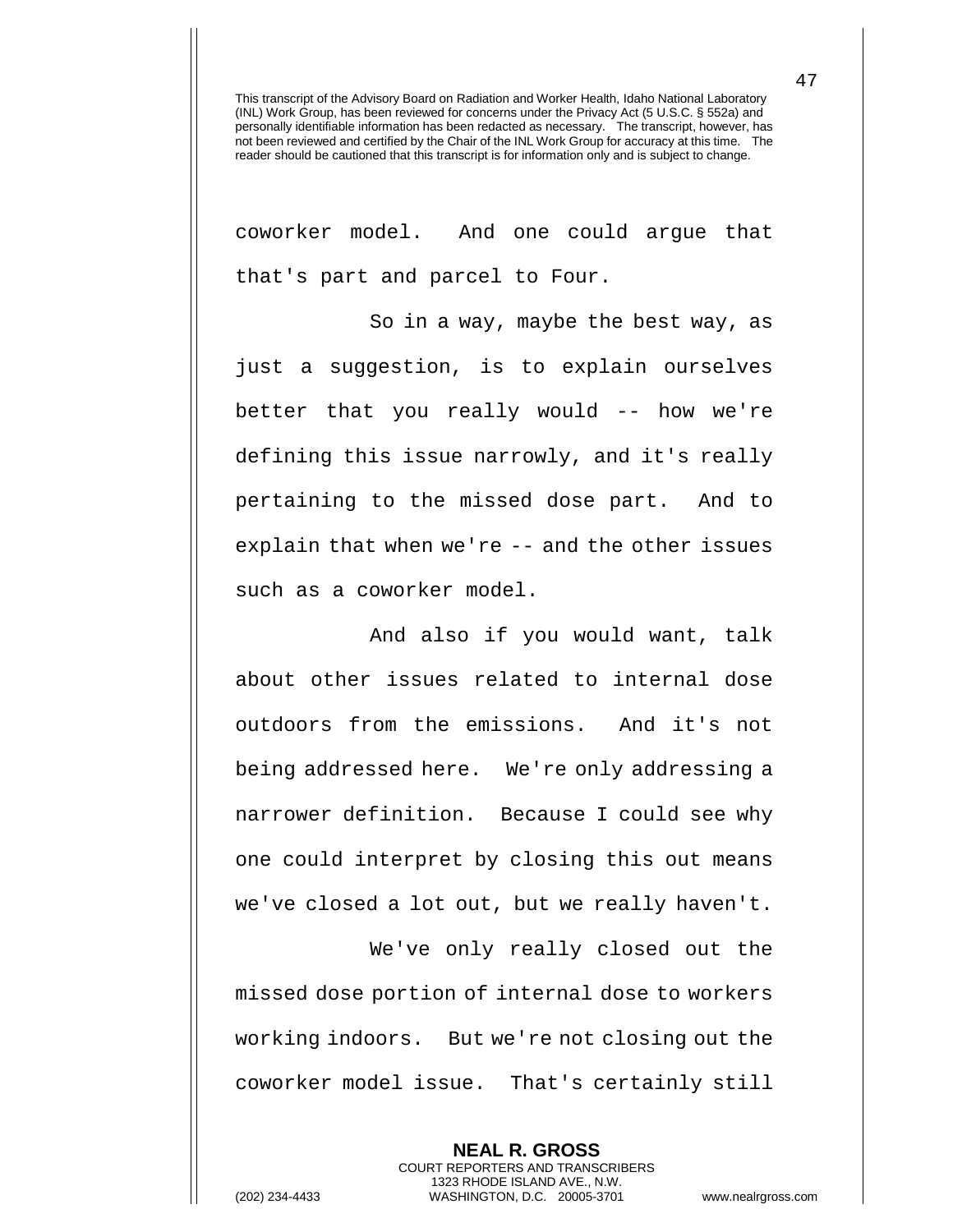coworker model. And one could argue that that's part and parcel to Four.

So in a way, maybe the best way, as just a suggestion, is to explain ourselves better that you really would -- how we're defining this issue narrowly, and it's really pertaining to the missed dose part. And to explain that when we're -- and the other issues such as a coworker model.

And also if you would want, talk about other issues related to internal dose outdoors from the emissions. And it's not being addressed here. We're only addressing a narrower definition. Because I could see why one could interpret by closing this out means we've closed a lot out, but we really haven't.

We've only really closed out the missed dose portion of internal dose to workers working indoors. But we're not closing out the coworker model issue. That's certainly still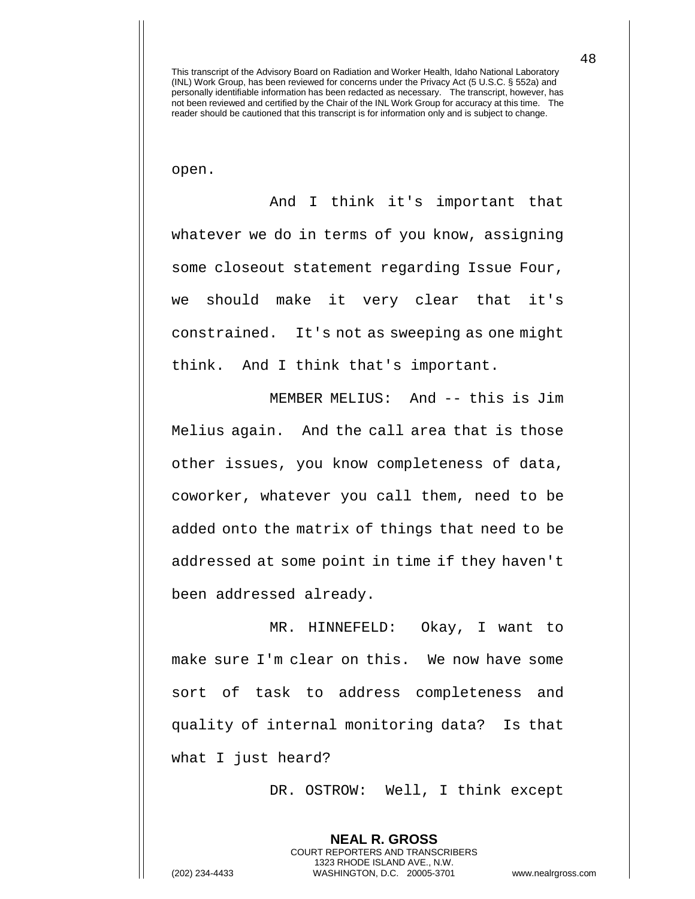This transcript of the Advisory Board on Radiation and Worker Health, Idaho National Laboratory (INL) Work Group, has been reviewed for concerns under the Privacy Act (5 U.S.C. § 552a) and personally identifiable information has been redacted as necessary. The transcript, however, has not been reviewed and certified by the Chair of the INL Work Group for accuracy at this time. The reader should be cautioned that this transcript is for information only and is subject to change.

open.

And I think it's important that whatever we do in terms of you know, assigning some closeout statement regarding Issue Four, we should make it very clear that it's constrained. It's not as sweeping as one might think. And I think that's important.

MEMBER MELIUS: And -- this is Jim Melius again. And the call area that is those other issues, you know completeness of data, coworker, whatever you call them, need to be added onto the matrix of things that need to be addressed at some point in time if they haven't been addressed already.

MR. HINNEFELD: Okay, I want to make sure I'm clear on this. We now have some sort of task to address completeness and quality of internal monitoring data? Is that what I just heard?

DR. OSTROW: Well, I think except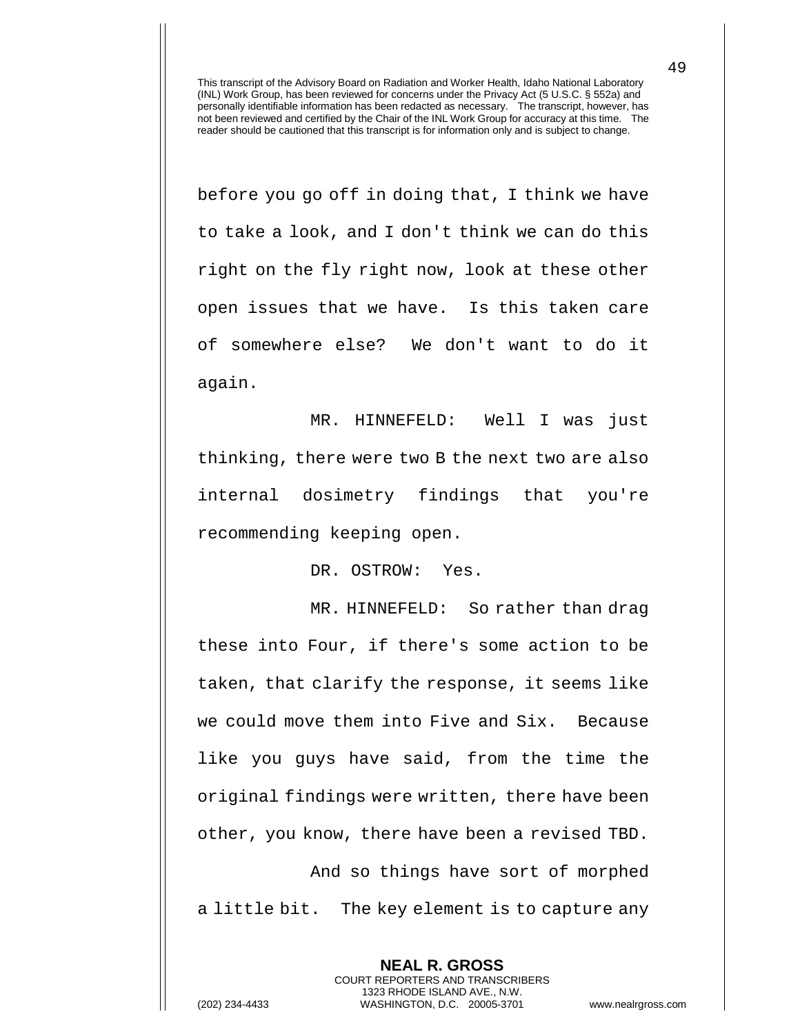This transcript of the Advisory Board on Radiation and Worker Health, Idaho National Laboratory (INL) Work Group, has been reviewed for concerns under the Privacy Act (5 U.S.C. § 552a) and personally identifiable information has been redacted as necessary. The transcript, however, has not been reviewed and certified by the Chair of the INL Work Group for accuracy at this time. The reader should be cautioned that this transcript is for information only and is subject to change.

before you go off in doing that, I think we have to take a look, and I don't think we can do this right on the fly right now, look at these other open issues that we have. Is this taken care of somewhere else? We don't want to do it again.

MR. HINNEFELD: Well I was just thinking, there were two B the next two are also internal dosimetry findings that you're recommending keeping open.

DR. OSTROW: Yes.

MR. HINNEFELD: So rather than drag these into Four, if there's some action to be taken, that clarify the response, it seems like we could move them into Five and Six. Because like you guys have said, from the time the original findings were written, there have been other, you know, there have been a revised TBD.

And so things have sort of morphed a little bit. The key element is to capture any

**NEAL R. GROSS**
COURT REPORTERS AND TRANSCRIBERS
1323 RHODE ISLAND AVE., N.W.
(202) 234-4433 WASHINGTON, D.C. 20005-3701 www.nealrgross.com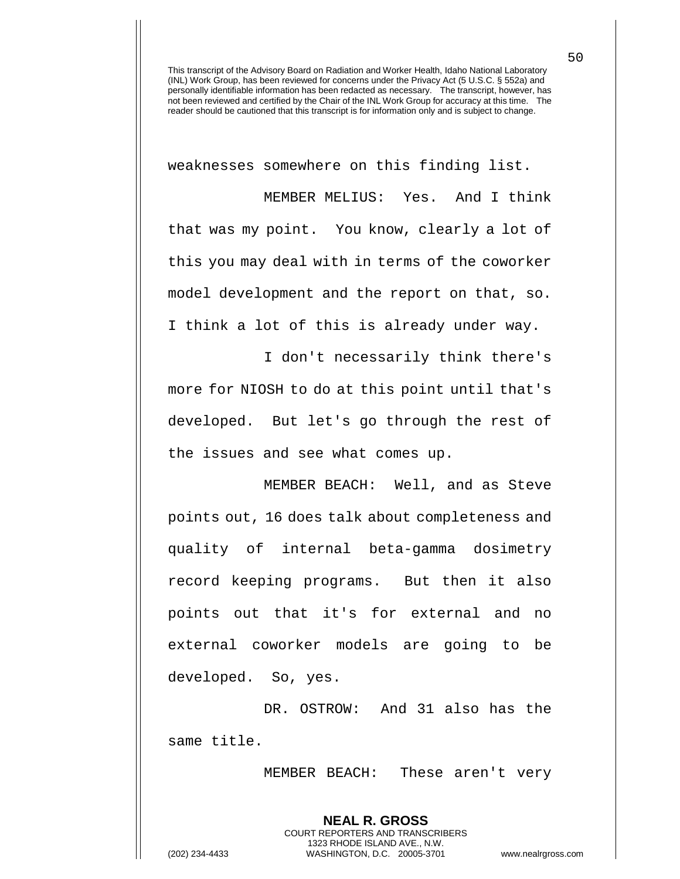weaknesses somewhere on this finding list.

MEMBER MELIUS: Yes. And I think that was my point. You know, clearly a lot of this you may deal with in terms of the coworker model development and the report on that, so. I think a lot of this is already under way.

I don't necessarily think there's more for NIOSH to do at this point until that's developed. But let's go through the rest of the issues and see what comes up.

MEMBER BEACH: Well, and as Steve points out, 16 does talk about completeness and quality of internal beta-gamma dosimetry record keeping programs. But then it also points out that it's for external and no external coworker models are going to be developed. So, yes.

DR. OSTROW: And 31 also has the same title.

MEMBER BEACH: These aren't very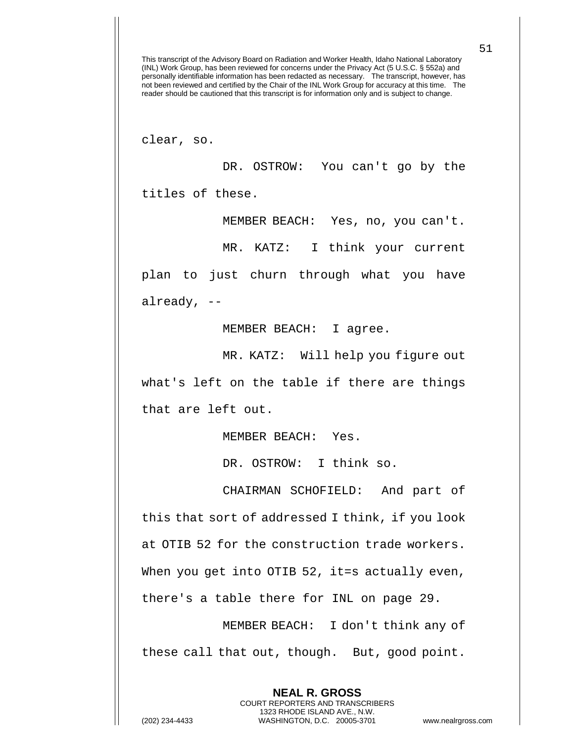This transcript of the Advisory Board on Radiation and Worker Health, Idaho National Laboratory (INL) Work Group, has been reviewed for concerns under the Privacy Act (5 U.S.C. § 552a) and personally identifiable information has been redacted as necessary. The transcript, however, has not been reviewed and certified by the Chair of the INL Work Group for accuracy at this time. The reader should be cautioned that this transcript is for information only and is subject to change.

clear, so.

DR. OSTROW: You can't go by the titles of these.

MEMBER BEACH: Yes, no, you can't.

MR. KATZ: I think your current plan to just churn through what you have already, --

MEMBER BEACH: I agree.

MR. KATZ: Will help you figure out what's left on the table if there are things that are left out.

MEMBER BEACH: Yes.

DR. OSTROW: I think so.

CHAIRMAN SCHOFIELD: And part of this that sort of addressed I think, if you look at OTIB 52 for the construction trade workers. When you get into OTIB 52, it=s actually even, there's a table there for INL on page 29.

MEMBER BEACH: I don't think any of these call that out, though. But, good point.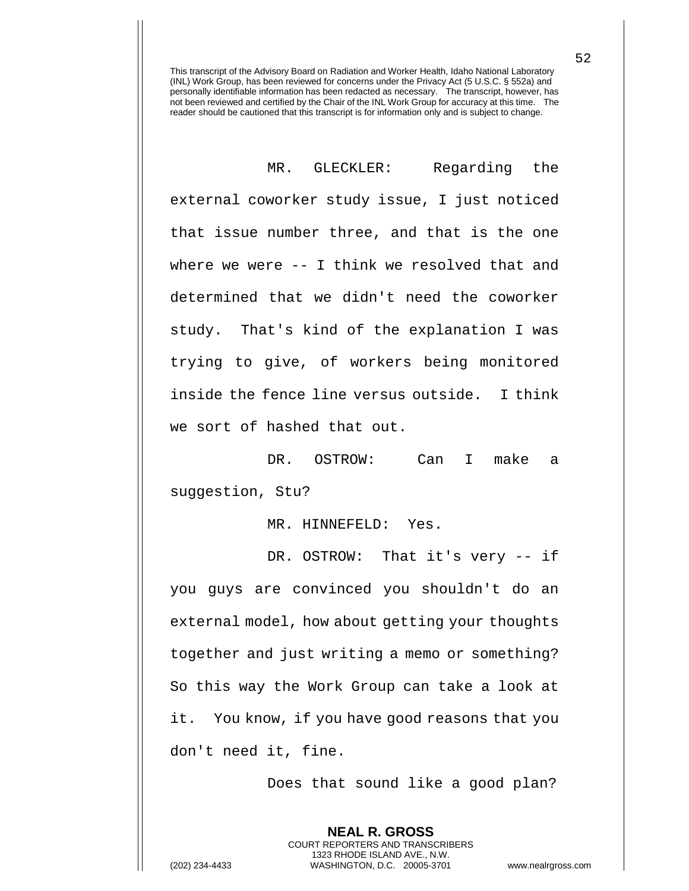This transcript of the Advisory Board on Radiation and Worker Health, Idaho National Laboratory (INL) Work Group, has been reviewed for concerns under the Privacy Act (5 U.S.C. § 552a) and personally identifiable information has been redacted as necessary. The transcript, however, has not been reviewed and certified by the Chair of the INL Work Group for accuracy at this time. The reader should be cautioned that this transcript is for information only and is subject to change.

MR. GLECKLER: Regarding the external coworker study issue, I just noticed that issue number three, and that is the one where we were -- I think we resolved that and determined that we didn't need the coworker study. That's kind of the explanation I was trying to give, of workers being monitored inside the fence line versus outside. I think we sort of hashed that out.

DR. OSTROW: Can I make a suggestion, Stu?

MR. HINNEFELD: Yes.

DR. OSTROW: That it's very -- if you guys are convinced you shouldn't do an external model, how about getting your thoughts together and just writing a memo or something? So this way the Work Group can take a look at it. You know, if you have good reasons that you don't need it, fine.

Does that sound like a good plan?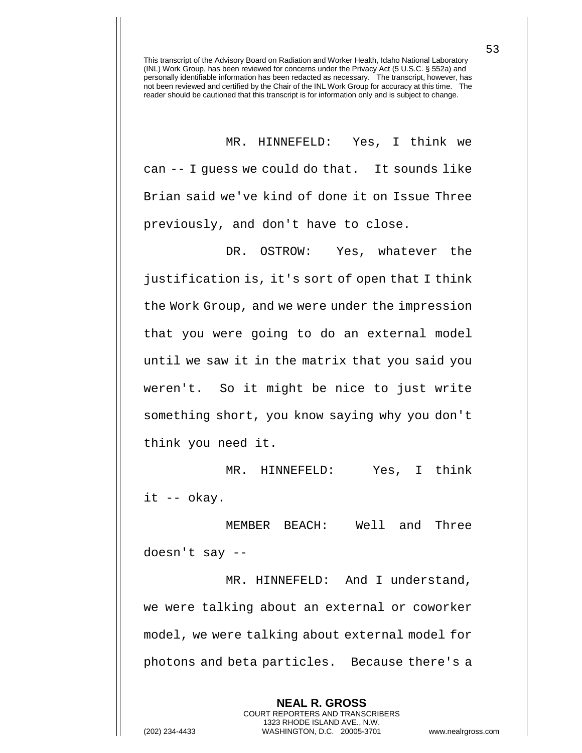This transcript of the Advisory Board on Radiation and Worker Health, Idaho National Laboratory (INL) Work Group, has been reviewed for concerns under the Privacy Act (5 U.S.C. § 552a) and personally identifiable information has been redacted as necessary. The transcript, however, has not been reviewed and certified by the Chair of the INL Work Group for accuracy at this time. The reader should be cautioned that this transcript is for information only and is subject to change.

MR. HINNEFELD: Yes, I think we can -- I guess we could do that. It sounds like Brian said we've kind of done it on Issue Three previously, and don't have to close.

DR. OSTROW: Yes, whatever the justification is, it's sort of open that I think the Work Group, and we were under the impression that you were going to do an external model until we saw it in the matrix that you said you weren't. So it might be nice to just write something short, you know saying why you don't think you need it.

MR. HINNEFELD: Yes, I think it -- okay.

MEMBER BEACH: Well and Three doesn't say --

MR. HINNEFELD: And I understand, we were talking about an external or coworker model, we were talking about external model for photons and beta particles. Because there's a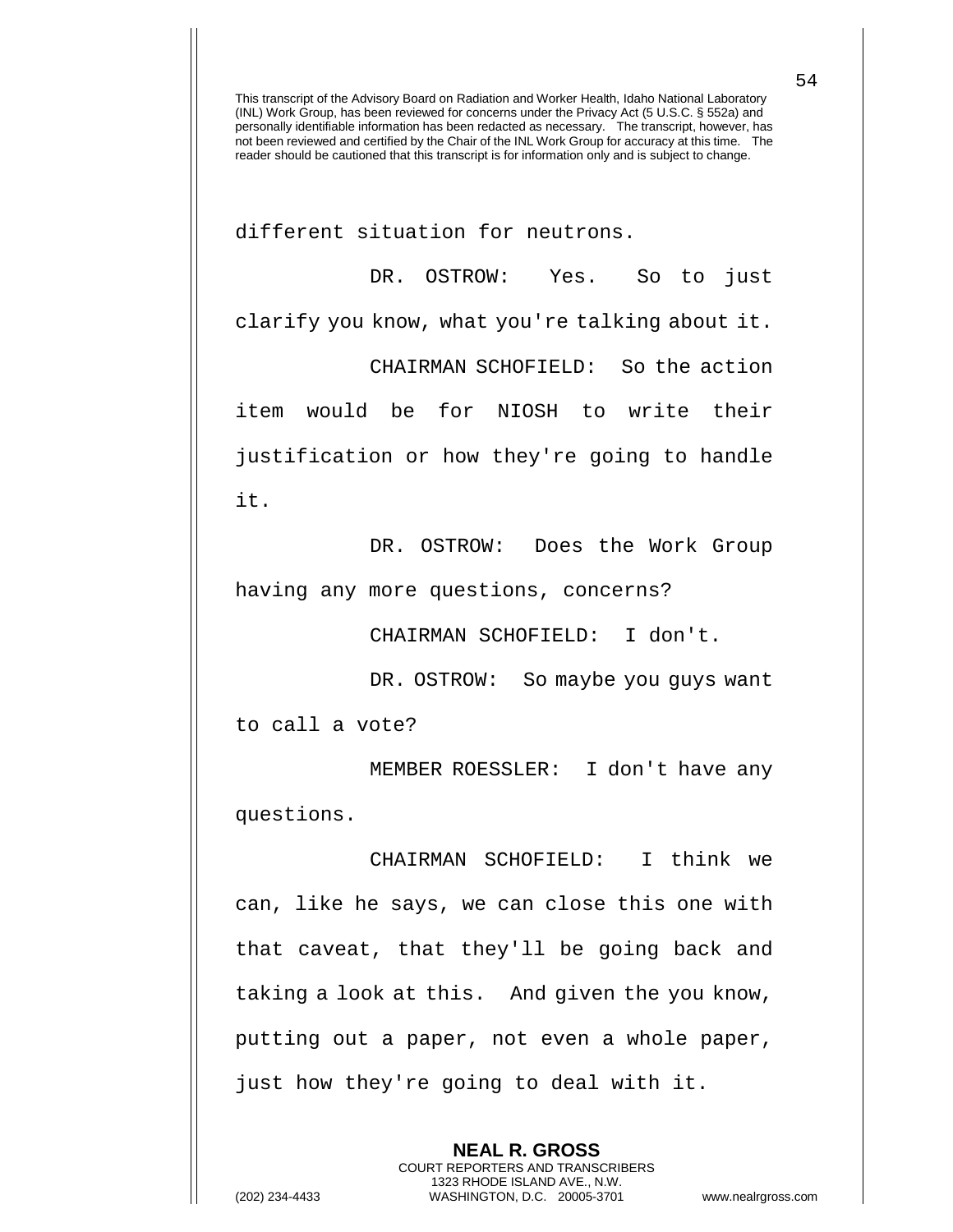different situation for neutrons.

DR. OSTROW: Yes. So to just clarify you know, what you're talking about it.

CHAIRMAN SCHOFIELD: So the action item would be for NIOSH to write their justification or how they're going to handle it.

DR. OSTROW: Does the Work Group having any more questions, concerns?

CHAIRMAN SCHOFIELD: I don't.

DR. OSTROW: So maybe you guys want to call a vote?

MEMBER ROESSLER: I don't have any questions.

CHAIRMAN SCHOFIELD: I think we can, like he says, we can close this one with that caveat, that they'll be going back and taking a look at this. And given the you know, putting out a paper, not even a whole paper, just how they're going to deal with it.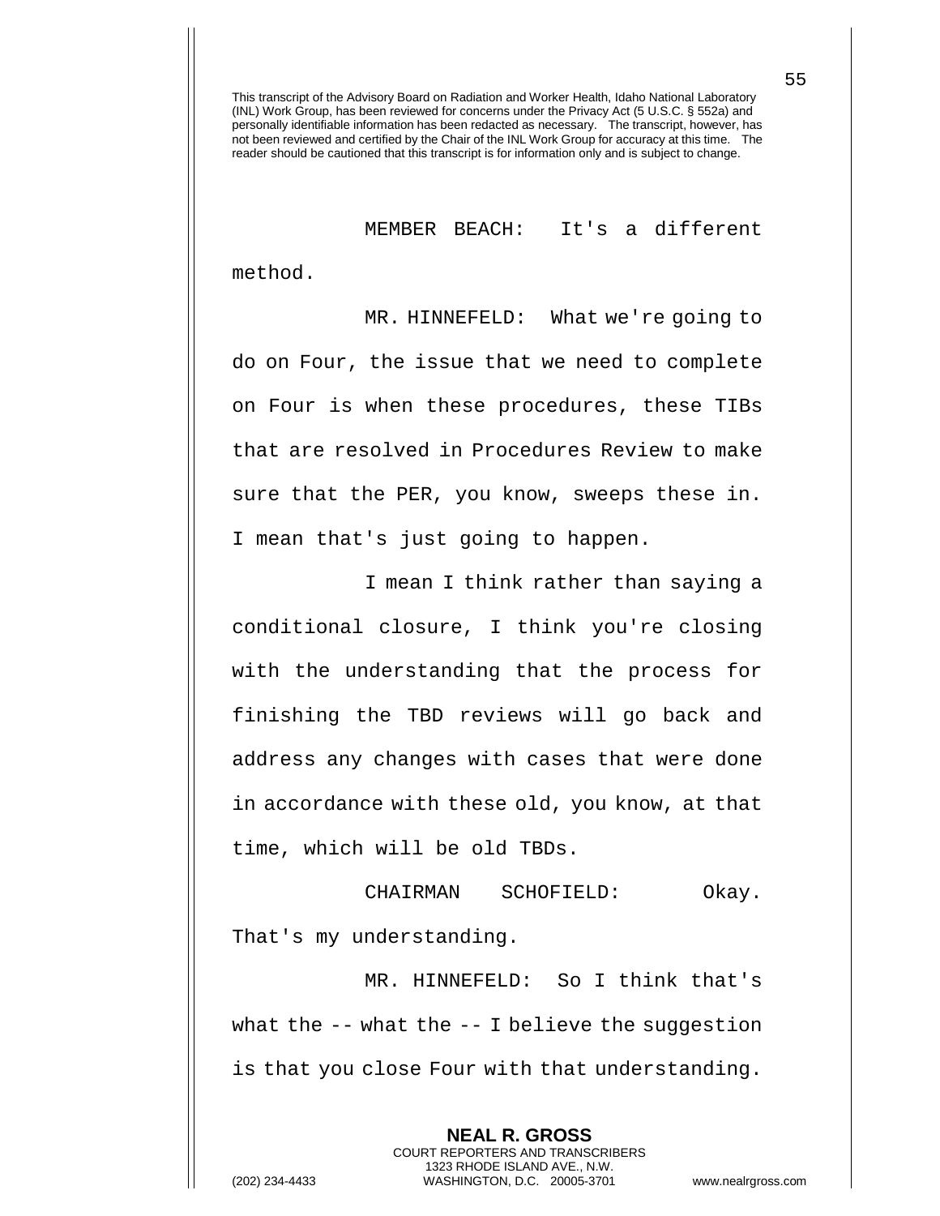This transcript of the Advisory Board on Radiation and Worker Health, Idaho National Laboratory (INL) Work Group, has been reviewed for concerns under the Privacy Act (5 U.S.C. § 552a) and personally identifiable information has been redacted as necessary. The transcript, however, has not been reviewed and certified by the Chair of the INL Work Group for accuracy at this time. The reader should be cautioned that this transcript is for information only and is subject to change.

MEMBER BEACH: It's a different method.

MR. HINNEFELD: What we're going to do on Four, the issue that we need to complete on Four is when these procedures, these TIBs that are resolved in Procedures Review to make sure that the PER, you know, sweeps these in. I mean that's just going to happen.

I mean I think rather than saying a conditional closure, I think you're closing with the understanding that the process for finishing the TBD reviews will go back and address any changes with cases that were done in accordance with these old, you know, at that time, which will be old TBDs.

CHAIRMAN SCHOFIELD: Okay. That's my understanding.

MR. HINNEFELD: So I think that's what the -- what the -- I believe the suggestion is that you close Four with that understanding.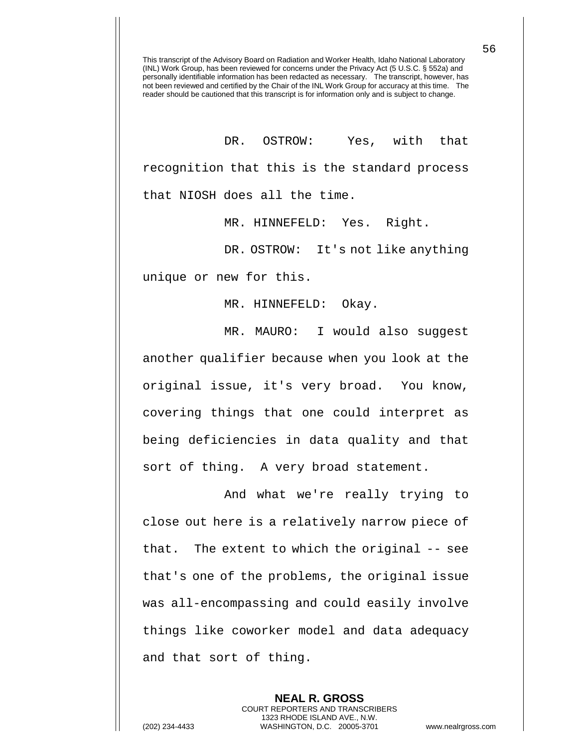This transcript of the Advisory Board on Radiation and Worker Health, Idaho National Laboratory (INL) Work Group, has been reviewed for concerns under the Privacy Act (5 U.S.C. § 552a) and personally identifiable information has been redacted as necessary. The transcript, however, has not been reviewed and certified by the Chair of the INL Work Group for accuracy at this time. The reader should be cautioned that this transcript is for information only and is subject to change.

DR. OSTROW: Yes, with that recognition that this is the standard process that NIOSH does all the time.

MR. HINNEFELD: Yes. Right.

DR. OSTROW: It's not like anything unique or new for this.

MR. HINNEFELD: Okay.

MR. MAURO: I would also suggest another qualifier because when you look at the original issue, it's very broad. You know, covering things that one could interpret as being deficiencies in data quality and that sort of thing. A very broad statement.

And what we're really trying to close out here is a relatively narrow piece of that. The extent to which the original -- see that's one of the problems, the original issue was all-encompassing and could easily involve things like coworker model and data adequacy and that sort of thing.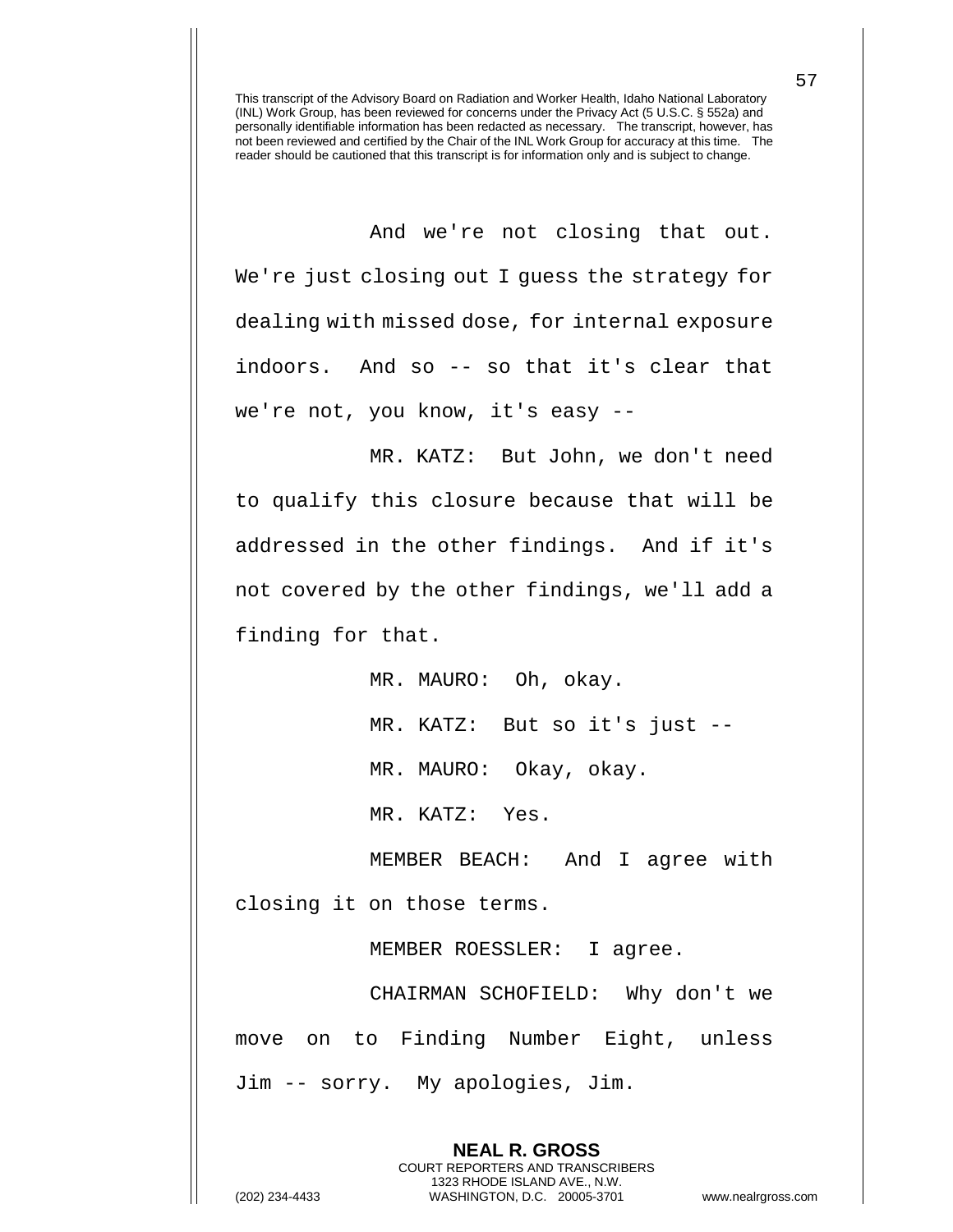This transcript of the Advisory Board on Radiation and Worker Health, Idaho National Laboratory (INL) Work Group, has been reviewed for concerns under the Privacy Act (5 U.S.C. § 552a) and personally identifiable information has been redacted as necessary. The transcript, however, has not been reviewed and certified by the Chair of the INL Work Group for accuracy at this time. The reader should be cautioned that this transcript is for information only and is subject to change.

And we're not closing that out. We're just closing out I guess the strategy for dealing with missed dose, for internal exposure indoors. And so -- so that it's clear that we're not, you know, it's easy --

MR. KATZ: But John, we don't need to qualify this closure because that will be addressed in the other findings. And if it's not covered by the other findings, we'll add a finding for that.

MR. MAURO: Oh, okay.

MR. KATZ: But so it's just --

MR. MAURO: Okay, okay.

MR. KATZ: Yes.

MEMBER BEACH: And I agree with closing it on those terms.

MEMBER ROESSLER: I agree.

CHAIRMAN SCHOFIELD: Why don't we move on to Finding Number Eight, unless Jim -- sorry. My apologies, Jim.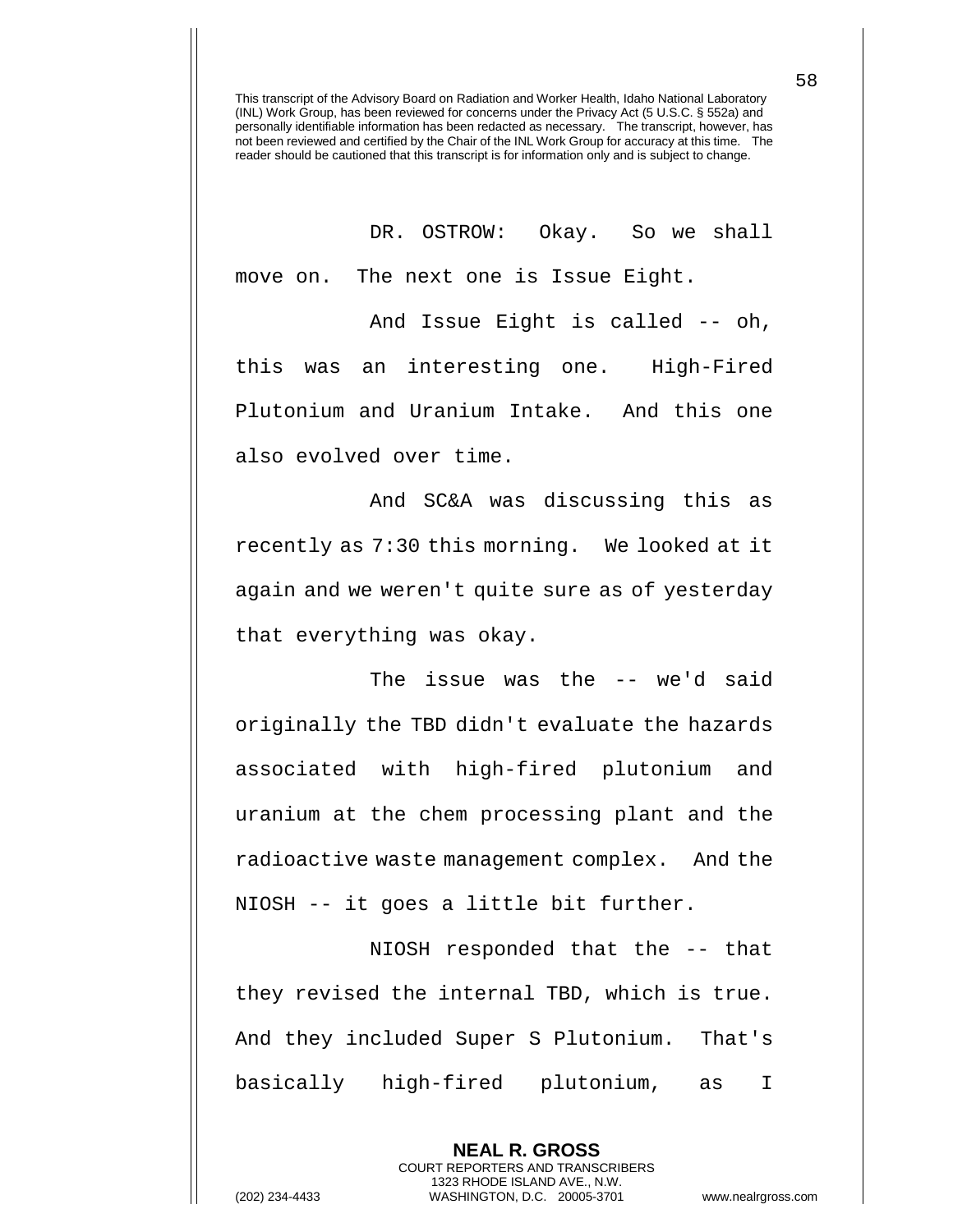This transcript of the Advisory Board on Radiation and Worker Health, Idaho National Laboratory (INL) Work Group, has been reviewed for concerns under the Privacy Act (5 U.S.C. § 552a) and personally identifiable information has been redacted as necessary. The transcript, however, has not been reviewed and certified by the Chair of the INL Work Group for accuracy at this time. The reader should be cautioned that this transcript is for information only and is subject to change.

DR. OSTROW: Okay. So we shall move on. The next one is Issue Eight.

And Issue Eight is called -- oh, this was an interesting one. High-Fired Plutonium and Uranium Intake. And this one also evolved over time.

And SC&A was discussing this as recently as 7:30 this morning. We looked at it again and we weren't quite sure as of yesterday that everything was okay.

The issue was the -- we'd said originally the TBD didn't evaluate the hazards associated with high-fired plutonium and uranium at the chem processing plant and the radioactive waste management complex. And the NIOSH -- it goes a little bit further.

NIOSH responded that the -- that they revised the internal TBD, which is true. And they included Super S Plutonium. That's basically high-fired plutonium, as I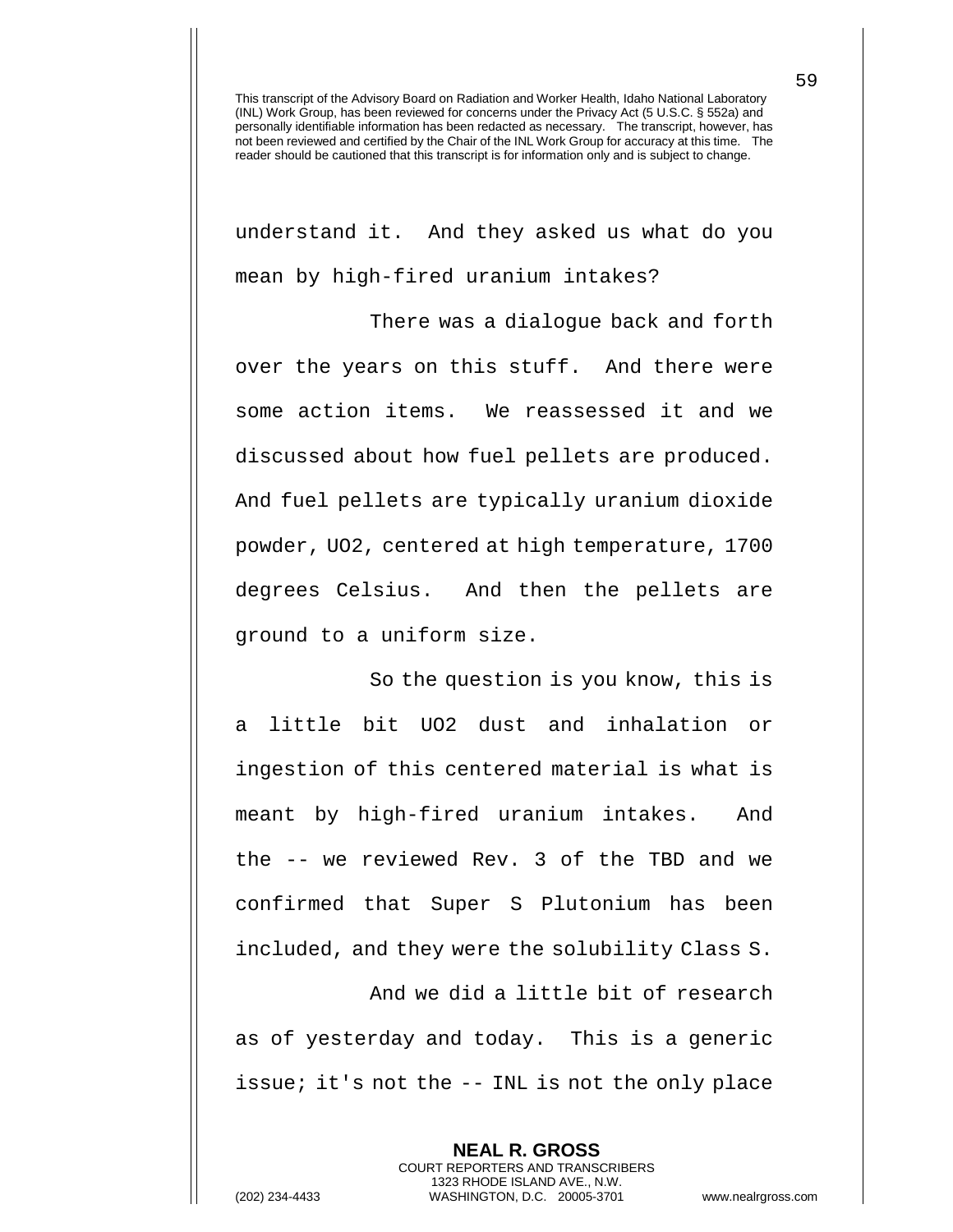This transcript of the Advisory Board on Radiation and Worker Health, Idaho National Laboratory (INL) Work Group, has been reviewed for concerns under the Privacy Act (5 U.S.C. § 552a) and personally identifiable information has been redacted as necessary. The transcript, however, has not been reviewed and certified by the Chair of the INL Work Group for accuracy at this time. The reader should be cautioned that this transcript is for information only and is subject to change.

understand it. And they asked us what do you mean by high-fired uranium intakes?

There was a dialogue back and forth over the years on this stuff. And there were some action items. We reassessed it and we discussed about how fuel pellets are produced. And fuel pellets are typically uranium dioxide powder, UO2, centered at high temperature, 1700 degrees Celsius. And then the pellets are ground to a uniform size.

So the question is you know, this is a little bit UO2 dust and inhalation or ingestion of this centered material is what is meant by high-fired uranium intakes. And the -- we reviewed Rev. 3 of the TBD and we confirmed that Super S Plutonium has been included, and they were the solubility Class S.

And we did a little bit of research as of yesterday and today. This is a generic issue; it's not the -- INL is not the only place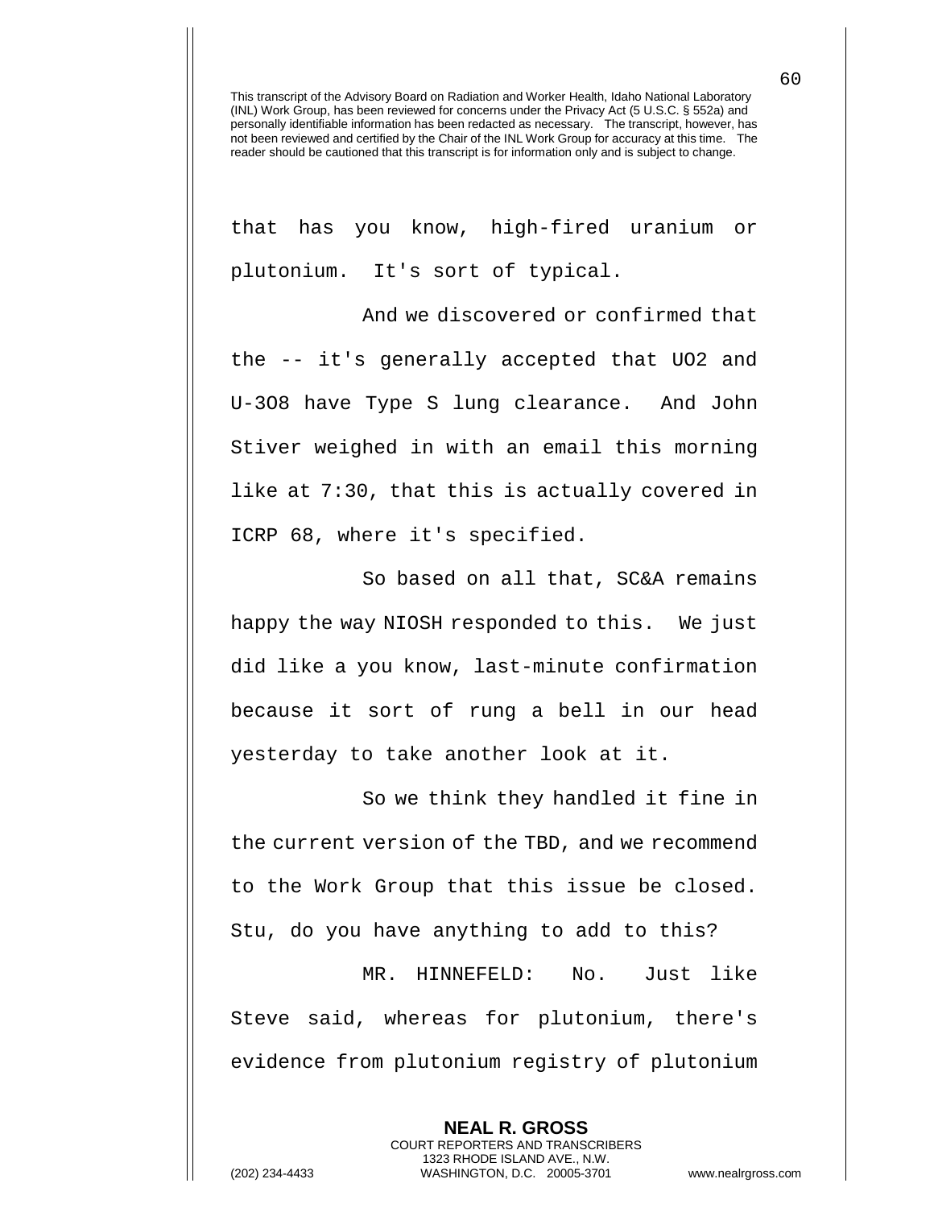that has you know, high-fired uranium or plutonium. It's sort of typical.

And we discovered or confirmed that the -- it's generally accepted that UO2 and U-3O8 have Type S lung clearance. And John Stiver weighed in with an email this morning like at 7:30, that this is actually covered in ICRP 68, where it's specified.

So based on all that, SC&A remains happy the way NIOSH responded to this. We just did like a you know, last-minute confirmation because it sort of rung a bell in our head yesterday to take another look at it.

So we think they handled it fine in the current version of the TBD, and we recommend to the Work Group that this issue be closed. Stu, do you have anything to add to this?

MR. HINNEFELD: No. Just like Steve said, whereas for plutonium, there's evidence from plutonium registry of plutonium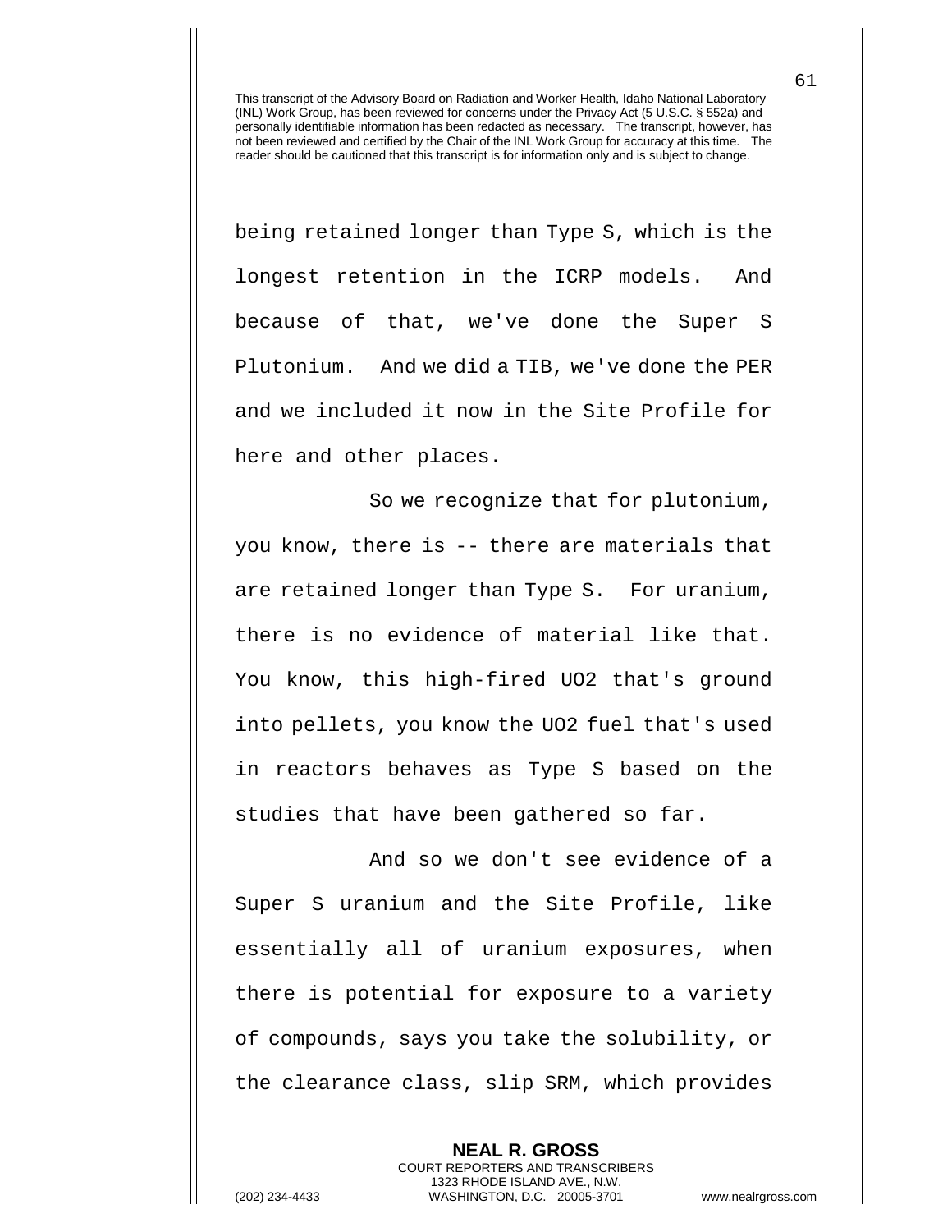being retained longer than Type S, which is the longest retention in the ICRP models. And because of that, we've done the Super S Plutonium. And we did a TIB, we've done the PER and we included it now in the Site Profile for here and other places.

So we recognize that for plutonium, you know, there is -- there are materials that are retained longer than Type S. For uranium, there is no evidence of material like that. You know, this high-fired UO2 that's ground into pellets, you know the UO2 fuel that's used in reactors behaves as Type S based on the studies that have been gathered so far.

And so we don't see evidence of a Super S uranium and the Site Profile, like essentially all of uranium exposures, when there is potential for exposure to a variety of compounds, says you take the solubility, or the clearance class, slip SRM, which provides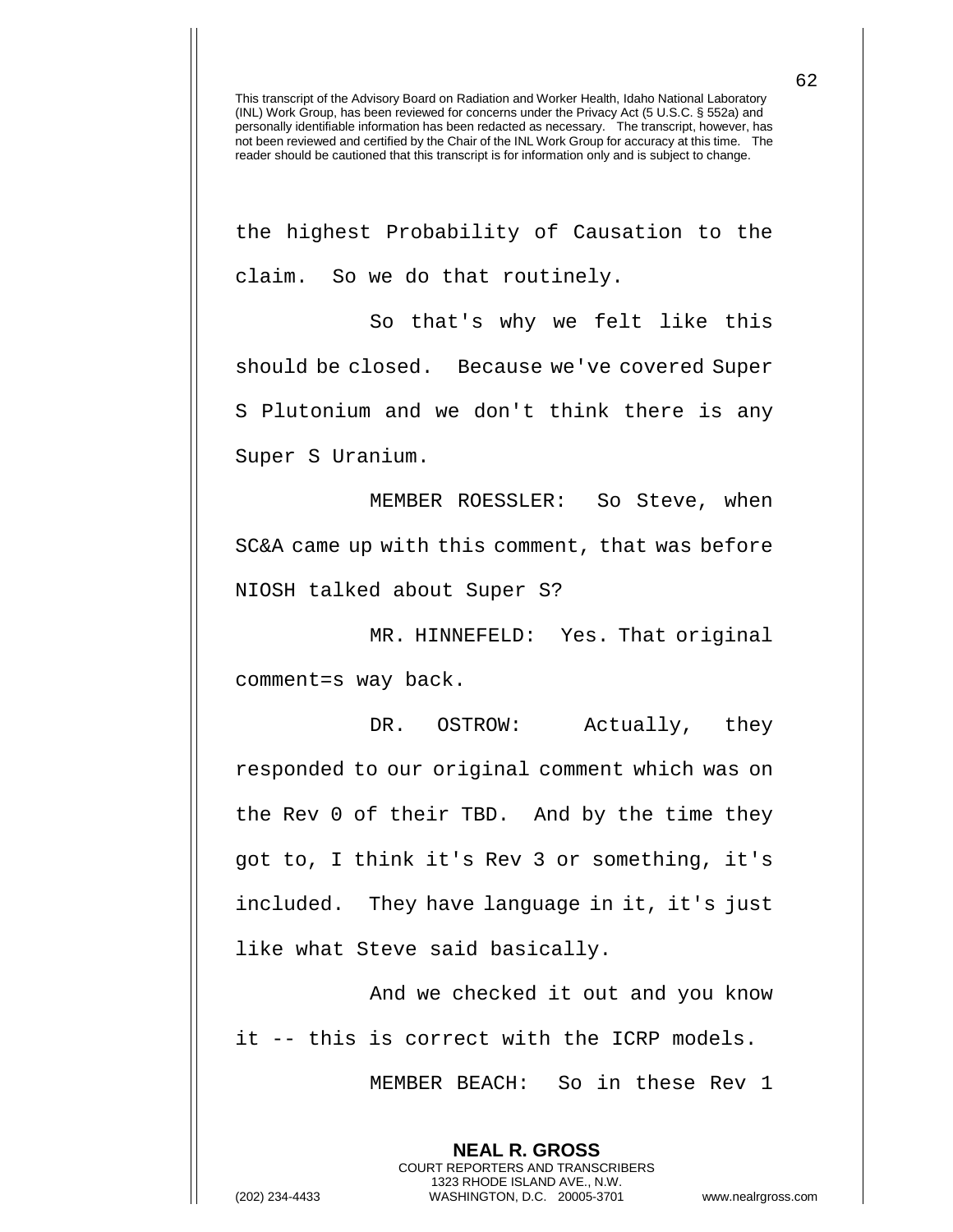This transcript of the Advisory Board on Radiation and Worker Health, Idaho National Laboratory (INL) Work Group, has been reviewed for concerns under the Privacy Act (5 U.S.C. § 552a) and personally identifiable information has been redacted as necessary. The transcript, however, has not been reviewed and certified by the Chair of the INL Work Group for accuracy at this time. The reader should be cautioned that this transcript is for information only and is subject to change.

the highest Probability of Causation to the claim. So we do that routinely.

So that's why we felt like this should be closed. Because we've covered Super S Plutonium and we don't think there is any Super S Uranium.

MEMBER ROESSLER: So Steve, when SC&A came up with this comment, that was before NIOSH talked about Super S?

MR. HINNEFELD: Yes. That original comment=s way back.

DR. OSTROW: Actually, they responded to our original comment which was on the Rev 0 of their TBD. And by the time they got to, I think it's Rev 3 or something, it's included. They have language in it, it's just like what Steve said basically.

And we checked it out and you know it -- this is correct with the ICRP models.

MEMBER BEACH: So in these Rev 1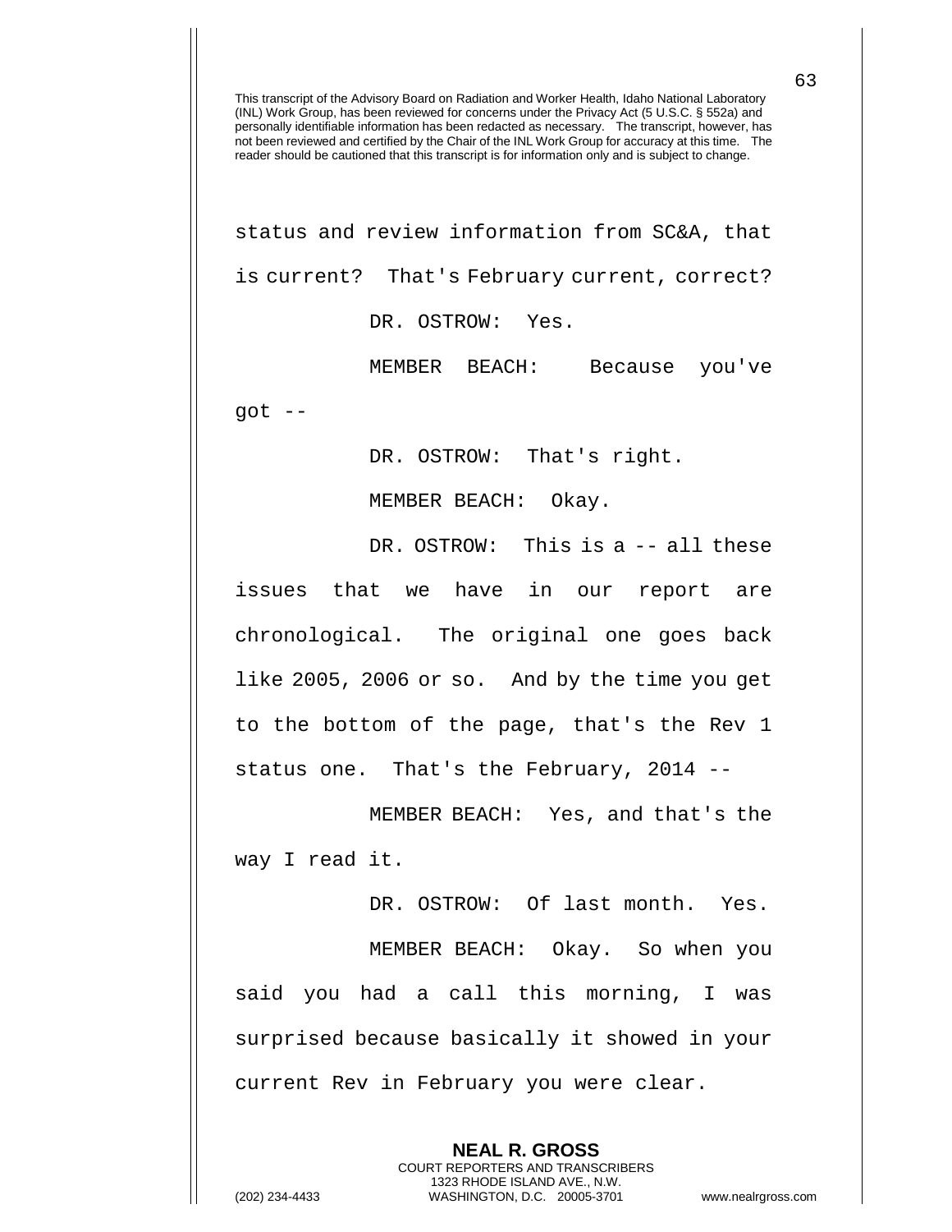This transcript of the Advisory Board on Radiation and Worker Health, Idaho National Laboratory (INL) Work Group, has been reviewed for concerns under the Privacy Act (5 U.S.C. § 552a) and personally identifiable information has been redacted as necessary. The transcript, however, has not been reviewed and certified by the Chair of the INL Work Group for accuracy at this time. The reader should be cautioned that this transcript is for information only and is subject to change.

status and review information from SC&A, that is current? That's February current, correct?

DR. OSTROW: Yes.

MEMBER BEACH: Because you've got --

DR. OSTROW: That's right.

MEMBER BEACH: Okay.

DR. OSTROW: This is a -- all these issues that we have in our report are chronological. The original one goes back like 2005, 2006 or so. And by the time you get to the bottom of the page, that's the Rev 1 status one. That's the February, 2014 --

MEMBER BEACH: Yes, and that's the way I read it.

DR. OSTROW: Of last month. Yes.

MEMBER BEACH: Okay. So when you said you had a call this morning, I was surprised because basically it showed in your current Rev in February you were clear.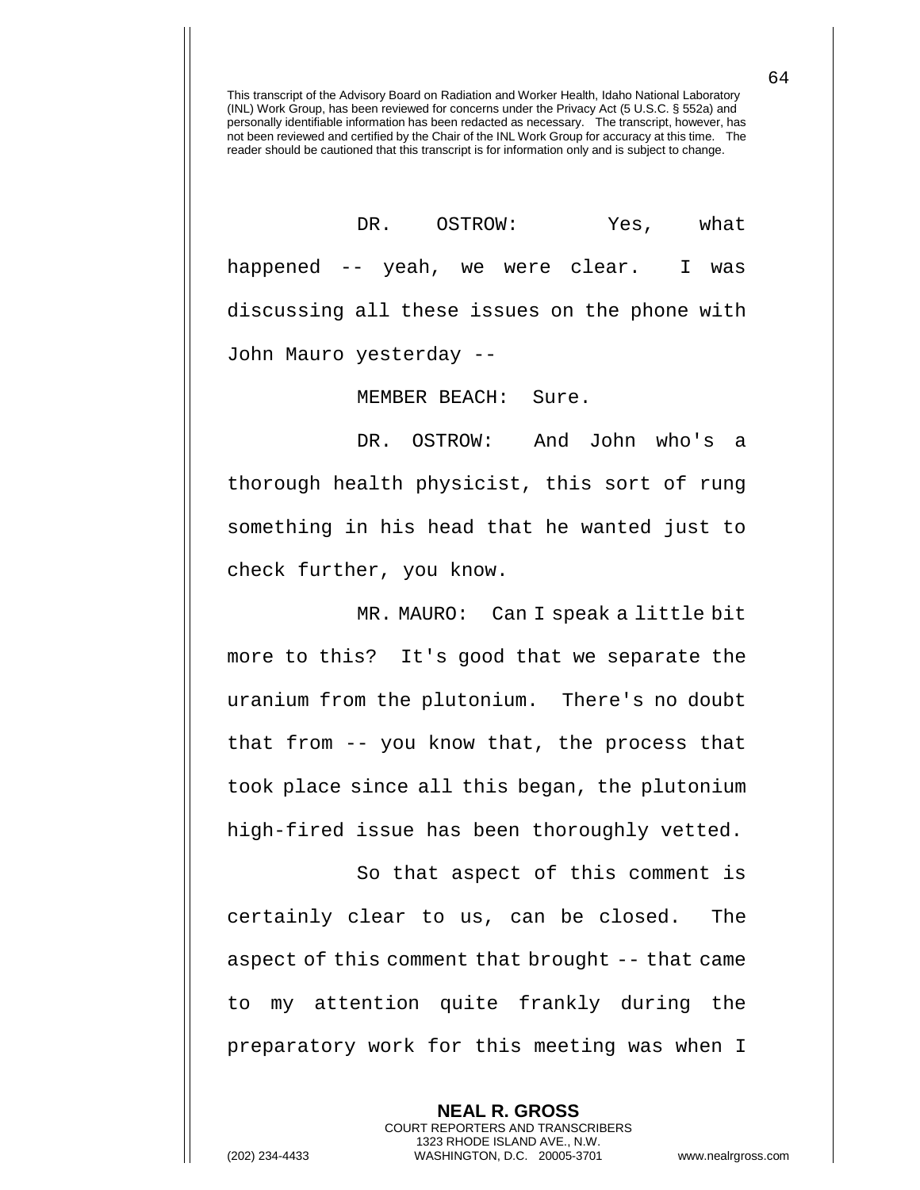This transcript of the Advisory Board on Radiation and Worker Health, Idaho National Laboratory (INL) Work Group, has been reviewed for concerns under the Privacy Act (5 U.S.C. § 552a) and personally identifiable information has been redacted as necessary. The transcript, however, has not been reviewed and certified by the Chair of the INL Work Group for accuracy at this time. The reader should be cautioned that this transcript is for information only and is subject to change.

DR. OSTROW: Yes, what happened -- yeah, we were clear. I was discussing all these issues on the phone with John Mauro yesterday --

MEMBER BEACH: Sure.

DR. OSTROW: And John who's a thorough health physicist, this sort of rung something in his head that he wanted just to check further, you know.

MR. MAURO: Can I speak a little bit more to this? It's good that we separate the uranium from the plutonium. There's no doubt that from -- you know that, the process that took place since all this began, the plutonium high-fired issue has been thoroughly vetted.

So that aspect of this comment is certainly clear to us, can be closed. The aspect of this comment that brought -- that came to my attention quite frankly during the preparatory work for this meeting was when I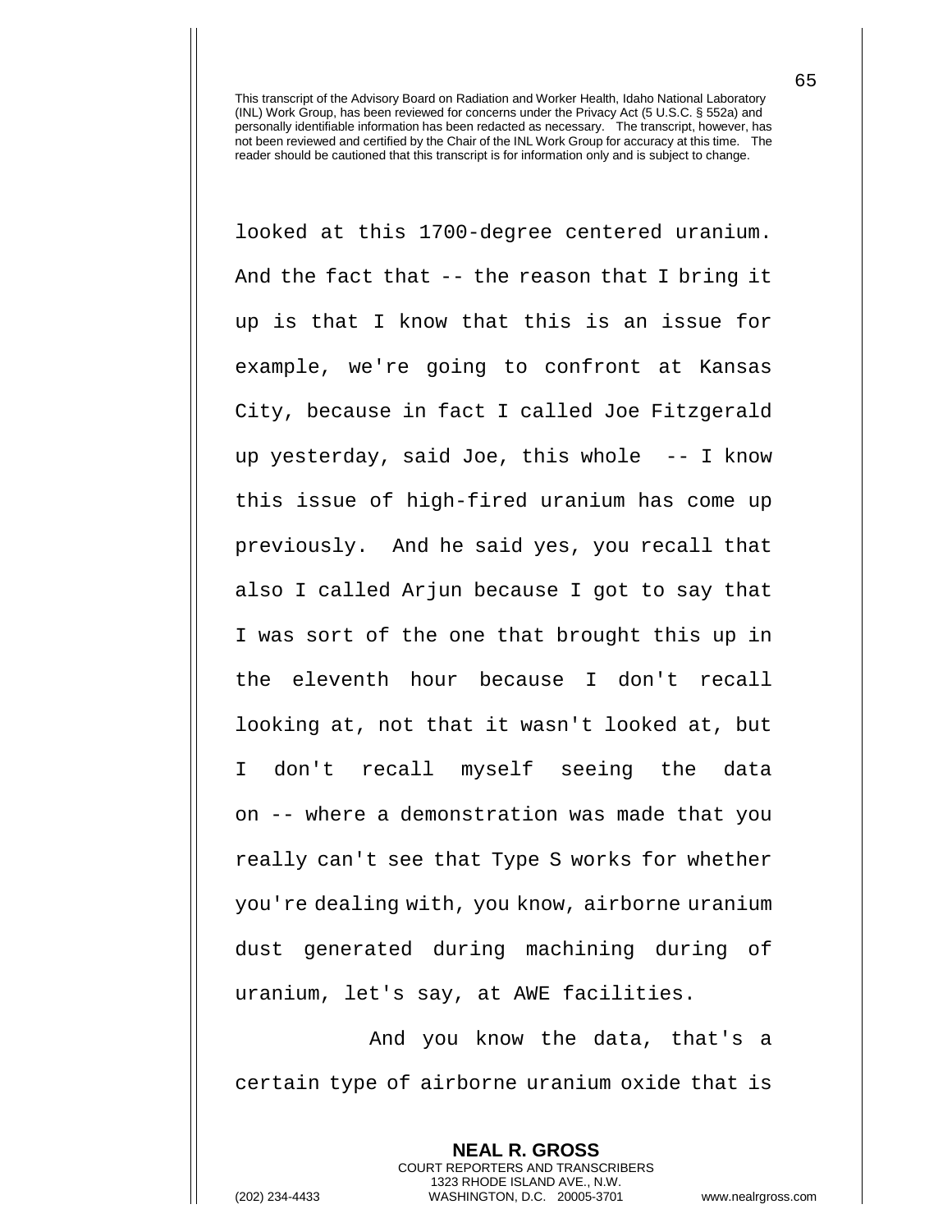looked at this 1700-degree centered uranium. And the fact that -- the reason that I bring it up is that I know that this is an issue for example, we're going to confront at Kansas City, because in fact I called Joe Fitzgerald up yesterday, said Joe, this whole -- I know this issue of high-fired uranium has come up previously. And he said yes, you recall that also I called Arjun because I got to say that I was sort of the one that brought this up in the eleventh hour because I don't recall looking at, not that it wasn't looked at, but I don't recall myself seeing the data on -- where a demonstration was made that you really can't see that Type S works for whether you're dealing with, you know, airborne uranium dust generated during machining during of uranium, let's say, at AWE facilities.

And you know the data, that's a certain type of airborne uranium oxide that is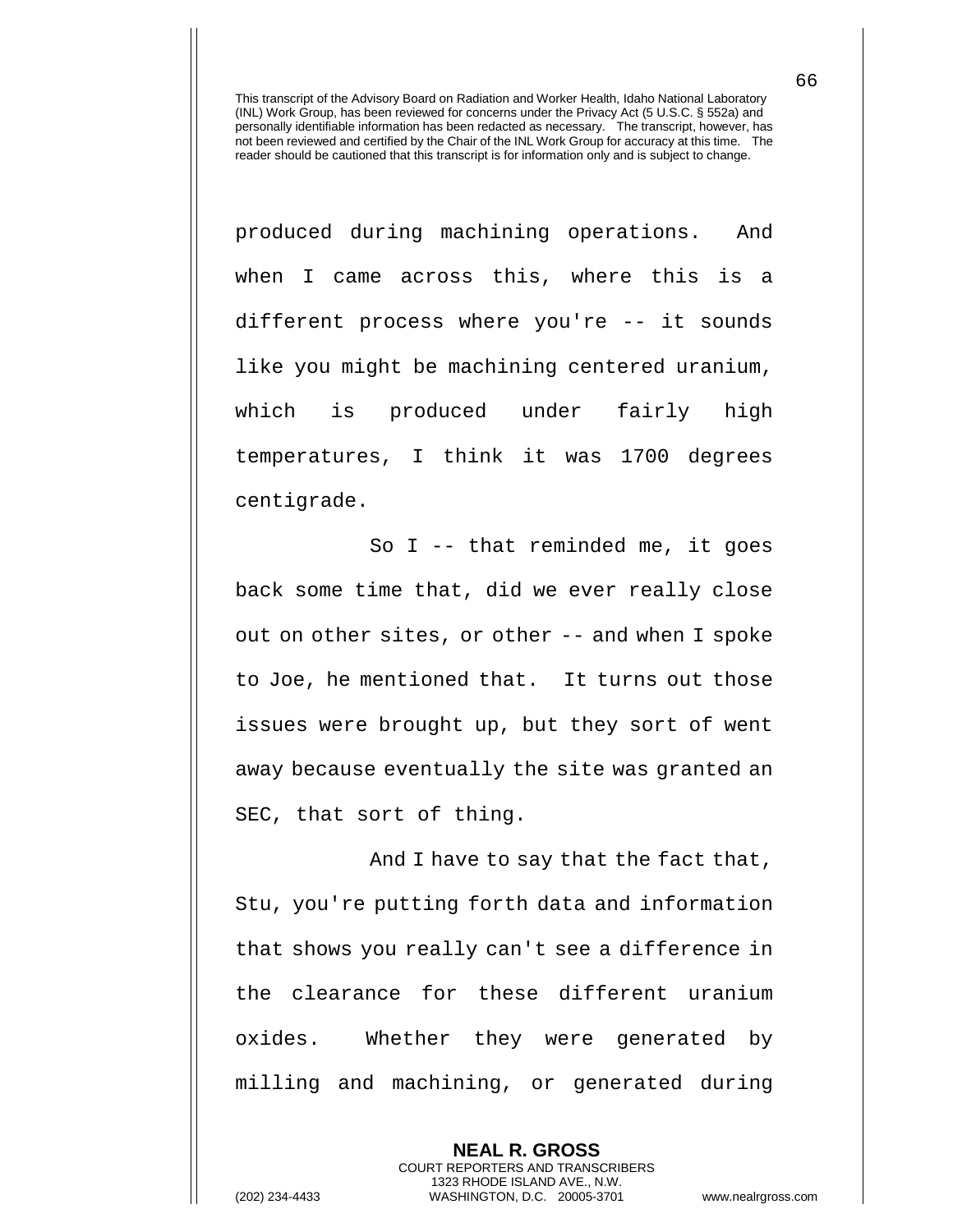This transcript of the Advisory Board on Radiation and Worker Health, Idaho National Laboratory (INL) Work Group, has been reviewed for concerns under the Privacy Act (5 U.S.C. § 552a) and personally identifiable information has been redacted as necessary. The transcript, however, has not been reviewed and certified by the Chair of the INL Work Group for accuracy at this time. The reader should be cautioned that this transcript is for information only and is subject to change.

produced during machining operations. And when I came across this, where this is a different process where you're -- it sounds like you might be machining centered uranium, which is produced under fairly high temperatures, I think it was 1700 degrees centigrade.

So I -- that reminded me, it goes back some time that, did we ever really close out on other sites, or other -- and when I spoke to Joe, he mentioned that. It turns out those issues were brought up, but they sort of went away because eventually the site was granted an SEC, that sort of thing.

And I have to say that the fact that, Stu, you're putting forth data and information that shows you really can't see a difference in the clearance for these different uranium oxides. Whether they were generated by milling and machining, or generated during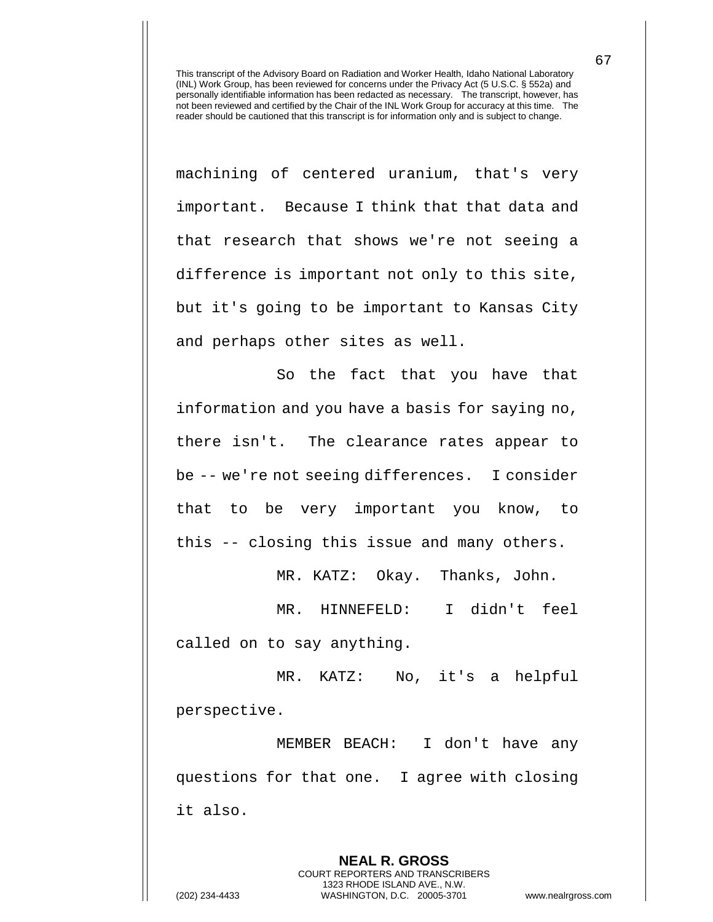machining of centered uranium, that's very important. Because I think that that data and that research that shows we're not seeing a difference is important not only to this site, but it's going to be important to Kansas City and perhaps other sites as well.

So the fact that you have that information and you have a basis for saying no, there isn't. The clearance rates appear to be -- we're not seeing differences. I consider that to be very important you know, to this -- closing this issue and many others.

MR. KATZ: Okay. Thanks, John.

MR. HINNEFELD: I didn't feel called on to say anything.

MR. KATZ: No, it's a helpful perspective.

MEMBER BEACH: I don't have any questions for that one. I agree with closing it also.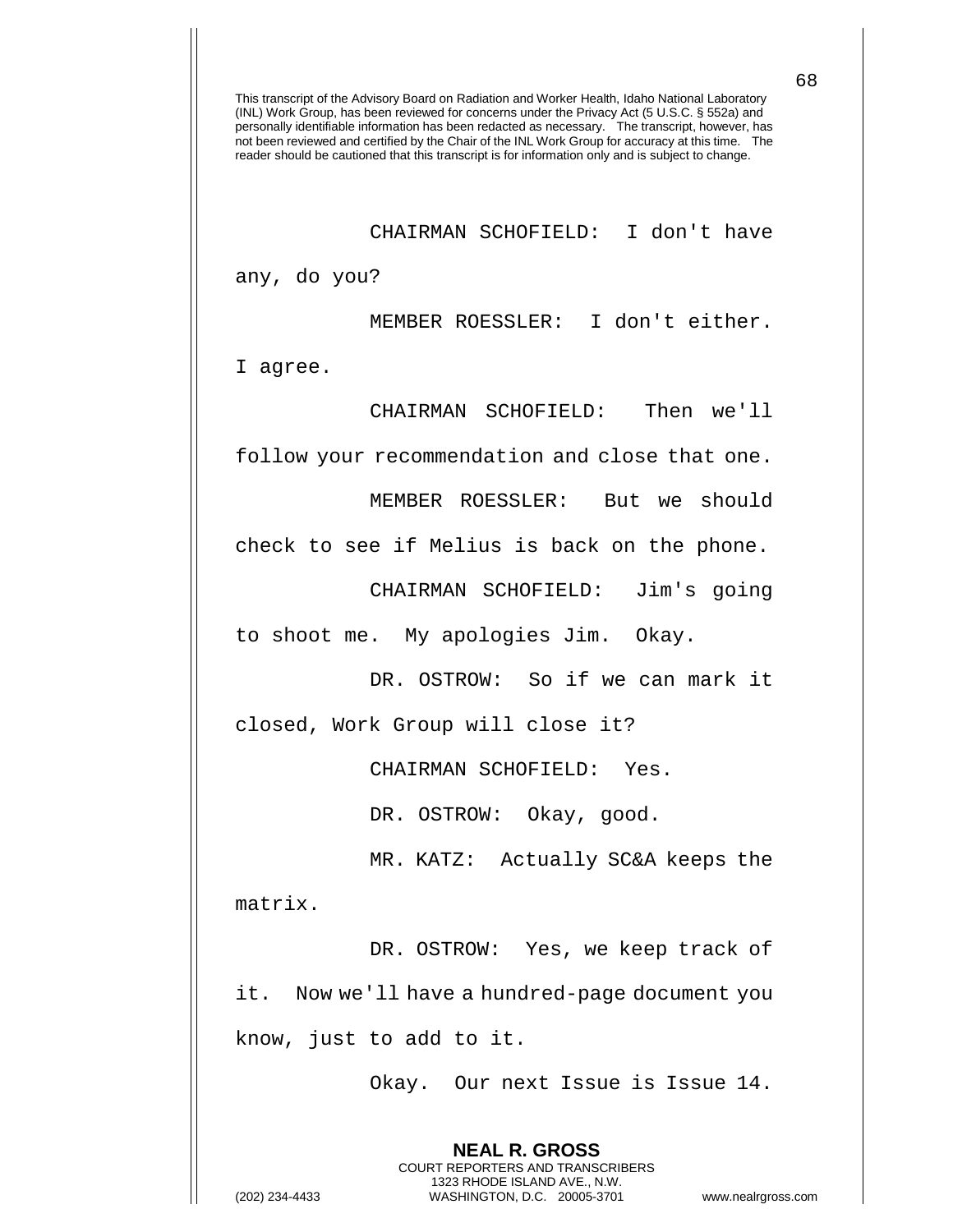This transcript of the Advisory Board on Radiation and Worker Health, Idaho National Laboratory (INL) Work Group, has been reviewed for concerns under the Privacy Act (5 U.S.C. § 552a) and personally identifiable information has been redacted as necessary. The transcript, however, has not been reviewed and certified by the Chair of the INL Work Group for accuracy at this time. The reader should be cautioned that this transcript is for information only and is subject to change.

CHAIRMAN SCHOFIELD: I don't have any, do you?

MEMBER ROESSLER: I don't either. I agree.

CHAIRMAN SCHOFIELD: Then we'll follow your recommendation and close that one.

MEMBER ROESSLER: But we should check to see if Melius is back on the phone.

CHAIRMAN SCHOFIELD: Jim's going to shoot me. My apologies Jim. Okay.

DR. OSTROW: So if we can mark it closed, Work Group will close it?

CHAIRMAN SCHOFIELD: Yes.

DR. OSTROW: Okay, good.

MR. KATZ: Actually SC&A keeps the matrix.

DR. OSTROW: Yes, we keep track of it. Now we'll have a hundred-page document you know, just to add to it.

Okay. Our next Issue is Issue 14.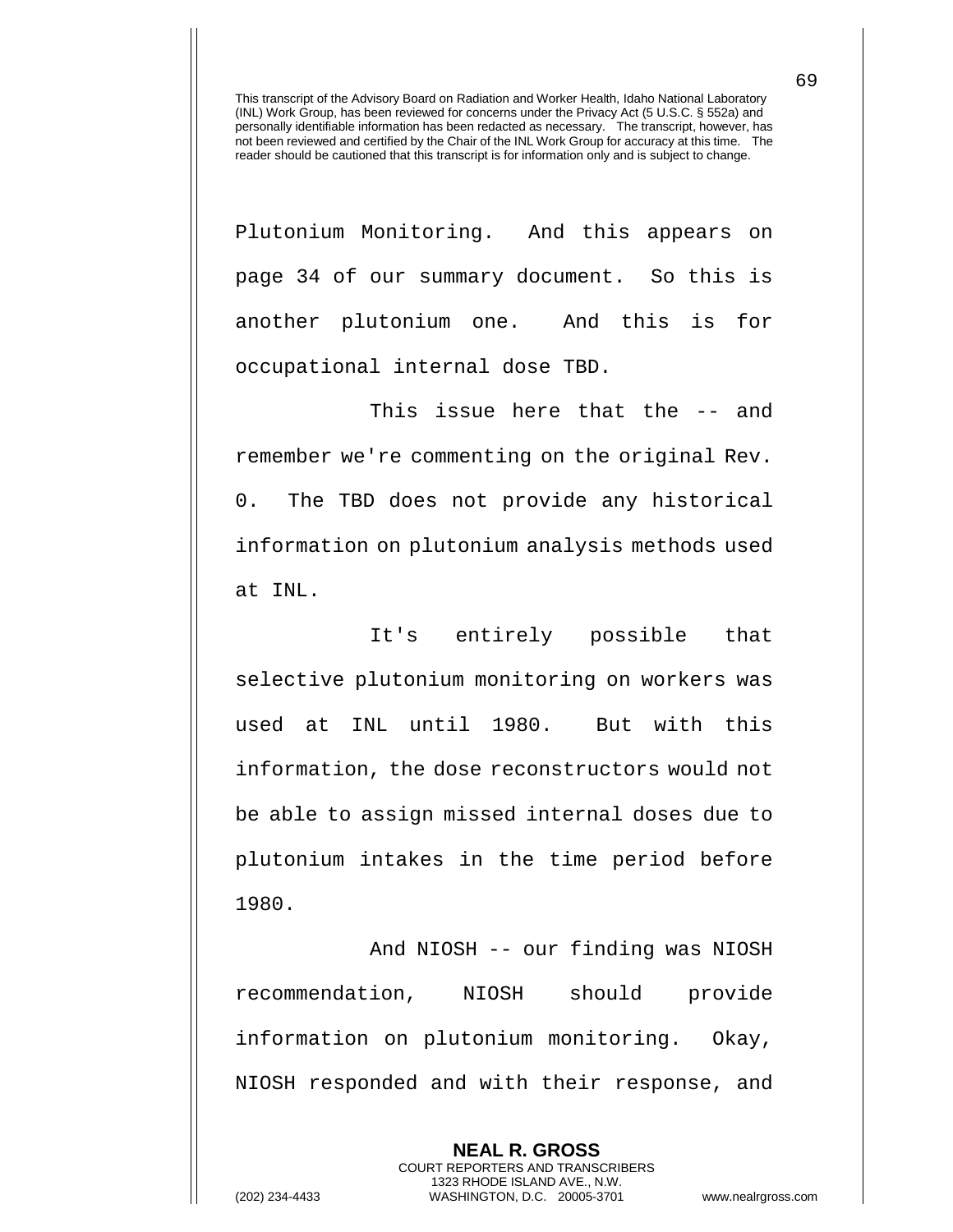Plutonium Monitoring. And this appears on page 34 of our summary document. So this is another plutonium one. And this is for occupational internal dose TBD.

This issue here that the -- and remember we're commenting on the original Rev. 0. The TBD does not provide any historical information on plutonium analysis methods used at INL.

It's entirely possible that selective plutonium monitoring on workers was used at INL until 1980. But with this information, the dose reconstructors would not be able to assign missed internal doses due to plutonium intakes in the time period before 1980.

And NIOSH -- our finding was NIOSH recommendation, NIOSH should provide information on plutonium monitoring. Okay, NIOSH responded and with their response, and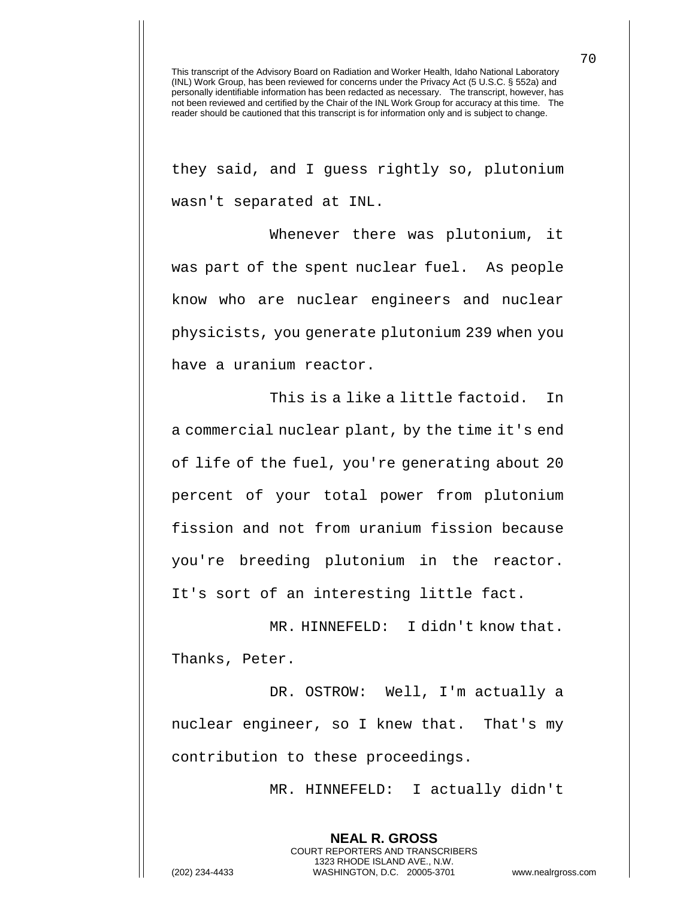they said, and I guess rightly so, plutonium wasn't separated at INL.

Whenever there was plutonium, it was part of the spent nuclear fuel. As people know who are nuclear engineers and nuclear physicists, you generate plutonium 239 when you have a uranium reactor.

This is a like a little factoid. In a commercial nuclear plant, by the time it's end of life of the fuel, you're generating about 20 percent of your total power from plutonium fission and not from uranium fission because you're breeding plutonium in the reactor. It's sort of an interesting little fact.

MR. HINNEFELD: I didn't know that. Thanks, Peter.

DR. OSTROW: Well, I'm actually a nuclear engineer, so I knew that. That's my contribution to these proceedings.

MR. HINNEFELD: I actually didn't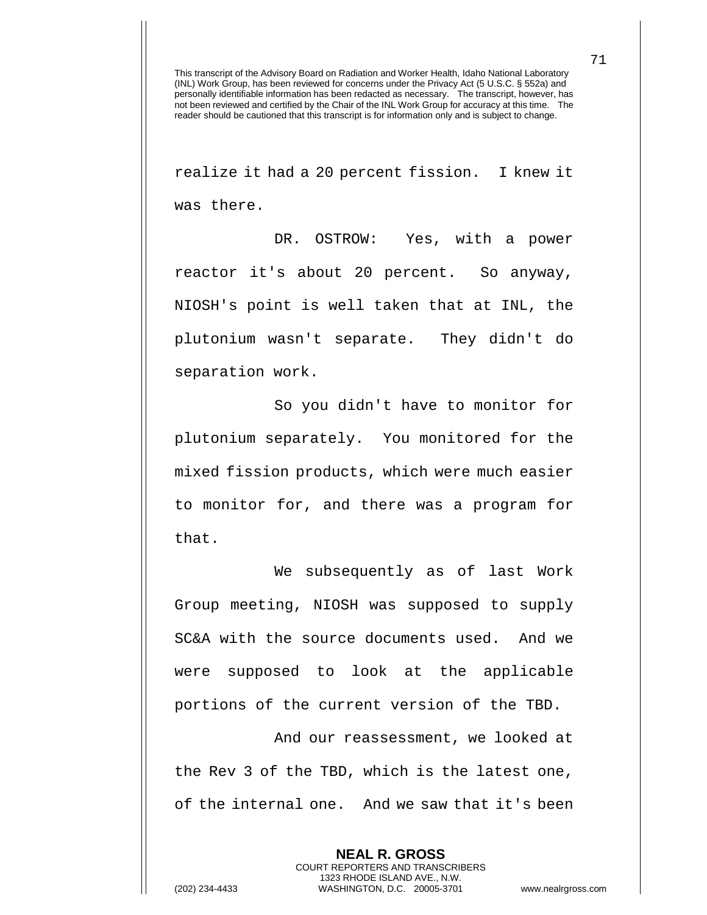This transcript of the Advisory Board on Radiation and Worker Health, Idaho National Laboratory (INL) Work Group, has been reviewed for concerns under the Privacy Act (5 U.S.C. § 552a) and personally identifiable information has been redacted as necessary. The transcript, however, has not been reviewed and certified by the Chair of the INL Work Group for accuracy at this time. The reader should be cautioned that this transcript is for information only and is subject to change.

realize it had a 20 percent fission. I knew it was there.

DR. OSTROW: Yes, with a power reactor it's about 20 percent. So anyway, NIOSH's point is well taken that at INL, the plutonium wasn't separate. They didn't do separation work.

So you didn't have to monitor for plutonium separately. You monitored for the mixed fission products, which were much easier to monitor for, and there was a program for that.

We subsequently as of last Work Group meeting, NIOSH was supposed to supply SC&A with the source documents used. And we were supposed to look at the applicable portions of the current version of the TBD.

And our reassessment, we looked at the Rev 3 of the TBD, which is the latest one, of the internal one. And we saw that it's been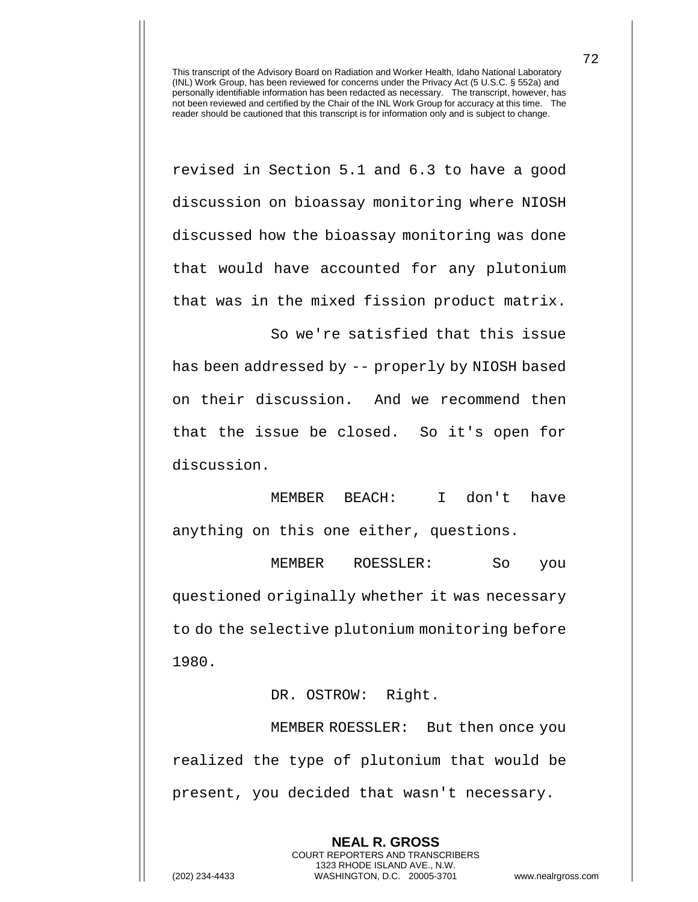revised in Section 5.1 and 6.3 to have a good discussion on bioassay monitoring where NIOSH discussed how the bioassay monitoring was done that would have accounted for any plutonium that was in the mixed fission product matrix.

So we're satisfied that this issue has been addressed by -- properly by NIOSH based on their discussion. And we recommend then that the issue be closed. So it's open for discussion.

MEMBER BEACH: I don't have anything on this one either, questions.

MEMBER ROESSLER: So you questioned originally whether it was necessary to do the selective plutonium monitoring before 1980.

DR. OSTROW: Right.

MEMBER ROESSLER: But then once you realized the type of plutonium that would be present, you decided that wasn't necessary.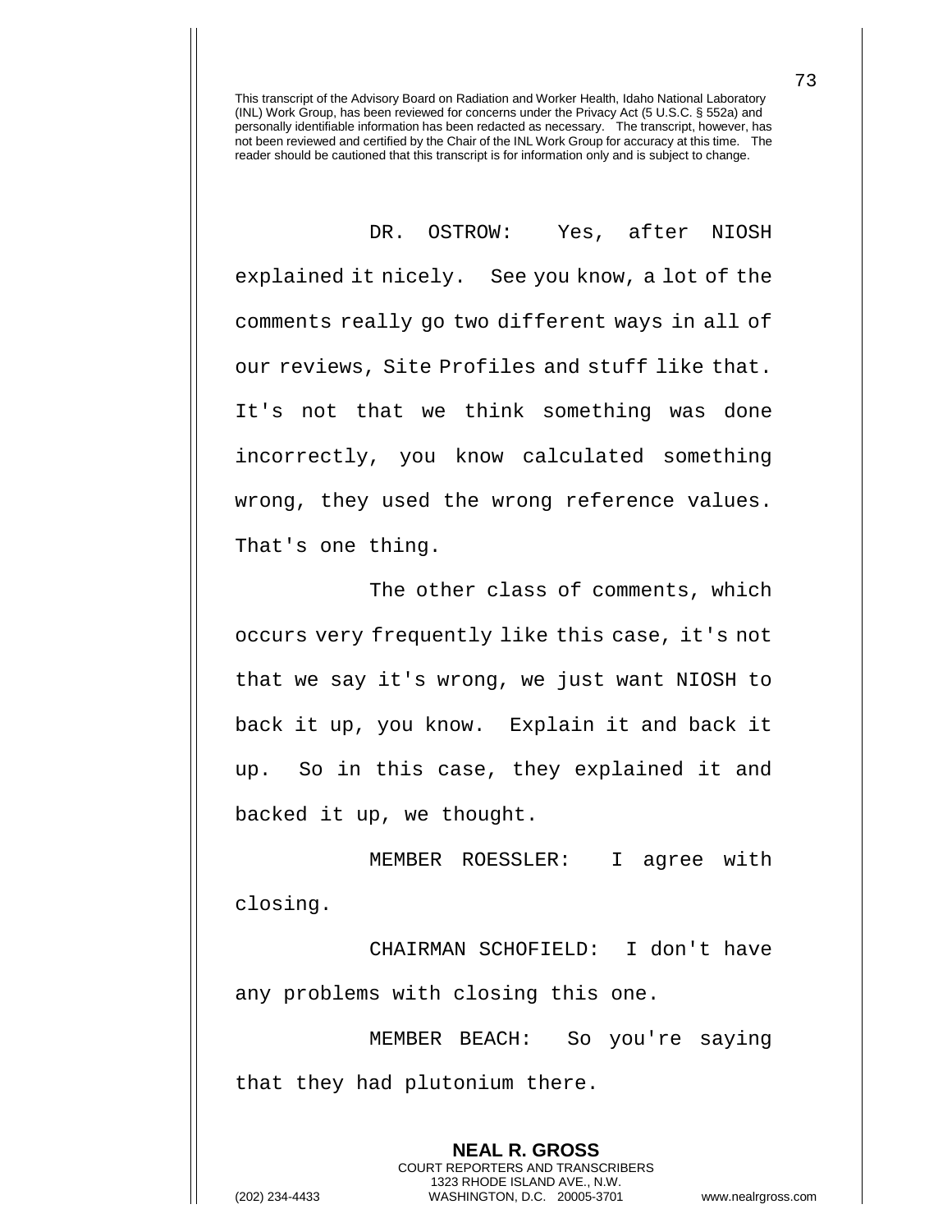This transcript of the Advisory Board on Radiation and Worker Health, Idaho National Laboratory (INL) Work Group, has been reviewed for concerns under the Privacy Act (5 U.S.C. § 552a) and personally identifiable information has been redacted as necessary. The transcript, however, has not been reviewed and certified by the Chair of the INL Work Group for accuracy at this time. The reader should be cautioned that this transcript is for information only and is subject to change.

DR. OSTROW: Yes, after NIOSH explained it nicely. See you know, a lot of the comments really go two different ways in all of our reviews, Site Profiles and stuff like that. It's not that we think something was done incorrectly, you know calculated something wrong, they used the wrong reference values. That's one thing.

The other class of comments, which occurs very frequently like this case, it's not that we say it's wrong, we just want NIOSH to back it up, you know. Explain it and back it up. So in this case, they explained it and backed it up, we thought.

MEMBER ROESSLER: I agree with closing.

CHAIRMAN SCHOFIELD: I don't have any problems with closing this one.

MEMBER BEACH: So you're saying that they had plutonium there.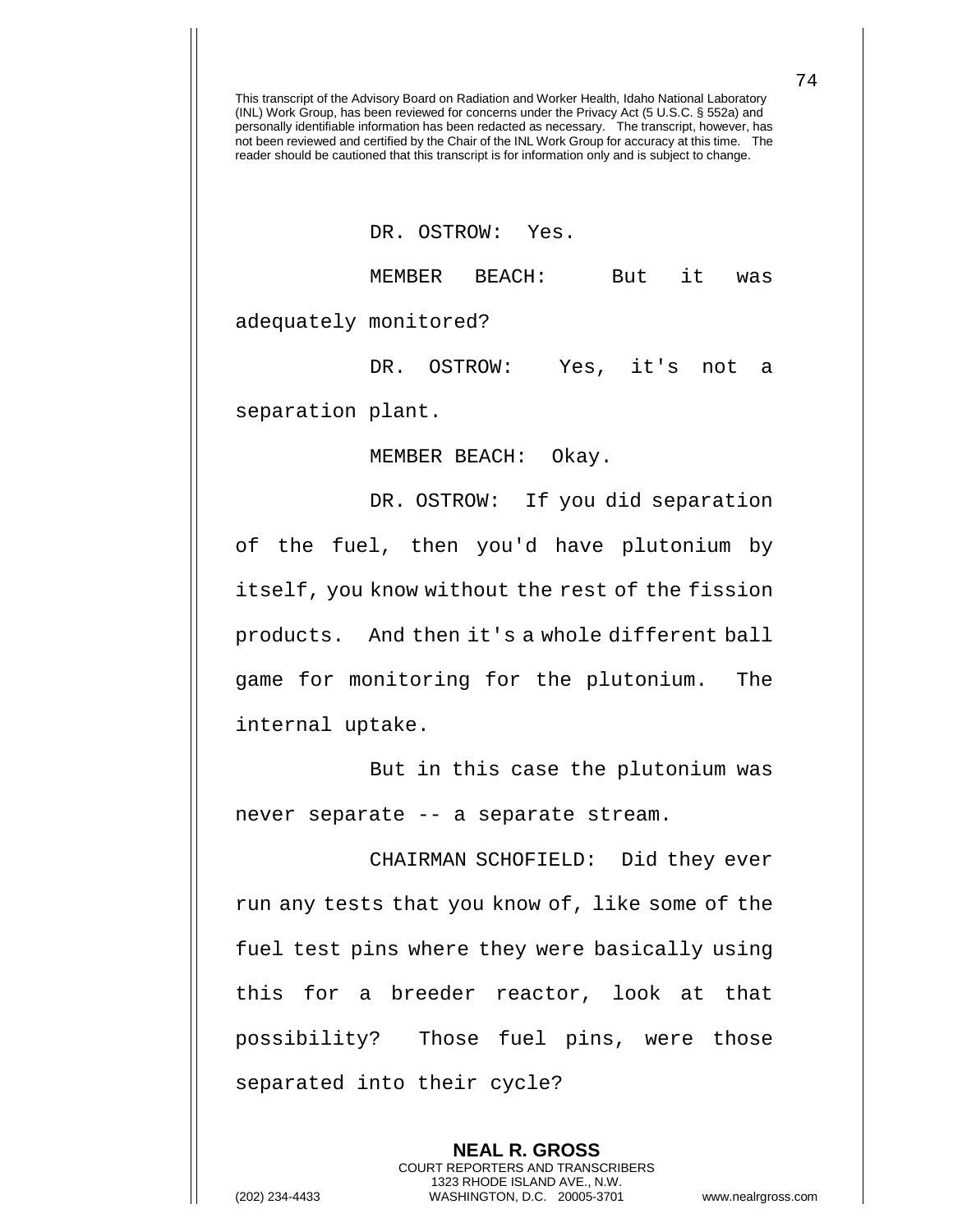This transcript of the Advisory Board on Radiation and Worker Health, Idaho National Laboratory (INL) Work Group, has been reviewed for concerns under the Privacy Act (5 U.S.C. § 552a) and personally identifiable information has been redacted as necessary. The transcript, however, has not been reviewed and certified by the Chair of the INL Work Group for accuracy at this time. The reader should be cautioned that this transcript is for information only and is subject to change.

DR. OSTROW: Yes.

MEMBER BEACH: But it was adequately monitored?

DR. OSTROW: Yes, it's not a separation plant.

MEMBER BEACH: Okay.

DR. OSTROW: If you did separation of the fuel, then you'd have plutonium by itself, you know without the rest of the fission products. And then it's a whole different ball game for monitoring for the plutonium. The internal uptake.

But in this case the plutonium was never separate -- a separate stream.

CHAIRMAN SCHOFIELD: Did they ever run any tests that you know of, like some of the fuel test pins where they were basically using this for a breeder reactor, look at that possibility? Those fuel pins, were those separated into their cycle?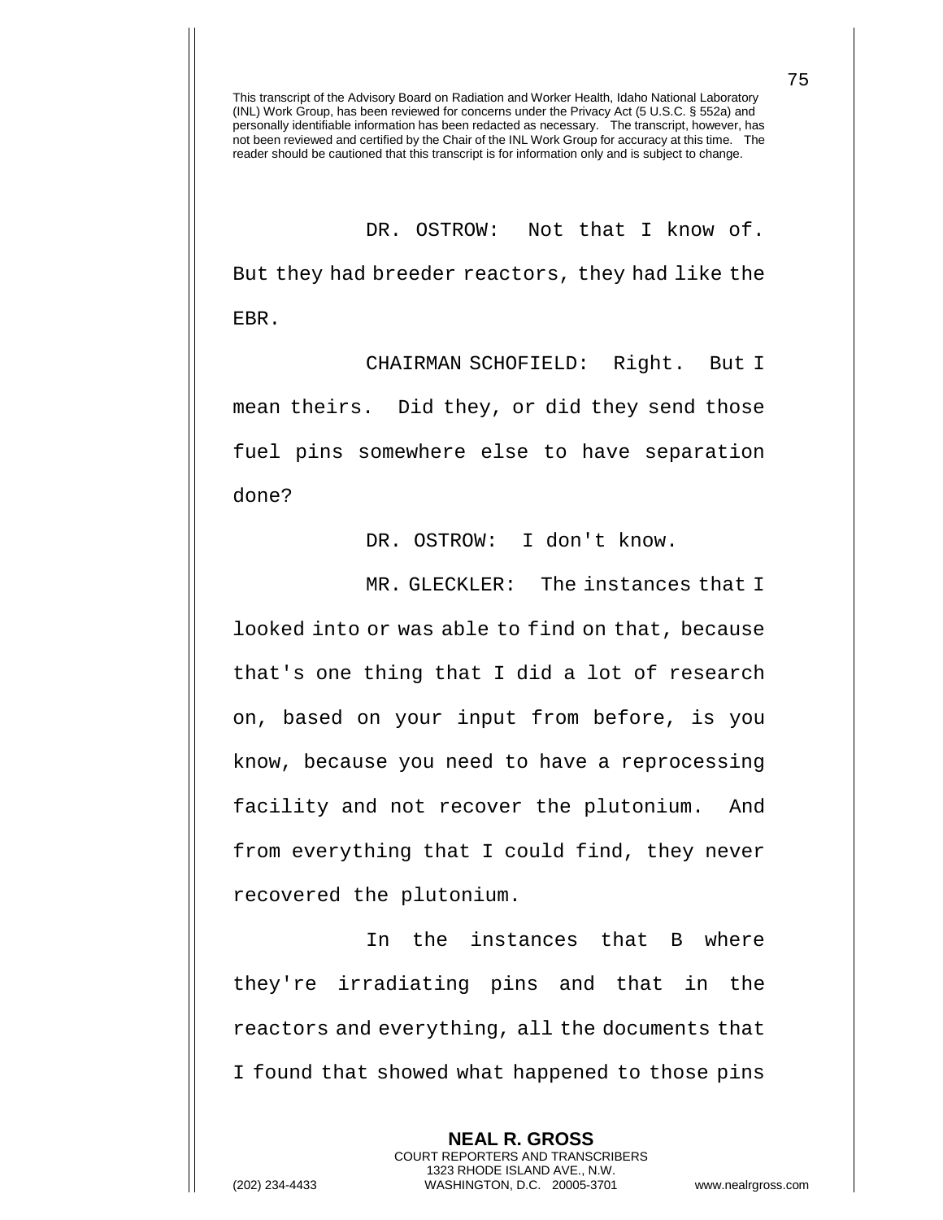This transcript of the Advisory Board on Radiation and Worker Health, Idaho National Laboratory (INL) Work Group, has been reviewed for concerns under the Privacy Act (5 U.S.C. § 552a) and personally identifiable information has been redacted as necessary. The transcript, however, has not been reviewed and certified by the Chair of the INL Work Group for accuracy at this time. The reader should be cautioned that this transcript is for information only and is subject to change.

DR. OSTROW: Not that I know of. But they had breeder reactors, they had like the EBR.

CHAIRMAN SCHOFIELD: Right. But I mean theirs. Did they, or did they send those fuel pins somewhere else to have separation done?

DR. OSTROW: I don't know.

MR. GLECKLER: The instances that I looked into or was able to find on that, because that's one thing that I did a lot of research on, based on your input from before, is you know, because you need to have a reprocessing facility and not recover the plutonium. And from everything that I could find, they never recovered the plutonium.

In the instances that B where they're irradiating pins and that in the reactors and everything, all the documents that I found that showed what happened to those pins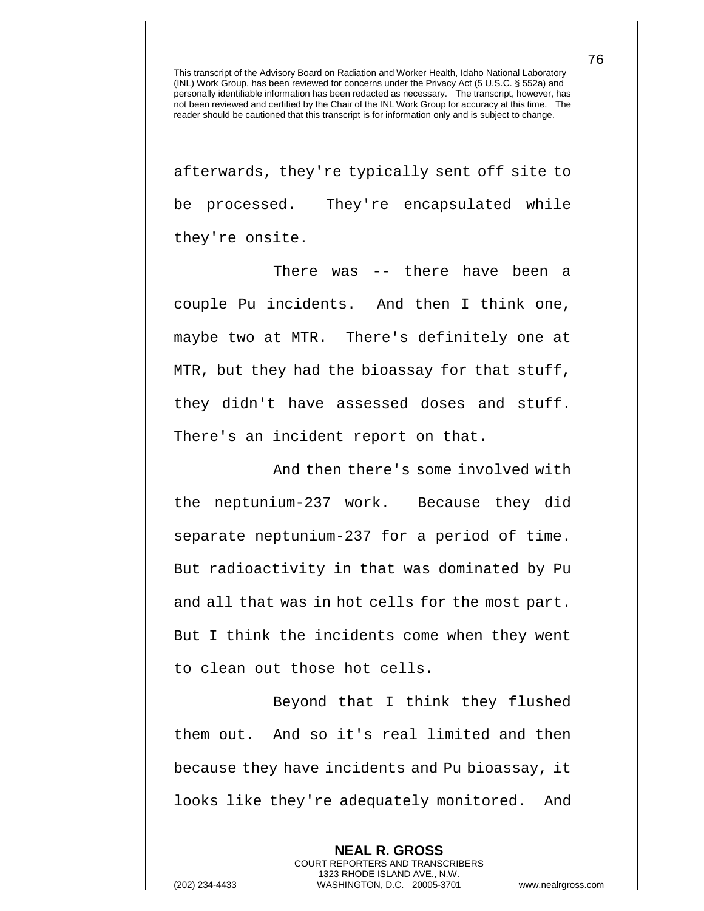afterwards, they're typically sent off site to be processed. They're encapsulated while they're onsite.

There was -- there have been a couple Pu incidents. And then I think one, maybe two at MTR. There's definitely one at MTR, but they had the bioassay for that stuff, they didn't have assessed doses and stuff. There's an incident report on that.

And then there's some involved with the neptunium-237 work. Because they did separate neptunium-237 for a period of time. But radioactivity in that was dominated by Pu and all that was in hot cells for the most part. But I think the incidents come when they went to clean out those hot cells.

Beyond that I think they flushed them out. And so it's real limited and then because they have incidents and Pu bioassay, it looks like they're adequately monitored. And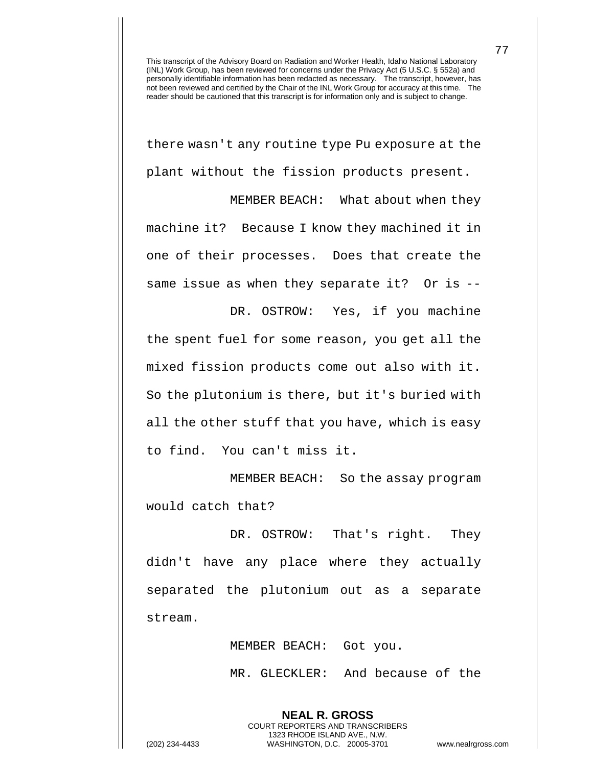there wasn't any routine type Pu exposure at the plant without the fission products present.

MEMBER BEACH: What about when they machine it? Because I know they machined it in one of their processes. Does that create the same issue as when they separate it? Or is --

DR. OSTROW: Yes, if you machine the spent fuel for some reason, you get all the mixed fission products come out also with it. So the plutonium is there, but it's buried with all the other stuff that you have, which is easy to find. You can't miss it.

MEMBER BEACH: So the assay program would catch that?

DR. OSTROW: That's right. They didn't have any place where they actually separated the plutonium out as a separate stream.

MEMBER BEACH: Got you.

MR. GLECKLER: And because of the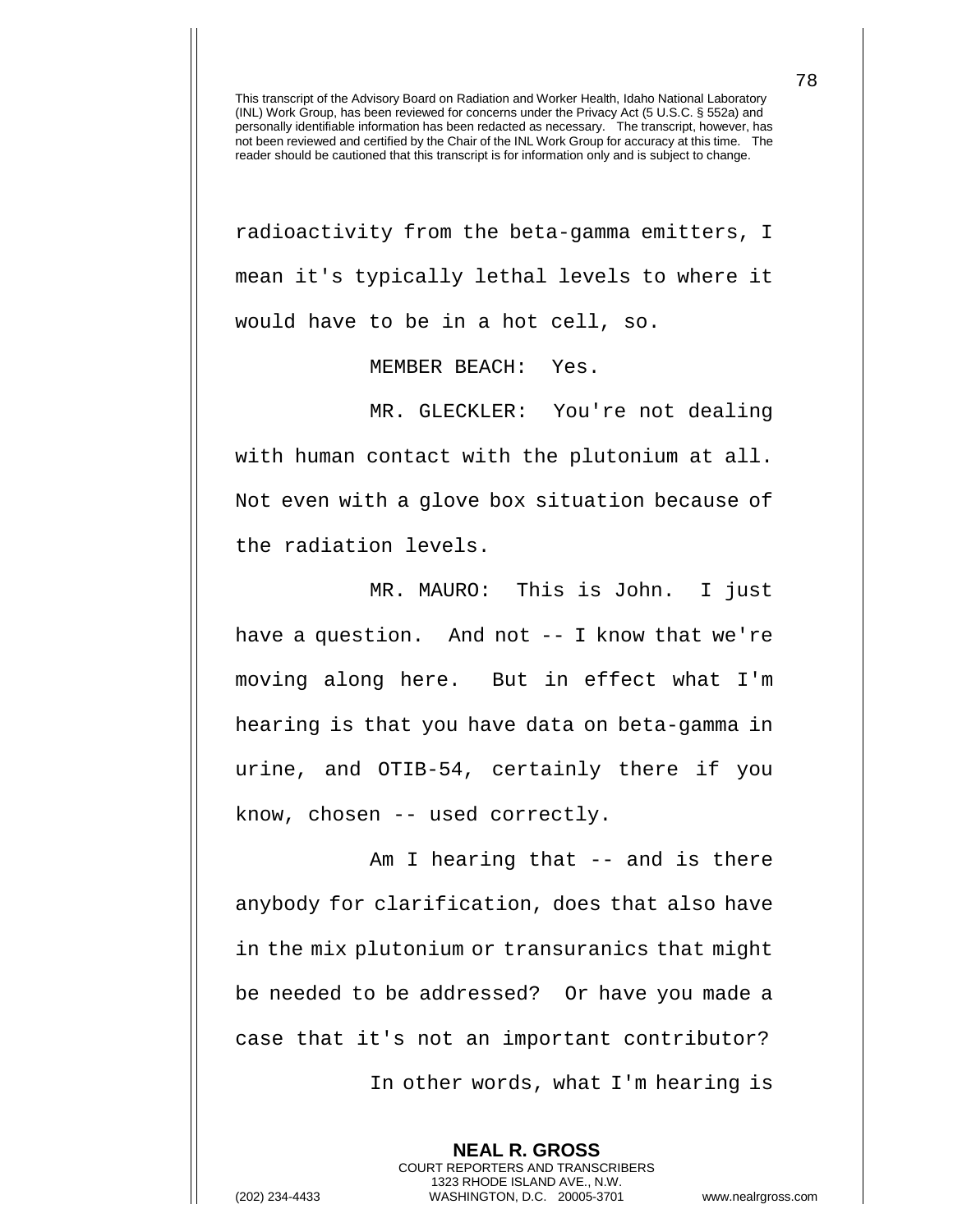radioactivity from the beta-gamma emitters, I mean it's typically lethal levels to where it would have to be in a hot cell, so.

MEMBER BEACH: Yes.

MR. GLECKLER: You're not dealing with human contact with the plutonium at all. Not even with a glove box situation because of the radiation levels.

MR. MAURO: This is John. I just have a question. And not -- I know that we're moving along here. But in effect what I'm hearing is that you have data on beta-gamma in urine, and OTIB-54, certainly there if you know, chosen -- used correctly.

Am I hearing that -- and is there anybody for clarification, does that also have in the mix plutonium or transuranics that might be needed to be addressed? Or have you made a case that it's not an important contributor?

In other words, what I'm hearing is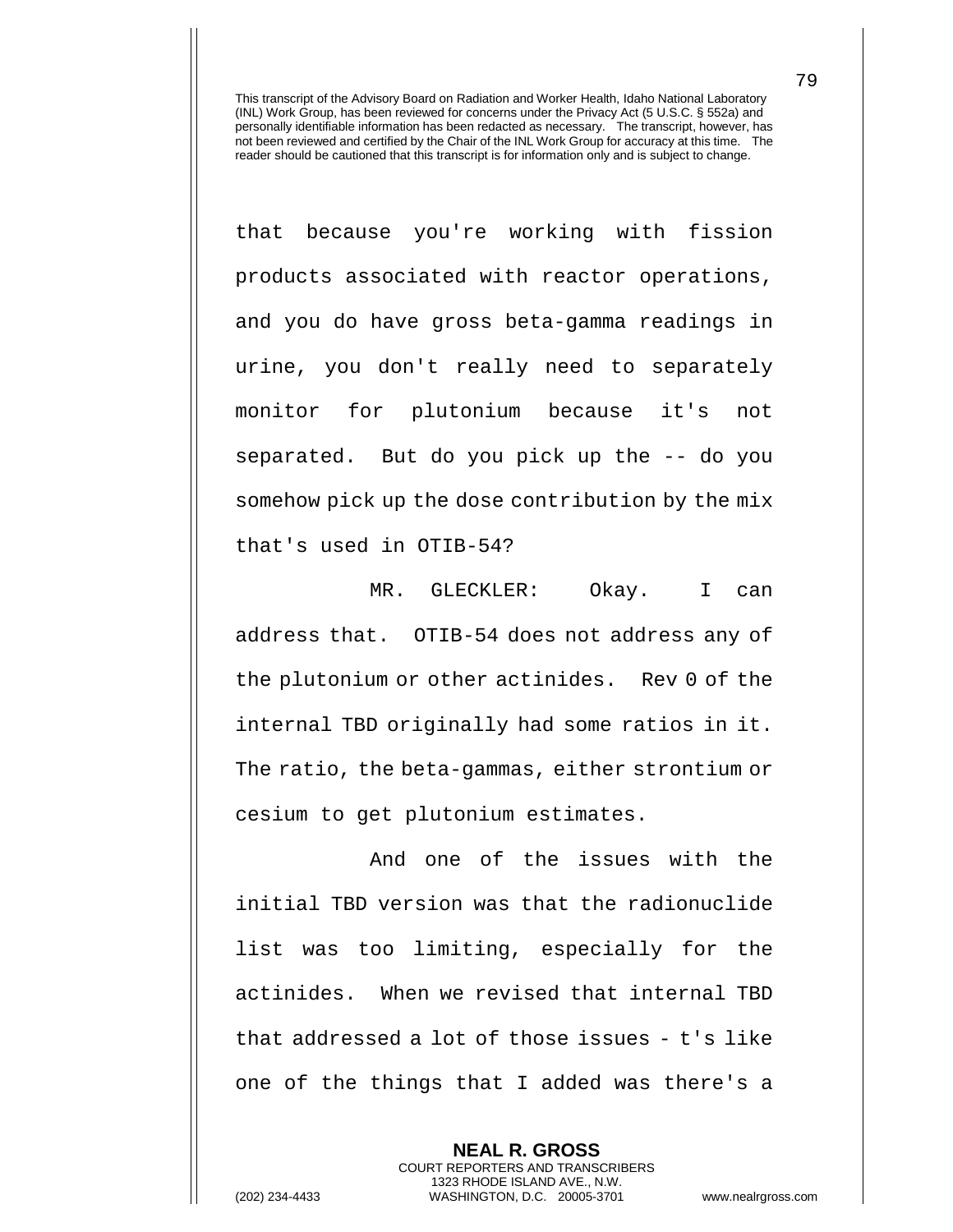This transcript of the Advisory Board on Radiation and Worker Health, Idaho National Laboratory (INL) Work Group, has been reviewed for concerns under the Privacy Act (5 U.S.C. § 552a) and personally identifiable information has been redacted as necessary. The transcript, however, has not been reviewed and certified by the Chair of the INL Work Group for accuracy at this time. The reader should be cautioned that this transcript is for information only and is subject to change.

that because you're working with fission products associated with reactor operations, and you do have gross beta-gamma readings in urine, you don't really need to separately monitor for plutonium because it's not separated. But do you pick up the -- do you somehow pick up the dose contribution by the mix that's used in OTIB-54?

MR. GLECKLER: Okay. I can address that. OTIB-54 does not address any of the plutonium or other actinides. Rev 0 of the internal TBD originally had some ratios in it. The ratio, the beta-gammas, either strontium or cesium to get plutonium estimates.

And one of the issues with the initial TBD version was that the radionuclide list was too limiting, especially for the actinides. When we revised that internal TBD that addressed a lot of those issues - t's like one of the things that I added was there's a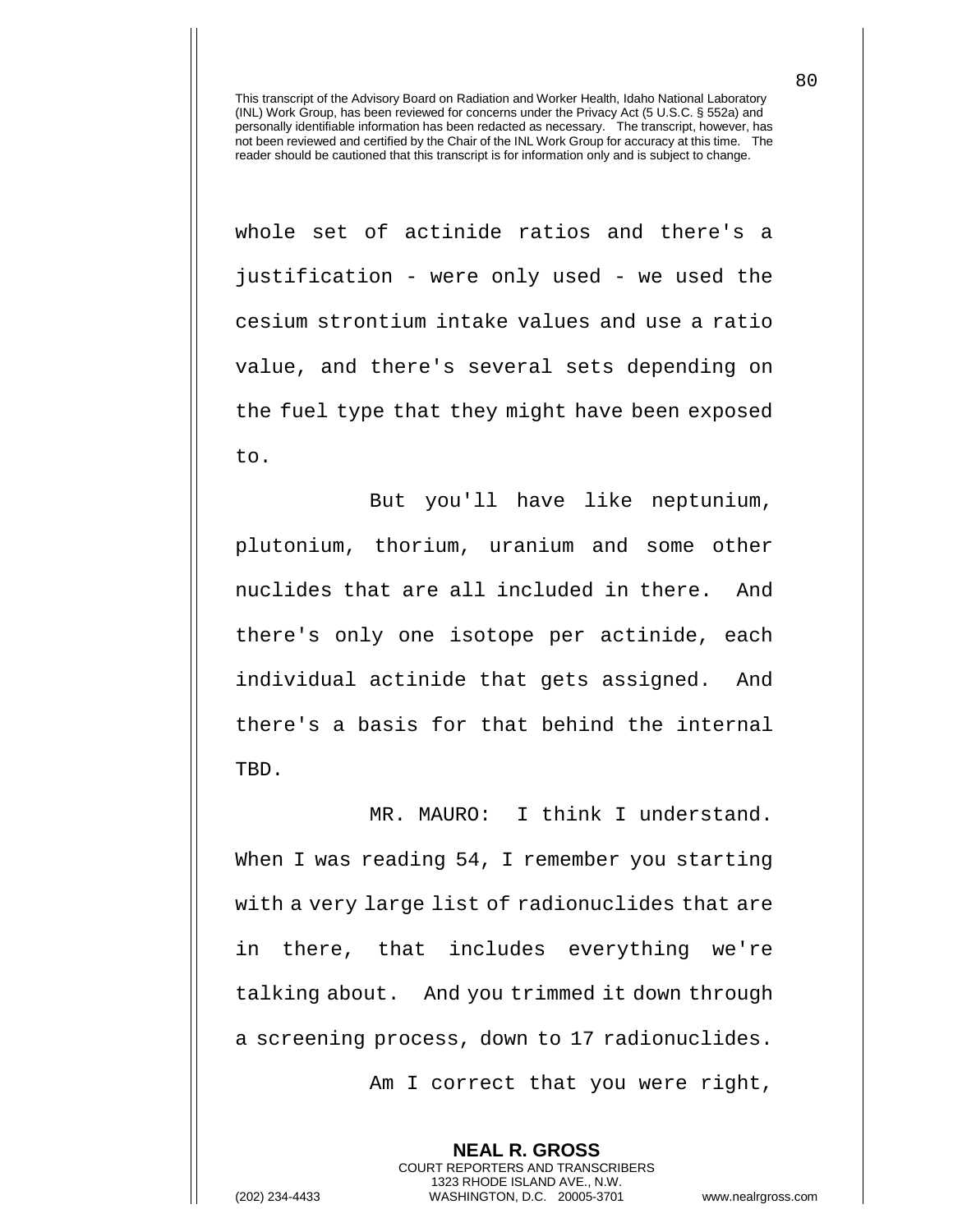whole set of actinide ratios and there's a justification - were only used - we used the cesium strontium intake values and use a ratio value, and there's several sets depending on the fuel type that they might have been exposed to.

But you'll have like neptunium, plutonium, thorium, uranium and some other nuclides that are all included in there. And there's only one isotope per actinide, each individual actinide that gets assigned. And there's a basis for that behind the internal TBD.

MR. MAURO: I think I understand. When I was reading 54, I remember you starting with a very large list of radionuclides that are in there, that includes everything we're talking about. And you trimmed it down through a screening process, down to 17 radionuclides.

Am I correct that you were right,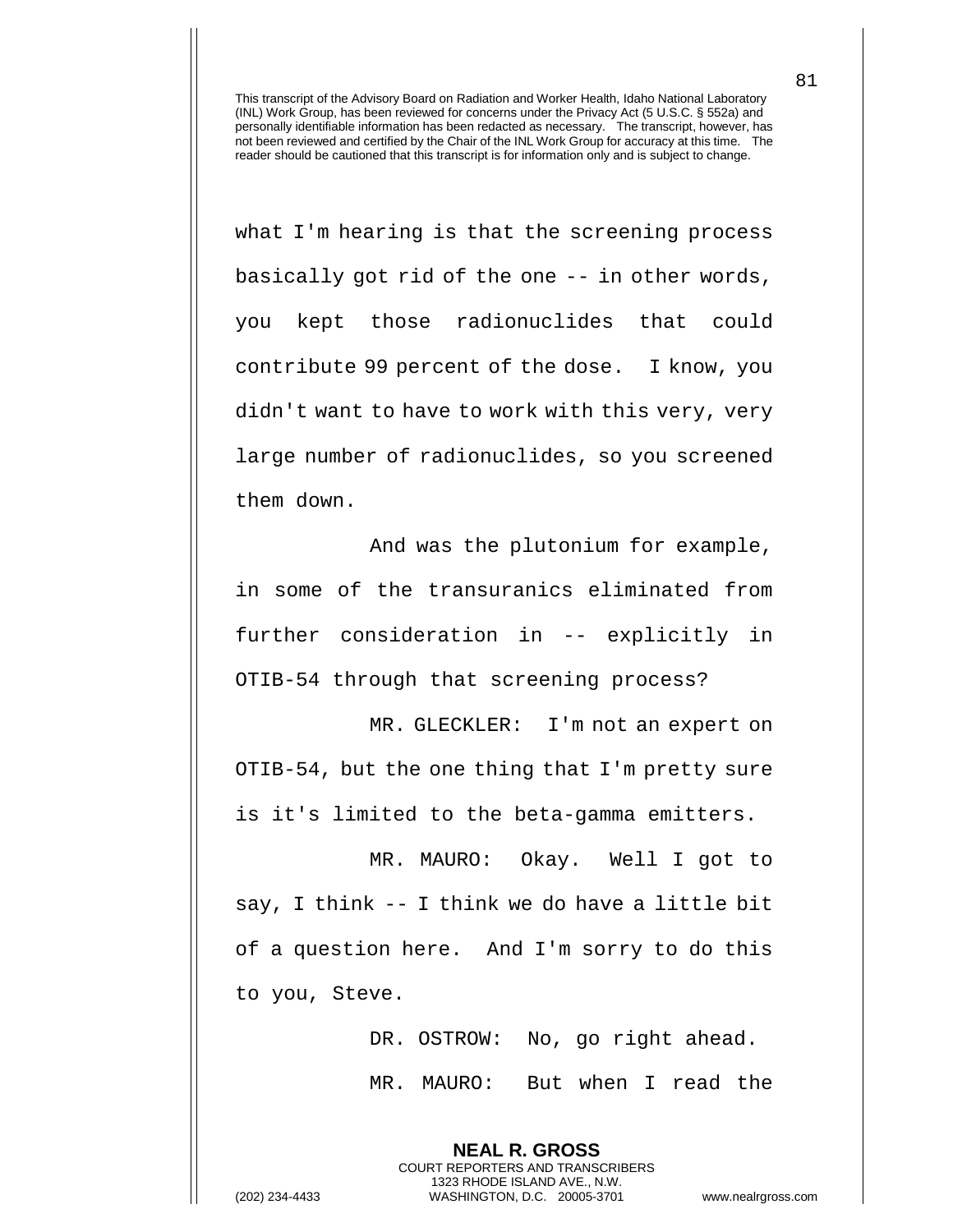This transcript of the Advisory Board on Radiation and Worker Health, Idaho National Laboratory (INL) Work Group, has been reviewed for concerns under the Privacy Act (5 U.S.C. § 552a) and personally identifiable information has been redacted as necessary. The transcript, however, has not been reviewed and certified by the Chair of the INL Work Group for accuracy at this time. The reader should be cautioned that this transcript is for information only and is subject to change.

what I'm hearing is that the screening process basically got rid of the one -- in other words, you kept those radionuclides that could contribute 99 percent of the dose. I know, you didn't want to have to work with this very, very large number of radionuclides, so you screened them down.

And was the plutonium for example, in some of the transuranics eliminated from further consideration in -- explicitly in OTIB-54 through that screening process?

MR. GLECKLER: I'm not an expert on OTIB-54, but the one thing that I'm pretty sure is it's limited to the beta-gamma emitters.

MR. MAURO: Okay. Well I got to say, I think -- I think we do have a little bit of a question here. And I'm sorry to do this to you, Steve.

DR. OSTROW: No, go right ahead.

MR. MAURO: But when I read the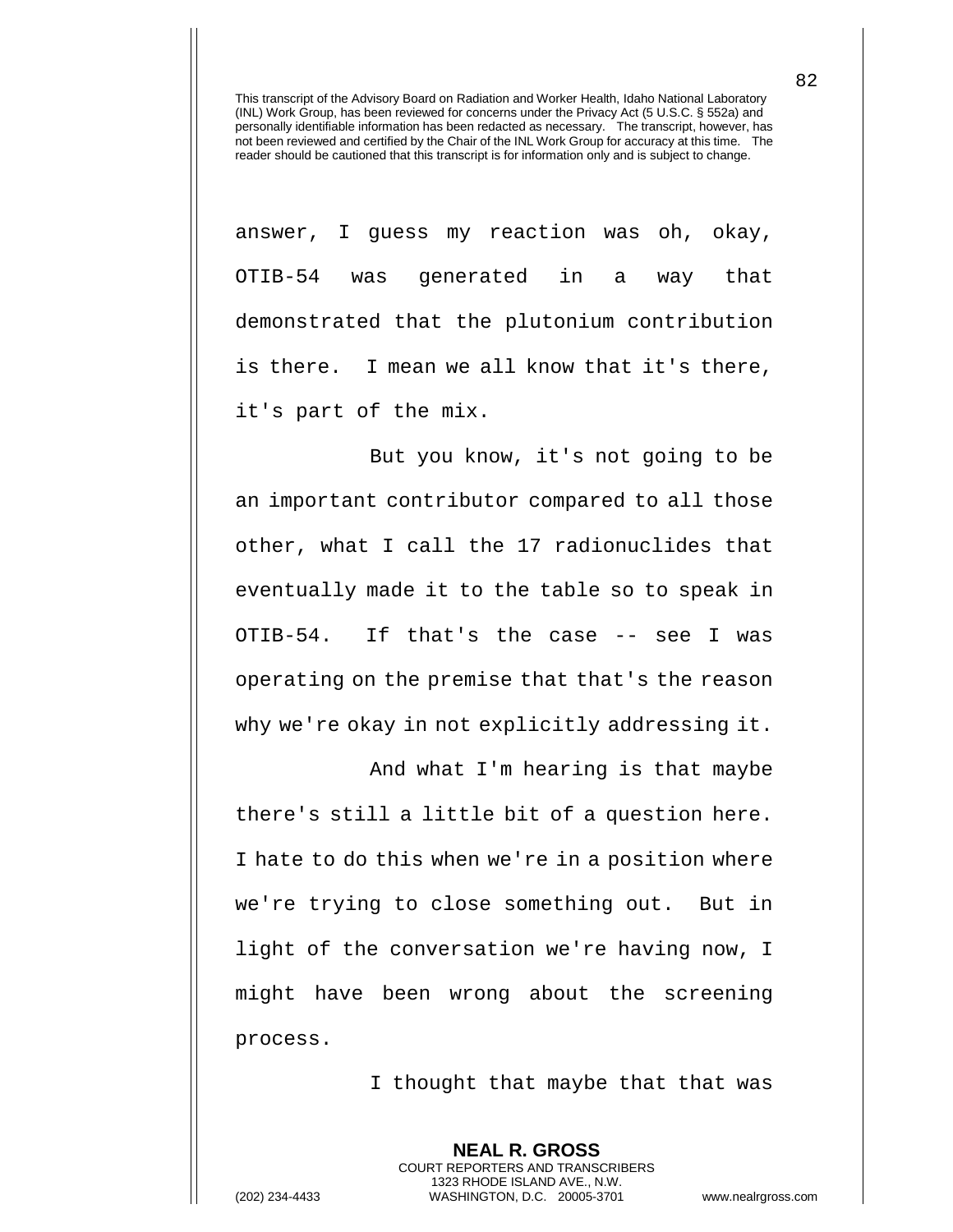answer, I guess my reaction was oh, okay, OTIB-54 was generated in a way that demonstrated that the plutonium contribution is there. I mean we all know that it's there, it's part of the mix.

But you know, it's not going to be an important contributor compared to all those other, what I call the 17 radionuclides that eventually made it to the table so to speak in OTIB-54. If that's the case -- see I was operating on the premise that that's the reason why we're okay in not explicitly addressing it.

And what I'm hearing is that maybe there's still a little bit of a question here. I hate to do this when we're in a position where we're trying to close something out. But in light of the conversation we're having now, I might have been wrong about the screening process.

I thought that maybe that that was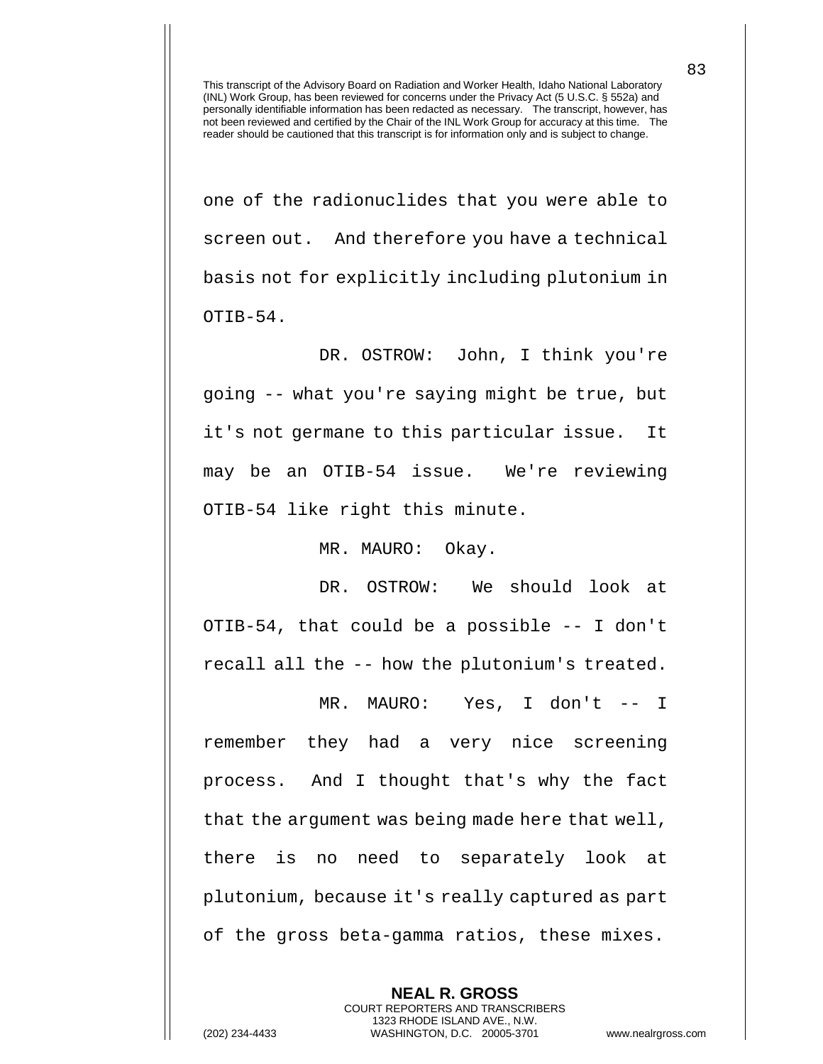This transcript of the Advisory Board on Radiation and Worker Health, Idaho National Laboratory (INL) Work Group, has been reviewed for concerns under the Privacy Act (5 U.S.C. § 552a) and personally identifiable information has been redacted as necessary. The transcript, however, has not been reviewed and certified by the Chair of the INL Work Group for accuracy at this time. The reader should be cautioned that this transcript is for information only and is subject to change.

one of the radionuclides that you were able to screen out. And therefore you have a technical basis not for explicitly including plutonium in OTIB-54.

DR. OSTROW: John, I think you're going -- what you're saying might be true, but it's not germane to this particular issue. It may be an OTIB-54 issue. We're reviewing OTIB-54 like right this minute.

MR. MAURO: Okay.

DR. OSTROW: We should look at OTIB-54, that could be a possible -- I don't recall all the -- how the plutonium's treated.

MR. MAURO: Yes, I don't -- I remember they had a very nice screening process. And I thought that's why the fact that the argument was being made here that well, there is no need to separately look at plutonium, because it's really captured as part of the gross beta-gamma ratios, these mixes.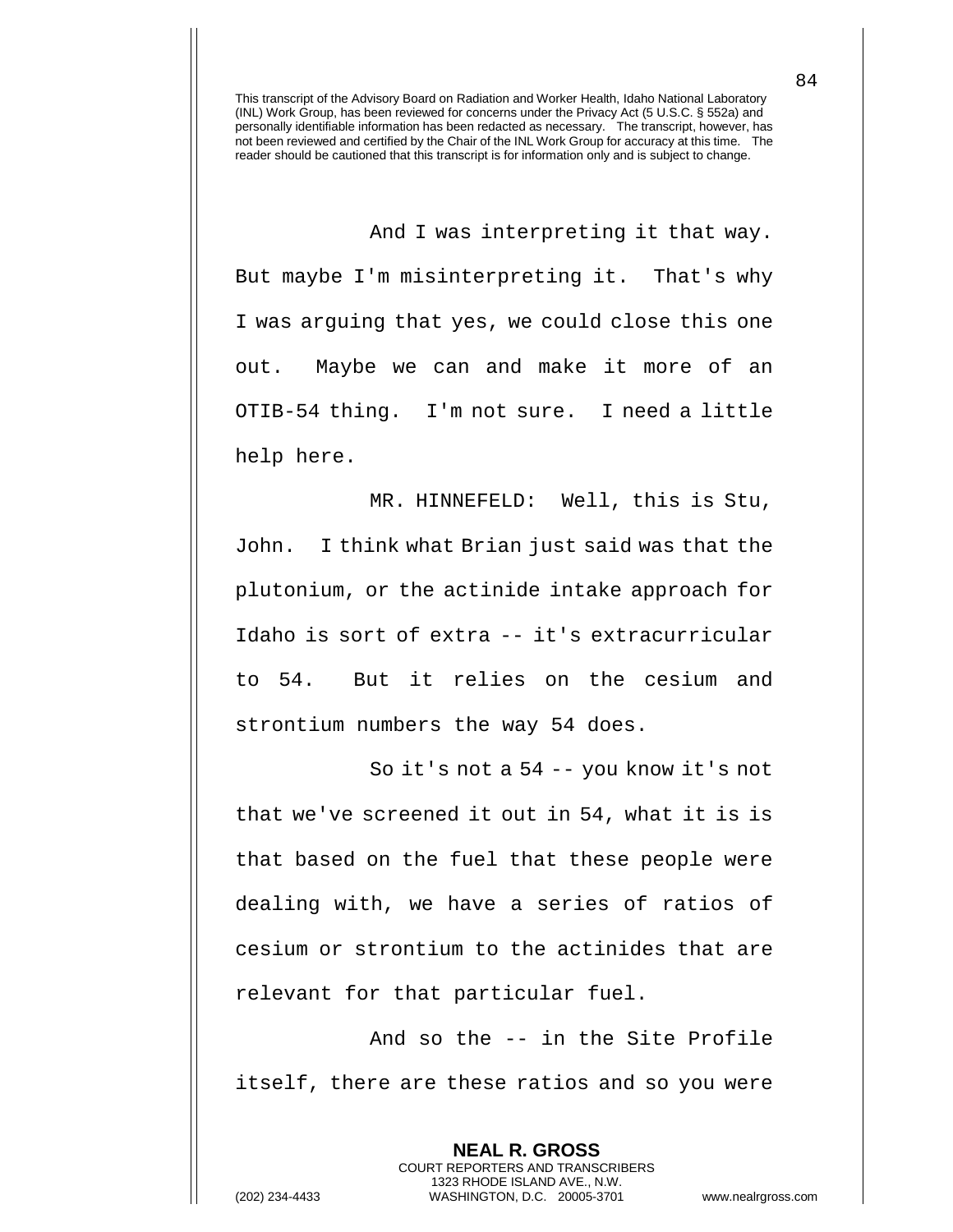This transcript of the Advisory Board on Radiation and Worker Health, Idaho National Laboratory (INL) Work Group, has been reviewed for concerns under the Privacy Act (5 U.S.C. § 552a) and personally identifiable information has been redacted as necessary. The transcript, however, has not been reviewed and certified by the Chair of the INL Work Group for accuracy at this time. The reader should be cautioned that this transcript is for information only and is subject to change.

And I was interpreting it that way. But maybe I'm misinterpreting it. That's why I was arguing that yes, we could close this one out. Maybe we can and make it more of an OTIB-54 thing. I'm not sure. I need a little help here.

MR. HINNEFELD: Well, this is Stu, John. I think what Brian just said was that the plutonium, or the actinide intake approach for Idaho is sort of extra -- it's extracurricular to 54. But it relies on the cesium and strontium numbers the way 54 does.

So it's not a 54 -- you know it's not that we've screened it out in 54, what it is is that based on the fuel that these people were dealing with, we have a series of ratios of cesium or strontium to the actinides that are relevant for that particular fuel.

And so the -- in the Site Profile itself, there are these ratios and so you were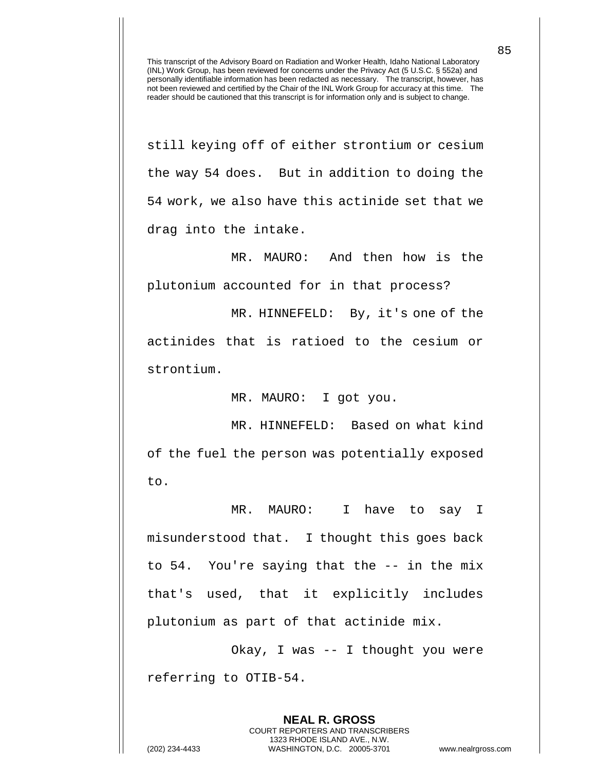still keying off of either strontium or cesium the way 54 does. But in addition to doing the 54 work, we also have this actinide set that we drag into the intake.

MR. MAURO: And then how is the plutonium accounted for in that process?

MR. HINNEFELD: By, it's one of the actinides that is ratioed to the cesium or strontium.

MR. MAURO: I got you.

MR. HINNEFELD: Based on what kind of the fuel the person was potentially exposed to.

MR. MAURO: I have to say I misunderstood that. I thought this goes back to 54. You're saying that the -- in the mix that's used, that it explicitly includes plutonium as part of that actinide mix.

Okay, I was -- I thought you were referring to OTIB-54.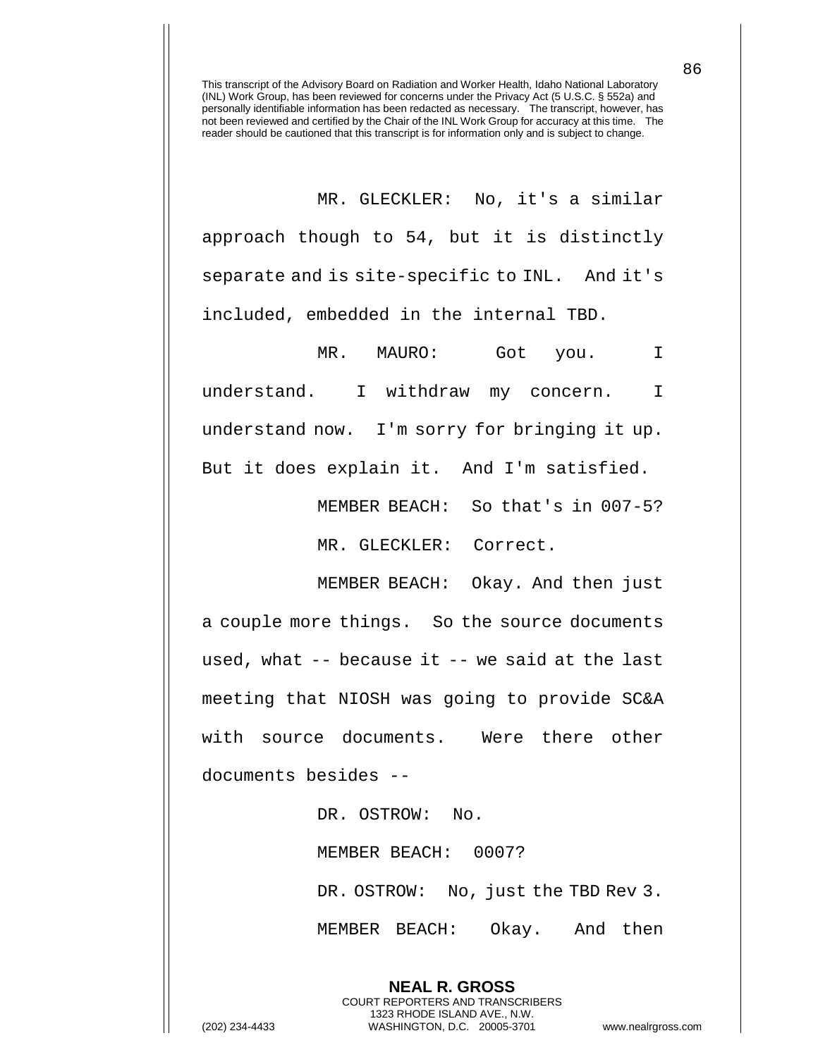This transcript of the Advisory Board on Radiation and Worker Health, Idaho National Laboratory (INL) Work Group, has been reviewed for concerns under the Privacy Act (5 U.S.C. § 552a) and personally identifiable information has been redacted as necessary. The transcript, however, has not been reviewed and certified by the Chair of the INL Work Group for accuracy at this time. The reader should be cautioned that this transcript is for information only and is subject to change.

MR. GLECKLER: No, it's a similar approach though to 54, but it is distinctly separate and is site-specific to INL. And it's included, embedded in the internal TBD.

MR. MAURO: Got you. I understand. I withdraw my concern. I understand now. I'm sorry for bringing it up. But it does explain it. And I'm satisfied.

MEMBER BEACH: So that's in 007-5?

MR. GLECKLER: Correct.

MEMBER BEACH: Okay. And then just a couple more things. So the source documents used, what -- because it -- we said at the last meeting that NIOSH was going to provide SC&A with source documents. Were there other documents besides --

DR. OSTROW: No.

MEMBER BEACH: 0007?

DR. OSTROW: No, just the TBD Rev 3.

MEMBER BEACH: Okay. And then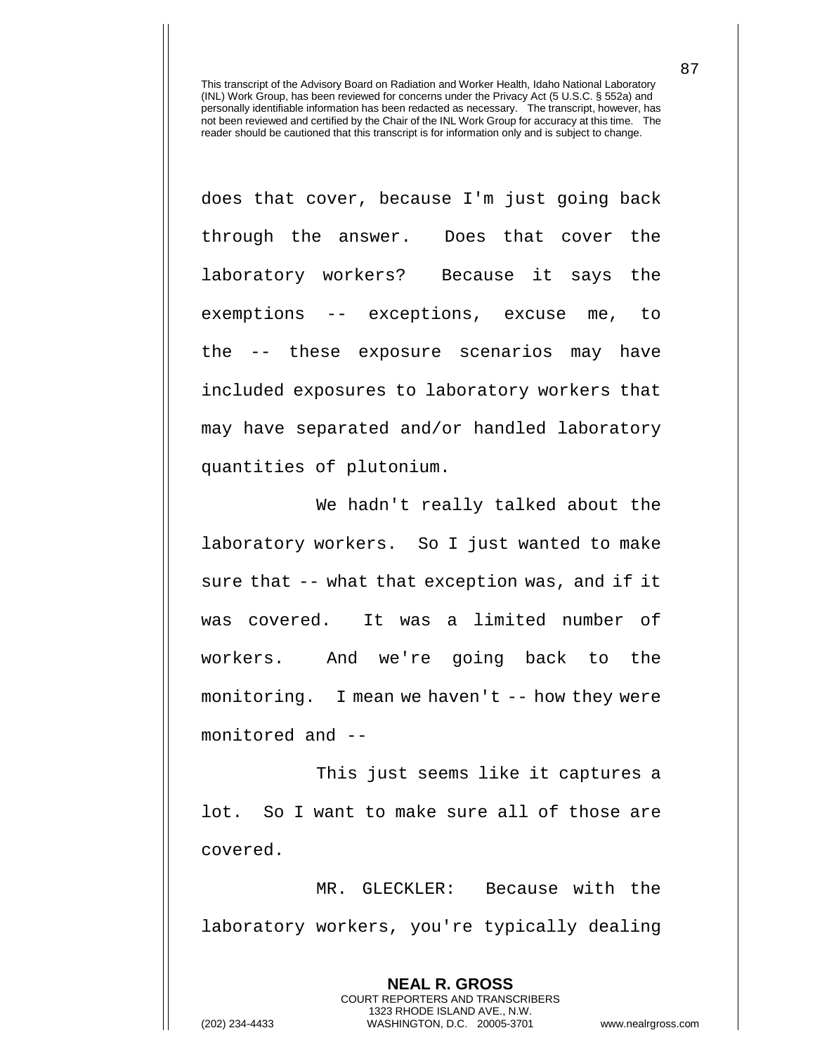This transcript of the Advisory Board on Radiation and Worker Health, Idaho National Laboratory (INL) Work Group, has been reviewed for concerns under the Privacy Act (5 U.S.C. § 552a) and personally identifiable information has been redacted as necessary. The transcript, however, has not been reviewed and certified by the Chair of the INL Work Group for accuracy at this time. The reader should be cautioned that this transcript is for information only and is subject to change.

does that cover, because I'm just going back through the answer. Does that cover the laboratory workers? Because it says the exemptions -- exceptions, excuse me, to the -- these exposure scenarios may have included exposures to laboratory workers that may have separated and/or handled laboratory quantities of plutonium.

We hadn't really talked about the laboratory workers. So I just wanted to make sure that -- what that exception was, and if it was covered. It was a limited number of workers. And we're going back to the monitoring. I mean we haven't -- how they were monitored and --

This just seems like it captures a lot. So I want to make sure all of those are covered.

MR. GLECKLER: Because with the laboratory workers, you're typically dealing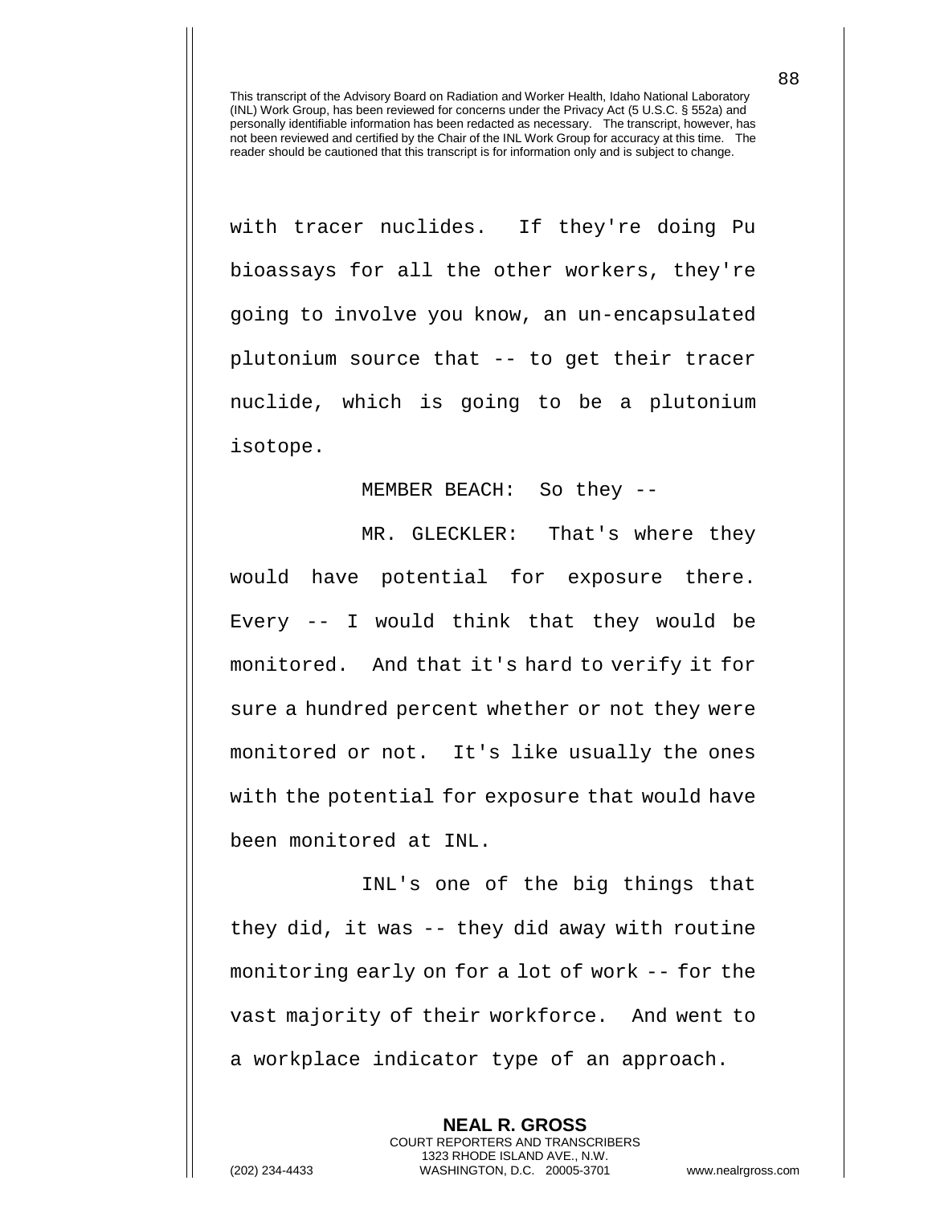with tracer nuclides. If they're doing Pu bioassays for all the other workers, they're going to involve you know, an un-encapsulated plutonium source that -- to get their tracer nuclide, which is going to be a plutonium isotope.

MEMBER BEACH: So they --

MR. GLECKLER: That's where they would have potential for exposure there. Every -- I would think that they would be monitored. And that it's hard to verify it for sure a hundred percent whether or not they were monitored or not. It's like usually the ones with the potential for exposure that would have been monitored at INL.

INL's one of the big things that they did, it was -- they did away with routine monitoring early on for a lot of work -- for the vast majority of their workforce. And went to a workplace indicator type of an approach.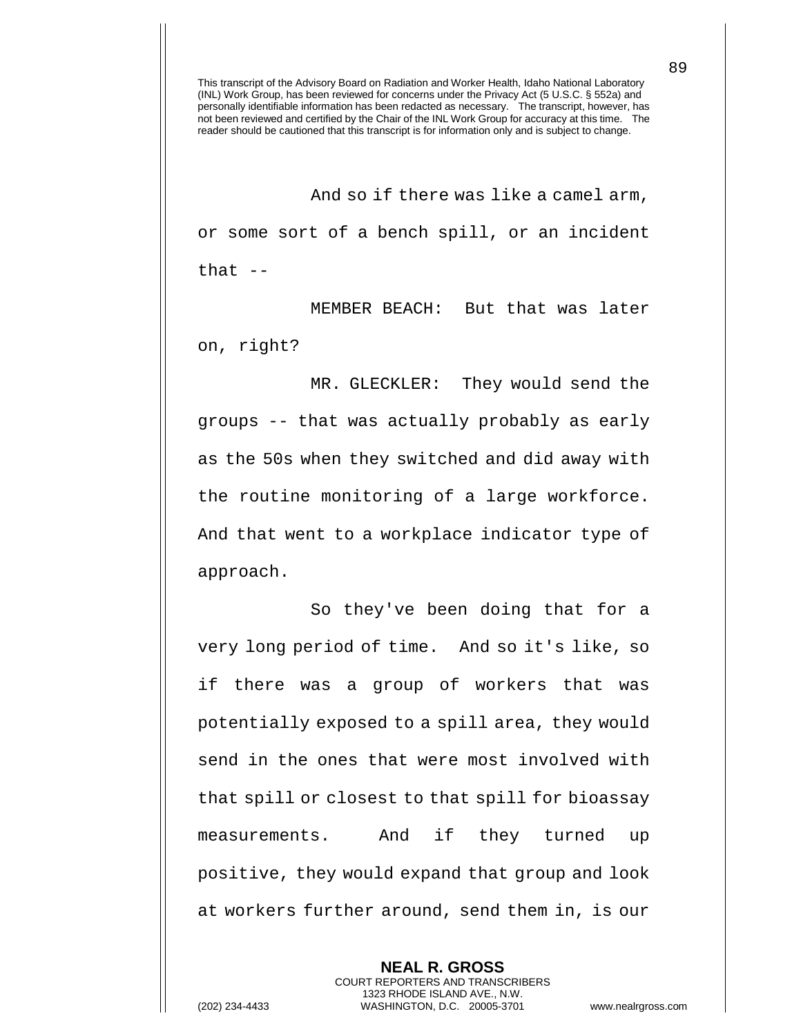This transcript of the Advisory Board on Radiation and Worker Health, Idaho National Laboratory (INL) Work Group, has been reviewed for concerns under the Privacy Act (5 U.S.C. § 552a) and personally identifiable information has been redacted as necessary. The transcript, however, has not been reviewed and certified by the Chair of the INL Work Group for accuracy at this time. The reader should be cautioned that this transcript is for information only and is subject to change.

And so if there was like a camel arm, or some sort of a bench spill, or an incident that --

MEMBER BEACH: But that was later on, right?

MR. GLECKLER: They would send the groups -- that was actually probably as early as the 50s when they switched and did away with the routine monitoring of a large workforce. And that went to a workplace indicator type of approach.

So they've been doing that for a very long period of time. And so it's like, so if there was a group of workers that was potentially exposed to a spill area, they would send in the ones that were most involved with that spill or closest to that spill for bioassay measurements. And if they turned up positive, they would expand that group and look at workers further around, send them in, is our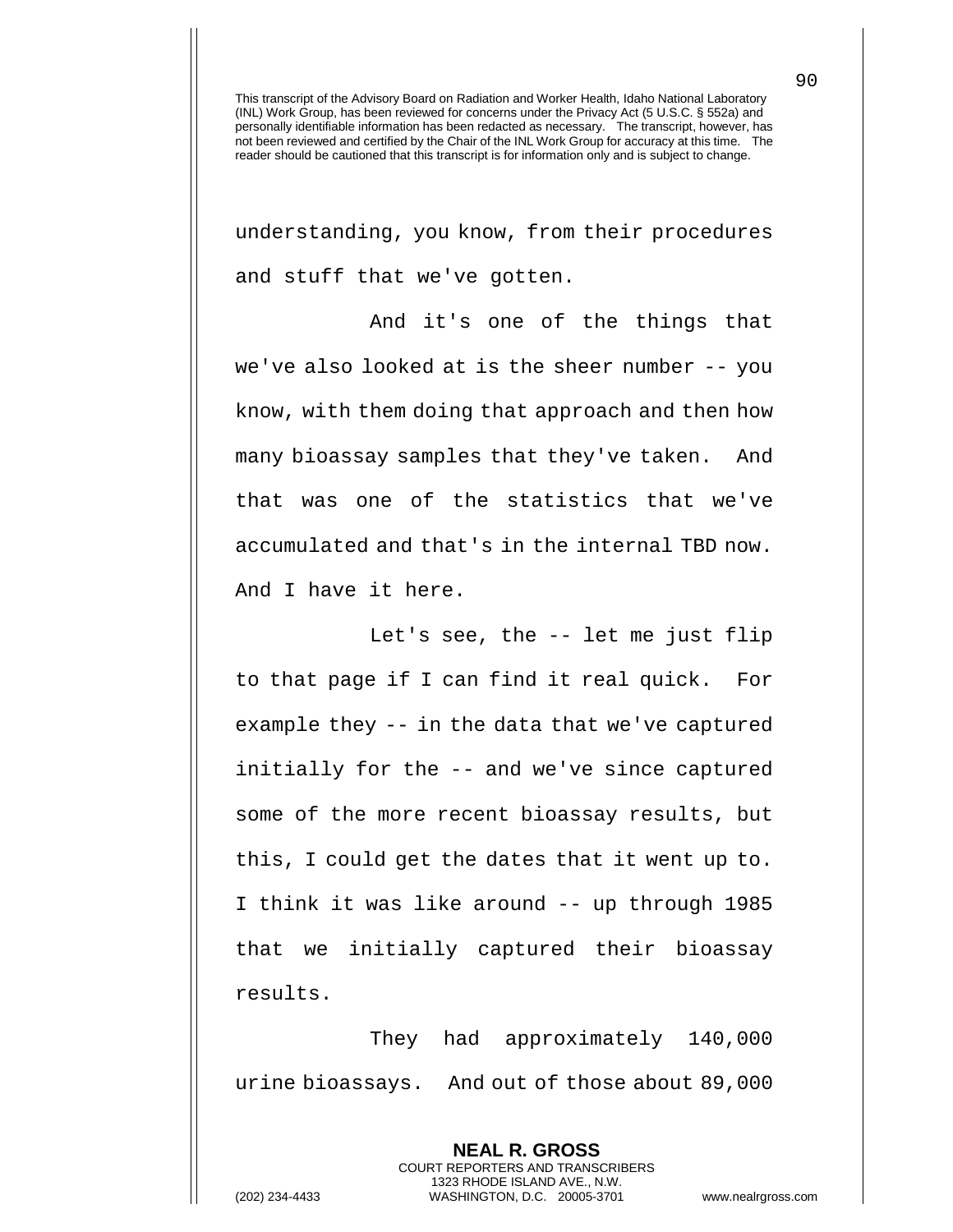understanding, you know, from their procedures and stuff that we've gotten.

And it's one of the things that we've also looked at is the sheer number -- you know, with them doing that approach and then how many bioassay samples that they've taken. And that was one of the statistics that we've accumulated and that's in the internal TBD now. And I have it here.

Let's see, the -- let me just flip to that page if I can find it real quick. For example they -- in the data that we've captured initially for the -- and we've since captured some of the more recent bioassay results, but this, I could get the dates that it went up to. I think it was like around -- up through 1985 that we initially captured their bioassay results.

They had approximately 140,000 urine bioassays. And out of those about 89,000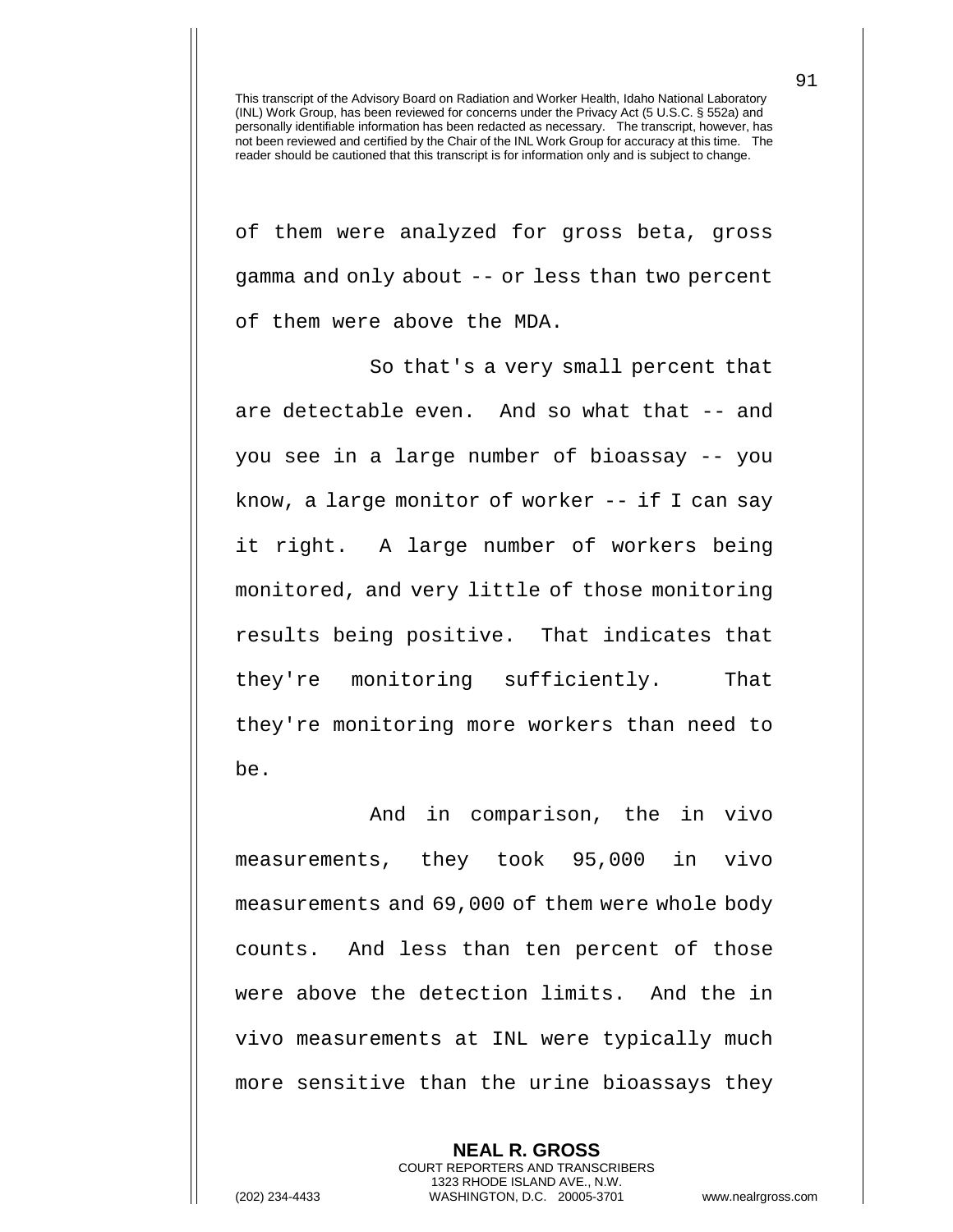This transcript of the Advisory Board on Radiation and Worker Health, Idaho National Laboratory (INL) Work Group, has been reviewed for concerns under the Privacy Act (5 U.S.C. § 552a) and personally identifiable information has been redacted as necessary. The transcript, however, has not been reviewed and certified by the Chair of the INL Work Group for accuracy at this time. The reader should be cautioned that this transcript is for information only and is subject to change.

of them were analyzed for gross beta, gross gamma and only about -- or less than two percent of them were above the MDA.

So that's a very small percent that are detectable even. And so what that -- and you see in a large number of bioassay -- you know, a large monitor of worker -- if I can say it right. A large number of workers being monitored, and very little of those monitoring results being positive. That indicates that they're monitoring sufficiently. That they're monitoring more workers than need to be.

And in comparison, the in vivo measurements, they took 95,000 in vivo measurements and 69,000 of them were whole body counts. And less than ten percent of those were above the detection limits. And the in vivo measurements at INL were typically much more sensitive than the urine bioassays they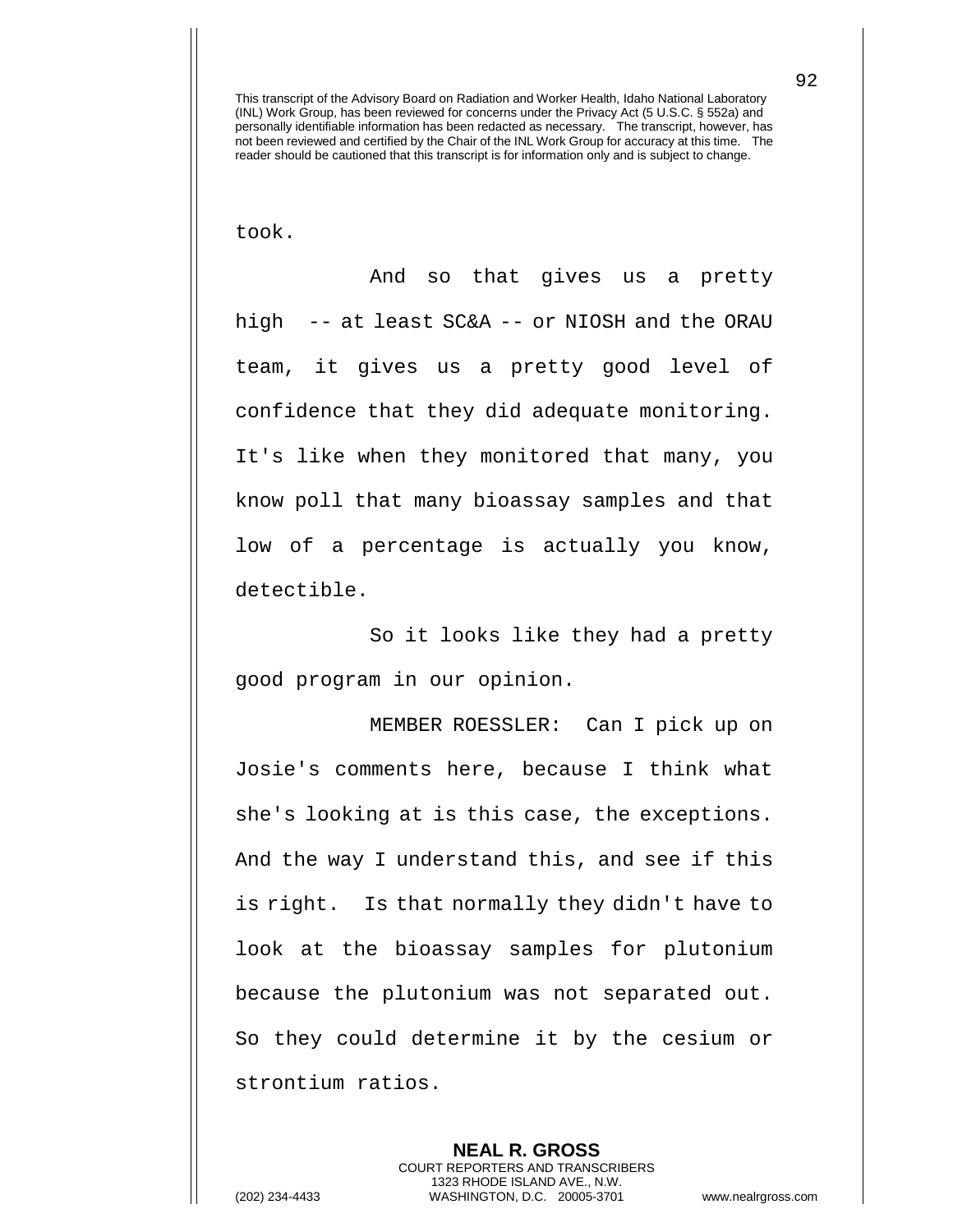took.

And so that gives us a pretty high -- at least SC&A -- or NIOSH and the ORAU team, it gives us a pretty good level of confidence that they did adequate monitoring. It's like when they monitored that many, you know poll that many bioassay samples and that low of a percentage is actually you know, detectible.

So it looks like they had a pretty good program in our opinion.

MEMBER ROESSLER: Can I pick up on Josie's comments here, because I think what she's looking at is this case, the exceptions. And the way I understand this, and see if this is right. Is that normally they didn't have to look at the bioassay samples for plutonium because the plutonium was not separated out. So they could determine it by the cesium or strontium ratios.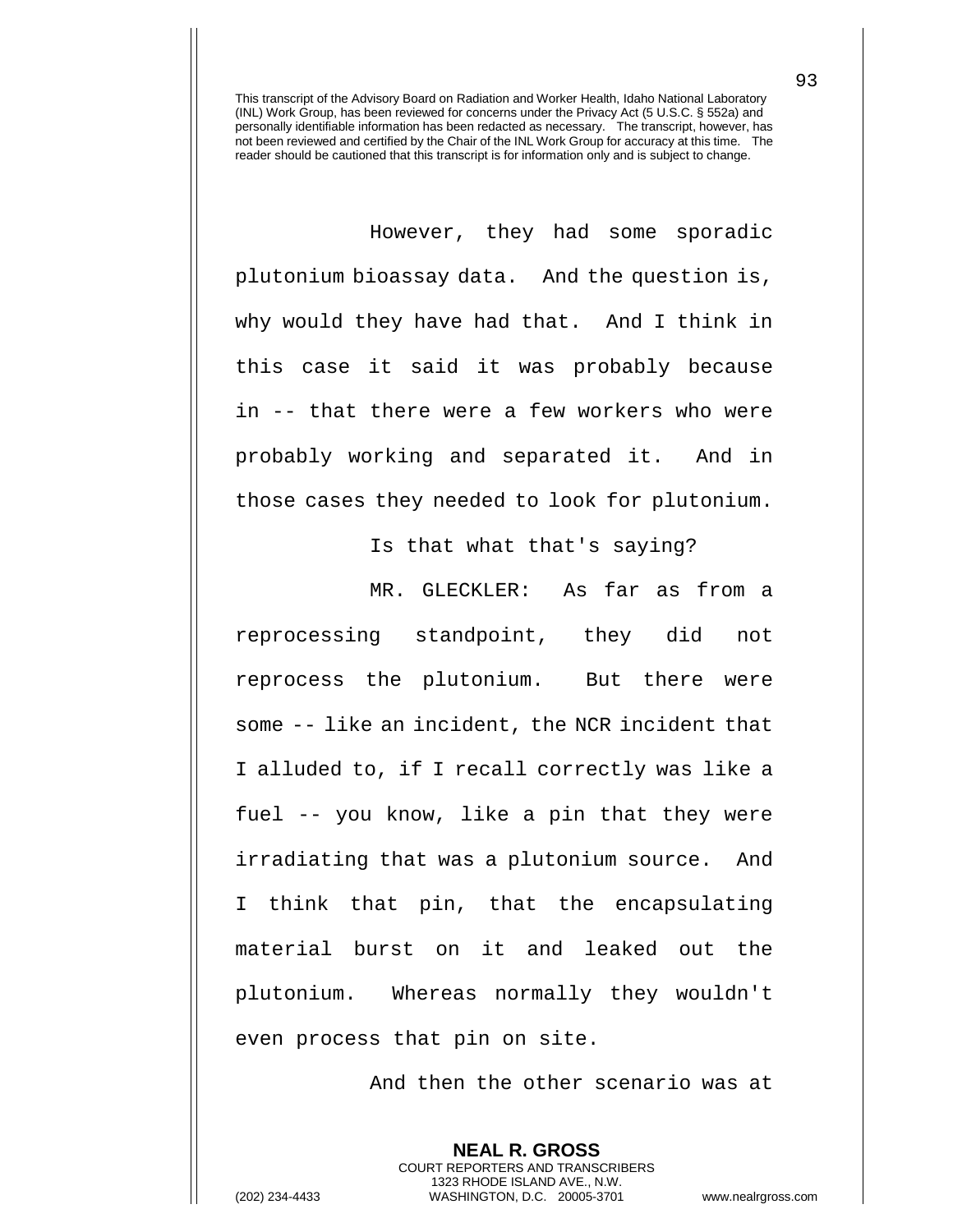This transcript of the Advisory Board on Radiation and Worker Health, Idaho National Laboratory (INL) Work Group, has been reviewed for concerns under the Privacy Act (5 U.S.C. § 552a) and personally identifiable information has been redacted as necessary. The transcript, however, has not been reviewed and certified by the Chair of the INL Work Group for accuracy at this time. The reader should be cautioned that this transcript is for information only and is subject to change.

However, they had some sporadic plutonium bioassay data. And the question is, why would they have had that. And I think in this case it said it was probably because in -- that there were a few workers who were probably working and separated it. And in those cases they needed to look for plutonium.

Is that what that's saying?

MR. GLECKLER: As far as from a reprocessing standpoint, they did not reprocess the plutonium. But there were some -- like an incident, the NCR incident that I alluded to, if I recall correctly was like a fuel -- you know, like a pin that they were irradiating that was a plutonium source. And I think that pin, that the encapsulating material burst on it and leaked out the plutonium. Whereas normally they wouldn't even process that pin on site.

And then the other scenario was at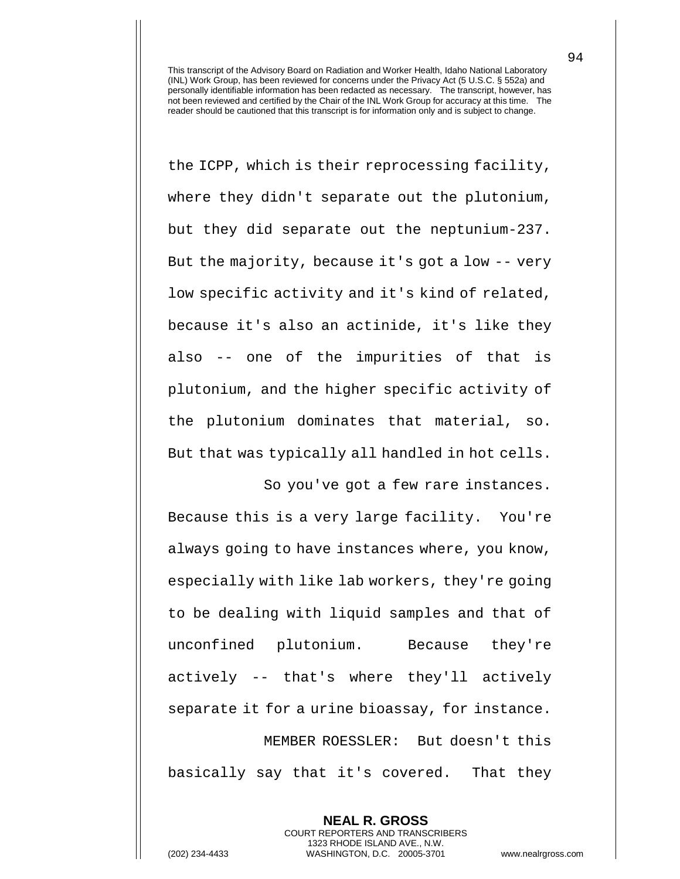the ICPP, which is their reprocessing facility, where they didn't separate out the plutonium, but they did separate out the neptunium-237. But the majority, because it's got a low -- very low specific activity and it's kind of related, because it's also an actinide, it's like they also -- one of the impurities of that is plutonium, and the higher specific activity of the plutonium dominates that material, so. But that was typically all handled in hot cells.

So you've got a few rare instances. Because this is a very large facility. You're always going to have instances where, you know, especially with like lab workers, they're going to be dealing with liquid samples and that of unconfined plutonium. Because they're actively -- that's where they'll actively separate it for a urine bioassay, for instance.

MEMBER ROESSLER: But doesn't this basically say that it's covered. That they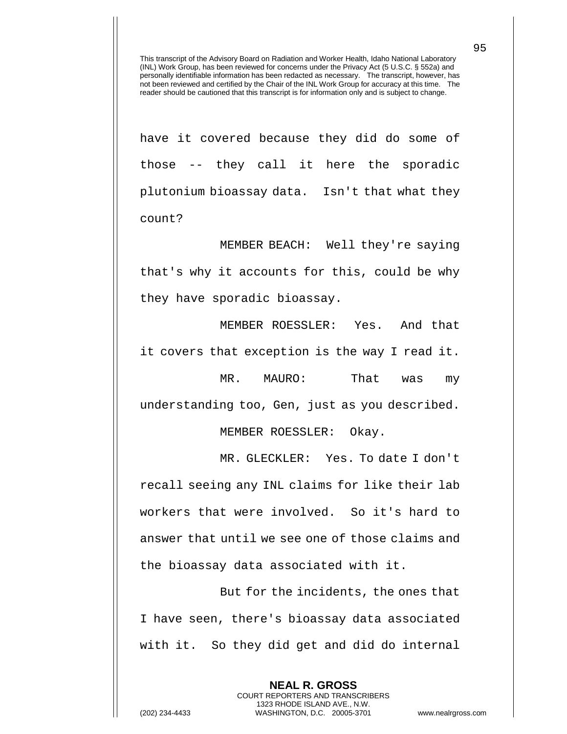This transcript of the Advisory Board on Radiation and Worker Health, Idaho National Laboratory (INL) Work Group, has been reviewed for concerns under the Privacy Act (5 U.S.C. § 552a) and personally identifiable information has been redacted as necessary. The transcript, however, has not been reviewed and certified by the Chair of the INL Work Group for accuracy at this time. The reader should be cautioned that this transcript is for information only and is subject to change.

have it covered because they did do some of those -- they call it here the sporadic plutonium bioassay data. Isn't that what they count?

MEMBER BEACH: Well they're saying that's why it accounts for this, could be why they have sporadic bioassay.

MEMBER ROESSLER: Yes. And that it covers that exception is the way I read it.

MR. MAURO: That was my understanding too, Gen, just as you described.

MEMBER ROESSLER: Okay.

MR. GLECKLER: Yes. To date I don't recall seeing any INL claims for like their lab workers that were involved. So it's hard to answer that until we see one of those claims and the bioassay data associated with it.

But for the incidents, the ones that I have seen, there's bioassay data associated with it. So they did get and did do internal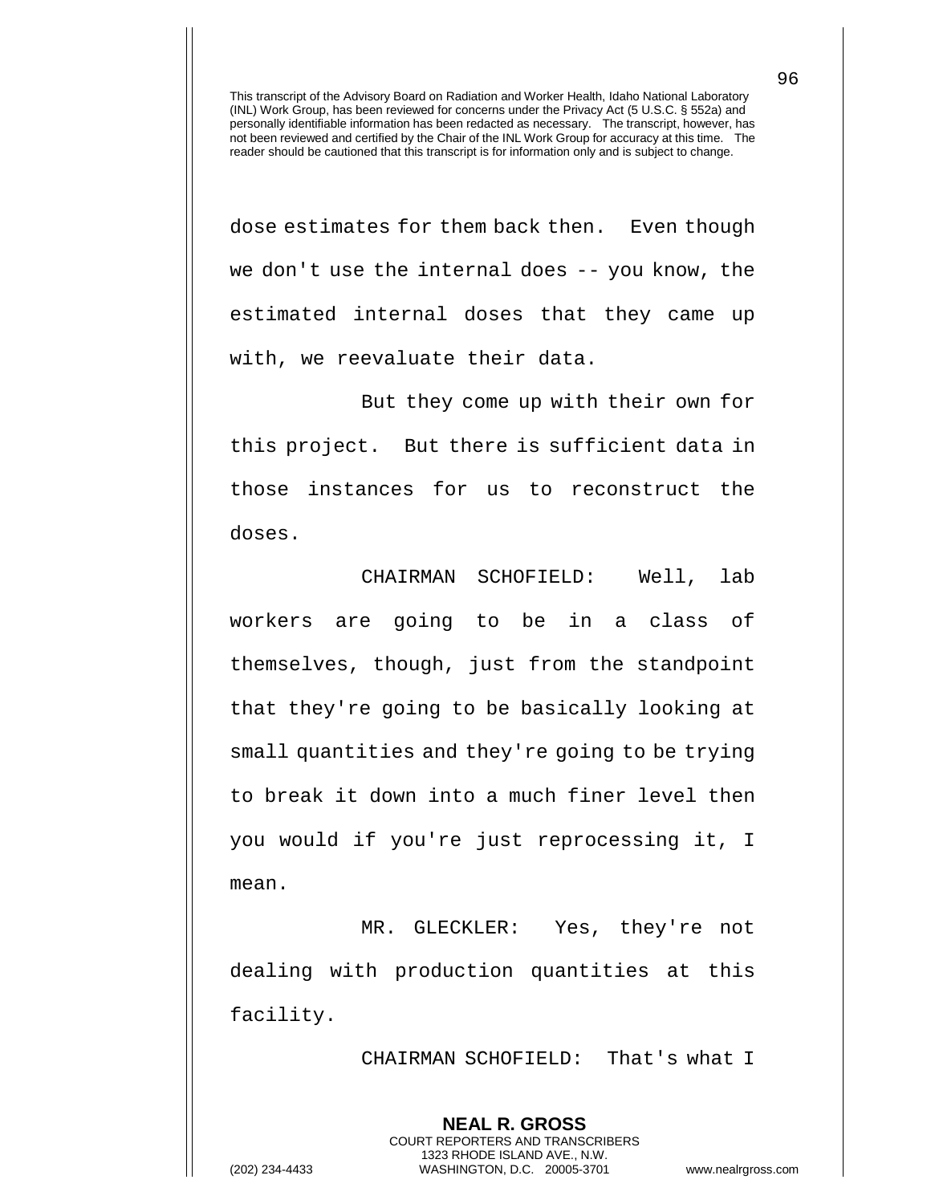dose estimates for them back then. Even though we don't use the internal does -- you know, the estimated internal doses that they came up with, we reevaluate their data.

But they come up with their own for this project. But there is sufficient data in those instances for us to reconstruct the doses.

CHAIRMAN SCHOFIELD: Well, lab workers are going to be in a class of themselves, though, just from the standpoint that they're going to be basically looking at small quantities and they're going to be trying to break it down into a much finer level then you would if you're just reprocessing it, I mean.

MR. GLECKLER: Yes, they're not dealing with production quantities at this facility.

CHAIRMAN SCHOFIELD: That's what I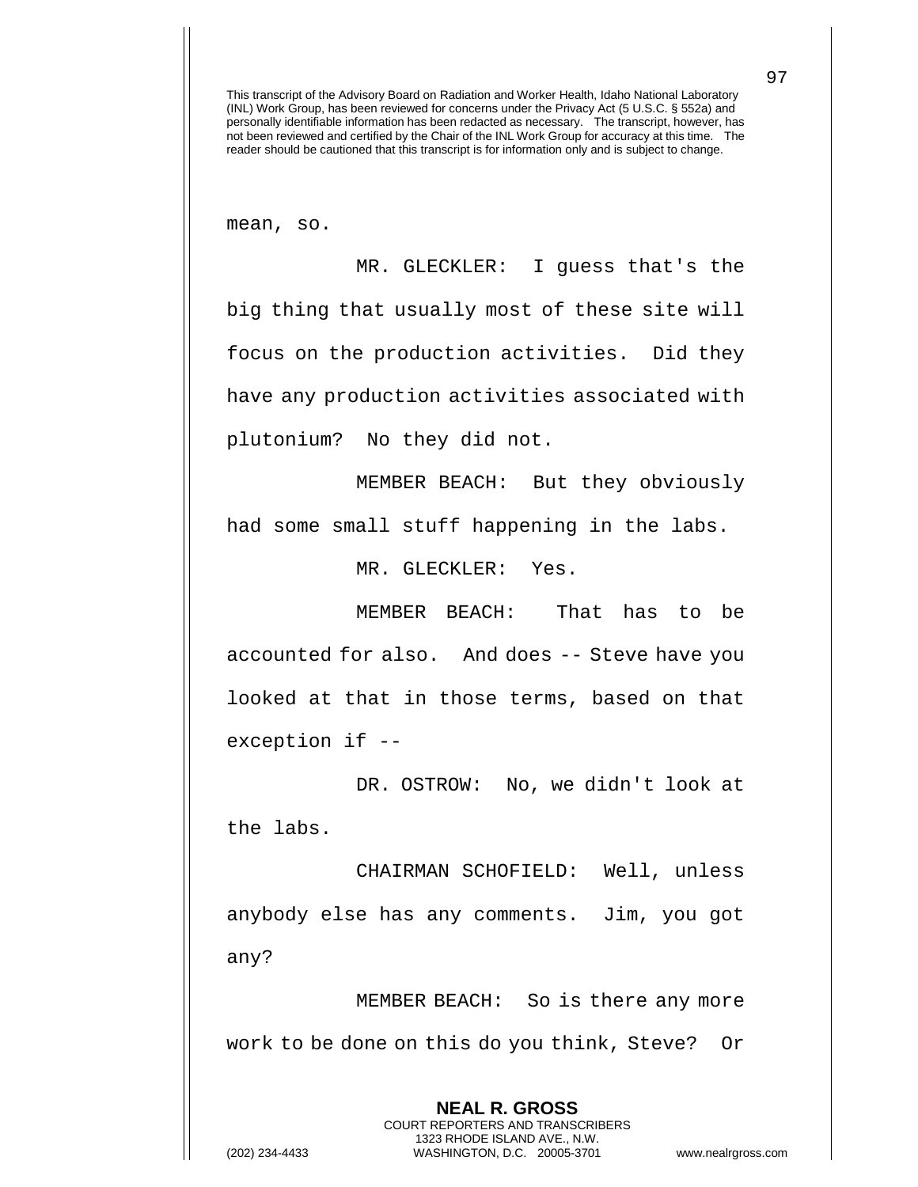mean, so.

MR. GLECKLER: I guess that's the big thing that usually most of these site will focus on the production activities. Did they have any production activities associated with plutonium? No they did not.

MEMBER BEACH: But they obviously had some small stuff happening in the labs.

MR. GLECKLER: Yes.

MEMBER BEACH: That has to be accounted for also. And does -- Steve have you looked at that in those terms, based on that exception if --

DR. OSTROW: No, we didn't look at the labs.

CHAIRMAN SCHOFIELD: Well, unless anybody else has any comments. Jim, you got any?

MEMBER BEACH: So is there any more work to be done on this do you think, Steve? Or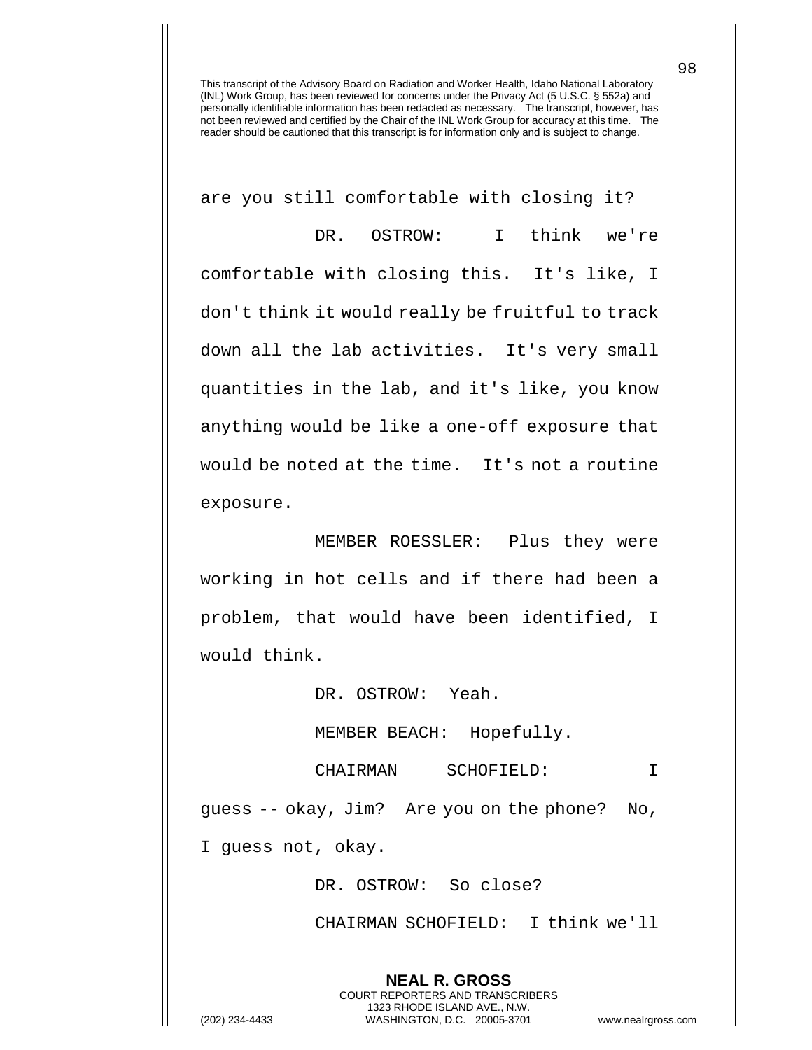are you still comfortable with closing it?

DR. OSTROW: I think we're comfortable with closing this. It's like, I don't think it would really be fruitful to track down all the lab activities. It's very small quantities in the lab, and it's like, you know anything would be like a one-off exposure that would be noted at the time. It's not a routine exposure.

MEMBER ROESSLER: Plus they were working in hot cells and if there had been a problem, that would have been identified, I would think.

DR. OSTROW: Yeah.

MEMBER BEACH: Hopefully.

CHAIRMAN SCHOFIELD: I guess -- okay, Jim? Are you on the phone? No, I guess not, okay.

DR. OSTROW: So close?

CHAIRMAN SCHOFIELD: I think we'll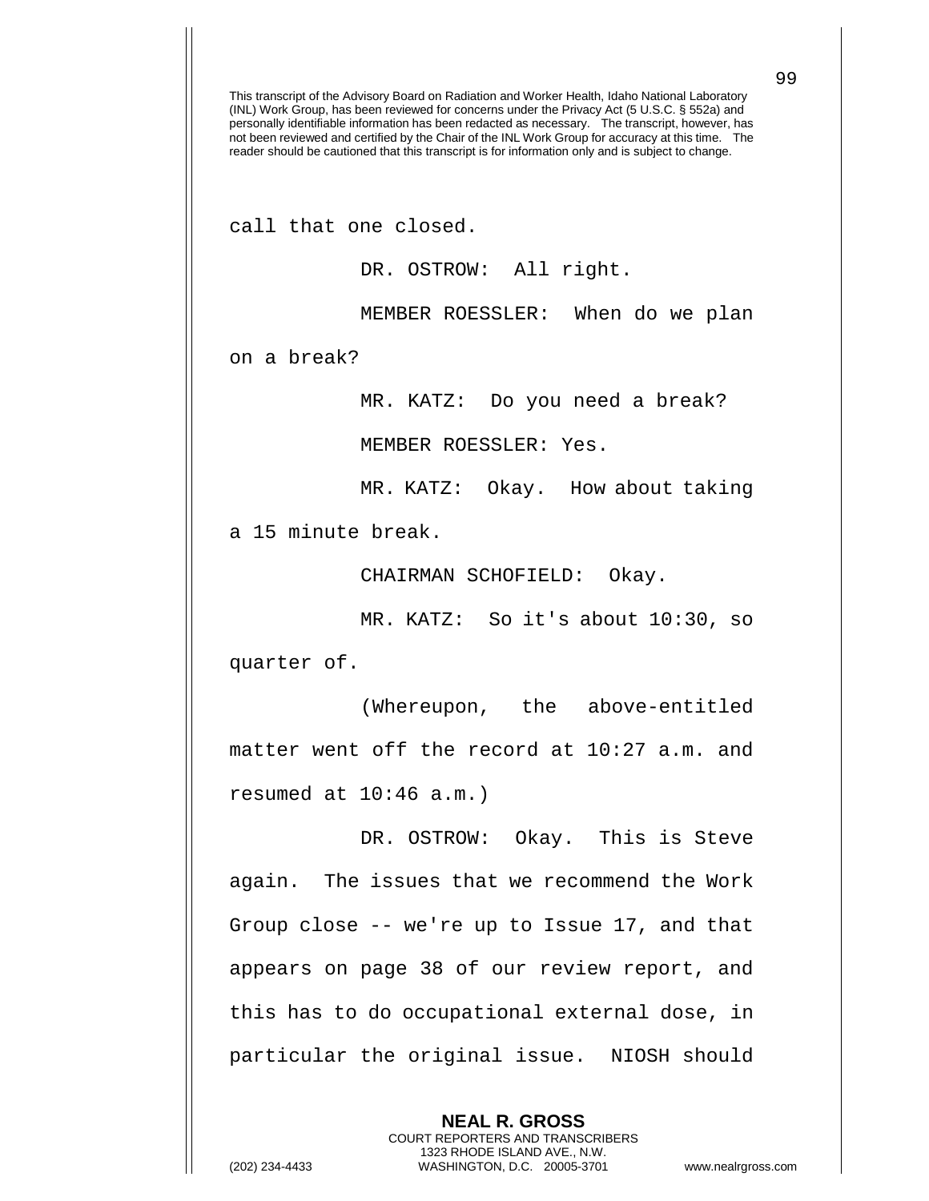call that one closed.

DR. OSTROW: All right.

MEMBER ROESSLER: When do we plan on a break?

MR. KATZ: Do you need a break?

MEMBER ROESSLER: Yes.

MR. KATZ: Okay. How about taking a 15 minute break.

CHAIRMAN SCHOFIELD: Okay.

MR. KATZ: So it's about 10:30, so quarter of.

(Whereupon, the above-entitled matter went off the record at 10:27 a.m. and resumed at 10:46 a.m.)

DR. OSTROW: Okay. This is Steve again. The issues that we recommend the Work Group close -- we're up to Issue 17, and that appears on page 38 of our review report, and this has to do occupational external dose, in particular the original issue. NIOSH should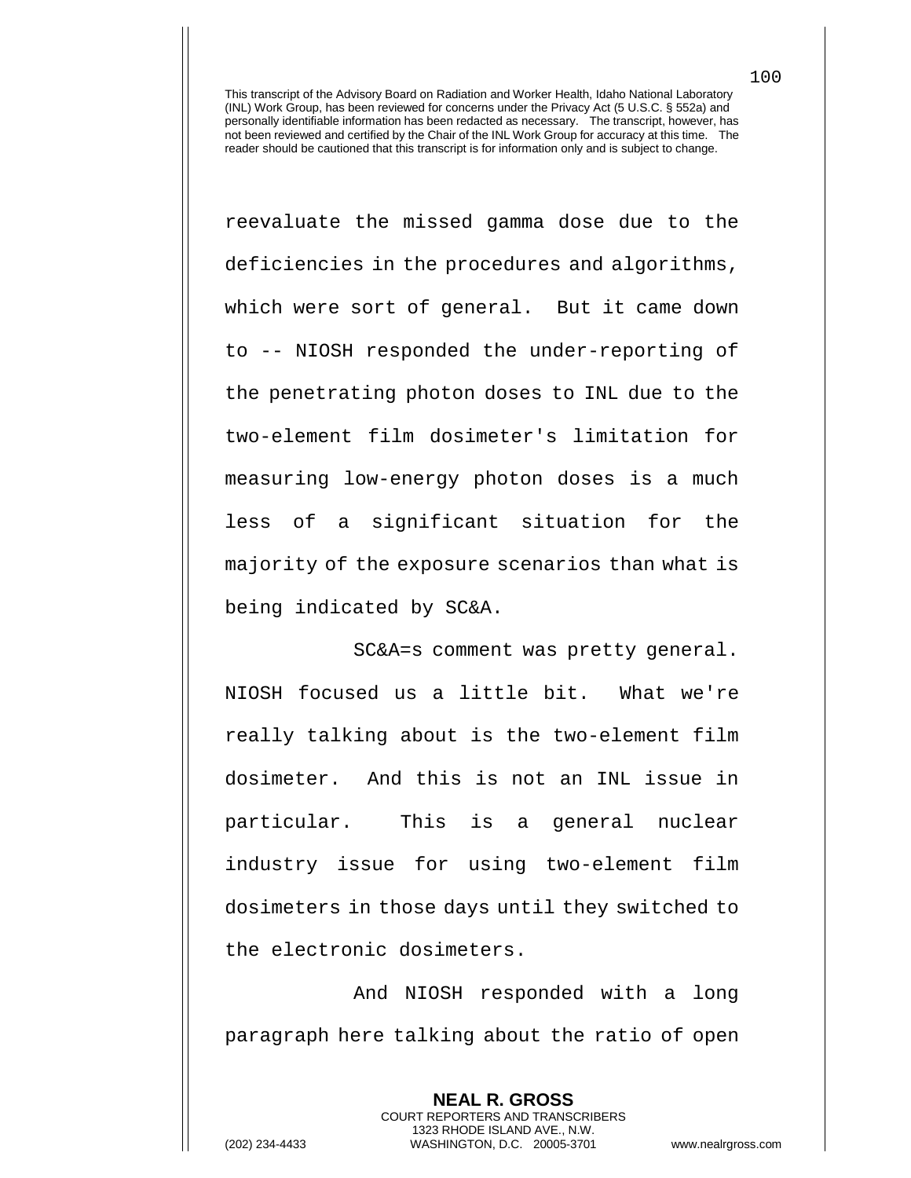reevaluate the missed gamma dose due to the deficiencies in the procedures and algorithms, which were sort of general. But it came down to -- NIOSH responded the under-reporting of the penetrating photon doses to INL due to the two-element film dosimeter's limitation for measuring low-energy photon doses is a much less of a significant situation for the majority of the exposure scenarios than what is being indicated by SC&A.

SC&A=s comment was pretty general. NIOSH focused us a little bit. What we're really talking about is the two-element film dosimeter. And this is not an INL issue in particular. This is a general nuclear industry issue for using two-element film dosimeters in those days until they switched to the electronic dosimeters.

And NIOSH responded with a long paragraph here talking about the ratio of open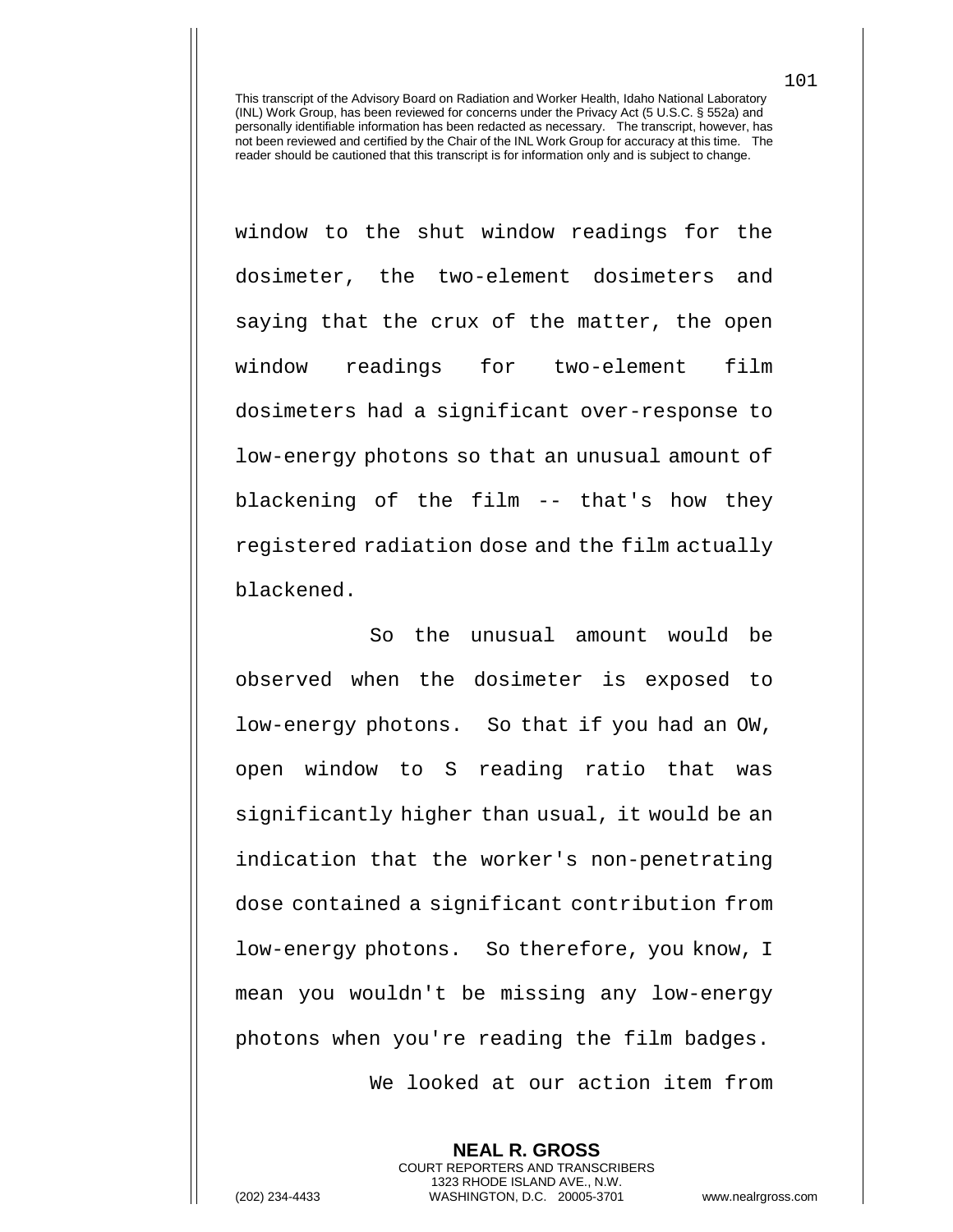This transcript of the Advisory Board on Radiation and Worker Health, Idaho National Laboratory (INL) Work Group, has been reviewed for concerns under the Privacy Act (5 U.S.C. § 552a) and personally identifiable information has been redacted as necessary. The transcript, however, has not been reviewed and certified by the Chair of the INL Work Group for accuracy at this time. The reader should be cautioned that this transcript is for information only and is subject to change.

window to the shut window readings for the dosimeter, the two-element dosimeters and saying that the crux of the matter, the open window readings for two-element film dosimeters had a significant over-response to low-energy photons so that an unusual amount of blackening of the film -- that's how they registered radiation dose and the film actually blackened.

So the unusual amount would be observed when the dosimeter is exposed to low-energy photons. So that if you had an OW, open window to S reading ratio that was significantly higher than usual, it would be an indication that the worker's non-penetrating dose contained a significant contribution from low-energy photons. So therefore, you know, I mean you wouldn't be missing any low-energy photons when you're reading the film badges.

We looked at our action item from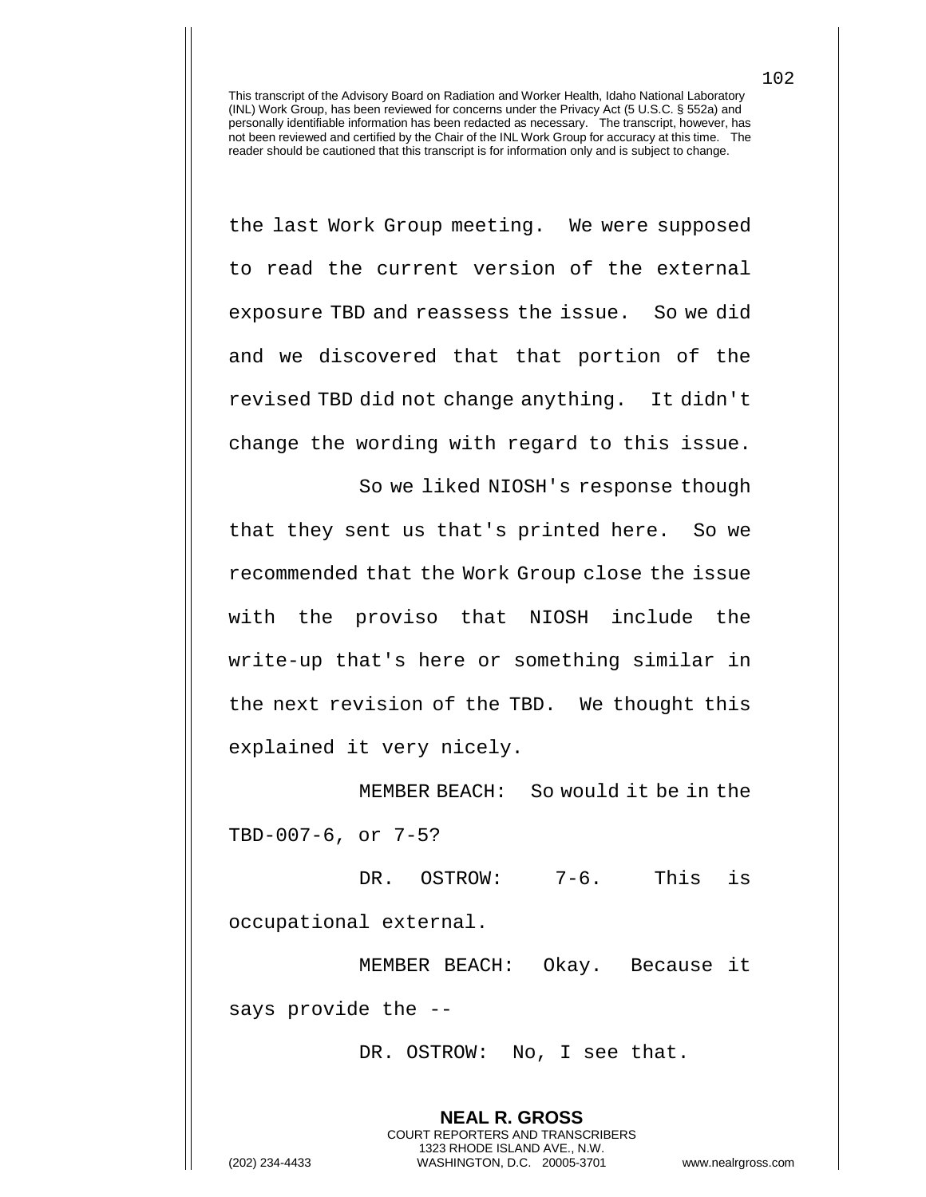This transcript of the Advisory Board on Radiation and Worker Health, Idaho National Laboratory (INL) Work Group, has been reviewed for concerns under the Privacy Act (5 U.S.C. § 552a) and personally identifiable information has been redacted as necessary. The transcript, however, has not been reviewed and certified by the Chair of the INL Work Group for accuracy at this time. The reader should be cautioned that this transcript is for information only and is subject to change.

the last Work Group meeting. We were supposed to read the current version of the external exposure TBD and reassess the issue. So we did and we discovered that that portion of the revised TBD did not change anything. It didn't change the wording with regard to this issue.

So we liked NIOSH's response though that they sent us that's printed here. So we recommended that the Work Group close the issue with the proviso that NIOSH include the write-up that's here or something similar in the next revision of the TBD. We thought this explained it very nicely.

MEMBER BEACH: So would it be in the TBD-007-6, or 7-5?

DR. OSTROW: 7-6. This is occupational external.

MEMBER BEACH: Okay. Because it says provide the --

DR. OSTROW: No, I see that.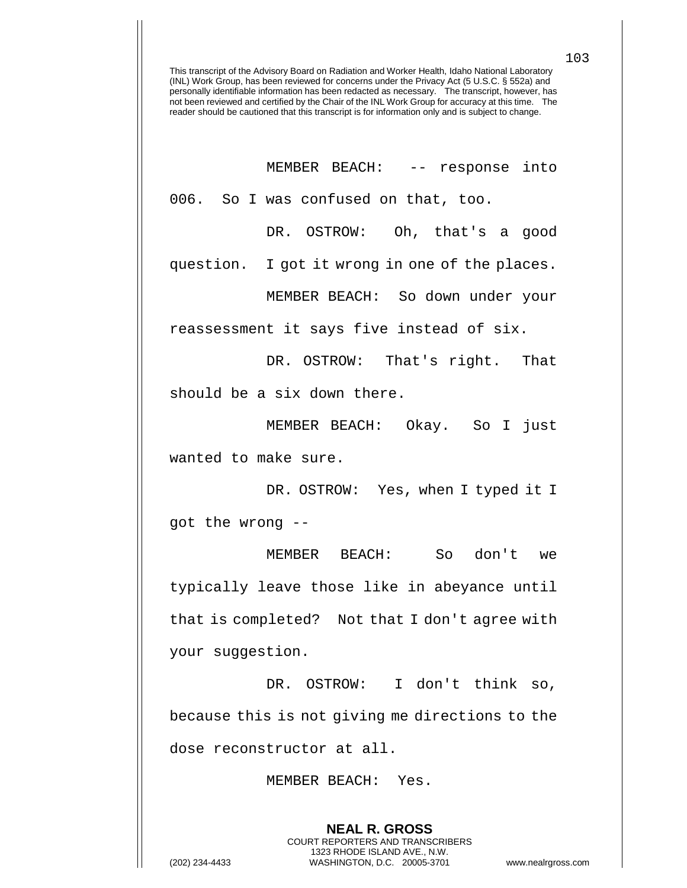This transcript of the Advisory Board on Radiation and Worker Health, Idaho National Laboratory (INL) Work Group, has been reviewed for concerns under the Privacy Act (5 U.S.C. § 552a) and personally identifiable information has been redacted as necessary. The transcript, however, has not been reviewed and certified by the Chair of the INL Work Group for accuracy at this time. The reader should be cautioned that this transcript is for information only and is subject to change.

MEMBER BEACH: -- response into 006. So I was confused on that, too.

DR. OSTROW: Oh, that's a good question. I got it wrong in one of the places.

MEMBER BEACH: So down under your reassessment it says five instead of six.

DR. OSTROW: That's right. That should be a six down there.

MEMBER BEACH: Okay. So I just wanted to make sure.

DR. OSTROW: Yes, when I typed it I got the wrong --

MEMBER BEACH: So don't we typically leave those like in abeyance until that is completed? Not that I don't agree with your suggestion.

DR. OSTROW: I don't think so, because this is not giving me directions to the dose reconstructor at all.

MEMBER BEACH: Yes.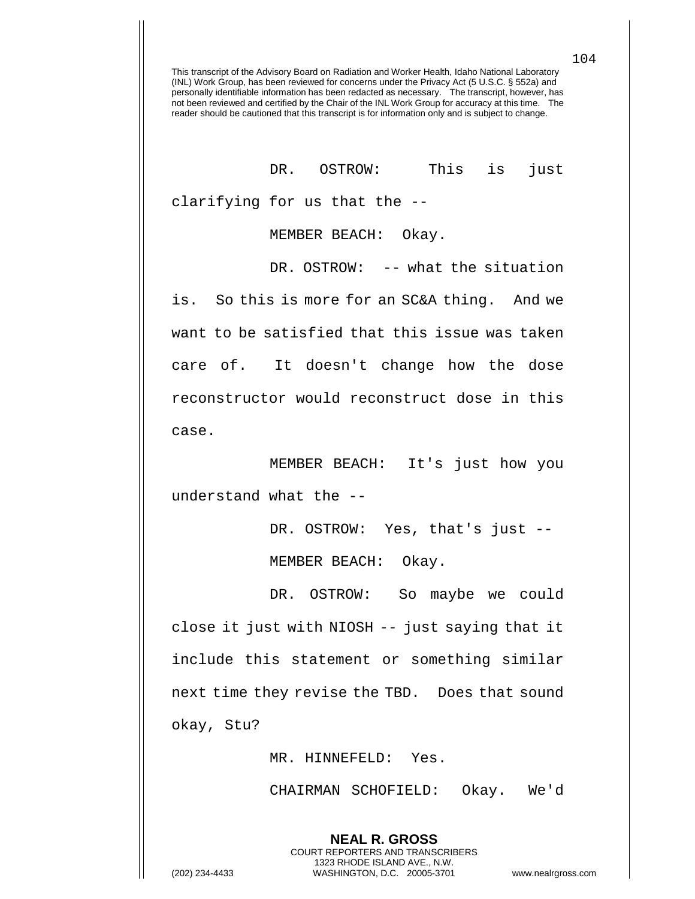This transcript of the Advisory Board on Radiation and Worker Health, Idaho National Laboratory (INL) Work Group, has been reviewed for concerns under the Privacy Act (5 U.S.C. § 552a) and personally identifiable information has been redacted as necessary. The transcript, however, has not been reviewed and certified by the Chair of the INL Work Group for accuracy at this time. The reader should be cautioned that this transcript is for information only and is subject to change.

DR. OSTROW: This is just clarifying for us that the --

MEMBER BEACH: Okay.

DR. OSTROW: -- what the situation is. So this is more for an SC&A thing. And we want to be satisfied that this issue was taken care of. It doesn't change how the dose reconstructor would reconstruct dose in this case.

MEMBER BEACH: It's just how you understand what the --

DR. OSTROW: Yes, that's just --

MEMBER BEACH: Okay.

DR. OSTROW: So maybe we could close it just with NIOSH -- just saying that it include this statement or something similar next time they revise the TBD. Does that sound okay, Stu?

MR. HINNEFELD: Yes.

CHAIRMAN SCHOFIELD: Okay. We'd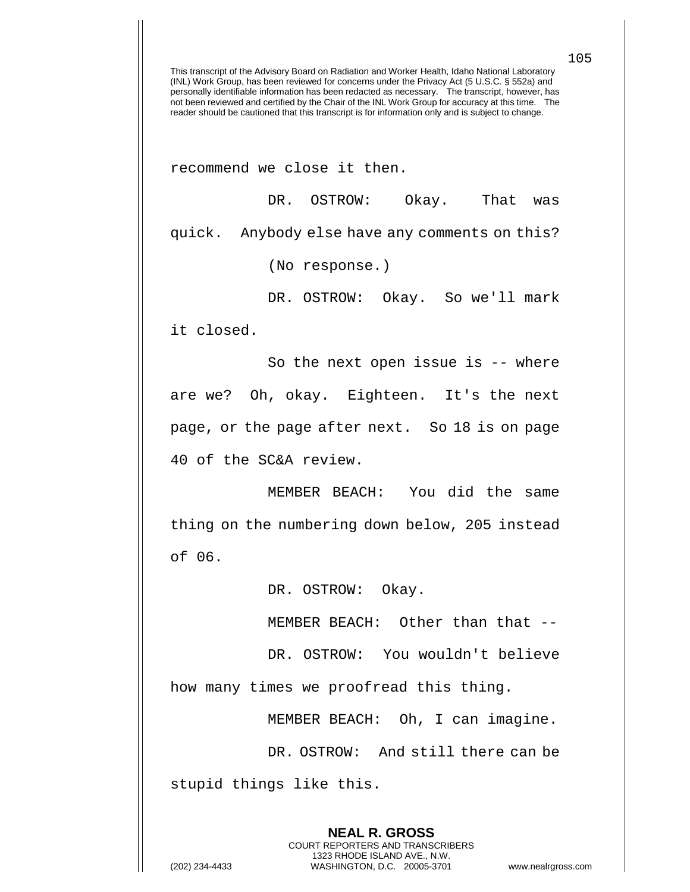recommend we close it then.

DR. OSTROW: Okay. That was quick. Anybody else have any comments on this?

(No response.)

DR. OSTROW: Okay. So we'll mark it closed.

So the next open issue is -- where are we? Oh, okay. Eighteen. It's the next page, or the page after next. So 18 is on page 40 of the SC&A review.

MEMBER BEACH: You did the same thing on the numbering down below, 205 instead of 06.

DR. OSTROW: Okay.

MEMBER BEACH: Other than that --

DR. OSTROW: You wouldn't believe how many times we proofread this thing.

MEMBER BEACH: Oh, I can imagine.

DR. OSTROW: And still there can be stupid things like this.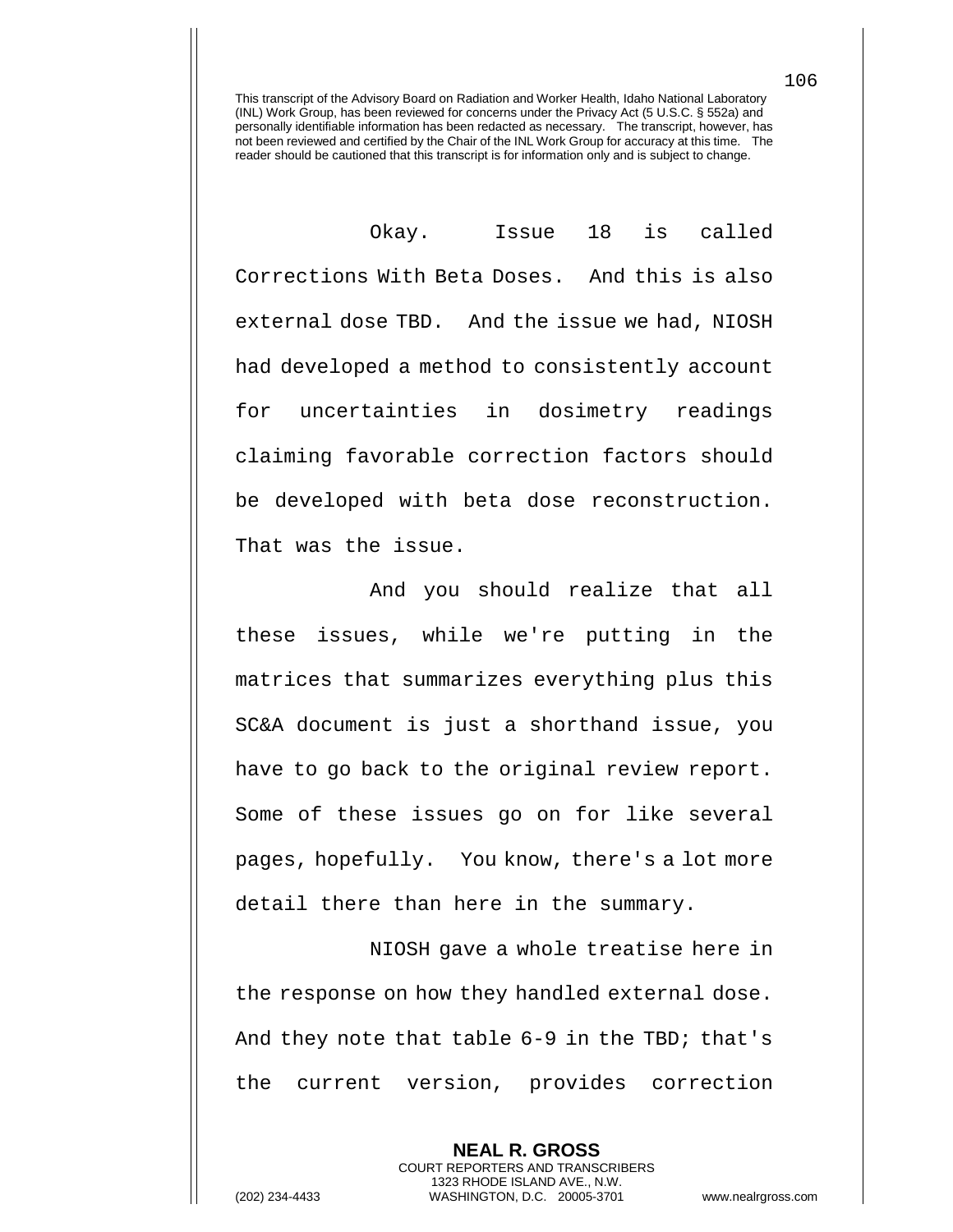This transcript of the Advisory Board on Radiation and Worker Health, Idaho National Laboratory (INL) Work Group, has been reviewed for concerns under the Privacy Act (5 U.S.C. § 552a) and personally identifiable information has been redacted as necessary. The transcript, however, has not been reviewed and certified by the Chair of the INL Work Group for accuracy at this time. The reader should be cautioned that this transcript is for information only and is subject to change.

Okay. Issue 18 is called Corrections With Beta Doses. And this is also external dose TBD. And the issue we had, NIOSH had developed a method to consistently account for uncertainties in dosimetry readings claiming favorable correction factors should be developed with beta dose reconstruction. That was the issue.

And you should realize that all these issues, while we're putting in the matrices that summarizes everything plus this SC&A document is just a shorthand issue, you have to go back to the original review report. Some of these issues go on for like several pages, hopefully. You know, there's a lot more detail there than here in the summary.

NIOSH gave a whole treatise here in the response on how they handled external dose. And they note that table 6-9 in the TBD; that's the current version, provides correction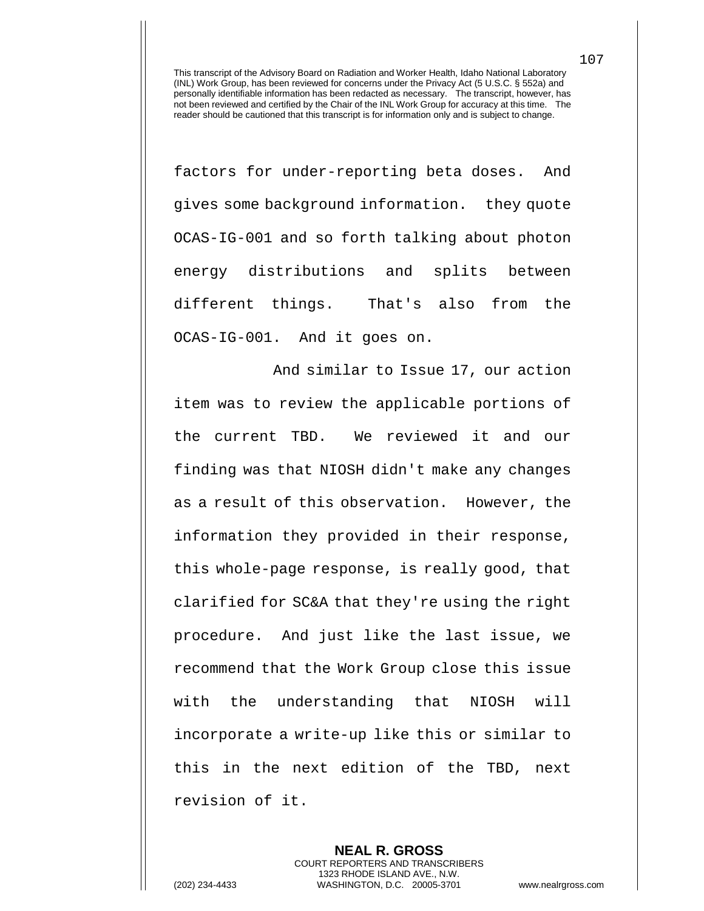This transcript of the Advisory Board on Radiation and Worker Health, Idaho National Laboratory (INL) Work Group, has been reviewed for concerns under the Privacy Act (5 U.S.C. § 552a) and personally identifiable information has been redacted as necessary. The transcript, however, has not been reviewed and certified by the Chair of the INL Work Group for accuracy at this time. The reader should be cautioned that this transcript is for information only and is subject to change.

factors for under-reporting beta doses. And gives some background information. they quote OCAS-IG-001 and so forth talking about photon energy distributions and splits between different things. That's also from the OCAS-IG-001. And it goes on.

And similar to Issue 17, our action item was to review the applicable portions of the current TBD. We reviewed it and our finding was that NIOSH didn't make any changes as a result of this observation. However, the information they provided in their response, this whole-page response, is really good, that clarified for SC&A that they're using the right procedure. And just like the last issue, we recommend that the Work Group close this issue with the understanding that NIOSH will incorporate a write-up like this or similar to this in the next edition of the TBD, next revision of it.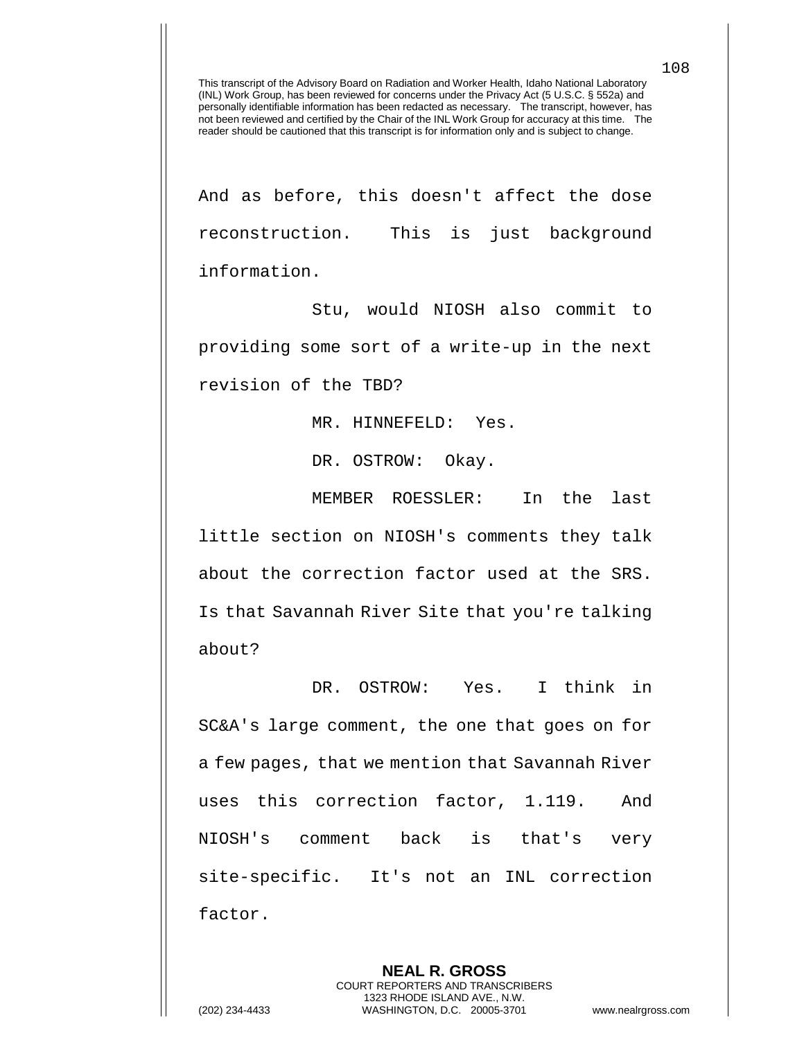And as before, this doesn't affect the dose reconstruction. This is just background information.

Stu, would NIOSH also commit to providing some sort of a write-up in the next revision of the TBD?

MR. HINNEFELD: Yes.

DR. OSTROW: Okay.

MEMBER ROESSLER: In the last little section on NIOSH's comments they talk about the correction factor used at the SRS. Is that Savannah River Site that you're talking about?

DR. OSTROW: Yes. I think in SC&A's large comment, the one that goes on for a few pages, that we mention that Savannah River uses this correction factor, 1.119. And NIOSH's comment back is that's very site-specific. It's not an INL correction factor.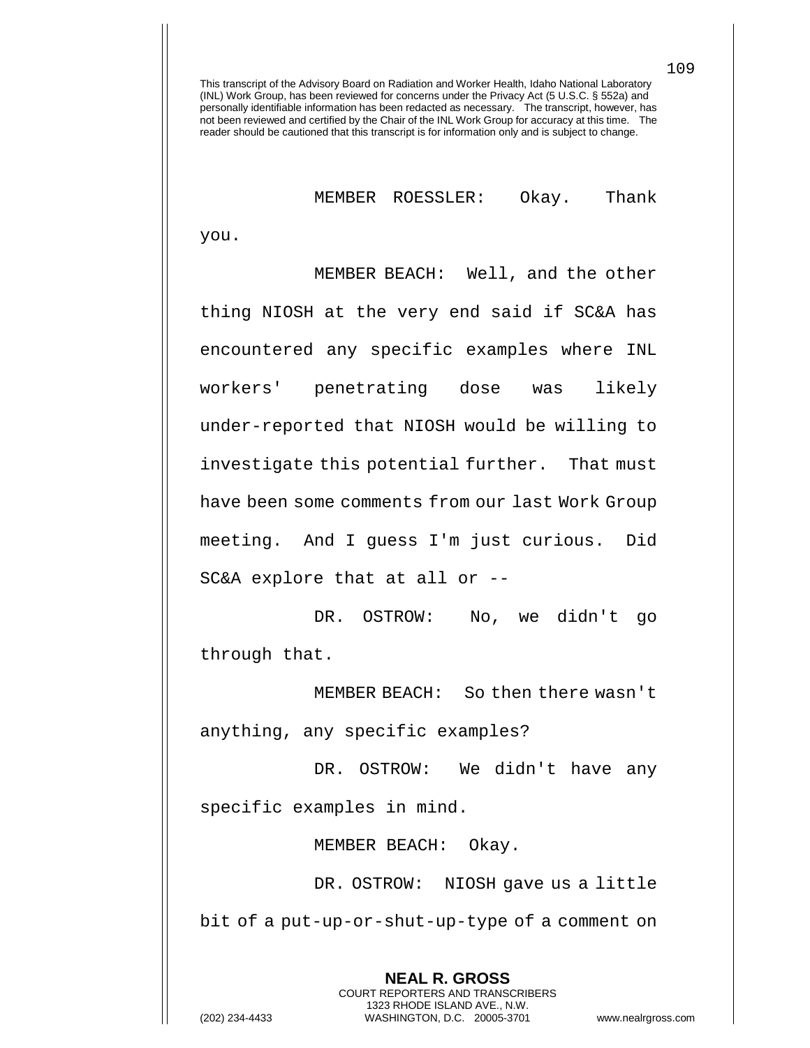This transcript of the Advisory Board on Radiation and Worker Health, Idaho National Laboratory (INL) Work Group, has been reviewed for concerns under the Privacy Act (5 U.S.C. § 552a) and personally identifiable information has been redacted as necessary. The transcript, however, has not been reviewed and certified by the Chair of the INL Work Group for accuracy at this time. The reader should be cautioned that this transcript is for information only and is subject to change.

MEMBER ROESSLER: Okay. Thank you.

MEMBER BEACH: Well, and the other thing NIOSH at the very end said if SC&A has encountered any specific examples where INL workers' penetrating dose was likely under-reported that NIOSH would be willing to investigate this potential further. That must have been some comments from our last Work Group meeting. And I guess I'm just curious. Did SC&A explore that at all or --

DR. OSTROW: No, we didn't go through that.

MEMBER BEACH: So then there wasn't anything, any specific examples?

DR. OSTROW: We didn't have any specific examples in mind.

MEMBER BEACH: Okay.

DR. OSTROW: NIOSH gave us a little bit of a put-up-or-shut-up-type of a comment on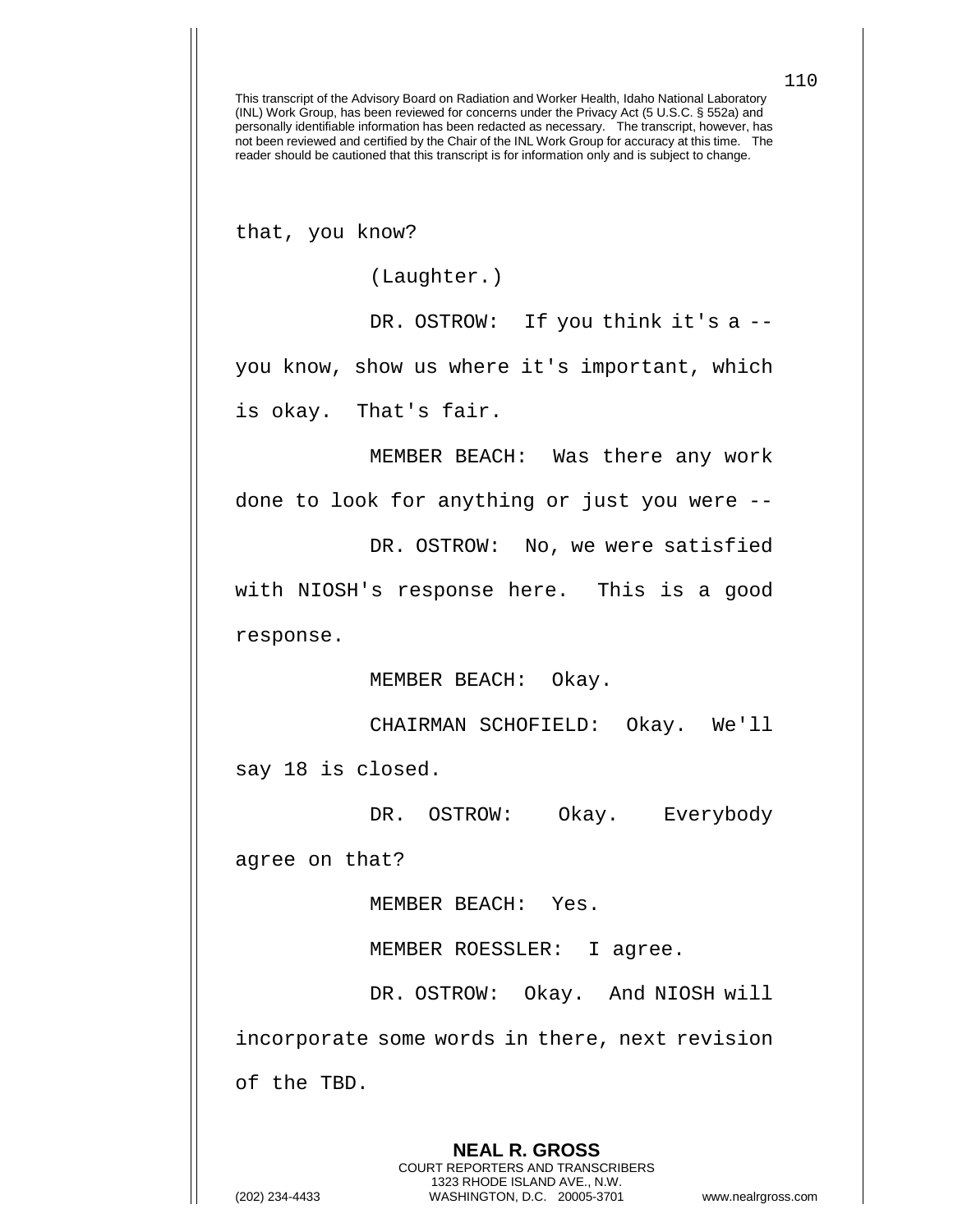This transcript of the Advisory Board on Radiation and Worker Health, Idaho National Laboratory (INL) Work Group, has been reviewed for concerns under the Privacy Act (5 U.S.C. § 552a) and personally identifiable information has been redacted as necessary. The transcript, however, has not been reviewed and certified by the Chair of the INL Work Group for accuracy at this time. The reader should be cautioned that this transcript is for information only and is subject to change.

that, you know?

(Laughter.)

DR. OSTROW: If you think it's a -- you know, show us where it's important, which is okay. That's fair.

MEMBER BEACH: Was there any work done to look for anything or just you were --

DR. OSTROW: No, we were satisfied with NIOSH's response here. This is a good response.

MEMBER BEACH: Okay.

CHAIRMAN SCHOFIELD: Okay. We'll say 18 is closed.

DR. OSTROW: Okay. Everybody agree on that?

MEMBER BEACH: Yes.

MEMBER ROESSLER: I agree.

DR. OSTROW: Okay. And NIOSH will incorporate some words in there, next revision of the TBD.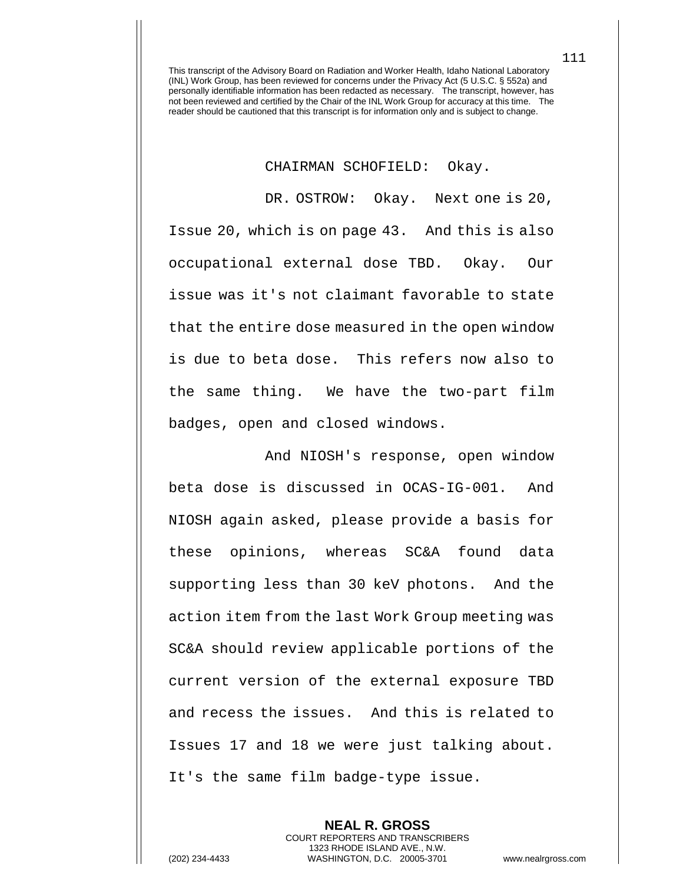This transcript of the Advisory Board on Radiation and Worker Health, Idaho National Laboratory (INL) Work Group, has been reviewed for concerns under the Privacy Act (5 U.S.C. § 552a) and personally identifiable information has been redacted as necessary. The transcript, however, has not been reviewed and certified by the Chair of the INL Work Group for accuracy at this time. The reader should be cautioned that this transcript is for information only and is subject to change.

CHAIRMAN SCHOFIELD: Okay.

DR. OSTROW: Okay. Next one is 20, Issue 20, which is on page 43. And this is also occupational external dose TBD. Okay. Our issue was it's not claimant favorable to state that the entire dose measured in the open window is due to beta dose. This refers now also to the same thing. We have the two-part film badges, open and closed windows.

And NIOSH's response, open window beta dose is discussed in OCAS-IG-001. And NIOSH again asked, please provide a basis for these opinions, whereas SC&A found data supporting less than 30 keV photons. And the action item from the last Work Group meeting was SC&A should review applicable portions of the current version of the external exposure TBD and recess the issues. And this is related to Issues 17 and 18 we were just talking about. It's the same film badge-type issue.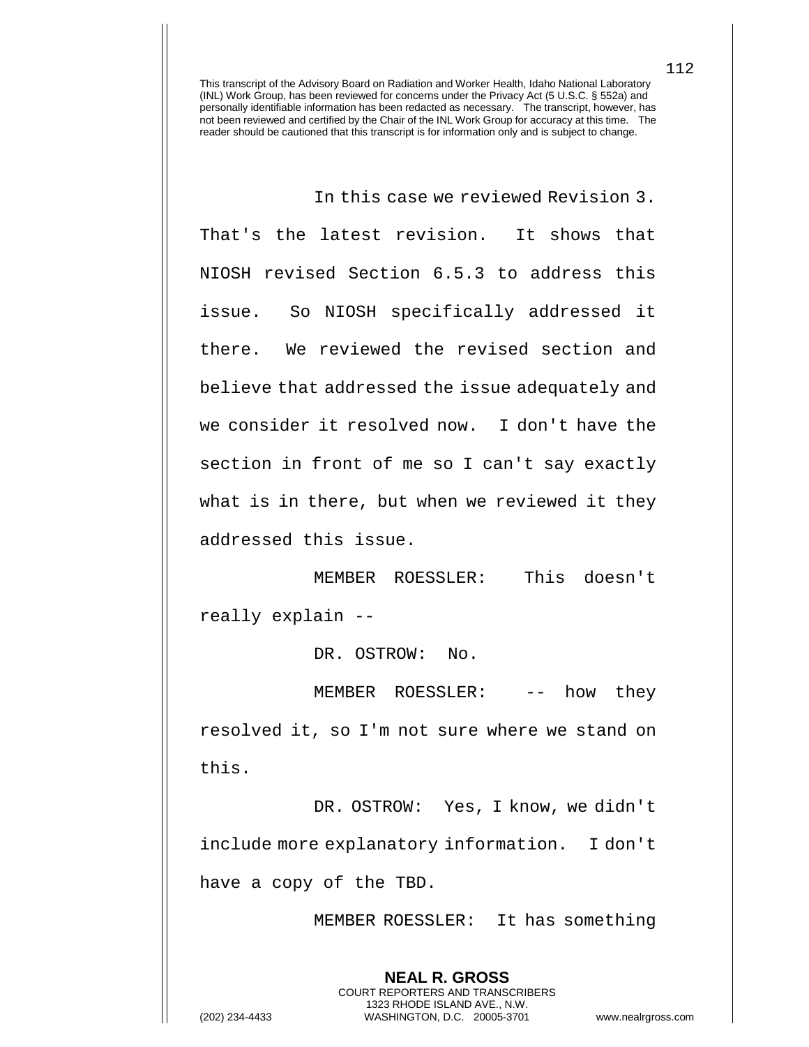This transcript of the Advisory Board on Radiation and Worker Health, Idaho National Laboratory (INL) Work Group, has been reviewed for concerns under the Privacy Act (5 U.S.C. § 552a) and personally identifiable information has been redacted as necessary. The transcript, however, has not been reviewed and certified by the Chair of the INL Work Group for accuracy at this time. The reader should be cautioned that this transcript is for information only and is subject to change.

In this case we reviewed Revision 3. That's the latest revision. It shows that NIOSH revised Section 6.5.3 to address this issue. So NIOSH specifically addressed it there. We reviewed the revised section and believe that addressed the issue adequately and we consider it resolved now. I don't have the section in front of me so I can't say exactly what is in there, but when we reviewed it they addressed this issue.

MEMBER ROESSLER: This doesn't really explain --

DR. OSTROW: No.

MEMBER ROESSLER: -- how they resolved it, so I'm not sure where we stand on this.

DR. OSTROW: Yes, I know, we didn't include more explanatory information. I don't have a copy of the TBD.

MEMBER ROESSLER: It has something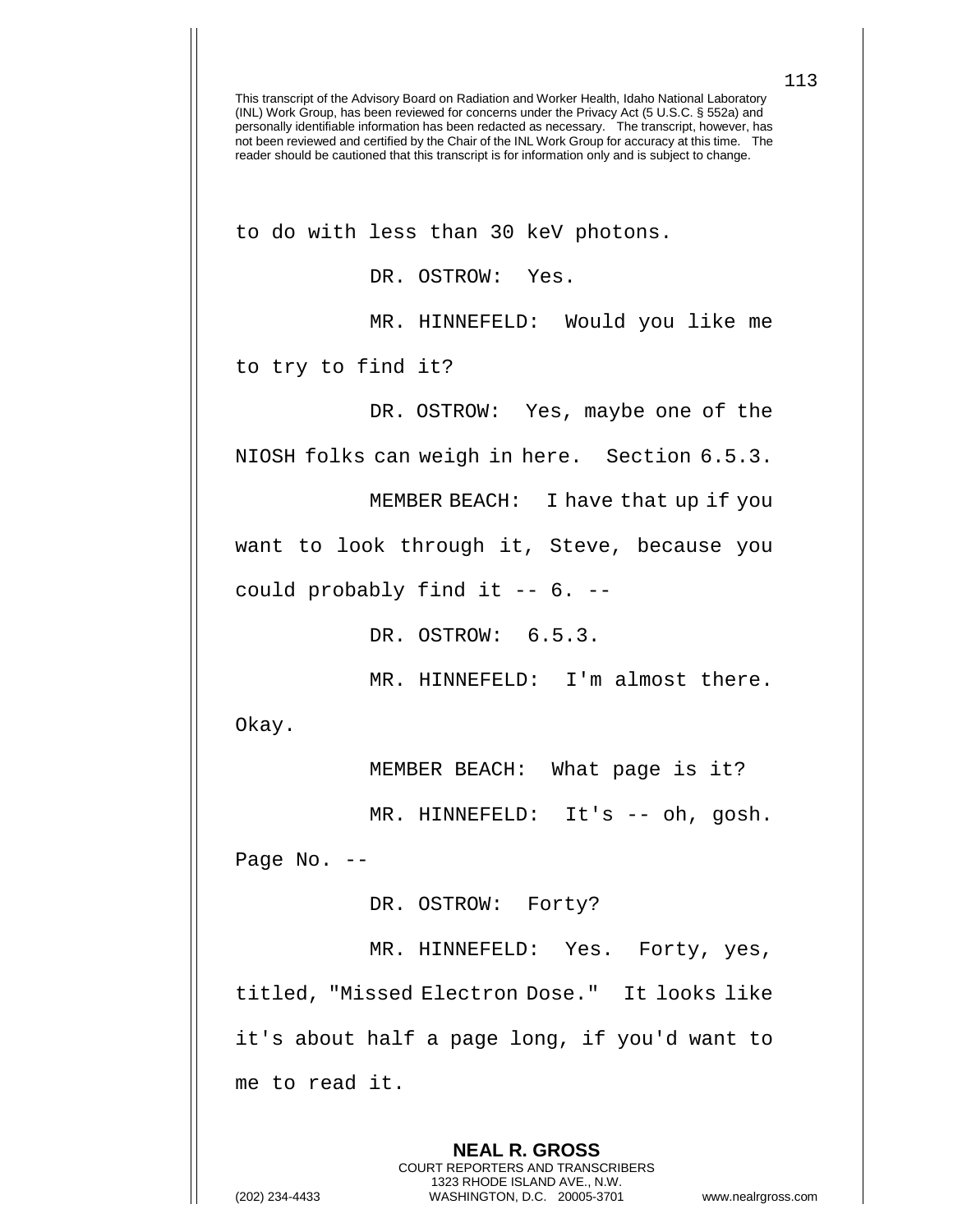This transcript of the Advisory Board on Radiation and Worker Health, Idaho National Laboratory (INL) Work Group, has been reviewed for concerns under the Privacy Act (5 U.S.C. § 552a) and personally identifiable information has been redacted as necessary. The transcript, however, has not been reviewed and certified by the Chair of the INL Work Group for accuracy at this time. The reader should be cautioned that this transcript is for information only and is subject to change.

to do with less than 30 keV photons.

DR. OSTROW: Yes.

MR. HINNEFELD: Would you like me to try to find it?

DR. OSTROW: Yes, maybe one of the NIOSH folks can weigh in here. Section 6.5.3.

MEMBER BEACH: I have that up if you want to look through it, Steve, because you could probably find it -- 6. --

DR. OSTROW: 6.5.3.

MR. HINNEFELD: I'm almost there. Okay.

MEMBER BEACH: What page is it?

MR. HINNEFELD: It's -- oh, gosh. Page No. --

DR. OSTROW: Forty?

MR. HINNEFELD: Yes. Forty, yes, titled, "Missed Electron Dose." It looks like it's about half a page long, if you'd want to me to read it.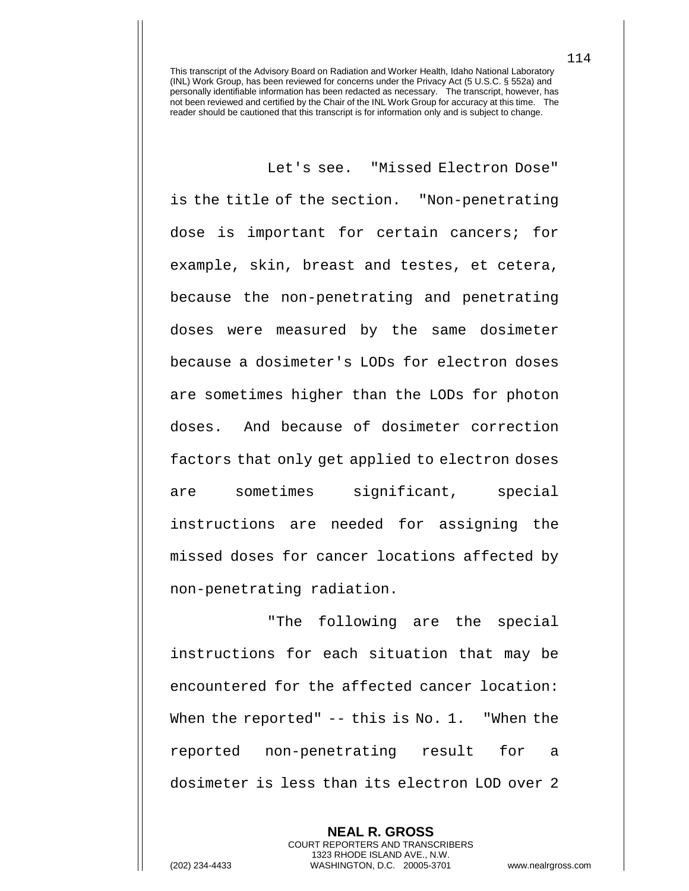Let's see. "Missed Electron Dose" is the title of the section. "Non-penetrating dose is important for certain cancers; for example, skin, breast and testes, et cetera, because the non-penetrating and penetrating doses were measured by the same dosimeter because a dosimeter's LODs for electron doses are sometimes higher than the LODs for photon doses. And because of dosimeter correction factors that only get applied to electron doses are sometimes significant, special instructions are needed for assigning the missed doses for cancer locations affected by non-penetrating radiation.

"The following are the special instructions for each situation that may be encountered for the affected cancer location: When the reported" -- this is No. 1. "When the reported non-penetrating result for a dosimeter is less than its electron LOD over 2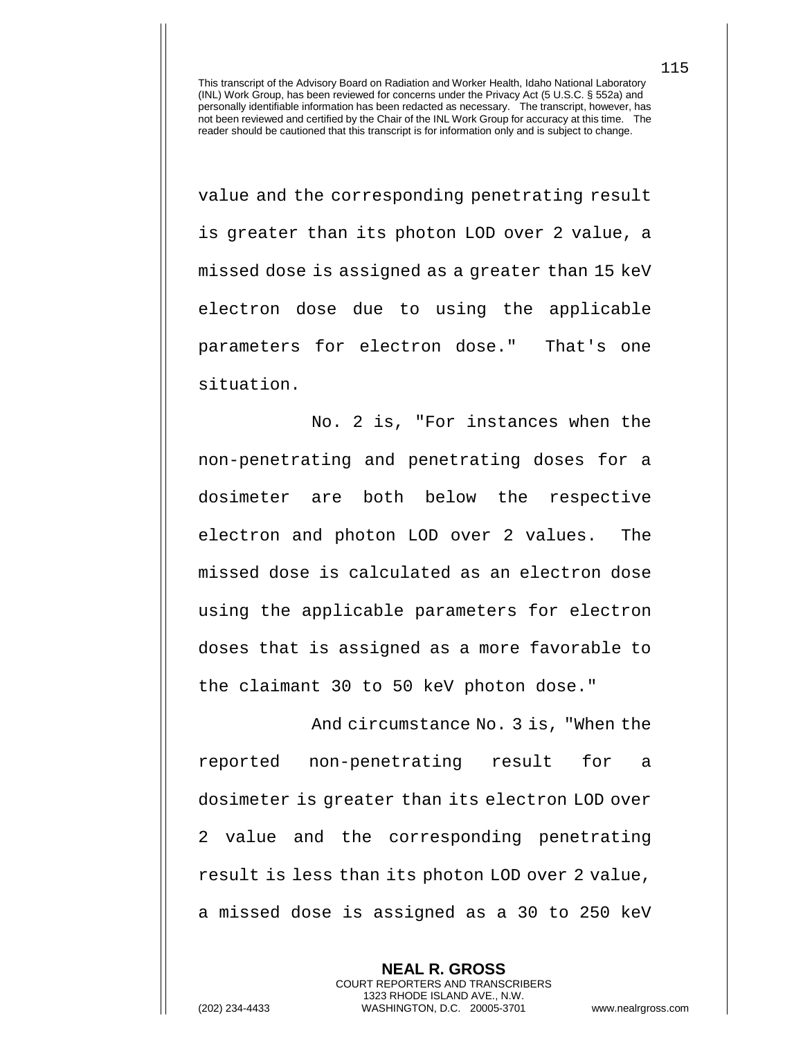value and the corresponding penetrating result is greater than its photon LOD over 2 value, a missed dose is assigned as a greater than 15 keV electron dose due to using the applicable parameters for electron dose." That's one situation.

No. 2 is, "For instances when the non-penetrating and penetrating doses for a dosimeter are both below the respective electron and photon LOD over 2 values. The missed dose is calculated as an electron dose using the applicable parameters for electron doses that is assigned as a more favorable to the claimant 30 to 50 keV photon dose."

And circumstance No. 3 is, "When the reported non-penetrating result for a dosimeter is greater than its electron LOD over 2 value and the corresponding penetrating result is less than its photon LOD over 2 value, a missed dose is assigned as a 30 to 250 keV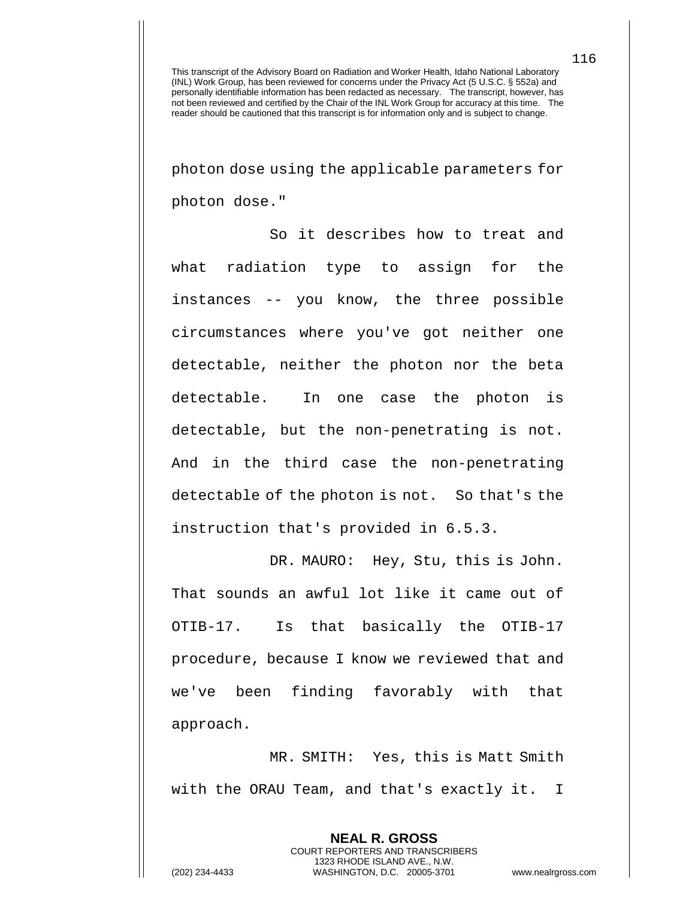photon dose using the applicable parameters for photon dose."

So it describes how to treat and what radiation type to assign for the instances -- you know, the three possible circumstances where you've got neither one detectable, neither the photon nor the beta detectable. In one case the photon is detectable, but the non-penetrating is not. And in the third case the non-penetrating detectable of the photon is not. So that's the instruction that's provided in 6.5.3.

DR. MAURO: Hey, Stu, this is John. That sounds an awful lot like it came out of OTIB-17. Is that basically the OTIB-17 procedure, because I know we reviewed that and we've been finding favorably with that approach.

MR. SMITH: Yes, this is Matt Smith with the ORAU Team, and that's exactly it. I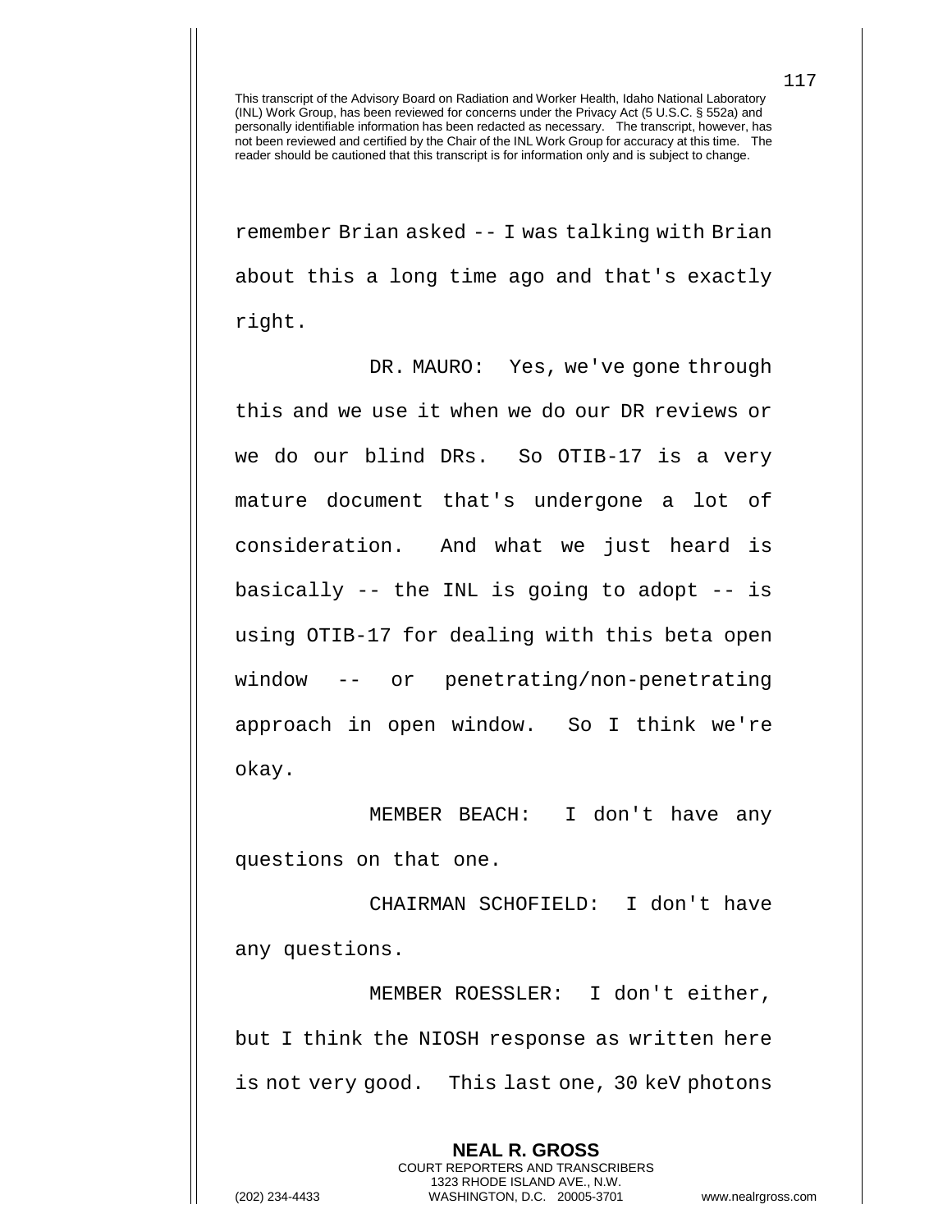remember Brian asked -- I was talking with Brian about this a long time ago and that's exactly right.

DR. MAURO: Yes, we've gone through this and we use it when we do our DR reviews or we do our blind DRs. So OTIB-17 is a very mature document that's undergone a lot of consideration. And what we just heard is basically -- the INL is going to adopt -- is using OTIB-17 for dealing with this beta open window -- or penetrating/non-penetrating approach in open window. So I think we're okay.

MEMBER BEACH: I don't have any questions on that one.

CHAIRMAN SCHOFIELD: I don't have any questions.

MEMBER ROESSLER: I don't either, but I think the NIOSH response as written here is not very good. This last one, 30 keV photons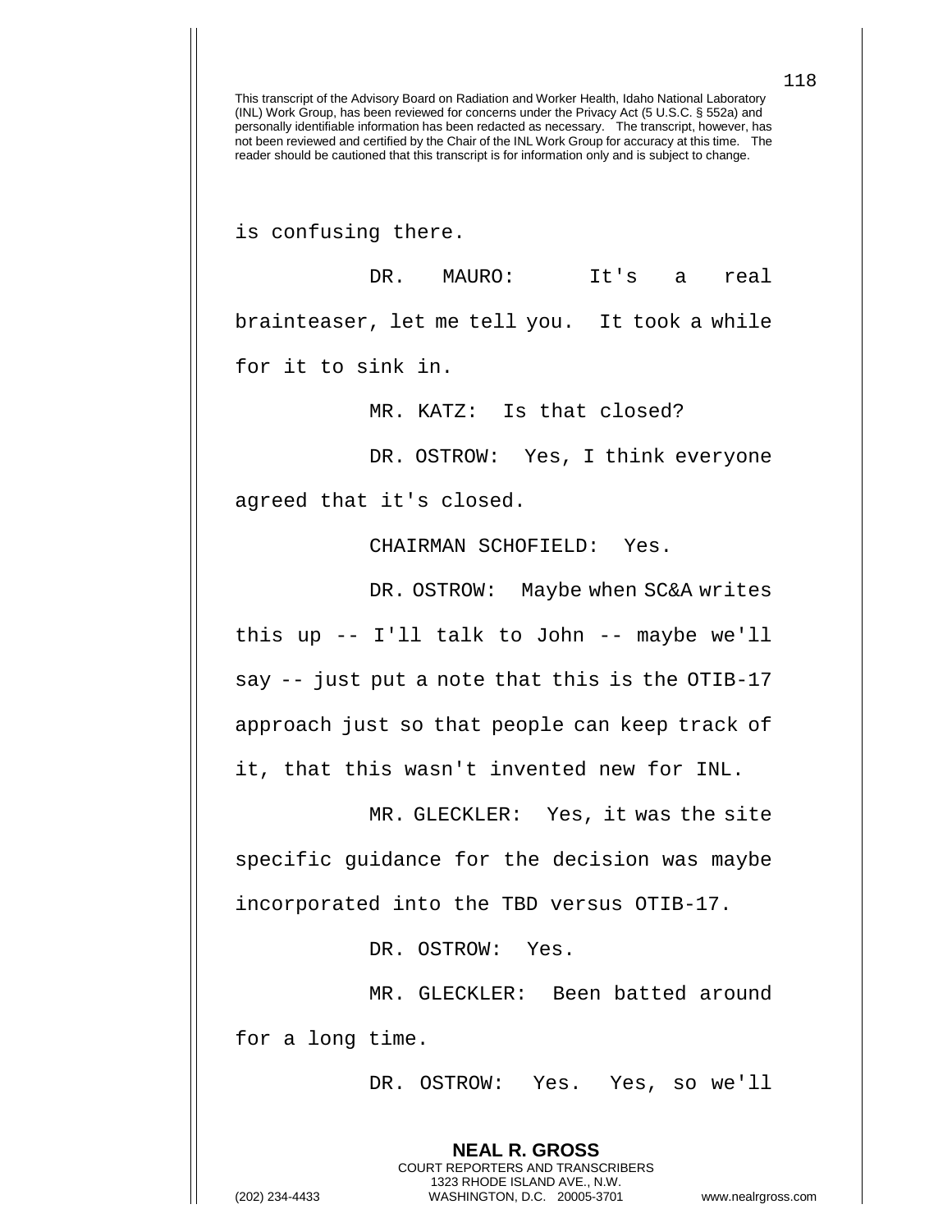This transcript of the Advisory Board on Radiation and Worker Health, Idaho National Laboratory (INL) Work Group, has been reviewed for concerns under the Privacy Act (5 U.S.C. § 552a) and personally identifiable information has been redacted as necessary. The transcript, however, has not been reviewed and certified by the Chair of the INL Work Group for accuracy at this time. The reader should be cautioned that this transcript is for information only and is subject to change.

is confusing there.

DR. MAURO: It's a real brainteaser, let me tell you. It took a while for it to sink in.

MR. KATZ: Is that closed?

DR. OSTROW: Yes, I think everyone agreed that it's closed.

CHAIRMAN SCHOFIELD: Yes.

DR. OSTROW: Maybe when SC&A writes this up -- I'll talk to John -- maybe we'll say -- just put a note that this is the OTIB-17 approach just so that people can keep track of it, that this wasn't invented new for INL.

MR. GLECKLER: Yes, it was the site specific guidance for the decision was maybe incorporated into the TBD versus OTIB-17.

DR. OSTROW: Yes.

MR. GLECKLER: Been batted around for a long time.

DR. OSTROW: Yes. Yes, so we'll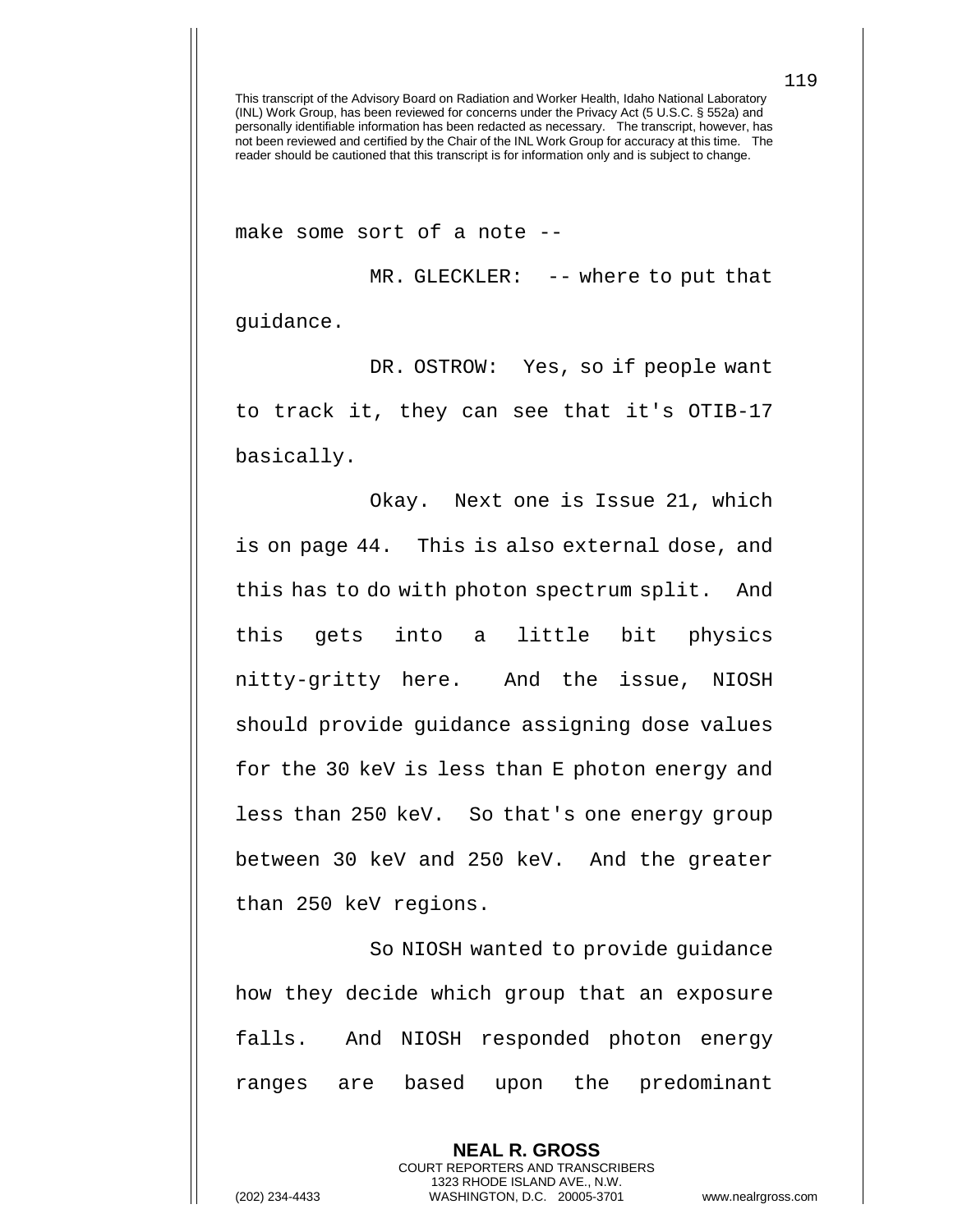This transcript of the Advisory Board on Radiation and Worker Health, Idaho National Laboratory (INL) Work Group, has been reviewed for concerns under the Privacy Act (5 U.S.C. § 552a) and personally identifiable information has been redacted as necessary. The transcript, however, has not been reviewed and certified by the Chair of the INL Work Group for accuracy at this time. The reader should be cautioned that this transcript is for information only and is subject to change.

make some sort of a note --

MR. GLECKLER: -- where to put that guidance.

DR. OSTROW: Yes, so if people want to track it, they can see that it's OTIB-17 basically.

Okay. Next one is Issue 21, which is on page 44. This is also external dose, and this has to do with photon spectrum split. And this gets into a little bit physics nitty-gritty here. And the issue, NIOSH should provide guidance assigning dose values for the 30 keV is less than E photon energy and less than 250 keV. So that's one energy group between 30 keV and 250 keV. And the greater than 250 keV regions.

So NIOSH wanted to provide guidance how they decide which group that an exposure falls. And NIOSH responded photon energy ranges are based upon the predominant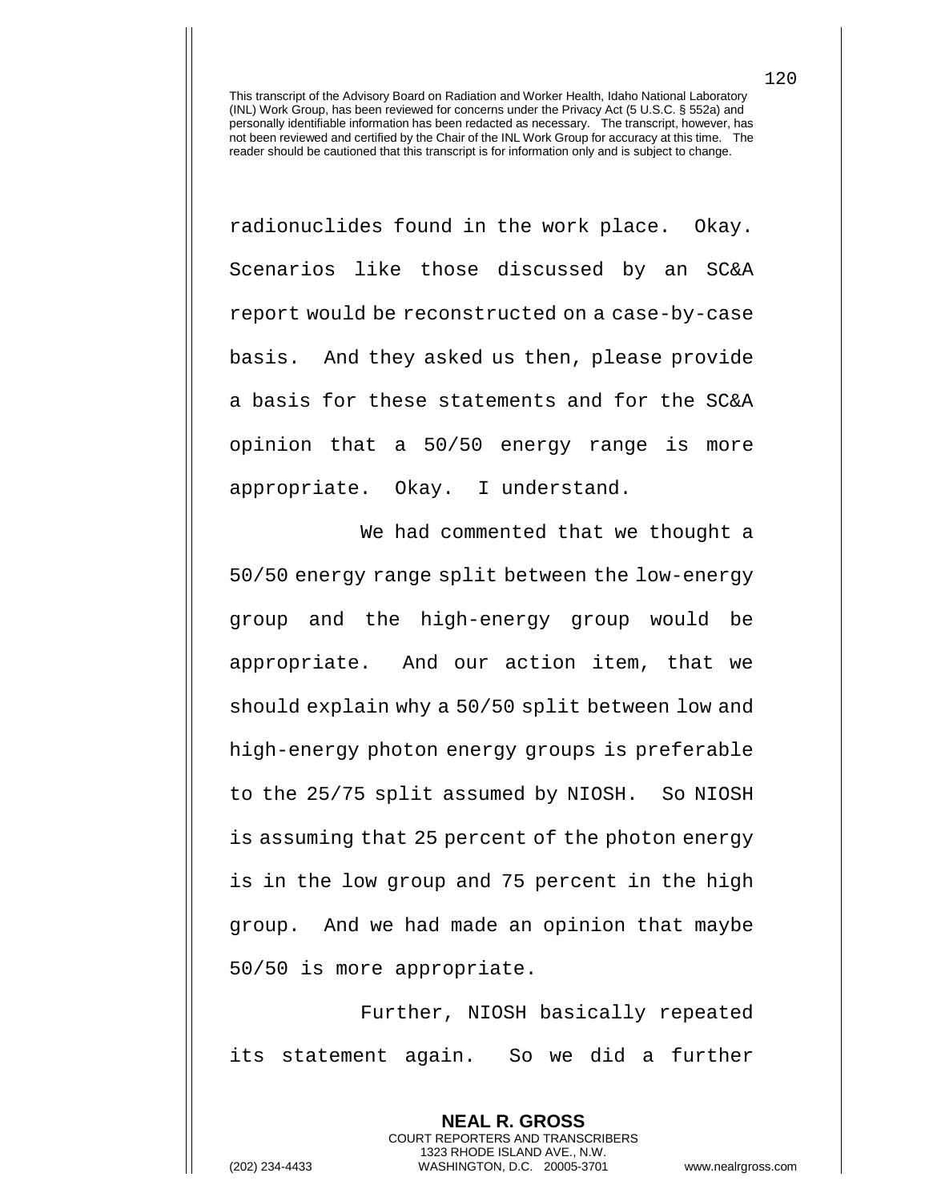This transcript of the Advisory Board on Radiation and Worker Health, Idaho National Laboratory (INL) Work Group, has been reviewed for concerns under the Privacy Act (5 U.S.C. § 552a) and personally identifiable information has been redacted as necessary. The transcript, however, has not been reviewed and certified by the Chair of the INL Work Group for accuracy at this time. The reader should be cautioned that this transcript is for information only and is subject to change.

radionuclides found in the work place. Okay. Scenarios like those discussed by an SC&A report would be reconstructed on a case-by-case basis. And they asked us then, please provide a basis for these statements and for the SC&A opinion that a 50/50 energy range is more appropriate. Okay. I understand.

We had commented that we thought a 50/50 energy range split between the low-energy group and the high-energy group would be appropriate. And our action item, that we should explain why a 50/50 split between low and high-energy photon energy groups is preferable to the 25/75 split assumed by NIOSH. So NIOSH is assuming that 25 percent of the photon energy is in the low group and 75 percent in the high group. And we had made an opinion that maybe 50/50 is more appropriate.

Further, NIOSH basically repeated its statement again. So we did a further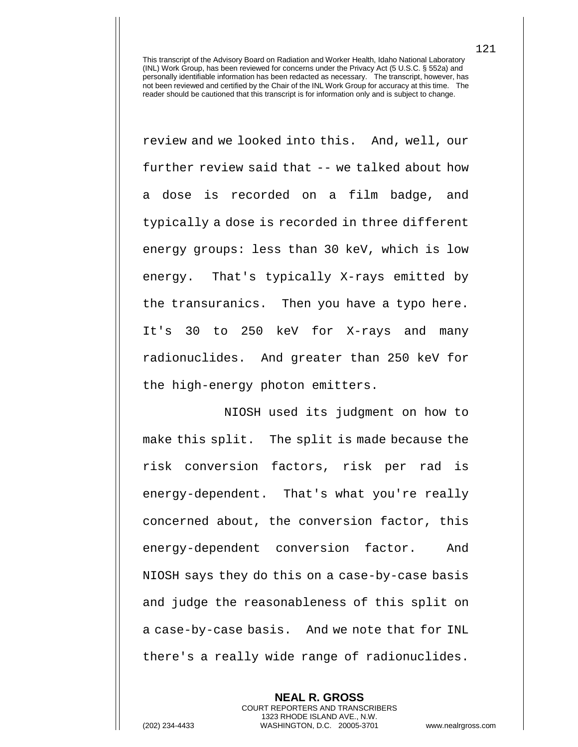This transcript of the Advisory Board on Radiation and Worker Health, Idaho National Laboratory (INL) Work Group, has been reviewed for concerns under the Privacy Act (5 U.S.C. § 552a) and personally identifiable information has been redacted as necessary. The transcript, however, has not been reviewed and certified by the Chair of the INL Work Group for accuracy at this time. The reader should be cautioned that this transcript is for information only and is subject to change.

review and we looked into this. And, well, our further review said that -- we talked about how a dose is recorded on a film badge, and typically a dose is recorded in three different energy groups: less than 30 keV, which is low energy. That's typically X-rays emitted by the transuranics. Then you have a typo here. It's 30 to 250 keV for X-rays and many radionuclides. And greater than 250 keV for the high-energy photon emitters.

NIOSH used its judgment on how to make this split. The split is made because the risk conversion factors, risk per rad is energy-dependent. That's what you're really concerned about, the conversion factor, this energy-dependent conversion factor. And NIOSH says they do this on a case-by-case basis and judge the reasonableness of this split on a case-by-case basis. And we note that for INL there's a really wide range of radionuclides.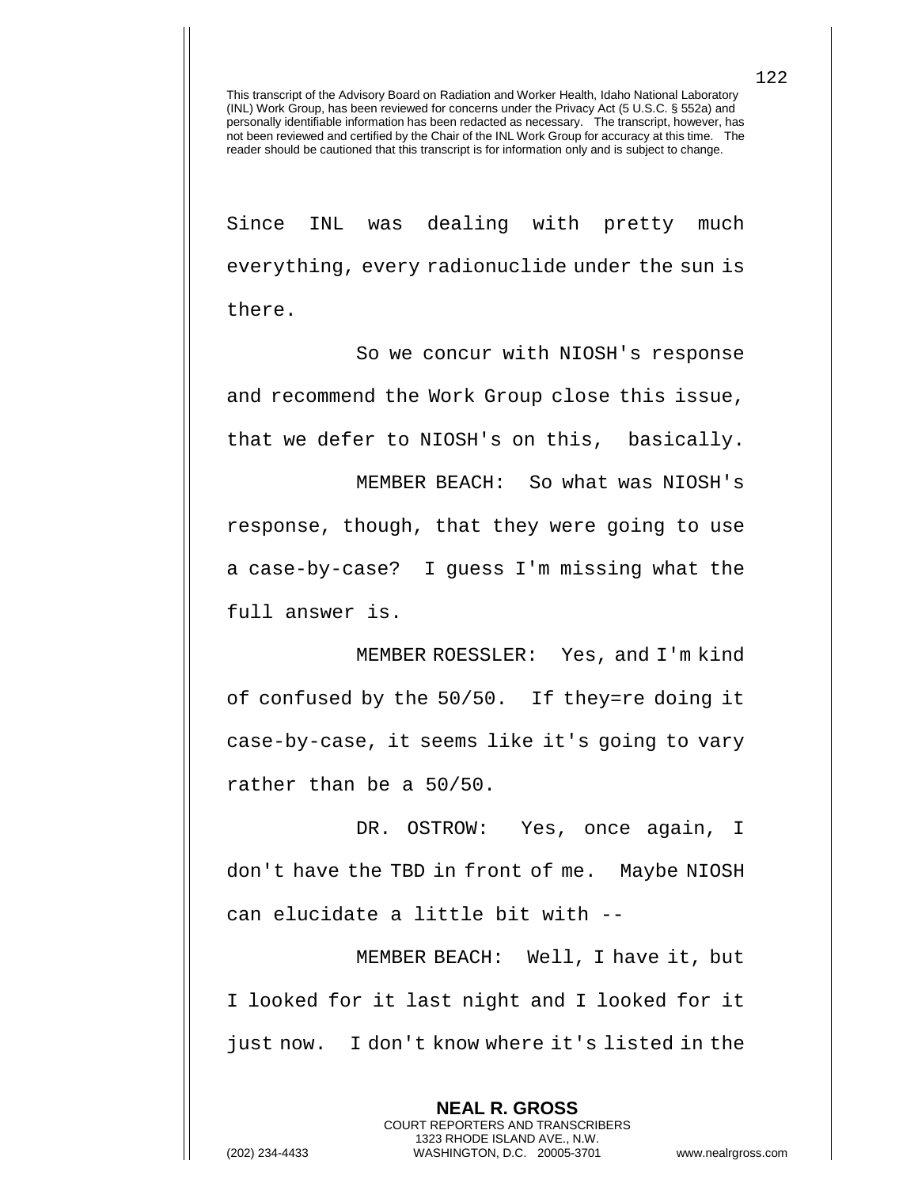This transcript of the Advisory Board on Radiation and Worker Health, Idaho National Laboratory (INL) Work Group, has been reviewed for concerns under the Privacy Act (5 U.S.C. § 552a) and personally identifiable information has been redacted as necessary. The transcript, however, has not been reviewed and certified by the Chair of the INL Work Group for accuracy at this time. The reader should be cautioned that this transcript is for information only and is subject to change.

Since INL was dealing with pretty much everything, every radionuclide under the sun is there.

So we concur with NIOSH's response and recommend the Work Group close this issue, that we defer to NIOSH's on this, basically.

MEMBER BEACH: So what was NIOSH's response, though, that they were going to use a case-by-case? I guess I'm missing what the full answer is.

MEMBER ROESSLER: Yes, and I'm kind of confused by the 50/50. If they=re doing it case-by-case, it seems like it's going to vary rather than be a 50/50.

DR. OSTROW: Yes, once again, I don't have the TBD in front of me. Maybe NIOSH can elucidate a little bit with --

MEMBER BEACH: Well, I have it, but I looked for it last night and I looked for it just now. I don't know where it's listed in the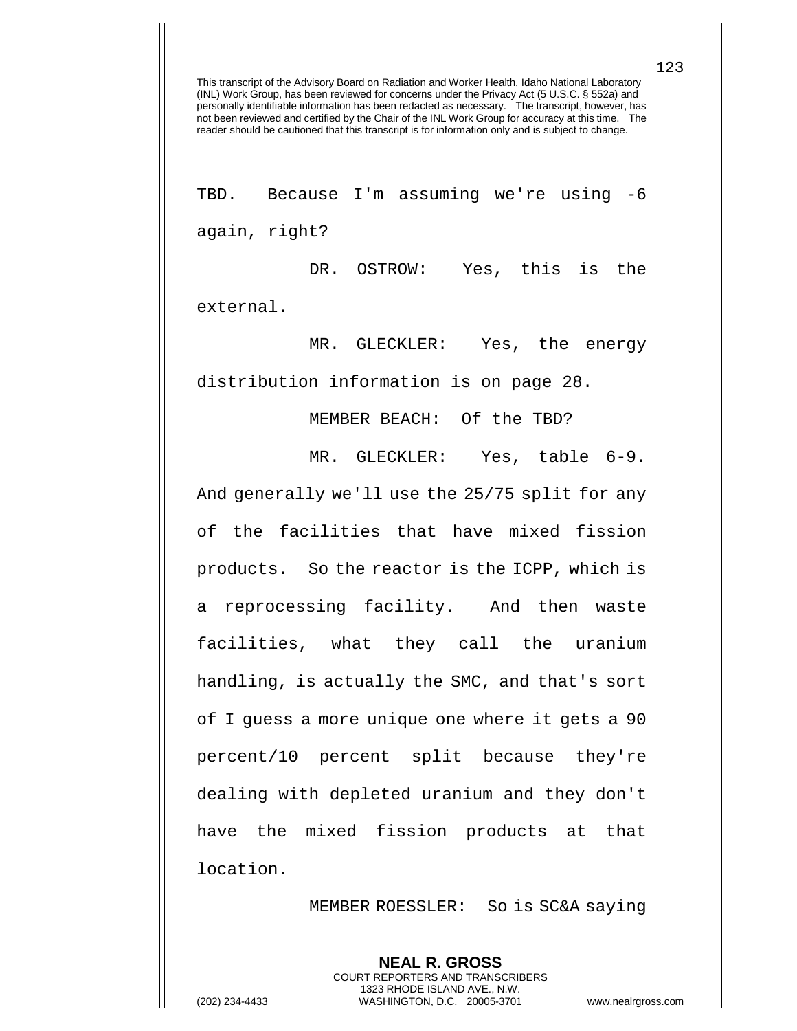TBD. Because I'm assuming we're using -6 again, right?

DR. OSTROW: Yes, this is the external.

MR. GLECKLER: Yes, the energy distribution information is on page 28.

MEMBER BEACH: Of the TBD?

MR. GLECKLER: Yes, table 6-9. And generally we'll use the 25/75 split for any of the facilities that have mixed fission products. So the reactor is the ICPP, which is a reprocessing facility. And then waste facilities, what they call the uranium handling, is actually the SMC, and that's sort of I guess a more unique one where it gets a 90 percent/10 percent split because they're dealing with depleted uranium and they don't have the mixed fission products at that location.

MEMBER ROESSLER: So is SC&A saying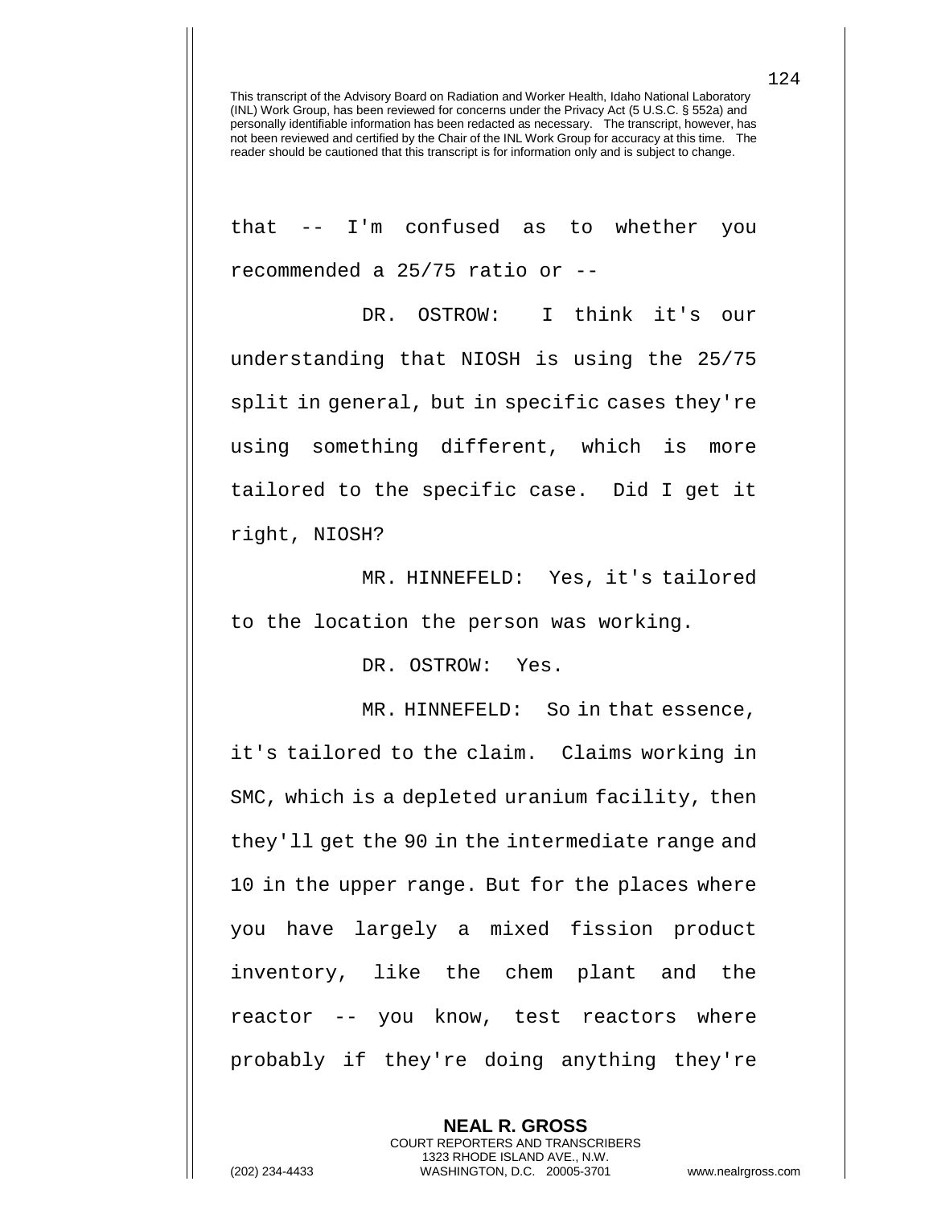that -- I'm confused as to whether you recommended a 25/75 ratio or --

DR. OSTROW: I think it's our understanding that NIOSH is using the 25/75 split in general, but in specific cases they're using something different, which is more tailored to the specific case. Did I get it right, NIOSH?

MR. HINNEFELD: Yes, it's tailored to the location the person was working.

DR. OSTROW: Yes.

MR. HINNEFELD: So in that essence, it's tailored to the claim. Claims working in SMC, which is a depleted uranium facility, then they'll get the 90 in the intermediate range and 10 in the upper range. But for the places where you have largely a mixed fission product inventory, like the chem plant and the reactor -- you know, test reactors where probably if they're doing anything they're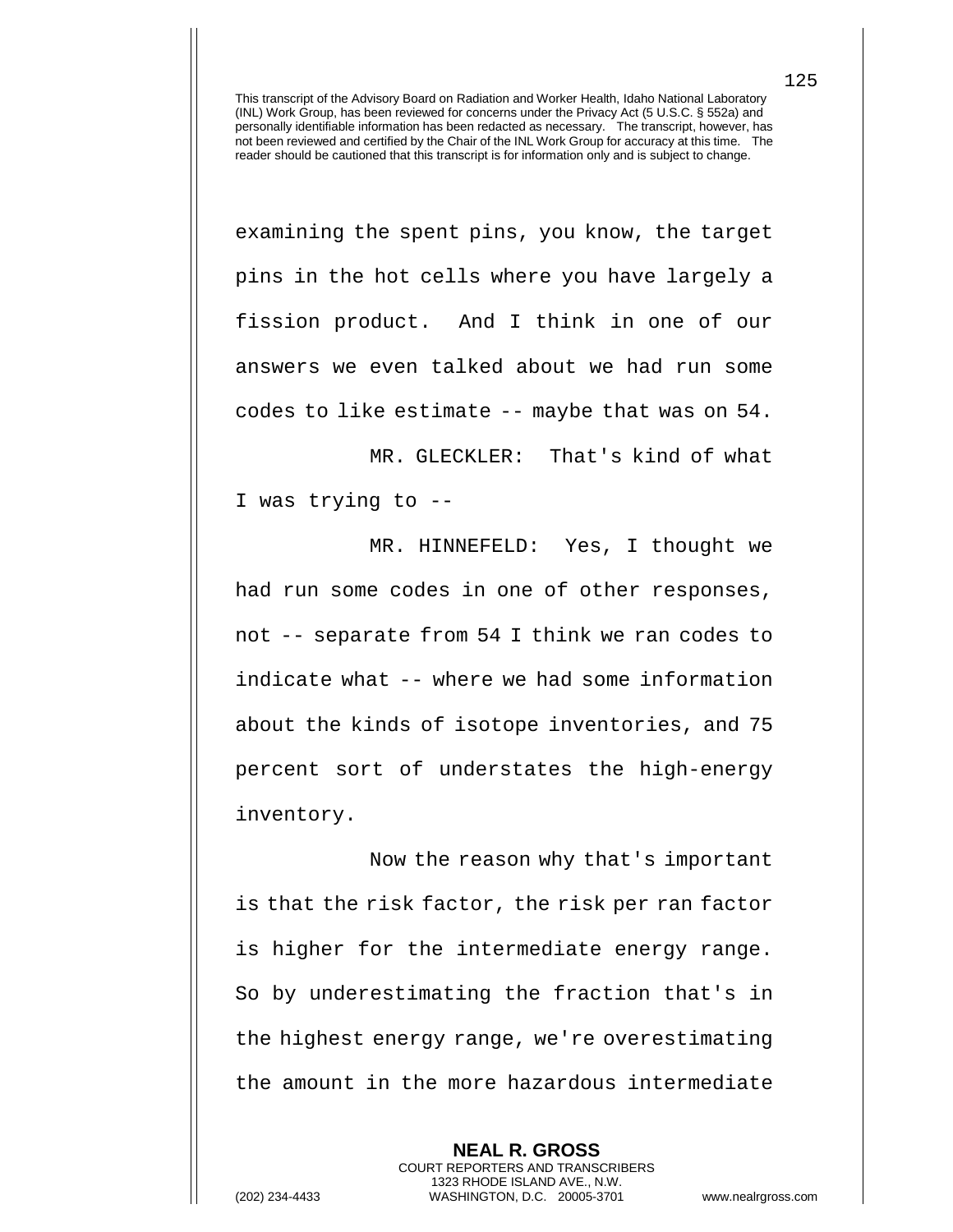This transcript of the Advisory Board on Radiation and Worker Health, Idaho National Laboratory (INL) Work Group, has been reviewed for concerns under the Privacy Act (5 U.S.C. § 552a) and personally identifiable information has been redacted as necessary. The transcript, however, has not been reviewed and certified by the Chair of the INL Work Group for accuracy at this time. The reader should be cautioned that this transcript is for information only and is subject to change.

examining the spent pins, you know, the target pins in the hot cells where you have largely a fission product. And I think in one of our answers we even talked about we had run some codes to like estimate -- maybe that was on 54.

MR. GLECKLER: That's kind of what I was trying to --

MR. HINNEFELD: Yes, I thought we had run some codes in one of other responses, not -- separate from 54 I think we ran codes to indicate what -- where we had some information about the kinds of isotope inventories, and 75 percent sort of understates the high-energy inventory.

Now the reason why that's important is that the risk factor, the risk per ran factor is higher for the intermediate energy range. So by underestimating the fraction that's in the highest energy range, we're overestimating the amount in the more hazardous intermediate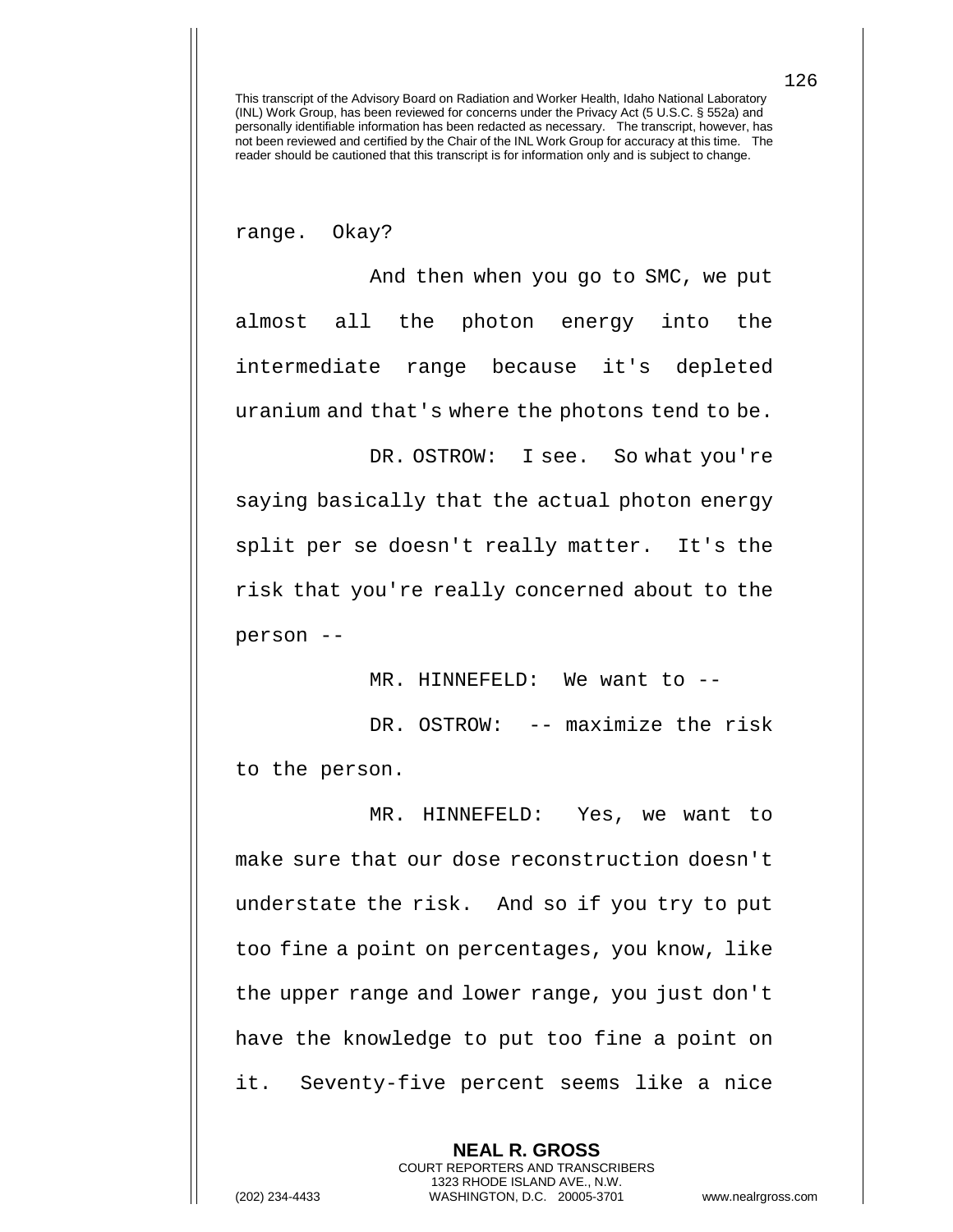range. Okay?

And then when you go to SMC, we put almost all the photon energy into the intermediate range because it's depleted uranium and that's where the photons tend to be.

DR. OSTROW: I see. So what you're saying basically that the actual photon energy split per se doesn't really matter. It's the risk that you're really concerned about to the person --

MR. HINNEFELD: We want to --

DR. OSTROW: -- maximize the risk to the person.

MR. HINNEFELD: Yes, we want to make sure that our dose reconstruction doesn't understate the risk. And so if you try to put too fine a point on percentages, you know, like the upper range and lower range, you just don't have the knowledge to put too fine a point on it. Seventy-five percent seems like a nice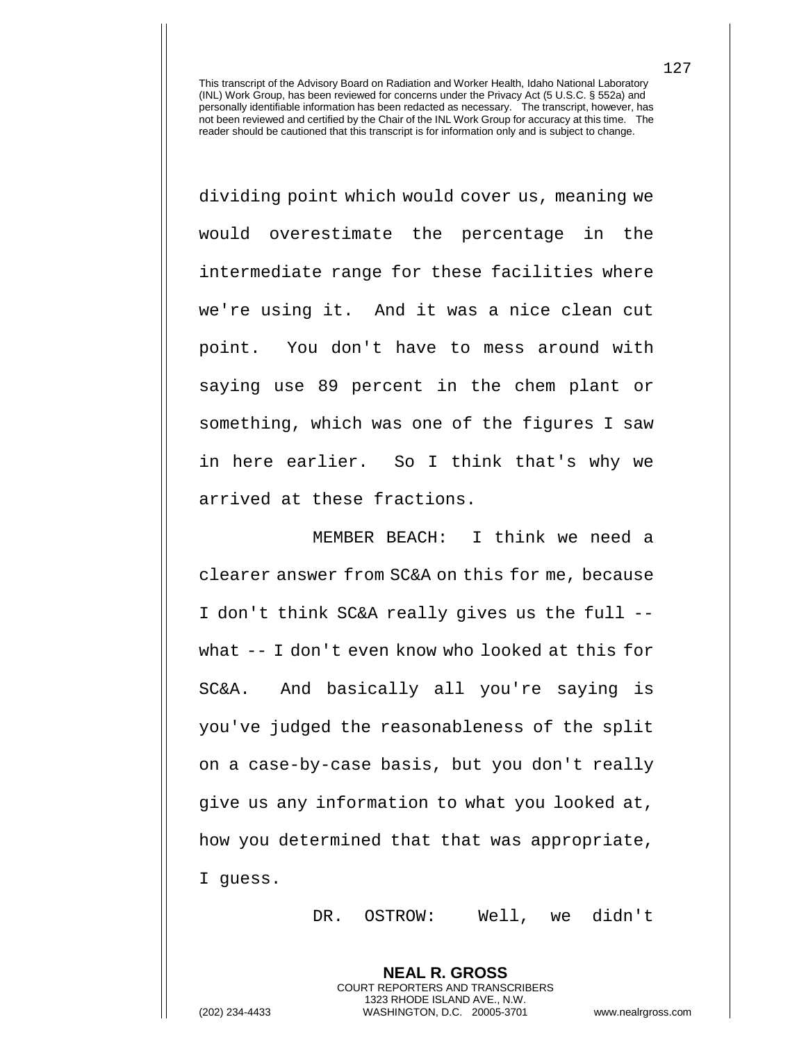This transcript of the Advisory Board on Radiation and Worker Health, Idaho National Laboratory (INL) Work Group, has been reviewed for concerns under the Privacy Act (5 U.S.C. § 552a) and personally identifiable information has been redacted as necessary. The transcript, however, has not been reviewed and certified by the Chair of the INL Work Group for accuracy at this time. The reader should be cautioned that this transcript is for information only and is subject to change.

dividing point which would cover us, meaning we would overestimate the percentage in the intermediate range for these facilities where we're using it. And it was a nice clean cut point. You don't have to mess around with saying use 89 percent in the chem plant or something, which was one of the figures I saw in here earlier. So I think that's why we arrived at these fractions.

MEMBER BEACH: I think we need a clearer answer from SC&A on this for me, because I don't think SC&A really gives us the full -- what -- I don't even know who looked at this for SC&A. And basically all you're saying is you've judged the reasonableness of the split on a case-by-case basis, but you don't really give us any information to what you looked at, how you determined that that was appropriate, I guess.

DR. OSTROW: Well, we didn't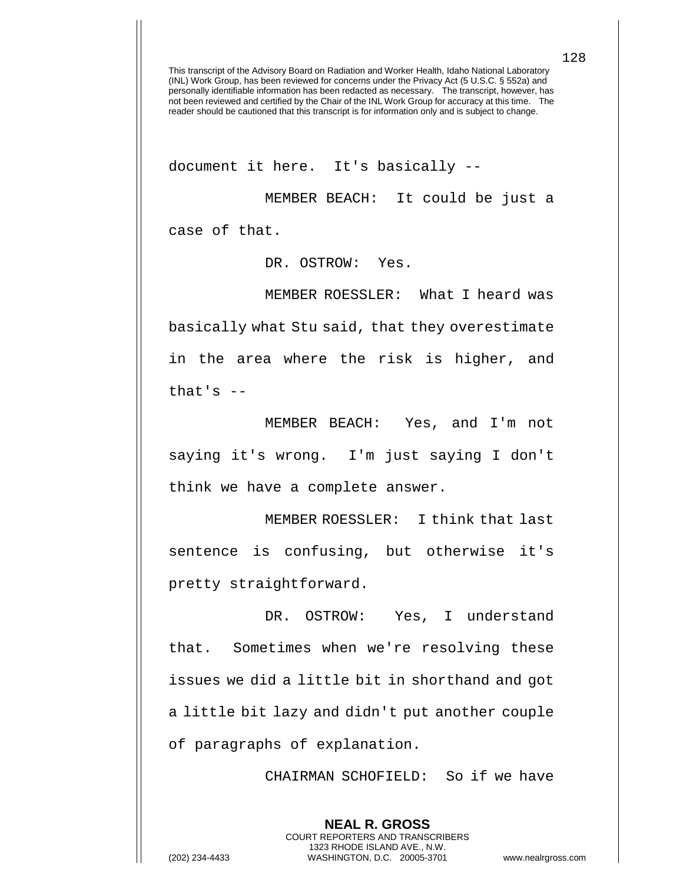document it here. It's basically --

MEMBER BEACH: It could be just a case of that.

DR. OSTROW: Yes.

MEMBER ROESSLER: What I heard was basically what Stu said, that they overestimate in the area where the risk is higher, and that's --

MEMBER BEACH: Yes, and I'm not saying it's wrong. I'm just saying I don't think we have a complete answer.

MEMBER ROESSLER: I think that last sentence is confusing, but otherwise it's pretty straightforward.

DR. OSTROW: Yes, I understand that. Sometimes when we're resolving these issues we did a little bit in shorthand and got a little bit lazy and didn't put another couple of paragraphs of explanation.

CHAIRMAN SCHOFIELD: So if we have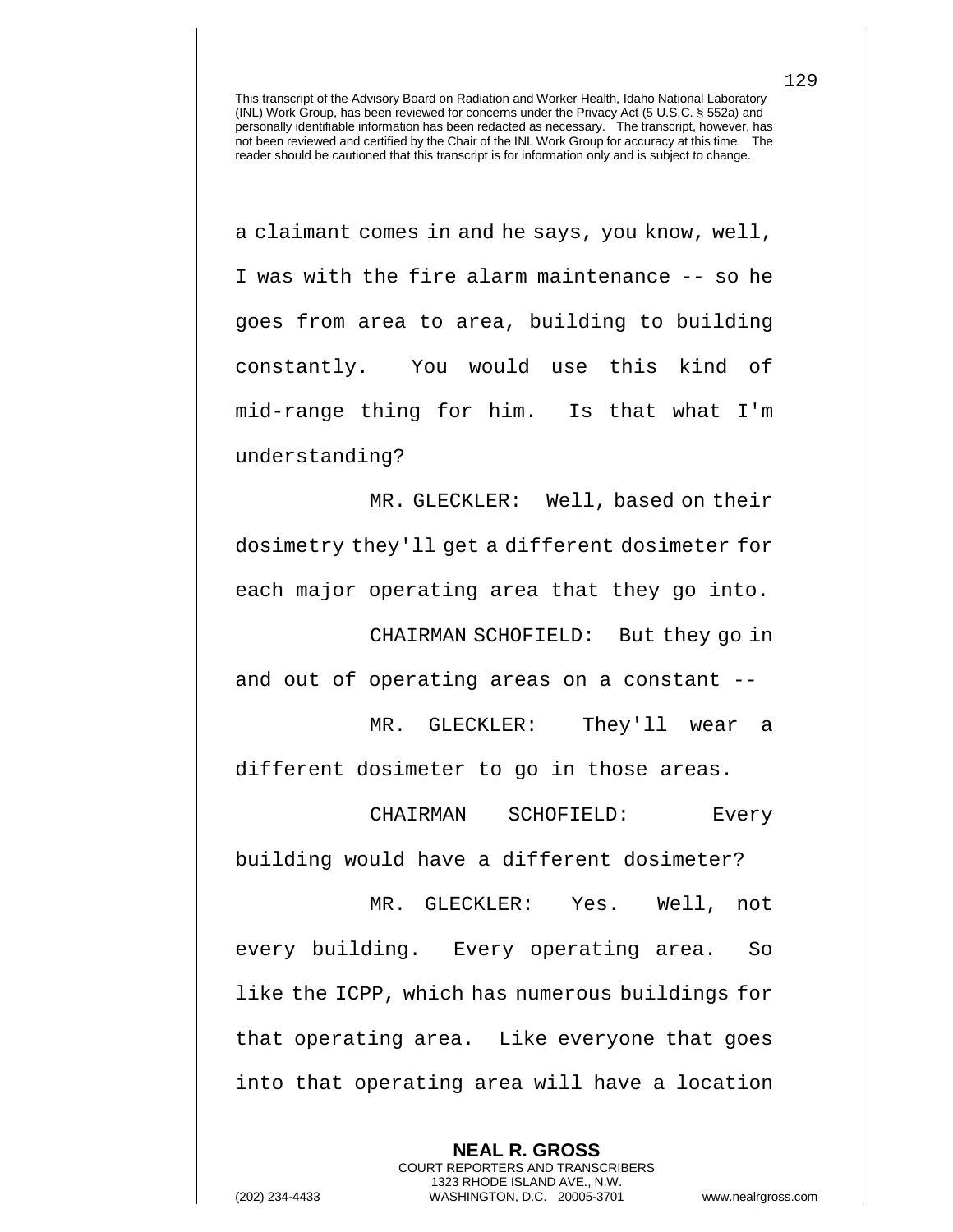a claimant comes in and he says, you know, well, I was with the fire alarm maintenance -- so he goes from area to area, building to building constantly. You would use this kind of mid-range thing for him. Is that what I'm understanding?

MR. GLECKLER: Well, based on their dosimetry they'll get a different dosimeter for each major operating area that they go into.

CHAIRMAN SCHOFIELD: But they go in and out of operating areas on a constant --

MR. GLECKLER: They'll wear a different dosimeter to go in those areas.

CHAIRMAN SCHOFIELD: Every building would have a different dosimeter?

MR. GLECKLER: Yes. Well, not every building. Every operating area. So like the ICPP, which has numerous buildings for that operating area. Like everyone that goes into that operating area will have a location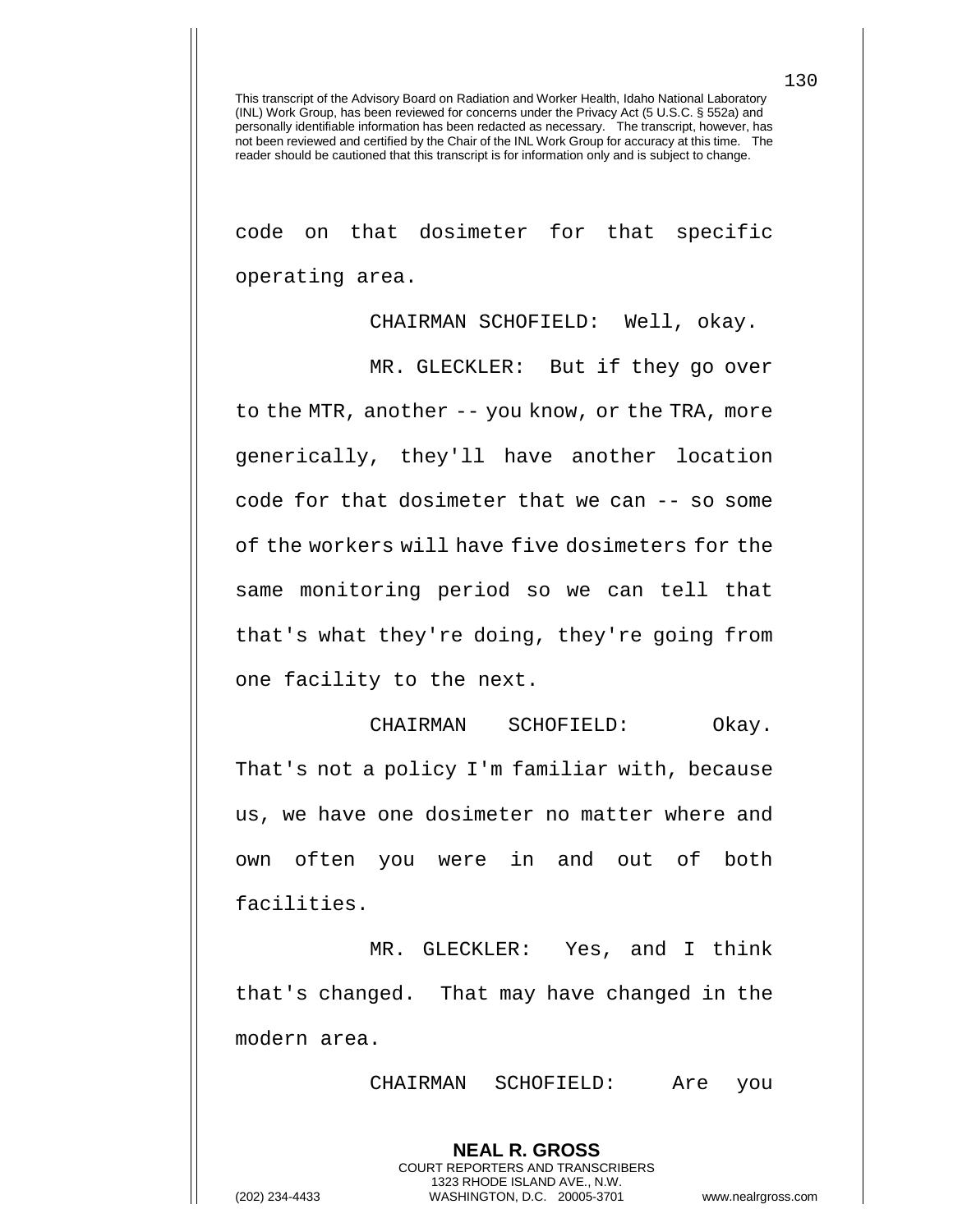This transcript of the Advisory Board on Radiation and Worker Health, Idaho National Laboratory (INL) Work Group, has been reviewed for concerns under the Privacy Act (5 U.S.C. § 552a) and personally identifiable information has been redacted as necessary. The transcript, however, has not been reviewed and certified by the Chair of the INL Work Group for accuracy at this time. The reader should be cautioned that this transcript is for information only and is subject to change.

code on that dosimeter for that specific operating area.

CHAIRMAN SCHOFIELD: Well, okay.

MR. GLECKLER: But if they go over to the MTR, another -- you know, or the TRA, more generically, they'll have another location code for that dosimeter that we can -- so some of the workers will have five dosimeters for the same monitoring period so we can tell that that's what they're doing, they're going from one facility to the next.

CHAIRMAN SCHOFIELD: Okay. That's not a policy I'm familiar with, because us, we have one dosimeter no matter where and own often you were in and out of both facilities.

MR. GLECKLER: Yes, and I think that's changed. That may have changed in the modern area.

CHAIRMAN SCHOFIELD: Are you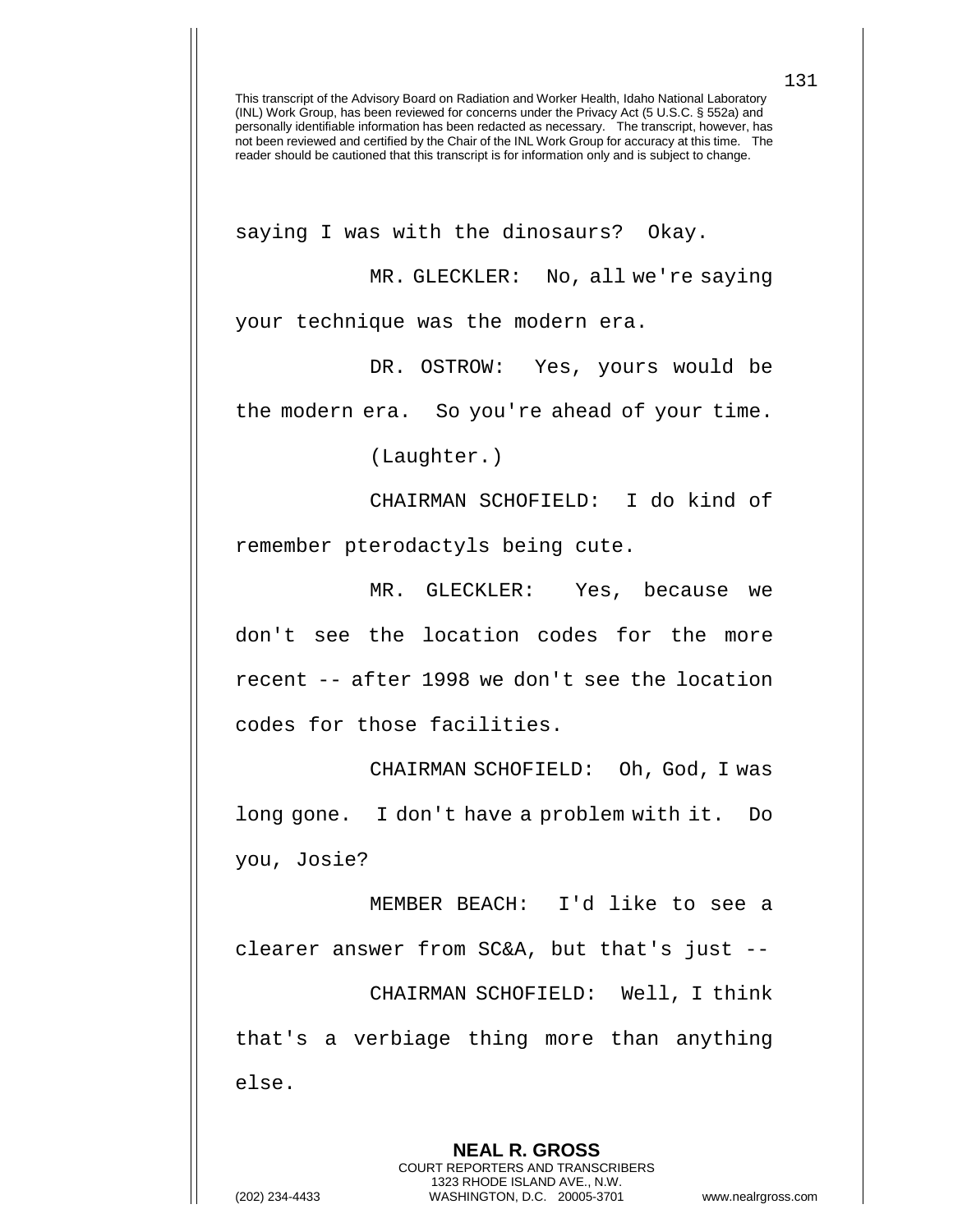This transcript of the Advisory Board on Radiation and Worker Health, Idaho National Laboratory (INL) Work Group, has been reviewed for concerns under the Privacy Act (5 U.S.C. § 552a) and personally identifiable information has been redacted as necessary. The transcript, however, has not been reviewed and certified by the Chair of the INL Work Group for accuracy at this time. The reader should be cautioned that this transcript is for information only and is subject to change.

saying I was with the dinosaurs? Okay.

MR. GLECKLER: No, all we're saying your technique was the modern era.

DR. OSTROW: Yes, yours would be the modern era. So you're ahead of your time.

(Laughter.)

CHAIRMAN SCHOFIELD: I do kind of remember pterodactyls being cute.

MR. GLECKLER: Yes, because we don't see the location codes for the more recent -- after 1998 we don't see the location codes for those facilities.

CHAIRMAN SCHOFIELD: Oh, God, I was long gone. I don't have a problem with it. Do you, Josie?

MEMBER BEACH: I'd like to see a clearer answer from SC&A, but that's just --

CHAIRMAN SCHOFIELD: Well, I think that's a verbiage thing more than anything else.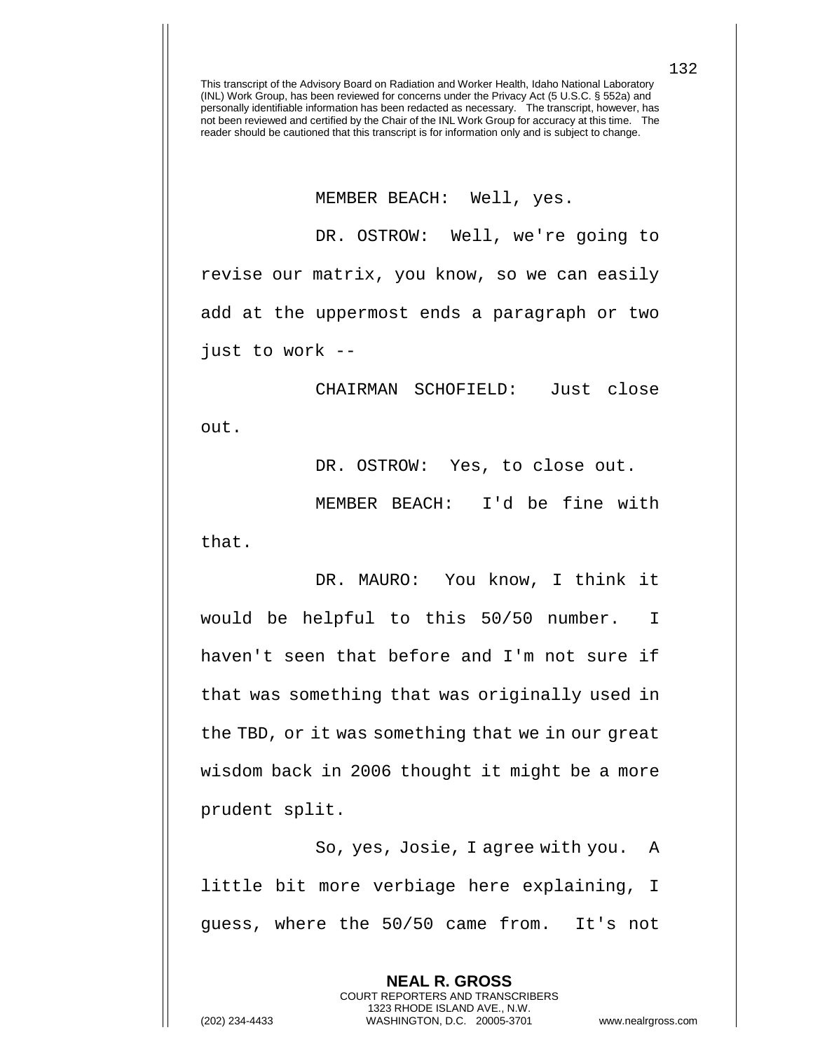This transcript of the Advisory Board on Radiation and Worker Health, Idaho National Laboratory (INL) Work Group, has been reviewed for concerns under the Privacy Act (5 U.S.C. § 552a) and personally identifiable information has been redacted as necessary. The transcript, however, has not been reviewed and certified by the Chair of the INL Work Group for accuracy at this time. The reader should be cautioned that this transcript is for information only and is subject to change.

MEMBER BEACH: Well, yes.

DR. OSTROW: Well, we're going to revise our matrix, you know, so we can easily add at the uppermost ends a paragraph or two just to work --

CHAIRMAN SCHOFIELD: Just close out.

DR. OSTROW: Yes, to close out.

MEMBER BEACH: I'd be fine with that.

DR. MAURO: You know, I think it would be helpful to this 50/50 number. I haven't seen that before and I'm not sure if that was something that was originally used in the TBD, or it was something that we in our great wisdom back in 2006 thought it might be a more prudent split.

So, yes, Josie, I agree with you. A little bit more verbiage here explaining, I guess, where the 50/50 came from. It's not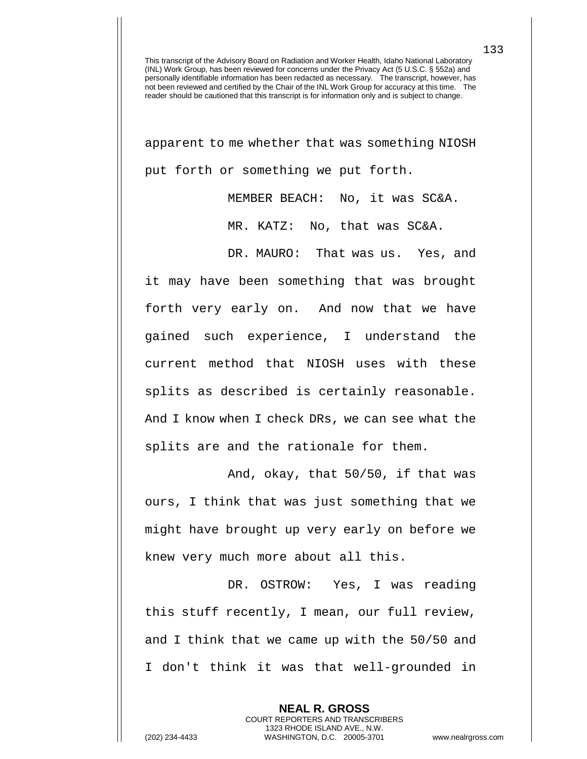This transcript of the Advisory Board on Radiation and Worker Health, Idaho National Laboratory (INL) Work Group, has been reviewed for concerns under the Privacy Act (5 U.S.C. § 552a) and personally identifiable information has been redacted as necessary. The transcript, however, has not been reviewed and certified by the Chair of the INL Work Group for accuracy at this time. The reader should be cautioned that this transcript is for information only and is subject to change.

apparent to me whether that was something NIOSH put forth or something we put forth.

MEMBER BEACH: No, it was SC&A.

MR. KATZ: No, that was SC&A.

DR. MAURO: That was us. Yes, and it may have been something that was brought forth very early on. And now that we have gained such experience, I understand the current method that NIOSH uses with these splits as described is certainly reasonable. And I know when I check DRs, we can see what the splits are and the rationale for them.

And, okay, that 50/50, if that was ours, I think that was just something that we might have brought up very early on before we knew very much more about all this.

DR. OSTROW: Yes, I was reading this stuff recently, I mean, our full review, and I think that we came up with the 50/50 and I don't think it was that well-grounded in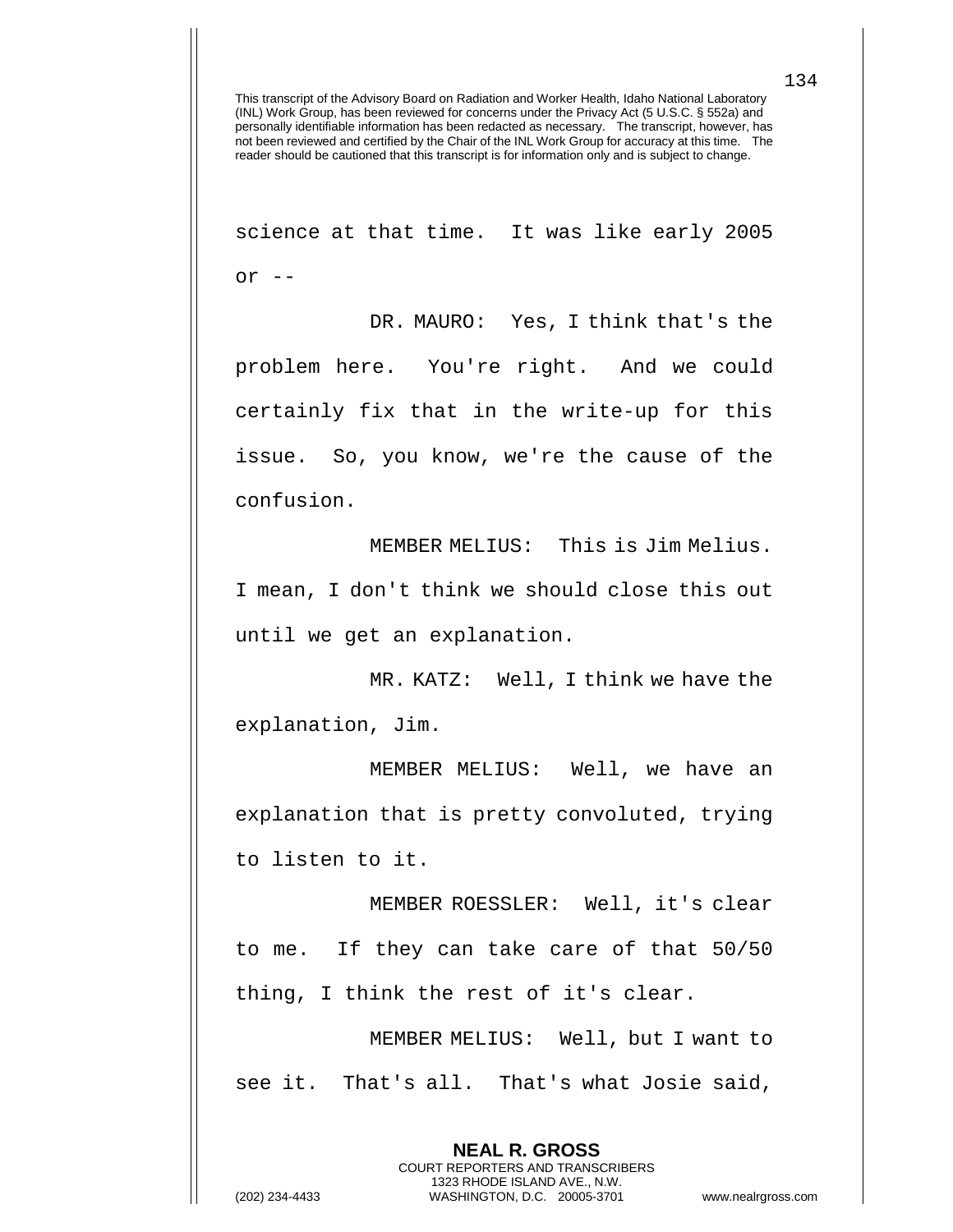science at that time. It was like early 2005 or --

DR. MAURO: Yes, I think that's the problem here. You're right. And we could certainly fix that in the write-up for this issue. So, you know, we're the cause of the confusion.

MEMBER MELIUS: This is Jim Melius. I mean, I don't think we should close this out until we get an explanation.

MR. KATZ: Well, I think we have the explanation, Jim.

MEMBER MELIUS: Well, we have an explanation that is pretty convoluted, trying to listen to it.

MEMBER ROESSLER: Well, it's clear to me. If they can take care of that 50/50 thing, I think the rest of it's clear.

MEMBER MELIUS: Well, but I want to see it. That's all. That's what Josie said,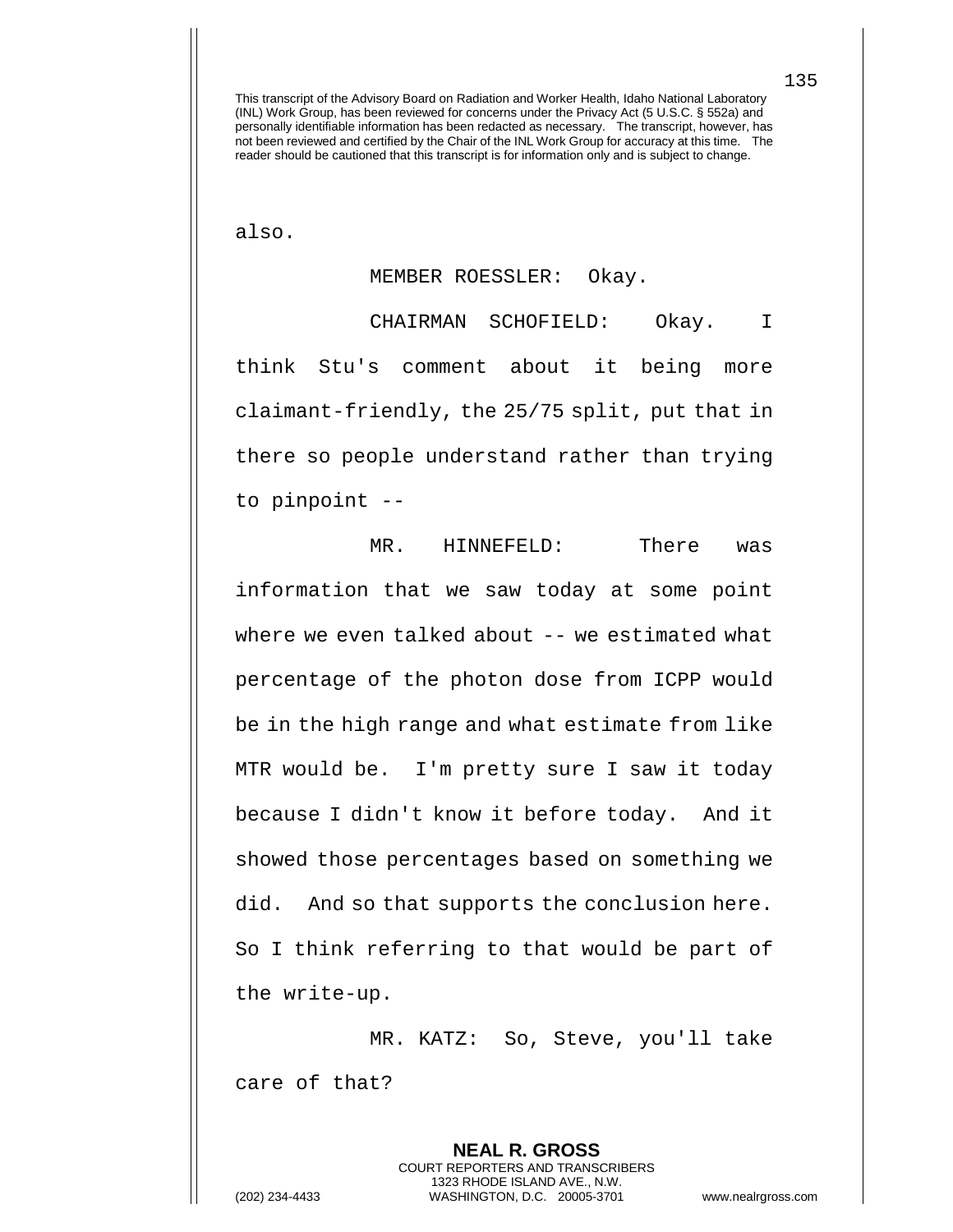This transcript of the Advisory Board on Radiation and Worker Health, Idaho National Laboratory (INL) Work Group, has been reviewed for concerns under the Privacy Act (5 U.S.C. § 552a) and personally identifiable information has been redacted as necessary. The transcript, however, has not been reviewed and certified by the Chair of the INL Work Group for accuracy at this time. The reader should be cautioned that this transcript is for information only and is subject to change.

also.

MEMBER ROESSLER: Okay.

CHAIRMAN SCHOFIELD: Okay. I think Stu's comment about it being more claimant-friendly, the 25/75 split, put that in there so people understand rather than trying to pinpoint --

MR. HINNEFELD: There was information that we saw today at some point where we even talked about -- we estimated what percentage of the photon dose from ICPP would be in the high range and what estimate from like MTR would be. I'm pretty sure I saw it today because I didn't know it before today. And it showed those percentages based on something we did. And so that supports the conclusion here. So I think referring to that would be part of the write-up.

MR. KATZ: So, Steve, you'll take care of that?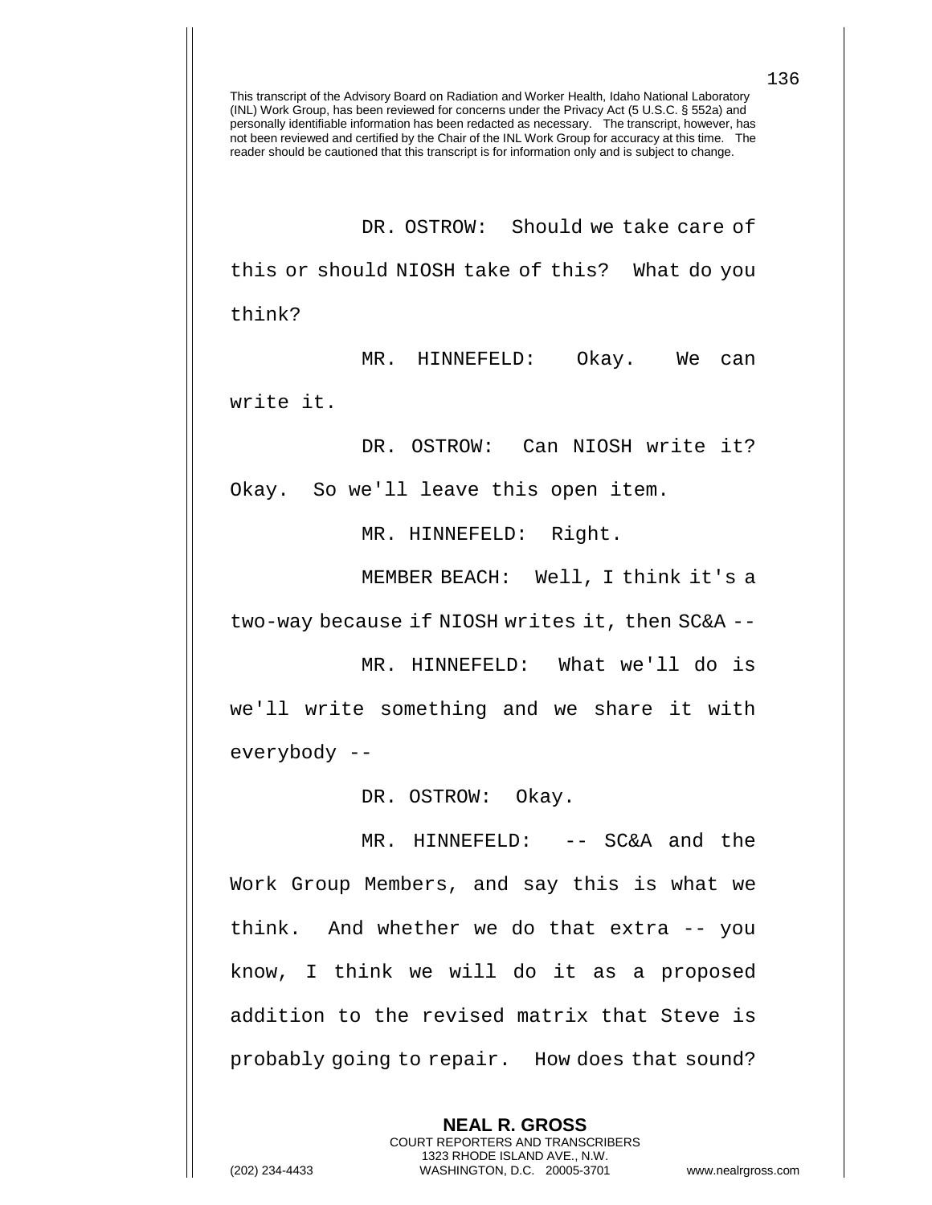This transcript of the Advisory Board on Radiation and Worker Health, Idaho National Laboratory (INL) Work Group, has been reviewed for concerns under the Privacy Act (5 U.S.C. § 552a) and personally identifiable information has been redacted as necessary. The transcript, however, has not been reviewed and certified by the Chair of the INL Work Group for accuracy at this time. The reader should be cautioned that this transcript is for information only and is subject to change.

DR. OSTROW: Should we take care of this or should NIOSH take of this? What do you think?

MR. HINNEFELD: Okay. We can write it.

DR. OSTROW: Can NIOSH write it? Okay. So we'll leave this open item.

MR. HINNEFELD: Right.

MEMBER BEACH: Well, I think it's a two-way because if NIOSH writes it, then SC&A --

MR. HINNEFELD: What we'll do is we'll write something and we share it with everybody --

DR. OSTROW: Okay.

MR. HINNEFELD: -- SC&A and the Work Group Members, and say this is what we think. And whether we do that extra -- you know, I think we will do it as a proposed addition to the revised matrix that Steve is probably going to repair. How does that sound?

**NEAL R. GROSS**
COURT REPORTERS AND TRANSCRIBERS
1323 RHODE ISLAND AVE., N.W.
(202) 234-4433 WASHINGTON, D.C. 20005-3701 www.nealrgross.com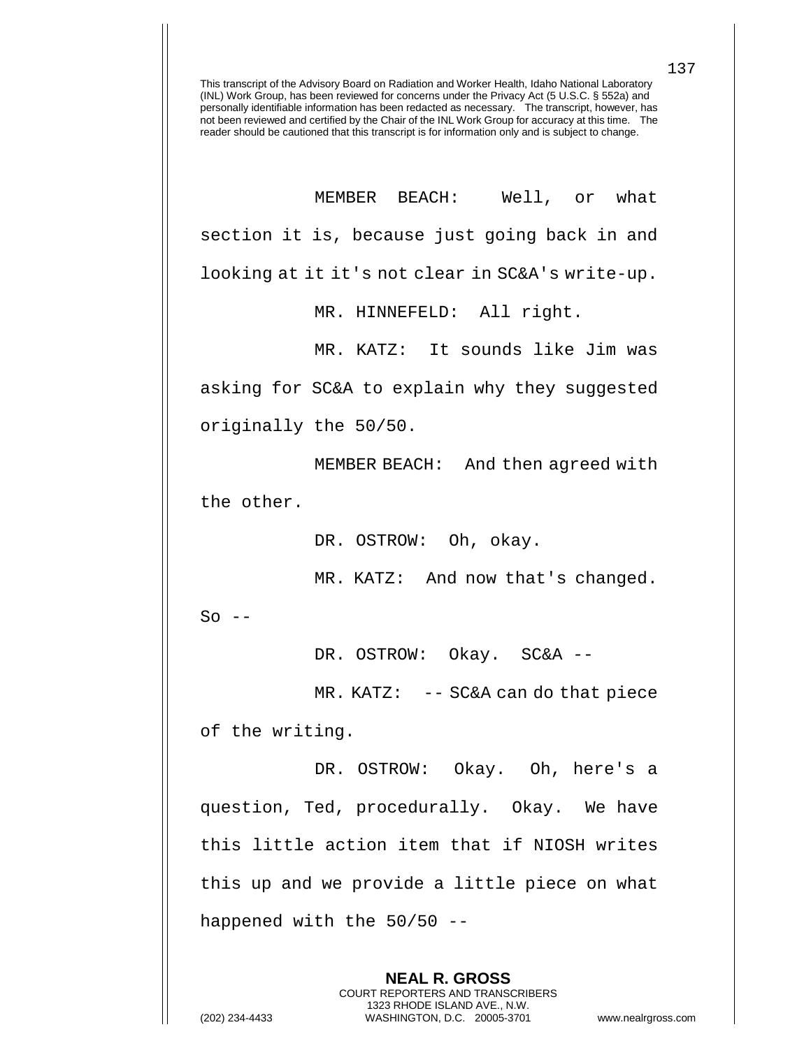This transcript of the Advisory Board on Radiation and Worker Health, Idaho National Laboratory (INL) Work Group, has been reviewed for concerns under the Privacy Act (5 U.S.C. § 552a) and personally identifiable information has been redacted as necessary. The transcript, however, has not been reviewed and certified by the Chair of the INL Work Group for accuracy at this time. The reader should be cautioned that this transcript is for information only and is subject to change.

MEMBER BEACH: Well, or what section it is, because just going back in and looking at it it's not clear in SC&A's write-up.

MR. HINNEFELD: All right.

MR. KATZ: It sounds like Jim was asking for SC&A to explain why they suggested originally the 50/50.

MEMBER BEACH: And then agreed with the other.

DR. OSTROW: Oh, okay.

MR. KATZ: And now that's changed. So --

DR. OSTROW: Okay. SC&A --

MR. KATZ: -- SC&A can do that piece of the writing.

DR. OSTROW: Okay. Oh, here's a question, Ted, procedurally. Okay. We have this little action item that if NIOSH writes this up and we provide a little piece on what happened with the 50/50 --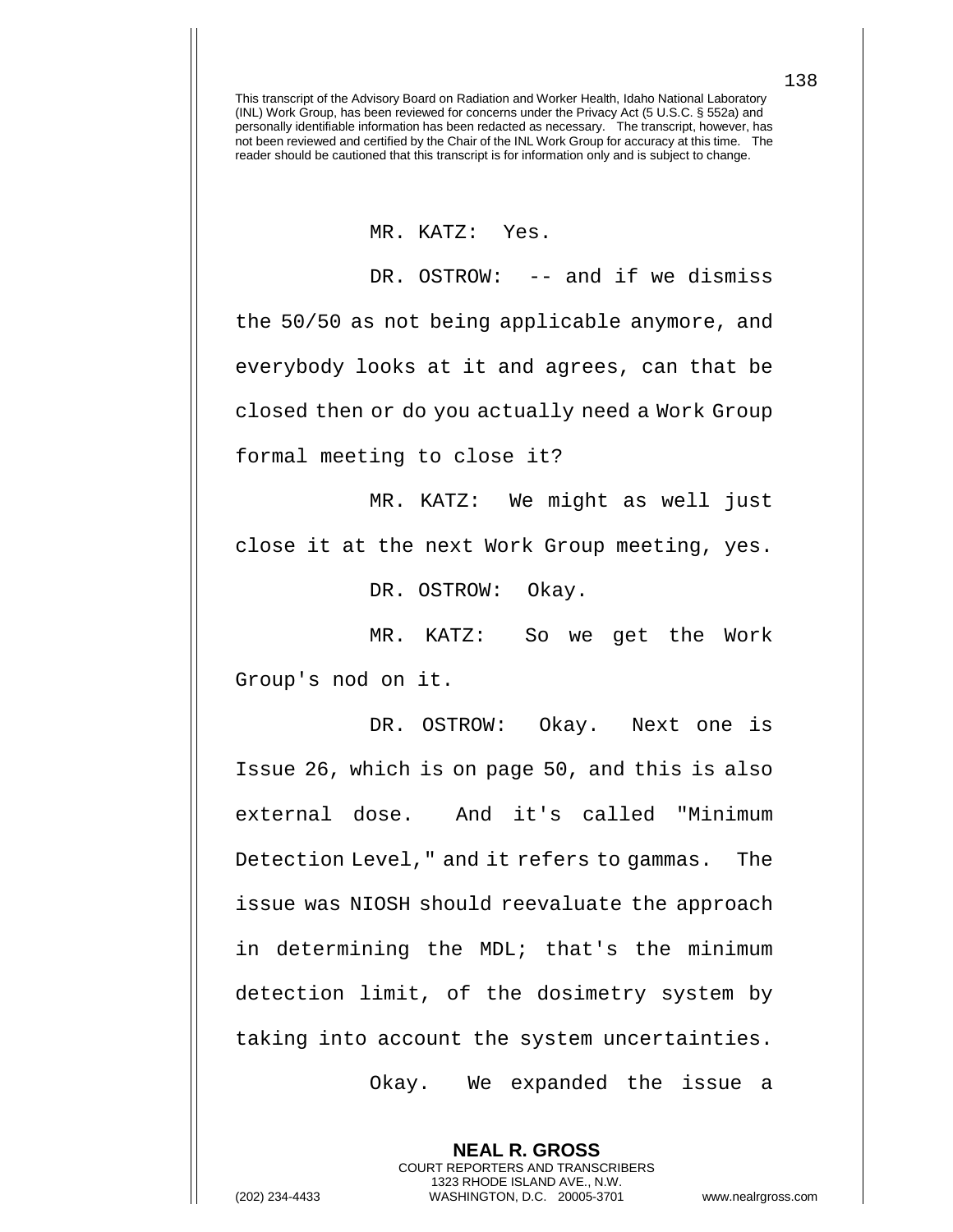MR. KATZ: Yes.

DR. OSTROW: -- and if we dismiss the 50/50 as not being applicable anymore, and everybody looks at it and agrees, can that be closed then or do you actually need a Work Group formal meeting to close it?

MR. KATZ: We might as well just close it at the next Work Group meeting, yes.

DR. OSTROW: Okay.

MR. KATZ: So we get the Work Group's nod on it.

DR. OSTROW: Okay. Next one is Issue 26, which is on page 50, and this is also external dose. And it's called "Minimum Detection Level," and it refers to gammas. The issue was NIOSH should reevaluate the approach in determining the MDL; that's the minimum detection limit, of the dosimetry system by taking into account the system uncertainties.

Okay. We expanded the issue a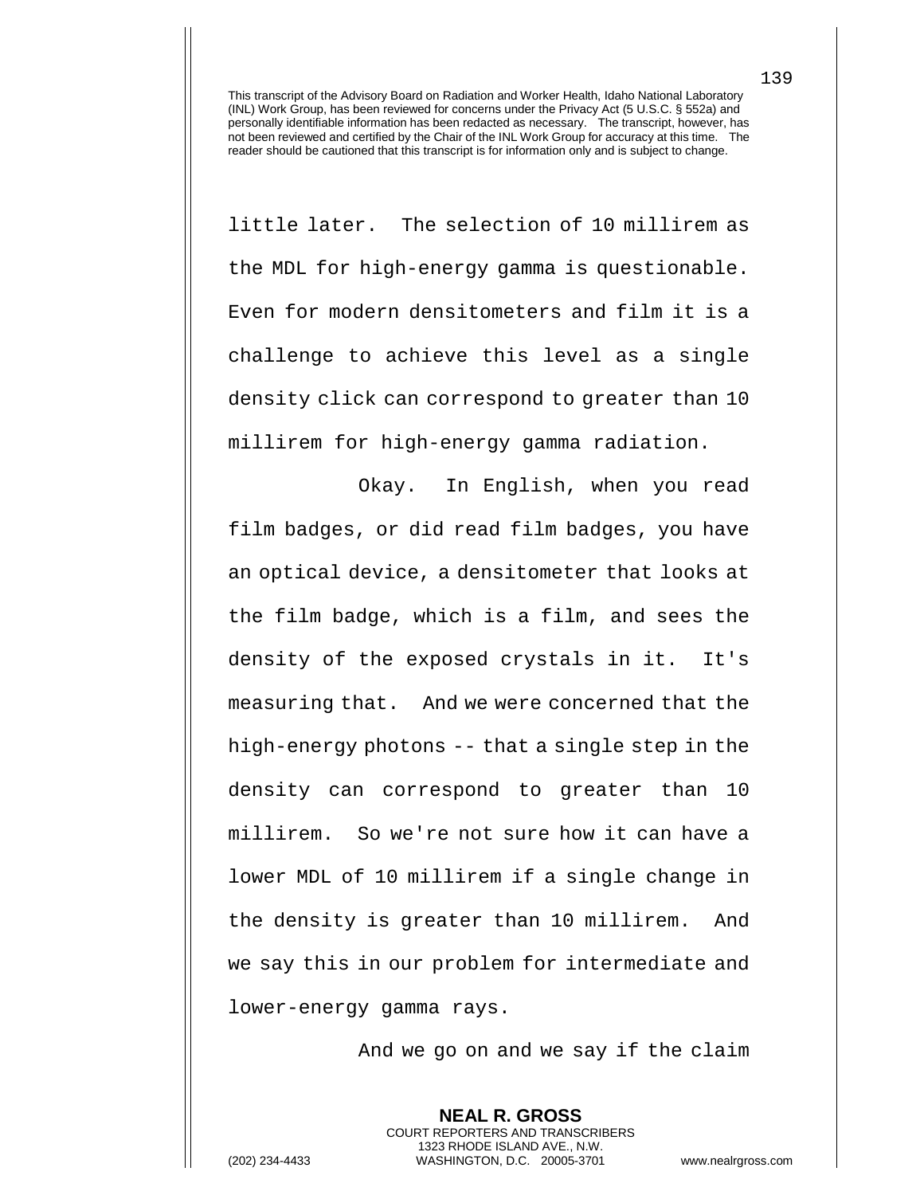little later. The selection of 10 millirem as the MDL for high-energy gamma is questionable. Even for modern densitometers and film it is a challenge to achieve this level as a single density click can correspond to greater than 10 millirem for high-energy gamma radiation.

Okay. In English, when you read film badges, or did read film badges, you have an optical device, a densitometer that looks at the film badge, which is a film, and sees the density of the exposed crystals in it. It's measuring that. And we were concerned that the high-energy photons -- that a single step in the density can correspond to greater than 10 millirem. So we're not sure how it can have a lower MDL of 10 millirem if a single change in the density is greater than 10 millirem. And we say this in our problem for intermediate and lower-energy gamma rays.

And we go on and we say if the claim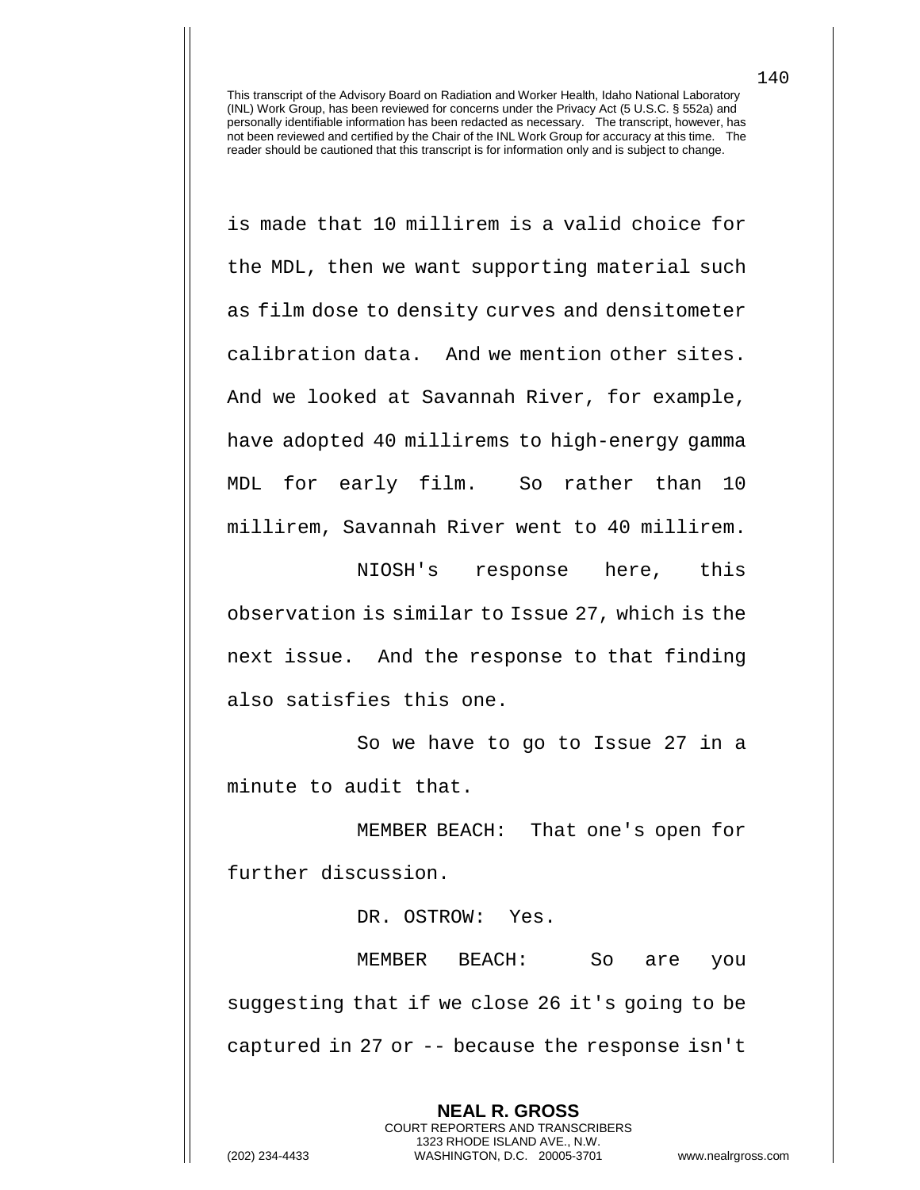This transcript of the Advisory Board on Radiation and Worker Health, Idaho National Laboratory (INL) Work Group, has been reviewed for concerns under the Privacy Act (5 U.S.C. § 552a) and personally identifiable information has been redacted as necessary. The transcript, however, has not been reviewed and certified by the Chair of the INL Work Group for accuracy at this time. The reader should be cautioned that this transcript is for information only and is subject to change.

is made that 10 millirem is a valid choice for the MDL, then we want supporting material such as film dose to density curves and densitometer calibration data. And we mention other sites. And we looked at Savannah River, for example, have adopted 40 millirems to high-energy gamma MDL for early film. So rather than 10 millirem, Savannah River went to 40 millirem.

NIOSH's response here, this observation is similar to Issue 27, which is the next issue. And the response to that finding also satisfies this one.

So we have to go to Issue 27 in a minute to audit that.

MEMBER BEACH: That one's open for further discussion.

DR. OSTROW: Yes.

MEMBER BEACH: So are you suggesting that if we close 26 it's going to be captured in 27 or -- because the response isn't

**NEAL R. GROSS**
COURT REPORTERS AND TRANSCRIBERS
1323 RHODE ISLAND AVE., N.W.
(202) 234-4433 WASHINGTON, D.C. 20005-3701 www.nealrgross.com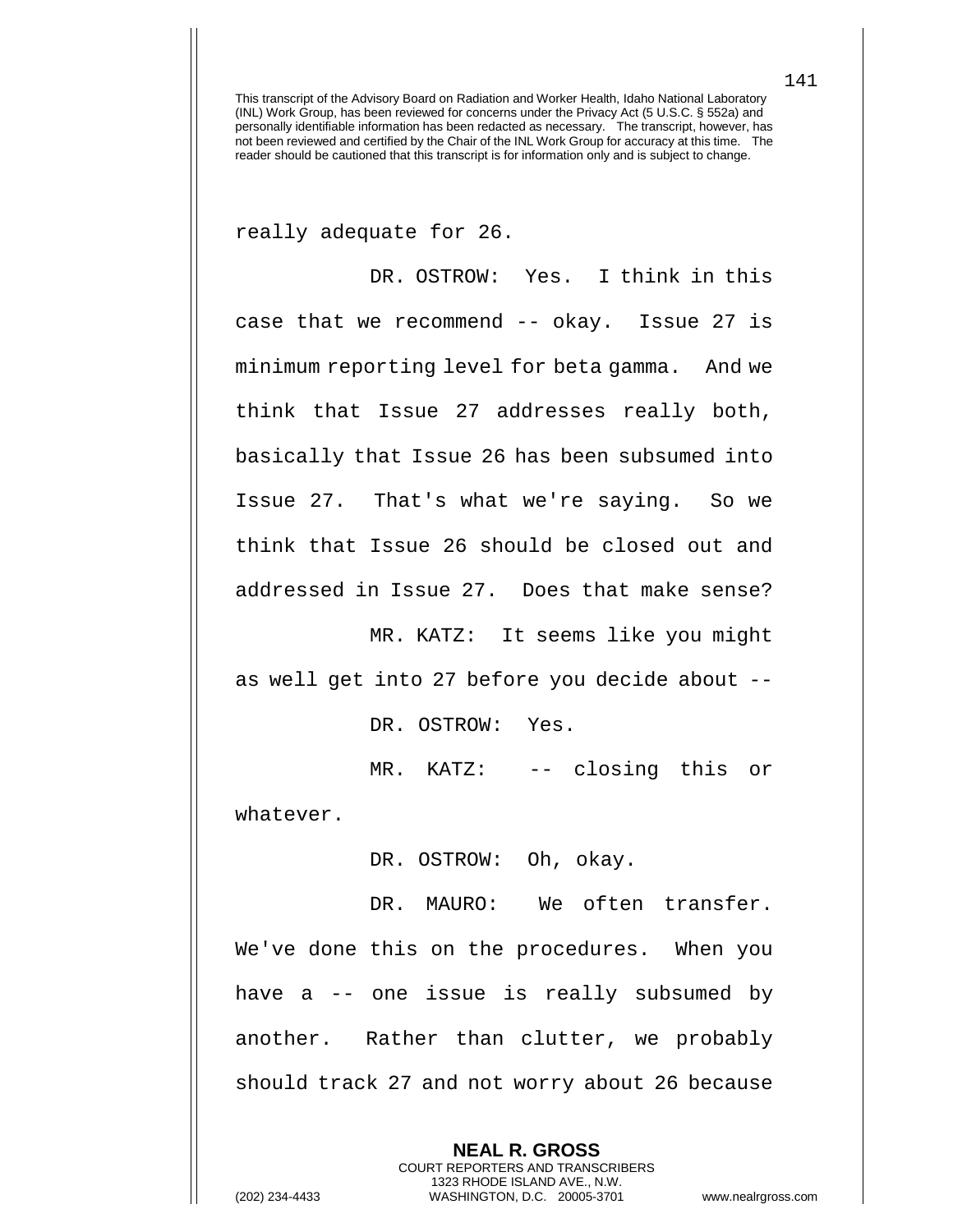This transcript of the Advisory Board on Radiation and Worker Health, Idaho National Laboratory (INL) Work Group, has been reviewed for concerns under the Privacy Act (5 U.S.C. § 552a) and personally identifiable information has been redacted as necessary. The transcript, however, has not been reviewed and certified by the Chair of the INL Work Group for accuracy at this time. The reader should be cautioned that this transcript is for information only and is subject to change.

really adequate for 26.

DR. OSTROW: Yes. I think in this case that we recommend -- okay. Issue 27 is minimum reporting level for beta gamma. And we think that Issue 27 addresses really both, basically that Issue 26 has been subsumed into Issue 27. That's what we're saying. So we think that Issue 26 should be closed out and addressed in Issue 27. Does that make sense?

MR. KATZ: It seems like you might as well get into 27 before you decide about --

DR. OSTROW: Yes.

MR. KATZ: -- closing this or whatever.

DR. OSTROW: Oh, okay.

DR. MAURO: We often transfer. We've done this on the procedures. When you have a -- one issue is really subsumed by another. Rather than clutter, we probably should track 27 and not worry about 26 because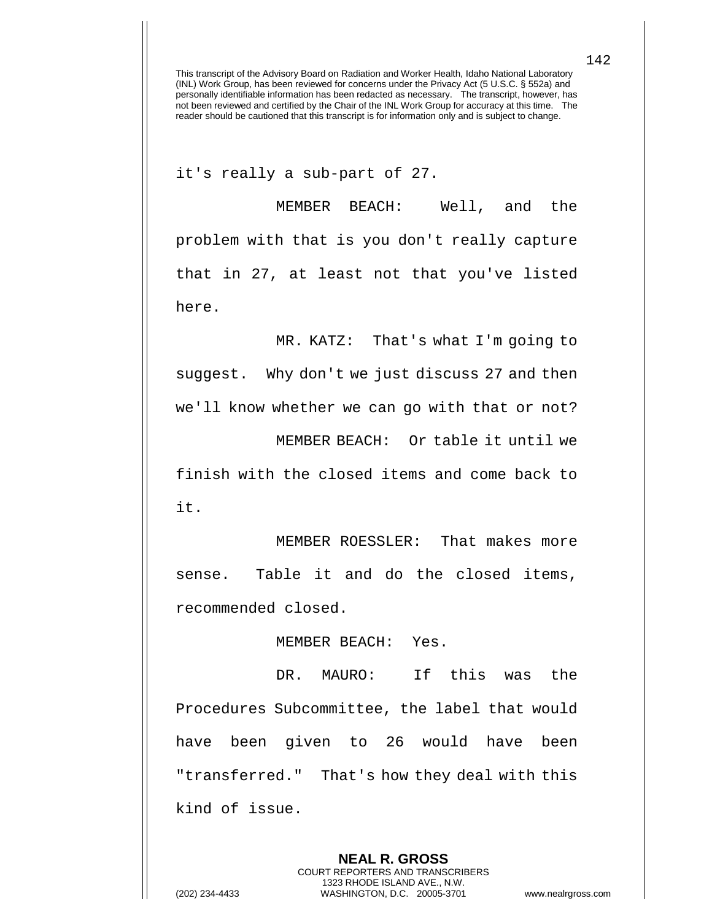This transcript of the Advisory Board on Radiation and Worker Health, Idaho National Laboratory (INL) Work Group, has been reviewed for concerns under the Privacy Act (5 U.S.C. § 552a) and personally identifiable information has been redacted as necessary. The transcript, however, has not been reviewed and certified by the Chair of the INL Work Group for accuracy at this time. The reader should be cautioned that this transcript is for information only and is subject to change.

it's really a sub-part of 27.

MEMBER BEACH: Well, and the problem with that is you don't really capture that in 27, at least not that you've listed here.

MR. KATZ: That's what I'm going to suggest. Why don't we just discuss 27 and then we'll know whether we can go with that or not?

MEMBER BEACH: Or table it until we finish with the closed items and come back to it.

MEMBER ROESSLER: That makes more sense. Table it and do the closed items, recommended closed.

MEMBER BEACH: Yes.

DR. MAURO: If this was the Procedures Subcommittee, the label that would have been given to 26 would have been "transferred." That's how they deal with this kind of issue.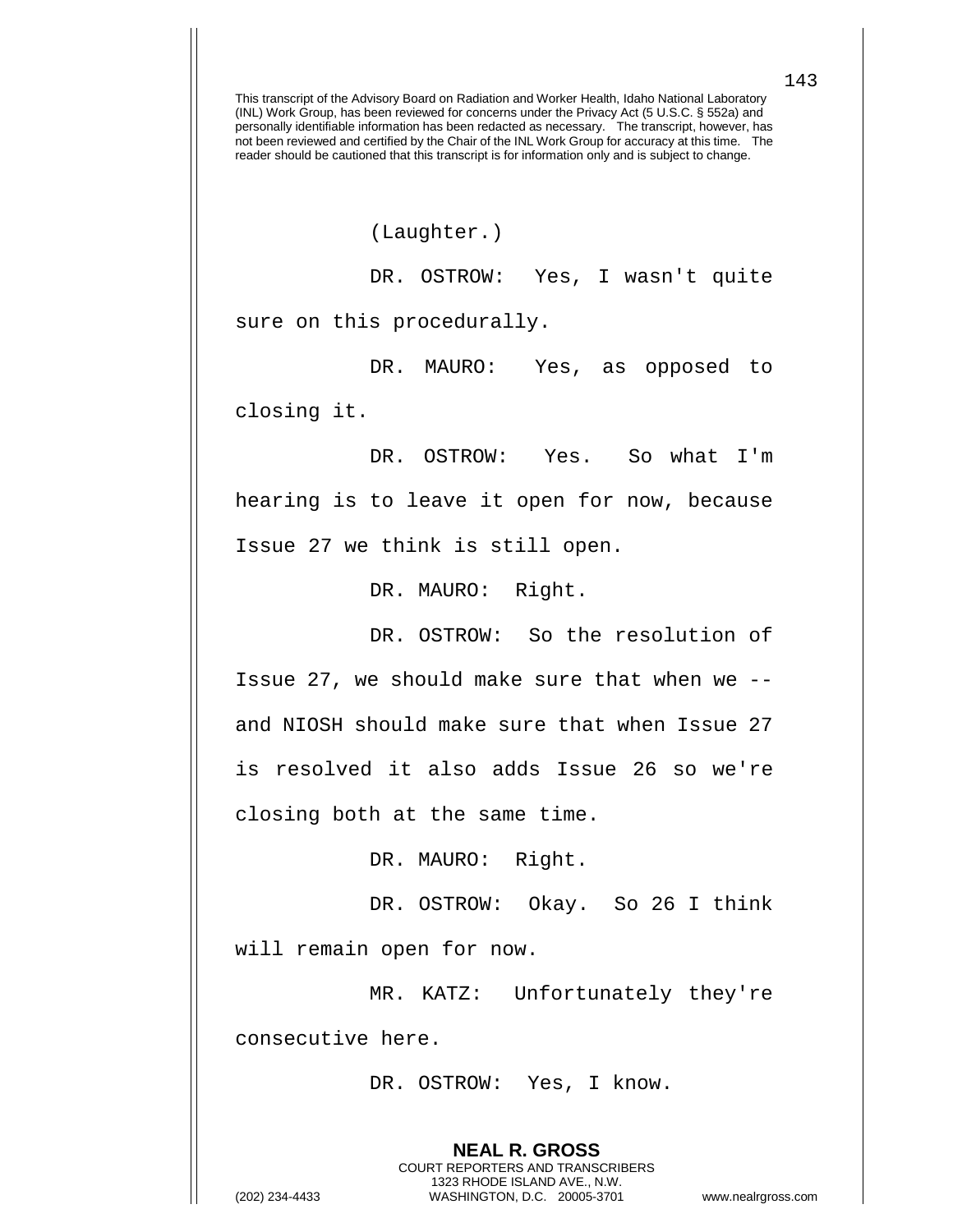This transcript of the Advisory Board on Radiation and Worker Health, Idaho National Laboratory (INL) Work Group, has been reviewed for concerns under the Privacy Act (5 U.S.C. § 552a) and personally identifiable information has been redacted as necessary. The transcript, however, has not been reviewed and certified by the Chair of the INL Work Group for accuracy at this time. The reader should be cautioned that this transcript is for information only and is subject to change.

(Laughter.)

DR. OSTROW: Yes, I wasn't quite sure on this procedurally.

DR. MAURO: Yes, as opposed to closing it.

DR. OSTROW: Yes. So what I'm hearing is to leave it open for now, because Issue 27 we think is still open.

DR. MAURO: Right.

DR. OSTROW: So the resolution of Issue 27, we should make sure that when we -- and NIOSH should make sure that when Issue 27 is resolved it also adds Issue 26 so we're closing both at the same time.

DR. MAURO: Right.

DR. OSTROW: Okay. So 26 I think will remain open for now.

MR. KATZ: Unfortunately they're consecutive here.

DR. OSTROW: Yes, I know.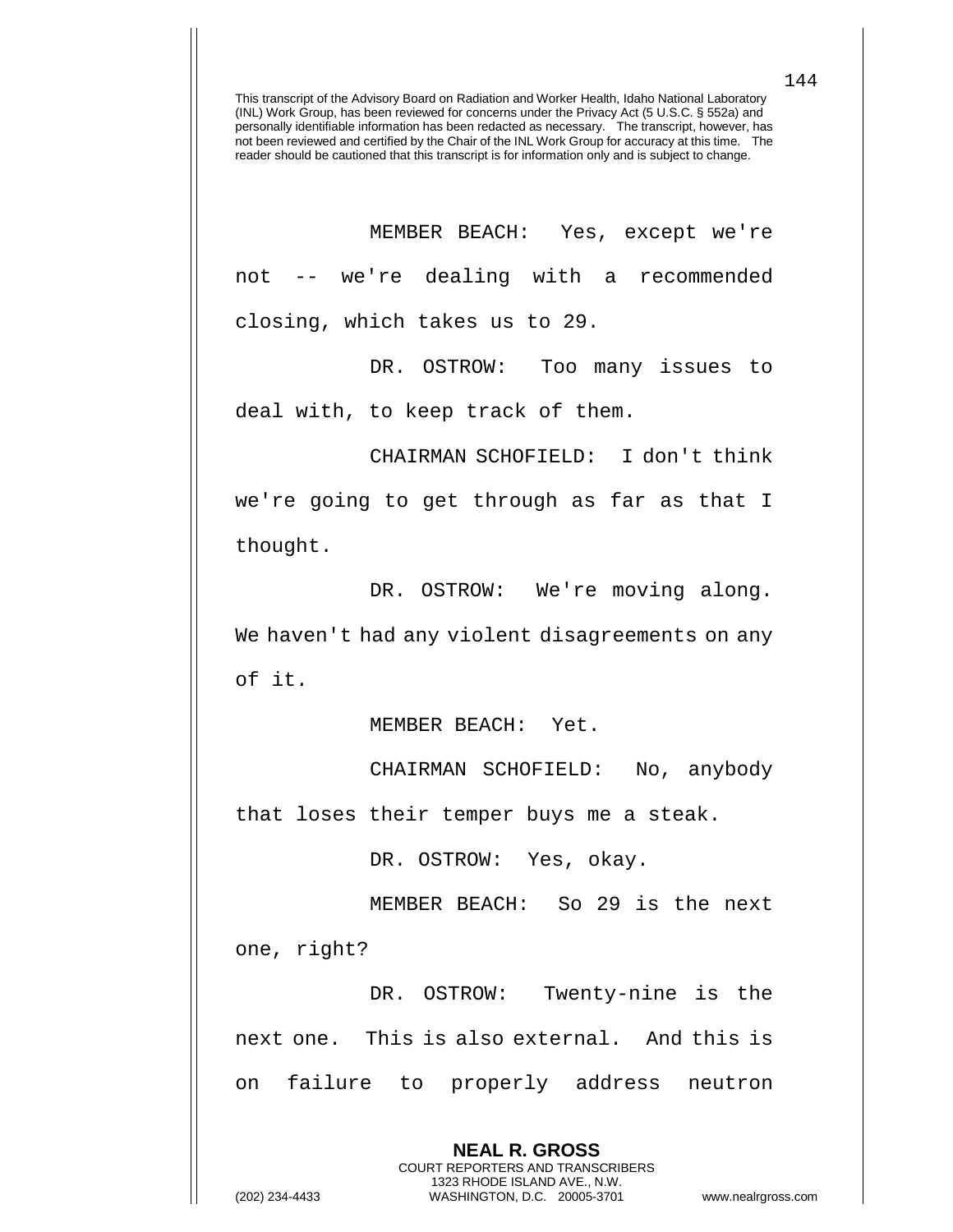This transcript of the Advisory Board on Radiation and Worker Health, Idaho National Laboratory (INL) Work Group, has been reviewed for concerns under the Privacy Act (5 U.S.C. § 552a) and personally identifiable information has been redacted as necessary. The transcript, however, has not been reviewed and certified by the Chair of the INL Work Group for accuracy at this time. The reader should be cautioned that this transcript is for information only and is subject to change.

MEMBER BEACH: Yes, except we're not -- we're dealing with a recommended closing, which takes us to 29.

DR. OSTROW: Too many issues to deal with, to keep track of them.

CHAIRMAN SCHOFIELD: I don't think we're going to get through as far as that I thought.

DR. OSTROW: We're moving along. We haven't had any violent disagreements on any of it.

MEMBER BEACH: Yet.

CHAIRMAN SCHOFIELD: No, anybody that loses their temper buys me a steak.

DR. OSTROW: Yes, okay.

MEMBER BEACH: So 29 is the next one, right?

DR. OSTROW: Twenty-nine is the next one. This is also external. And this is on failure to properly address neutron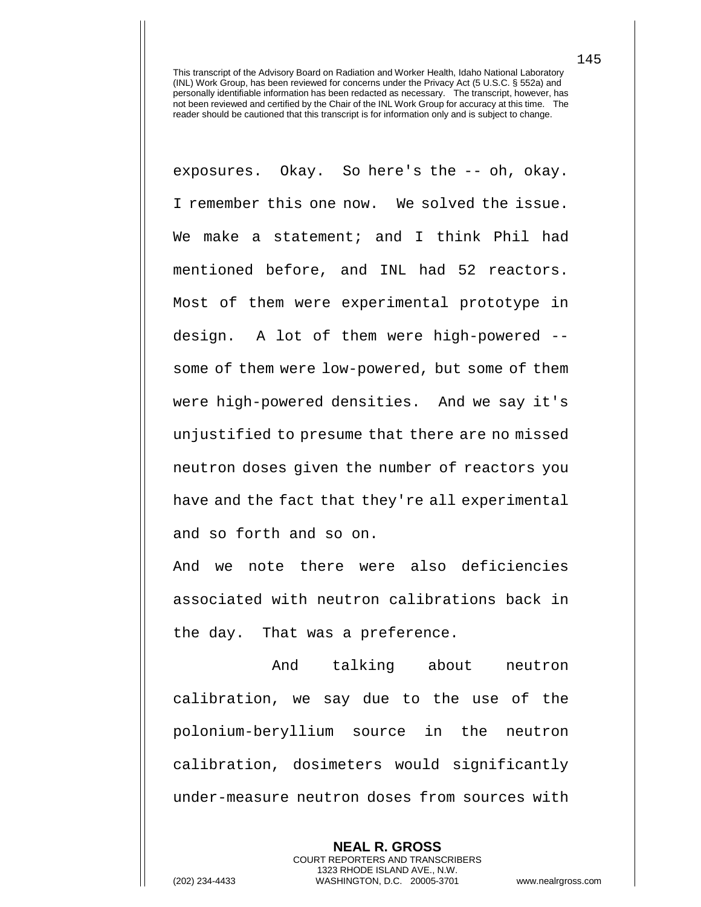exposures. Okay. So here's the -- oh, okay. I remember this one now. We solved the issue. We make a statement; and I think Phil had mentioned before, and INL had 52 reactors. Most of them were experimental prototype in design. A lot of them were high-powered -- some of them were low-powered, but some of them were high-powered densities. And we say it's unjustified to presume that there are no missed neutron doses given the number of reactors you have and the fact that they're all experimental and so forth and so on.

And we note there were also deficiencies associated with neutron calibrations back in the day. That was a preference.

And talking about neutron calibration, we say due to the use of the polonium-beryllium source in the neutron calibration, dosimeters would significantly under-measure neutron doses from sources with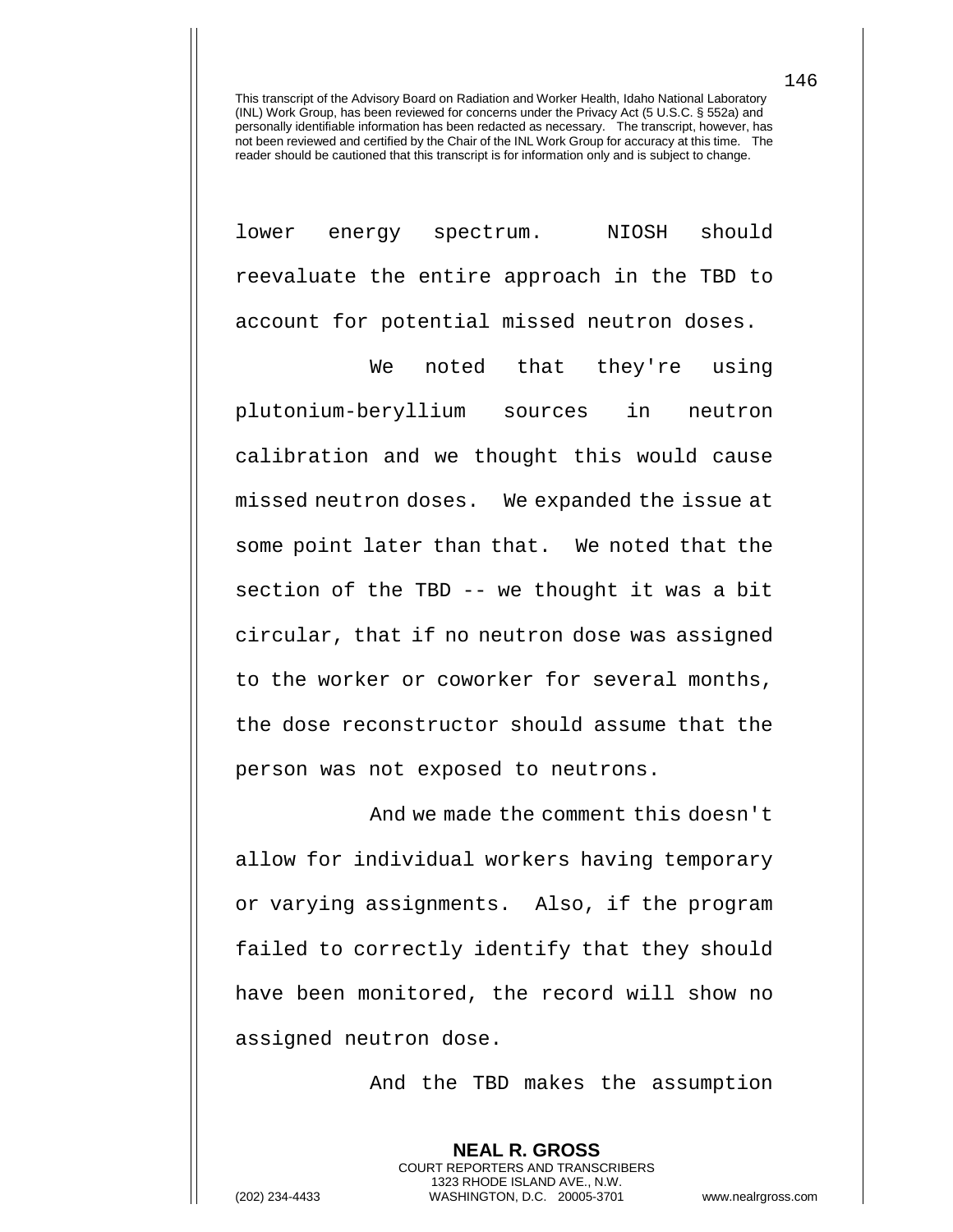lower energy spectrum. NIOSH should reevaluate the entire approach in the TBD to account for potential missed neutron doses.

We noted that they're using plutonium-beryllium sources in neutron calibration and we thought this would cause missed neutron doses. We expanded the issue at some point later than that. We noted that the section of the TBD -- we thought it was a bit circular, that if no neutron dose was assigned to the worker or coworker for several months, the dose reconstructor should assume that the person was not exposed to neutrons.

And we made the comment this doesn't allow for individual workers having temporary or varying assignments. Also, if the program failed to correctly identify that they should have been monitored, the record will show no assigned neutron dose.

And the TBD makes the assumption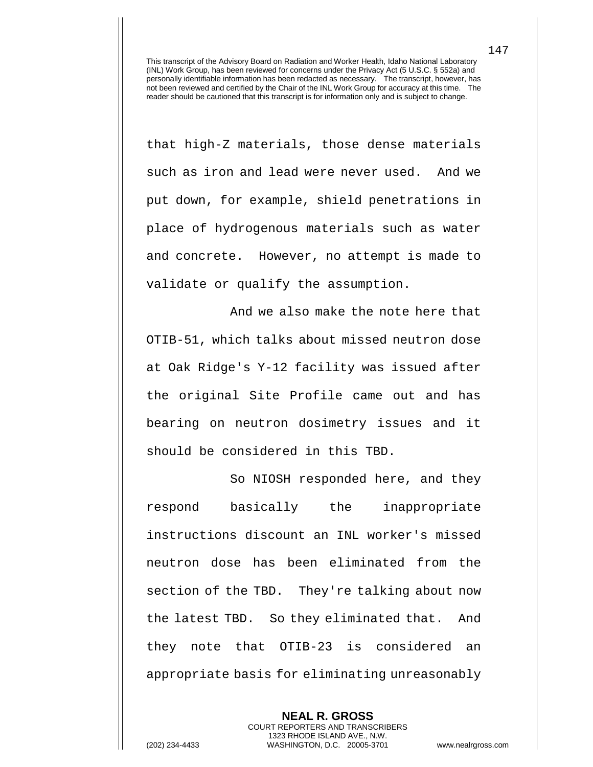This transcript of the Advisory Board on Radiation and Worker Health, Idaho National Laboratory (INL) Work Group, has been reviewed for concerns under the Privacy Act (5 U.S.C. § 552a) and personally identifiable information has been redacted as necessary. The transcript, however, has not been reviewed and certified by the Chair of the INL Work Group for accuracy at this time. The reader should be cautioned that this transcript is for information only and is subject to change.

that high-Z materials, those dense materials such as iron and lead were never used. And we put down, for example, shield penetrations in place of hydrogenous materials such as water and concrete. However, no attempt is made to validate or qualify the assumption.

And we also make the note here that OTIB-51, which talks about missed neutron dose at Oak Ridge's Y-12 facility was issued after the original Site Profile came out and has bearing on neutron dosimetry issues and it should be considered in this TBD.

So NIOSH responded here, and they respond basically the inappropriate instructions discount an INL worker's missed neutron dose has been eliminated from the section of the TBD. They're talking about now the latest TBD. So they eliminated that. And they note that OTIB-23 is considered an appropriate basis for eliminating unreasonably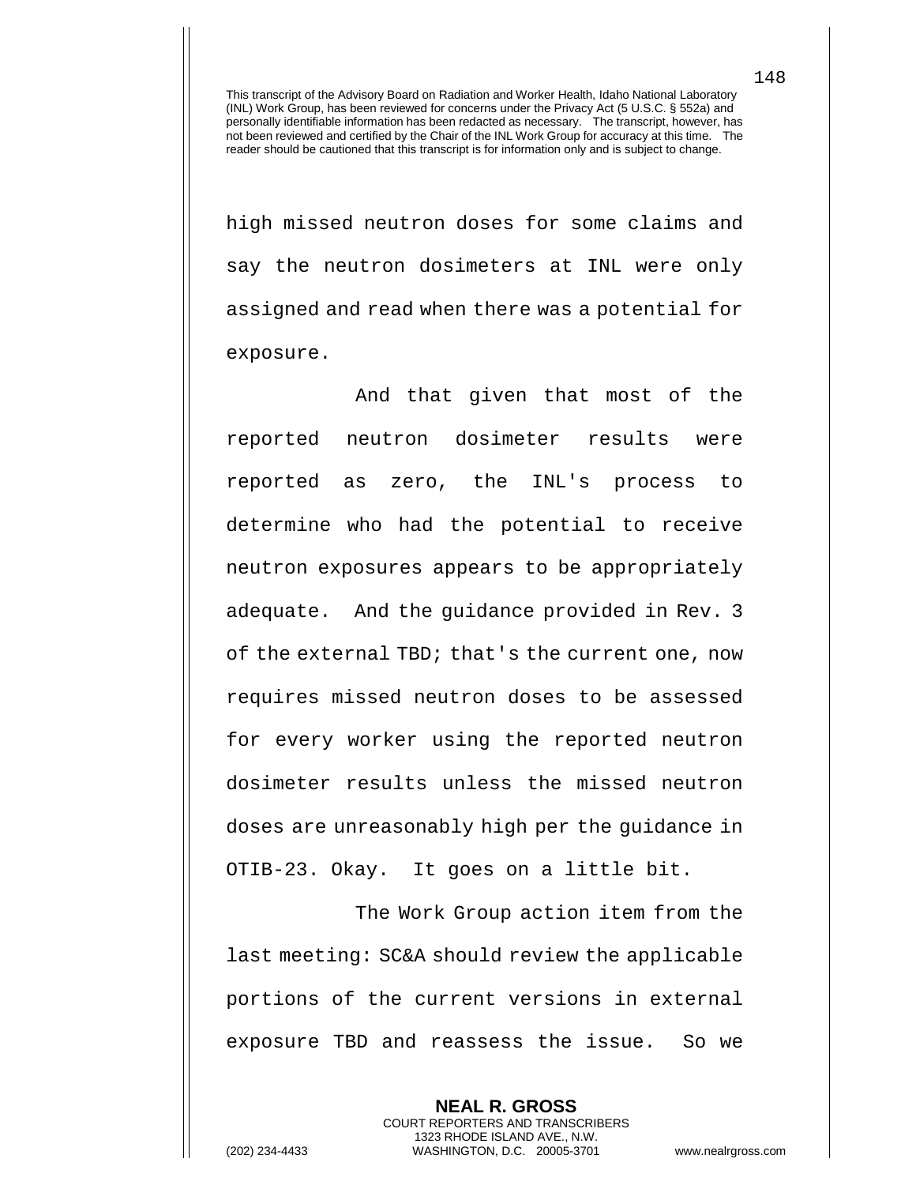high missed neutron doses for some claims and say the neutron dosimeters at INL were only assigned and read when there was a potential for exposure.

And that given that most of the reported neutron dosimeter results were reported as zero, the INL's process to determine who had the potential to receive neutron exposures appears to be appropriately adequate. And the guidance provided in Rev. 3 of the external TBD; that's the current one, now requires missed neutron doses to be assessed for every worker using the reported neutron dosimeter results unless the missed neutron doses are unreasonably high per the guidance in OTIB-23. Okay. It goes on a little bit.

The Work Group action item from the last meeting: SC&A should review the applicable portions of the current versions in external exposure TBD and reassess the issue. So we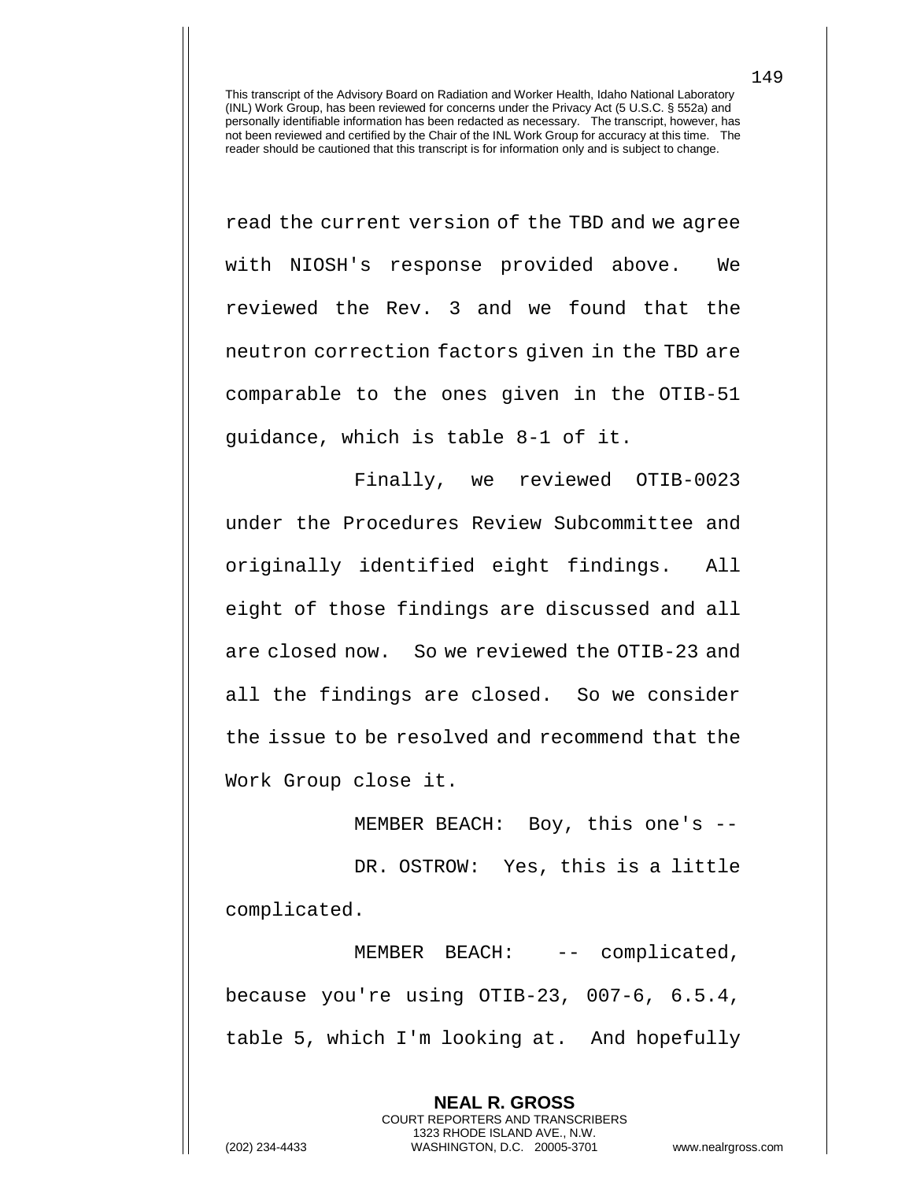read the current version of the TBD and we agree with NIOSH's response provided above. We reviewed the Rev. 3 and we found that the neutron correction factors given in the TBD are comparable to the ones given in the OTIB-51 guidance, which is table 8-1 of it.

Finally, we reviewed OTIB-0023 under the Procedures Review Subcommittee and originally identified eight findings. All eight of those findings are discussed and all are closed now. So we reviewed the OTIB-23 and all the findings are closed. So we consider the issue to be resolved and recommend that the Work Group close it.

MEMBER BEACH: Boy, this one's --

DR. OSTROW: Yes, this is a little complicated.

MEMBER BEACH: -- complicated, because you're using OTIB-23, 007-6, 6.5.4, table 5, which I'm looking at. And hopefully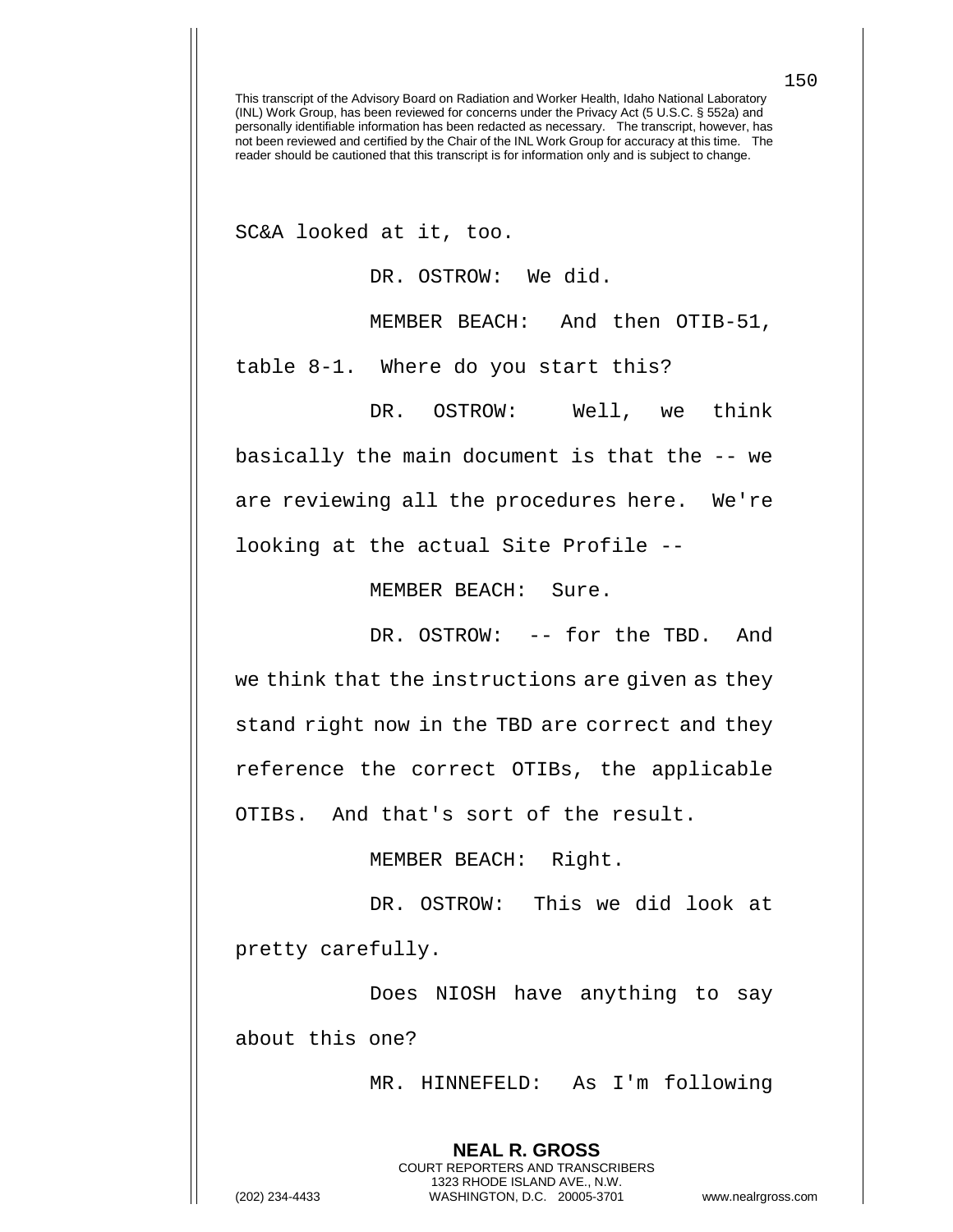This transcript of the Advisory Board on Radiation and Worker Health, Idaho National Laboratory (INL) Work Group, has been reviewed for concerns under the Privacy Act (5 U.S.C. § 552a) and personally identifiable information has been redacted as necessary. The transcript, however, has not been reviewed and certified by the Chair of the INL Work Group for accuracy at this time. The reader should be cautioned that this transcript is for information only and is subject to change.

SC&A looked at it, too.

DR. OSTROW: We did.

MEMBER BEACH: And then OTIB-51, table 8-1. Where do you start this?

DR. OSTROW: Well, we think basically the main document is that the -- we are reviewing all the procedures here. We're looking at the actual Site Profile --

MEMBER BEACH: Sure.

DR. OSTROW: -- for the TBD. And we think that the instructions are given as they stand right now in the TBD are correct and they reference the correct OTIBs, the applicable OTIBs. And that's sort of the result.

MEMBER BEACH: Right.

DR. OSTROW: This we did look at pretty carefully.

Does NIOSH have anything to say about this one?

MR. HINNEFELD: As I'm following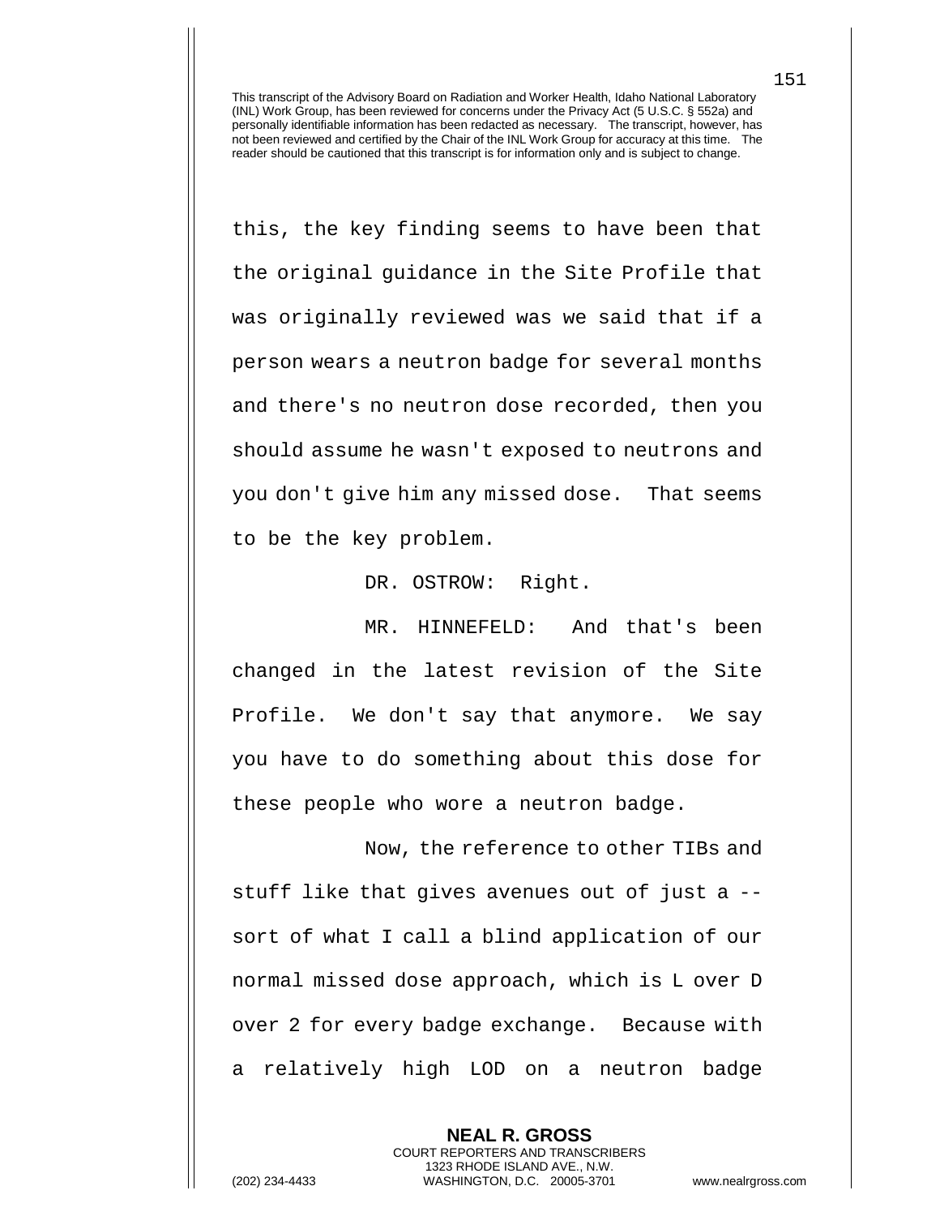this, the key finding seems to have been that the original guidance in the Site Profile that was originally reviewed was we said that if a person wears a neutron badge for several months and there's no neutron dose recorded, then you should assume he wasn't exposed to neutrons and you don't give him any missed dose. That seems to be the key problem.

DR. OSTROW: Right.

MR. HINNEFELD: And that's been changed in the latest revision of the Site Profile. We don't say that anymore. We say you have to do something about this dose for these people who wore a neutron badge.

Now, the reference to other TIBs and stuff like that gives avenues out of just a -- sort of what I call a blind application of our normal missed dose approach, which is L over D over 2 for every badge exchange. Because with a relatively high LOD on a neutron badge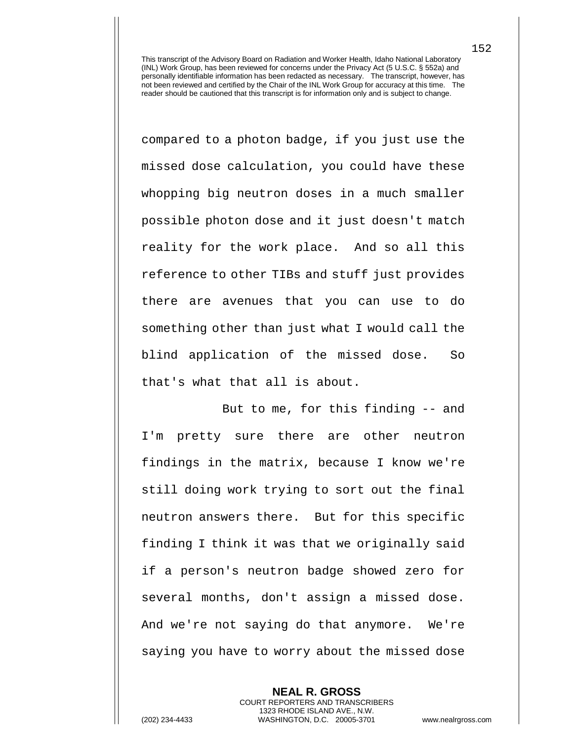compared to a photon badge, if you just use the missed dose calculation, you could have these whopping big neutron doses in a much smaller possible photon dose and it just doesn't match reality for the work place. And so all this reference to other TIBs and stuff just provides there are avenues that you can use to do something other than just what I would call the blind application of the missed dose. So that's what that all is about.

But to me, for this finding -- and I'm pretty sure there are other neutron findings in the matrix, because I know we're still doing work trying to sort out the final neutron answers there. But for this specific finding I think it was that we originally said if a person's neutron badge showed zero for several months, don't assign a missed dose. And we're not saying do that anymore. We're saying you have to worry about the missed dose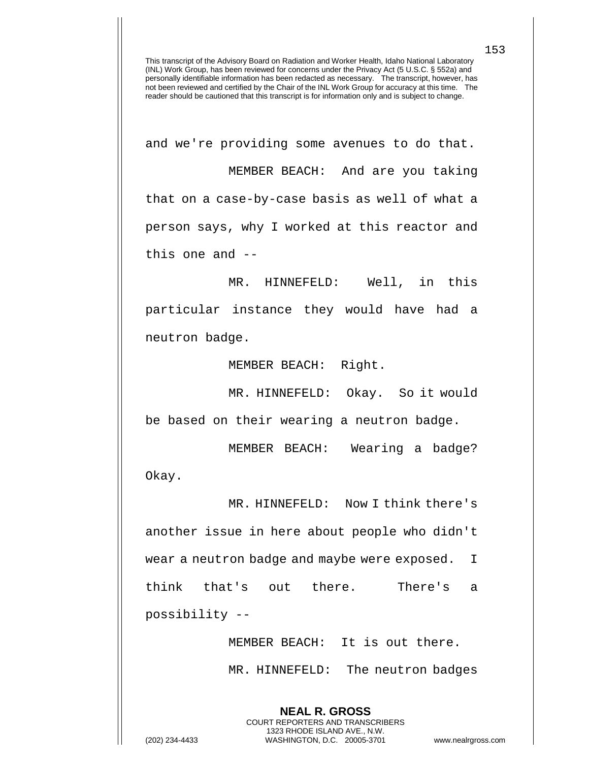and we're providing some avenues to do that.

MEMBER BEACH: And are you taking that on a case-by-case basis as well of what a person says, why I worked at this reactor and this one and --

MR. HINNEFELD: Well, in this particular instance they would have had a neutron badge.

MEMBER BEACH: Right.

MR. HINNEFELD: Okay. So it would be based on their wearing a neutron badge.

MEMBER BEACH: Wearing a badge? Okay.

MR. HINNEFELD: Now I think there's another issue in here about people who didn't wear a neutron badge and maybe were exposed. I think that's out there. There's a possibility --

MEMBER BEACH: It is out there.

MR. HINNEFELD: The neutron badges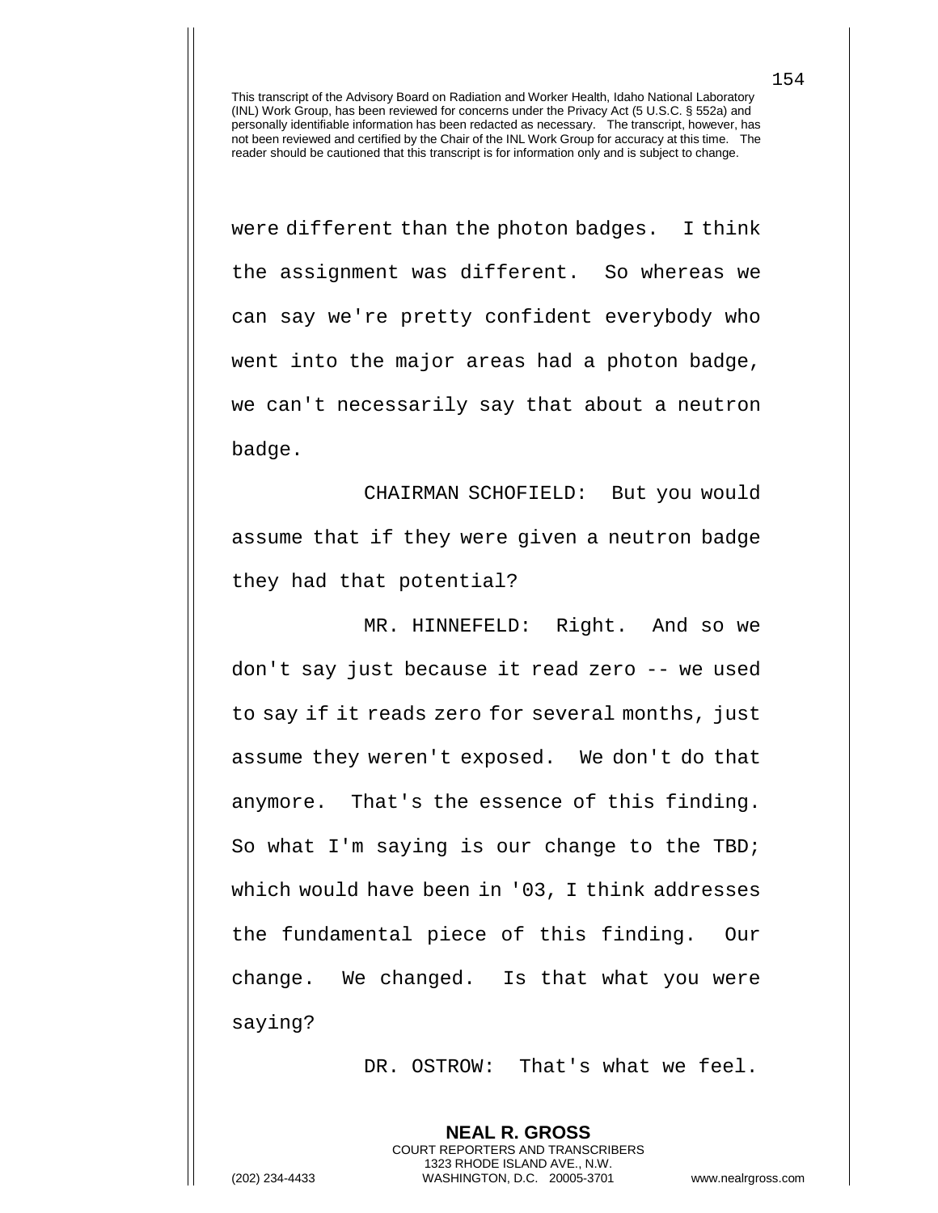were different than the photon badges. I think the assignment was different. So whereas we can say we're pretty confident everybody who went into the major areas had a photon badge, we can't necessarily say that about a neutron badge.

CHAIRMAN SCHOFIELD: But you would assume that if they were given a neutron badge they had that potential?

MR. HINNEFELD: Right. And so we don't say just because it read zero -- we used to say if it reads zero for several months, just assume they weren't exposed. We don't do that anymore. That's the essence of this finding. So what I'm saying is our change to the TBD; which would have been in '03, I think addresses the fundamental piece of this finding. Our change. We changed. Is that what you were saying?

DR. OSTROW: That's what we feel.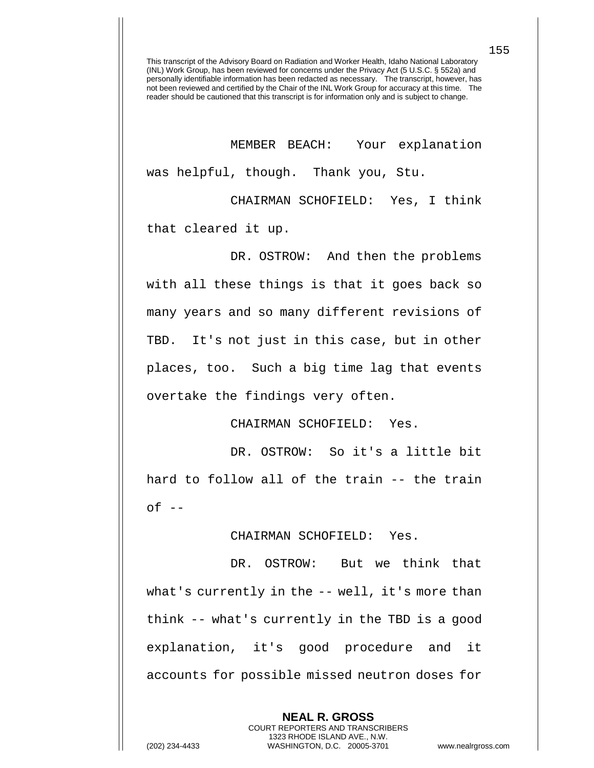This transcript of the Advisory Board on Radiation and Worker Health, Idaho National Laboratory (INL) Work Group, has been reviewed for concerns under the Privacy Act (5 U.S.C. § 552a) and personally identifiable information has been redacted as necessary. The transcript, however, has not been reviewed and certified by the Chair of the INL Work Group for accuracy at this time. The reader should be cautioned that this transcript is for information only and is subject to change.

MEMBER BEACH: Your explanation was helpful, though. Thank you, Stu.

CHAIRMAN SCHOFIELD: Yes, I think that cleared it up.

DR. OSTROW: And then the problems with all these things is that it goes back so many years and so many different revisions of TBD. It's not just in this case, but in other places, too. Such a big time lag that events overtake the findings very often.

CHAIRMAN SCHOFIELD: Yes.

DR. OSTROW: So it's a little bit hard to follow all of the train -- the train of --

CHAIRMAN SCHOFIELD: Yes.

DR. OSTROW: But we think that what's currently in the -- well, it's more than think -- what's currently in the TBD is a good explanation, it's good procedure and it accounts for possible missed neutron doses for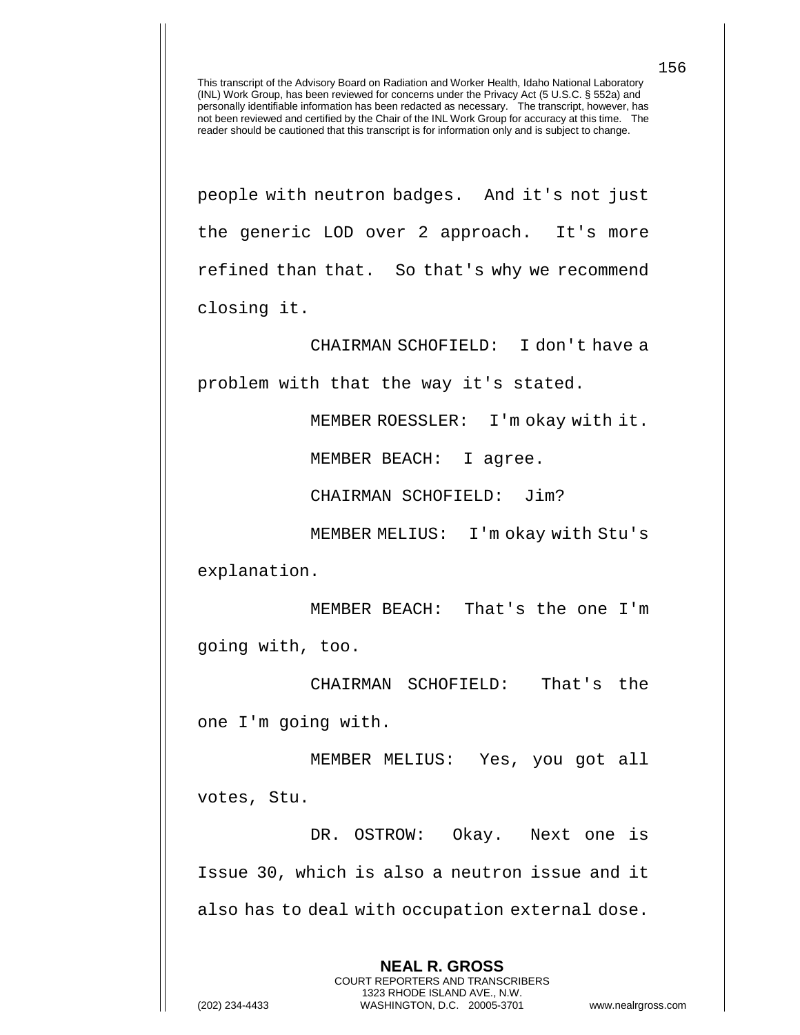This transcript of the Advisory Board on Radiation and Worker Health, Idaho National Laboratory (INL) Work Group, has been reviewed for concerns under the Privacy Act (5 U.S.C. § 552a) and personally identifiable information has been redacted as necessary. The transcript, however, has not been reviewed and certified by the Chair of the INL Work Group for accuracy at this time. The reader should be cautioned that this transcript is for information only and is subject to change.

people with neutron badges. And it's not just the generic LOD over 2 approach. It's more refined than that. So that's why we recommend closing it.

CHAIRMAN SCHOFIELD: I don't have a problem with that the way it's stated.

MEMBER ROESSLER: I'm okay with it.

MEMBER BEACH: I agree.

CHAIRMAN SCHOFIELD: Jim?

MEMBER MELIUS: I'm okay with Stu's explanation.

MEMBER BEACH: That's the one I'm going with, too.

CHAIRMAN SCHOFIELD: That's the one I'm going with.

MEMBER MELIUS: Yes, you got all votes, Stu.

DR. OSTROW: Okay. Next one is Issue 30, which is also a neutron issue and it also has to deal with occupation external dose.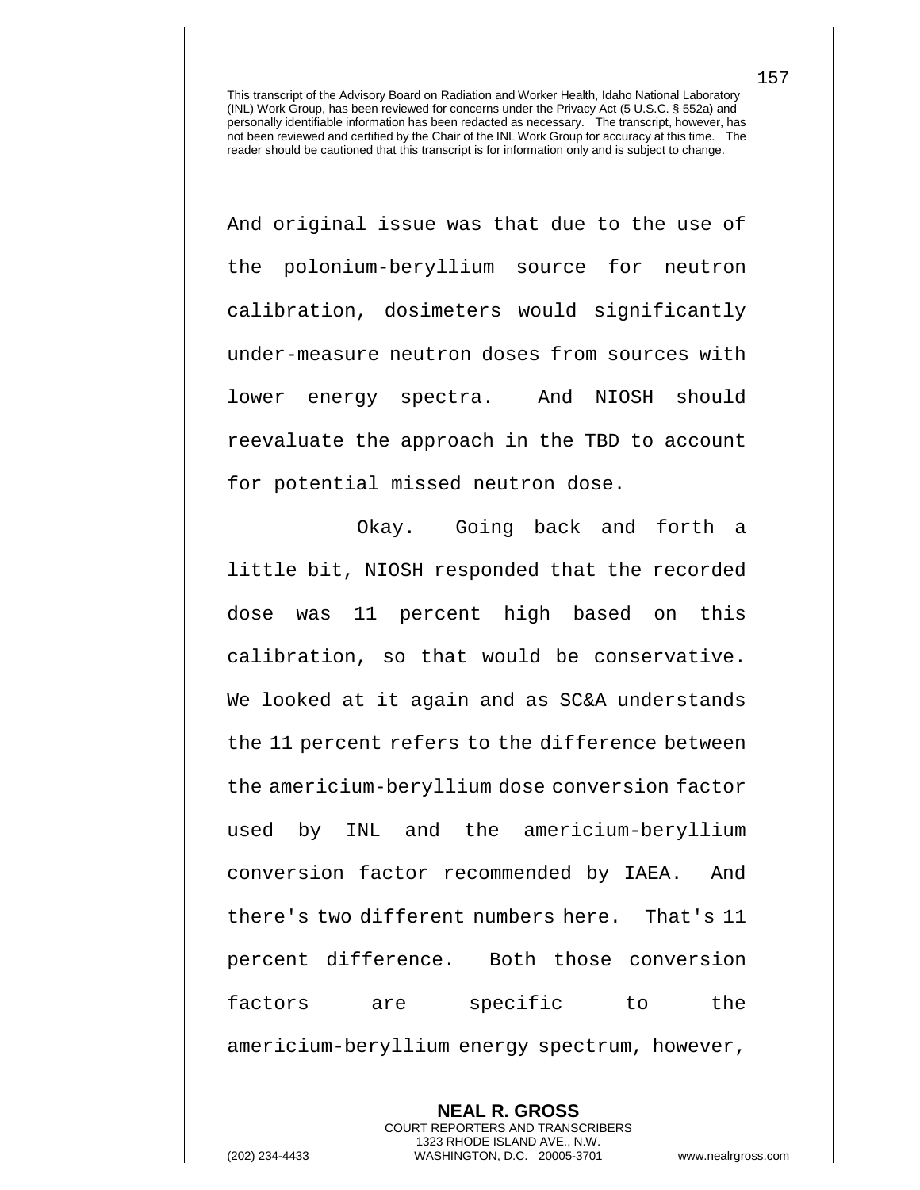This transcript of the Advisory Board on Radiation and Worker Health, Idaho National Laboratory (INL) Work Group, has been reviewed for concerns under the Privacy Act (5 U.S.C. § 552a) and personally identifiable information has been redacted as necessary. The transcript, however, has not been reviewed and certified by the Chair of the INL Work Group for accuracy at this time. The reader should be cautioned that this transcript is for information only and is subject to change.

And original issue was that due to the use of the polonium-beryllium source for neutron calibration, dosimeters would significantly under-measure neutron doses from sources with lower energy spectra. And NIOSH should reevaluate the approach in the TBD to account for potential missed neutron dose.

Okay. Going back and forth a little bit, NIOSH responded that the recorded dose was 11 percent high based on this calibration, so that would be conservative. We looked at it again and as SC&A understands the 11 percent refers to the difference between the americium-beryllium dose conversion factor used by INL and the americium-beryllium conversion factor recommended by IAEA. And there's two different numbers here. That's 11 percent difference. Both those conversion factors are specific to the americium-beryllium energy spectrum, however,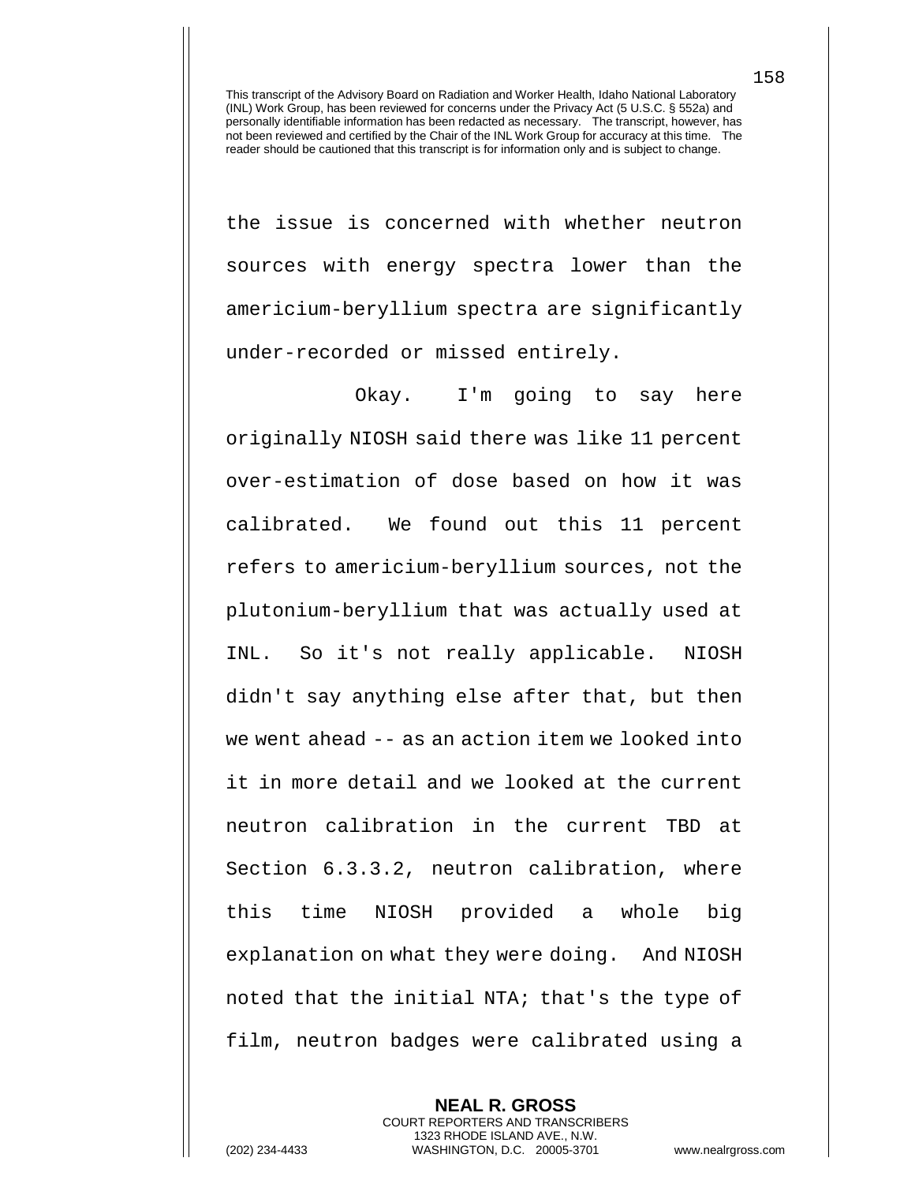the issue is concerned with whether neutron sources with energy spectra lower than the americium-beryllium spectra are significantly under-recorded or missed entirely.

Okay. I'm going to say here originally NIOSH said there was like 11 percent over-estimation of dose based on how it was calibrated. We found out this 11 percent refers to americium-beryllium sources, not the plutonium-beryllium that was actually used at INL. So it's not really applicable. NIOSH didn't say anything else after that, but then we went ahead -- as an action item we looked into it in more detail and we looked at the current neutron calibration in the current TBD at Section 6.3.3.2, neutron calibration, where this time NIOSH provided a whole big explanation on what they were doing. And NIOSH noted that the initial NTA; that's the type of film, neutron badges were calibrated using a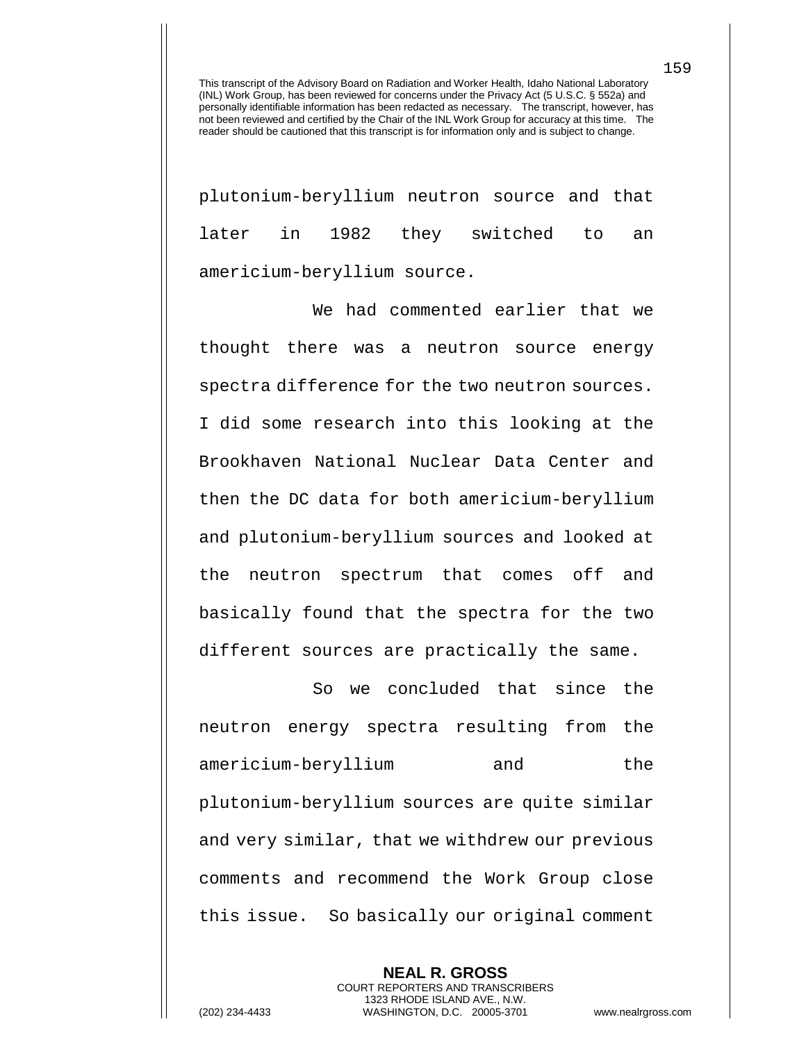This transcript of the Advisory Board on Radiation and Worker Health, Idaho National Laboratory (INL) Work Group, has been reviewed for concerns under the Privacy Act (5 U.S.C. § 552a) and personally identifiable information has been redacted as necessary. The transcript, however, has not been reviewed and certified by the Chair of the INL Work Group for accuracy at this time. The reader should be cautioned that this transcript is for information only and is subject to change.

plutonium-beryllium neutron source and that later in 1982 they switched to an americium-beryllium source.

We had commented earlier that we thought there was a neutron source energy spectra difference for the two neutron sources. I did some research into this looking at the Brookhaven National Nuclear Data Center and then the DC data for both americium-beryllium and plutonium-beryllium sources and looked at the neutron spectrum that comes off and basically found that the spectra for the two different sources are practically the same.

So we concluded that since the neutron energy spectra resulting from the americium-beryllium and the plutonium-beryllium sources are quite similar and very similar, that we withdrew our previous comments and recommend the Work Group close this issue. So basically our original comment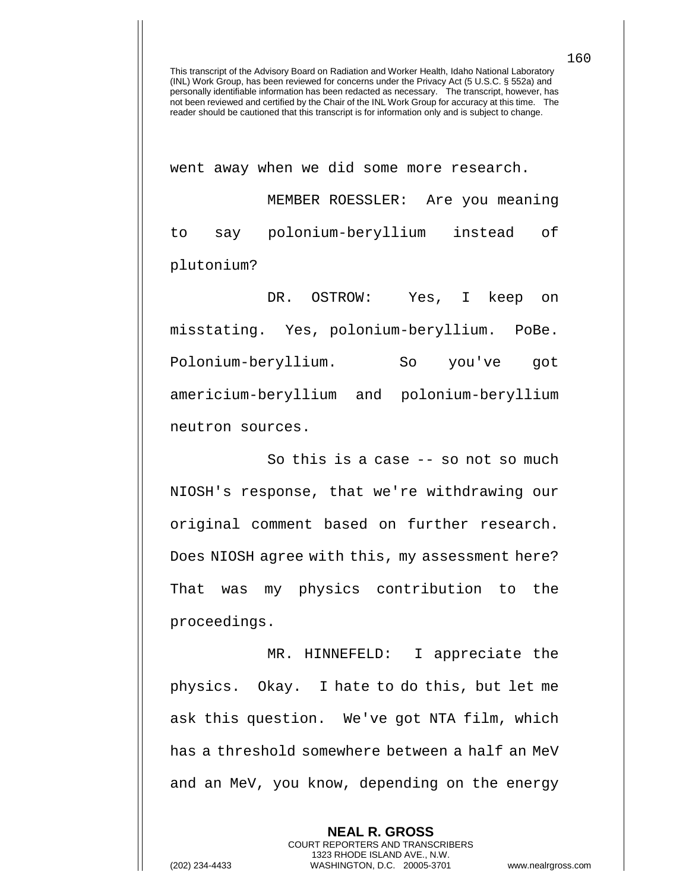This transcript of the Advisory Board on Radiation and Worker Health, Idaho National Laboratory (INL) Work Group, has been reviewed for concerns under the Privacy Act (5 U.S.C. § 552a) and personally identifiable information has been redacted as necessary. The transcript, however, has not been reviewed and certified by the Chair of the INL Work Group for accuracy at this time. The reader should be cautioned that this transcript is for information only and is subject to change.

went away when we did some more research.

MEMBER ROESSLER: Are you meaning to say polonium-beryllium instead of plutonium?

DR. OSTROW: Yes, I keep on misstating. Yes, polonium-beryllium. PoBe. Polonium-beryllium. So you've got americium-beryllium and polonium-beryllium neutron sources.

So this is a case -- so not so much NIOSH's response, that we're withdrawing our original comment based on further research. Does NIOSH agree with this, my assessment here? That was my physics contribution to the proceedings.

MR. HINNEFELD: I appreciate the physics. Okay. I hate to do this, but let me ask this question. We've got NTA film, which has a threshold somewhere between a half an MeV and an MeV, you know, depending on the energy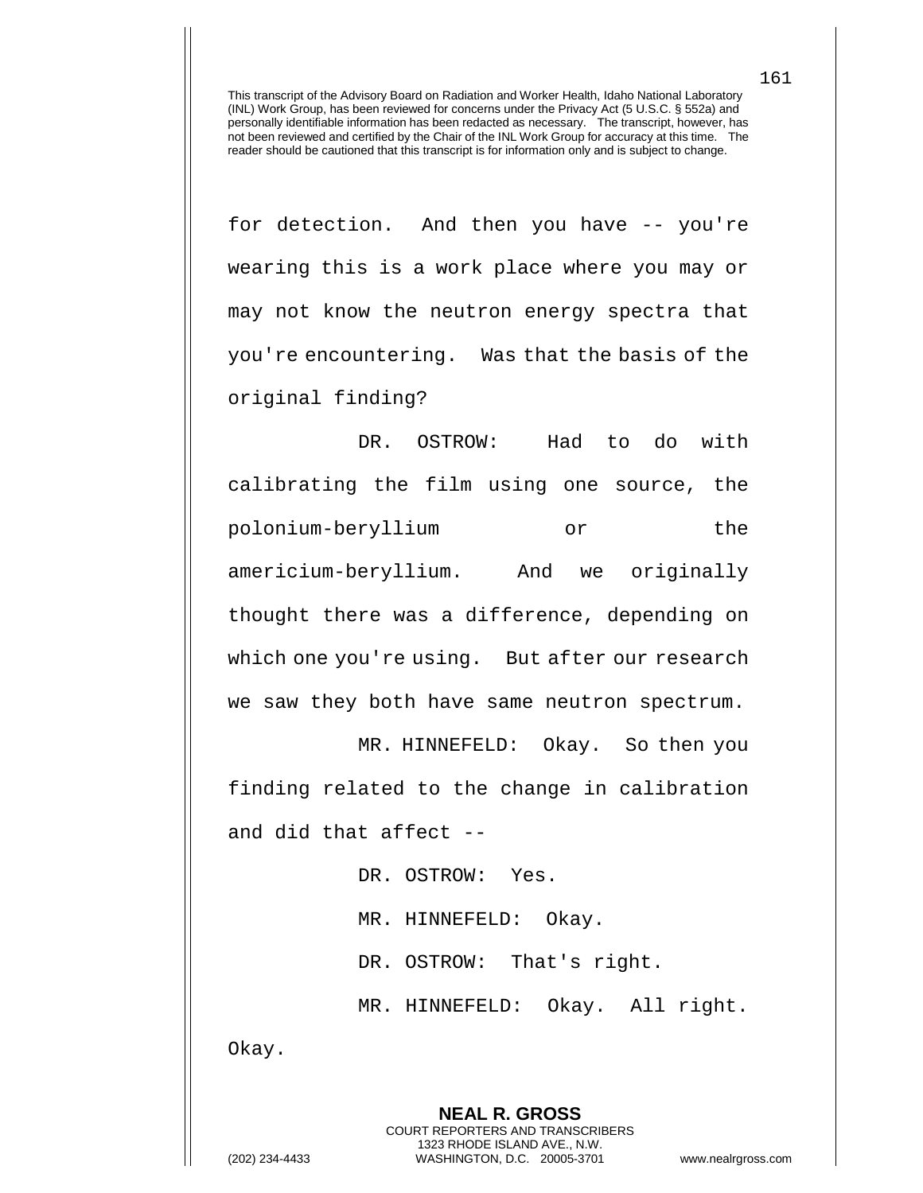for detection. And then you have -- you're wearing this is a work place where you may or may not know the neutron energy spectra that you're encountering. Was that the basis of the original finding?

DR. OSTROW: Had to do with calibrating the film using one source, the polonium-beryllium or the americium-beryllium. And we originally thought there was a difference, depending on which one you're using. But after our research we saw they both have same neutron spectrum.

MR. HINNEFELD: Okay. So then you finding related to the change in calibration and did that affect --

DR. OSTROW: Yes.

MR. HINNEFELD: Okay.

DR. OSTROW: That's right.

MR. HINNEFELD: Okay. All right. Okay.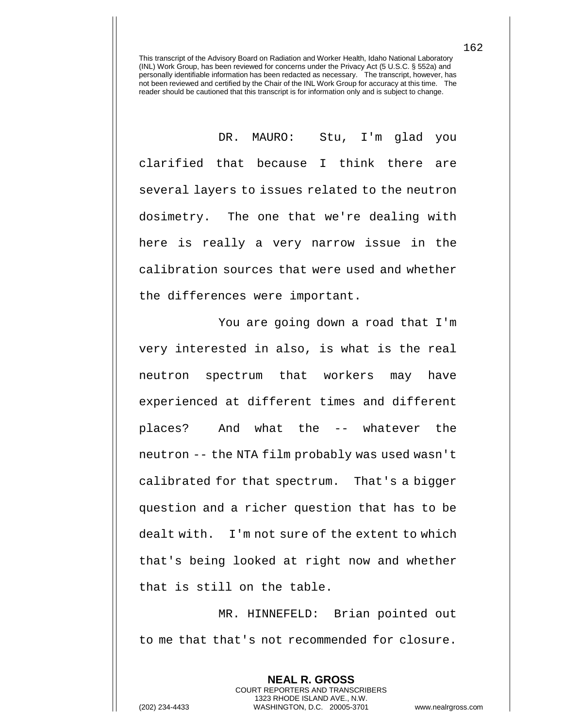This transcript of the Advisory Board on Radiation and Worker Health, Idaho National Laboratory (INL) Work Group, has been reviewed for concerns under the Privacy Act (5 U.S.C. § 552a) and personally identifiable information has been redacted as necessary. The transcript, however, has not been reviewed and certified by the Chair of the INL Work Group for accuracy at this time. The reader should be cautioned that this transcript is for information only and is subject to change.

DR. MAURO: Stu, I'm glad you clarified that because I think there are several layers to issues related to the neutron dosimetry. The one that we're dealing with here is really a very narrow issue in the calibration sources that were used and whether the differences were important.

You are going down a road that I'm very interested in also, is what is the real neutron spectrum that workers may have experienced at different times and different places? And what the -- whatever the neutron -- the NTA film probably was used wasn't calibrated for that spectrum. That's a bigger question and a richer question that has to be dealt with. I'm not sure of the extent to which that's being looked at right now and whether that is still on the table.

MR. HINNEFELD: Brian pointed out to me that that's not recommended for closure.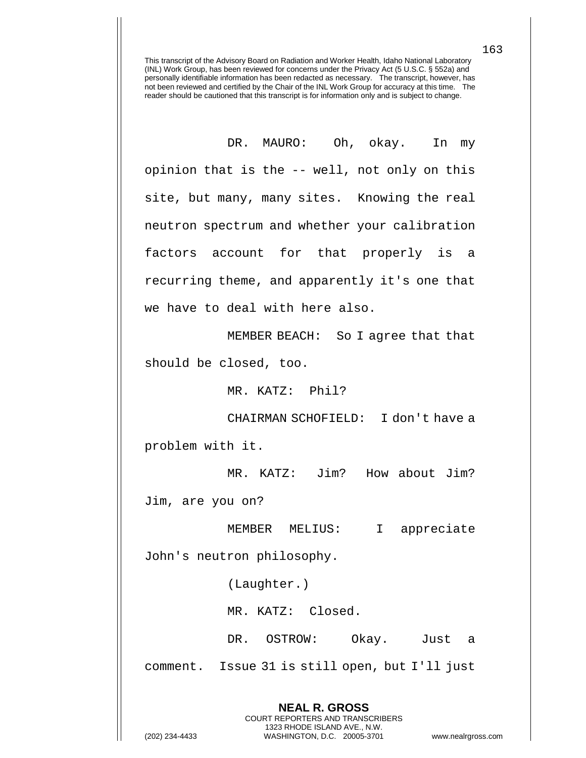This transcript of the Advisory Board on Radiation and Worker Health, Idaho National Laboratory (INL) Work Group, has been reviewed for concerns under the Privacy Act (5 U.S.C. § 552a) and personally identifiable information has been redacted as necessary. The transcript, however, has not been reviewed and certified by the Chair of the INL Work Group for accuracy at this time. The reader should be cautioned that this transcript is for information only and is subject to change.

DR. MAURO: Oh, okay. In my opinion that is the -- well, not only on this site, but many, many sites. Knowing the real neutron spectrum and whether your calibration factors account for that properly is a recurring theme, and apparently it's one that we have to deal with here also.

MEMBER BEACH: So I agree that that should be closed, too.

MR. KATZ: Phil?

CHAIRMAN SCHOFIELD: I don't have a problem with it.

MR. KATZ: Jim? How about Jim? Jim, are you on?

MEMBER MELIUS: I appreciate John's neutron philosophy.

(Laughter.)

MR. KATZ: Closed.

DR. OSTROW: Okay. Just a comment. Issue 31 is still open, but I'll just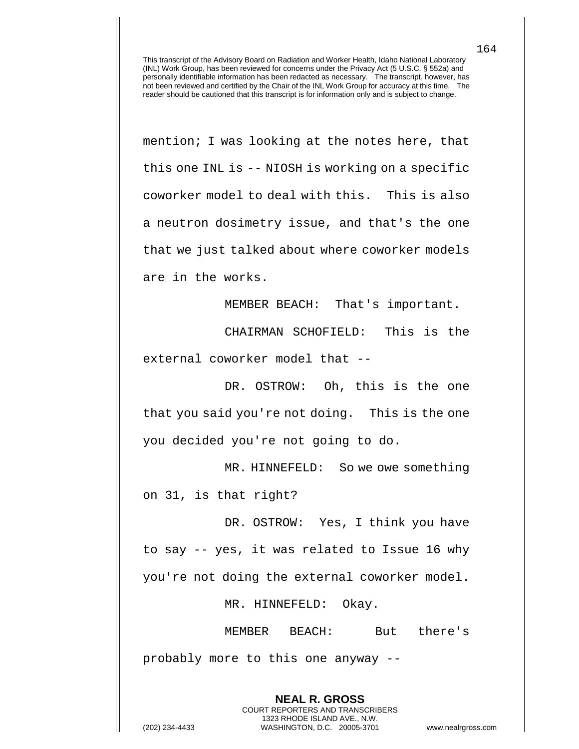This transcript of the Advisory Board on Radiation and Worker Health, Idaho National Laboratory (INL) Work Group, has been reviewed for concerns under the Privacy Act (5 U.S.C. § 552a) and personally identifiable information has been redacted as necessary. The transcript, however, has not been reviewed and certified by the Chair of the INL Work Group for accuracy at this time. The reader should be cautioned that this transcript is for information only and is subject to change.

mention; I was looking at the notes here, that this one INL is -- NIOSH is working on a specific coworker model to deal with this. This is also a neutron dosimetry issue, and that's the one that we just talked about where coworker models are in the works.

MEMBER BEACH: That's important.

CHAIRMAN SCHOFIELD: This is the external coworker model that --

DR. OSTROW: Oh, this is the one that you said you're not doing. This is the one you decided you're not going to do.

MR. HINNEFELD: So we owe something on 31, is that right?

DR. OSTROW: Yes, I think you have to say -- yes, it was related to Issue 16 why you're not doing the external coworker model.

MR. HINNEFELD: Okay.

MEMBER BEACH: But there's probably more to this one anyway --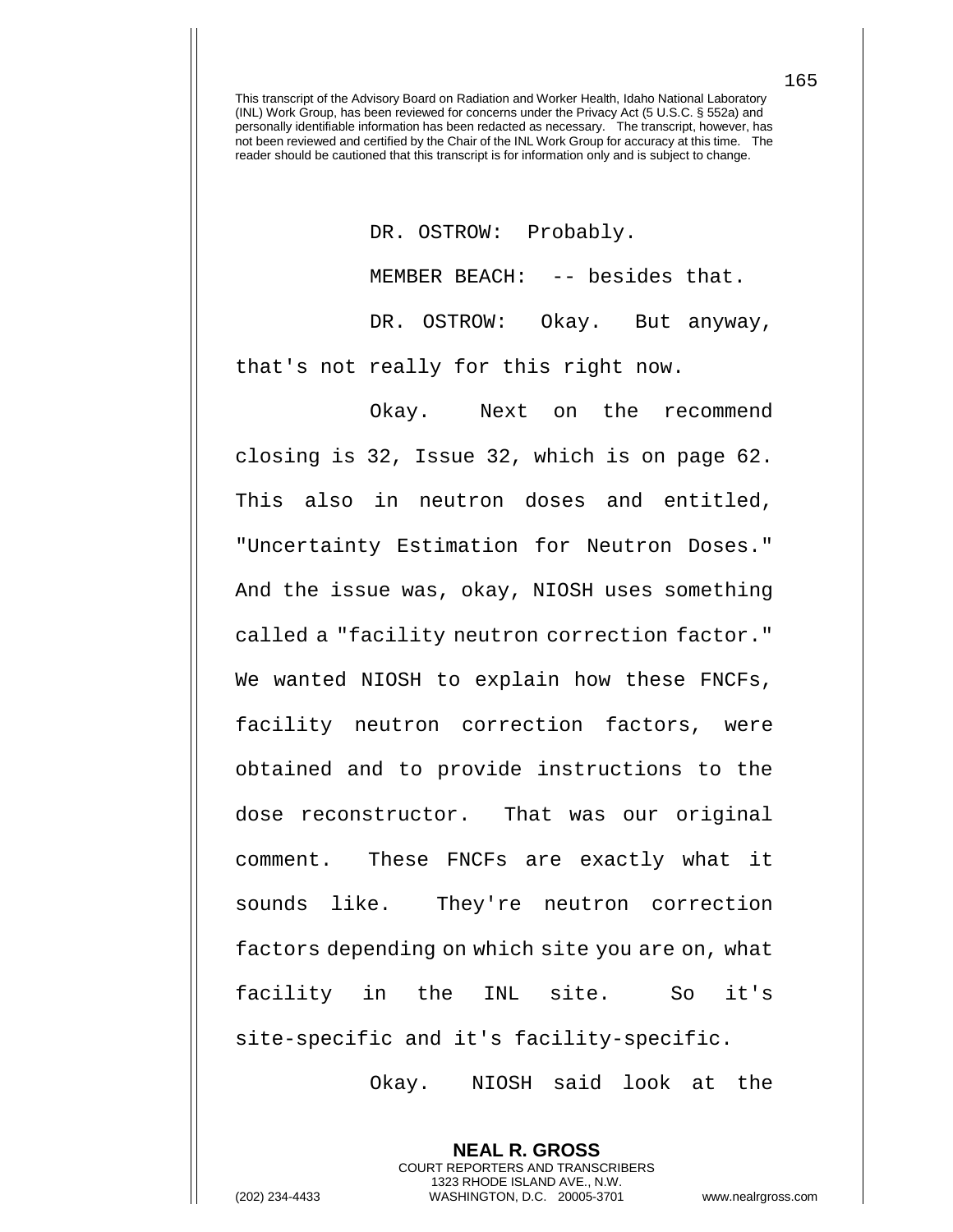DR. OSTROW: Probably.

MEMBER BEACH: -- besides that.

DR. OSTROW: Okay. But anyway, that's not really for this right now.

Okay. Next on the recommend closing is 32, Issue 32, which is on page 62. This also in neutron doses and entitled, "Uncertainty Estimation for Neutron Doses." And the issue was, okay, NIOSH uses something called a "facility neutron correction factor." We wanted NIOSH to explain how these FNCFs, facility neutron correction factors, were obtained and to provide instructions to the dose reconstructor. That was our original comment. These FNCFs are exactly what it sounds like. They're neutron correction factors depending on which site you are on, what facility in the INL site. So it's site-specific and it's facility-specific.

Okay. NIOSH said look at the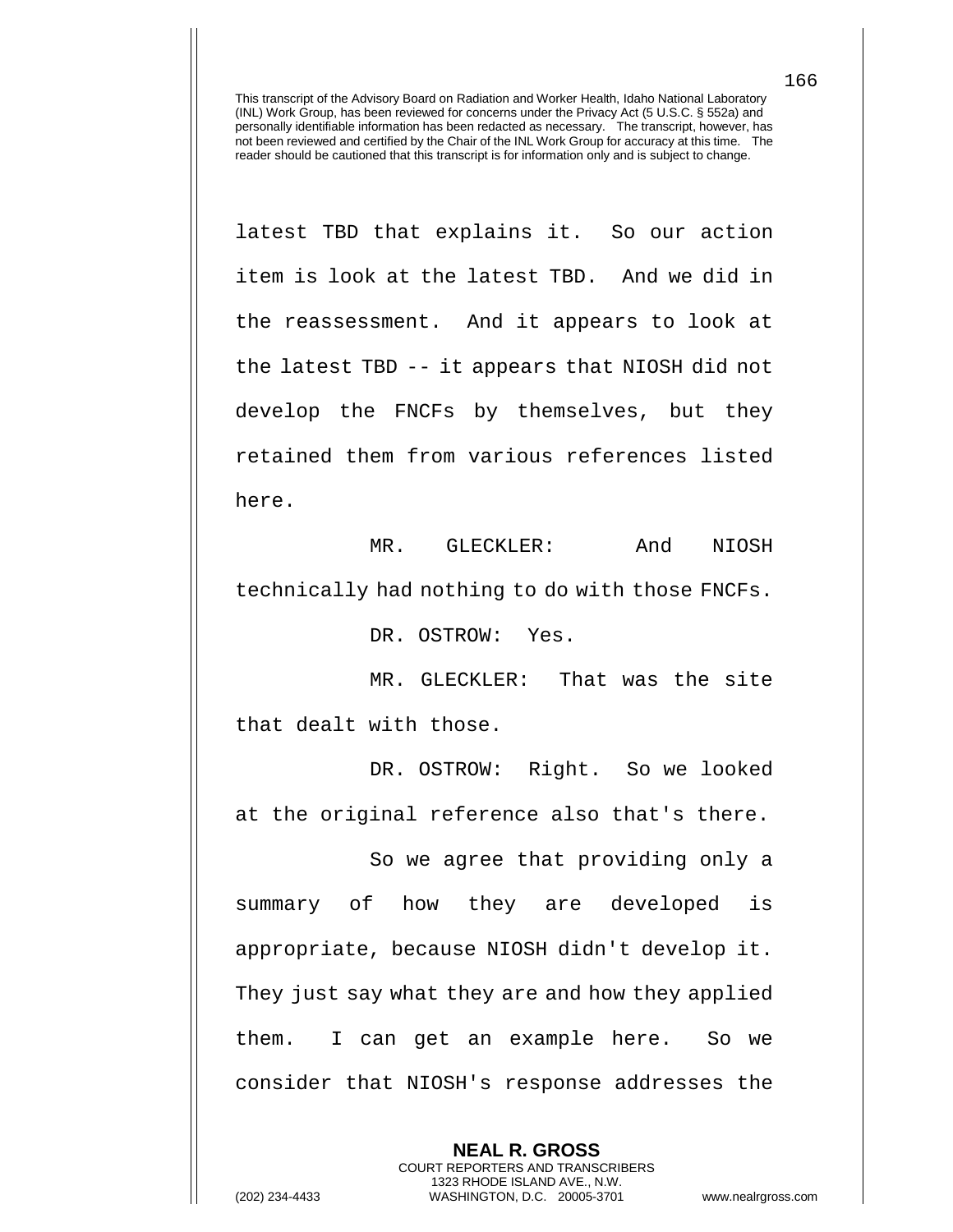latest TBD that explains it. So our action item is look at the latest TBD. And we did in the reassessment. And it appears to look at the latest TBD -- it appears that NIOSH did not develop the FNCFs by themselves, but they retained them from various references listed here.

MR. GLECKLER: And NIOSH technically had nothing to do with those FNCFs.

DR. OSTROW: Yes.

MR. GLECKLER: That was the site that dealt with those.

DR. OSTROW: Right. So we looked at the original reference also that's there.

So we agree that providing only a summary of how they are developed is appropriate, because NIOSH didn't develop it. They just say what they are and how they applied them. I can get an example here. So we consider that NIOSH's response addresses the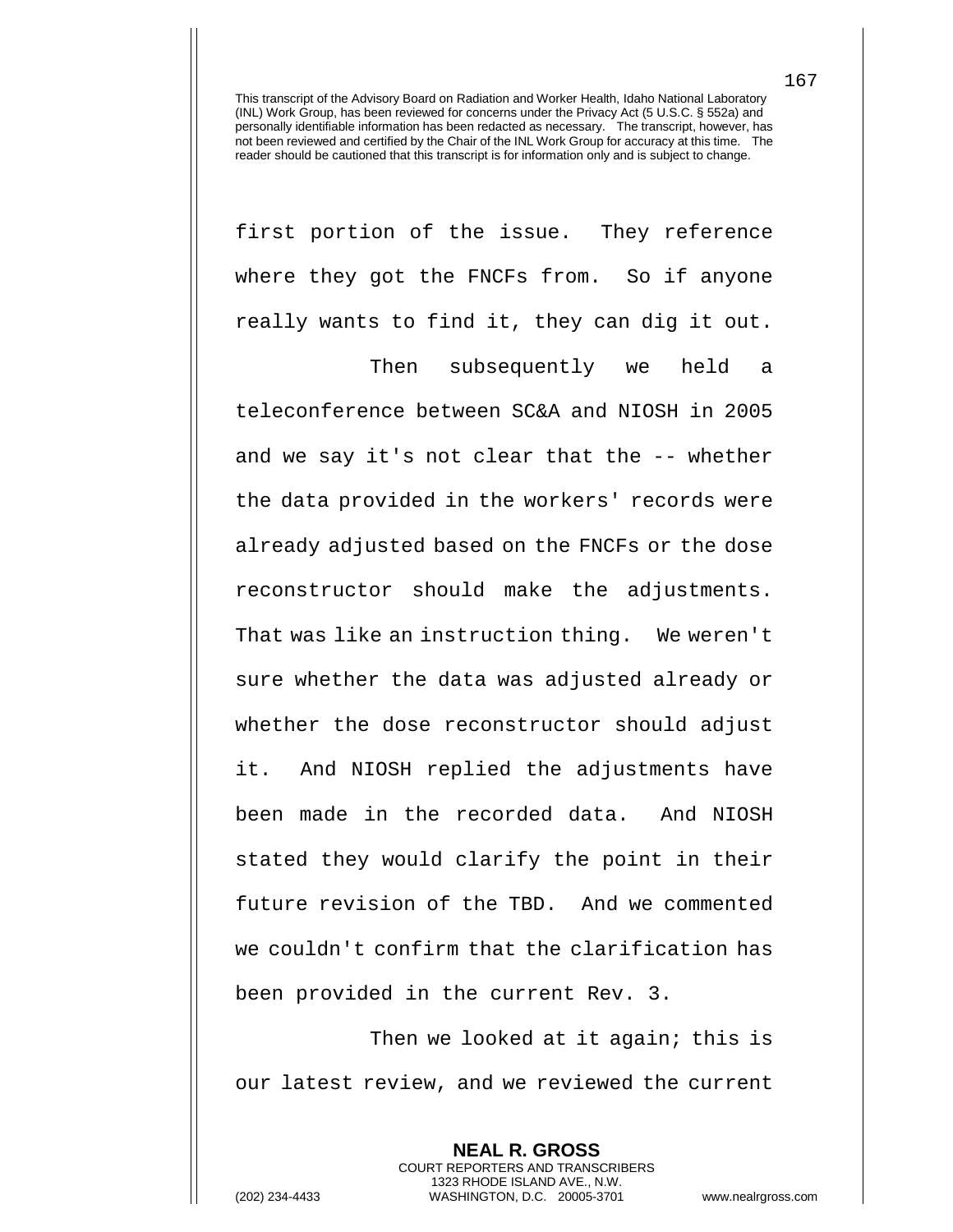first portion of the issue. They reference where they got the FNCFs from. So if anyone really wants to find it, they can dig it out.

Then subsequently we held a teleconference between SC&A and NIOSH in 2005 and we say it's not clear that the -- whether the data provided in the workers' records were already adjusted based on the FNCFs or the dose reconstructor should make the adjustments. That was like an instruction thing. We weren't sure whether the data was adjusted already or whether the dose reconstructor should adjust it. And NIOSH replied the adjustments have been made in the recorded data. And NIOSH stated they would clarify the point in their future revision of the TBD. And we commented we couldn't confirm that the clarification has been provided in the current Rev. 3.

Then we looked at it again; this is our latest review, and we reviewed the current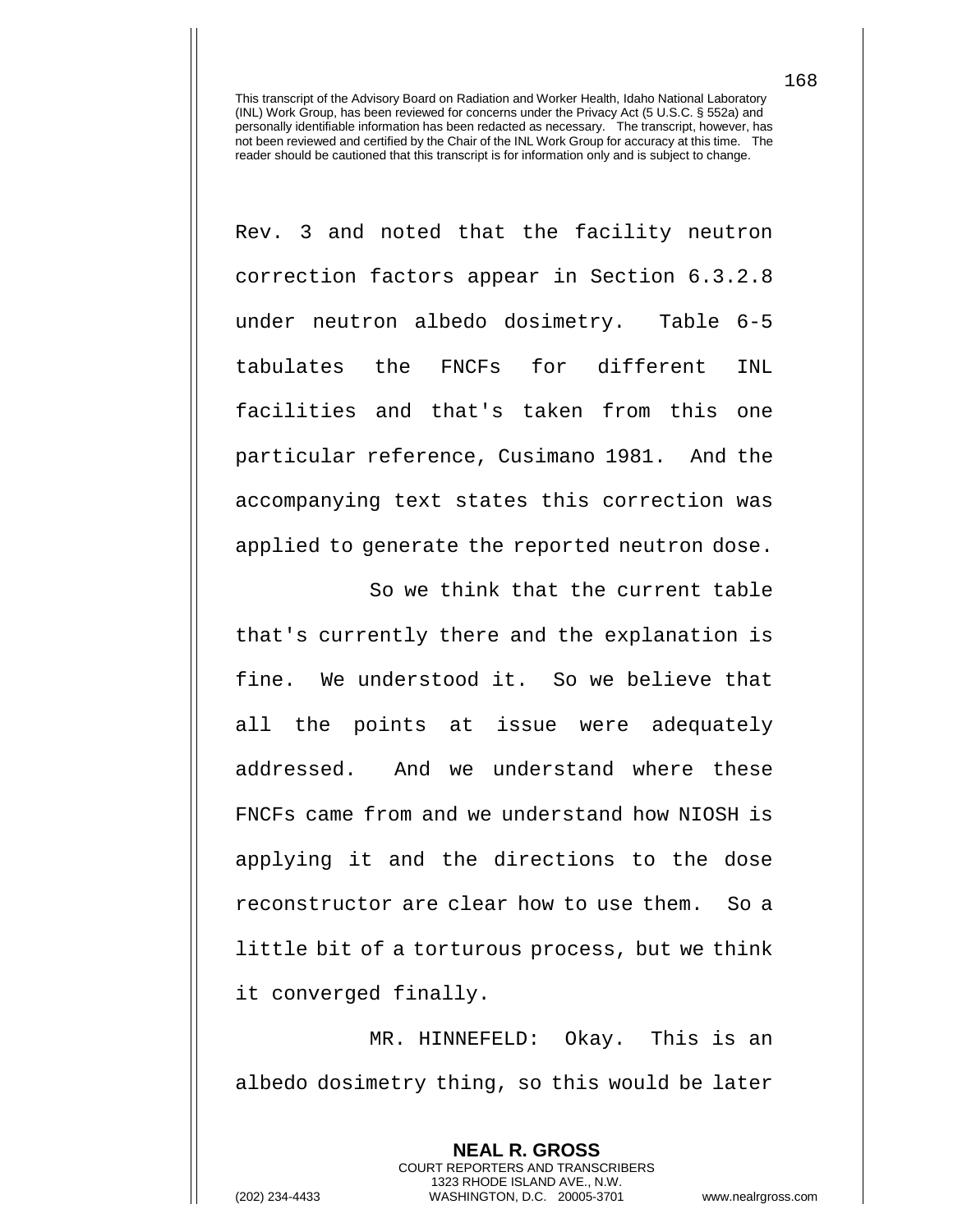Rev. 3 and noted that the facility neutron correction factors appear in Section 6.3.2.8 under neutron albedo dosimetry. Table 6-5 tabulates the FNCFs for different INL facilities and that's taken from this one particular reference, Cusimano 1981. And the accompanying text states this correction was applied to generate the reported neutron dose.

So we think that the current table that's currently there and the explanation is fine. We understood it. So we believe that all the points at issue were adequately addressed. And we understand where these FNCFs came from and we understand how NIOSH is applying it and the directions to the dose reconstructor are clear how to use them. So a little bit of a torturous process, but we think it converged finally.

MR. HINNEFELD: Okay. This is an albedo dosimetry thing, so this would be later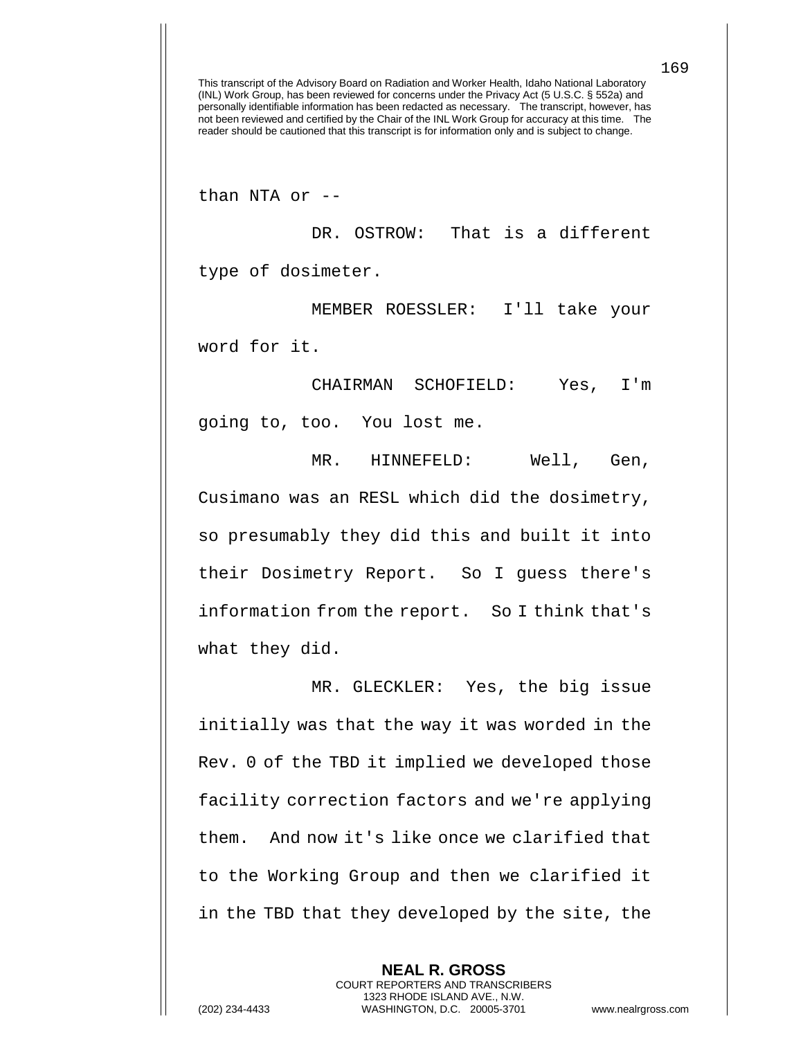This transcript of the Advisory Board on Radiation and Worker Health, Idaho National Laboratory (INL) Work Group, has been reviewed for concerns under the Privacy Act (5 U.S.C. § 552a) and personally identifiable information has been redacted as necessary. The transcript, however, has not been reviewed and certified by the Chair of the INL Work Group for accuracy at this time. The reader should be cautioned that this transcript is for information only and is subject to change.

than NTA or --

DR. OSTROW: That is a different type of dosimeter.

MEMBER ROESSLER: I'll take your word for it.

CHAIRMAN SCHOFIELD: Yes, I'm going to, too. You lost me.

MR. HINNEFELD: Well, Gen, Cusimano was an RESL which did the dosimetry, so presumably they did this and built it into their Dosimetry Report. So I guess there's information from the report. So I think that's what they did.

MR. GLECKLER: Yes, the big issue initially was that the way it was worded in the Rev. 0 of the TBD it implied we developed those facility correction factors and we're applying them. And now it's like once we clarified that to the Working Group and then we clarified it in the TBD that they developed by the site, the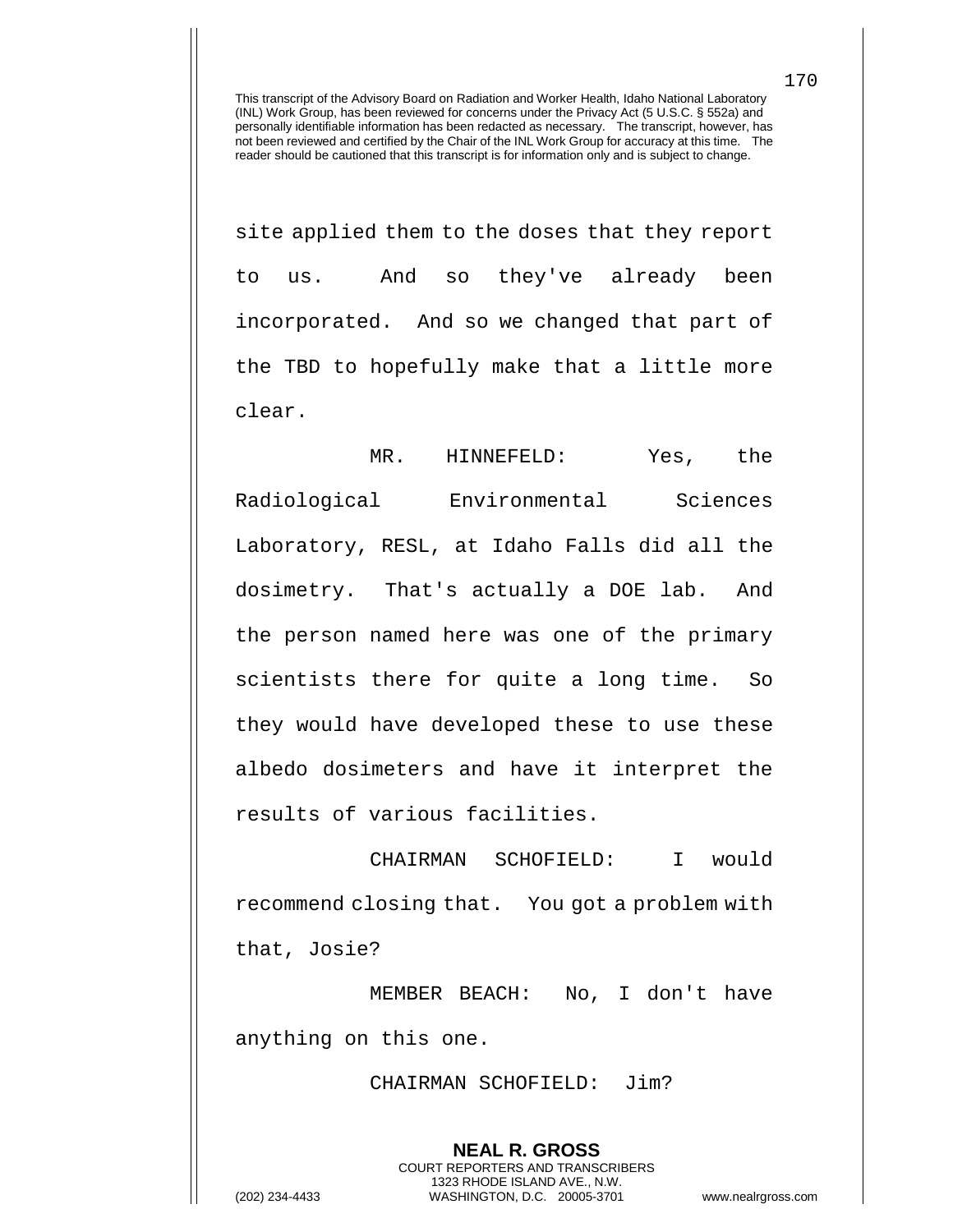site applied them to the doses that they report to us. And so they've already been incorporated. And so we changed that part of the TBD to hopefully make that a little more clear.

MR. HINNEFELD: Yes, the Radiological Environmental Sciences Laboratory, RESL, at Idaho Falls did all the dosimetry. That's actually a DOE lab. And the person named here was one of the primary scientists there for quite a long time. So they would have developed these to use these albedo dosimeters and have it interpret the results of various facilities.

CHAIRMAN SCHOFIELD: I would recommend closing that. You got a problem with that, Josie?

MEMBER BEACH: No, I don't have anything on this one.

CHAIRMAN SCHOFIELD: Jim?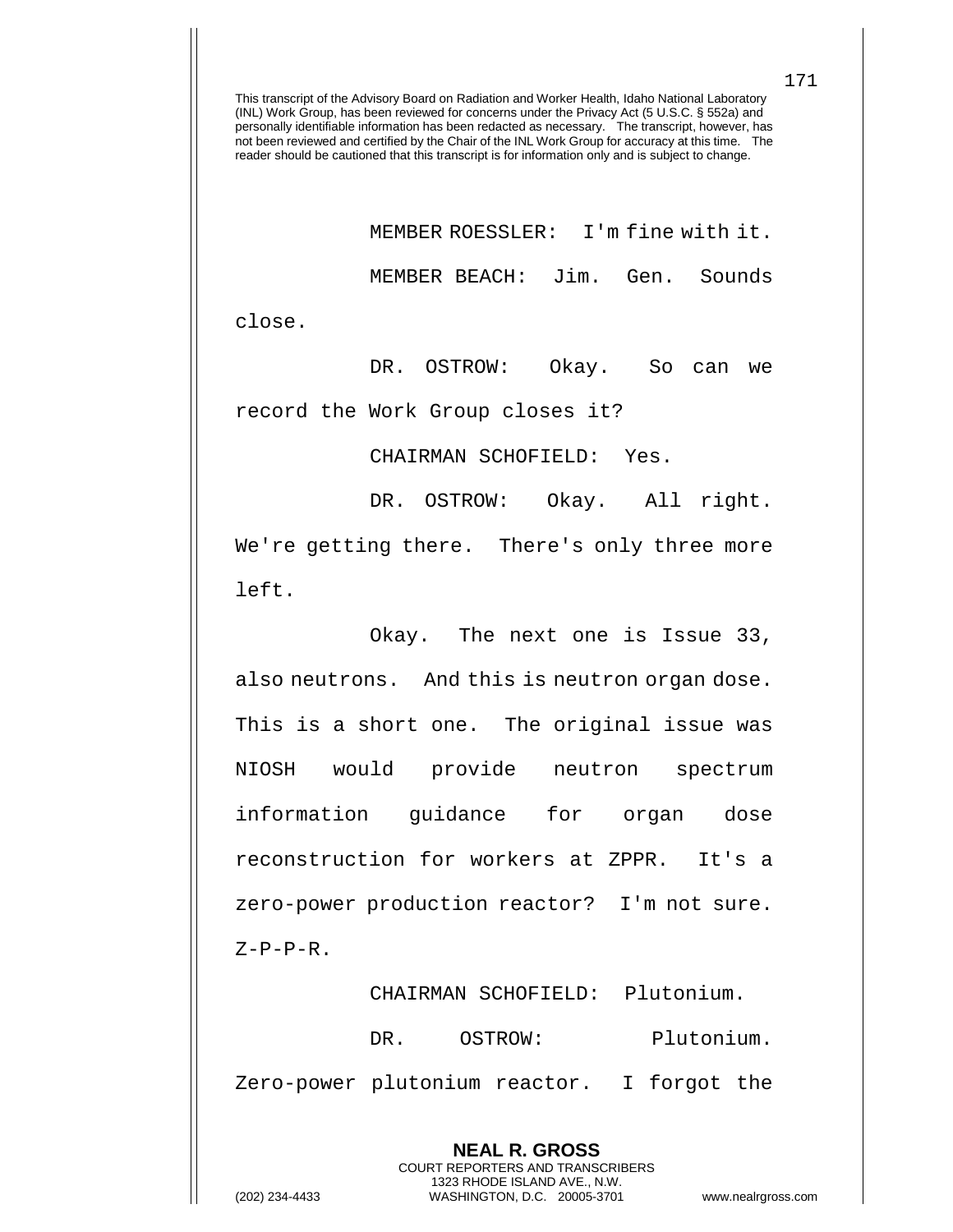This transcript of the Advisory Board on Radiation and Worker Health, Idaho National Laboratory (INL) Work Group, has been reviewed for concerns under the Privacy Act (5 U.S.C. § 552a) and personally identifiable information has been redacted as necessary. The transcript, however, has not been reviewed and certified by the Chair of the INL Work Group for accuracy at this time. The reader should be cautioned that this transcript is for information only and is subject to change.

MEMBER ROESSLER: I'm fine with it.

MEMBER BEACH: Jim. Gen. Sounds close.

DR. OSTROW: Okay. So can we record the Work Group closes it?

CHAIRMAN SCHOFIELD: Yes.

DR. OSTROW: Okay. All right. We're getting there. There's only three more left.

Okay. The next one is Issue 33, also neutrons. And this is neutron organ dose. This is a short one. The original issue was NIOSH would provide neutron spectrum information guidance for organ dose reconstruction for workers at ZPPR. It's a zero-power production reactor? I'm not sure. Z-P-P-R.

CHAIRMAN SCHOFIELD: Plutonium.

DR. OSTROW: Plutonium. Zero-power plutonium reactor. I forgot the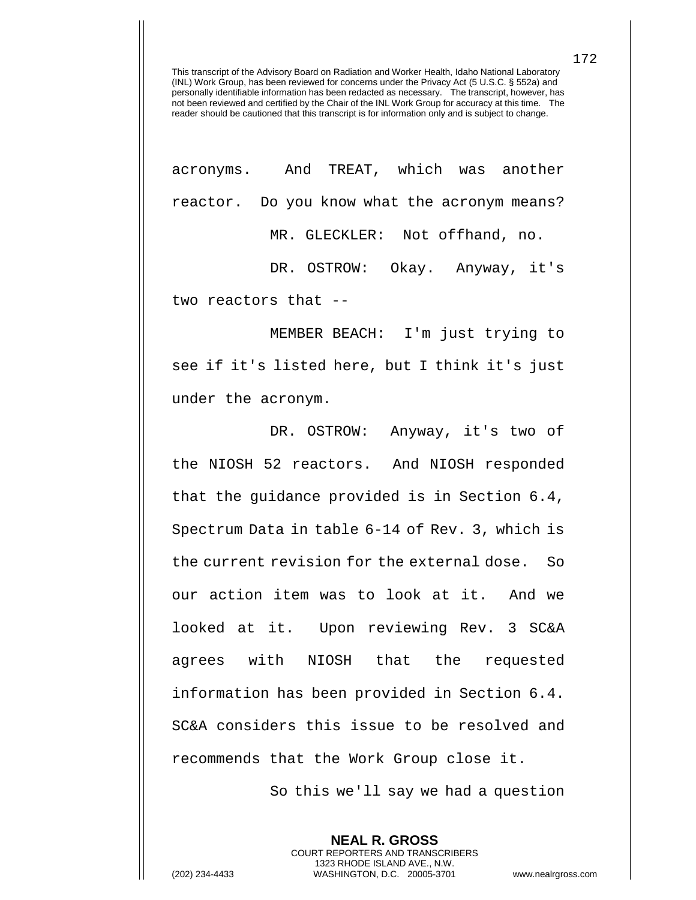acronyms. And TREAT, which was another reactor. Do you know what the acronym means?

MR. GLECKLER: Not offhand, no.

DR. OSTROW: Okay. Anyway, it's two reactors that --

MEMBER BEACH: I'm just trying to see if it's listed here, but I think it's just under the acronym.

DR. OSTROW: Anyway, it's two of the NIOSH 52 reactors. And NIOSH responded that the guidance provided is in Section 6.4, Spectrum Data in table 6-14 of Rev. 3, which is the current revision for the external dose. So our action item was to look at it. And we looked at it. Upon reviewing Rev. 3 SC&A agrees with NIOSH that the requested information has been provided in Section 6.4. SC&A considers this issue to be resolved and recommends that the Work Group close it.

So this we'll say we had a question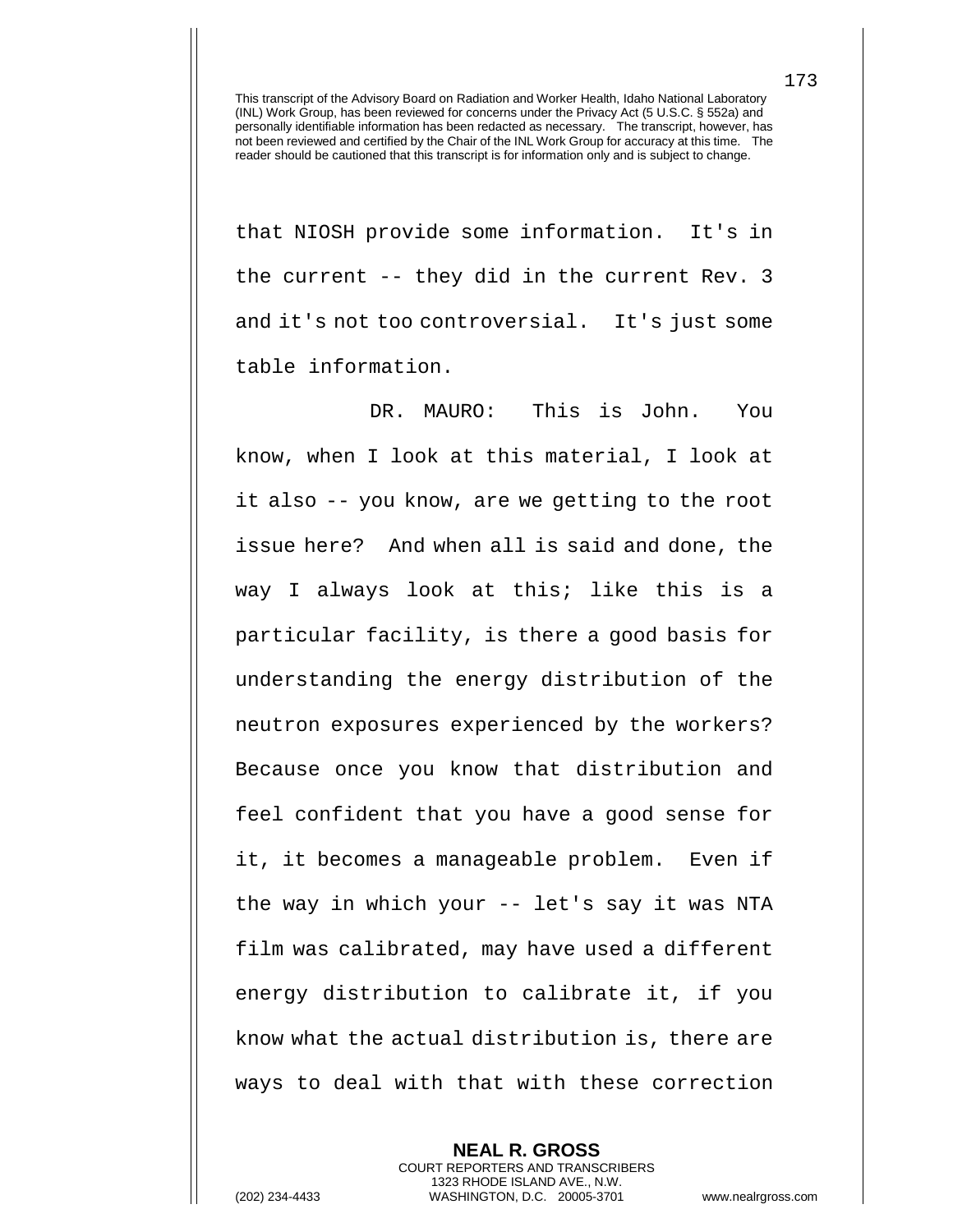This transcript of the Advisory Board on Radiation and Worker Health, Idaho National Laboratory (INL) Work Group, has been reviewed for concerns under the Privacy Act (5 U.S.C. § 552a) and personally identifiable information has been redacted as necessary. The transcript, however, has not been reviewed and certified by the Chair of the INL Work Group for accuracy at this time. The reader should be cautioned that this transcript is for information only and is subject to change.

that NIOSH provide some information. It's in the current -- they did in the current Rev. 3 and it's not too controversial. It's just some table information.

DR. MAURO: This is John. You know, when I look at this material, I look at it also -- you know, are we getting to the root issue here? And when all is said and done, the way I always look at this; like this is a particular facility, is there a good basis for understanding the energy distribution of the neutron exposures experienced by the workers? Because once you know that distribution and feel confident that you have a good sense for it, it becomes a manageable problem. Even if the way in which your -- let's say it was NTA film was calibrated, may have used a different energy distribution to calibrate it, if you know what the actual distribution is, there are ways to deal with that with these correction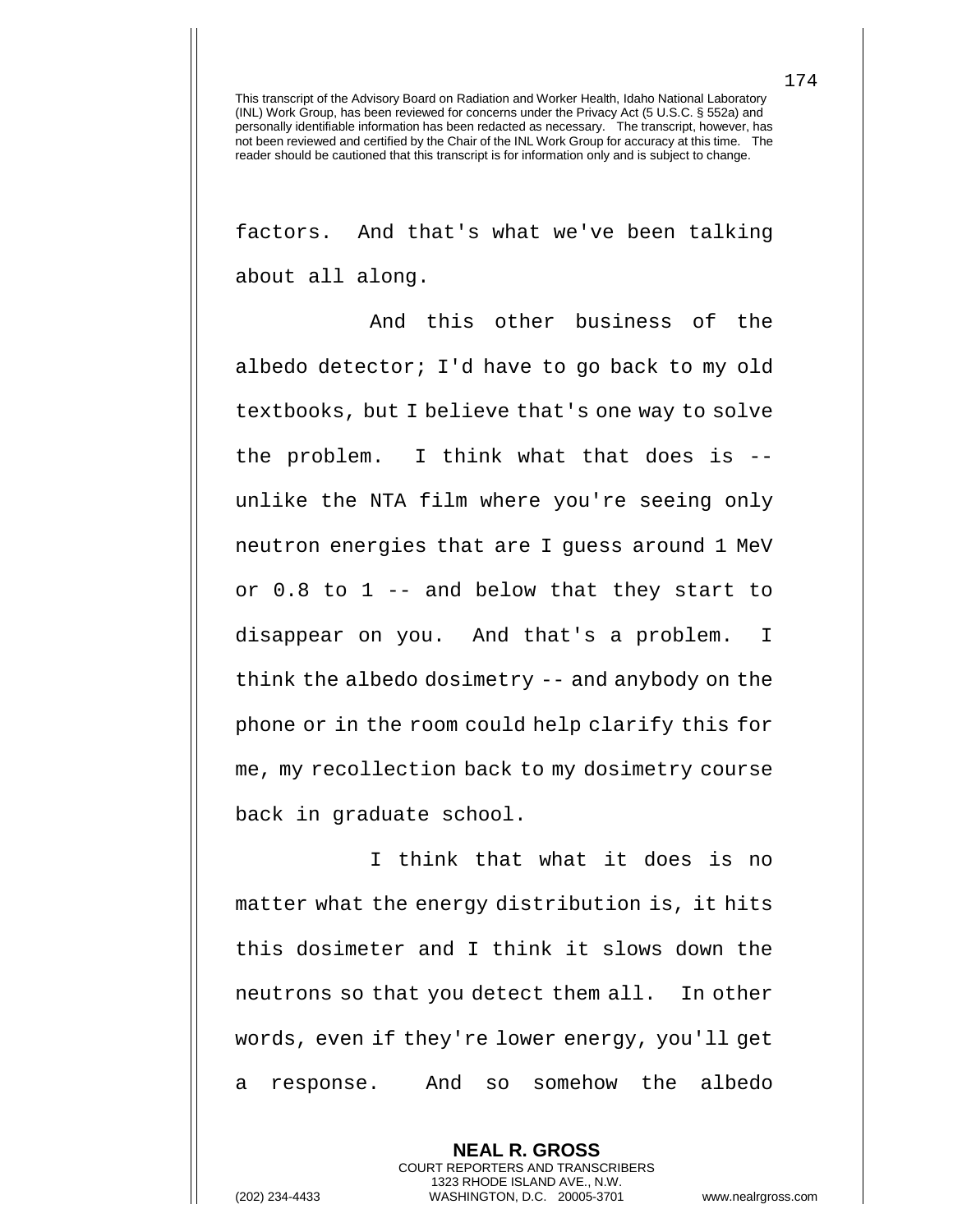factors. And that's what we've been talking about all along.

And this other business of the albedo detector; I'd have to go back to my old textbooks, but I believe that's one way to solve the problem. I think what that does is -- unlike the NTA film where you're seeing only neutron energies that are I guess around 1 MeV or 0.8 to 1 -- and below that they start to disappear on you. And that's a problem. I think the albedo dosimetry -- and anybody on the phone or in the room could help clarify this for me, my recollection back to my dosimetry course back in graduate school.

I think that what it does is no matter what the energy distribution is, it hits this dosimeter and I think it slows down the neutrons so that you detect them all. In other words, even if they're lower energy, you'll get a response. And so somehow the albedo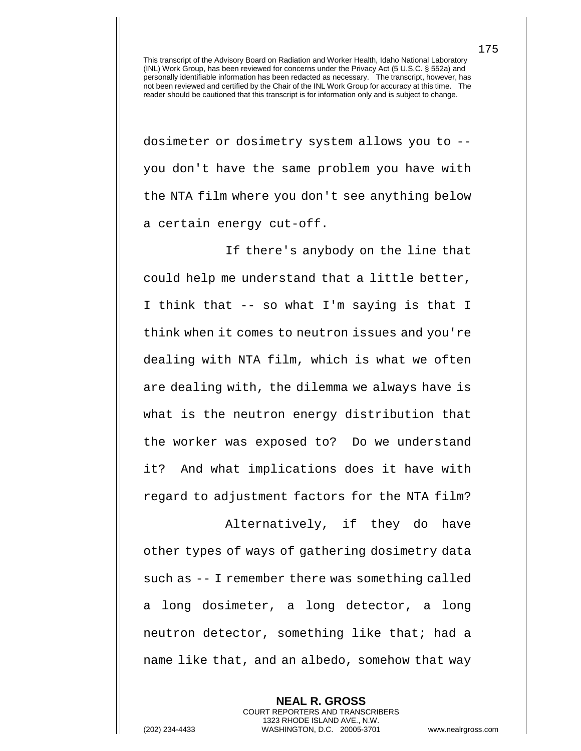dosimeter or dosimetry system allows you to -- you don't have the same problem you have with the NTA film where you don't see anything below a certain energy cut-off.

If there's anybody on the line that could help me understand that a little better, I think that -- so what I'm saying is that I think when it comes to neutron issues and you're dealing with NTA film, which is what we often are dealing with, the dilemma we always have is what is the neutron energy distribution that the worker was exposed to? Do we understand it? And what implications does it have with regard to adjustment factors for the NTA film?

Alternatively, if they do have other types of ways of gathering dosimetry data such as -- I remember there was something called a long dosimeter, a long detector, a long neutron detector, something like that; had a name like that, and an albedo, somehow that way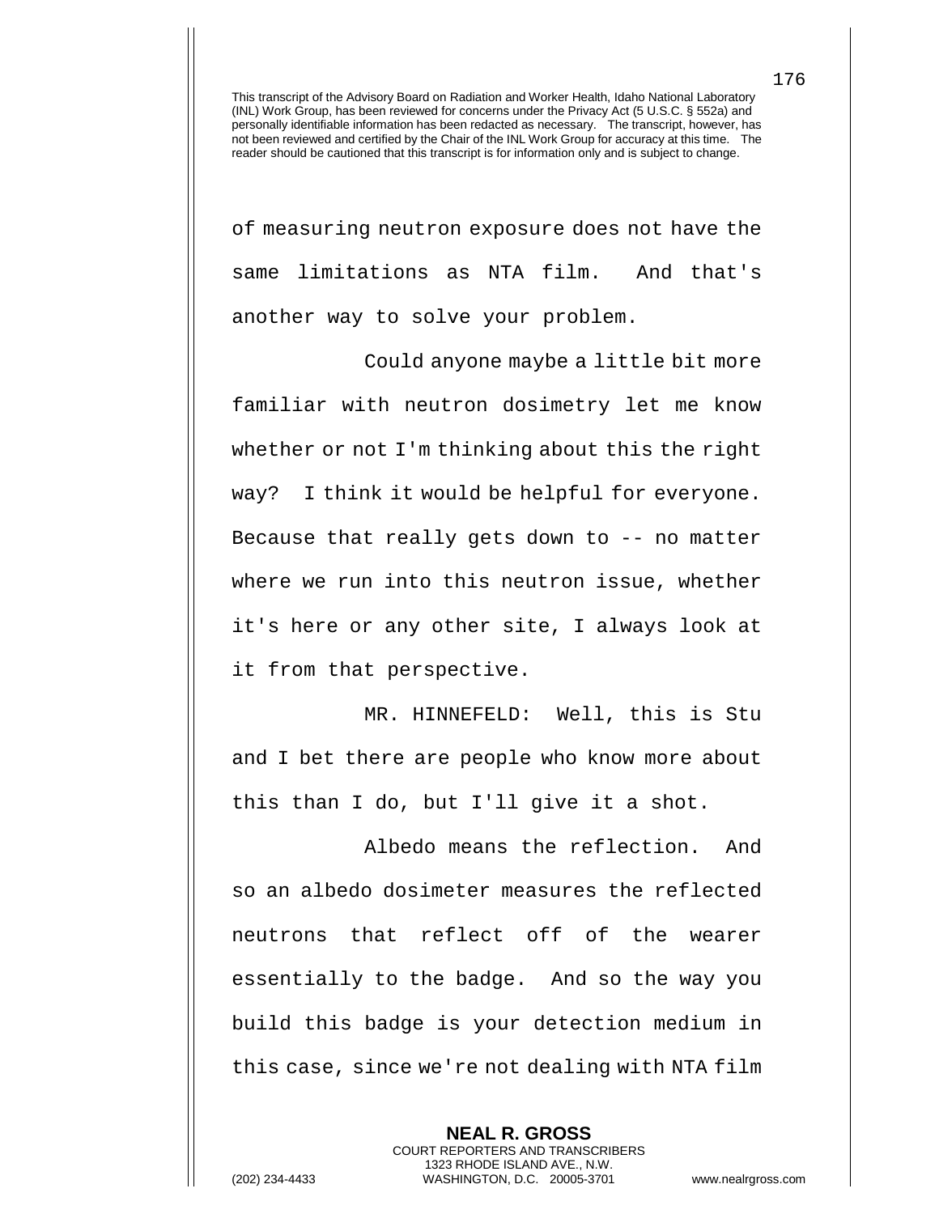of measuring neutron exposure does not have the same limitations as NTA film. And that's another way to solve your problem.

Could anyone maybe a little bit more familiar with neutron dosimetry let me know whether or not I'm thinking about this the right way? I think it would be helpful for everyone. Because that really gets down to -- no matter where we run into this neutron issue, whether it's here or any other site, I always look at it from that perspective.

MR. HINNEFELD: Well, this is Stu and I bet there are people who know more about this than I do, but I'll give it a shot.

Albedo means the reflection. And so an albedo dosimeter measures the reflected neutrons that reflect off of the wearer essentially to the badge. And so the way you build this badge is your detection medium in this case, since we're not dealing with NTA film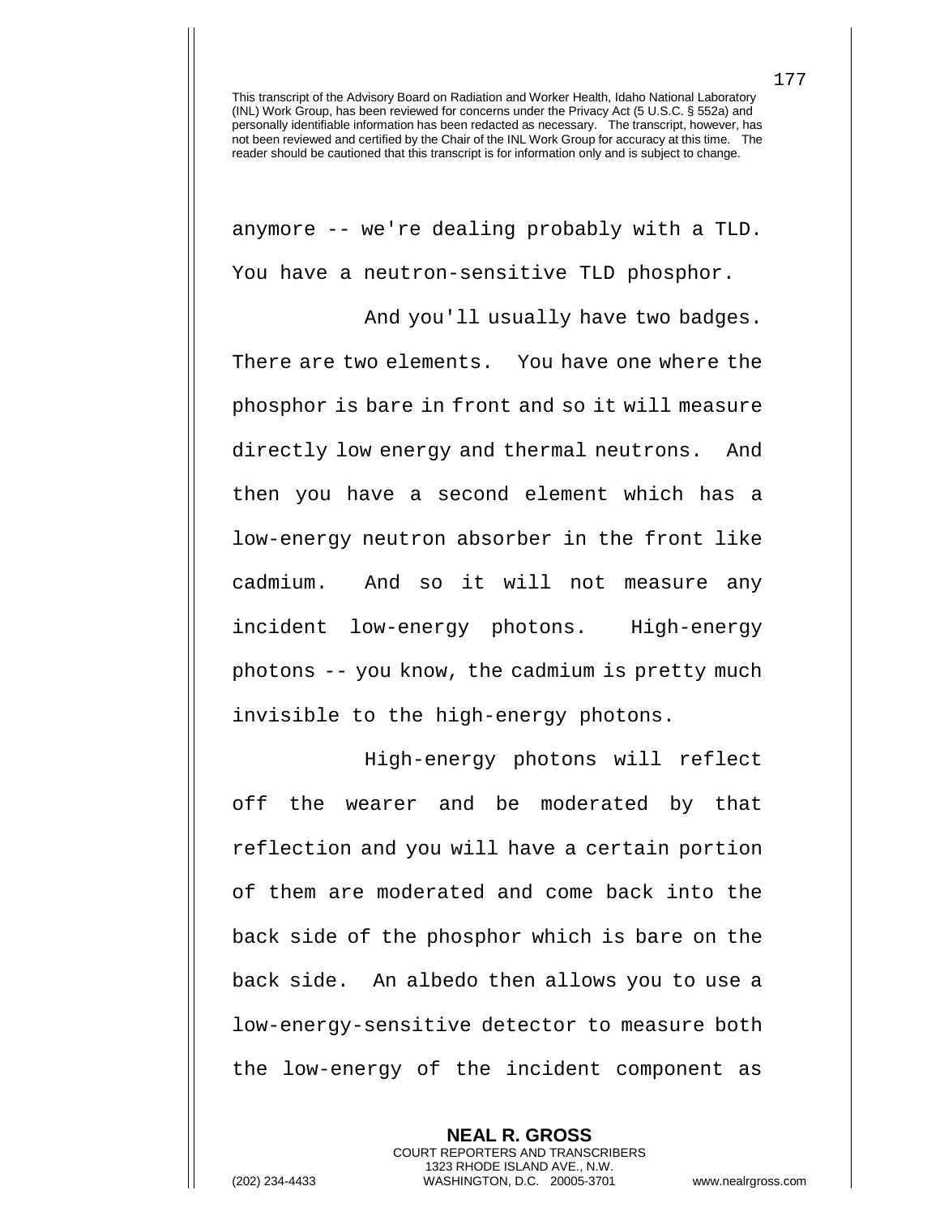anymore -- we're dealing probably with a TLD. You have a neutron-sensitive TLD phosphor.

And you'll usually have two badges. There are two elements. You have one where the phosphor is bare in front and so it will measure directly low energy and thermal neutrons. And then you have a second element which has a low-energy neutron absorber in the front like cadmium. And so it will not measure any incident low-energy photons. High-energy photons -- you know, the cadmium is pretty much invisible to the high-energy photons.

High-energy photons will reflect off the wearer and be moderated by that reflection and you will have a certain portion of them are moderated and come back into the back side of the phosphor which is bare on the back side. An albedo then allows you to use a low-energy-sensitive detector to measure both the low-energy of the incident component as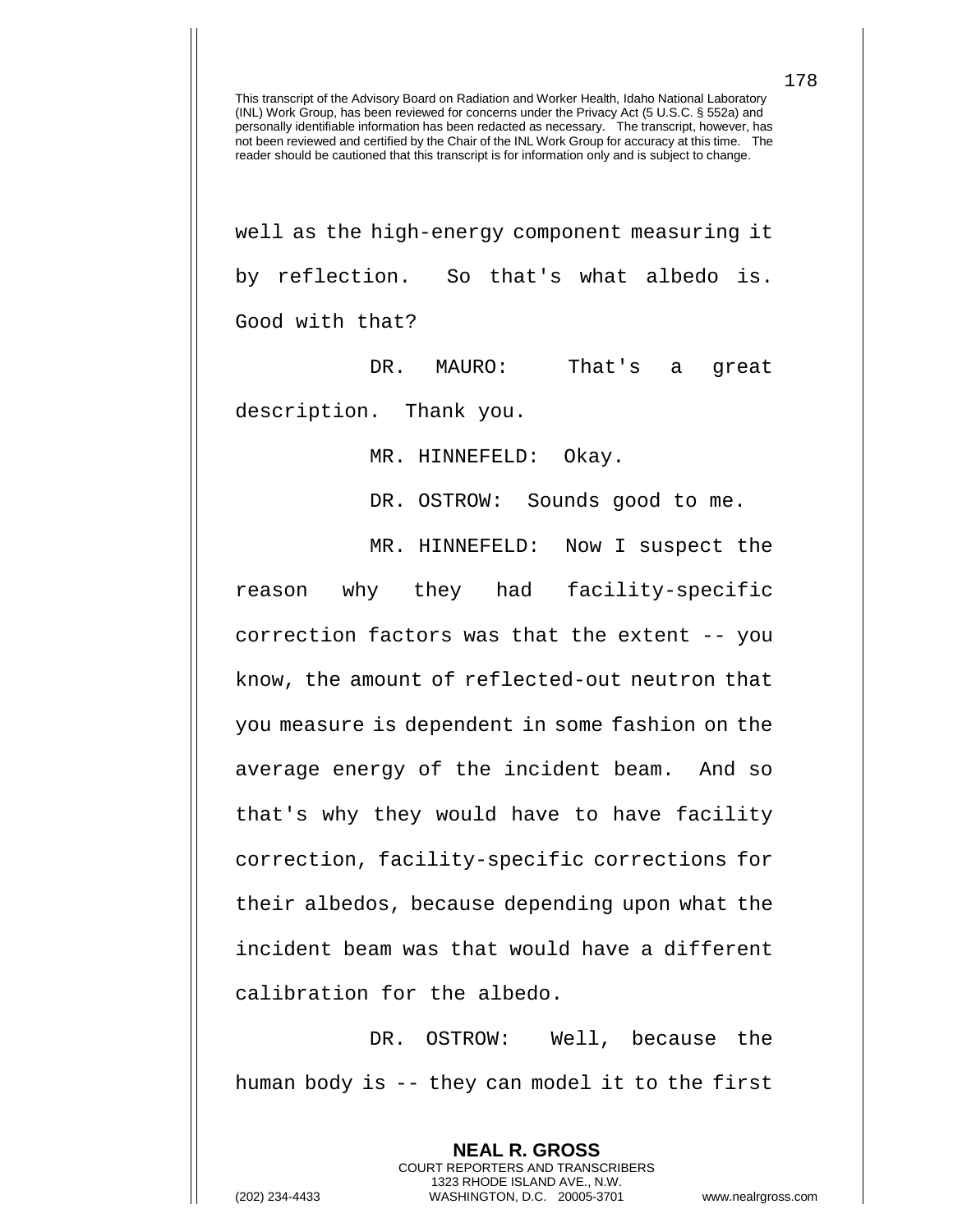This transcript of the Advisory Board on Radiation and Worker Health, Idaho National Laboratory (INL) Work Group, has been reviewed for concerns under the Privacy Act (5 U.S.C. § 552a) and personally identifiable information has been redacted as necessary. The transcript, however, has not been reviewed and certified by the Chair of the INL Work Group for accuracy at this time. The reader should be cautioned that this transcript is for information only and is subject to change.

well as the high-energy component measuring it by reflection. So that's what albedo is. Good with that?

DR. MAURO: That's a great description. Thank you.

MR. HINNEFELD: Okay.

DR. OSTROW: Sounds good to me.

MR. HINNEFELD: Now I suspect the reason why they had facility-specific correction factors was that the extent -- you know, the amount of reflected-out neutron that you measure is dependent in some fashion on the average energy of the incident beam. And so that's why they would have to have facility correction, facility-specific corrections for their albedos, because depending upon what the incident beam was that would have a different calibration for the albedo.

DR. OSTROW: Well, because the human body is -- they can model it to the first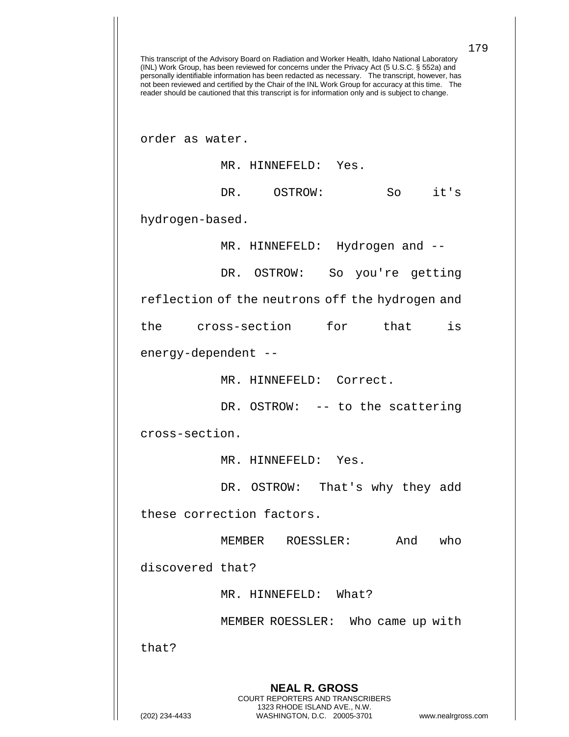This transcript of the Advisory Board on Radiation and Worker Health, Idaho National Laboratory (INL) Work Group, has been reviewed for concerns under the Privacy Act (5 U.S.C. § 552a) and personally identifiable information has been redacted as necessary. The transcript, however, has not been reviewed and certified by the Chair of the INL Work Group for accuracy at this time. The reader should be cautioned that this transcript is for information only and is subject to change.

order as water.

MR. HINNEFELD: Yes.

DR. OSTROW: So it's hydrogen-based.

MR. HINNEFELD: Hydrogen and --

DR. OSTROW: So you're getting reflection of the neutrons off the hydrogen and the cross-section for that is energy-dependent --

MR. HINNEFELD: Correct.

DR. OSTROW: -- to the scattering cross-section.

MR. HINNEFELD: Yes.

DR. OSTROW: That's why they add these correction factors.

MEMBER ROESSLER: And who discovered that?

MR. HINNEFELD: What?

MEMBER ROESSLER: Who came up with that?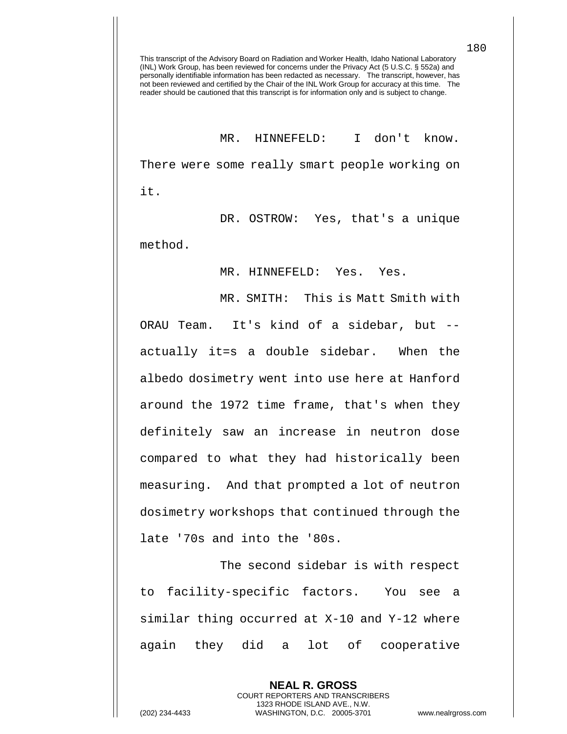This transcript of the Advisory Board on Radiation and Worker Health, Idaho National Laboratory (INL) Work Group, has been reviewed for concerns under the Privacy Act (5 U.S.C. § 552a) and personally identifiable information has been redacted as necessary. The transcript, however, has not been reviewed and certified by the Chair of the INL Work Group for accuracy at this time. The reader should be cautioned that this transcript is for information only and is subject to change.

MR. HINNEFELD: I don't know. There were some really smart people working on it.

DR. OSTROW: Yes, that's a unique method.

MR. HINNEFELD: Yes. Yes.

MR. SMITH: This is Matt Smith with ORAU Team. It's kind of a sidebar, but -- actually it=s a double sidebar. When the albedo dosimetry went into use here at Hanford around the 1972 time frame, that's when they definitely saw an increase in neutron dose compared to what they had historically been measuring. And that prompted a lot of neutron dosimetry workshops that continued through the late '70s and into the '80s.

The second sidebar is with respect to facility-specific factors. You see a similar thing occurred at X-10 and Y-12 where again they did a lot of cooperative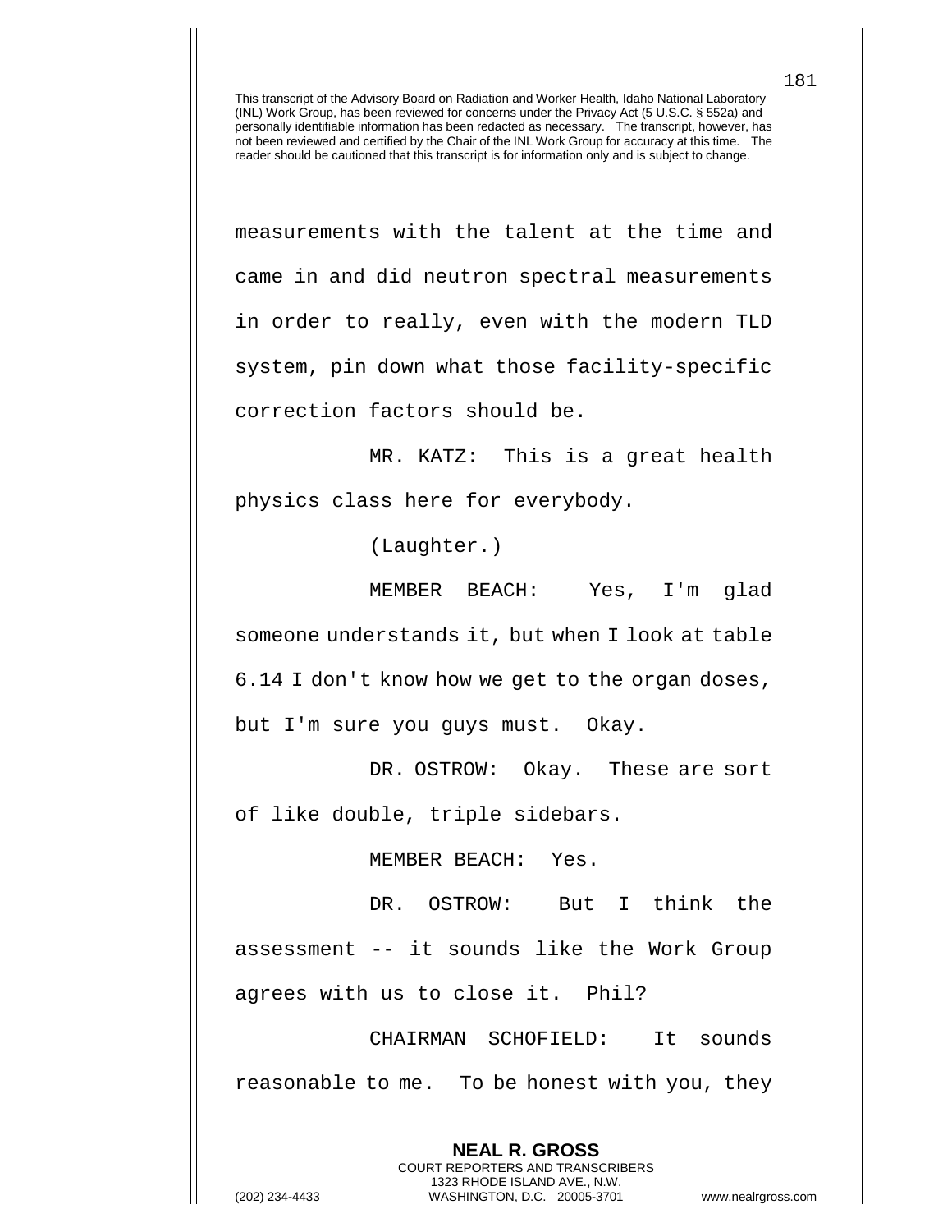measurements with the talent at the time and came in and did neutron spectral measurements in order to really, even with the modern TLD system, pin down what those facility-specific correction factors should be.

MR. KATZ: This is a great health physics class here for everybody.

(Laughter.)

MEMBER BEACH: Yes, I'm glad someone understands it, but when I look at table 6.14 I don't know how we get to the organ doses, but I'm sure you guys must. Okay.

DR. OSTROW: Okay. These are sort of like double, triple sidebars.

MEMBER BEACH: Yes.

DR. OSTROW: But I think the assessment -- it sounds like the Work Group agrees with us to close it. Phil?

CHAIRMAN SCHOFIELD: It sounds reasonable to me. To be honest with you, they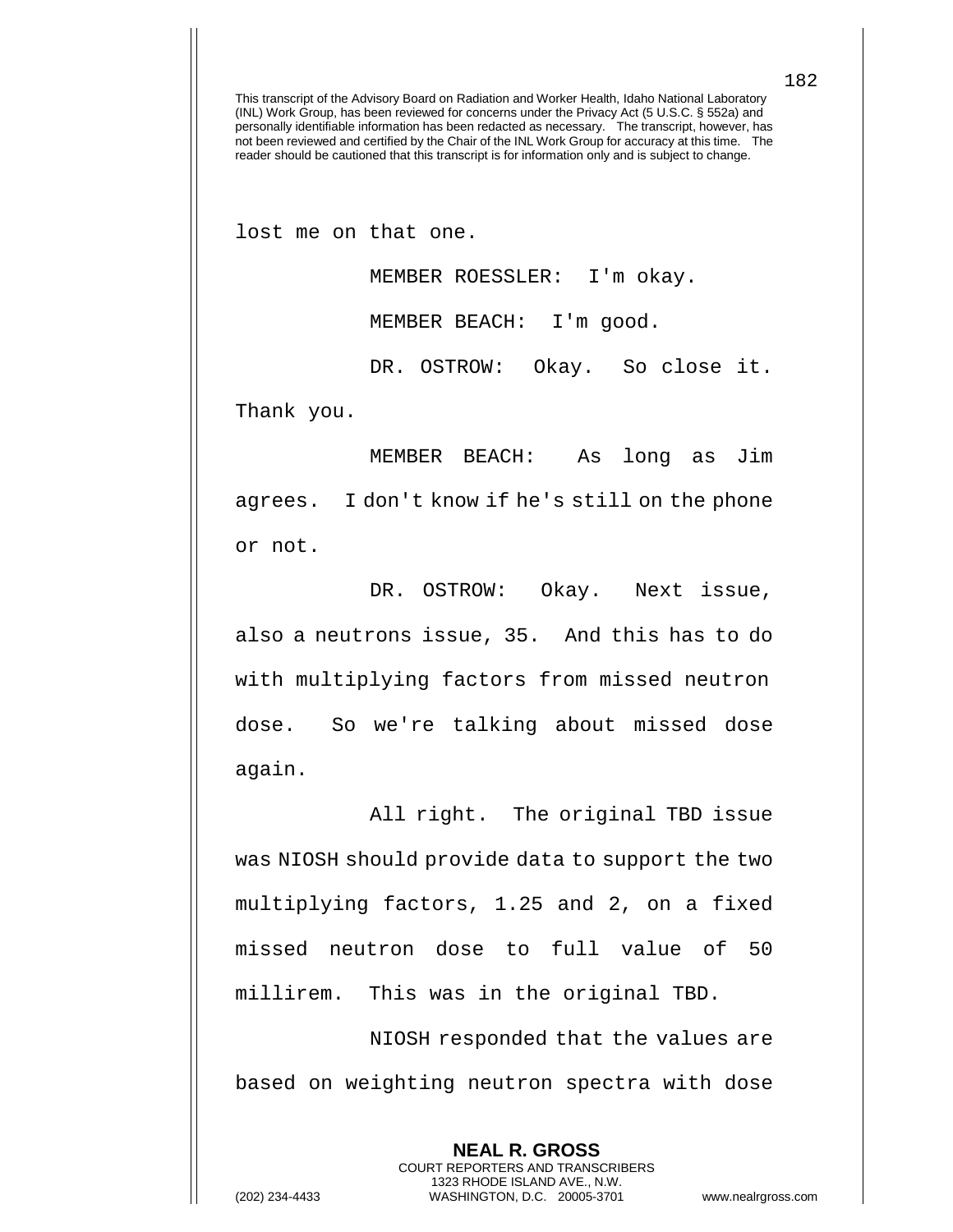This transcript of the Advisory Board on Radiation and Worker Health, Idaho National Laboratory (INL) Work Group, has been reviewed for concerns under the Privacy Act (5 U.S.C. § 552a) and personally identifiable information has been redacted as necessary. The transcript, however, has not been reviewed and certified by the Chair of the INL Work Group for accuracy at this time. The reader should be cautioned that this transcript is for information only and is subject to change.

lost me on that one.

MEMBER ROESSLER: I'm okay.

MEMBER BEACH: I'm good.

DR. OSTROW: Okay. So close it. Thank you.

MEMBER BEACH: As long as Jim agrees. I don't know if he's still on the phone or not.

DR. OSTROW: Okay. Next issue, also a neutrons issue, 35. And this has to do with multiplying factors from missed neutron dose. So we're talking about missed dose again.

All right. The original TBD issue was NIOSH should provide data to support the two multiplying factors, 1.25 and 2, on a fixed missed neutron dose to full value of 50 millirem. This was in the original TBD.

NIOSH responded that the values are based on weighting neutron spectra with dose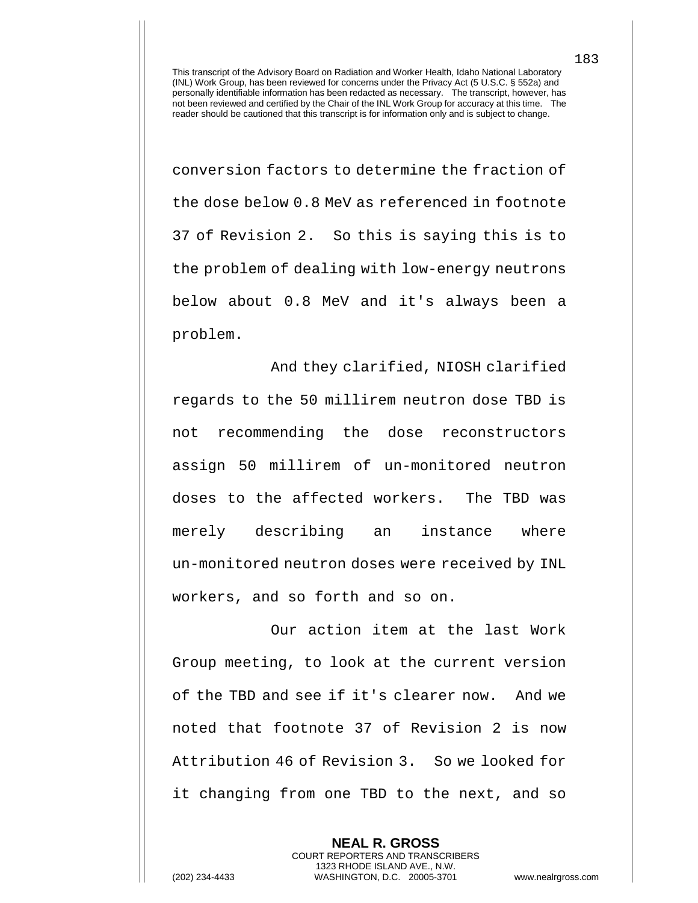conversion factors to determine the fraction of the dose below 0.8 MeV as referenced in footnote 37 of Revision 2. So this is saying this is to the problem of dealing with low-energy neutrons below about 0.8 MeV and it's always been a problem.

And they clarified, NIOSH clarified regards to the 50 millirem neutron dose TBD is not recommending the dose reconstructors assign 50 millirem of un-monitored neutron doses to the affected workers. The TBD was merely describing an instance where un-monitored neutron doses were received by INL workers, and so forth and so on.

Our action item at the last Work Group meeting, to look at the current version of the TBD and see if it's clearer now. And we noted that footnote 37 of Revision 2 is now Attribution 46 of Revision 3. So we looked for it changing from one TBD to the next, and so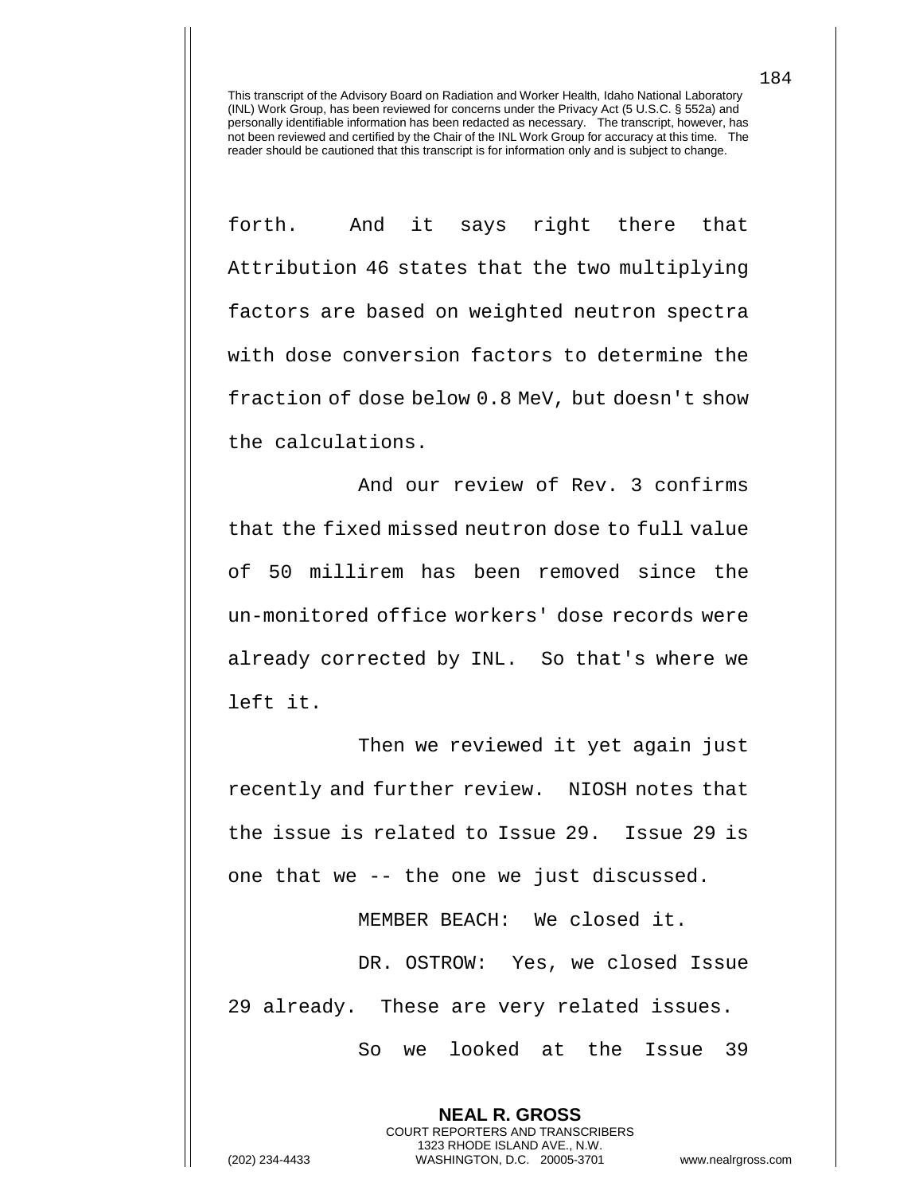forth. And it says right there that Attribution 46 states that the two multiplying factors are based on weighted neutron spectra with dose conversion factors to determine the fraction of dose below 0.8 MeV, but doesn't show the calculations.

And our review of Rev. 3 confirms that the fixed missed neutron dose to full value of 50 millirem has been removed since the un-monitored office workers' dose records were already corrected by INL. So that's where we left it.

Then we reviewed it yet again just recently and further review. NIOSH notes that the issue is related to Issue 29. Issue 29 is one that we -- the one we just discussed.

MEMBER BEACH: We closed it.

DR. OSTROW: Yes, we closed Issue 29 already. These are very related issues.

So we looked at the Issue 39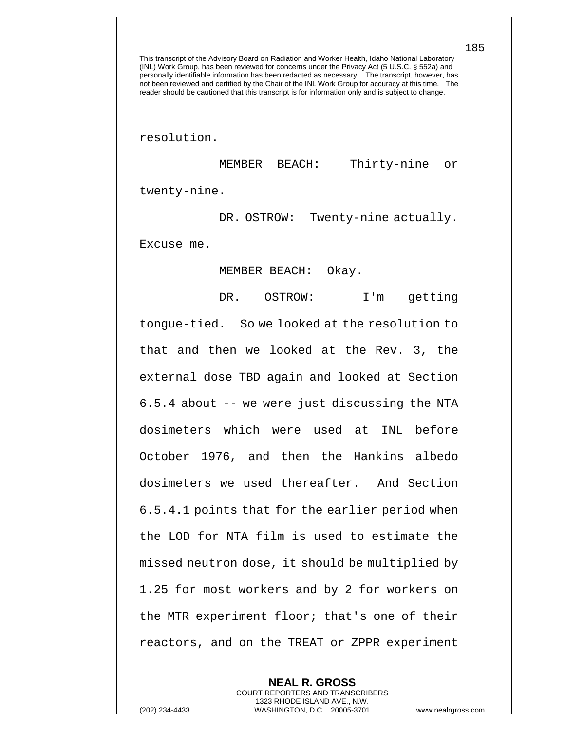This transcript of the Advisory Board on Radiation and Worker Health, Idaho National Laboratory (INL) Work Group, has been reviewed for concerns under the Privacy Act (5 U.S.C. § 552a) and personally identifiable information has been redacted as necessary. The transcript, however, has not been reviewed and certified by the Chair of the INL Work Group for accuracy at this time. The reader should be cautioned that this transcript is for information only and is subject to change.

resolution.

MEMBER BEACH: Thirty-nine or twenty-nine.

DR. OSTROW: Twenty-nine actually. Excuse me.

MEMBER BEACH: Okay.

DR. OSTROW: I'm getting tongue-tied. So we looked at the resolution to that and then we looked at the Rev. 3, the external dose TBD again and looked at Section 6.5.4 about -- we were just discussing the NTA dosimeters which were used at INL before October 1976, and then the Hankins albedo dosimeters we used thereafter. And Section 6.5.4.1 points that for the earlier period when the LOD for NTA film is used to estimate the missed neutron dose, it should be multiplied by 1.25 for most workers and by 2 for workers on the MTR experiment floor; that's one of their reactors, and on the TREAT or ZPPR experiment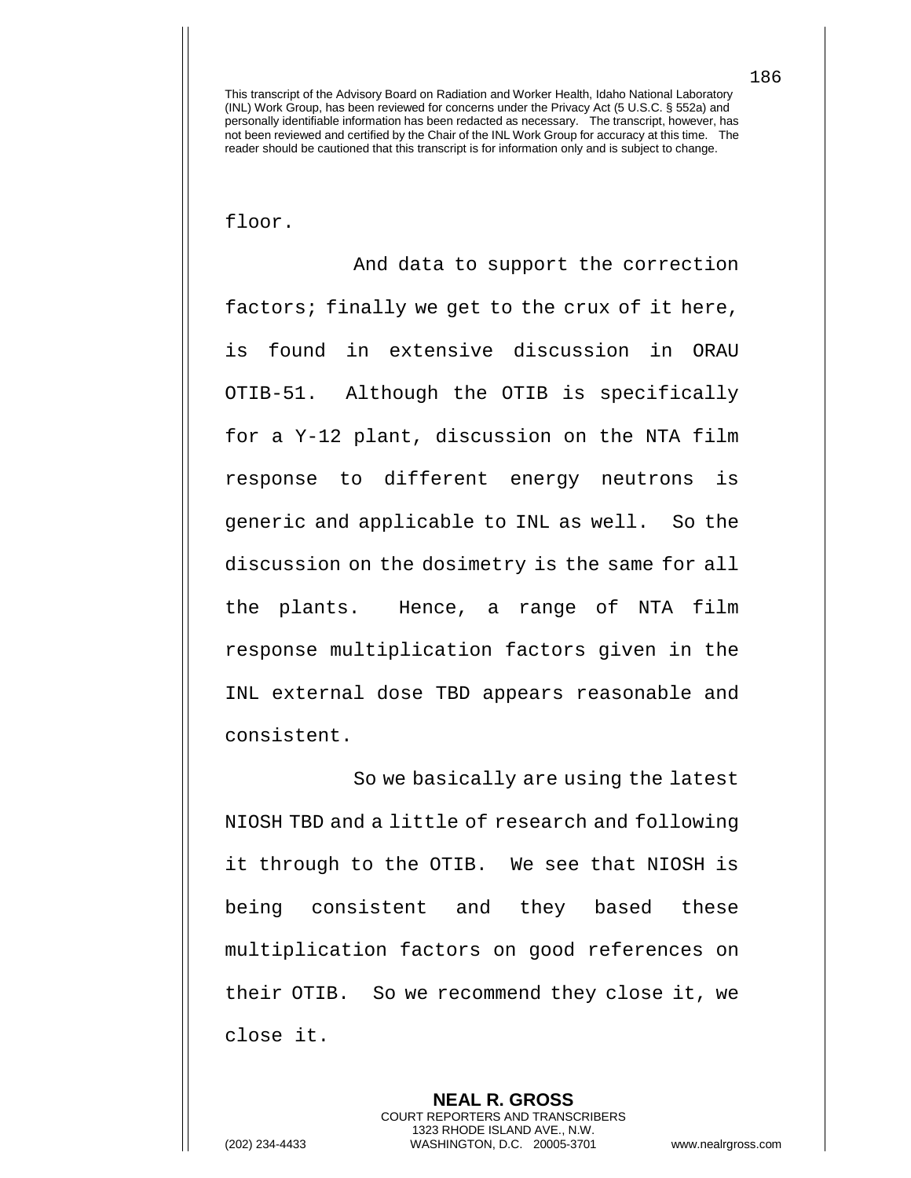floor.

And data to support the correction factors; finally we get to the crux of it here, is found in extensive discussion in ORAU OTIB-51. Although the OTIB is specifically for a Y-12 plant, discussion on the NTA film response to different energy neutrons is generic and applicable to INL as well. So the discussion on the dosimetry is the same for all the plants. Hence, a range of NTA film response multiplication factors given in the INL external dose TBD appears reasonable and consistent.

So we basically are using the latest NIOSH TBD and a little of research and following it through to the OTIB. We see that NIOSH is being consistent and they based these multiplication factors on good references on their OTIB. So we recommend they close it, we close it.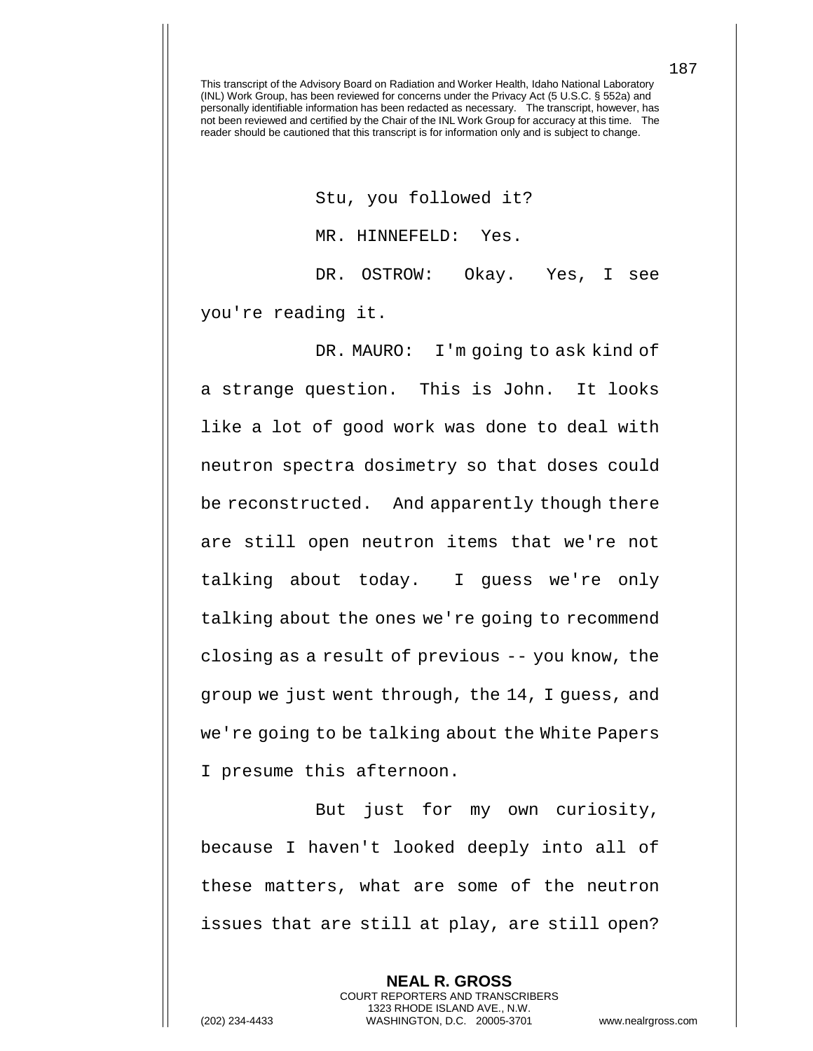This transcript of the Advisory Board on Radiation and Worker Health, Idaho National Laboratory (INL) Work Group, has been reviewed for concerns under the Privacy Act (5 U.S.C. § 552a) and personally identifiable information has been redacted as necessary. The transcript, however, has not been reviewed and certified by the Chair of the INL Work Group for accuracy at this time. The reader should be cautioned that this transcript is for information only and is subject to change.

Stu, you followed it?

MR. HINNEFELD: Yes.

DR. OSTROW: Okay. Yes, I see you're reading it.

DR. MAURO: I'm going to ask kind of a strange question. This is John. It looks like a lot of good work was done to deal with neutron spectra dosimetry so that doses could be reconstructed. And apparently though there are still open neutron items that we're not talking about today. I guess we're only talking about the ones we're going to recommend closing as a result of previous -- you know, the group we just went through, the 14, I guess, and we're going to be talking about the White Papers I presume this afternoon.

But just for my own curiosity, because I haven't looked deeply into all of these matters, what are some of the neutron issues that are still at play, are still open?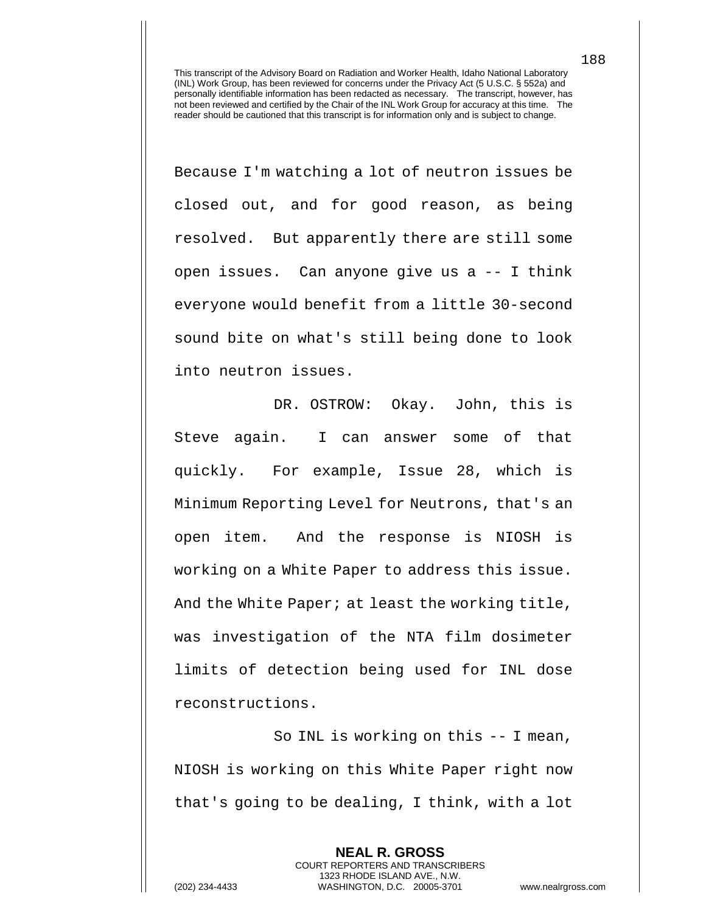Because I'm watching a lot of neutron issues be closed out, and for good reason, as being resolved. But apparently there are still some open issues. Can anyone give us a -- I think everyone would benefit from a little 30-second sound bite on what's still being done to look into neutron issues.

DR. OSTROW: Okay. John, this is Steve again. I can answer some of that quickly. For example, Issue 28, which is Minimum Reporting Level for Neutrons, that's an open item. And the response is NIOSH is working on a White Paper to address this issue. And the White Paper; at least the working title, was investigation of the NTA film dosimeter limits of detection being used for INL dose reconstructions.

So INL is working on this -- I mean, NIOSH is working on this White Paper right now that's going to be dealing, I think, with a lot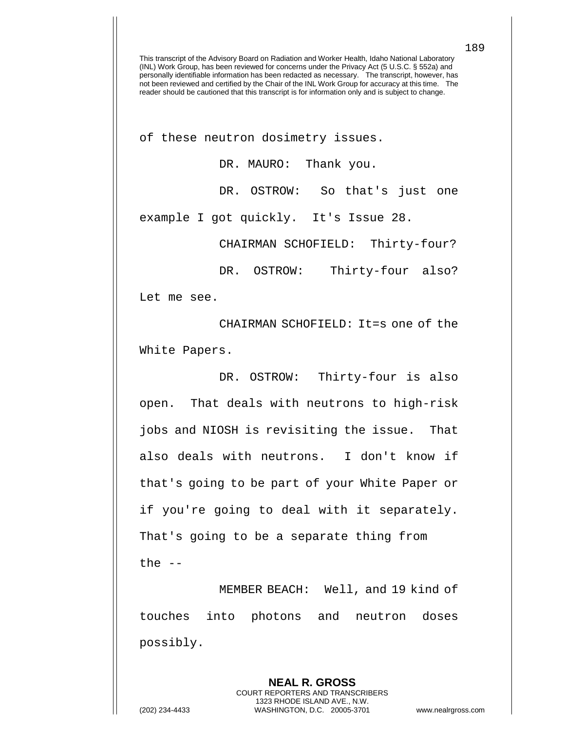This transcript of the Advisory Board on Radiation and Worker Health, Idaho National Laboratory (INL) Work Group, has been reviewed for concerns under the Privacy Act (5 U.S.C. § 552a) and personally identifiable information has been redacted as necessary. The transcript, however, has not been reviewed and certified by the Chair of the INL Work Group for accuracy at this time. The reader should be cautioned that this transcript is for information only and is subject to change.

of these neutron dosimetry issues.

DR. MAURO: Thank you.

DR. OSTROW: So that's just one example I got quickly. It's Issue 28.

CHAIRMAN SCHOFIELD: Thirty-four?

DR. OSTROW: Thirty-four also? Let me see.

CHAIRMAN SCHOFIELD: It=s one of the White Papers.

DR. OSTROW: Thirty-four is also open. That deals with neutrons to high-risk jobs and NIOSH is revisiting the issue. That also deals with neutrons. I don't know if that's going to be part of your White Paper or if you're going to deal with it separately. That's going to be a separate thing from the --

MEMBER BEACH: Well, and 19 kind of touches into photons and neutron doses possibly.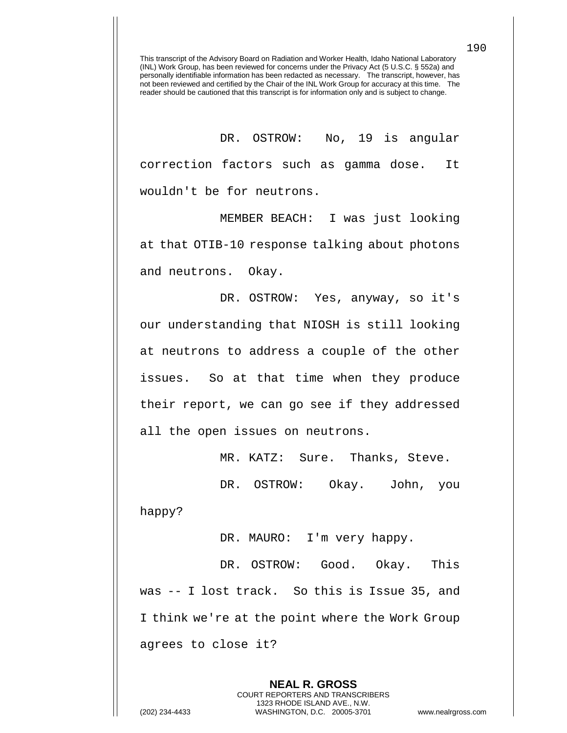This transcript of the Advisory Board on Radiation and Worker Health, Idaho National Laboratory (INL) Work Group, has been reviewed for concerns under the Privacy Act (5 U.S.C. § 552a) and personally identifiable information has been redacted as necessary. The transcript, however, has not been reviewed and certified by the Chair of the INL Work Group for accuracy at this time. The reader should be cautioned that this transcript is for information only and is subject to change.

DR. OSTROW: No, 19 is angular correction factors such as gamma dose. It wouldn't be for neutrons.

MEMBER BEACH: I was just looking at that OTIB-10 response talking about photons and neutrons. Okay.

DR. OSTROW: Yes, anyway, so it's our understanding that NIOSH is still looking at neutrons to address a couple of the other issues. So at that time when they produce their report, we can go see if they addressed all the open issues on neutrons.

MR. KATZ: Sure. Thanks, Steve.

DR. OSTROW: Okay. John, you happy?

DR. MAURO: I'm very happy.

DR. OSTROW: Good. Okay. This was -- I lost track. So this is Issue 35, and I think we're at the point where the Work Group agrees to close it?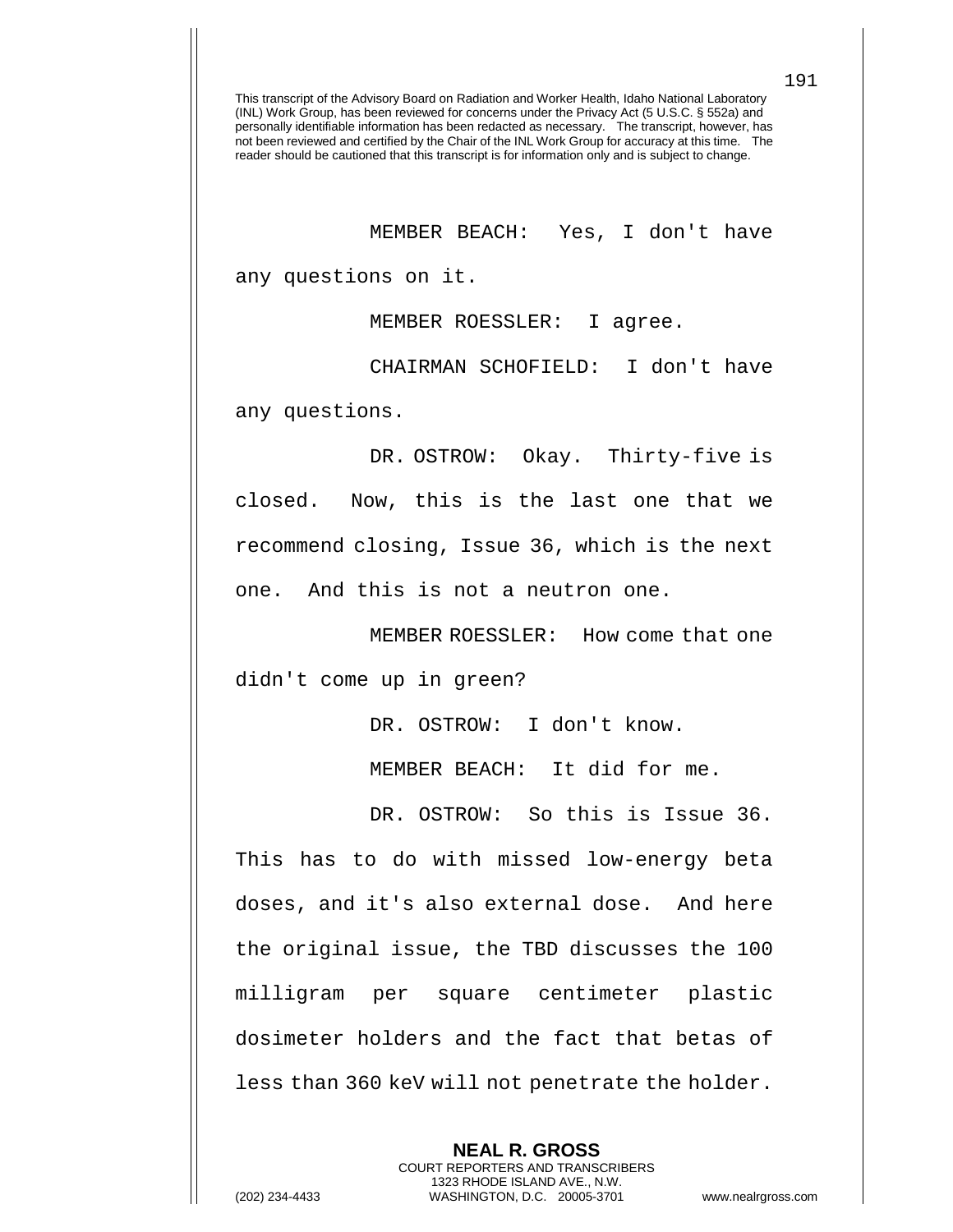This transcript of the Advisory Board on Radiation and Worker Health, Idaho National Laboratory (INL) Work Group, has been reviewed for concerns under the Privacy Act (5 U.S.C. § 552a) and personally identifiable information has been redacted as necessary. The transcript, however, has not been reviewed and certified by the Chair of the INL Work Group for accuracy at this time. The reader should be cautioned that this transcript is for information only and is subject to change.

MEMBER BEACH: Yes, I don't have any questions on it.

MEMBER ROESSLER: I agree.

CHAIRMAN SCHOFIELD: I don't have any questions.

DR. OSTROW: Okay. Thirty-five is closed. Now, this is the last one that we recommend closing, Issue 36, which is the next one. And this is not a neutron one.

MEMBER ROESSLER: How come that one didn't come up in green?

DR. OSTROW: I don't know.

MEMBER BEACH: It did for me.

DR. OSTROW: So this is Issue 36. This has to do with missed low-energy beta doses, and it's also external dose. And here the original issue, the TBD discusses the 100 milligram per square centimeter plastic dosimeter holders and the fact that betas of less than 360 keV will not penetrate the holder.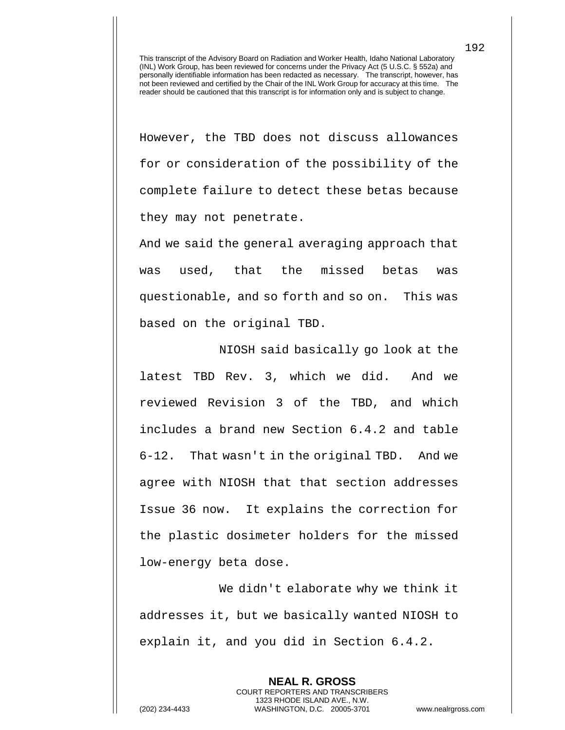This transcript of the Advisory Board on Radiation and Worker Health, Idaho National Laboratory (INL) Work Group, has been reviewed for concerns under the Privacy Act (5 U.S.C. § 552a) and personally identifiable information has been redacted as necessary. The transcript, however, has not been reviewed and certified by the Chair of the INL Work Group for accuracy at this time. The reader should be cautioned that this transcript is for information only and is subject to change.

However, the TBD does not discuss allowances for or consideration of the possibility of the complete failure to detect these betas because they may not penetrate.

And we said the general averaging approach that was used, that the missed betas was questionable, and so forth and so on. This was based on the original TBD.

NIOSH said basically go look at the latest TBD Rev. 3, which we did. And we reviewed Revision 3 of the TBD, and which includes a brand new Section 6.4.2 and table 6-12. That wasn't in the original TBD. And we agree with NIOSH that that section addresses Issue 36 now. It explains the correction for the plastic dosimeter holders for the missed low-energy beta dose.

We didn't elaborate why we think it addresses it, but we basically wanted NIOSH to explain it, and you did in Section 6.4.2.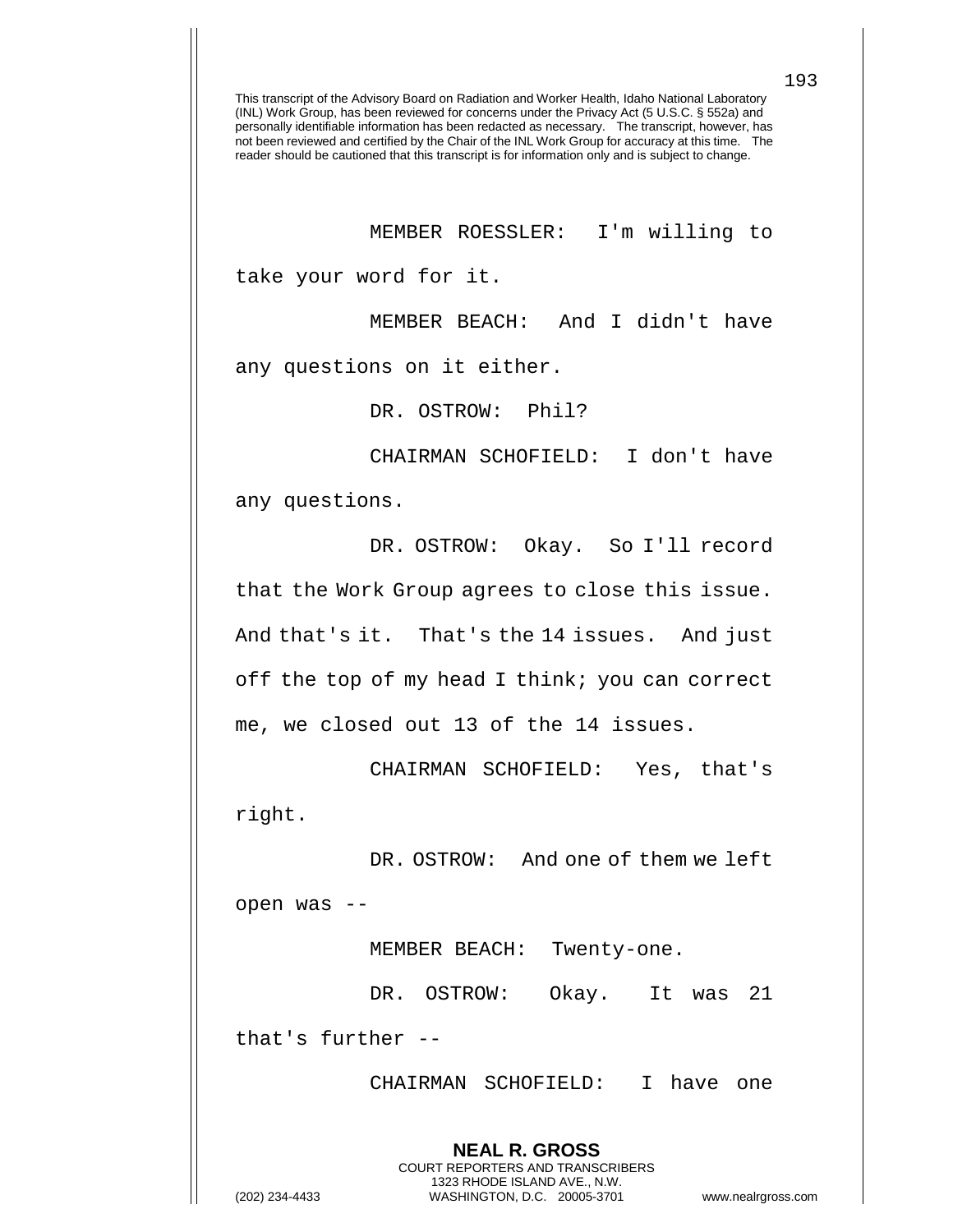This transcript of the Advisory Board on Radiation and Worker Health, Idaho National Laboratory (INL) Work Group, has been reviewed for concerns under the Privacy Act (5 U.S.C. § 552a) and personally identifiable information has been redacted as necessary. The transcript, however, has not been reviewed and certified by the Chair of the INL Work Group for accuracy at this time. The reader should be cautioned that this transcript is for information only and is subject to change.

MEMBER ROESSLER: I'm willing to take your word for it.

MEMBER BEACH: And I didn't have any questions on it either.

DR. OSTROW: Phil?

CHAIRMAN SCHOFIELD: I don't have any questions.

DR. OSTROW: Okay. So I'll record that the Work Group agrees to close this issue. And that's it. That's the 14 issues. And just off the top of my head I think; you can correct me, we closed out 13 of the 14 issues.

CHAIRMAN SCHOFIELD: Yes, that's right.

DR. OSTROW: And one of them we left open was --

MEMBER BEACH: Twenty-one.

DR. OSTROW: Okay. It was 21 that's further --

CHAIRMAN SCHOFIELD: I have one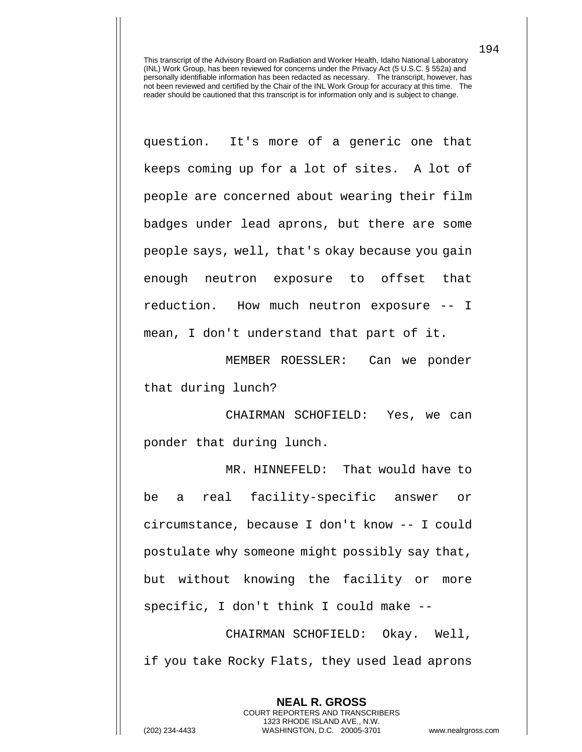This transcript of the Advisory Board on Radiation and Worker Health, Idaho National Laboratory (INL) Work Group, has been reviewed for concerns under the Privacy Act (5 U.S.C. § 552a) and personally identifiable information has been redacted as necessary. The transcript, however, has not been reviewed and certified by the Chair of the INL Work Group for accuracy at this time. The reader should be cautioned that this transcript is for information only and is subject to change.

question. It's more of a generic one that keeps coming up for a lot of sites. A lot of people are concerned about wearing their film badges under lead aprons, but there are some people says, well, that's okay because you gain enough neutron exposure to offset that reduction. How much neutron exposure -- I mean, I don't understand that part of it.

MEMBER ROESSLER: Can we ponder that during lunch?

CHAIRMAN SCHOFIELD: Yes, we can ponder that during lunch.

MR. HINNEFELD: That would have to be a real facility-specific answer or circumstance, because I don't know -- I could postulate why someone might possibly say that, but without knowing the facility or more specific, I don't think I could make --

CHAIRMAN SCHOFIELD: Okay. Well, if you take Rocky Flats, they used lead aprons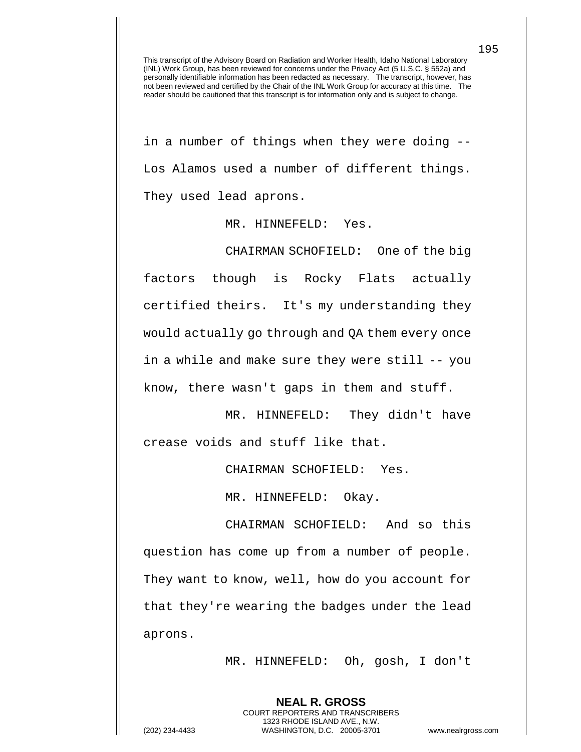This transcript of the Advisory Board on Radiation and Worker Health, Idaho National Laboratory (INL) Work Group, has been reviewed for concerns under the Privacy Act (5 U.S.C. § 552a) and personally identifiable information has been redacted as necessary. The transcript, however, has not been reviewed and certified by the Chair of the INL Work Group for accuracy at this time. The reader should be cautioned that this transcript is for information only and is subject to change.

in a number of things when they were doing -- Los Alamos used a number of different things. They used lead aprons.

MR. HINNEFELD: Yes.

CHAIRMAN SCHOFIELD: One of the big factors though is Rocky Flats actually certified theirs. It's my understanding they would actually go through and QA them every once in a while and make sure they were still -- you know, there wasn't gaps in them and stuff.

MR. HINNEFELD: They didn't have crease voids and stuff like that.

CHAIRMAN SCHOFIELD: Yes.

MR. HINNEFELD: Okay.

CHAIRMAN SCHOFIELD: And so this question has come up from a number of people. They want to know, well, how do you account for that they're wearing the badges under the lead aprons.

MR. HINNEFELD: Oh, gosh, I don't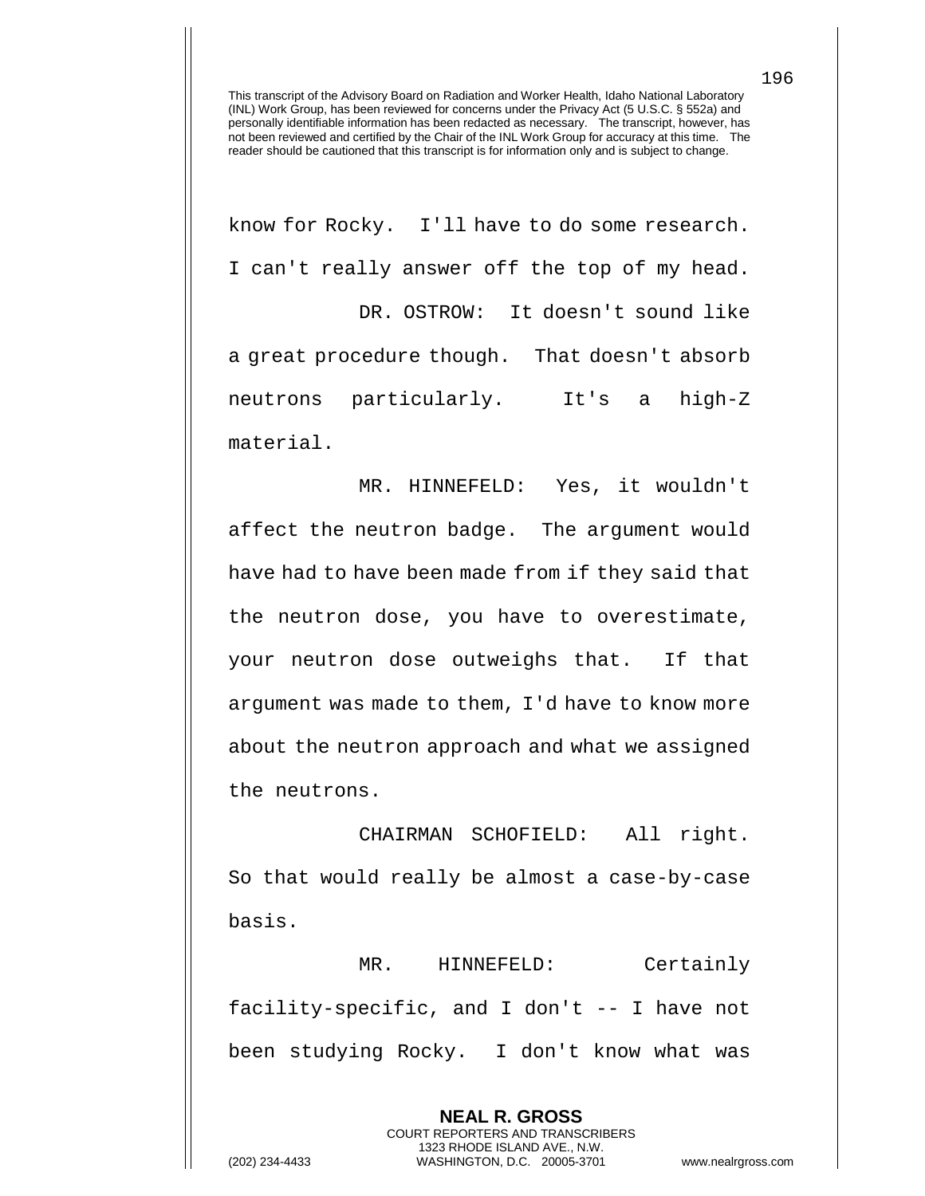This transcript of the Advisory Board on Radiation and Worker Health, Idaho National Laboratory (INL) Work Group, has been reviewed for concerns under the Privacy Act (5 U.S.C. § 552a) and personally identifiable information has been redacted as necessary. The transcript, however, has not been reviewed and certified by the Chair of the INL Work Group for accuracy at this time. The reader should be cautioned that this transcript is for information only and is subject to change.

know for Rocky. I'll have to do some research. I can't really answer off the top of my head.

DR. OSTROW: It doesn't sound like a great procedure though. That doesn't absorb neutrons particularly. It's a high-Z material.

MR. HINNEFELD: Yes, it wouldn't affect the neutron badge. The argument would have had to have been made from if they said that the neutron dose, you have to overestimate, your neutron dose outweighs that. If that argument was made to them, I'd have to know more about the neutron approach and what we assigned the neutrons.

CHAIRMAN SCHOFIELD: All right. So that would really be almost a case-by-case basis.

MR. HINNEFELD: Certainly facility-specific, and I don't -- I have not been studying Rocky. I don't know what was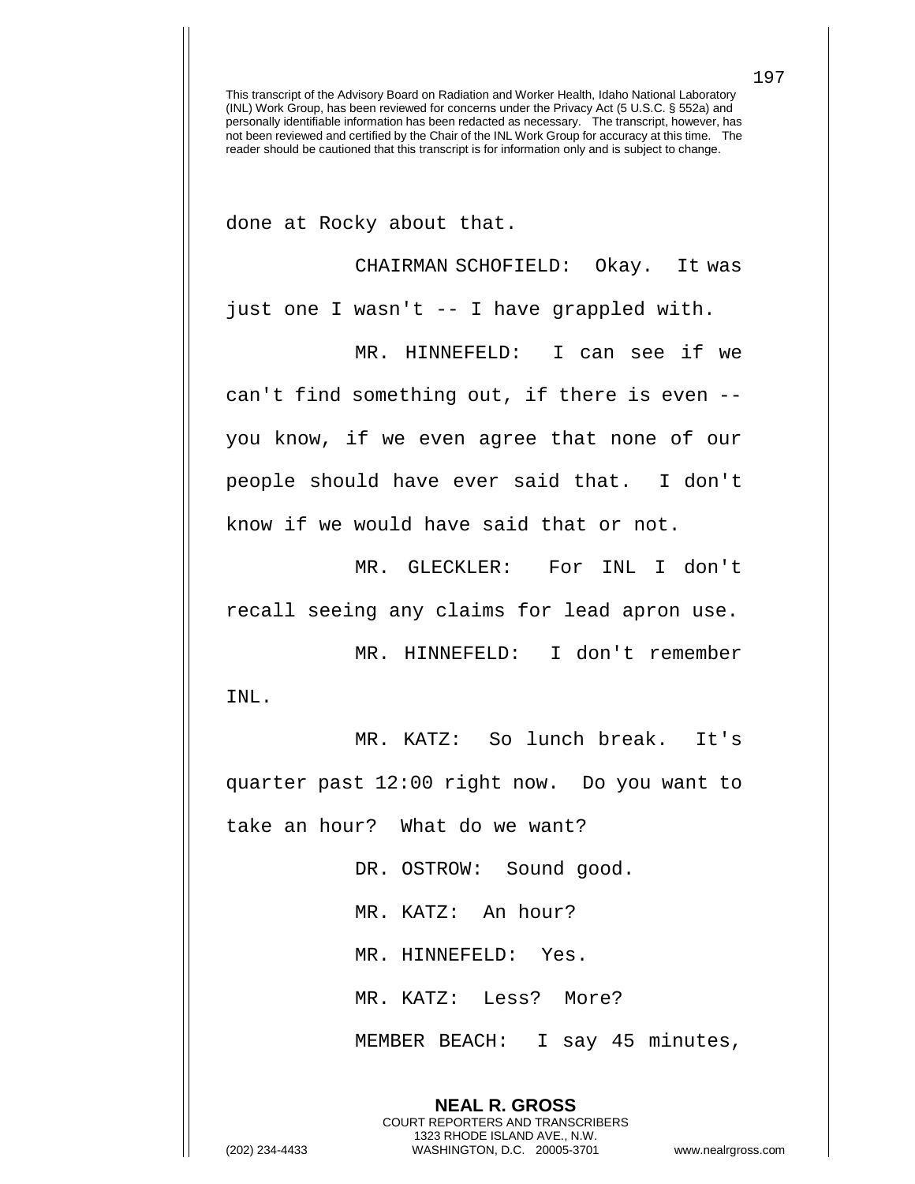done at Rocky about that.

CHAIRMAN SCHOFIELD: Okay. It was just one I wasn't -- I have grappled with.

MR. HINNEFELD: I can see if we can't find something out, if there is even -- you know, if we even agree that none of our people should have ever said that. I don't know if we would have said that or not.

MR. GLECKLER: For INL I don't recall seeing any claims for lead apron use.

MR. HINNEFELD: I don't remember INL.

MR. KATZ: So lunch break. It's quarter past 12:00 right now. Do you want to take an hour? What do we want?

DR. OSTROW: Sound good.

MR. KATZ: An hour?

MR. HINNEFELD: Yes.

MR. KATZ: Less? More?

MEMBER BEACH: I say 45 minutes,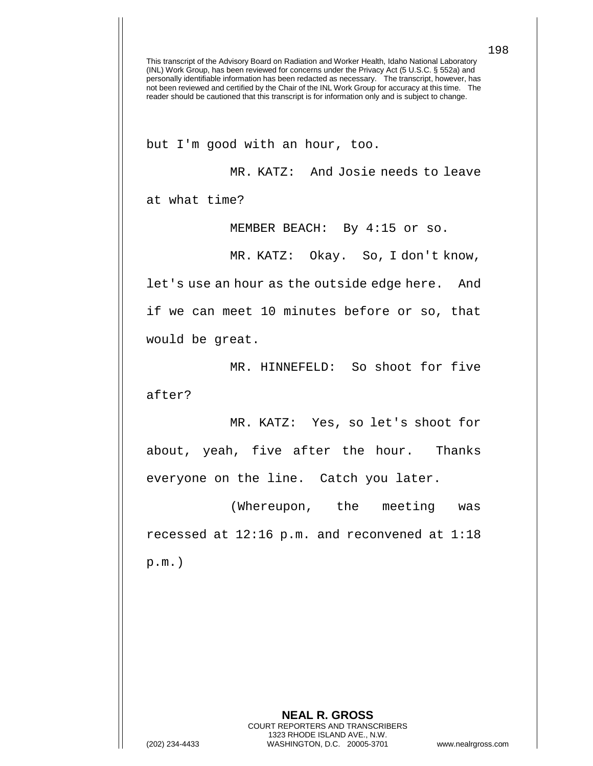but I'm good with an hour, too.

MR. KATZ: And Josie needs to leave at what time?

MEMBER BEACH: By 4:15 or so.

MR. KATZ: Okay. So, I don't know, let's use an hour as the outside edge here. And if we can meet 10 minutes before or so, that would be great.

MR. HINNEFELD: So shoot for five after?

MR. KATZ: Yes, so let's shoot for about, yeah, five after the hour. Thanks everyone on the line. Catch you later.

(Whereupon, the meeting was recessed at 12:16 p.m. and reconvened at 1:18 p.m.)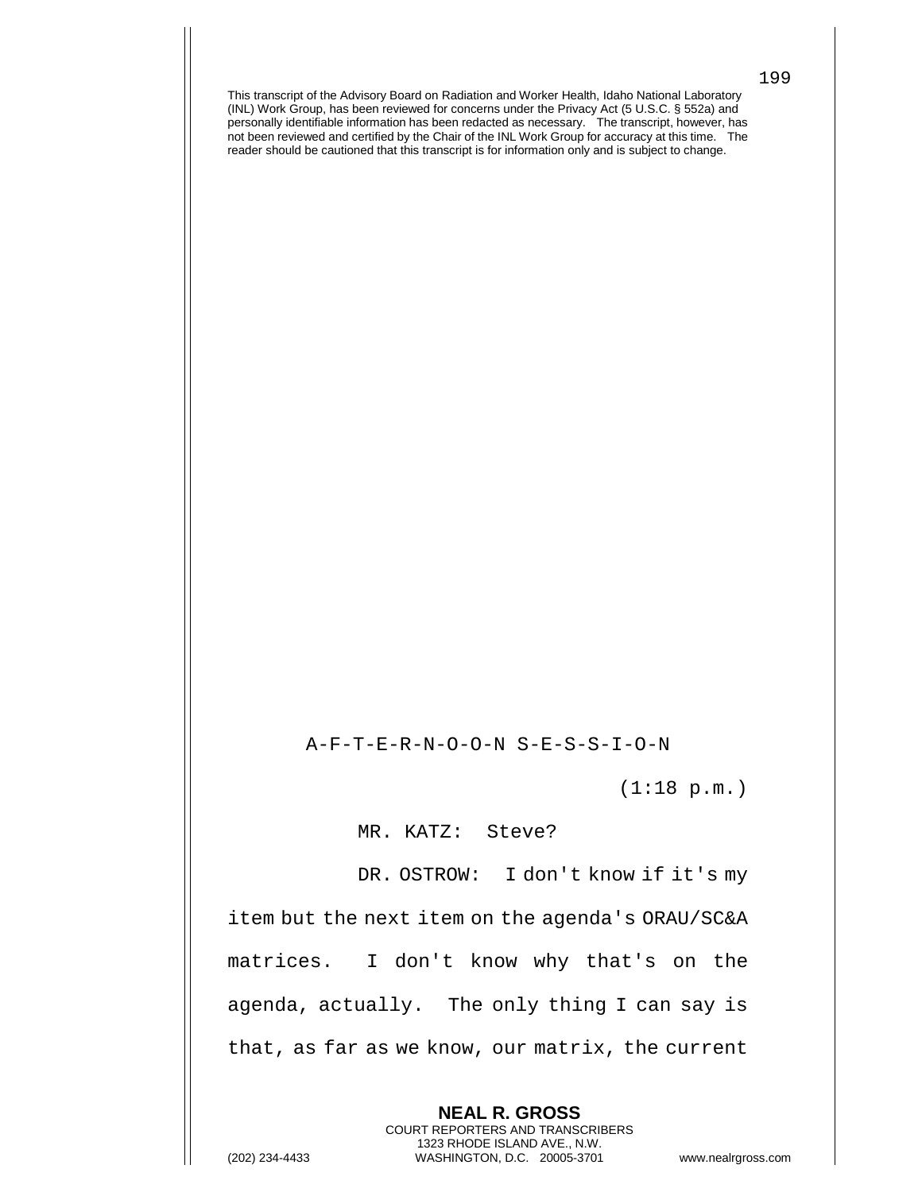This transcript of the Advisory Board on Radiation and Worker Health, Idaho National Laboratory (INL) Work Group, has been reviewed for concerns under the Privacy Act (5 U.S.C. § 552a) and personally identifiable information has been redacted as necessary. The transcript, however, has not been reviewed and certified by the Chair of the INL Work Group for accuracy at this time. The reader should be cautioned that this transcript is for information only and is subject to change.

A-F-T-E-R-N-O-O-N S-E-S-S-I-O-N

(1:18 p.m.)

MR. KATZ: Steve?

DR. OSTROW: I don't know if it's my item but the next item on the agenda's ORAU/SC&A matrices. I don't know why that's on the agenda, actually. The only thing I can say is that, as far as we know, our matrix, the current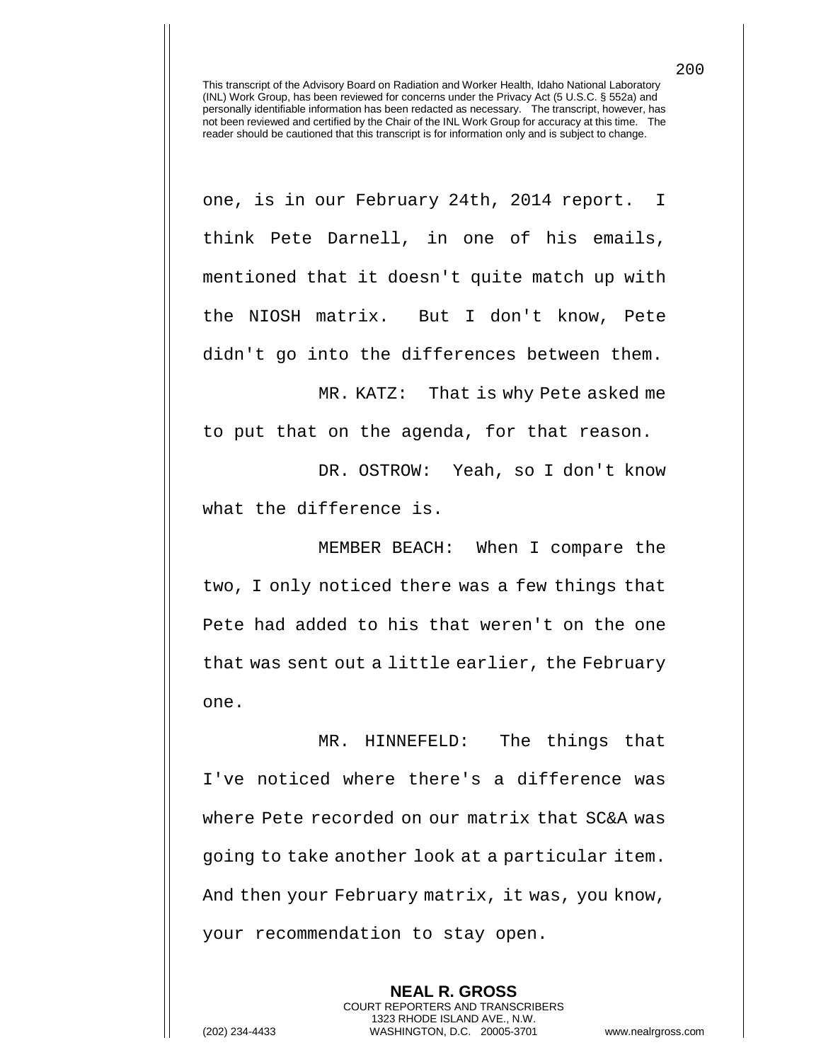This transcript of the Advisory Board on Radiation and Worker Health, Idaho National Laboratory (INL) Work Group, has been reviewed for concerns under the Privacy Act (5 U.S.C. § 552a) and personally identifiable information has been redacted as necessary. The transcript, however, has not been reviewed and certified by the Chair of the INL Work Group for accuracy at this time. The reader should be cautioned that this transcript is for information only and is subject to change.

one, is in our February 24th, 2014 report. I think Pete Darnell, in one of his emails, mentioned that it doesn't quite match up with the NIOSH matrix. But I don't know, Pete didn't go into the differences between them.

MR. KATZ: That is why Pete asked me to put that on the agenda, for that reason.

DR. OSTROW: Yeah, so I don't know what the difference is.

MEMBER BEACH: When I compare the two, I only noticed there was a few things that Pete had added to his that weren't on the one that was sent out a little earlier, the February one.

MR. HINNEFELD: The things that I've noticed where there's a difference was where Pete recorded on our matrix that SC&A was going to take another look at a particular item. And then your February matrix, it was, you know, your recommendation to stay open.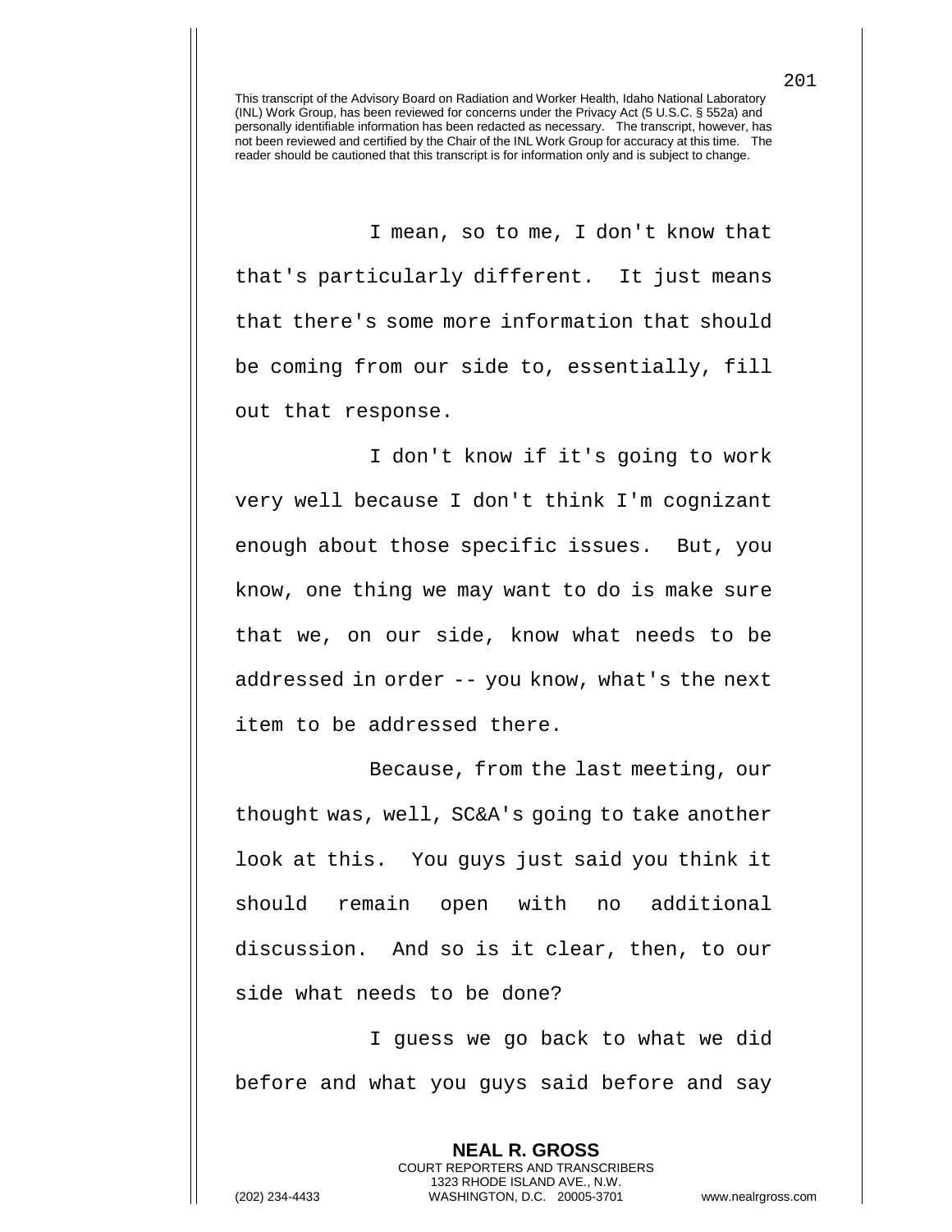This transcript of the Advisory Board on Radiation and Worker Health, Idaho National Laboratory (INL) Work Group, has been reviewed for concerns under the Privacy Act (5 U.S.C. § 552a) and personally identifiable information has been redacted as necessary. The transcript, however, has not been reviewed and certified by the Chair of the INL Work Group for accuracy at this time. The reader should be cautioned that this transcript is for information only and is subject to change.

I mean, so to me, I don't know that that's particularly different. It just means that there's some more information that should be coming from our side to, essentially, fill out that response.

I don't know if it's going to work very well because I don't think I'm cognizant enough about those specific issues. But, you know, one thing we may want to do is make sure that we, on our side, know what needs to be addressed in order -- you know, what's the next item to be addressed there.

Because, from the last meeting, our thought was, well, SC&A's going to take another look at this. You guys just said you think it should remain open with no additional discussion. And so is it clear, then, to our side what needs to be done?

I guess we go back to what we did before and what you guys said before and say

**NEAL R. GROSS**
COURT REPORTERS AND TRANSCRIBERS
1323 RHODE ISLAND AVE., N.W.
(202) 234-4433 WASHINGTON, D.C. 20005-3701 www.nealrgross.com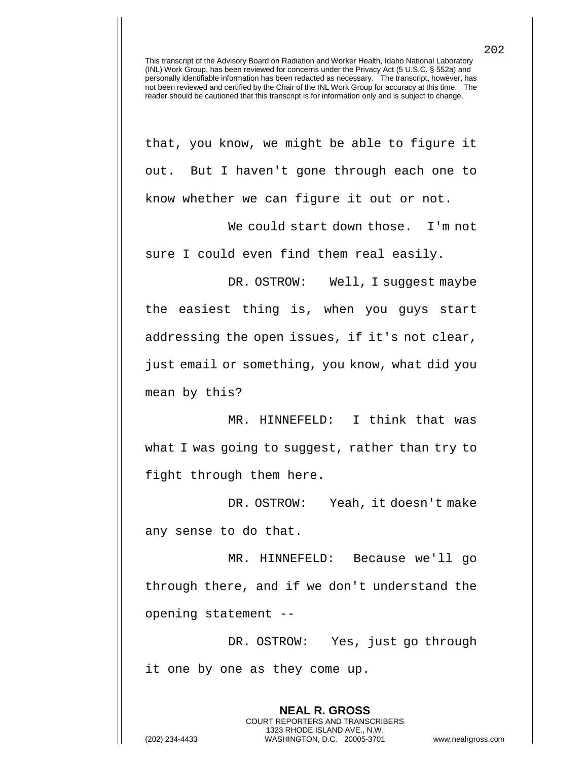that, you know, we might be able to figure it out. But I haven't gone through each one to know whether we can figure it out or not.

We could start down those. I'm not sure I could even find them real easily.

DR. OSTROW: Well, I suggest maybe the easiest thing is, when you guys start addressing the open issues, if it's not clear, just email or something, you know, what did you mean by this?

MR. HINNEFELD: I think that was what I was going to suggest, rather than try to fight through them here.

DR. OSTROW: Yeah, it doesn't make any sense to do that.

MR. HINNEFELD: Because we'll go through there, and if we don't understand the opening statement --

DR. OSTROW: Yes, just go through it one by one as they come up.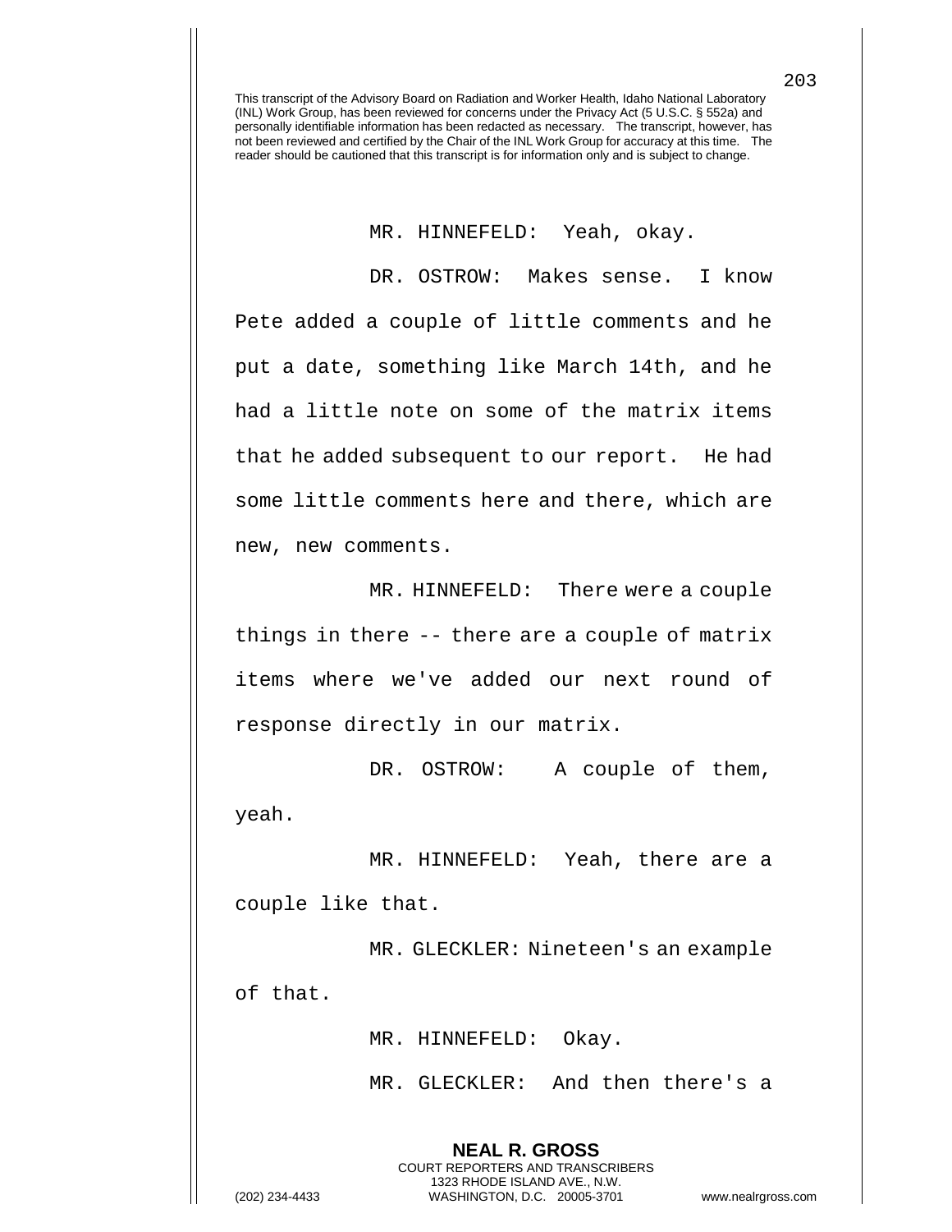This transcript of the Advisory Board on Radiation and Worker Health, Idaho National Laboratory (INL) Work Group, has been reviewed for concerns under the Privacy Act (5 U.S.C. § 552a) and personally identifiable information has been redacted as necessary. The transcript, however, has not been reviewed and certified by the Chair of the INL Work Group for accuracy at this time. The reader should be cautioned that this transcript is for information only and is subject to change.

MR. HINNEFELD: Yeah, okay.

DR. OSTROW: Makes sense. I know Pete added a couple of little comments and he put a date, something like March 14th, and he had a little note on some of the matrix items that he added subsequent to our report. He had some little comments here and there, which are new, new comments.

MR. HINNEFELD: There were a couple things in there -- there are a couple of matrix items where we've added our next round of response directly in our matrix.

DR. OSTROW: A couple of them, yeah.

MR. HINNEFELD: Yeah, there are a couple like that.

MR. GLECKLER: Nineteen's an example of that.

MR. HINNEFELD: Okay.

MR. GLECKLER: And then there's a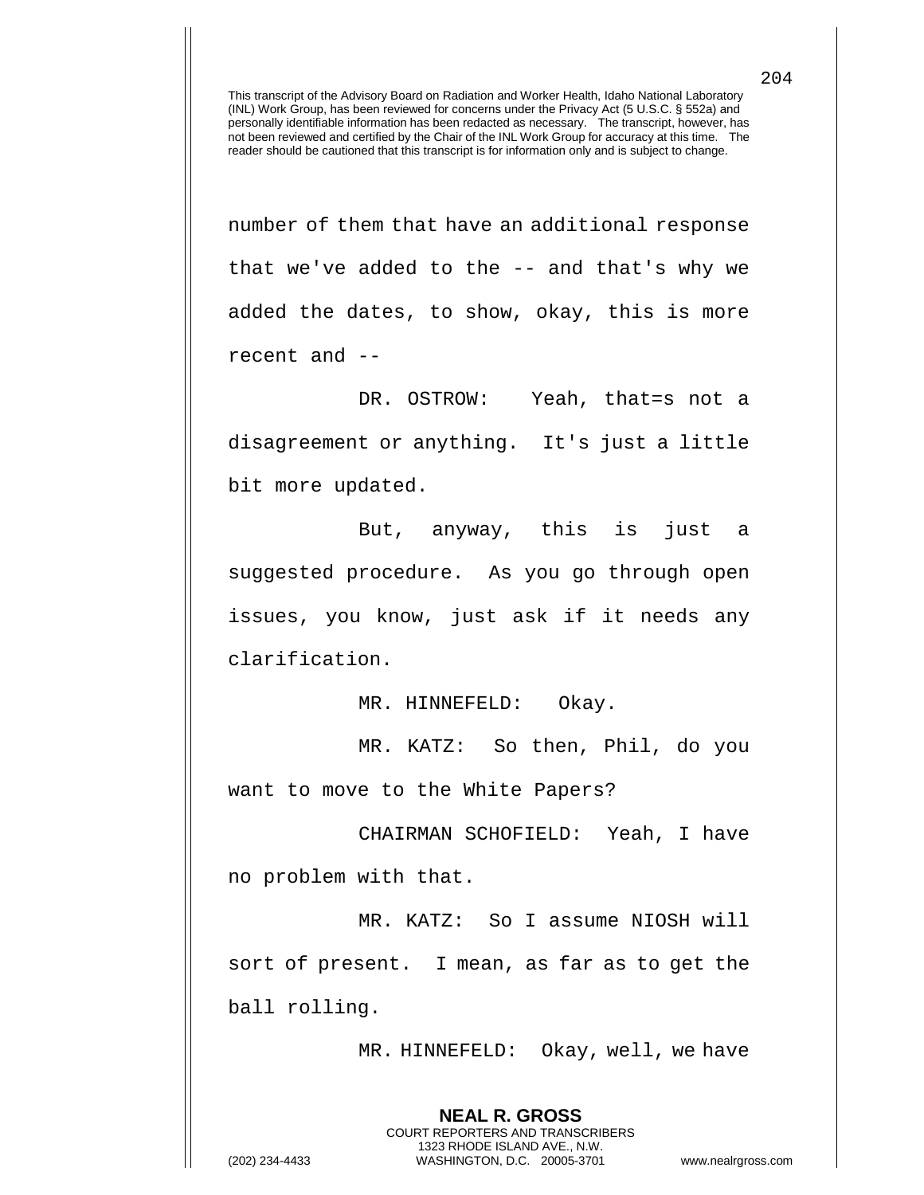This transcript of the Advisory Board on Radiation and Worker Health, Idaho National Laboratory (INL) Work Group, has been reviewed for concerns under the Privacy Act (5 U.S.C. § 552a) and personally identifiable information has been redacted as necessary. The transcript, however, has not been reviewed and certified by the Chair of the INL Work Group for accuracy at this time. The reader should be cautioned that this transcript is for information only and is subject to change.

number of them that have an additional response that we've added to the -- and that's why we added the dates, to show, okay, this is more recent and --

DR. OSTROW: Yeah, that=s not a disagreement or anything. It's just a little bit more updated.

But, anyway, this is just a suggested procedure. As you go through open issues, you know, just ask if it needs any clarification.

MR. HINNEFELD: Okay.

MR. KATZ: So then, Phil, do you want to move to the White Papers?

CHAIRMAN SCHOFIELD: Yeah, I have no problem with that.

MR. KATZ: So I assume NIOSH will sort of present. I mean, as far as to get the ball rolling.

MR. HINNEFELD: Okay, well, we have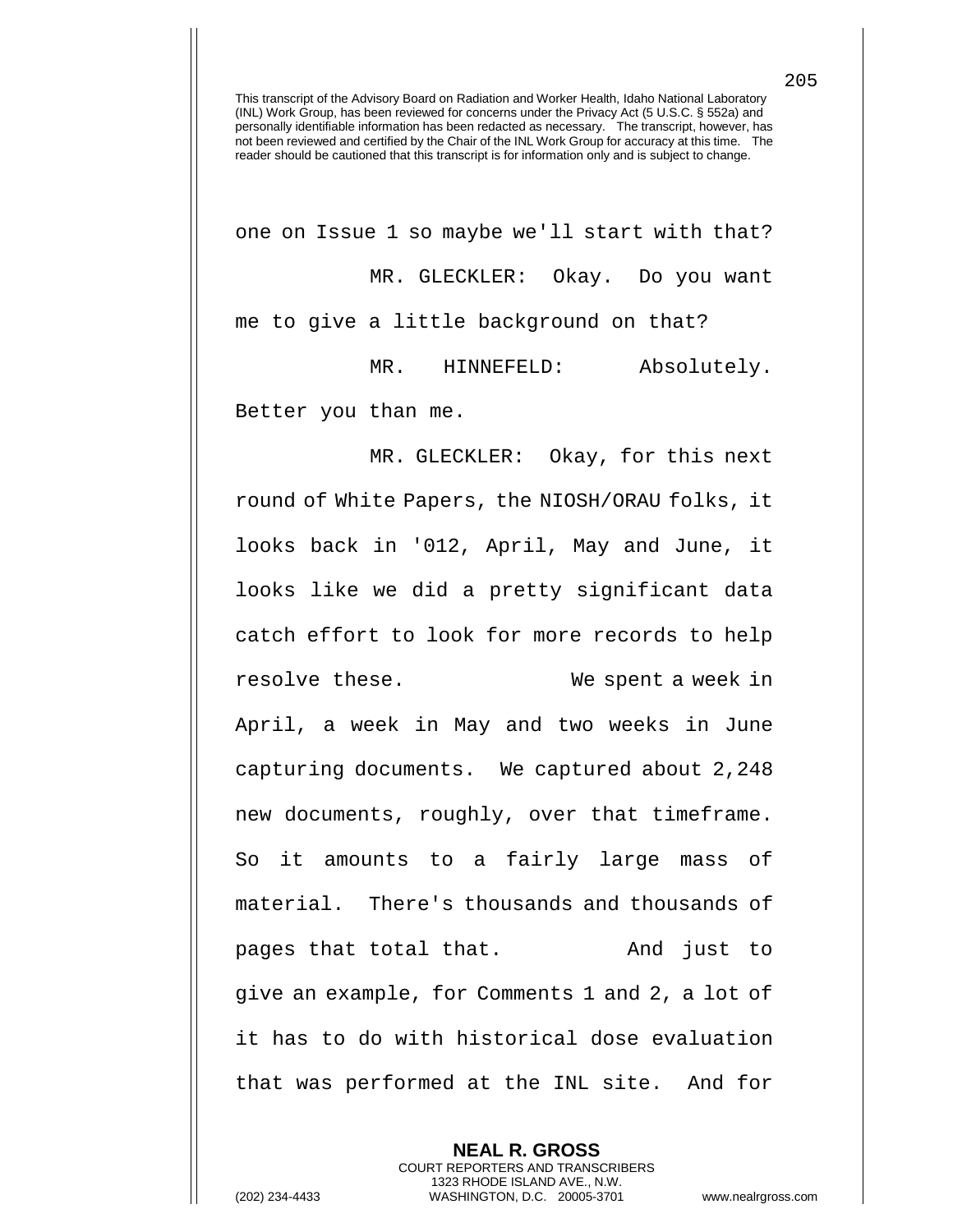This transcript of the Advisory Board on Radiation and Worker Health, Idaho National Laboratory (INL) Work Group, has been reviewed for concerns under the Privacy Act (5 U.S.C. § 552a) and personally identifiable information has been redacted as necessary. The transcript, however, has not been reviewed and certified by the Chair of the INL Work Group for accuracy at this time. The reader should be cautioned that this transcript is for information only and is subject to change.

one on Issue 1 so maybe we'll start with that?

MR. GLECKLER: Okay. Do you want me to give a little background on that?

MR. HINNEFELD: Absolutely. Better you than me.

MR. GLECKLER: Okay, for this next round of White Papers, the NIOSH/ORAU folks, it looks back in '012, April, May and June, it looks like we did a pretty significant data catch effort to look for more records to help resolve these. We spent a week in April, a week in May and two weeks in June capturing documents. We captured about 2,248 new documents, roughly, over that timeframe. So it amounts to a fairly large mass of material. There's thousands and thousands of pages that total that. And just to give an example, for Comments 1 and 2, a lot of it has to do with historical dose evaluation that was performed at the INL site. And for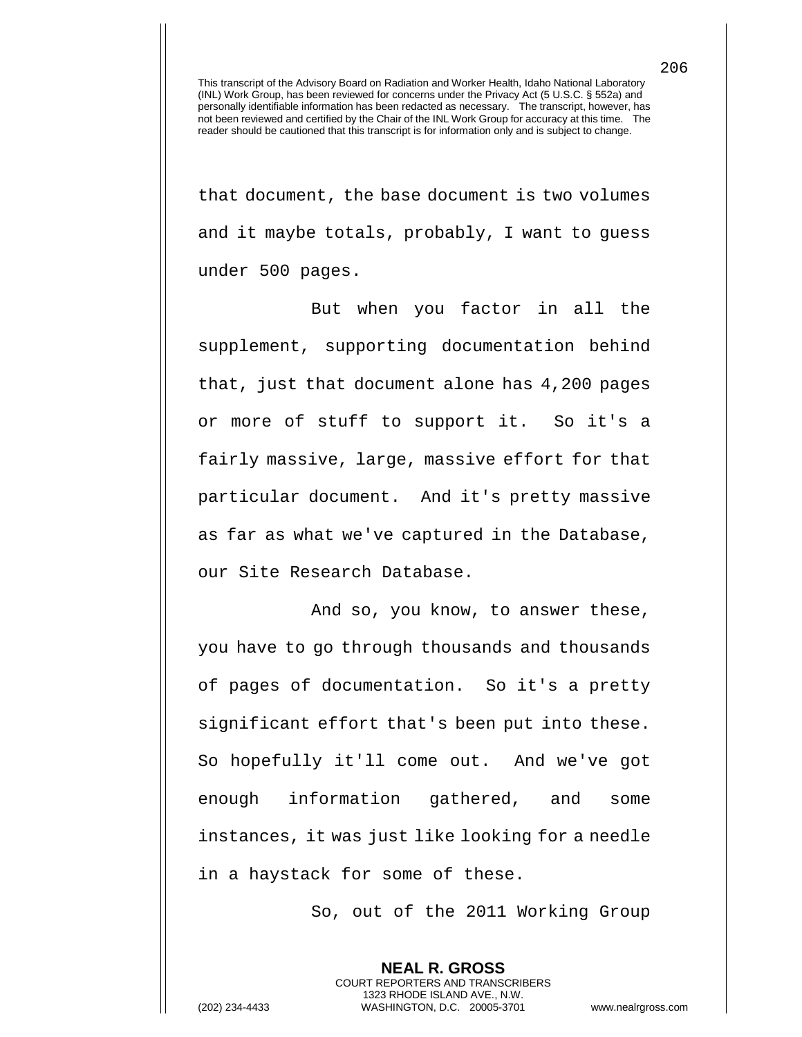that document, the base document is two volumes and it maybe totals, probably, I want to guess under 500 pages.

But when you factor in all the supplement, supporting documentation behind that, just that document alone has 4,200 pages or more of stuff to support it. So it's a fairly massive, large, massive effort for that particular document. And it's pretty massive as far as what we've captured in the Database, our Site Research Database.

And so, you know, to answer these, you have to go through thousands and thousands of pages of documentation. So it's a pretty significant effort that's been put into these. So hopefully it'll come out. And we've got enough information gathered, and some instances, it was just like looking for a needle in a haystack for some of these.

So, out of the 2011 Working Group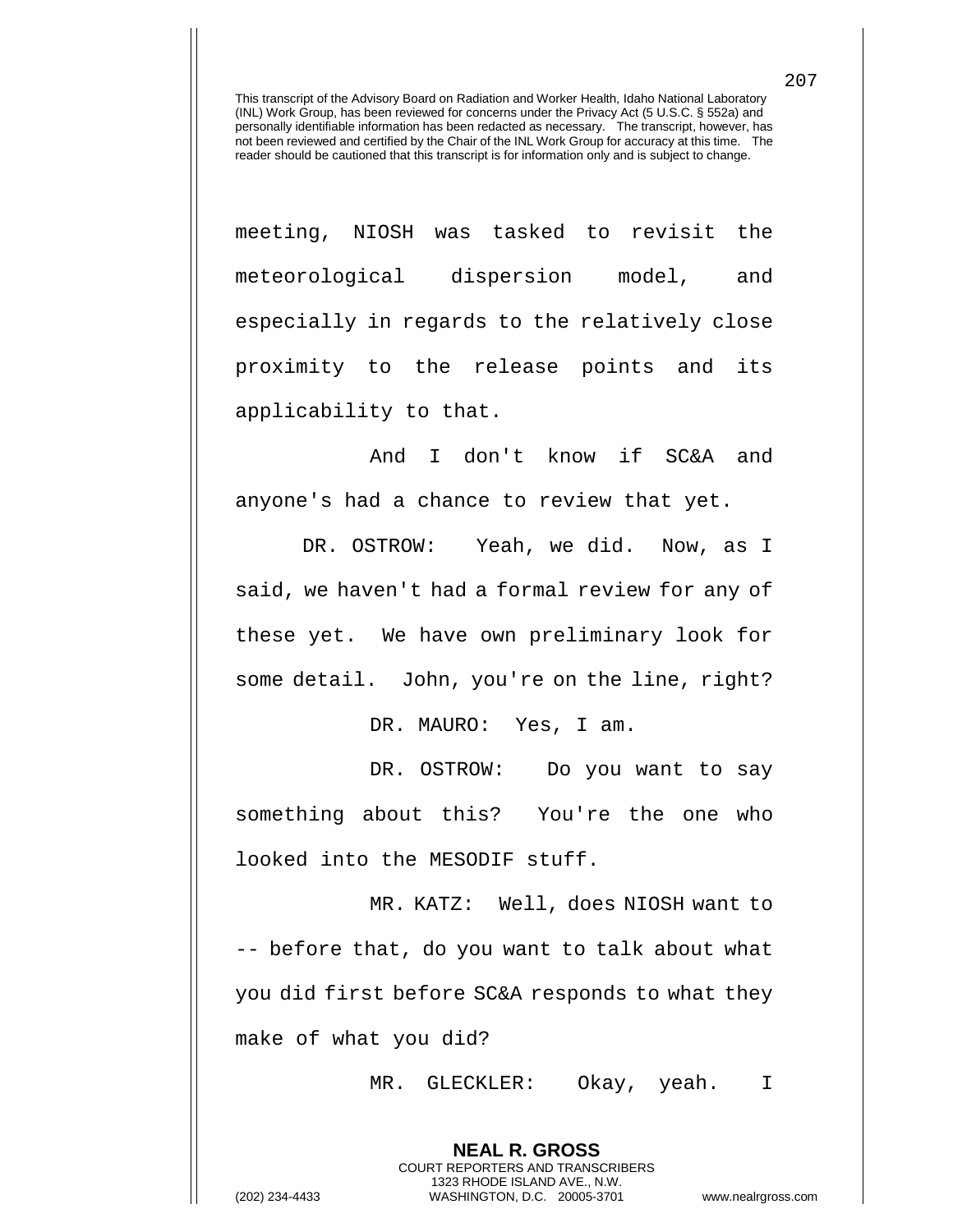meeting, NIOSH was tasked to revisit the meteorological dispersion model, and especially in regards to the relatively close proximity to the release points and its applicability to that.

And I don't know if SC&A and anyone's had a chance to review that yet.

DR. OSTROW: Yeah, we did. Now, as I said, we haven't had a formal review for any of these yet. We have own preliminary look for some detail. John, you're on the line, right?

DR. MAURO: Yes, I am.

DR. OSTROW: Do you want to say something about this? You're the one who looked into the MESODIF stuff.

MR. KATZ: Well, does NIOSH want to -- before that, do you want to talk about what you did first before SC&A responds to what they make of what you did?

MR. GLECKLER: Okay, yeah. I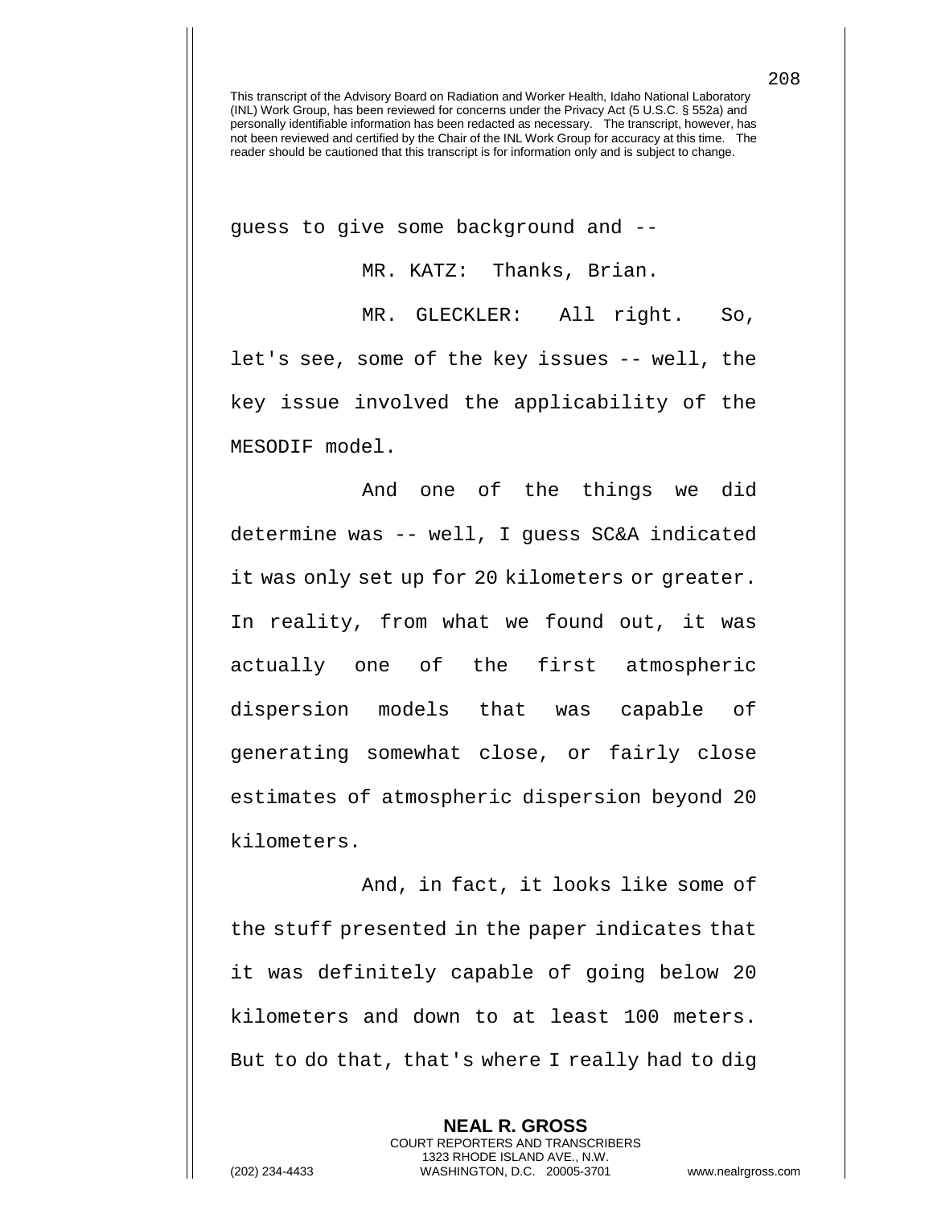This transcript of the Advisory Board on Radiation and Worker Health, Idaho National Laboratory (INL) Work Group, has been reviewed for concerns under the Privacy Act (5 U.S.C. § 552a) and personally identifiable information has been redacted as necessary. The transcript, however, has not been reviewed and certified by the Chair of the INL Work Group for accuracy at this time. The reader should be cautioned that this transcript is for information only and is subject to change.

guess to give some background and --

MR. KATZ: Thanks, Brian.

MR. GLECKLER: All right. So, let's see, some of the key issues -- well, the key issue involved the applicability of the MESODIF model.

And one of the things we did determine was -- well, I guess SC&A indicated it was only set up for 20 kilometers or greater. In reality, from what we found out, it was actually one of the first atmospheric dispersion models that was capable of generating somewhat close, or fairly close estimates of atmospheric dispersion beyond 20 kilometers.

And, in fact, it looks like some of the stuff presented in the paper indicates that it was definitely capable of going below 20 kilometers and down to at least 100 meters. But to do that, that's where I really had to dig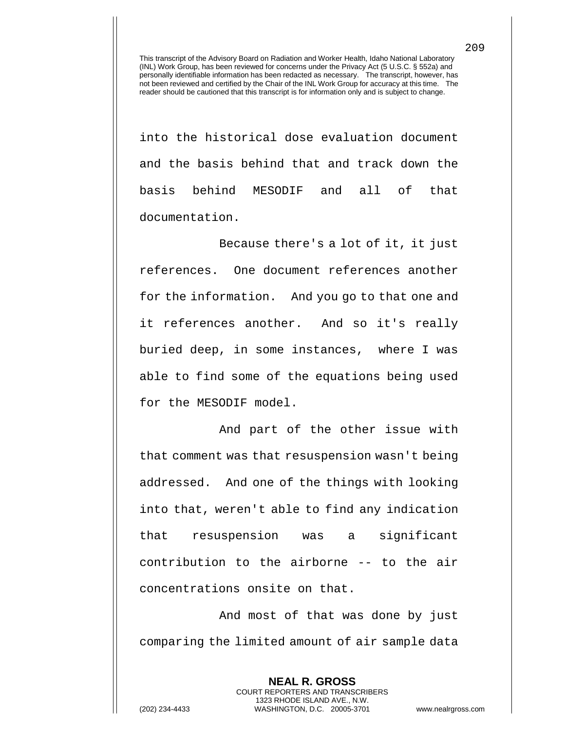This transcript of the Advisory Board on Radiation and Worker Health, Idaho National Laboratory (INL) Work Group, has been reviewed for concerns under the Privacy Act (5 U.S.C. § 552a) and personally identifiable information has been redacted as necessary. The transcript, however, has not been reviewed and certified by the Chair of the INL Work Group for accuracy at this time. The reader should be cautioned that this transcript is for information only and is subject to change.

into the historical dose evaluation document and the basis behind that and track down the basis behind MESODIF and all of that documentation.

Because there's a lot of it, it just references. One document references another for the information. And you go to that one and it references another. And so it's really buried deep, in some instances, where I was able to find some of the equations being used for the MESODIF model.

And part of the other issue with that comment was that resuspension wasn't being addressed. And one of the things with looking into that, weren't able to find any indication that resuspension was a significant contribution to the airborne -- to the air concentrations onsite on that.

And most of that was done by just comparing the limited amount of air sample data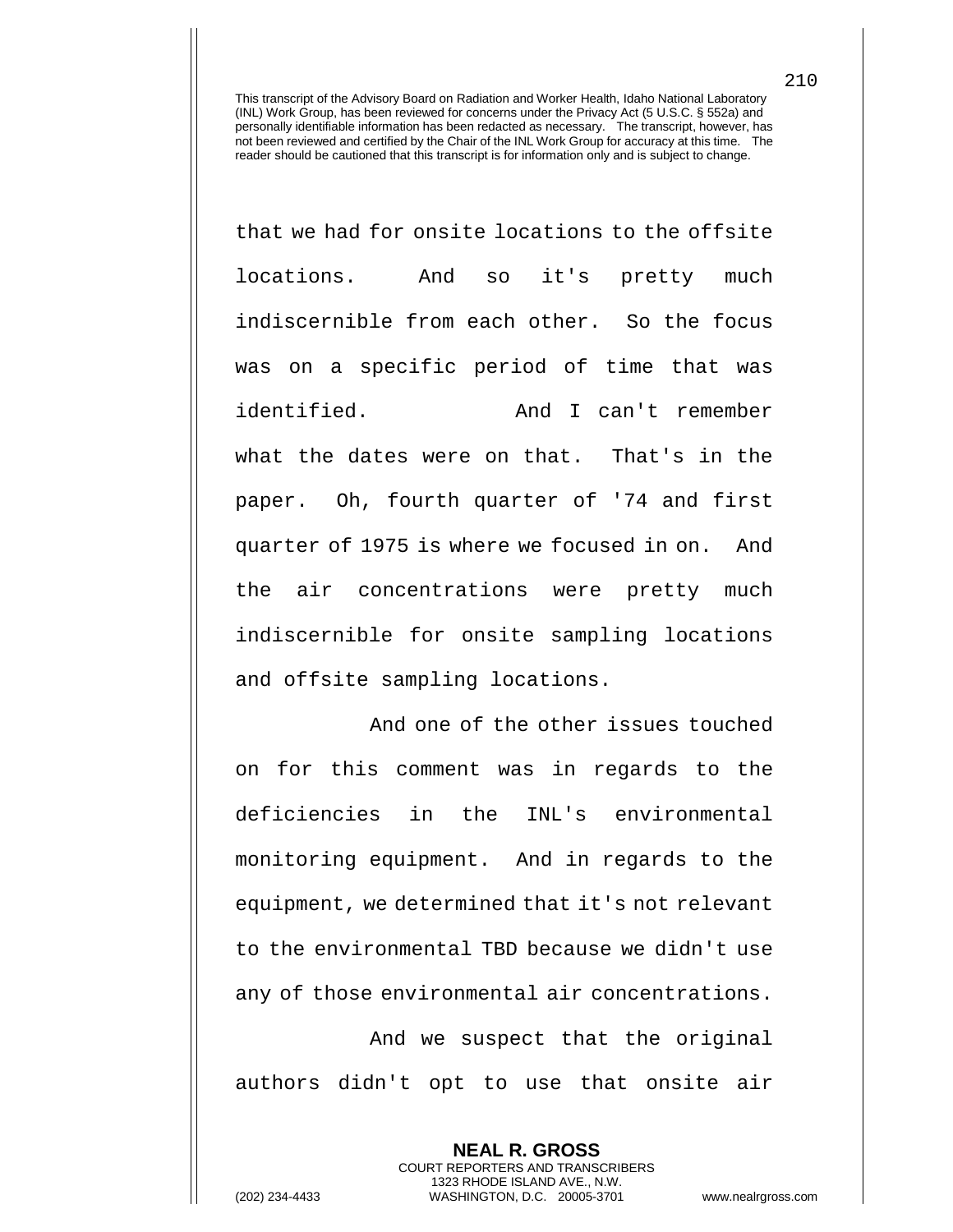that we had for onsite locations to the offsite locations. And so it's pretty much indiscernible from each other. So the focus was on a specific period of time that was identified. And I can't remember what the dates were on that. That's in the paper. Oh, fourth quarter of '74 and first quarter of 1975 is where we focused in on. And the air concentrations were pretty much indiscernible for onsite sampling locations and offsite sampling locations.

And one of the other issues touched on for this comment was in regards to the deficiencies in the INL's environmental monitoring equipment. And in regards to the equipment, we determined that it's not relevant to the environmental TBD because we didn't use any of those environmental air concentrations.

And we suspect that the original authors didn't opt to use that onsite air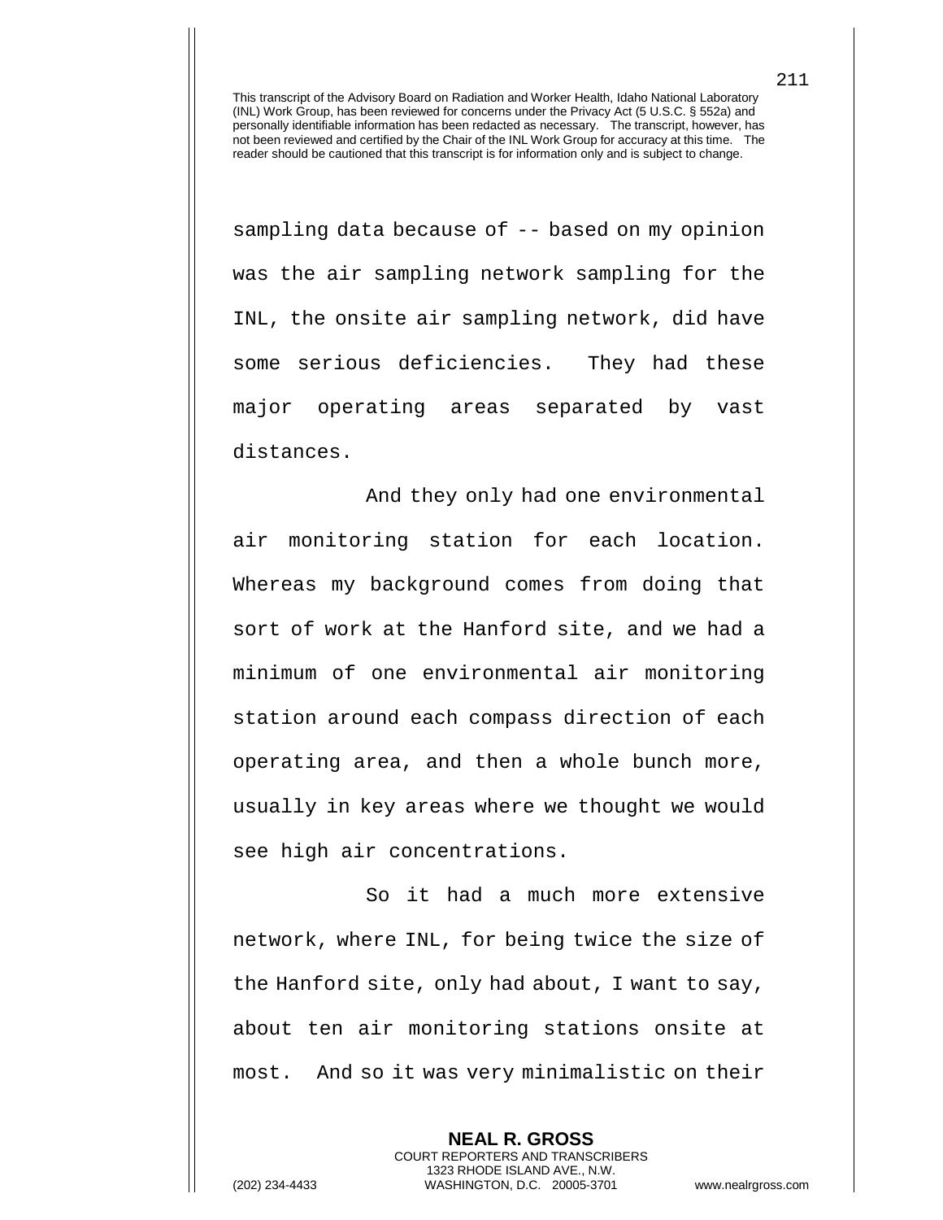sampling data because of -- based on my opinion was the air sampling network sampling for the INL, the onsite air sampling network, did have some serious deficiencies. They had these major operating areas separated by vast distances.

And they only had one environmental air monitoring station for each location. Whereas my background comes from doing that sort of work at the Hanford site, and we had a minimum of one environmental air monitoring station around each compass direction of each operating area, and then a whole bunch more, usually in key areas where we thought we would see high air concentrations.

So it had a much more extensive network, where INL, for being twice the size of the Hanford site, only had about, I want to say, about ten air monitoring stations onsite at most. And so it was very minimalistic on their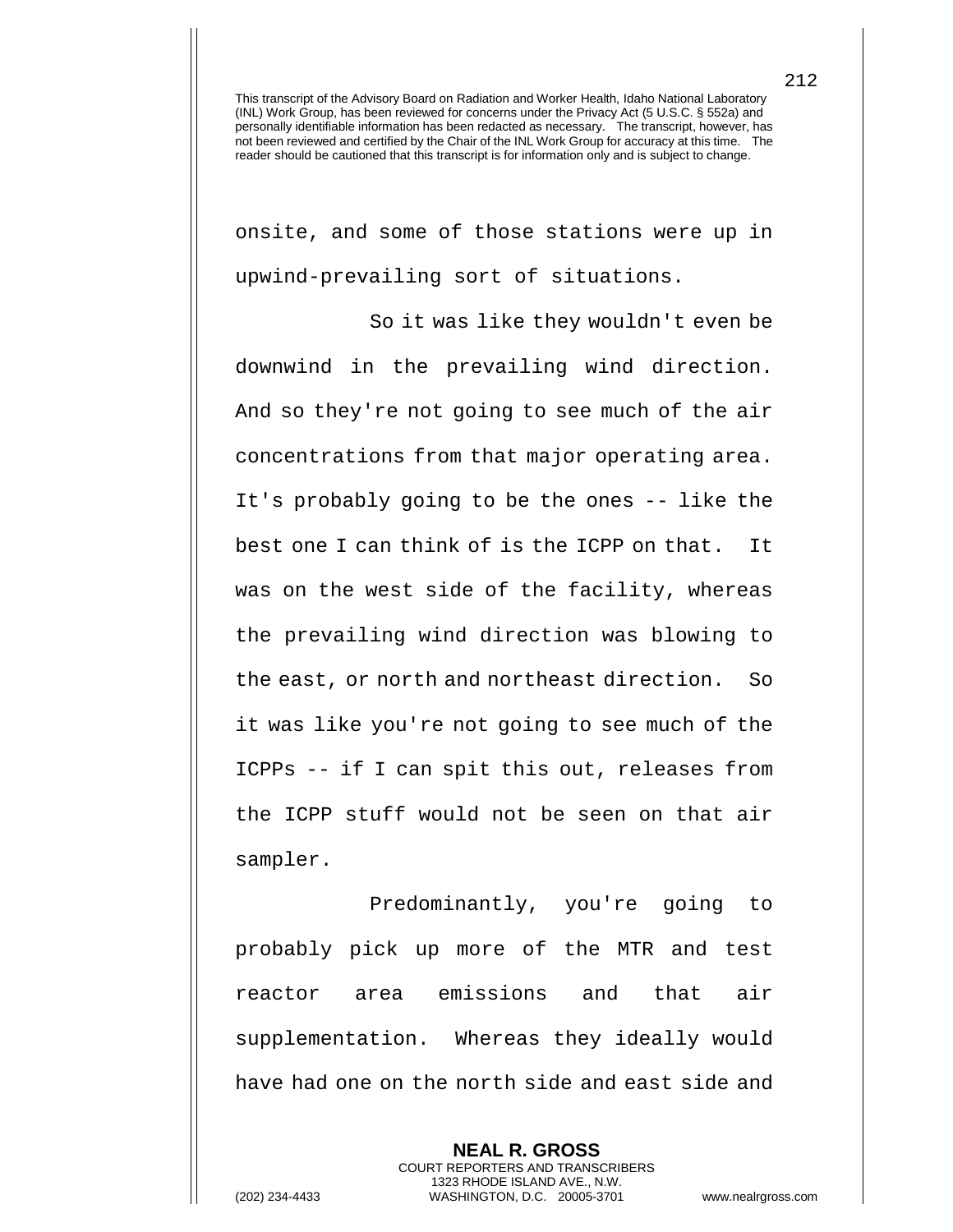onsite, and some of those stations were up in upwind-prevailing sort of situations.

So it was like they wouldn't even be downwind in the prevailing wind direction. And so they're not going to see much of the air concentrations from that major operating area. It's probably going to be the ones -- like the best one I can think of is the ICPP on that. It was on the west side of the facility, whereas the prevailing wind direction was blowing to the east, or north and northeast direction. So it was like you're not going to see much of the ICPPs -- if I can spit this out, releases from the ICPP stuff would not be seen on that air sampler.

Predominantly, you're going to probably pick up more of the MTR and test reactor area emissions and that air supplementation. Whereas they ideally would have had one on the north side and east side and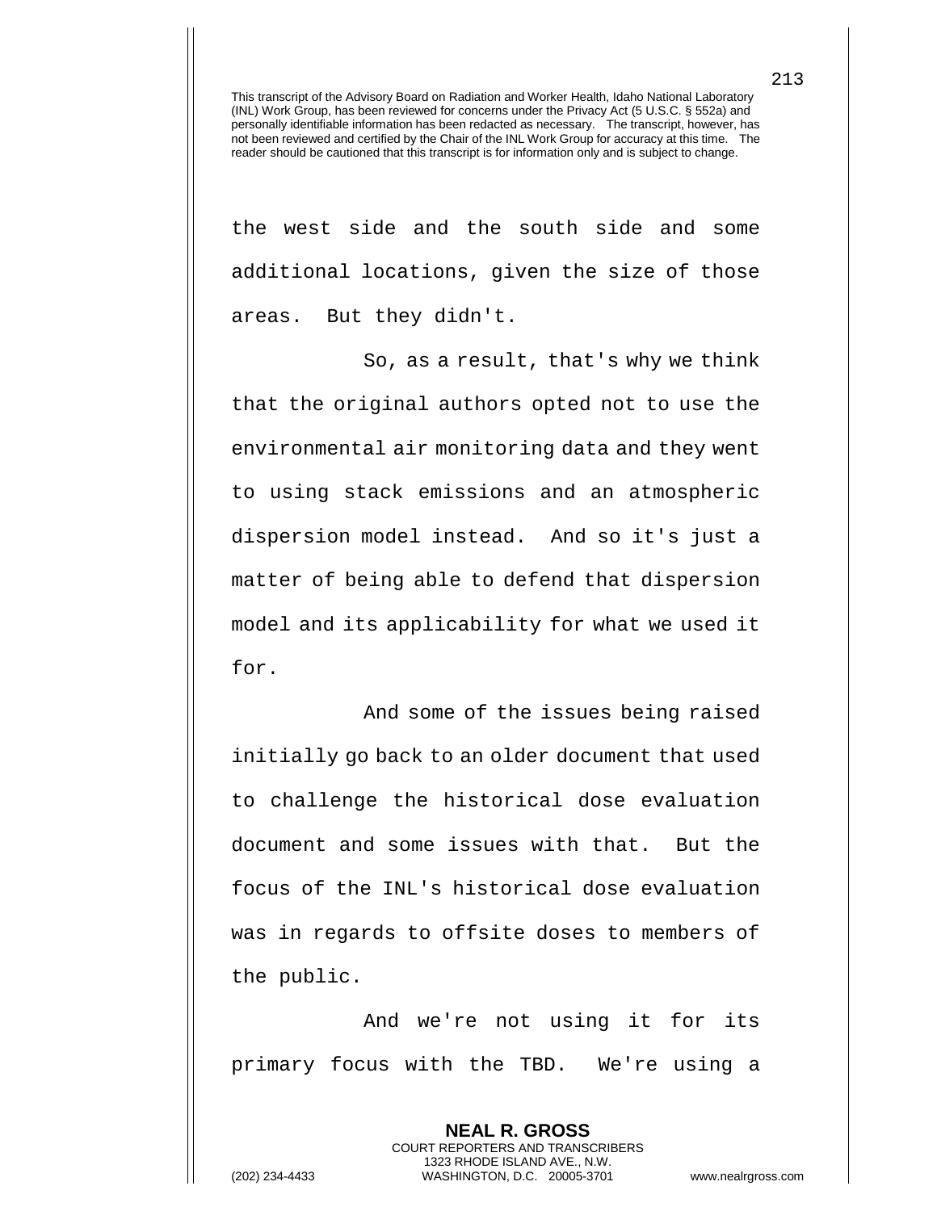the west side and the south side and some additional locations, given the size of those areas. But they didn't.

So, as a result, that's why we think that the original authors opted not to use the environmental air monitoring data and they went to using stack emissions and an atmospheric dispersion model instead. And so it's just a matter of being able to defend that dispersion model and its applicability for what we used it for.

And some of the issues being raised initially go back to an older document that used to challenge the historical dose evaluation document and some issues with that. But the focus of the INL's historical dose evaluation was in regards to offsite doses to members of the public.

And we're not using it for its primary focus with the TBD. We're using a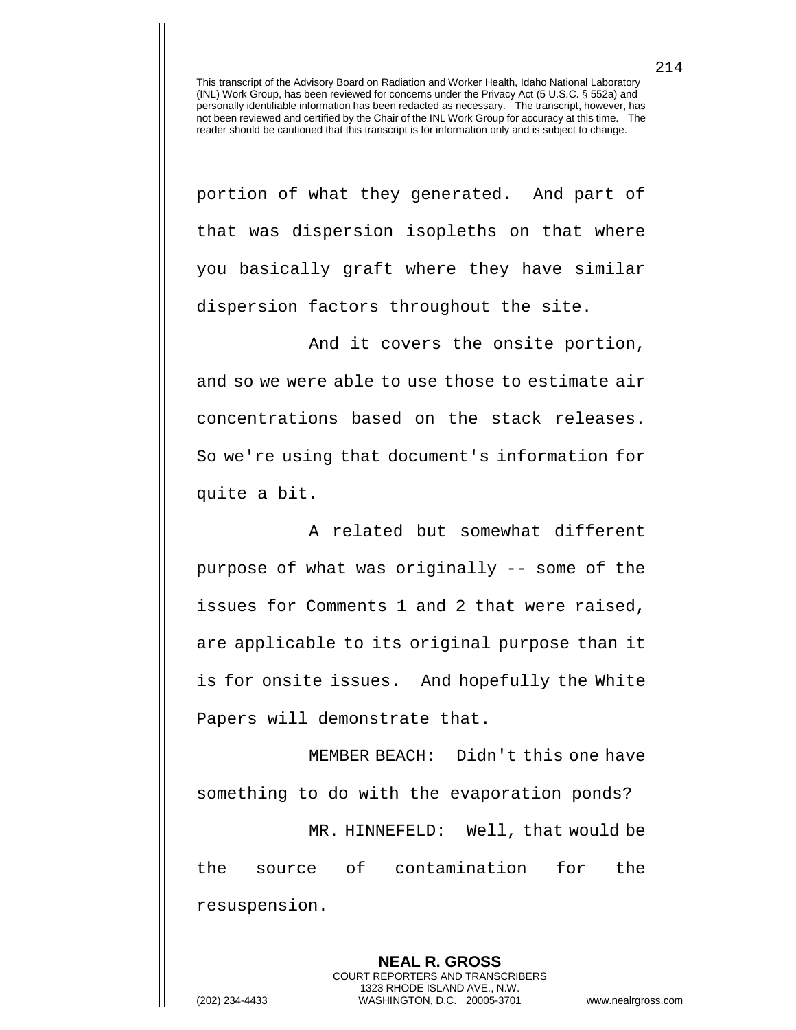This transcript of the Advisory Board on Radiation and Worker Health, Idaho National Laboratory (INL) Work Group, has been reviewed for concerns under the Privacy Act (5 U.S.C. § 552a) and personally identifiable information has been redacted as necessary. The transcript, however, has not been reviewed and certified by the Chair of the INL Work Group for accuracy at this time. The reader should be cautioned that this transcript is for information only and is subject to change.

portion of what they generated. And part of that was dispersion isopleths on that where you basically graft where they have similar dispersion factors throughout the site.

And it covers the onsite portion, and so we were able to use those to estimate air concentrations based on the stack releases. So we're using that document's information for quite a bit.

A related but somewhat different purpose of what was originally -- some of the issues for Comments 1 and 2 that were raised, are applicable to its original purpose than it is for onsite issues. And hopefully the White Papers will demonstrate that.

MEMBER BEACH: Didn't this one have something to do with the evaporation ponds?

MR. HINNEFELD: Well, that would be the source of contamination for the resuspension.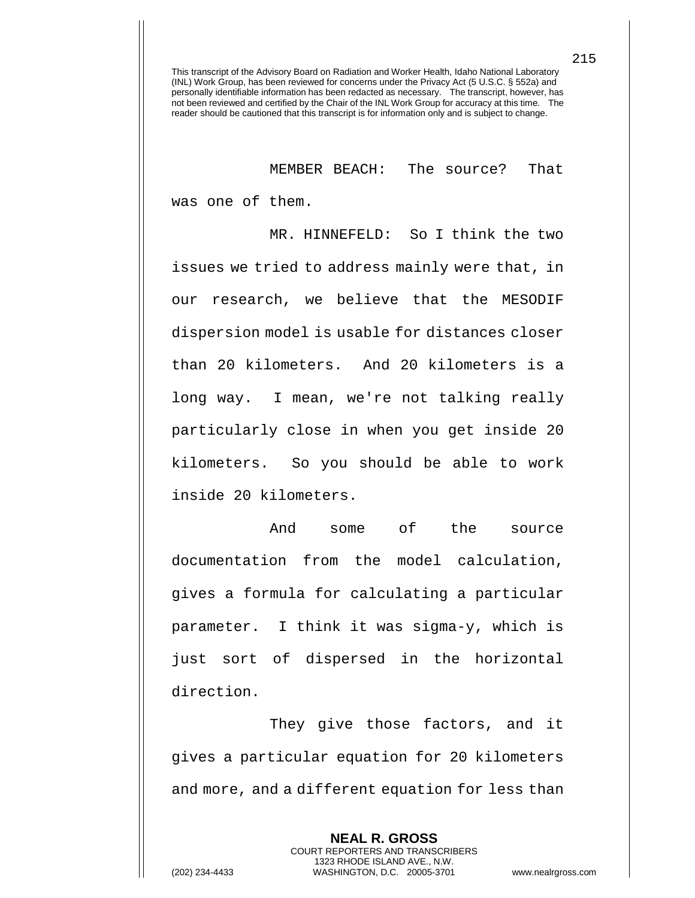This transcript of the Advisory Board on Radiation and Worker Health, Idaho National Laboratory (INL) Work Group, has been reviewed for concerns under the Privacy Act (5 U.S.C. § 552a) and personally identifiable information has been redacted as necessary. The transcript, however, has not been reviewed and certified by the Chair of the INL Work Group for accuracy at this time. The reader should be cautioned that this transcript is for information only and is subject to change.

MEMBER BEACH: The source? That was one of them.

MR. HINNEFELD: So I think the two issues we tried to address mainly were that, in our research, we believe that the MESODIF dispersion model is usable for distances closer than 20 kilometers. And 20 kilometers is a long way. I mean, we're not talking really particularly close in when you get inside 20 kilometers. So you should be able to work inside 20 kilometers.

And some of the source documentation from the model calculation, gives a formula for calculating a particular parameter. I think it was sigma-y, which is just sort of dispersed in the horizontal direction.

They give those factors, and it gives a particular equation for 20 kilometers and more, and a different equation for less than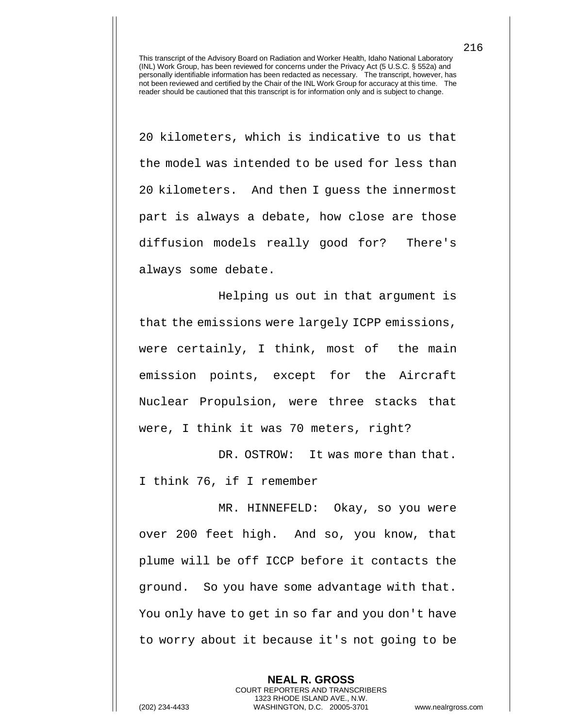This transcript of the Advisory Board on Radiation and Worker Health, Idaho National Laboratory (INL) Work Group, has been reviewed for concerns under the Privacy Act (5 U.S.C. § 552a) and personally identifiable information has been redacted as necessary. The transcript, however, has not been reviewed and certified by the Chair of the INL Work Group for accuracy at this time. The reader should be cautioned that this transcript is for information only and is subject to change.

20 kilometers, which is indicative to us that the model was intended to be used for less than 20 kilometers. And then I guess the innermost part is always a debate, how close are those diffusion models really good for? There's always some debate.

Helping us out in that argument is that the emissions were largely ICPP emissions, were certainly, I think, most of the main emission points, except for the Aircraft Nuclear Propulsion, were three stacks that were, I think it was 70 meters, right?

DR. OSTROW: It was more than that. I think 76, if I remember

MR. HINNEFELD: Okay, so you were over 200 feet high. And so, you know, that plume will be off ICCP before it contacts the ground. So you have some advantage with that. You only have to get in so far and you don't have to worry about it because it's not going to be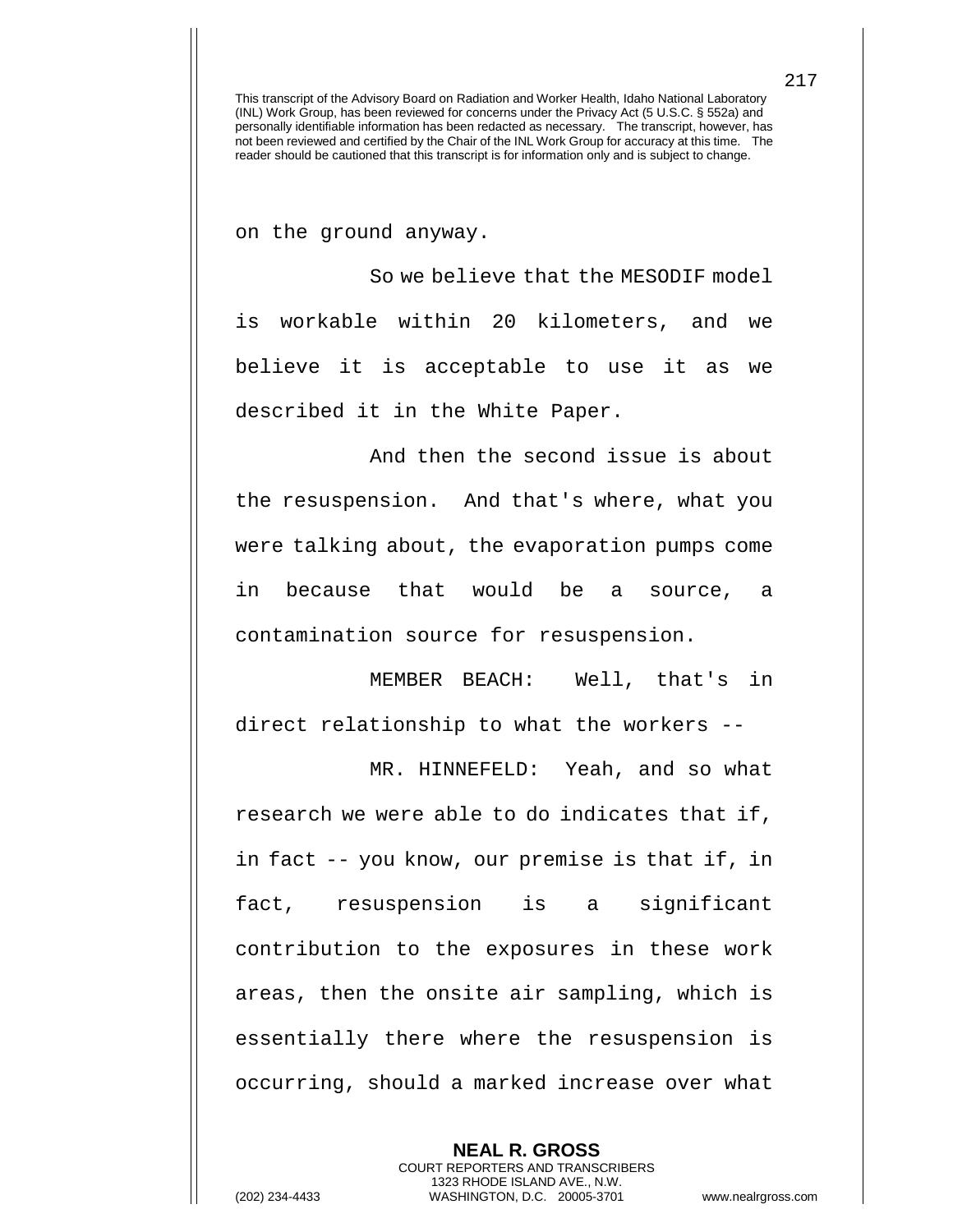on the ground anyway.

So we believe that the MESODIF model is workable within 20 kilometers, and we believe it is acceptable to use it as we described it in the White Paper.

And then the second issue is about the resuspension. And that's where, what you were talking about, the evaporation pumps come in because that would be a source, a contamination source for resuspension.

MEMBER BEACH: Well, that's in direct relationship to what the workers --

MR. HINNEFELD: Yeah, and so what research we were able to do indicates that if, in fact -- you know, our premise is that if, in fact, resuspension is a significant contribution to the exposures in these work areas, then the onsite air sampling, which is essentially there where the resuspension is occurring, should a marked increase over what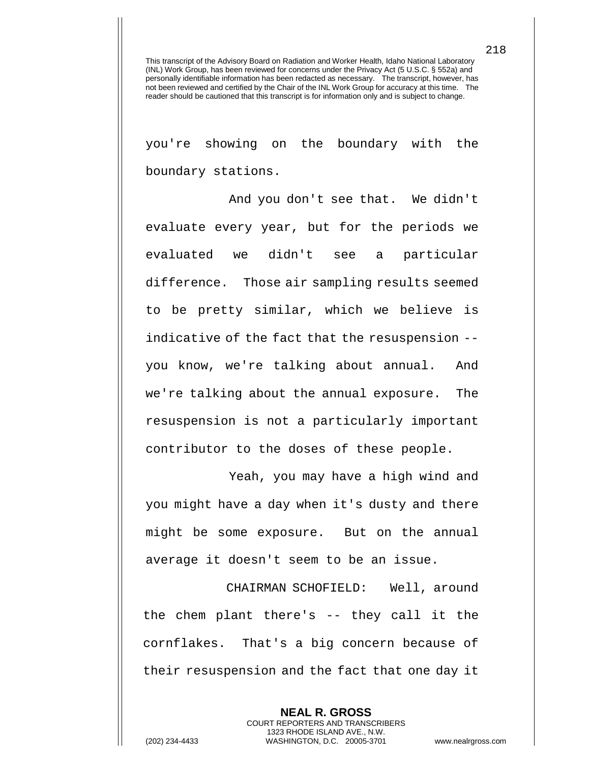you're showing on the boundary with the boundary stations.

And you don't see that. We didn't evaluate every year, but for the periods we evaluated we didn't see a particular difference. Those air sampling results seemed to be pretty similar, which we believe is indicative of the fact that the resuspension -- you know, we're talking about annual. And we're talking about the annual exposure. The resuspension is not a particularly important contributor to the doses of these people.

Yeah, you may have a high wind and you might have a day when it's dusty and there might be some exposure. But on the annual average it doesn't seem to be an issue.

CHAIRMAN SCHOFIELD: Well, around the chem plant there's -- they call it the cornflakes. That's a big concern because of their resuspension and the fact that one day it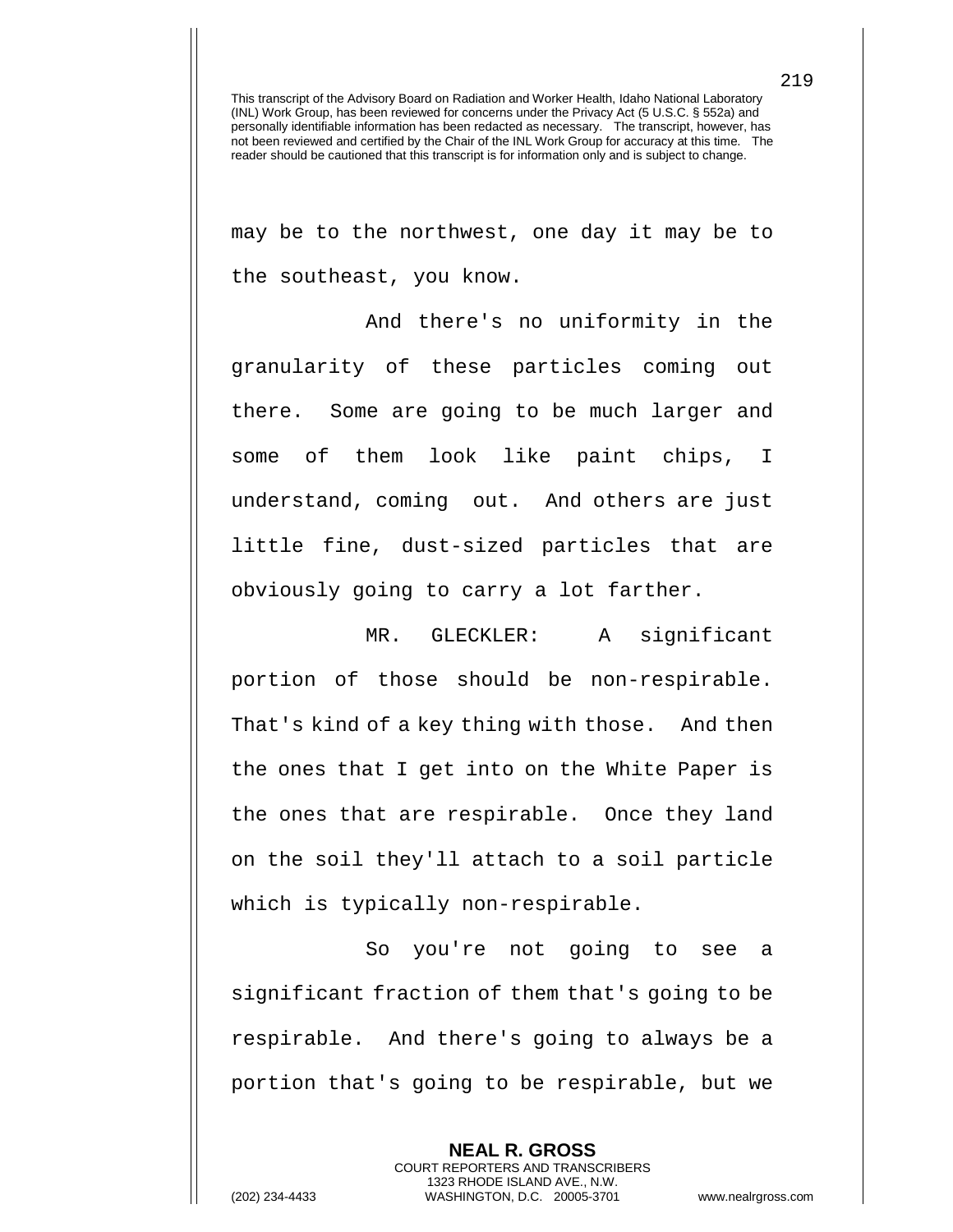This transcript of the Advisory Board on Radiation and Worker Health, Idaho National Laboratory (INL) Work Group, has been reviewed for concerns under the Privacy Act (5 U.S.C. § 552a) and personally identifiable information has been redacted as necessary. The transcript, however, has not been reviewed and certified by the Chair of the INL Work Group for accuracy at this time. The reader should be cautioned that this transcript is for information only and is subject to change.

may be to the northwest, one day it may be to the southeast, you know.

And there's no uniformity in the granularity of these particles coming out there. Some are going to be much larger and some of them look like paint chips, I understand, coming out. And others are just little fine, dust-sized particles that are obviously going to carry a lot farther.

MR. GLECKLER: A significant portion of those should be non-respirable. That's kind of a key thing with those. And then the ones that I get into on the White Paper is the ones that are respirable. Once they land on the soil they'll attach to a soil particle which is typically non-respirable.

So you're not going to see a significant fraction of them that's going to be respirable. And there's going to always be a portion that's going to be respirable, but we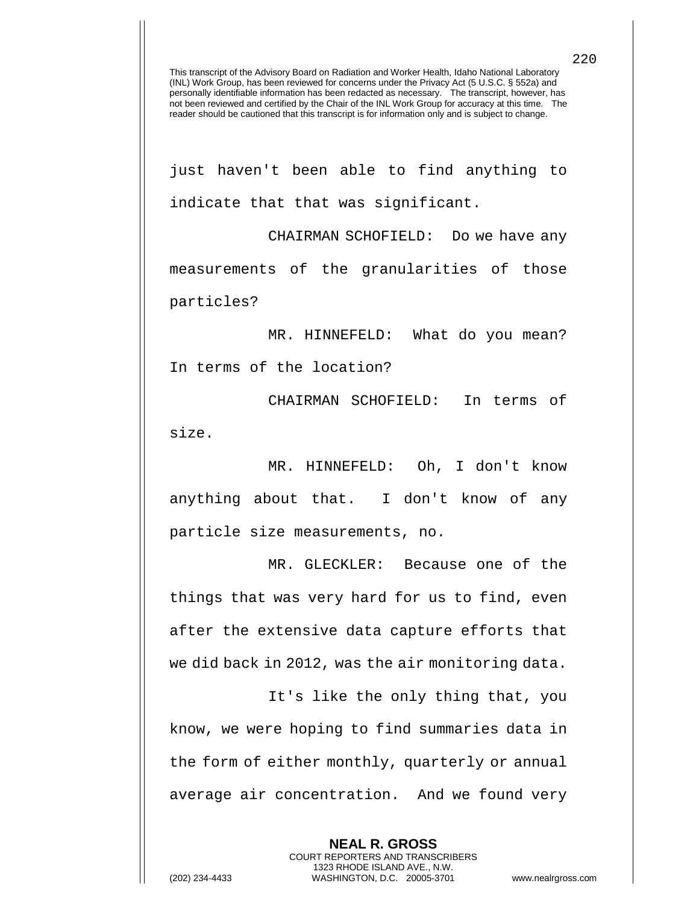just haven't been able to find anything to indicate that that was significant.

CHAIRMAN SCHOFIELD: Do we have any measurements of the granularities of those particles?

MR. HINNEFELD: What do you mean? In terms of the location?

CHAIRMAN SCHOFIELD: In terms of size.

MR. HINNEFELD: Oh, I don't know anything about that. I don't know of any particle size measurements, no.

MR. GLECKLER: Because one of the things that was very hard for us to find, even after the extensive data capture efforts that we did back in 2012, was the air monitoring data.

It's like the only thing that, you know, we were hoping to find summaries data in the form of either monthly, quarterly or annual average air concentration. And we found very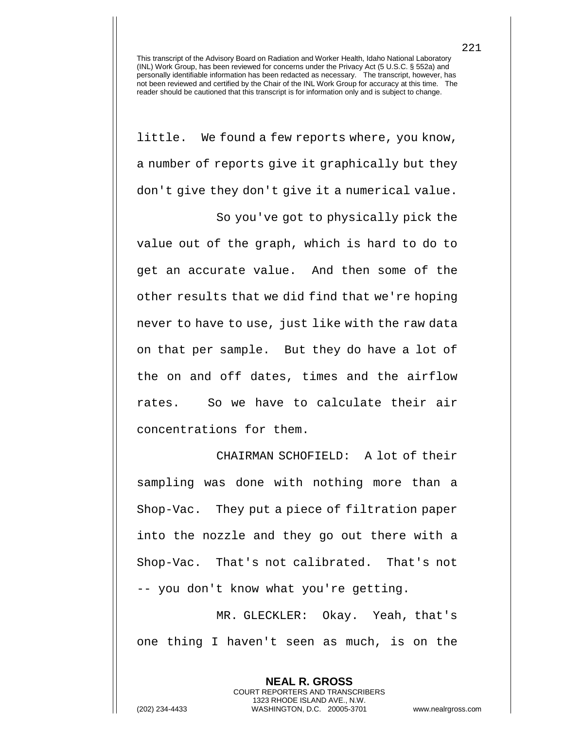little. We found a few reports where, you know, a number of reports give it graphically but they don't give they don't give it a numerical value.

So you've got to physically pick the value out of the graph, which is hard to do to get an accurate value. And then some of the other results that we did find that we're hoping never to have to use, just like with the raw data on that per sample. But they do have a lot of the on and off dates, times and the airflow rates. So we have to calculate their air concentrations for them.

CHAIRMAN SCHOFIELD: A lot of their sampling was done with nothing more than a Shop-Vac. They put a piece of filtration paper into the nozzle and they go out there with a Shop-Vac. That's not calibrated. That's not -- you don't know what you're getting.

MR. GLECKLER: Okay. Yeah, that's one thing I haven't seen as much, is on the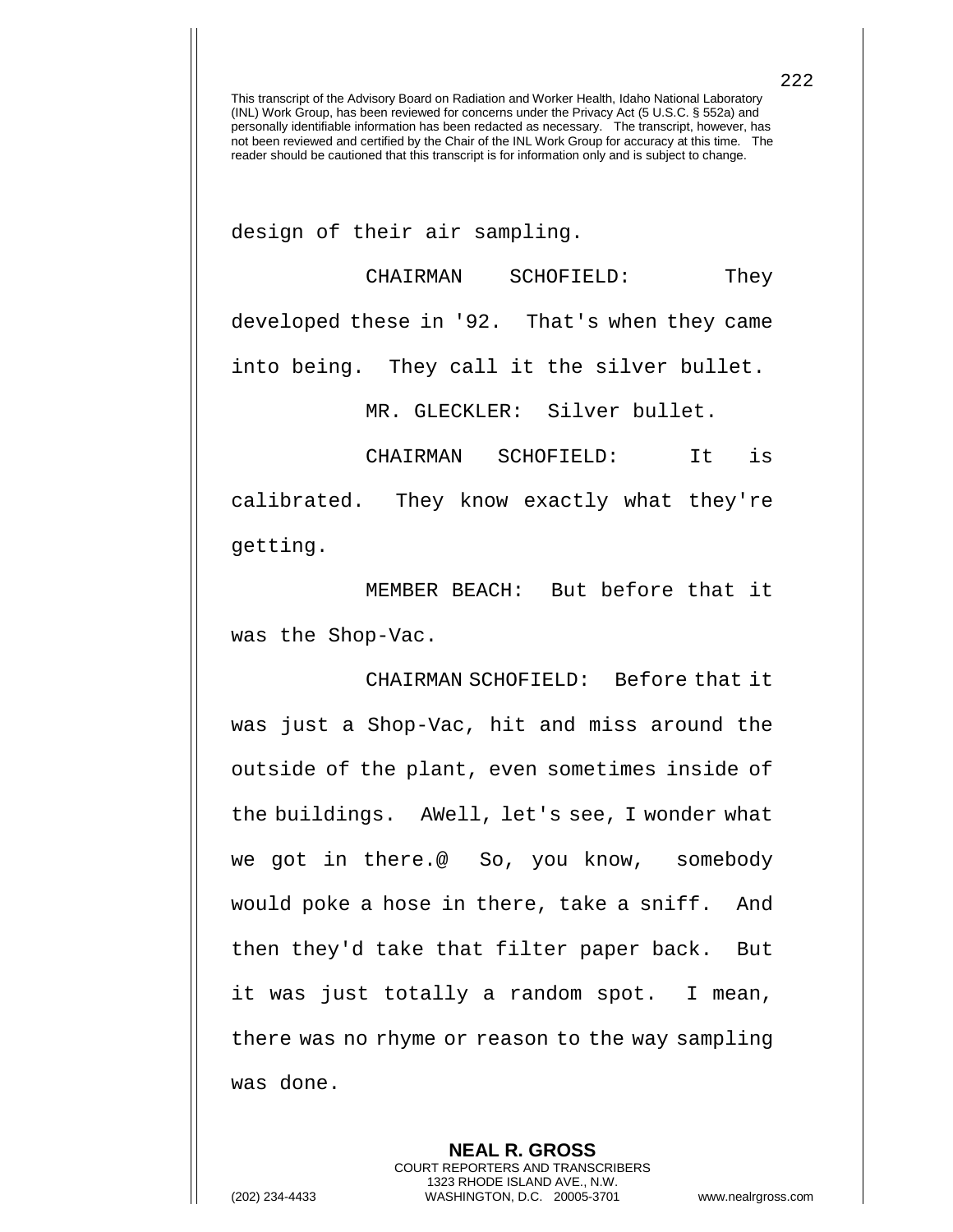This transcript of the Advisory Board on Radiation and Worker Health, Idaho National Laboratory (INL) Work Group, has been reviewed for concerns under the Privacy Act (5 U.S.C. § 552a) and personally identifiable information has been redacted as necessary. The transcript, however, has not been reviewed and certified by the Chair of the INL Work Group for accuracy at this time. The reader should be cautioned that this transcript is for information only and is subject to change.

design of their air sampling.

CHAIRMAN SCHOFIELD: They developed these in '92. That's when they came into being. They call it the silver bullet.

MR. GLECKLER: Silver bullet.

CHAIRMAN SCHOFIELD: It is calibrated. They know exactly what they're getting.

MEMBER BEACH: But before that it was the Shop-Vac.

CHAIRMAN SCHOFIELD: Before that it was just a Shop-Vac, hit and miss around the outside of the plant, even sometimes inside of the buildings. AWell, let's see, I wonder what we got in there.@ So, you know, somebody would poke a hose in there, take a sniff. And then they'd take that filter paper back. But it was just totally a random spot. I mean, there was no rhyme or reason to the way sampling was done.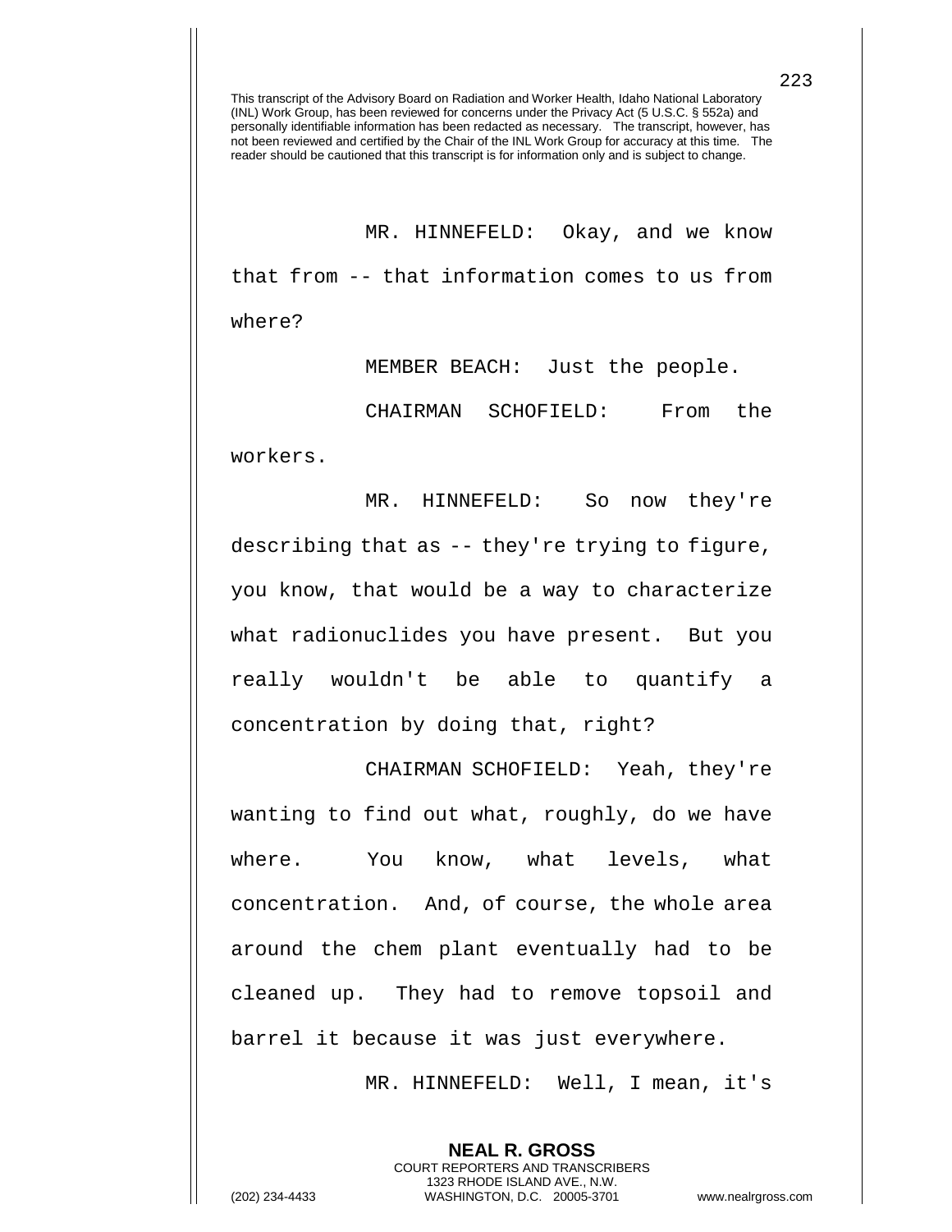This transcript of the Advisory Board on Radiation and Worker Health, Idaho National Laboratory (INL) Work Group, has been reviewed for concerns under the Privacy Act (5 U.S.C. § 552a) and personally identifiable information has been redacted as necessary. The transcript, however, has not been reviewed and certified by the Chair of the INL Work Group for accuracy at this time. The reader should be cautioned that this transcript is for information only and is subject to change.

MR. HINNEFELD: Okay, and we know that from -- that information comes to us from where?

MEMBER BEACH: Just the people.

CHAIRMAN SCHOFIELD: From the workers.

MR. HINNEFELD: So now they're describing that as -- they're trying to figure, you know, that would be a way to characterize what radionuclides you have present. But you really wouldn't be able to quantify a concentration by doing that, right?

CHAIRMAN SCHOFIELD: Yeah, they're wanting to find out what, roughly, do we have where. You know, what levels, what concentration. And, of course, the whole area around the chem plant eventually had to be cleaned up. They had to remove topsoil and barrel it because it was just everywhere.

MR. HINNEFELD: Well, I mean, it's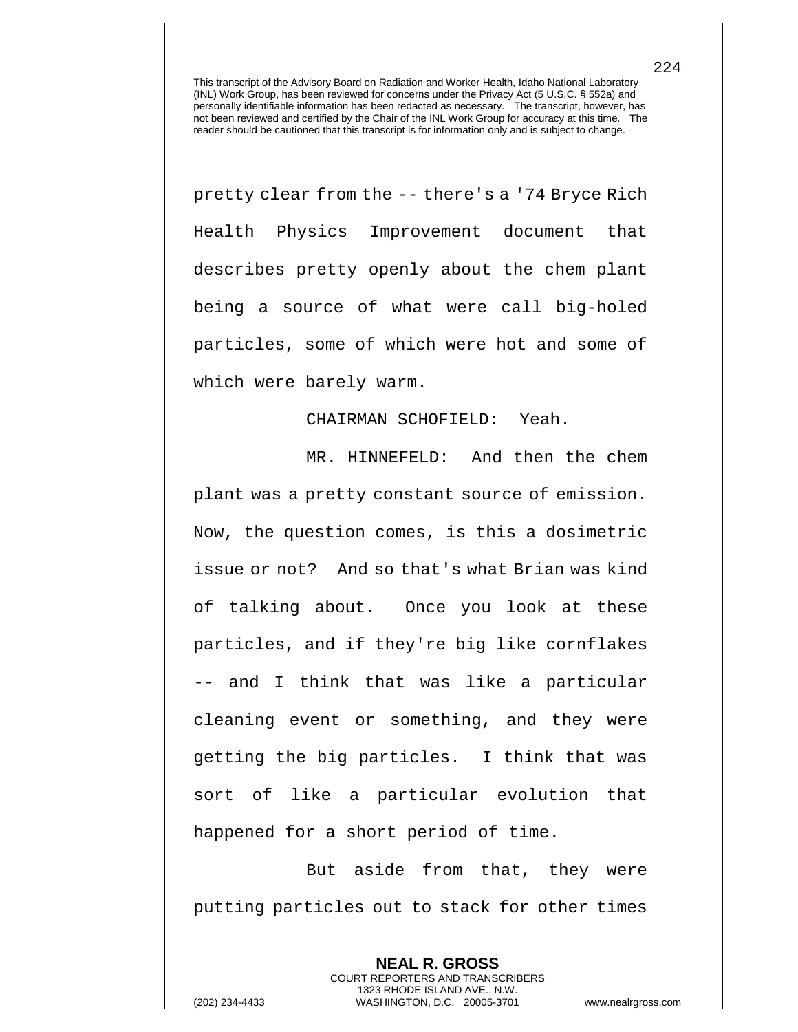This transcript of the Advisory Board on Radiation and Worker Health, Idaho National Laboratory (INL) Work Group, has been reviewed for concerns under the Privacy Act (5 U.S.C. § 552a) and personally identifiable information has been redacted as necessary. The transcript, however, has not been reviewed and certified by the Chair of the INL Work Group for accuracy at this time. The reader should be cautioned that this transcript is for information only and is subject to change.

pretty clear from the -- there's a '74 Bryce Rich Health Physics Improvement document that describes pretty openly about the chem plant being a source of what were call big-holed particles, some of which were hot and some of which were barely warm.

CHAIRMAN SCHOFIELD: Yeah.

MR. HINNEFELD: And then the chem plant was a pretty constant source of emission. Now, the question comes, is this a dosimetric issue or not? And so that's what Brian was kind of talking about. Once you look at these particles, and if they're big like cornflakes -- and I think that was like a particular cleaning event or something, and they were getting the big particles. I think that was sort of like a particular evolution that happened for a short period of time.

But aside from that, they were putting particles out to stack for other times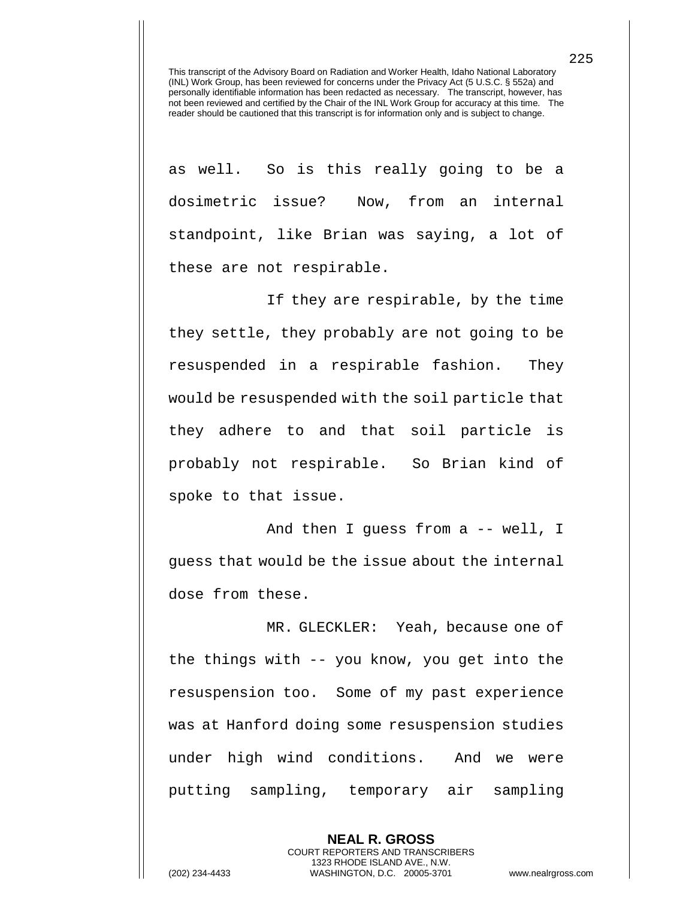as well. So is this really going to be a dosimetric issue? Now, from an internal standpoint, like Brian was saying, a lot of these are not respirable.

If they are respirable, by the time they settle, they probably are not going to be resuspended in a respirable fashion. They would be resuspended with the soil particle that they adhere to and that soil particle is probably not respirable. So Brian kind of spoke to that issue.

And then I guess from a -- well, I guess that would be the issue about the internal dose from these.

MR. GLECKLER: Yeah, because one of the things with -- you know, you get into the resuspension too. Some of my past experience was at Hanford doing some resuspension studies under high wind conditions. And we were putting sampling, temporary air sampling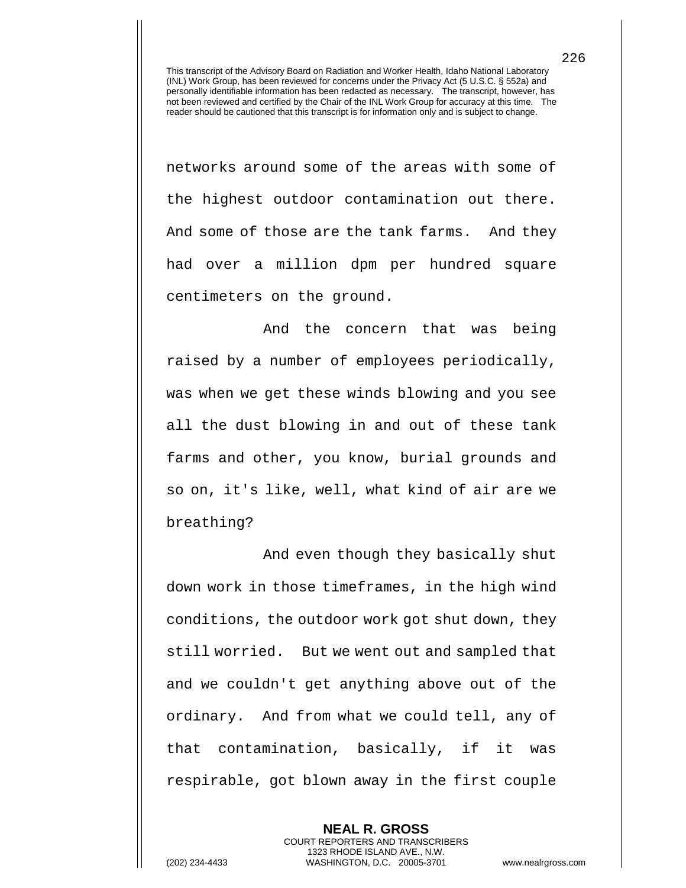This transcript of the Advisory Board on Radiation and Worker Health, Idaho National Laboratory (INL) Work Group, has been reviewed for concerns under the Privacy Act (5 U.S.C. § 552a) and personally identifiable information has been redacted as necessary. The transcript, however, has not been reviewed and certified by the Chair of the INL Work Group for accuracy at this time. The reader should be cautioned that this transcript is for information only and is subject to change.

networks around some of the areas with some of the highest outdoor contamination out there. And some of those are the tank farms. And they had over a million dpm per hundred square centimeters on the ground.

And the concern that was being raised by a number of employees periodically, was when we get these winds blowing and you see all the dust blowing in and out of these tank farms and other, you know, burial grounds and so on, it's like, well, what kind of air are we breathing?

And even though they basically shut down work in those timeframes, in the high wind conditions, the outdoor work got shut down, they still worried. But we went out and sampled that and we couldn't get anything above out of the ordinary. And from what we could tell, any of that contamination, basically, if it was respirable, got blown away in the first couple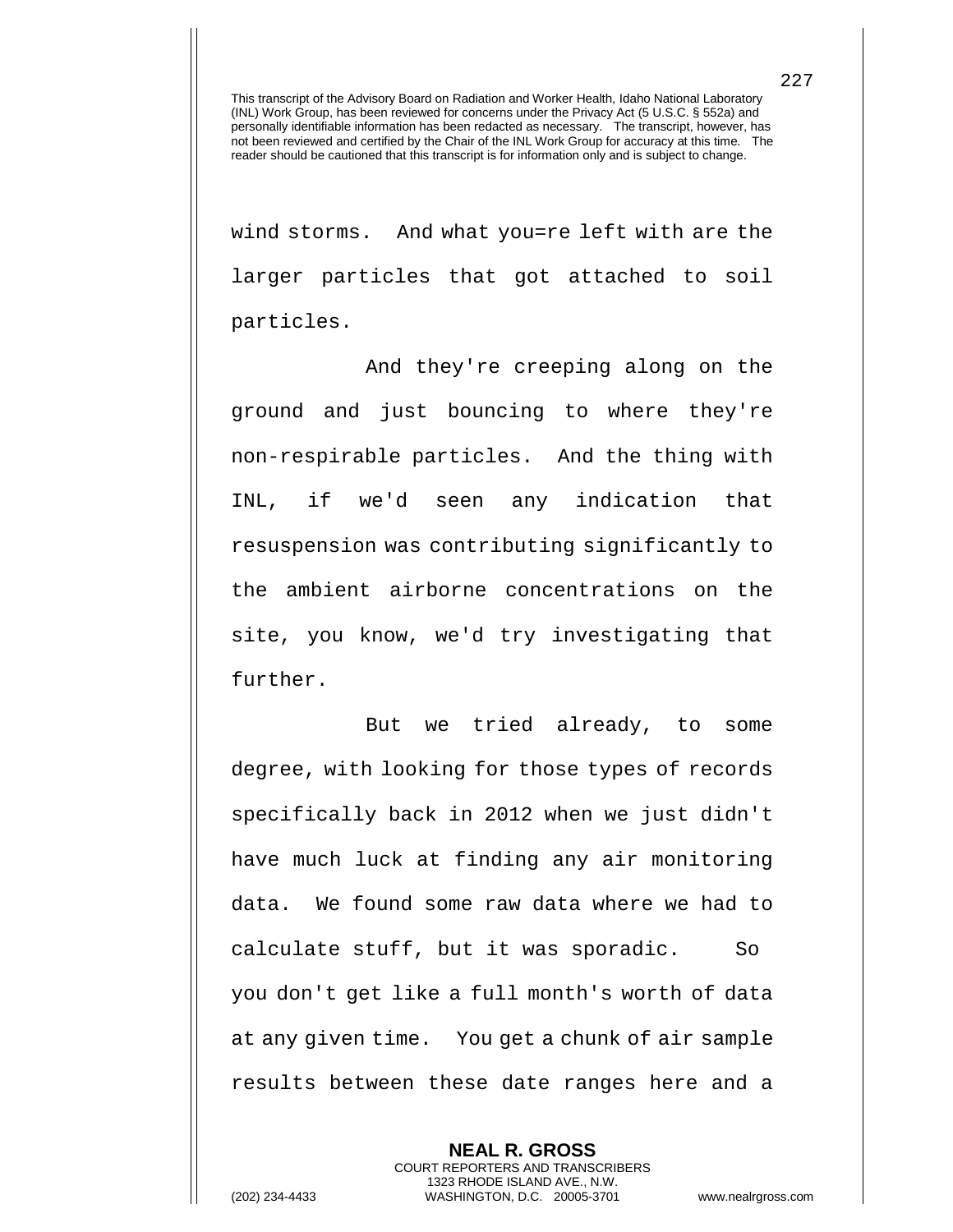This transcript of the Advisory Board on Radiation and Worker Health, Idaho National Laboratory (INL) Work Group, has been reviewed for concerns under the Privacy Act (5 U.S.C. § 552a) and personally identifiable information has been redacted as necessary. The transcript, however, has not been reviewed and certified by the Chair of the INL Work Group for accuracy at this time. The reader should be cautioned that this transcript is for information only and is subject to change.

wind storms. And what you=re left with are the larger particles that got attached to soil particles.

And they're creeping along on the ground and just bouncing to where they're non-respirable particles. And the thing with INL, if we'd seen any indication that resuspension was contributing significantly to the ambient airborne concentrations on the site, you know, we'd try investigating that further.

But we tried already, to some degree, with looking for those types of records specifically back in 2012 when we just didn't have much luck at finding any air monitoring data. We found some raw data where we had to calculate stuff, but it was sporadic. So you don't get like a full month's worth of data at any given time. You get a chunk of air sample results between these date ranges here and a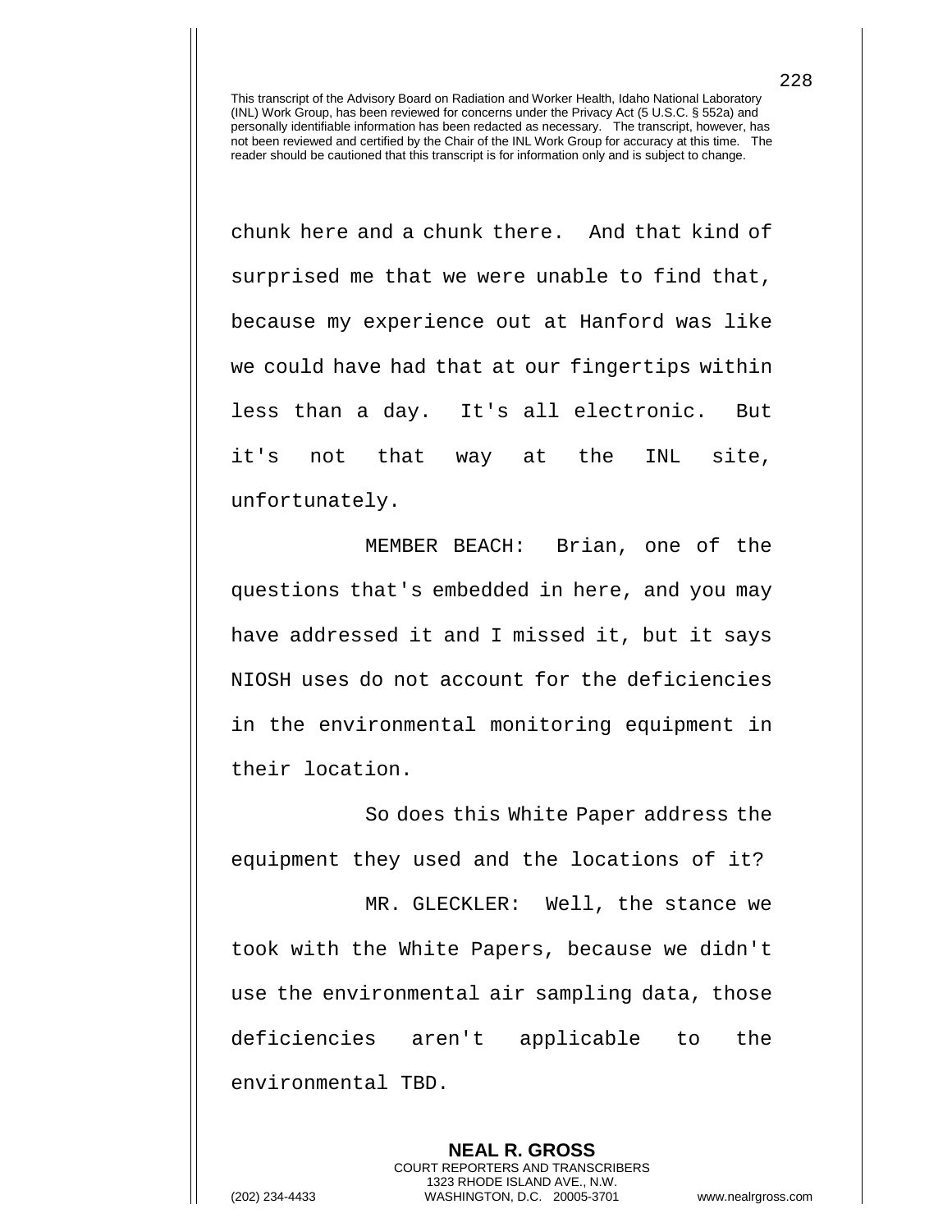chunk here and a chunk there. And that kind of surprised me that we were unable to find that, because my experience out at Hanford was like we could have had that at our fingertips within less than a day. It's all electronic. But it's not that way at the INL site, unfortunately.

MEMBER BEACH: Brian, one of the questions that's embedded in here, and you may have addressed it and I missed it, but it says NIOSH uses do not account for the deficiencies in the environmental monitoring equipment in their location.

So does this White Paper address the equipment they used and the locations of it?

MR. GLECKLER: Well, the stance we took with the White Papers, because we didn't use the environmental air sampling data, those deficiencies aren't applicable to the environmental TBD.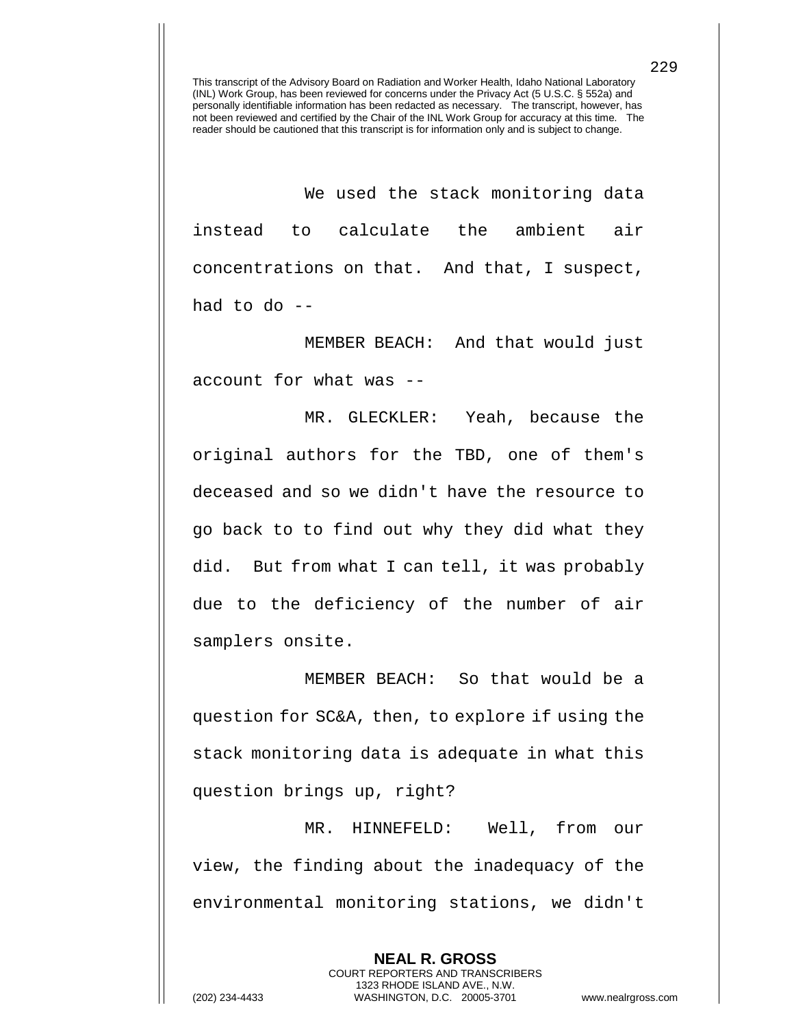This transcript of the Advisory Board on Radiation and Worker Health, Idaho National Laboratory (INL) Work Group, has been reviewed for concerns under the Privacy Act (5 U.S.C. § 552a) and personally identifiable information has been redacted as necessary. The transcript, however, has not been reviewed and certified by the Chair of the INL Work Group for accuracy at this time. The reader should be cautioned that this transcript is for information only and is subject to change.

We used the stack monitoring data instead to calculate the ambient air concentrations on that. And that, I suspect, had to do --

MEMBER BEACH: And that would just account for what was --

MR. GLECKLER: Yeah, because the original authors for the TBD, one of them's deceased and so we didn't have the resource to go back to to find out why they did what they did. But from what I can tell, it was probably due to the deficiency of the number of air samplers onsite.

MEMBER BEACH: So that would be a question for SC&A, then, to explore if using the stack monitoring data is adequate in what this question brings up, right?

MR. HINNEFELD: Well, from our view, the finding about the inadequacy of the environmental monitoring stations, we didn't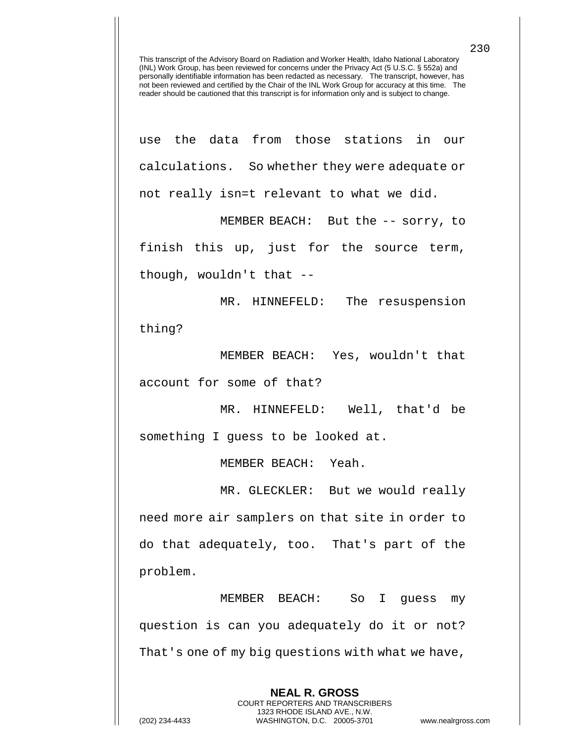This transcript of the Advisory Board on Radiation and Worker Health, Idaho National Laboratory (INL) Work Group, has been reviewed for concerns under the Privacy Act (5 U.S.C. § 552a) and personally identifiable information has been redacted as necessary. The transcript, however, has not been reviewed and certified by the Chair of the INL Work Group for accuracy at this time. The reader should be cautioned that this transcript is for information only and is subject to change.

use the data from those stations in our calculations. So whether they were adequate or not really isn=t relevant to what we did.

MEMBER BEACH: But the -- sorry, to finish this up, just for the source term, though, wouldn't that --

MR. HINNEFELD: The resuspension thing?

MEMBER BEACH: Yes, wouldn't that account for some of that?

MR. HINNEFELD: Well, that'd be something I guess to be looked at.

MEMBER BEACH: Yeah.

MR. GLECKLER: But we would really need more air samplers on that site in order to do that adequately, too. That's part of the problem.

MEMBER BEACH: So I guess my question is can you adequately do it or not? That's one of my big questions with what we have,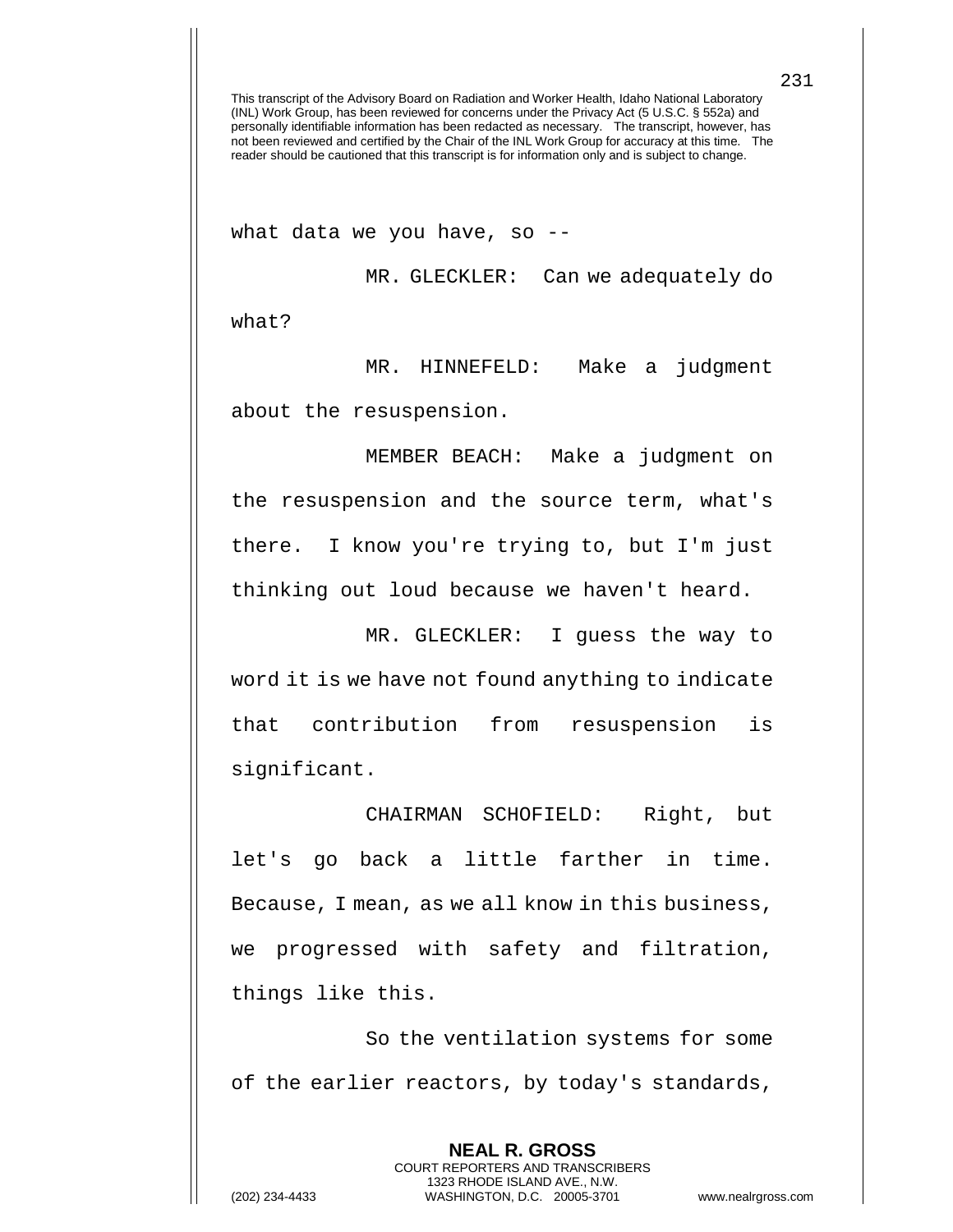This transcript of the Advisory Board on Radiation and Worker Health, Idaho National Laboratory (INL) Work Group, has been reviewed for concerns under the Privacy Act (5 U.S.C. § 552a) and personally identifiable information has been redacted as necessary. The transcript, however, has not been reviewed and certified by the Chair of the INL Work Group for accuracy at this time. The reader should be cautioned that this transcript is for information only and is subject to change.

what data we you have, so --

MR. GLECKLER: Can we adequately do what?

MR. HINNEFELD: Make a judgment about the resuspension.

MEMBER BEACH: Make a judgment on the resuspension and the source term, what's there. I know you're trying to, but I'm just thinking out loud because we haven't heard.

MR. GLECKLER: I guess the way to word it is we have not found anything to indicate that contribution from resuspension is significant.

CHAIRMAN SCHOFIELD: Right, but let's go back a little farther in time. Because, I mean, as we all know in this business, we progressed with safety and filtration, things like this.

So the ventilation systems for some of the earlier reactors, by today's standards,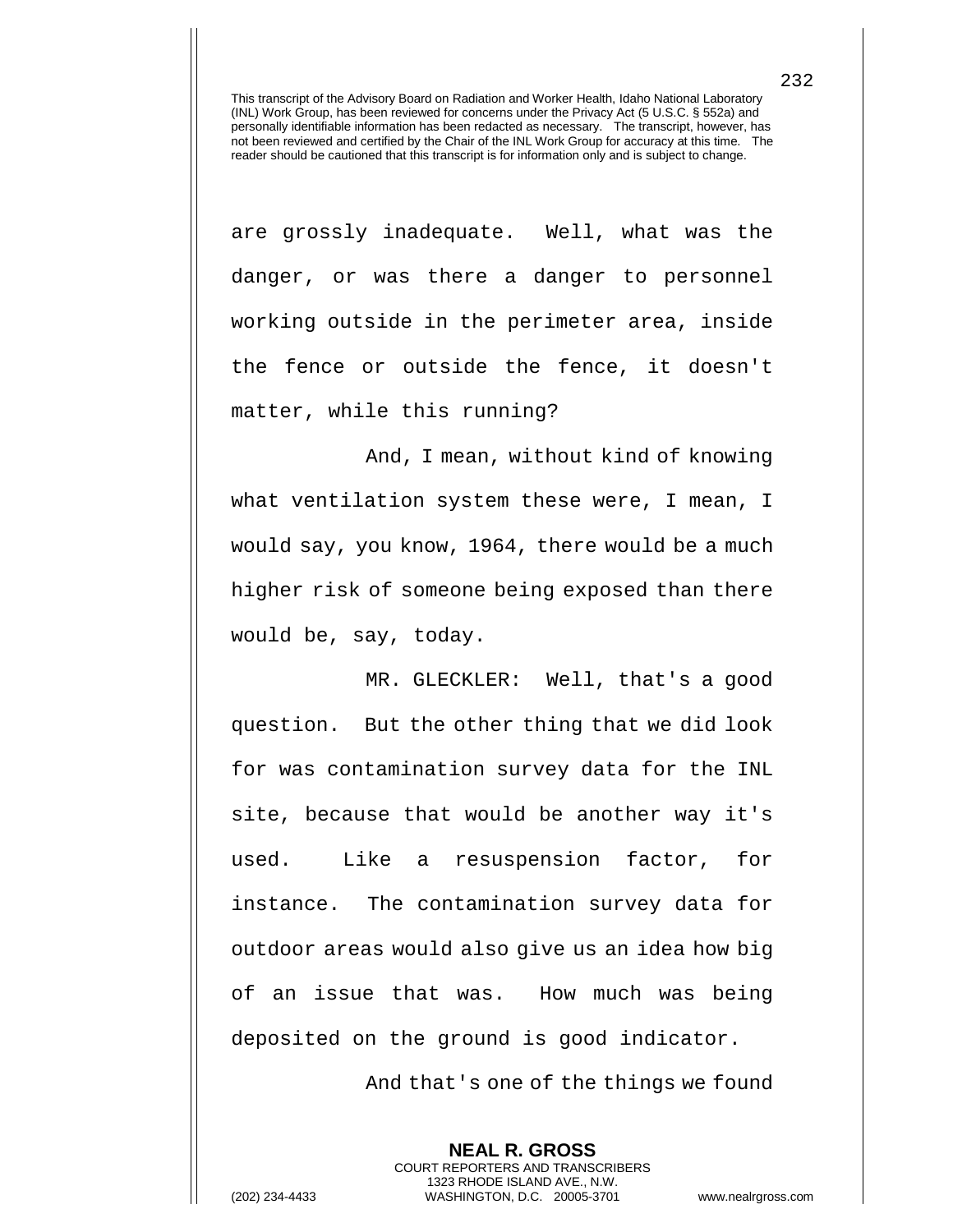This transcript of the Advisory Board on Radiation and Worker Health, Idaho National Laboratory (INL) Work Group, has been reviewed for concerns under the Privacy Act (5 U.S.C. § 552a) and personally identifiable information has been redacted as necessary. The transcript, however, has not been reviewed and certified by the Chair of the INL Work Group for accuracy at this time. The reader should be cautioned that this transcript is for information only and is subject to change.

are grossly inadequate. Well, what was the danger, or was there a danger to personnel working outside in the perimeter area, inside the fence or outside the fence, it doesn't matter, while this running?

And, I mean, without kind of knowing what ventilation system these were, I mean, I would say, you know, 1964, there would be a much higher risk of someone being exposed than there would be, say, today.

MR. GLECKLER: Well, that's a good question. But the other thing that we did look for was contamination survey data for the INL site, because that would be another way it's used. Like a resuspension factor, for instance. The contamination survey data for outdoor areas would also give us an idea how big of an issue that was. How much was being deposited on the ground is good indicator.

And that's one of the things we found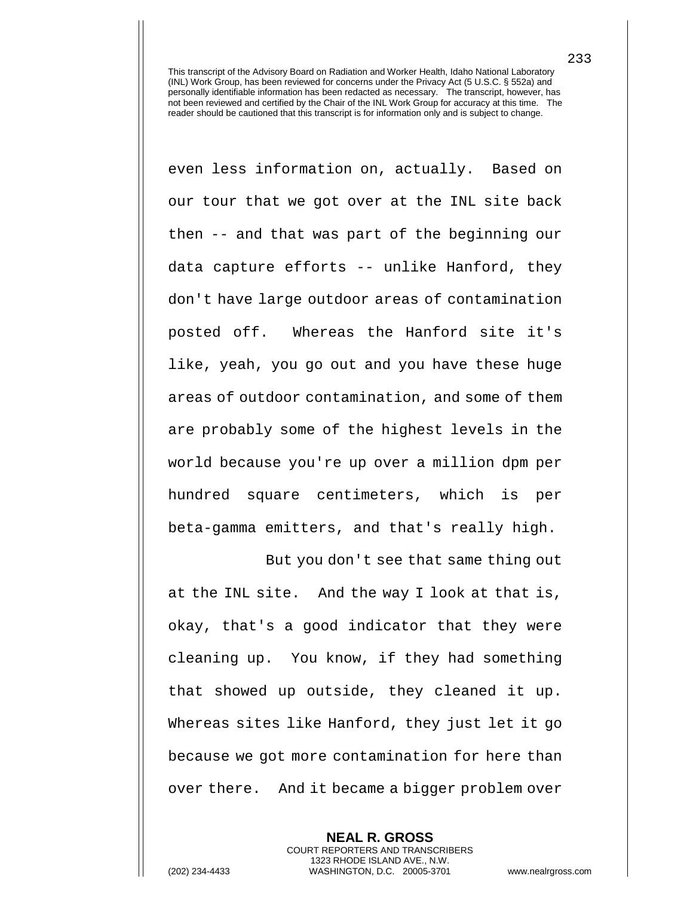This transcript of the Advisory Board on Radiation and Worker Health, Idaho National Laboratory (INL) Work Group, has been reviewed for concerns under the Privacy Act (5 U.S.C. § 552a) and personally identifiable information has been redacted as necessary. The transcript, however, has not been reviewed and certified by the Chair of the INL Work Group for accuracy at this time. The reader should be cautioned that this transcript is for information only and is subject to change.

even less information on, actually. Based on our tour that we got over at the INL site back then -- and that was part of the beginning our data capture efforts -- unlike Hanford, they don't have large outdoor areas of contamination posted off. Whereas the Hanford site it's like, yeah, you go out and you have these huge areas of outdoor contamination, and some of them are probably some of the highest levels in the world because you're up over a million dpm per hundred square centimeters, which is per beta-gamma emitters, and that's really high.

But you don't see that same thing out at the INL site. And the way I look at that is, okay, that's a good indicator that they were cleaning up. You know, if they had something that showed up outside, they cleaned it up. Whereas sites like Hanford, they just let it go because we got more contamination for here than over there. And it became a bigger problem over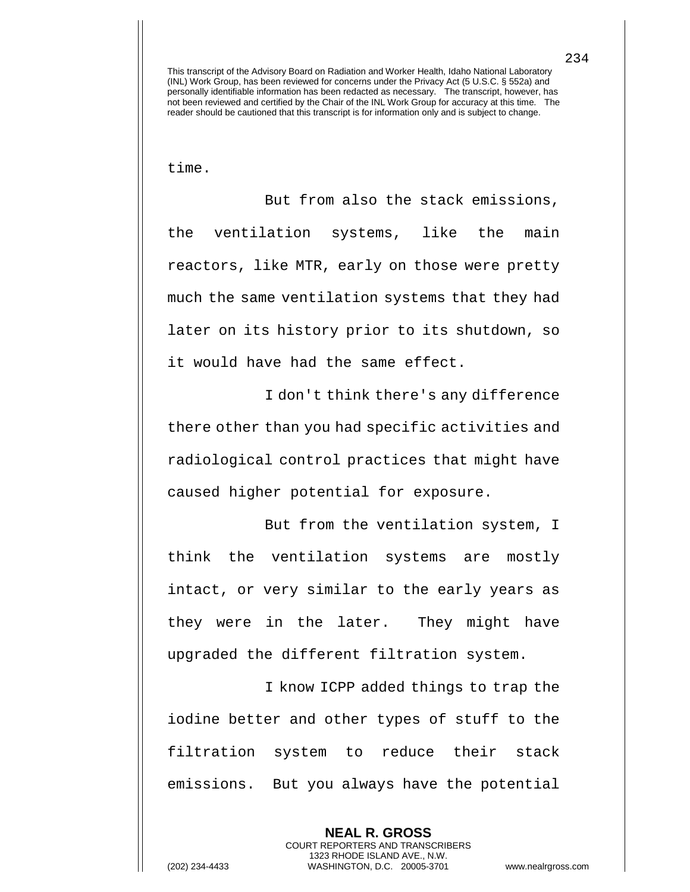time.

But from also the stack emissions, the ventilation systems, like the main reactors, like MTR, early on those were pretty much the same ventilation systems that they had later on its history prior to its shutdown, so it would have had the same effect.

I don't think there's any difference there other than you had specific activities and radiological control practices that might have caused higher potential for exposure.

But from the ventilation system, I think the ventilation systems are mostly intact, or very similar to the early years as they were in the later. They might have upgraded the different filtration system.

I know ICPP added things to trap the iodine better and other types of stuff to the filtration system to reduce their stack emissions. But you always have the potential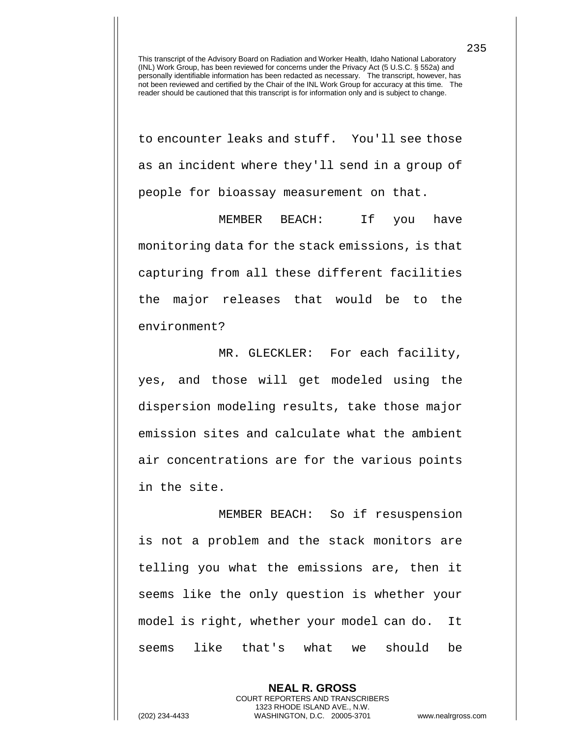This transcript of the Advisory Board on Radiation and Worker Health, Idaho National Laboratory (INL) Work Group, has been reviewed for concerns under the Privacy Act (5 U.S.C. § 552a) and personally identifiable information has been redacted as necessary. The transcript, however, has not been reviewed and certified by the Chair of the INL Work Group for accuracy at this time. The reader should be cautioned that this transcript is for information only and is subject to change.

to encounter leaks and stuff. You'll see those as an incident where they'll send in a group of people for bioassay measurement on that.

MEMBER BEACH: If you have monitoring data for the stack emissions, is that capturing from all these different facilities the major releases that would be to the environment?

MR. GLECKLER: For each facility, yes, and those will get modeled using the dispersion modeling results, take those major emission sites and calculate what the ambient air concentrations are for the various points in the site.

MEMBER BEACH: So if resuspension is not a problem and the stack monitors are telling you what the emissions are, then it seems like the only question is whether your model is right, whether your model can do. It seems like that's what we should be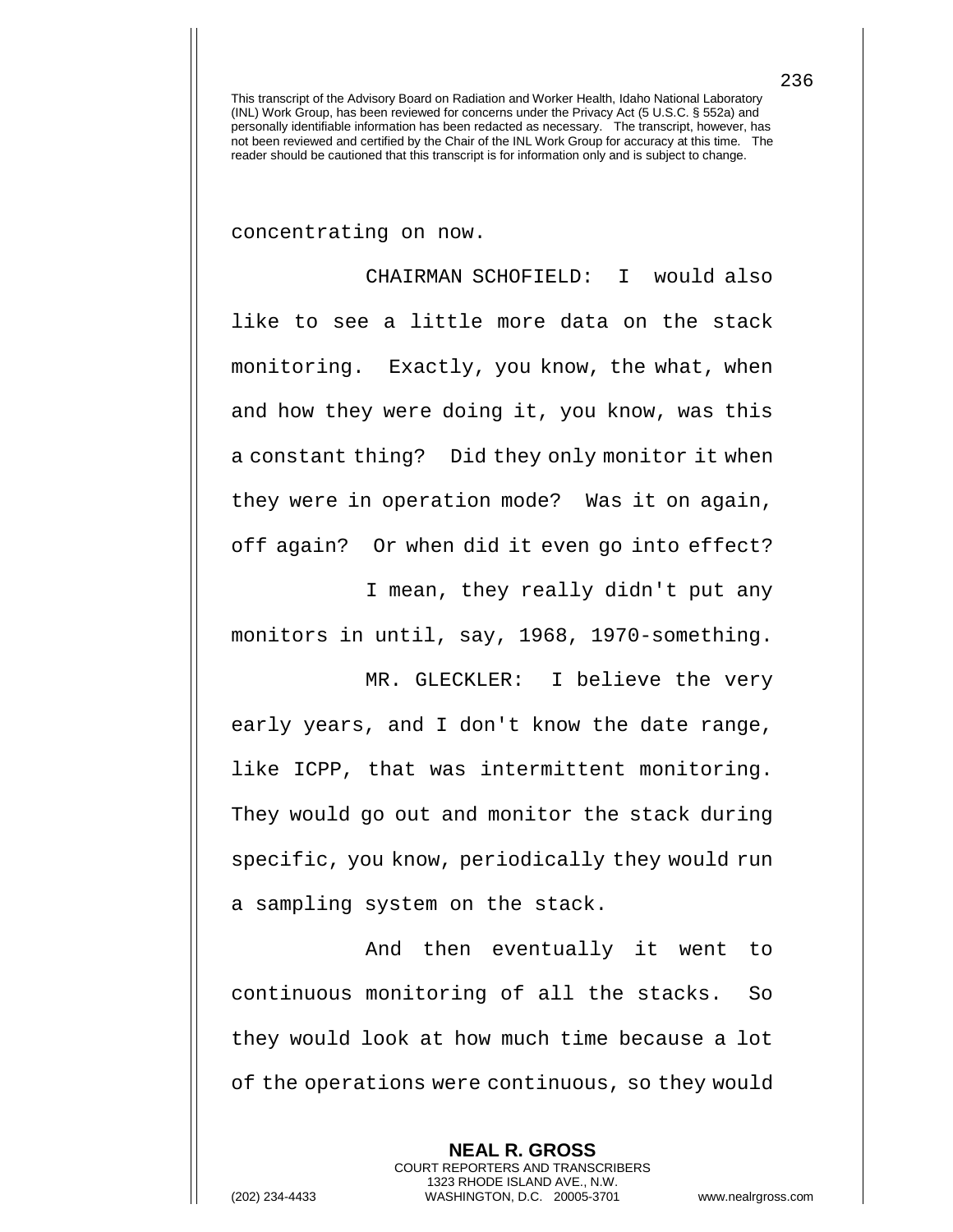concentrating on now.

CHAIRMAN SCHOFIELD: I would also like to see a little more data on the stack monitoring. Exactly, you know, the what, when and how they were doing it, you know, was this a constant thing? Did they only monitor it when they were in operation mode? Was it on again, off again? Or when did it even go into effect?

I mean, they really didn't put any monitors in until, say, 1968, 1970-something.

MR. GLECKLER: I believe the very early years, and I don't know the date range, like ICPP, that was intermittent monitoring. They would go out and monitor the stack during specific, you know, periodically they would run a sampling system on the stack.

And then eventually it went to continuous monitoring of all the stacks. So they would look at how much time because a lot of the operations were continuous, so they would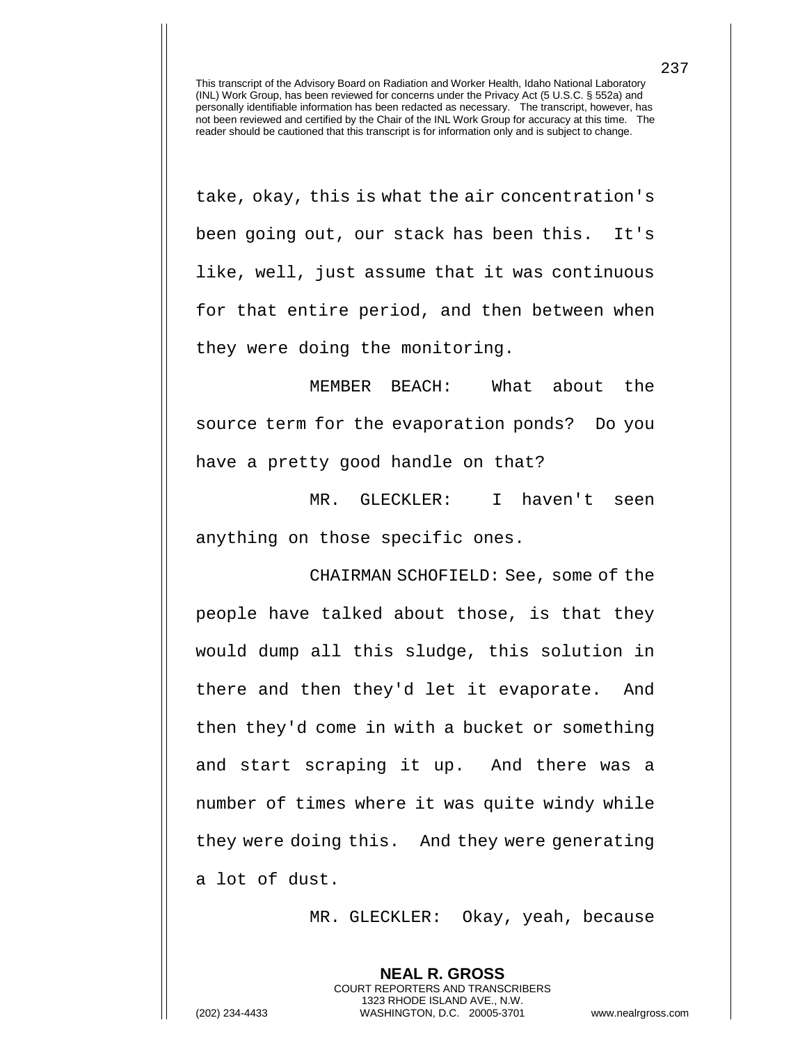take, okay, this is what the air concentration's been going out, our stack has been this. It's like, well, just assume that it was continuous for that entire period, and then between when they were doing the monitoring.

MEMBER BEACH: What about the source term for the evaporation ponds? Do you have a pretty good handle on that?

MR. GLECKLER: I haven't seen anything on those specific ones.

CHAIRMAN SCHOFIELD: See, some of the people have talked about those, is that they would dump all this sludge, this solution in there and then they'd let it evaporate. And then they'd come in with a bucket or something and start scraping it up. And there was a number of times where it was quite windy while they were doing this. And they were generating a lot of dust.

MR. GLECKLER: Okay, yeah, because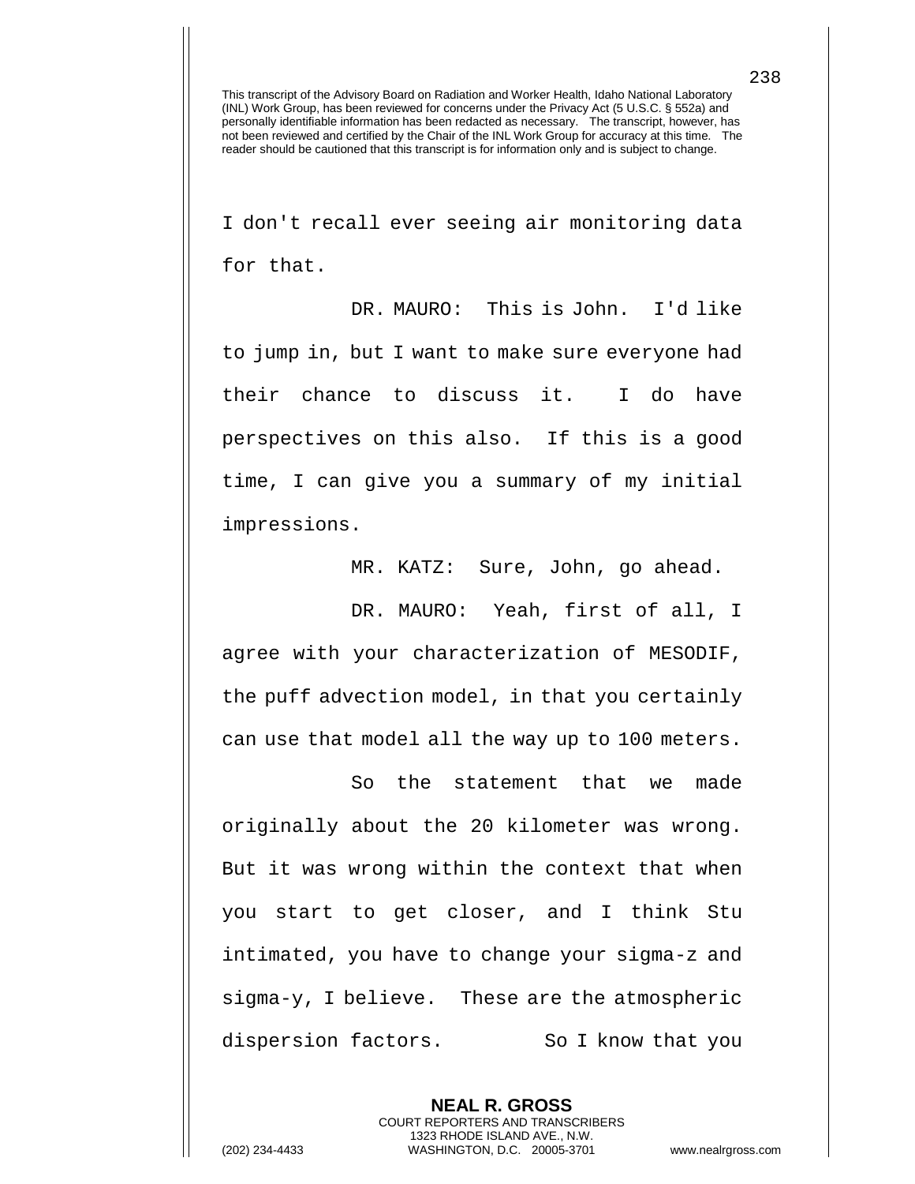I don't recall ever seeing air monitoring data for that.

DR. MAURO: This is John. I'd like to jump in, but I want to make sure everyone had their chance to discuss it. I do have perspectives on this also. If this is a good time, I can give you a summary of my initial impressions.

MR. KATZ: Sure, John, go ahead.

DR. MAURO: Yeah, first of all, I agree with your characterization of MESODIF, the puff advection model, in that you certainly can use that model all the way up to 100 meters.

So the statement that we made originally about the 20 kilometer was wrong. But it was wrong within the context that when you start to get closer, and I think Stu intimated, you have to change your sigma-z and sigma-y, I believe. These are the atmospheric dispersion factors. So I know that you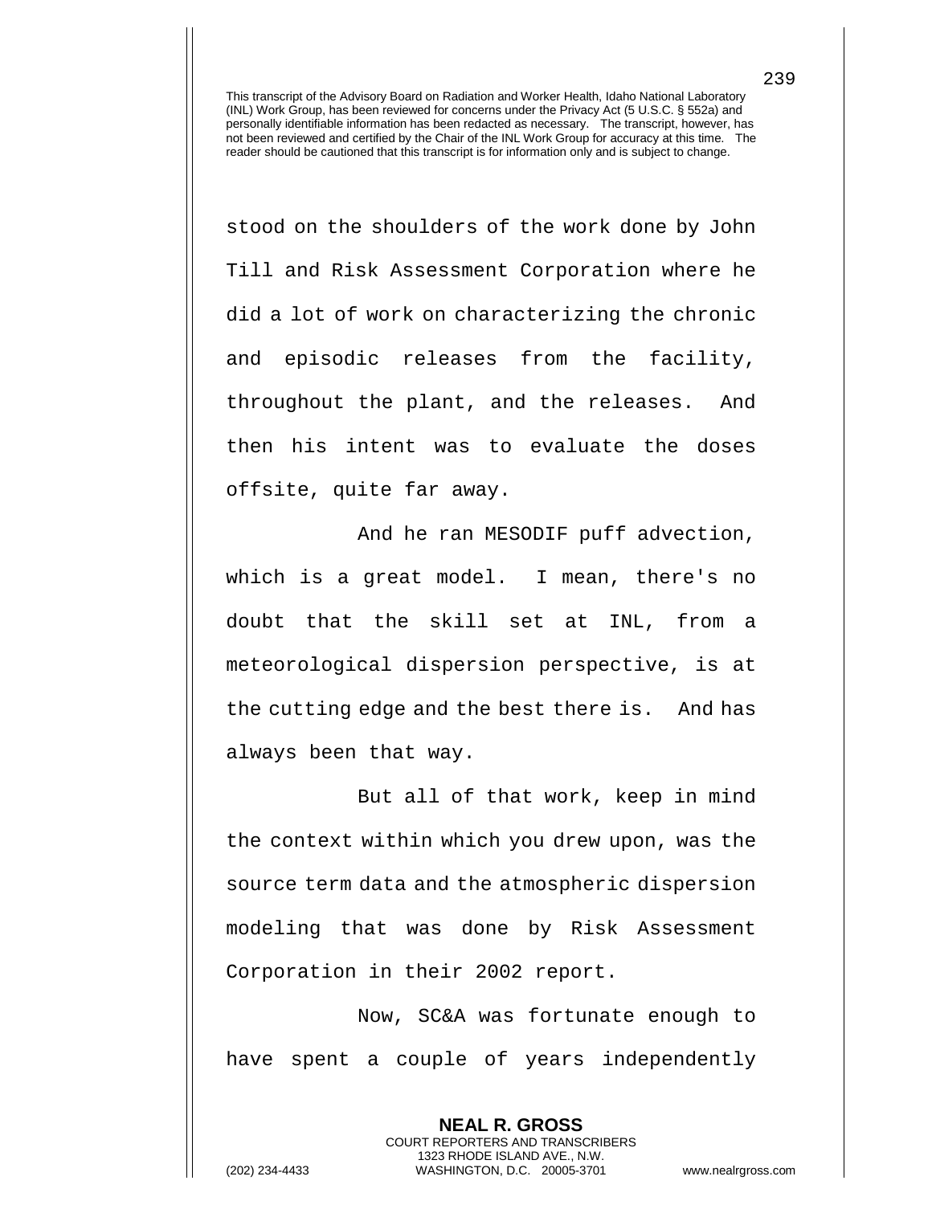This transcript of the Advisory Board on Radiation and Worker Health, Idaho National Laboratory (INL) Work Group, has been reviewed for concerns under the Privacy Act (5 U.S.C. § 552a) and personally identifiable information has been redacted as necessary. The transcript, however, has not been reviewed and certified by the Chair of the INL Work Group for accuracy at this time. The reader should be cautioned that this transcript is for information only and is subject to change.

stood on the shoulders of the work done by John Till and Risk Assessment Corporation where he did a lot of work on characterizing the chronic and episodic releases from the facility, throughout the plant, and the releases. And then his intent was to evaluate the doses offsite, quite far away.

And he ran MESODIF puff advection, which is a great model. I mean, there's no doubt that the skill set at INL, from a meteorological dispersion perspective, is at the cutting edge and the best there is. And has always been that way.

But all of that work, keep in mind the context within which you drew upon, was the source term data and the atmospheric dispersion modeling that was done by Risk Assessment Corporation in their 2002 report.

Now, SC&A was fortunate enough to have spent a couple of years independently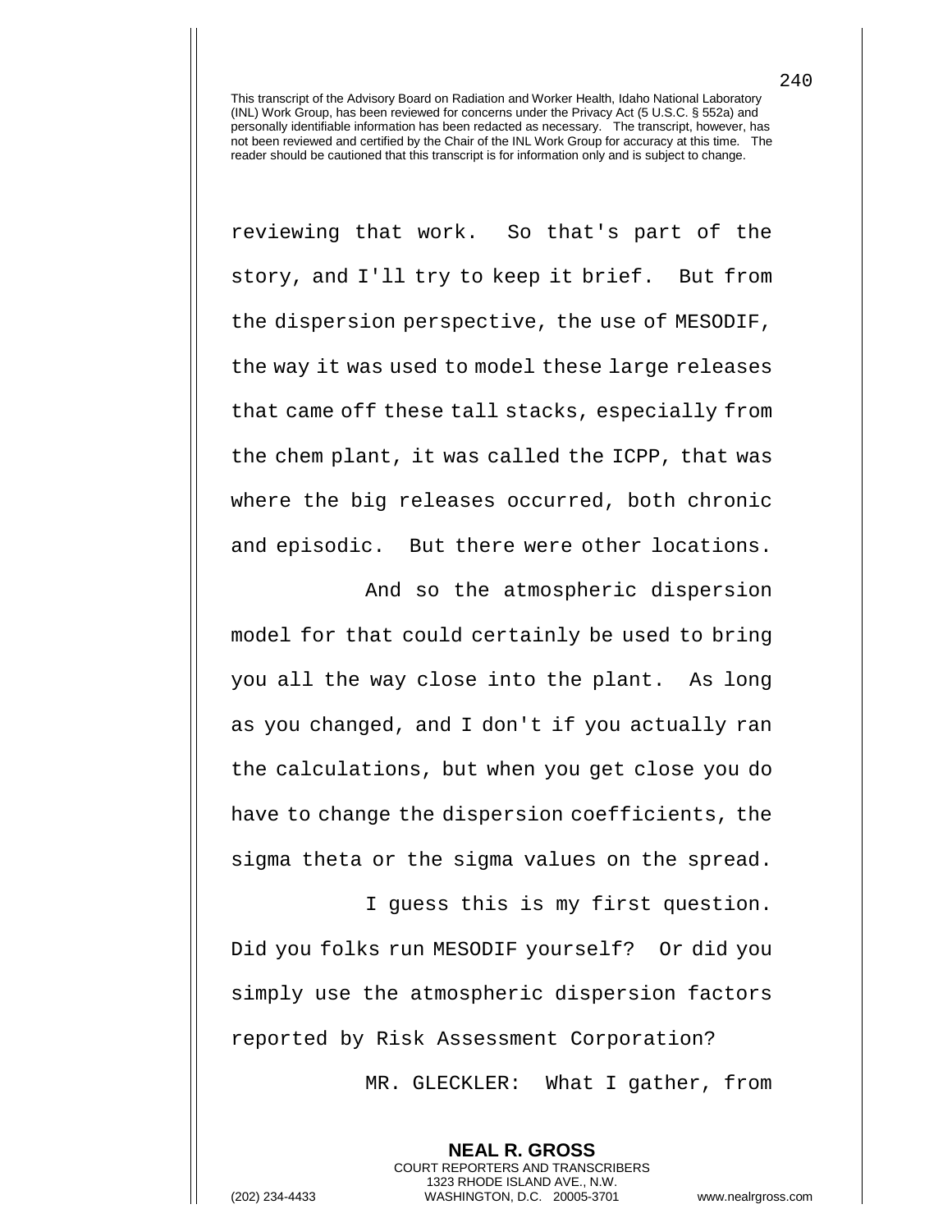This transcript of the Advisory Board on Radiation and Worker Health, Idaho National Laboratory (INL) Work Group, has been reviewed for concerns under the Privacy Act (5 U.S.C. § 552a) and personally identifiable information has been redacted as necessary. The transcript, however, has not been reviewed and certified by the Chair of the INL Work Group for accuracy at this time. The reader should be cautioned that this transcript is for information only and is subject to change.

reviewing that work. So that's part of the story, and I'll try to keep it brief. But from the dispersion perspective, the use of MESODIF, the way it was used to model these large releases that came off these tall stacks, especially from the chem plant, it was called the ICPP, that was where the big releases occurred, both chronic and episodic. But there were other locations.

And so the atmospheric dispersion model for that could certainly be used to bring you all the way close into the plant. As long as you changed, and I don't if you actually ran the calculations, but when you get close you do have to change the dispersion coefficients, the sigma theta or the sigma values on the spread.

I guess this is my first question. Did you folks run MESODIF yourself? Or did you simply use the atmospheric dispersion factors reported by Risk Assessment Corporation?

MR. GLECKLER: What I gather, from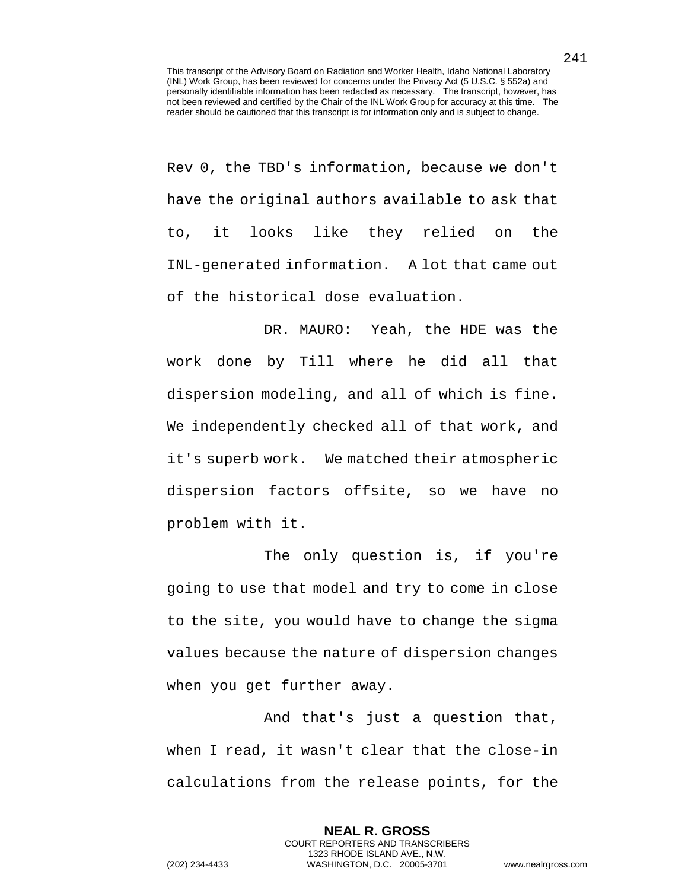This transcript of the Advisory Board on Radiation and Worker Health, Idaho National Laboratory (INL) Work Group, has been reviewed for concerns under the Privacy Act (5 U.S.C. § 552a) and personally identifiable information has been redacted as necessary. The transcript, however, has not been reviewed and certified by the Chair of the INL Work Group for accuracy at this time. The reader should be cautioned that this transcript is for information only and is subject to change.

Rev 0, the TBD's information, because we don't have the original authors available to ask that to, it looks like they relied on the INL-generated information. A lot that came out of the historical dose evaluation.

DR. MAURO: Yeah, the HDE was the work done by Till where he did all that dispersion modeling, and all of which is fine. We independently checked all of that work, and it's superb work. We matched their atmospheric dispersion factors offsite, so we have no problem with it.

The only question is, if you're going to use that model and try to come in close to the site, you would have to change the sigma values because the nature of dispersion changes when you get further away.

And that's just a question that, when I read, it wasn't clear that the close-in calculations from the release points, for the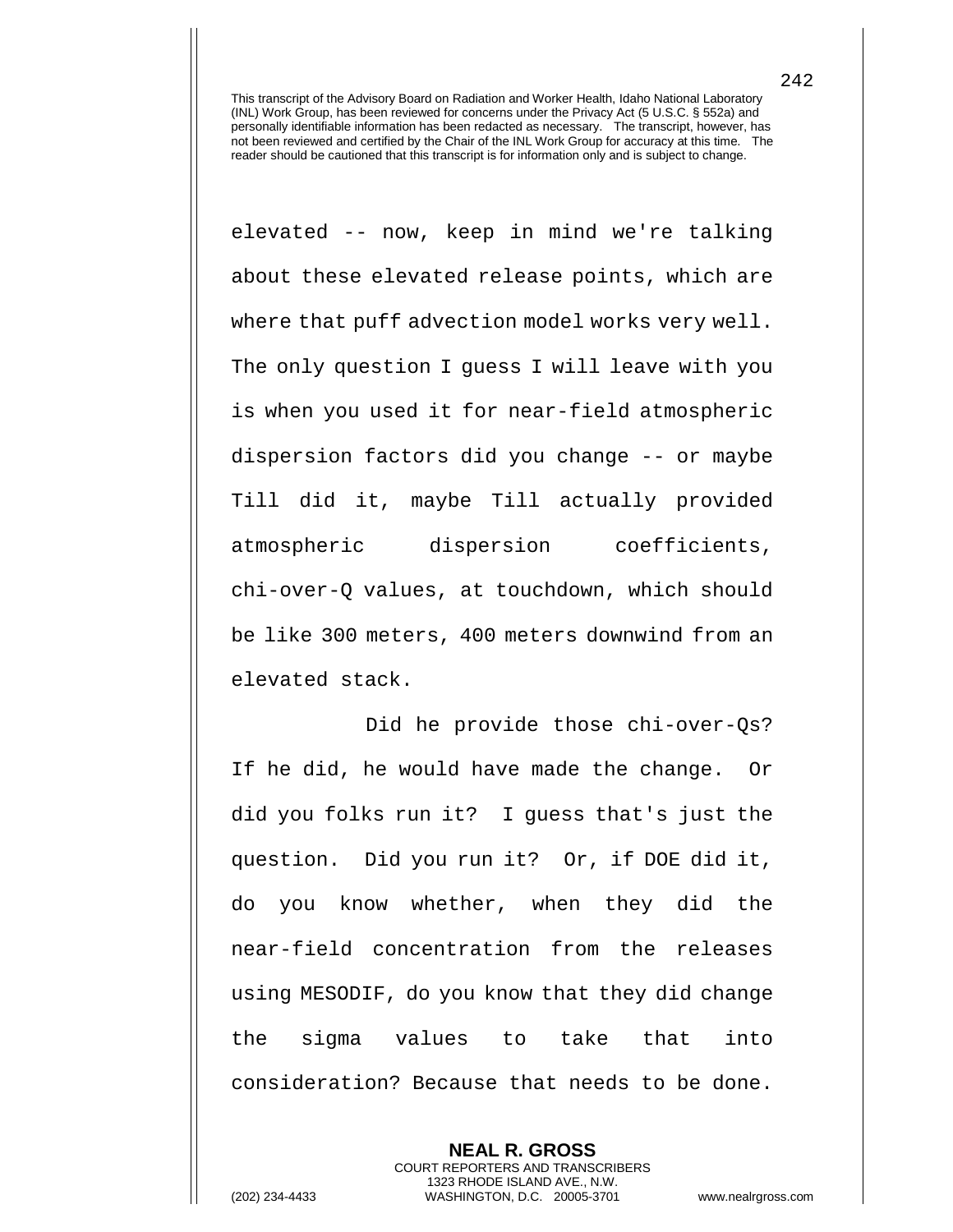This transcript of the Advisory Board on Radiation and Worker Health, Idaho National Laboratory (INL) Work Group, has been reviewed for concerns under the Privacy Act (5 U.S.C. § 552a) and personally identifiable information has been redacted as necessary. The transcript, however, has not been reviewed and certified by the Chair of the INL Work Group for accuracy at this time. The reader should be cautioned that this transcript is for information only and is subject to change.

elevated -- now, keep in mind we're talking about these elevated release points, which are where that puff advection model works very well. The only question I guess I will leave with you is when you used it for near-field atmospheric dispersion factors did you change -- or maybe Till did it, maybe Till actually provided atmospheric dispersion coefficients, chi-over-Q values, at touchdown, which should be like 300 meters, 400 meters downwind from an elevated stack.

Did he provide those chi-over-Qs? If he did, he would have made the change. Or did you folks run it? I guess that's just the question. Did you run it? Or, if DOE did it, do you know whether, when they did the near-field concentration from the releases using MESODIF, do you know that they did change the sigma values to take that into consideration? Because that needs to be done.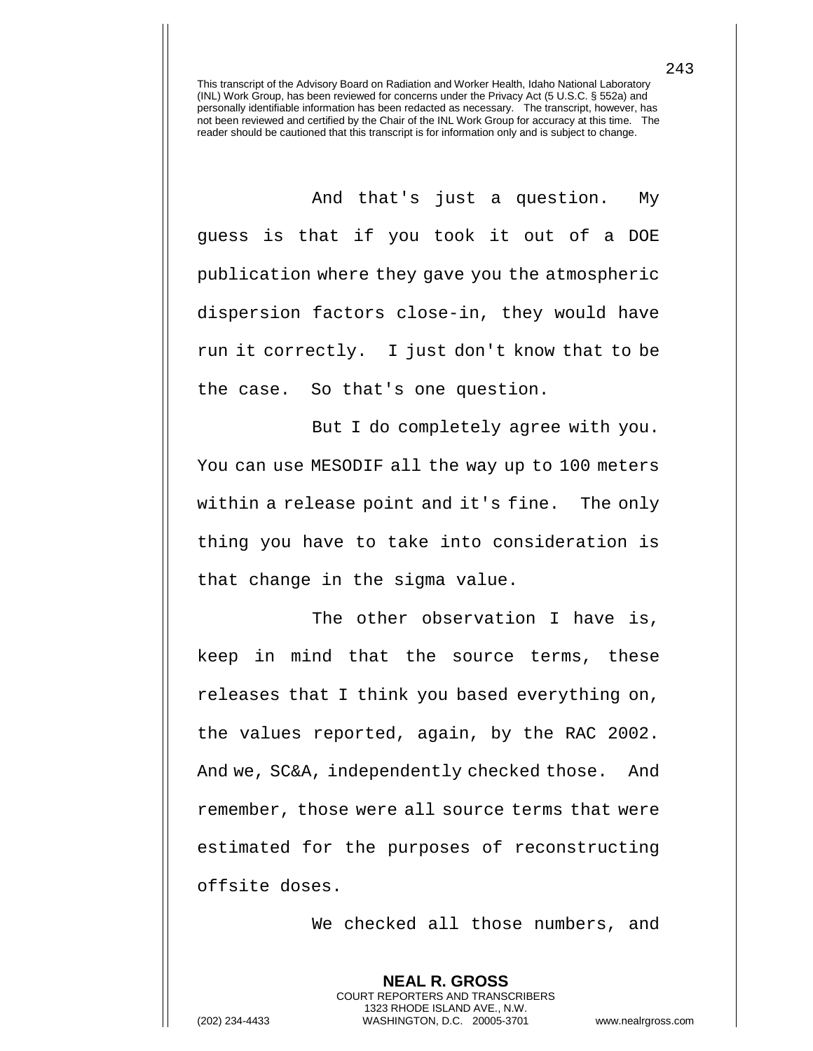This transcript of the Advisory Board on Radiation and Worker Health, Idaho National Laboratory (INL) Work Group, has been reviewed for concerns under the Privacy Act (5 U.S.C. § 552a) and personally identifiable information has been redacted as necessary. The transcript, however, has not been reviewed and certified by the Chair of the INL Work Group for accuracy at this time. The reader should be cautioned that this transcript is for information only and is subject to change.

And that's just a question. My guess is that if you took it out of a DOE publication where they gave you the atmospheric dispersion factors close-in, they would have run it correctly. I just don't know that to be the case. So that's one question.

But I do completely agree with you. You can use MESODIF all the way up to 100 meters within a release point and it's fine. The only thing you have to take into consideration is that change in the sigma value.

The other observation I have is, keep in mind that the source terms, these releases that I think you based everything on, the values reported, again, by the RAC 2002. And we, SC&A, independently checked those. And remember, those were all source terms that were estimated for the purposes of reconstructing offsite doses.

We checked all those numbers, and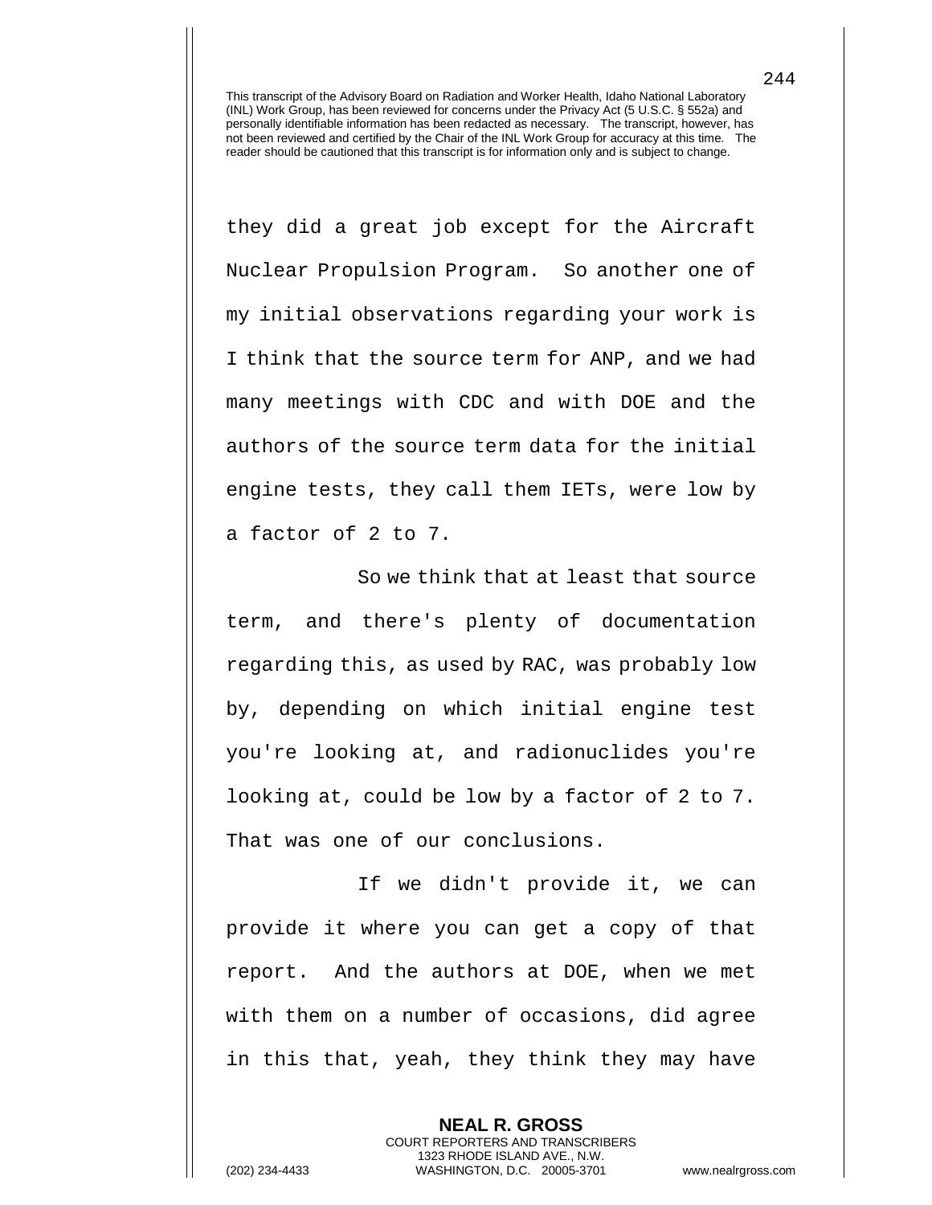they did a great job except for the Aircraft Nuclear Propulsion Program. So another one of my initial observations regarding your work is I think that the source term for ANP, and we had many meetings with CDC and with DOE and the authors of the source term data for the initial engine tests, they call them IETs, were low by a factor of 2 to 7.

So we think that at least that source term, and there's plenty of documentation regarding this, as used by RAC, was probably low by, depending on which initial engine test you're looking at, and radionuclides you're looking at, could be low by a factor of 2 to 7. That was one of our conclusions.

If we didn't provide it, we can provide it where you can get a copy of that report. And the authors at DOE, when we met with them on a number of occasions, did agree in this that, yeah, they think they may have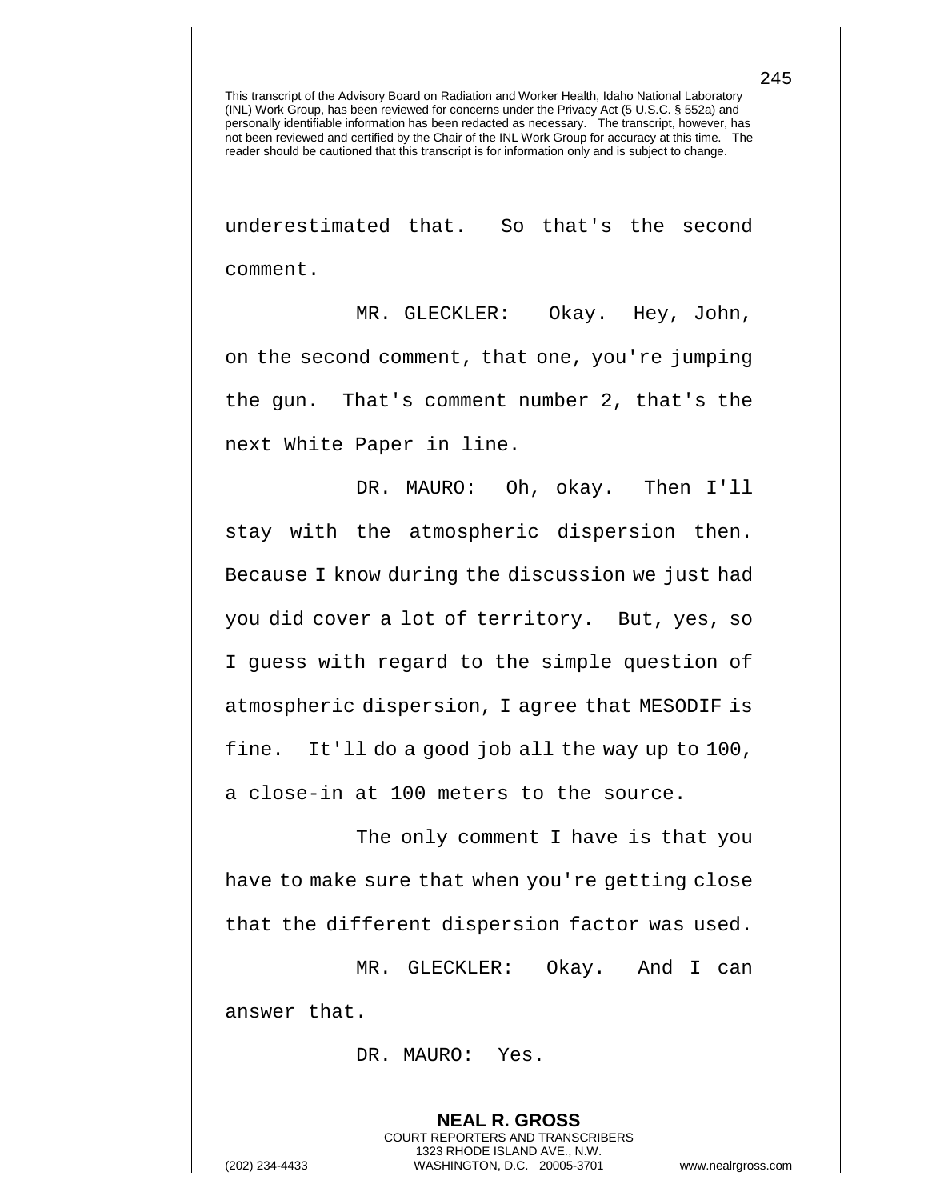underestimated that. So that's the second comment.

MR. GLECKLER: Okay. Hey, John, on the second comment, that one, you're jumping the gun. That's comment number 2, that's the next White Paper in line.

DR. MAURO: Oh, okay. Then I'll stay with the atmospheric dispersion then. Because I know during the discussion we just had you did cover a lot of territory. But, yes, so I guess with regard to the simple question of atmospheric dispersion, I agree that MESODIF is fine. It'll do a good job all the way up to 100, a close-in at 100 meters to the source.

The only comment I have is that you have to make sure that when you're getting close that the different dispersion factor was used.

MR. GLECKLER: Okay. And I can answer that.

DR. MAURO: Yes.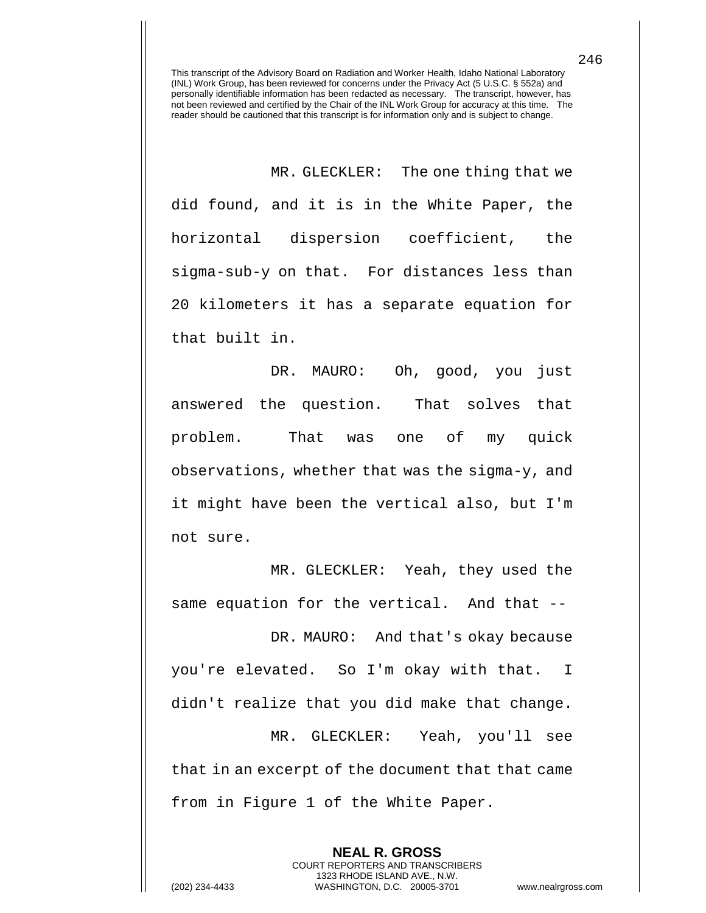This transcript of the Advisory Board on Radiation and Worker Health, Idaho National Laboratory (INL) Work Group, has been reviewed for concerns under the Privacy Act (5 U.S.C. § 552a) and personally identifiable information has been redacted as necessary. The transcript, however, has not been reviewed and certified by the Chair of the INL Work Group for accuracy at this time. The reader should be cautioned that this transcript is for information only and is subject to change.

MR. GLECKLER: The one thing that we did found, and it is in the White Paper, the horizontal dispersion coefficient, the sigma-sub-y on that. For distances less than 20 kilometers it has a separate equation for that built in.

DR. MAURO: Oh, good, you just answered the question. That solves that problem. That was one of my quick observations, whether that was the sigma-y, and it might have been the vertical also, but I'm not sure.

MR. GLECKLER: Yeah, they used the same equation for the vertical. And that --

DR. MAURO: And that's okay because you're elevated. So I'm okay with that. I didn't realize that you did make that change.

MR. GLECKLER: Yeah, you'll see that in an excerpt of the document that that came from in Figure 1 of the White Paper.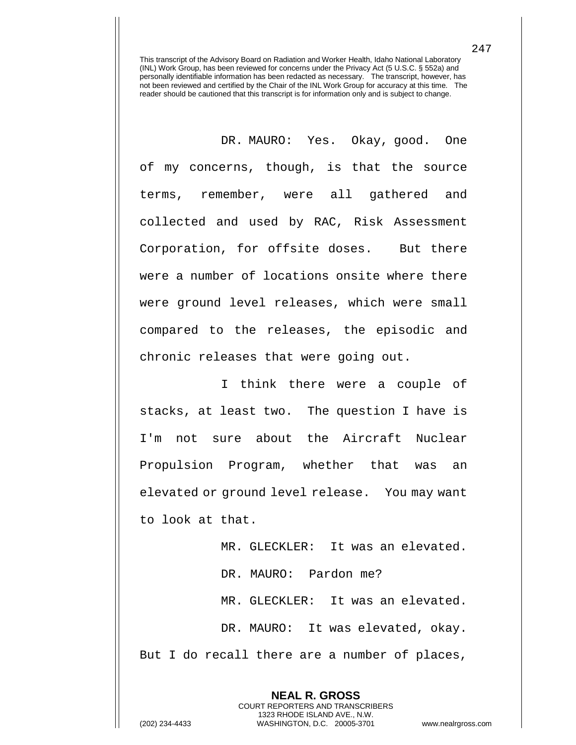DR. MAURO: Yes. Okay, good. One of my concerns, though, is that the source terms, remember, were all gathered and collected and used by RAC, Risk Assessment Corporation, for offsite doses. But there were a number of locations onsite where there were ground level releases, which were small compared to the releases, the episodic and chronic releases that were going out.

I think there were a couple of stacks, at least two. The question I have is I'm not sure about the Aircraft Nuclear Propulsion Program, whether that was an elevated or ground level release. You may want to look at that.

MR. GLECKLER: It was an elevated.

DR. MAURO: Pardon me?

MR. GLECKLER: It was an elevated.

DR. MAURO: It was elevated, okay. But I do recall there are a number of places,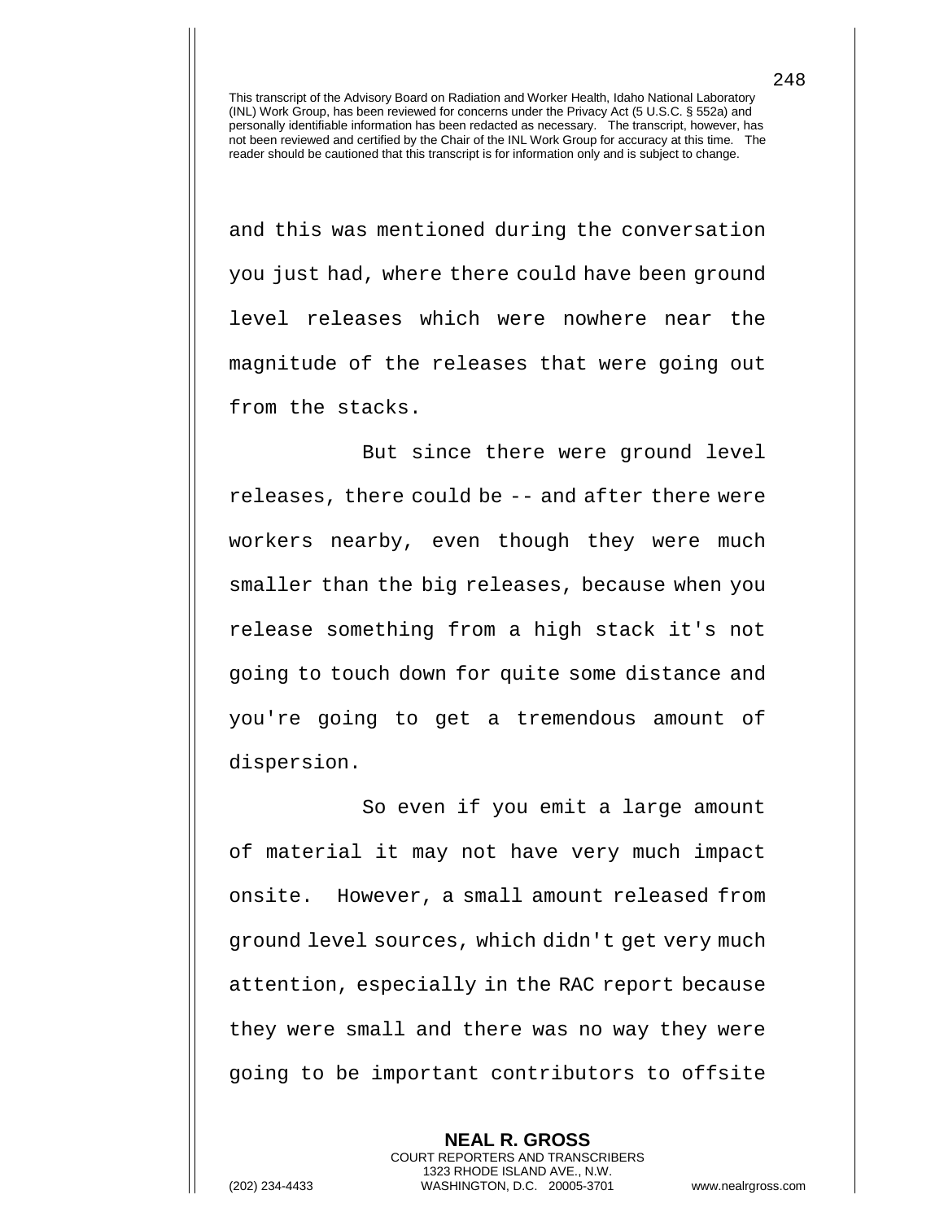and this was mentioned during the conversation you just had, where there could have been ground level releases which were nowhere near the magnitude of the releases that were going out from the stacks.

But since there were ground level releases, there could be -- and after there were workers nearby, even though they were much smaller than the big releases, because when you release something from a high stack it's not going to touch down for quite some distance and you're going to get a tremendous amount of dispersion.

So even if you emit a large amount of material it may not have very much impact onsite. However, a small amount released from ground level sources, which didn't get very much attention, especially in the RAC report because they were small and there was no way they were going to be important contributors to offsite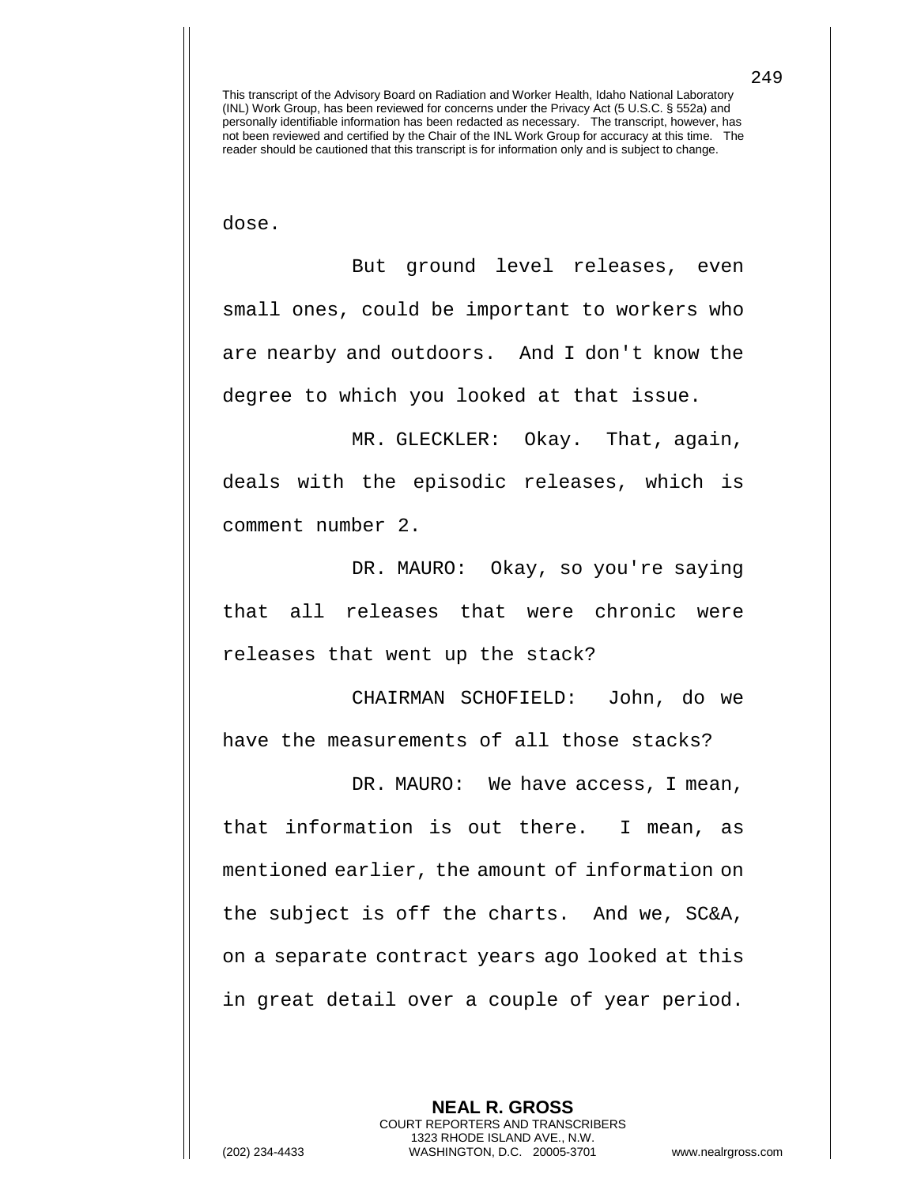dose.

But ground level releases, even small ones, could be important to workers who are nearby and outdoors. And I don't know the degree to which you looked at that issue.

MR. GLECKLER: Okay. That, again, deals with the episodic releases, which is comment number 2.

DR. MAURO: Okay, so you're saying that all releases that were chronic were releases that went up the stack?

CHAIRMAN SCHOFIELD: John, do we have the measurements of all those stacks?

DR. MAURO: We have access, I mean, that information is out there. I mean, as mentioned earlier, the amount of information on the subject is off the charts. And we, SC&A, on a separate contract years ago looked at this in great detail over a couple of year period.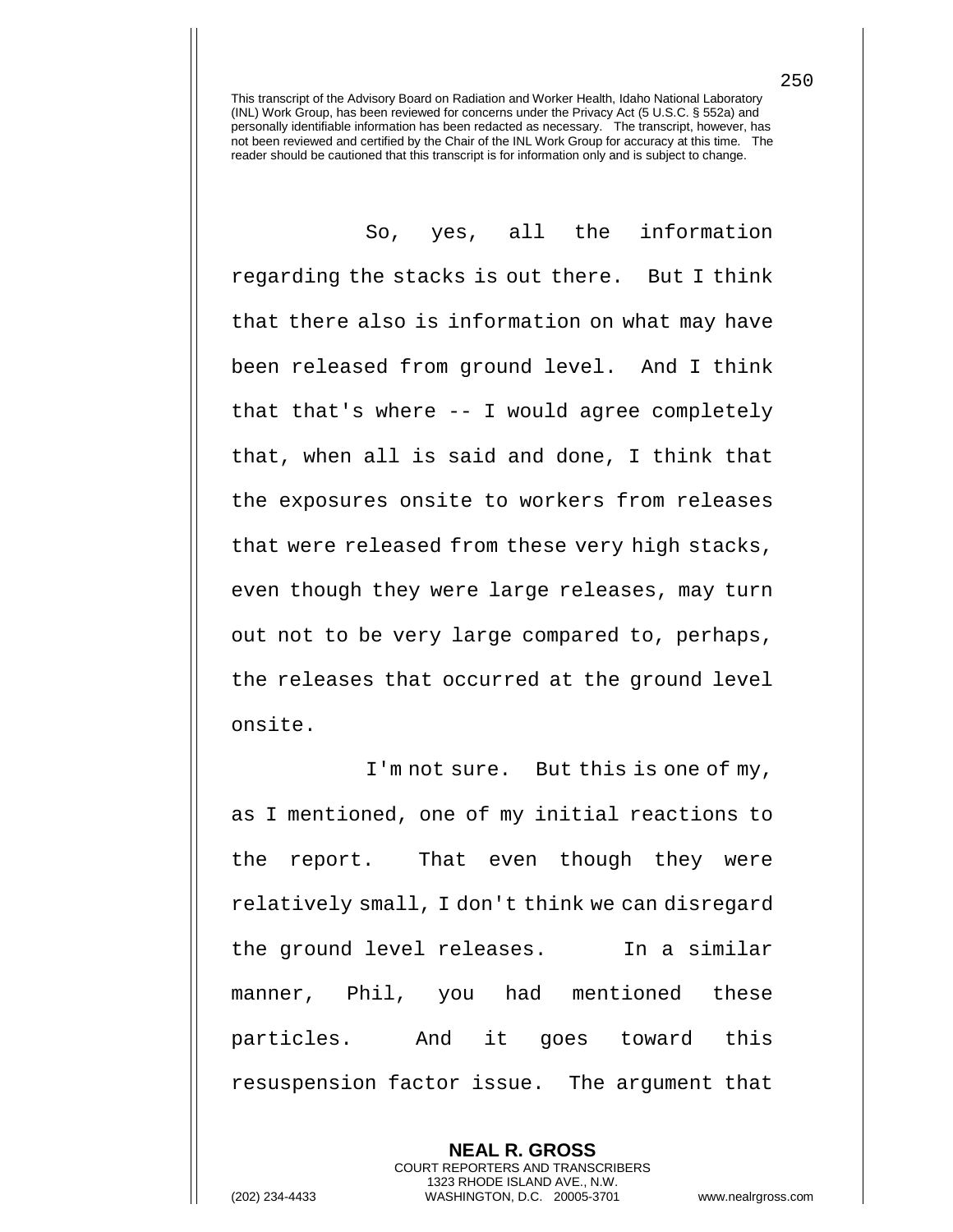This transcript of the Advisory Board on Radiation and Worker Health, Idaho National Laboratory (INL) Work Group, has been reviewed for concerns under the Privacy Act (5 U.S.C. § 552a) and personally identifiable information has been redacted as necessary. The transcript, however, has not been reviewed and certified by the Chair of the INL Work Group for accuracy at this time. The reader should be cautioned that this transcript is for information only and is subject to change.

So, yes, all the information regarding the stacks is out there. But I think that there also is information on what may have been released from ground level. And I think that that's where -- I would agree completely that, when all is said and done, I think that the exposures onsite to workers from releases that were released from these very high stacks, even though they were large releases, may turn out not to be very large compared to, perhaps, the releases that occurred at the ground level onsite.

I'm not sure. But this is one of my, as I mentioned, one of my initial reactions to the report. That even though they were relatively small, I don't think we can disregard the ground level releases. In a similar manner, Phil, you had mentioned these particles. And it goes toward this resuspension factor issue. The argument that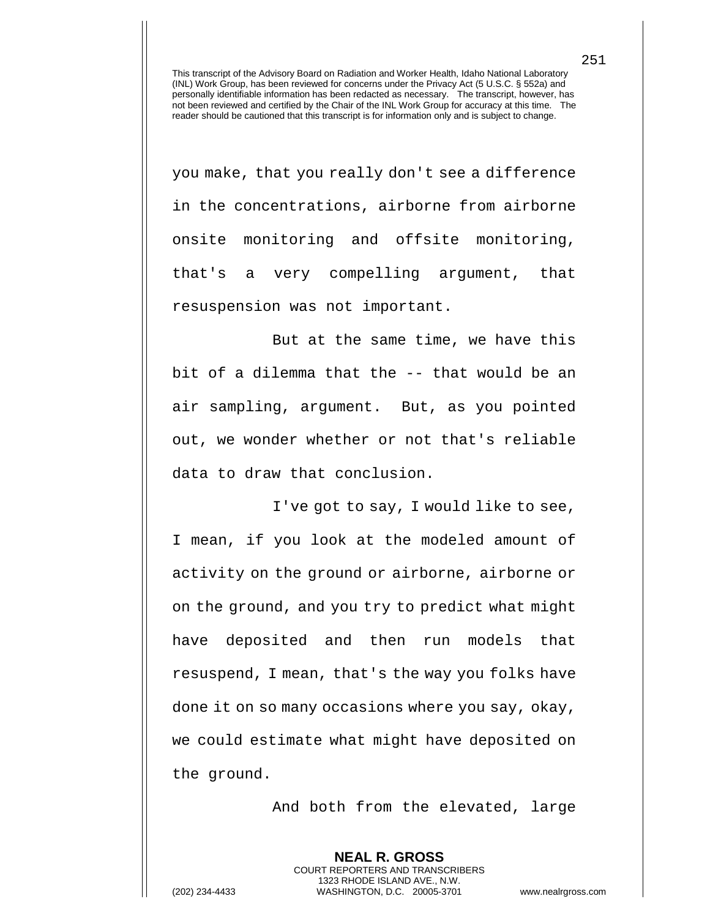you make, that you really don't see a difference in the concentrations, airborne from airborne onsite monitoring and offsite monitoring, that's a very compelling argument, that resuspension was not important.

But at the same time, we have this bit of a dilemma that the -- that would be an air sampling, argument. But, as you pointed out, we wonder whether or not that's reliable data to draw that conclusion.

I've got to say, I would like to see, I mean, if you look at the modeled amount of activity on the ground or airborne, airborne or on the ground, and you try to predict what might have deposited and then run models that resuspend, I mean, that's the way you folks have done it on so many occasions where you say, okay, we could estimate what might have deposited on the ground.

And both from the elevated, large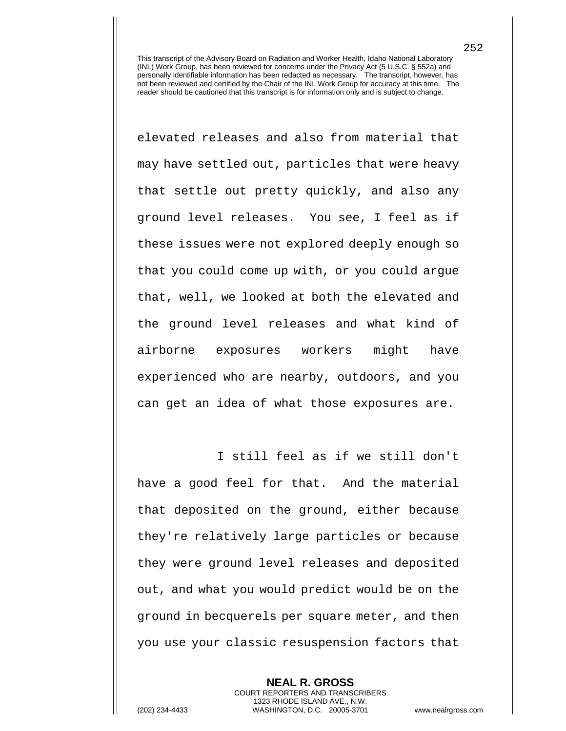This transcript of the Advisory Board on Radiation and Worker Health, Idaho National Laboratory (INL) Work Group, has been reviewed for concerns under the Privacy Act (5 U.S.C. § 552a) and personally identifiable information has been redacted as necessary. The transcript, however, has not been reviewed and certified by the Chair of the INL Work Group for accuracy at this time. The reader should be cautioned that this transcript is for information only and is subject to change.

elevated releases and also from material that may have settled out, particles that were heavy that settle out pretty quickly, and also any ground level releases. You see, I feel as if these issues were not explored deeply enough so that you could come up with, or you could argue that, well, we looked at both the elevated and the ground level releases and what kind of airborne exposures workers might have experienced who are nearby, outdoors, and you can get an idea of what those exposures are.

I still feel as if we still don't have a good feel for that. And the material that deposited on the ground, either because they're relatively large particles or because they were ground level releases and deposited out, and what you would predict would be on the ground in becquerels per square meter, and then you use your classic resuspension factors that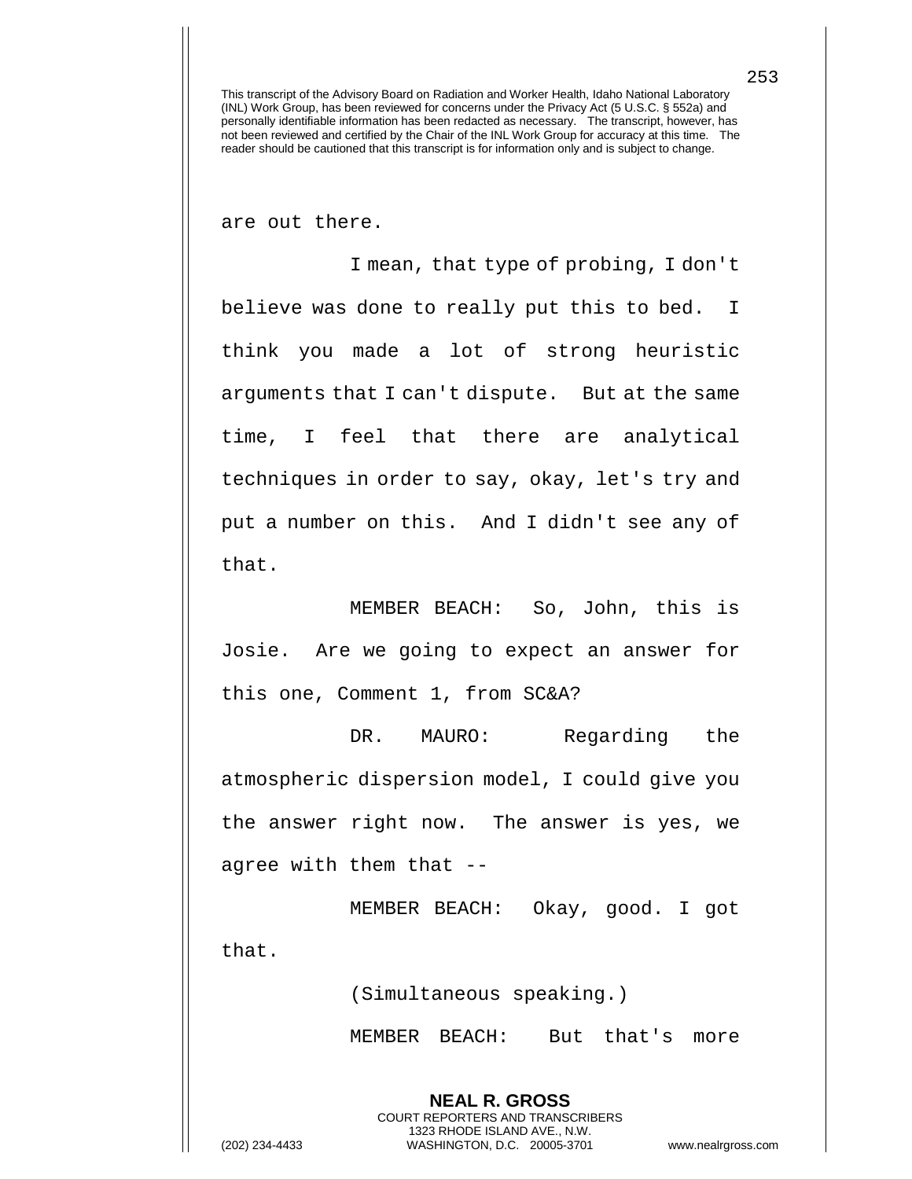are out there.

I mean, that type of probing, I don't believe was done to really put this to bed. I think you made a lot of strong heuristic arguments that I can't dispute. But at the same time, I feel that there are analytical techniques in order to say, okay, let's try and put a number on this. And I didn't see any of that.

MEMBER BEACH: So, John, this is Josie. Are we going to expect an answer for this one, Comment 1, from SC&A?

DR. MAURO: Regarding the atmospheric dispersion model, I could give you the answer right now. The answer is yes, we agree with them that --

MEMBER BEACH: Okay, good. I got that.

(Simultaneous speaking.)

MEMBER BEACH: But that's more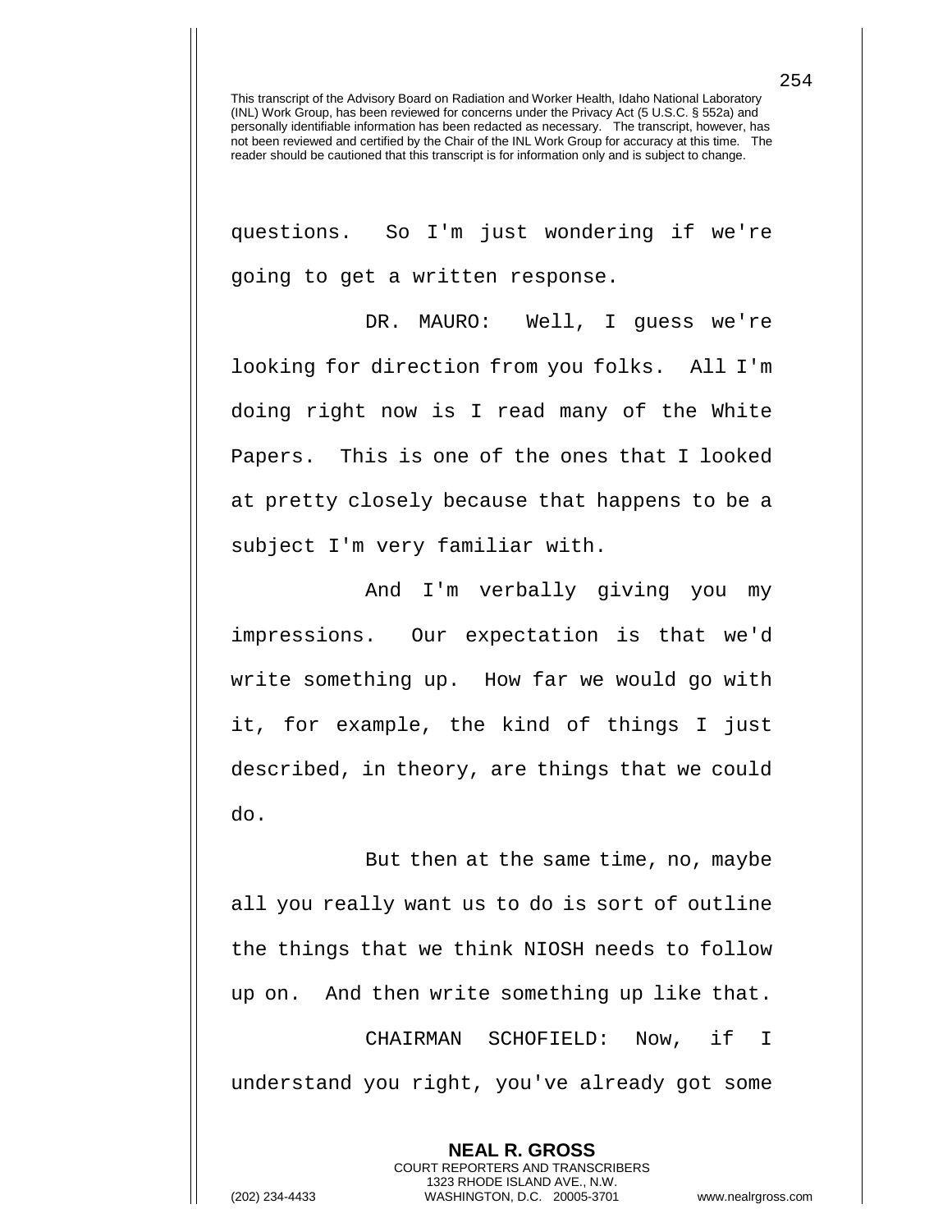questions. So I'm just wondering if we're going to get a written response.

DR. MAURO: Well, I guess we're looking for direction from you folks. All I'm doing right now is I read many of the White Papers. This is one of the ones that I looked at pretty closely because that happens to be a subject I'm very familiar with.

And I'm verbally giving you my impressions. Our expectation is that we'd write something up. How far we would go with it, for example, the kind of things I just described, in theory, are things that we could do.

But then at the same time, no, maybe all you really want us to do is sort of outline the things that we think NIOSH needs to follow up on. And then write something up like that.

CHAIRMAN SCHOFIELD: Now, if I understand you right, you've already got some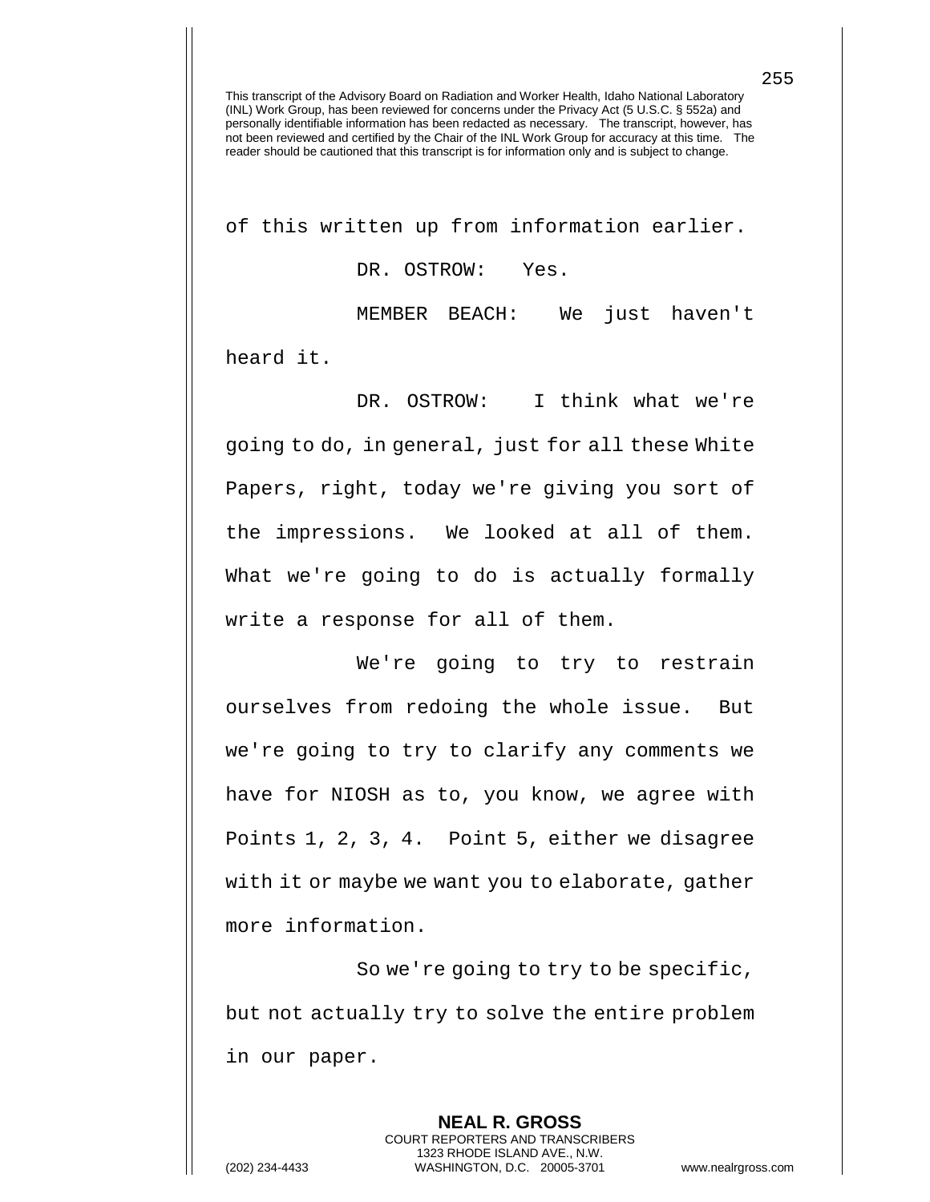of this written up from information earlier.

DR. OSTROW: Yes.

MEMBER BEACH: We just haven't heard it.

DR. OSTROW: I think what we're going to do, in general, just for all these White Papers, right, today we're giving you sort of the impressions. We looked at all of them. What we're going to do is actually formally write a response for all of them.

We're going to try to restrain ourselves from redoing the whole issue. But we're going to try to clarify any comments we have for NIOSH as to, you know, we agree with Points 1, 2, 3, 4. Point 5, either we disagree with it or maybe we want you to elaborate, gather more information.

So we're going to try to be specific, but not actually try to solve the entire problem in our paper.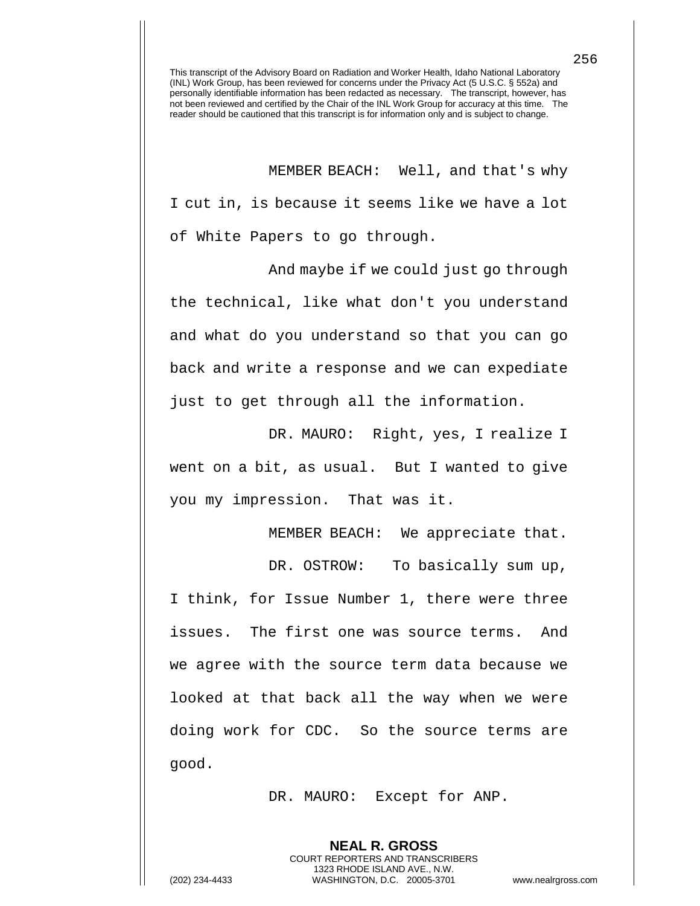MEMBER BEACH: Well, and that's why I cut in, is because it seems like we have a lot of White Papers to go through.

And maybe if we could just go through the technical, like what don't you understand and what do you understand so that you can go back and write a response and we can expediate just to get through all the information.

DR. MAURO: Right, yes, I realize I went on a bit, as usual. But I wanted to give you my impression. That was it.

MEMBER BEACH: We appreciate that.

DR. OSTROW: To basically sum up, I think, for Issue Number 1, there were three issues. The first one was source terms. And we agree with the source term data because we looked at that back all the way when we were doing work for CDC. So the source terms are good.

DR. MAURO: Except for ANP.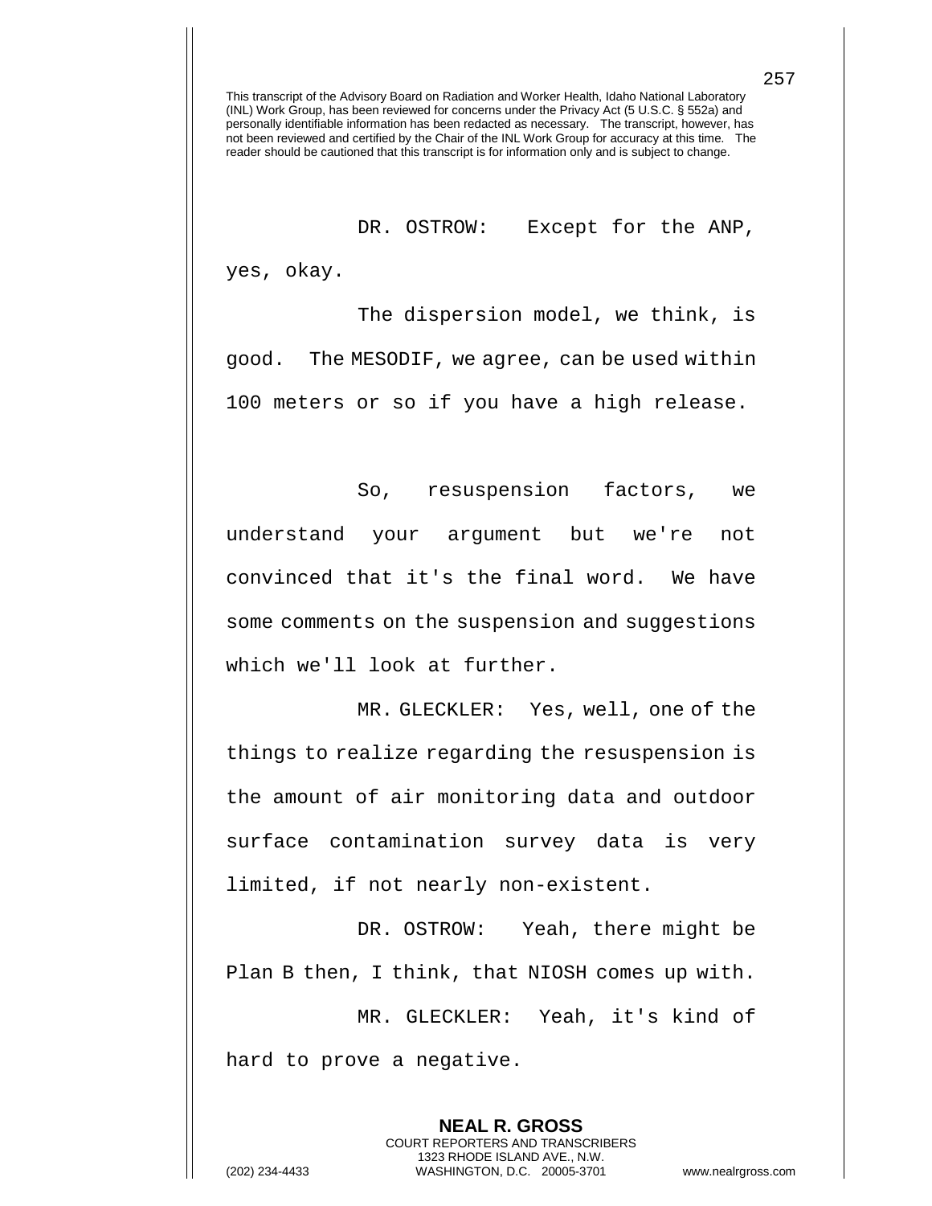This transcript of the Advisory Board on Radiation and Worker Health, Idaho National Laboratory (INL) Work Group, has been reviewed for concerns under the Privacy Act (5 U.S.C. § 552a) and personally identifiable information has been redacted as necessary. The transcript, however, has not been reviewed and certified by the Chair of the INL Work Group for accuracy at this time. The reader should be cautioned that this transcript is for information only and is subject to change.

DR. OSTROW: Except for the ANP, yes, okay.

The dispersion model, we think, is good. The MESODIF, we agree, can be used within 100 meters or so if you have a high release.

So, resuspension factors, we understand your argument but we're not convinced that it's the final word. We have some comments on the suspension and suggestions which we'll look at further.

MR. GLECKLER: Yes, well, one of the things to realize regarding the resuspension is the amount of air monitoring data and outdoor surface contamination survey data is very limited, if not nearly non-existent.

DR. OSTROW: Yeah, there might be Plan B then, I think, that NIOSH comes up with.

MR. GLECKLER: Yeah, it's kind of hard to prove a negative.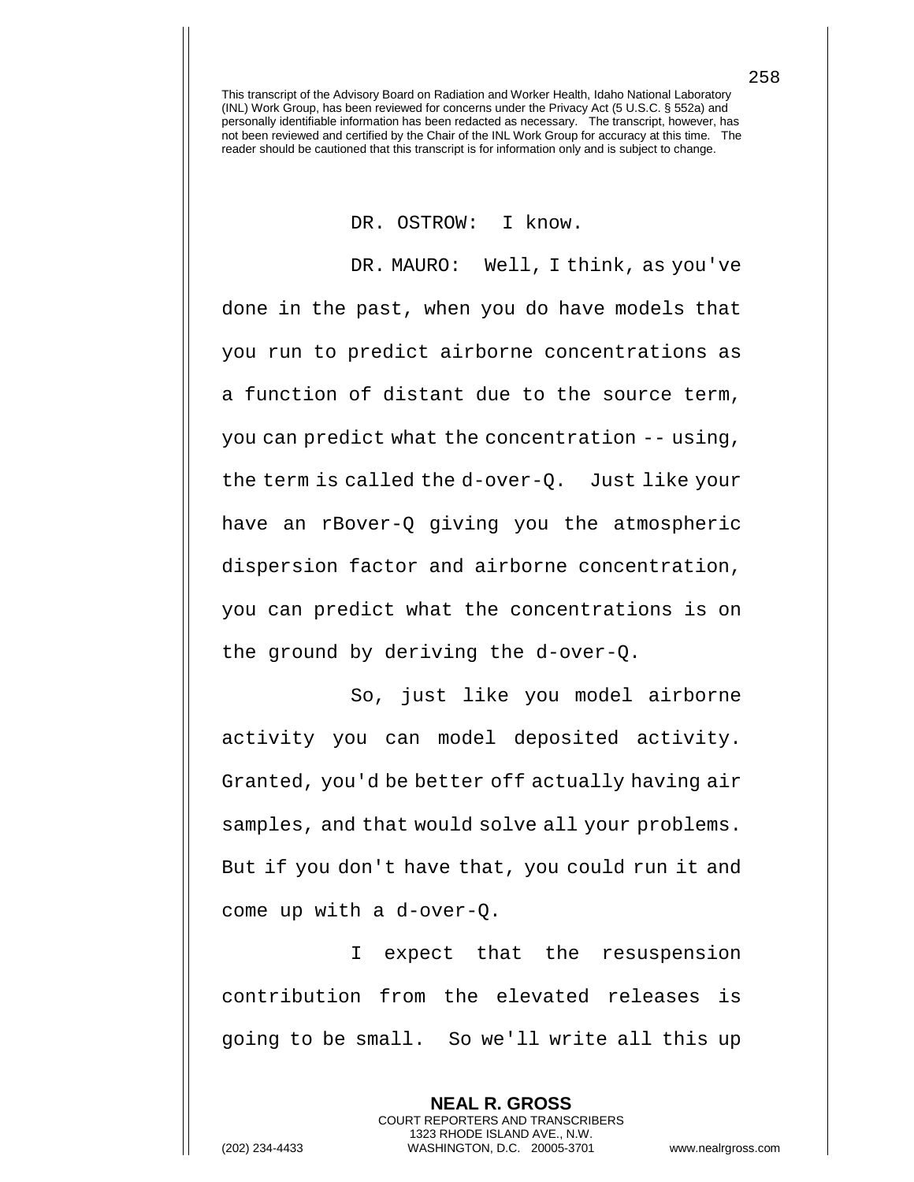This transcript of the Advisory Board on Radiation and Worker Health, Idaho National Laboratory (INL) Work Group, has been reviewed for concerns under the Privacy Act (5 U.S.C. § 552a) and personally identifiable information has been redacted as necessary. The transcript, however, has not been reviewed and certified by the Chair of the INL Work Group for accuracy at this time. The reader should be cautioned that this transcript is for information only and is subject to change.

DR. OSTROW: I know.

DR. MAURO: Well, I think, as you've done in the past, when you do have models that you run to predict airborne concentrations as a function of distant due to the source term, you can predict what the concentration -- using, the term is called the d-over-Q. Just like your have an rBover-Q giving you the atmospheric dispersion factor and airborne concentration, you can predict what the concentrations is on the ground by deriving the d-over-Q.

So, just like you model airborne activity you can model deposited activity. Granted, you'd be better off actually having air samples, and that would solve all your problems. But if you don't have that, you could run it and come up with a d-over-Q.

I expect that the resuspension contribution from the elevated releases is going to be small. So we'll write all this up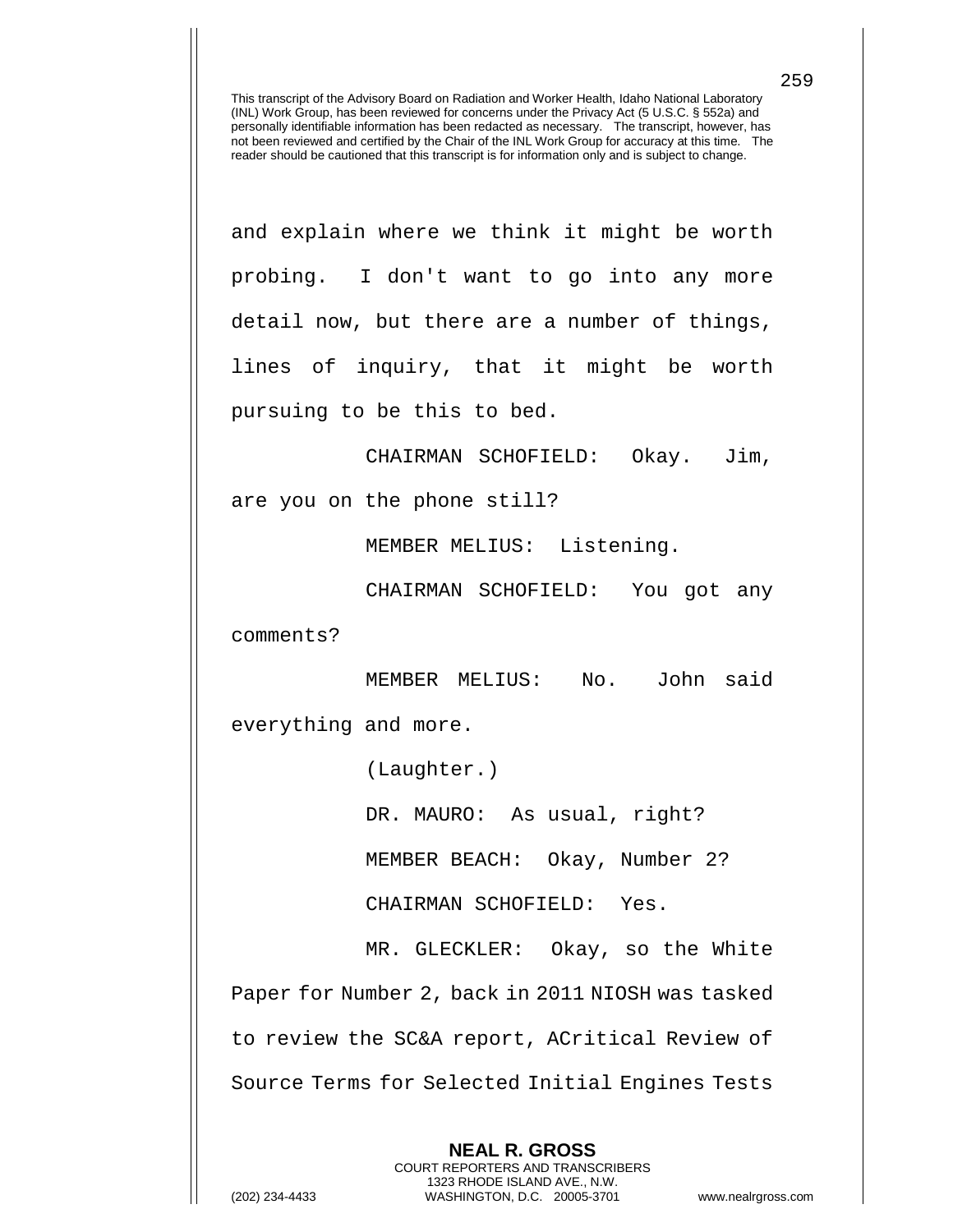This transcript of the Advisory Board on Radiation and Worker Health, Idaho National Laboratory (INL) Work Group, has been reviewed for concerns under the Privacy Act (5 U.S.C. § 552a) and personally identifiable information has been redacted as necessary. The transcript, however, has not been reviewed and certified by the Chair of the INL Work Group for accuracy at this time. The reader should be cautioned that this transcript is for information only and is subject to change.

and explain where we think it might be worth probing. I don't want to go into any more detail now, but there are a number of things, lines of inquiry, that it might be worth pursuing to be this to bed.

CHAIRMAN SCHOFIELD: Okay. Jim, are you on the phone still?

MEMBER MELIUS: Listening.

CHAIRMAN SCHOFIELD: You got any comments?

MEMBER MELIUS: No. John said everything and more.

(Laughter.)

DR. MAURO: As usual, right?

MEMBER BEACH: Okay, Number 2?

CHAIRMAN SCHOFIELD: Yes.

MR. GLECKLER: Okay, so the White Paper for Number 2, back in 2011 NIOSH was tasked to review the SC&A report, ACritical Review of Source Terms for Selected Initial Engines Tests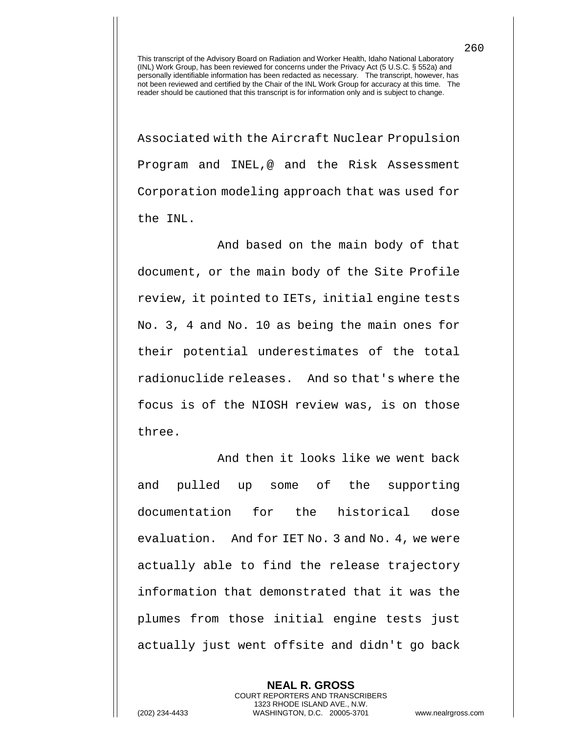This transcript of the Advisory Board on Radiation and Worker Health, Idaho National Laboratory (INL) Work Group, has been reviewed for concerns under the Privacy Act (5 U.S.C. § 552a) and personally identifiable information has been redacted as necessary. The transcript, however, has not been reviewed and certified by the Chair of the INL Work Group for accuracy at this time. The reader should be cautioned that this transcript is for information only and is subject to change.

Associated with the Aircraft Nuclear Propulsion Program and INEL,@ and the Risk Assessment Corporation modeling approach that was used for the INL.

And based on the main body of that document, or the main body of the Site Profile review, it pointed to IETs, initial engine tests No. 3, 4 and No. 10 as being the main ones for their potential underestimates of the total radionuclide releases. And so that's where the focus is of the NIOSH review was, is on those three.

And then it looks like we went back and pulled up some of the supporting documentation for the historical dose evaluation. And for IET No. 3 and No. 4, we were actually able to find the release trajectory information that demonstrated that it was the plumes from those initial engine tests just actually just went offsite and didn't go back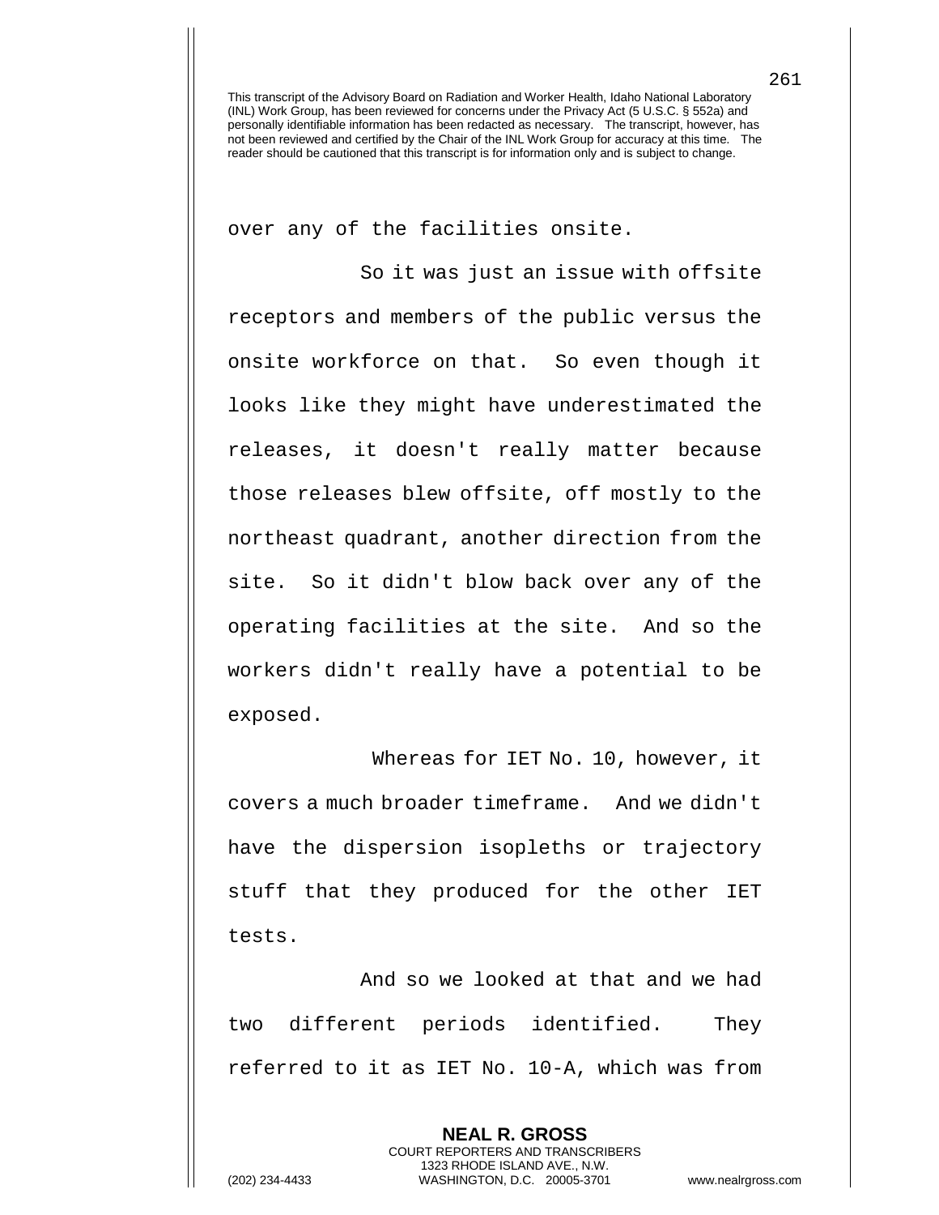over any of the facilities onsite.

So it was just an issue with offsite receptors and members of the public versus the onsite workforce on that. So even though it looks like they might have underestimated the releases, it doesn't really matter because those releases blew offsite, off mostly to the northeast quadrant, another direction from the site. So it didn't blow back over any of the operating facilities at the site. And so the workers didn't really have a potential to be exposed.

Whereas for IET No. 10, however, it covers a much broader timeframe. And we didn't have the dispersion isopleths or trajectory stuff that they produced for the other IET tests.

And so we looked at that and we had two different periods identified. They referred to it as IET No. 10-A, which was from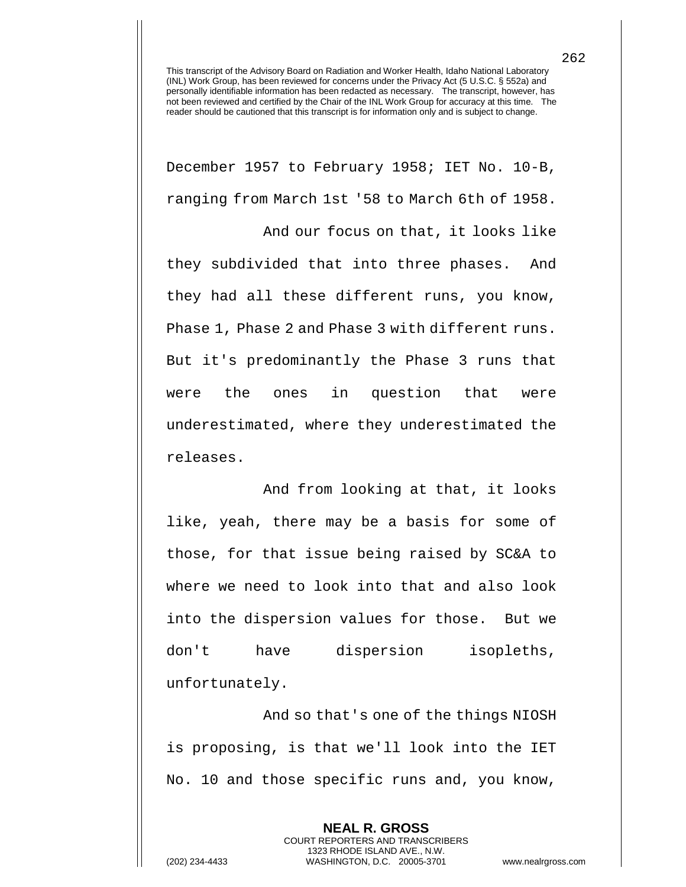December 1957 to February 1958; IET No. 10-B, ranging from March 1st '58 to March 6th of 1958.

And our focus on that, it looks like they subdivided that into three phases. And they had all these different runs, you know, Phase 1, Phase 2 and Phase 3 with different runs. But it's predominantly the Phase 3 runs that were the ones in question that were underestimated, where they underestimated the releases.

And from looking at that, it looks like, yeah, there may be a basis for some of those, for that issue being raised by SC&A to where we need to look into that and also look into the dispersion values for those. But we don't have dispersion isopleths, unfortunately.

And so that's one of the things NIOSH is proposing, is that we'll look into the IET No. 10 and those specific runs and, you know,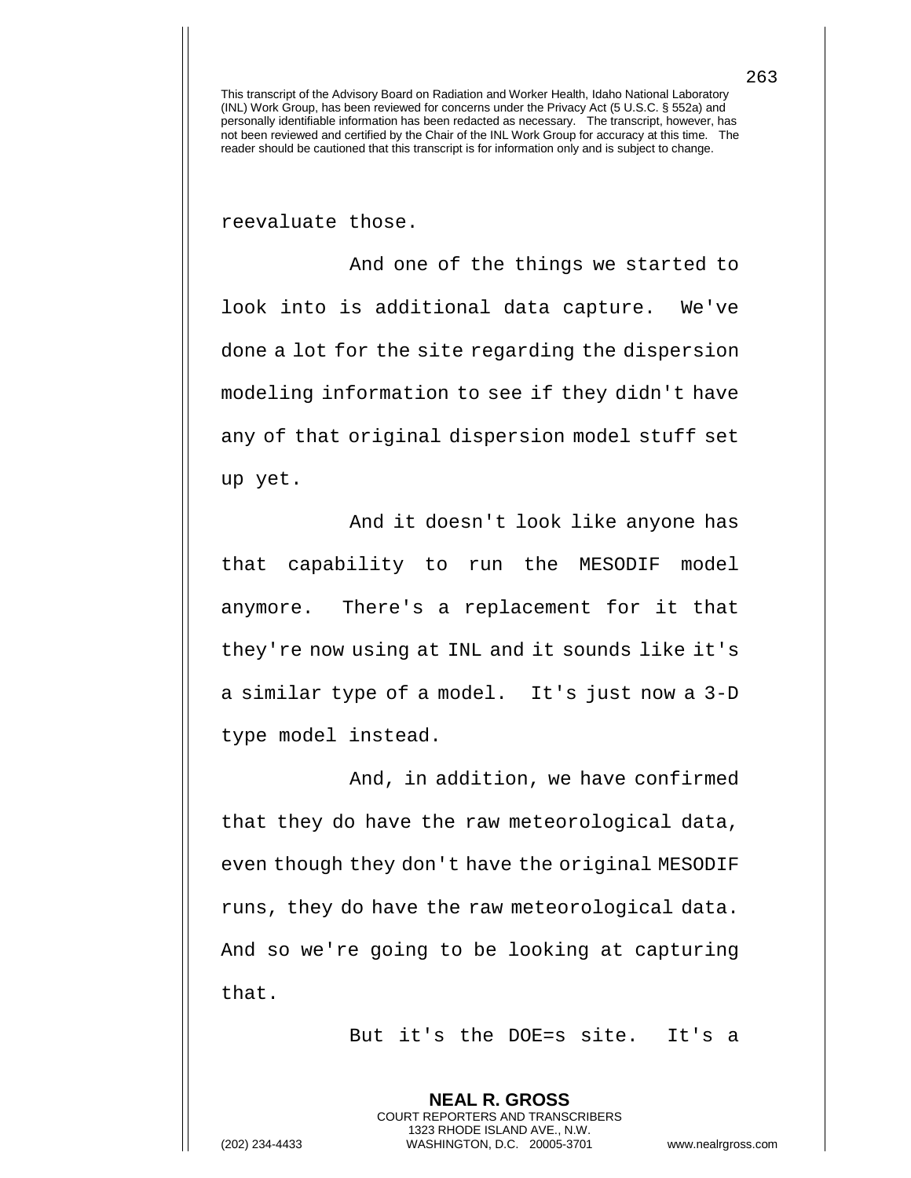reevaluate those.

And one of the things we started to look into is additional data capture. We've done a lot for the site regarding the dispersion modeling information to see if they didn't have any of that original dispersion model stuff set up yet.

And it doesn't look like anyone has that capability to run the MESODIF model anymore. There's a replacement for it that they're now using at INL and it sounds like it's a similar type of a model. It's just now a 3-D type model instead.

And, in addition, we have confirmed that they do have the raw meteorological data, even though they don't have the original MESODIF runs, they do have the raw meteorological data. And so we're going to be looking at capturing that.

But it's the DOE=s site. It's a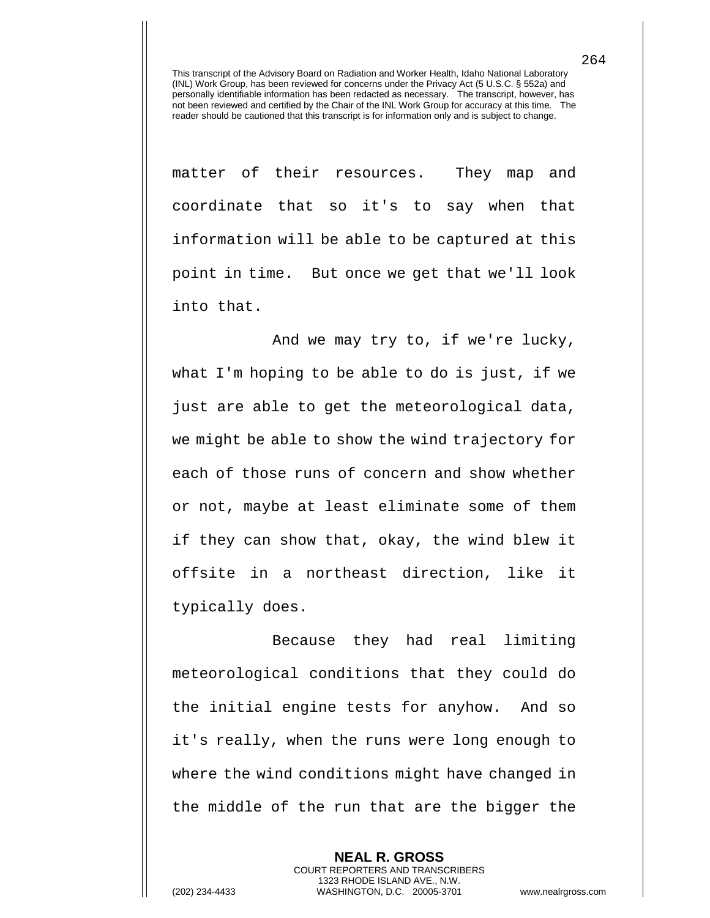matter of their resources. They map and coordinate that so it's to say when that information will be able to be captured at this point in time. But once we get that we'll look into that.

And we may try to, if we're lucky, what I'm hoping to be able to do is just, if we just are able to get the meteorological data, we might be able to show the wind trajectory for each of those runs of concern and show whether or not, maybe at least eliminate some of them if they can show that, okay, the wind blew it offsite in a northeast direction, like it typically does.

Because they had real limiting meteorological conditions that they could do the initial engine tests for anyhow. And so it's really, when the runs were long enough to where the wind conditions might have changed in the middle of the run that are the bigger the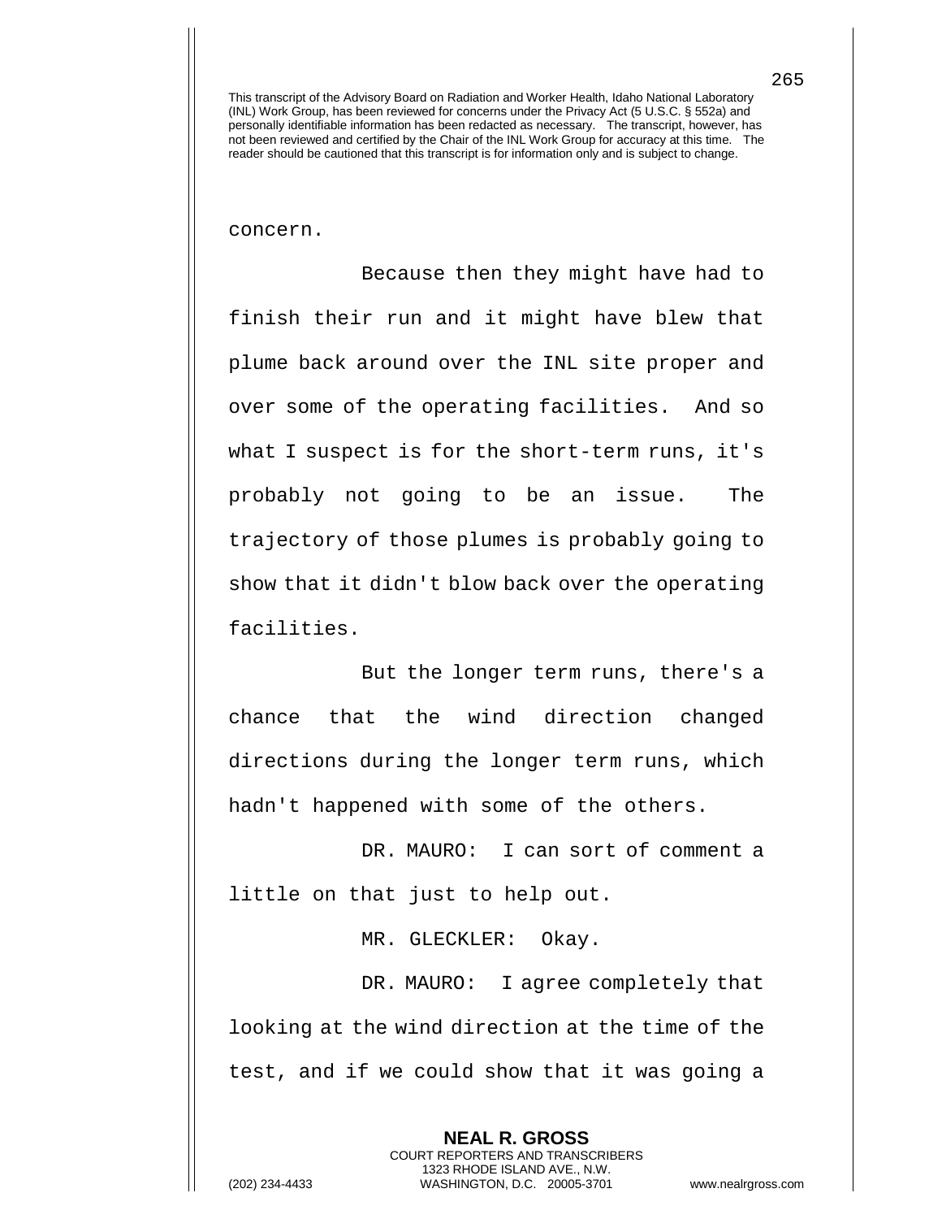concern.

Because then they might have had to finish their run and it might have blew that plume back around over the INL site proper and over some of the operating facilities. And so what I suspect is for the short-term runs, it's probably not going to be an issue. The trajectory of those plumes is probably going to show that it didn't blow back over the operating facilities.

But the longer term runs, there's a chance that the wind direction changed directions during the longer term runs, which hadn't happened with some of the others.

DR. MAURO: I can sort of comment a little on that just to help out.

MR. GLECKLER: Okay.

DR. MAURO: I agree completely that looking at the wind direction at the time of the test, and if we could show that it was going a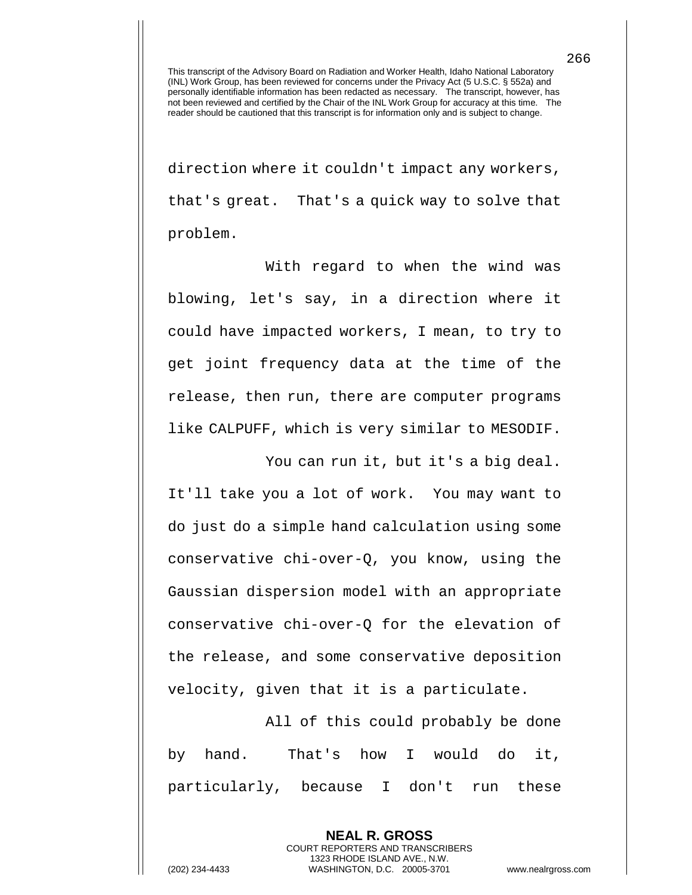This transcript of the Advisory Board on Radiation and Worker Health, Idaho National Laboratory (INL) Work Group, has been reviewed for concerns under the Privacy Act (5 U.S.C. § 552a) and personally identifiable information has been redacted as necessary. The transcript, however, has not been reviewed and certified by the Chair of the INL Work Group for accuracy at this time. The reader should be cautioned that this transcript is for information only and is subject to change.

direction where it couldn't impact any workers, that's great. That's a quick way to solve that problem.

With regard to when the wind was blowing, let's say, in a direction where it could have impacted workers, I mean, to try to get joint frequency data at the time of the release, then run, there are computer programs like CALPUFF, which is very similar to MESODIF.

You can run it, but it's a big deal. It'll take you a lot of work. You may want to do just do a simple hand calculation using some conservative chi-over-Q, you know, using the Gaussian dispersion model with an appropriate conservative chi-over-Q for the elevation of the release, and some conservative deposition velocity, given that it is a particulate.

All of this could probably be done by hand. That's how I would do it, particularly, because I don't run these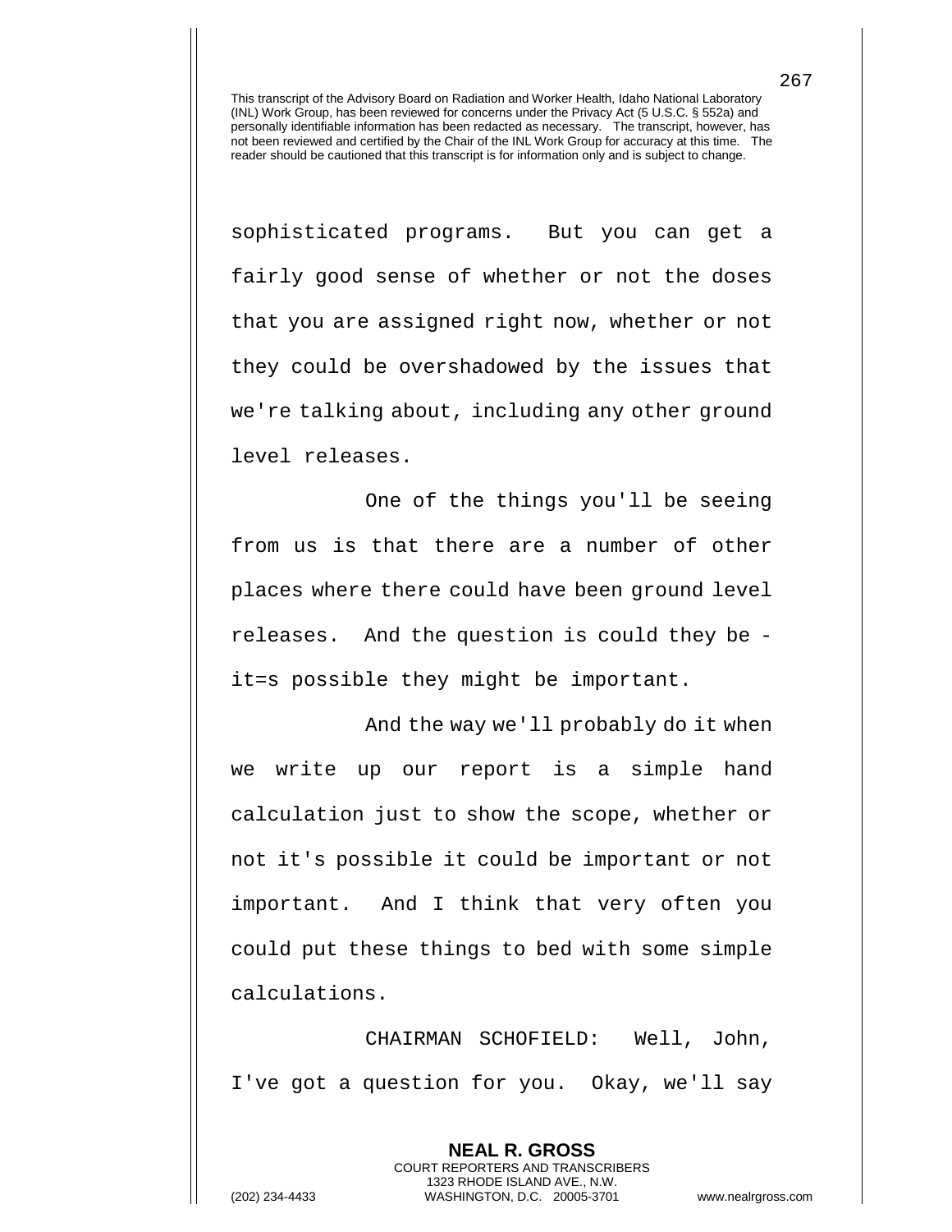This transcript of the Advisory Board on Radiation and Worker Health, Idaho National Laboratory (INL) Work Group, has been reviewed for concerns under the Privacy Act (5 U.S.C. § 552a) and personally identifiable information has been redacted as necessary. The transcript, however, has not been reviewed and certified by the Chair of the INL Work Group for accuracy at this time. The reader should be cautioned that this transcript is for information only and is subject to change.

sophisticated programs. But you can get a fairly good sense of whether or not the doses that you are assigned right now, whether or not they could be overshadowed by the issues that we're talking about, including any other ground level releases.

One of the things you'll be seeing from us is that there are a number of other places where there could have been ground level releases. And the question is could they be - it=s possible they might be important.

And the way we'll probably do it when we write up our report is a simple hand calculation just to show the scope, whether or not it's possible it could be important or not important. And I think that very often you could put these things to bed with some simple calculations.

CHAIRMAN SCHOFIELD: Well, John, I've got a question for you. Okay, we'll say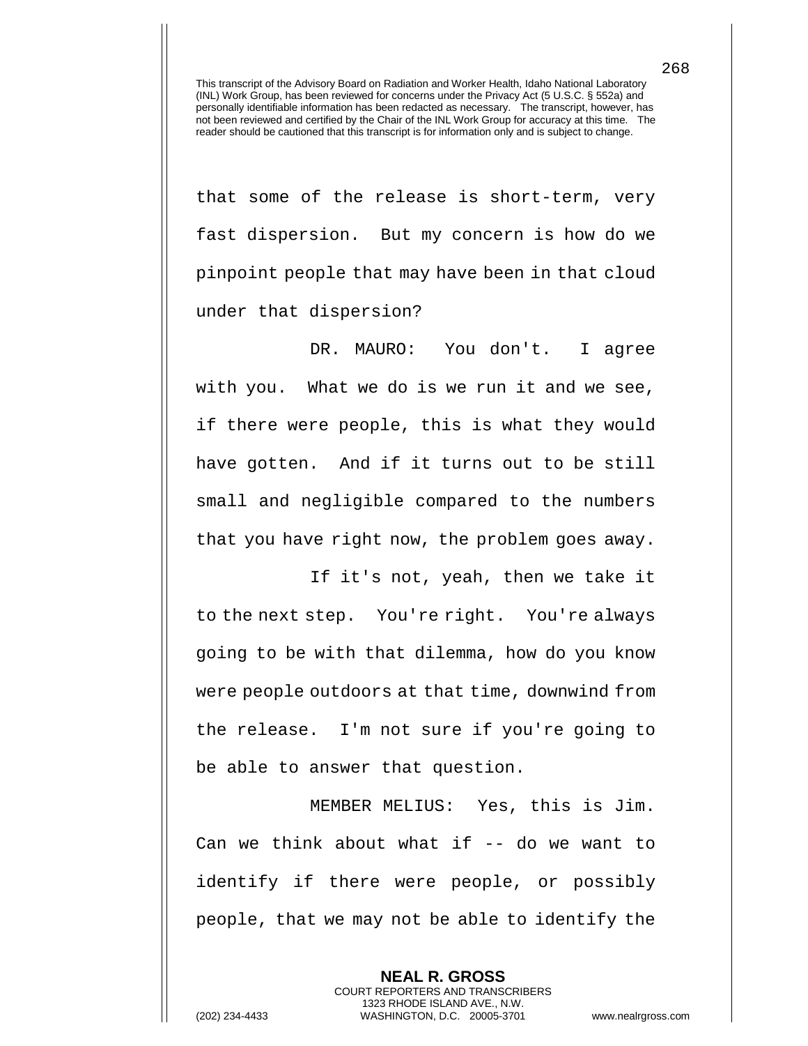This transcript of the Advisory Board on Radiation and Worker Health, Idaho National Laboratory (INL) Work Group, has been reviewed for concerns under the Privacy Act (5 U.S.C. § 552a) and personally identifiable information has been redacted as necessary. The transcript, however, has not been reviewed and certified by the Chair of the INL Work Group for accuracy at this time. The reader should be cautioned that this transcript is for information only and is subject to change.

that some of the release is short-term, very fast dispersion. But my concern is how do we pinpoint people that may have been in that cloud under that dispersion?

DR. MAURO: You don't. I agree with you. What we do is we run it and we see, if there were people, this is what they would have gotten. And if it turns out to be still small and negligible compared to the numbers that you have right now, the problem goes away.

If it's not, yeah, then we take it to the next step. You're right. You're always going to be with that dilemma, how do you know were people outdoors at that time, downwind from the release. I'm not sure if you're going to be able to answer that question.

MEMBER MELIUS: Yes, this is Jim. Can we think about what if -- do we want to identify if there were people, or possibly people, that we may not be able to identify the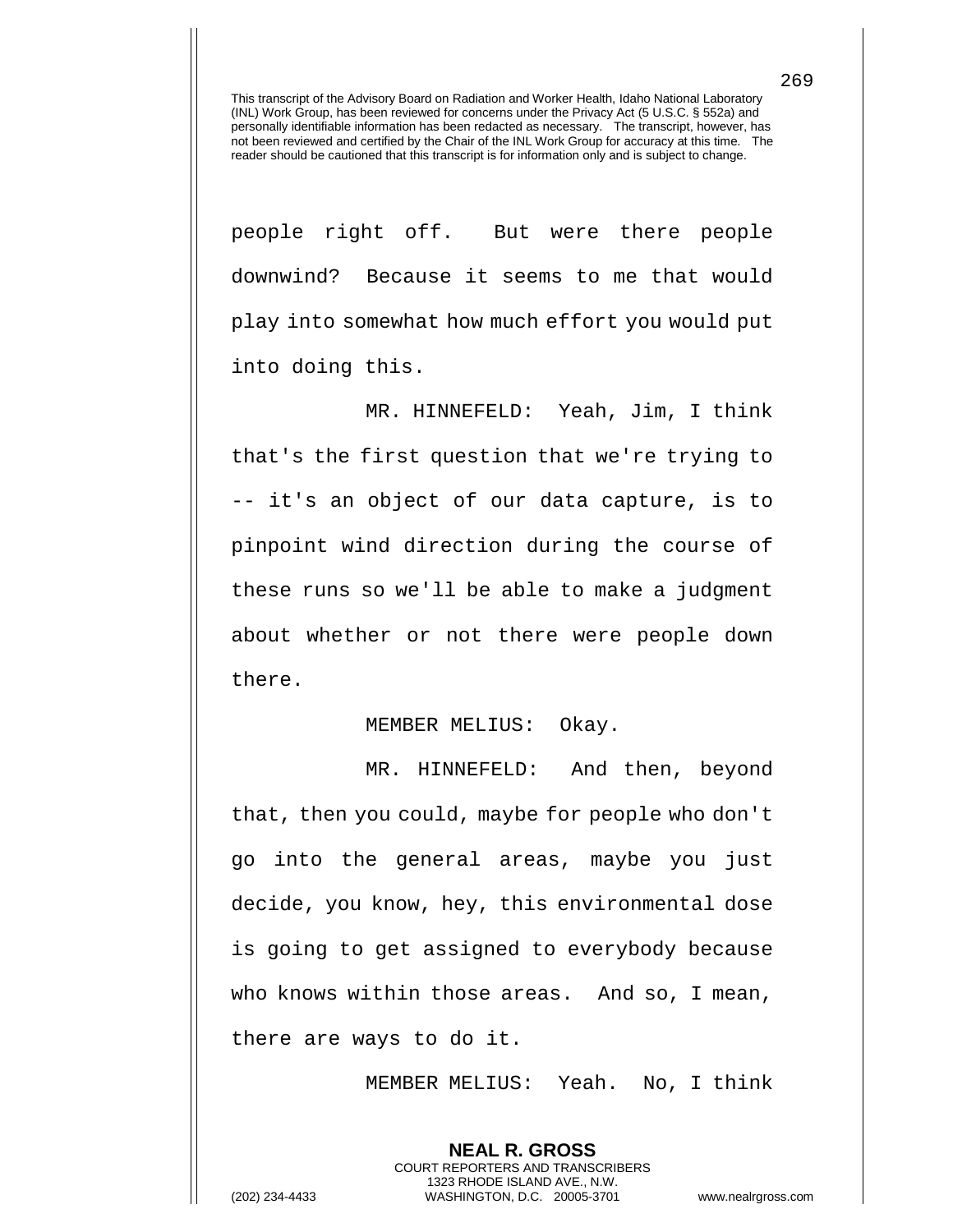people right off. But were there people downwind? Because it seems to me that would play into somewhat how much effort you would put into doing this.

MR. HINNEFELD: Yeah, Jim, I think that's the first question that we're trying to -- it's an object of our data capture, is to pinpoint wind direction during the course of these runs so we'll be able to make a judgment about whether or not there were people down there.

MEMBER MELIUS: Okay.

MR. HINNEFELD: And then, beyond that, then you could, maybe for people who don't go into the general areas, maybe you just decide, you know, hey, this environmental dose is going to get assigned to everybody because who knows within those areas. And so, I mean, there are ways to do it.

MEMBER MELIUS: Yeah. No, I think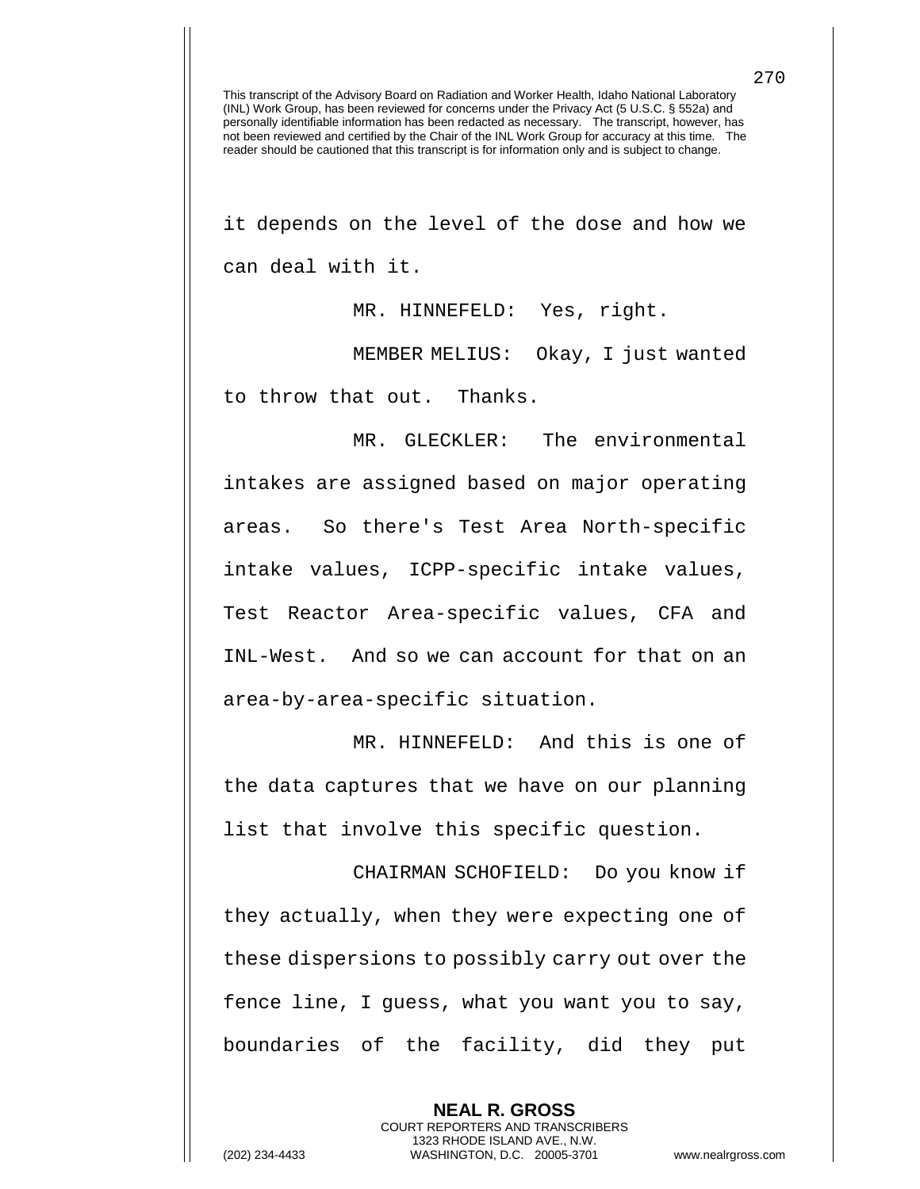This transcript of the Advisory Board on Radiation and Worker Health, Idaho National Laboratory (INL) Work Group, has been reviewed for concerns under the Privacy Act (5 U.S.C. § 552a) and personally identifiable information has been redacted as necessary. The transcript, however, has not been reviewed and certified by the Chair of the INL Work Group for accuracy at this time. The reader should be cautioned that this transcript is for information only and is subject to change.

it depends on the level of the dose and how we can deal with it.

MR. HINNEFELD: Yes, right.

MEMBER MELIUS: Okay, I just wanted to throw that out. Thanks.

MR. GLECKLER: The environmental intakes are assigned based on major operating areas. So there's Test Area North-specific intake values, ICPP-specific intake values, Test Reactor Area-specific values, CFA and INL-West. And so we can account for that on an area-by-area-specific situation.

MR. HINNEFELD: And this is one of the data captures that we have on our planning list that involve this specific question.

CHAIRMAN SCHOFIELD: Do you know if they actually, when they were expecting one of these dispersions to possibly carry out over the fence line, I guess, what you want you to say, boundaries of the facility, did they put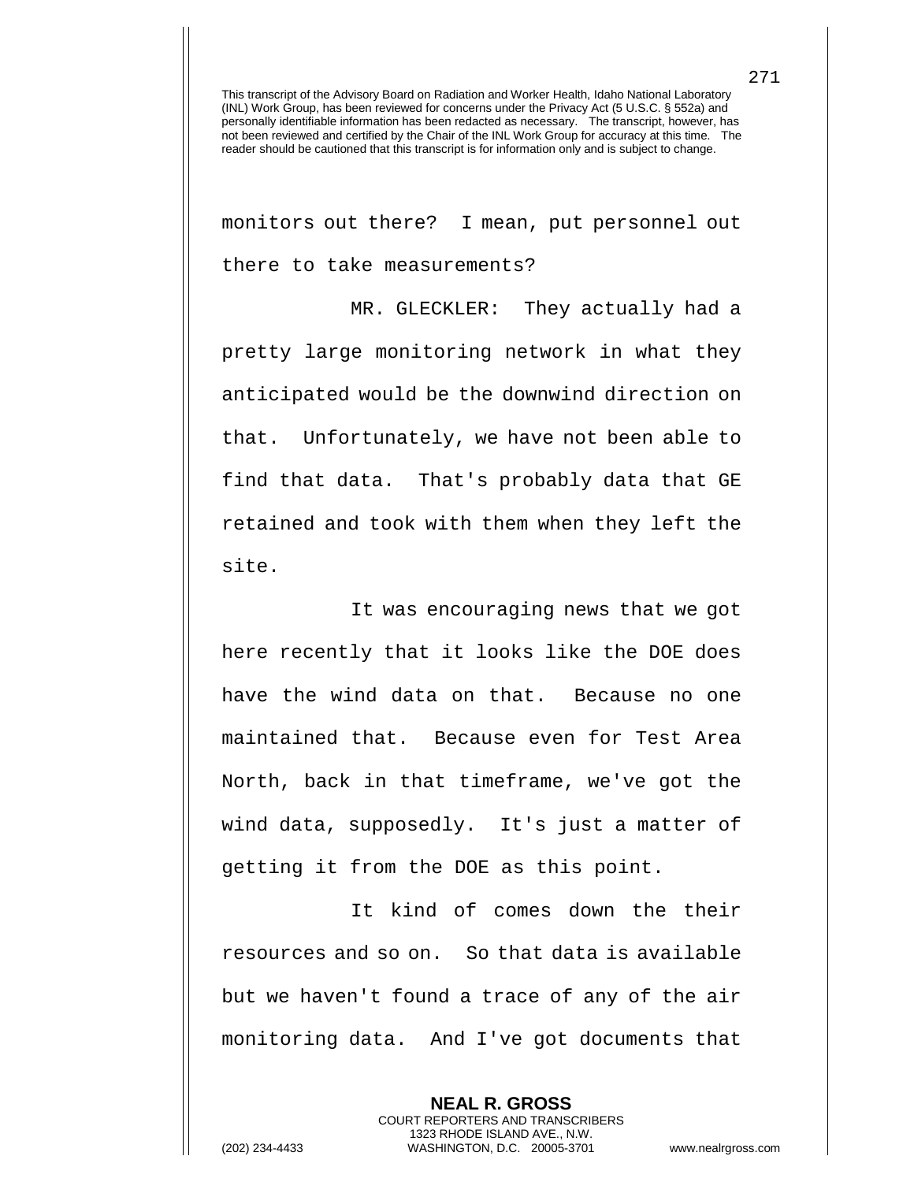monitors out there? I mean, put personnel out there to take measurements?

MR. GLECKLER: They actually had a pretty large monitoring network in what they anticipated would be the downwind direction on that. Unfortunately, we have not been able to find that data. That's probably data that GE retained and took with them when they left the site.

It was encouraging news that we got here recently that it looks like the DOE does have the wind data on that. Because no one maintained that. Because even for Test Area North, back in that timeframe, we've got the wind data, supposedly. It's just a matter of getting it from the DOE as this point.

It kind of comes down the their resources and so on. So that data is available but we haven't found a trace of any of the air monitoring data. And I've got documents that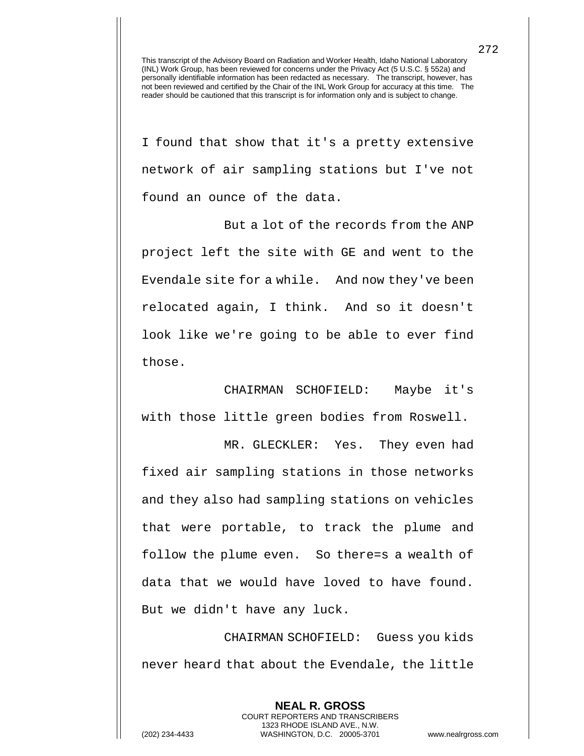I found that show that it's a pretty extensive network of air sampling stations but I've not found an ounce of the data.

But a lot of the records from the ANP project left the site with GE and went to the Evendale site for a while. And now they've been relocated again, I think. And so it doesn't look like we're going to be able to ever find those.

CHAIRMAN SCHOFIELD: Maybe it's with those little green bodies from Roswell.

MR. GLECKLER: Yes. They even had fixed air sampling stations in those networks and they also had sampling stations on vehicles that were portable, to track the plume and follow the plume even. So there=s a wealth of data that we would have loved to have found. But we didn't have any luck.

CHAIRMAN SCHOFIELD: Guess you kids never heard that about the Evendale, the little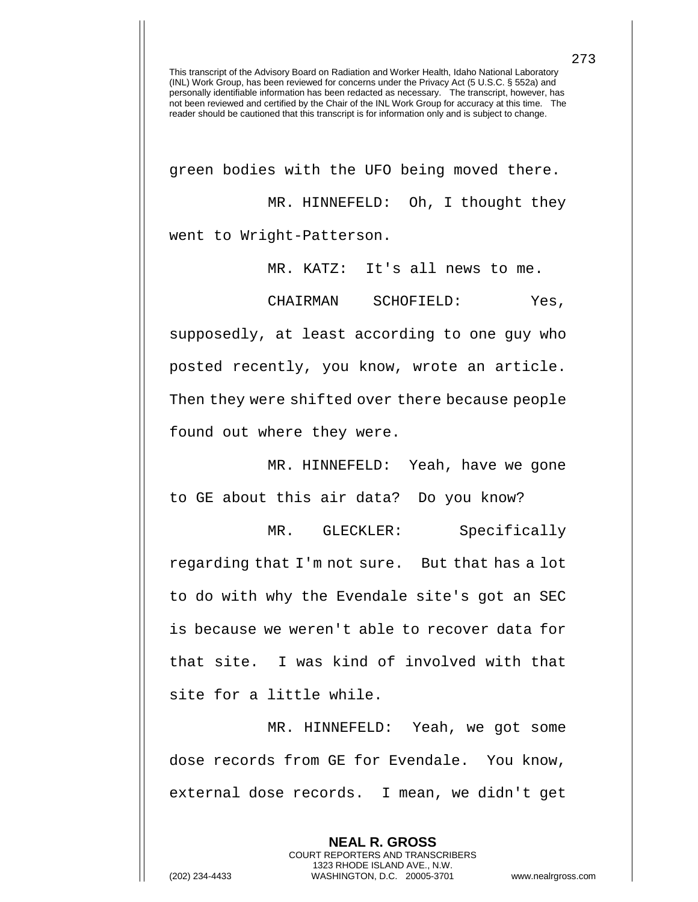green bodies with the UFO being moved there.

MR. HINNEFELD: Oh, I thought they went to Wright-Patterson.

MR. KATZ: It's all news to me.

CHAIRMAN SCHOFIELD: Yes, supposedly, at least according to one guy who posted recently, you know, wrote an article. Then they were shifted over there because people found out where they were.

MR. HINNEFELD: Yeah, have we gone to GE about this air data? Do you know?

MR. GLECKLER: Specifically regarding that I'm not sure. But that has a lot to do with why the Evendale site's got an SEC is because we weren't able to recover data for that site. I was kind of involved with that site for a little while.

MR. HINNEFELD: Yeah, we got some dose records from GE for Evendale. You know, external dose records. I mean, we didn't get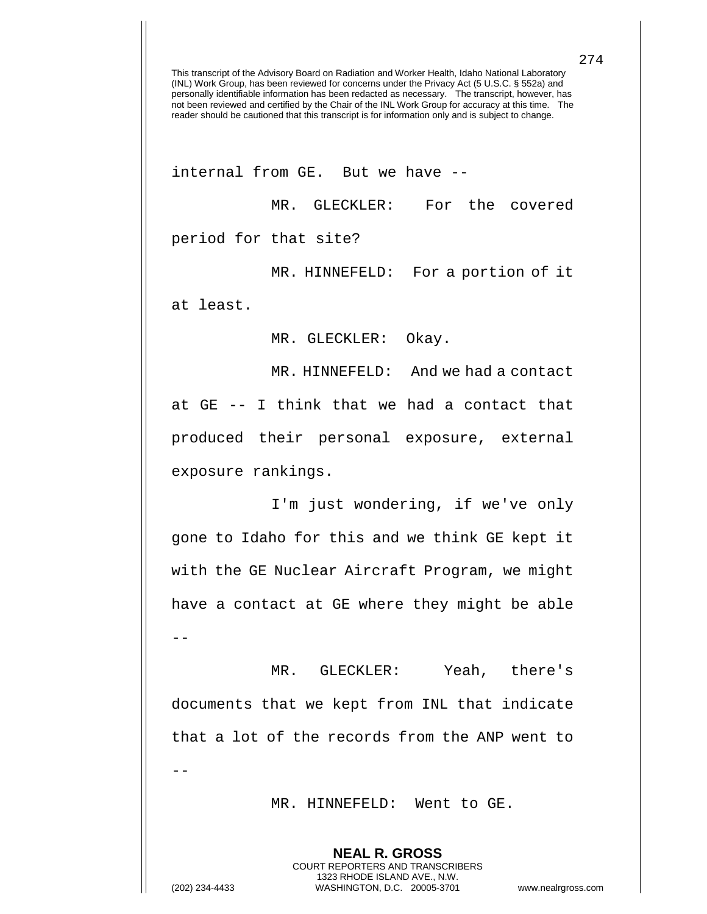internal from GE. But we have --

MR. GLECKLER: For the covered period for that site?

MR. HINNEFELD: For a portion of it at least.

MR. GLECKLER: Okay.

MR. HINNEFELD: And we had a contact at GE -- I think that we had a contact that produced their personal exposure, external exposure rankings.

I'm just wondering, if we've only gone to Idaho for this and we think GE kept it with the GE Nuclear Aircraft Program, we might have a contact at GE where they might be able --

MR. GLECKLER: Yeah, there's documents that we kept from INL that indicate that a lot of the records from the ANP went to --

MR. HINNEFELD: Went to GE.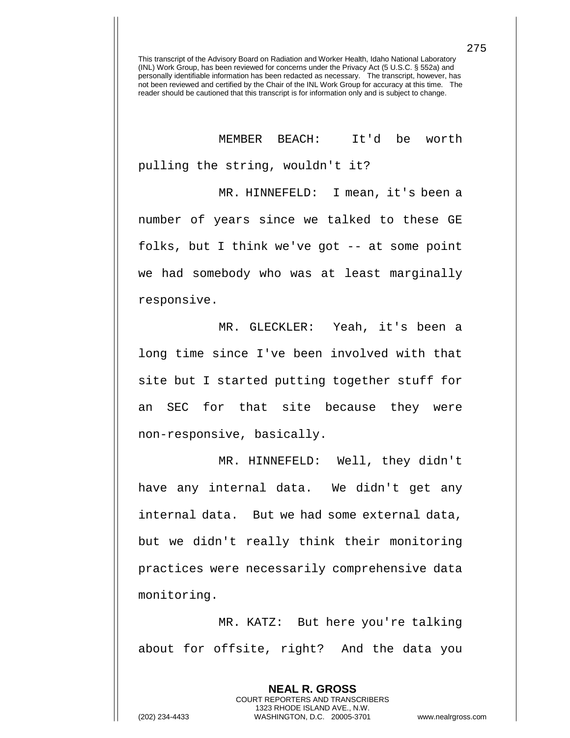This transcript of the Advisory Board on Radiation and Worker Health, Idaho National Laboratory (INL) Work Group, has been reviewed for concerns under the Privacy Act (5 U.S.C. § 552a) and personally identifiable information has been redacted as necessary. The transcript, however, has not been reviewed and certified by the Chair of the INL Work Group for accuracy at this time. The reader should be cautioned that this transcript is for information only and is subject to change.

MEMBER BEACH: It'd be worth pulling the string, wouldn't it?

MR. HINNEFELD: I mean, it's been a number of years since we talked to these GE folks, but I think we've got -- at some point we had somebody who was at least marginally responsive.

MR. GLECKLER: Yeah, it's been a long time since I've been involved with that site but I started putting together stuff for an SEC for that site because they were non-responsive, basically.

MR. HINNEFELD: Well, they didn't have any internal data. We didn't get any internal data. But we had some external data, but we didn't really think their monitoring practices were necessarily comprehensive data monitoring.

MR. KATZ: But here you're talking about for offsite, right? And the data you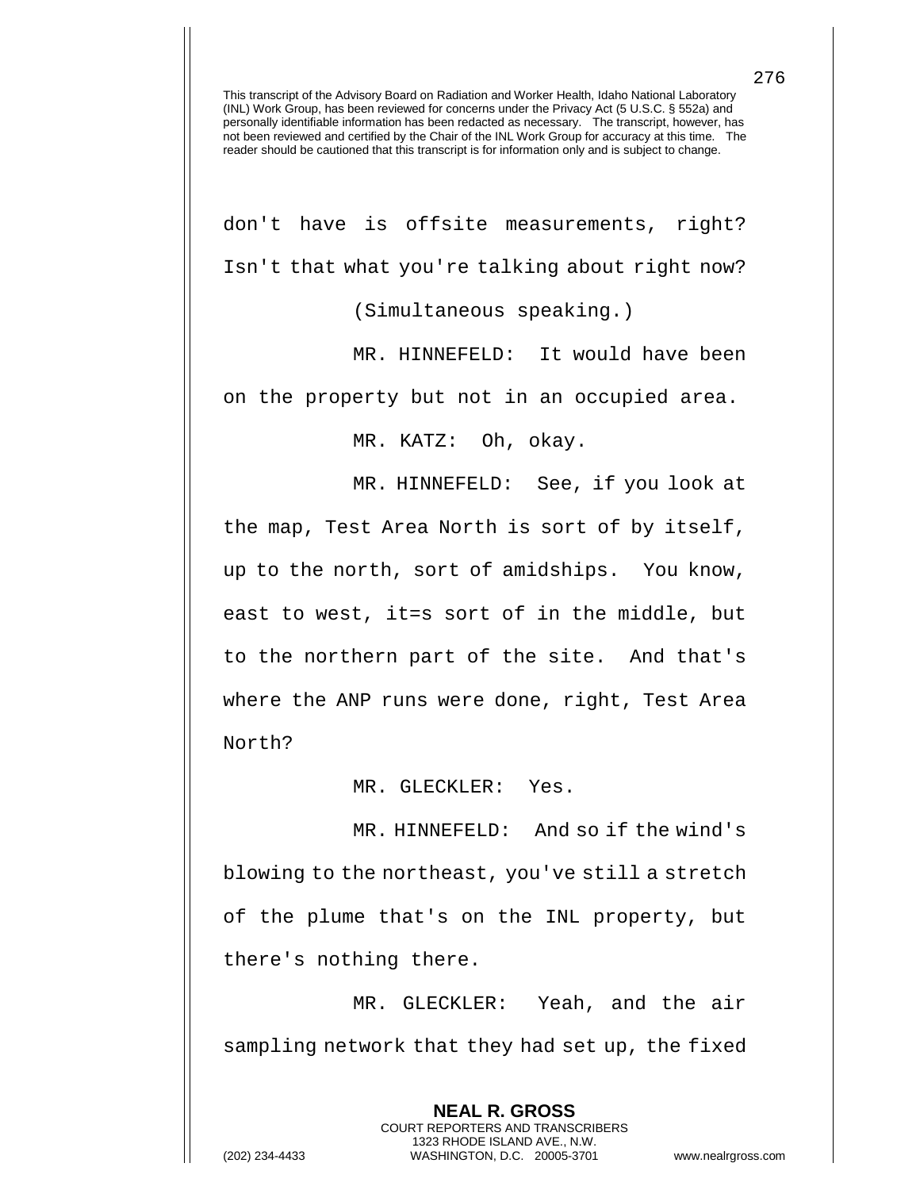This transcript of the Advisory Board on Radiation and Worker Health, Idaho National Laboratory (INL) Work Group, has been reviewed for concerns under the Privacy Act (5 U.S.C. § 552a) and personally identifiable information has been redacted as necessary. The transcript, however, has not been reviewed and certified by the Chair of the INL Work Group for accuracy at this time. The reader should be cautioned that this transcript is for information only and is subject to change.

don't have is offsite measurements, right? Isn't that what you're talking about right now?

(Simultaneous speaking.)

MR. HINNEFELD: It would have been on the property but not in an occupied area.

MR. KATZ: Oh, okay.

MR. HINNEFELD: See, if you look at the map, Test Area North is sort of by itself, up to the north, sort of amidships. You know, east to west, it=s sort of in the middle, but to the northern part of the site. And that's where the ANP runs were done, right, Test Area North?

MR. GLECKLER: Yes.

MR. HINNEFELD: And so if the wind's blowing to the northeast, you've still a stretch of the plume that's on the INL property, but there's nothing there.

MR. GLECKLER: Yeah, and the air sampling network that they had set up, the fixed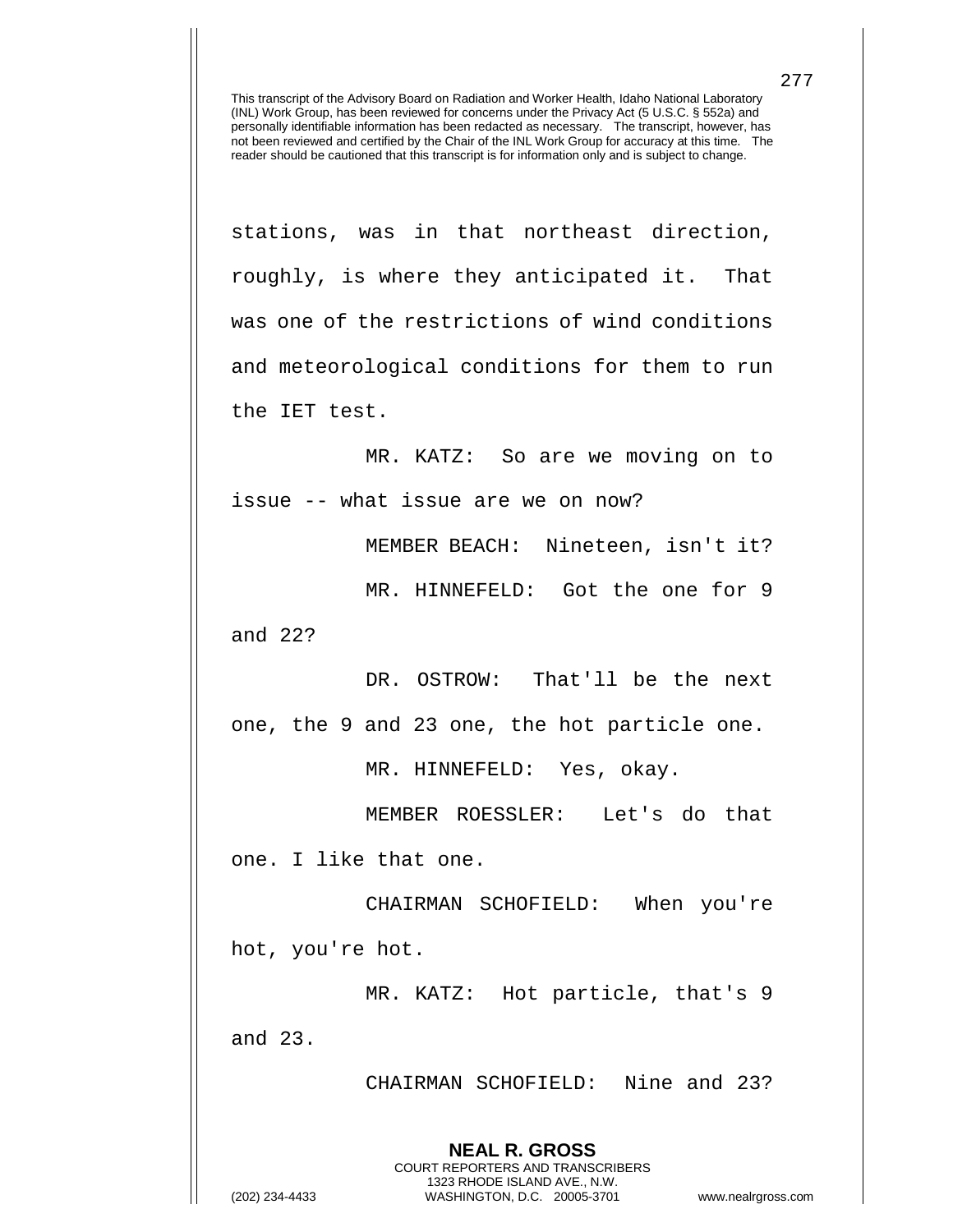stations, was in that northeast direction, roughly, is where they anticipated it. That was one of the restrictions of wind conditions and meteorological conditions for them to run the IET test.

MR. KATZ: So are we moving on to issue -- what issue are we on now?

MEMBER BEACH: Nineteen, isn't it?

MR. HINNEFELD: Got the one for 9 and 22?

DR. OSTROW: That'll be the next one, the 9 and 23 one, the hot particle one.

MR. HINNEFELD: Yes, okay.

MEMBER ROESSLER: Let's do that one. I like that one.

CHAIRMAN SCHOFIELD: When you're hot, you're hot.

MR. KATZ: Hot particle, that's 9 and 23.

CHAIRMAN SCHOFIELD: Nine and 23?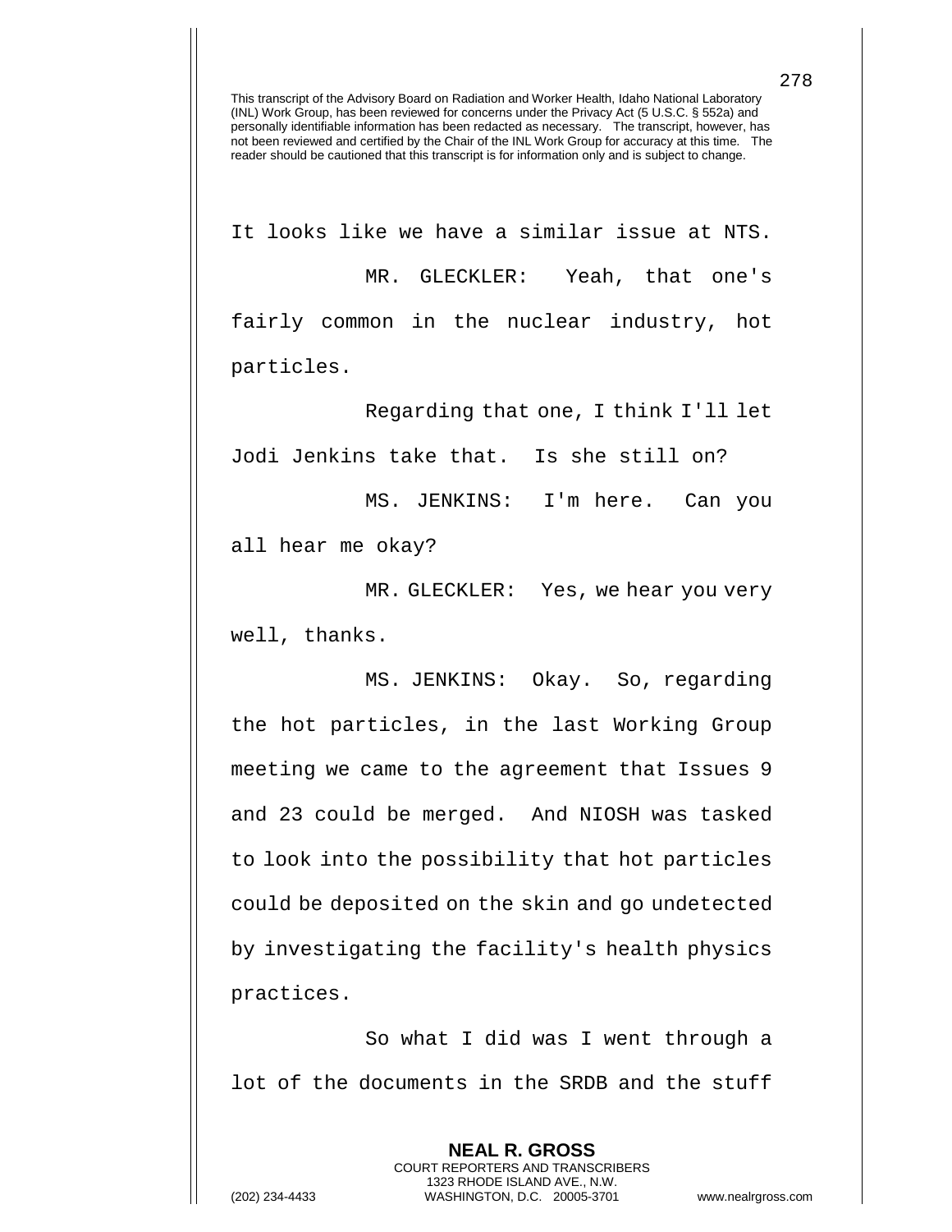It looks like we have a similar issue at NTS.

MR. GLECKLER: Yeah, that one's fairly common in the nuclear industry, hot particles.

Regarding that one, I think I'll let Jodi Jenkins take that. Is she still on?

MS. JENKINS: I'm here. Can you all hear me okay?

MR. GLECKLER: Yes, we hear you very well, thanks.

MS. JENKINS: Okay. So, regarding the hot particles, in the last Working Group meeting we came to the agreement that Issues 9 and 23 could be merged. And NIOSH was tasked to look into the possibility that hot particles could be deposited on the skin and go undetected by investigating the facility's health physics practices.

So what I did was I went through a lot of the documents in the SRDB and the stuff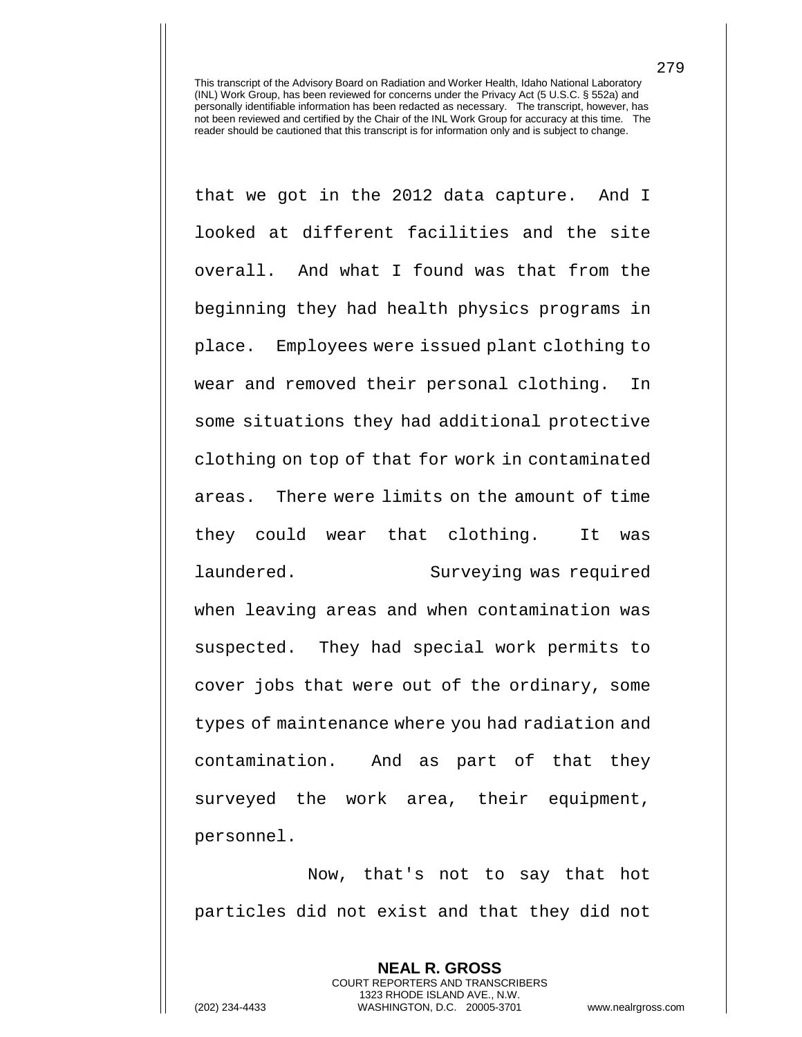that we got in the 2012 data capture. And I looked at different facilities and the site overall. And what I found was that from the beginning they had health physics programs in place. Employees were issued plant clothing to wear and removed their personal clothing. In some situations they had additional protective clothing on top of that for work in contaminated areas. There were limits on the amount of time they could wear that clothing. It was laundered. Surveying was required when leaving areas and when contamination was suspected. They had special work permits to cover jobs that were out of the ordinary, some types of maintenance where you had radiation and contamination. And as part of that they surveyed the work area, their equipment, personnel.

Now, that's not to say that hot particles did not exist and that they did not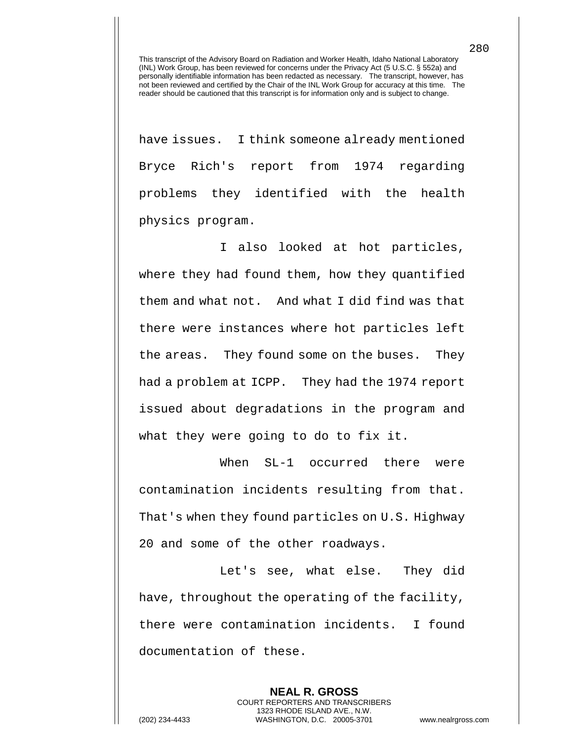have issues. I think someone already mentioned Bryce Rich's report from 1974 regarding problems they identified with the health physics program.

I also looked at hot particles, where they had found them, how they quantified them and what not. And what I did find was that there were instances where hot particles left the areas. They found some on the buses. They had a problem at ICPP. They had the 1974 report issued about degradations in the program and what they were going to do to fix it.

When SL-1 occurred there were contamination incidents resulting from that. That's when they found particles on U.S. Highway 20 and some of the other roadways.

Let's see, what else. They did have, throughout the operating of the facility, there were contamination incidents. I found documentation of these.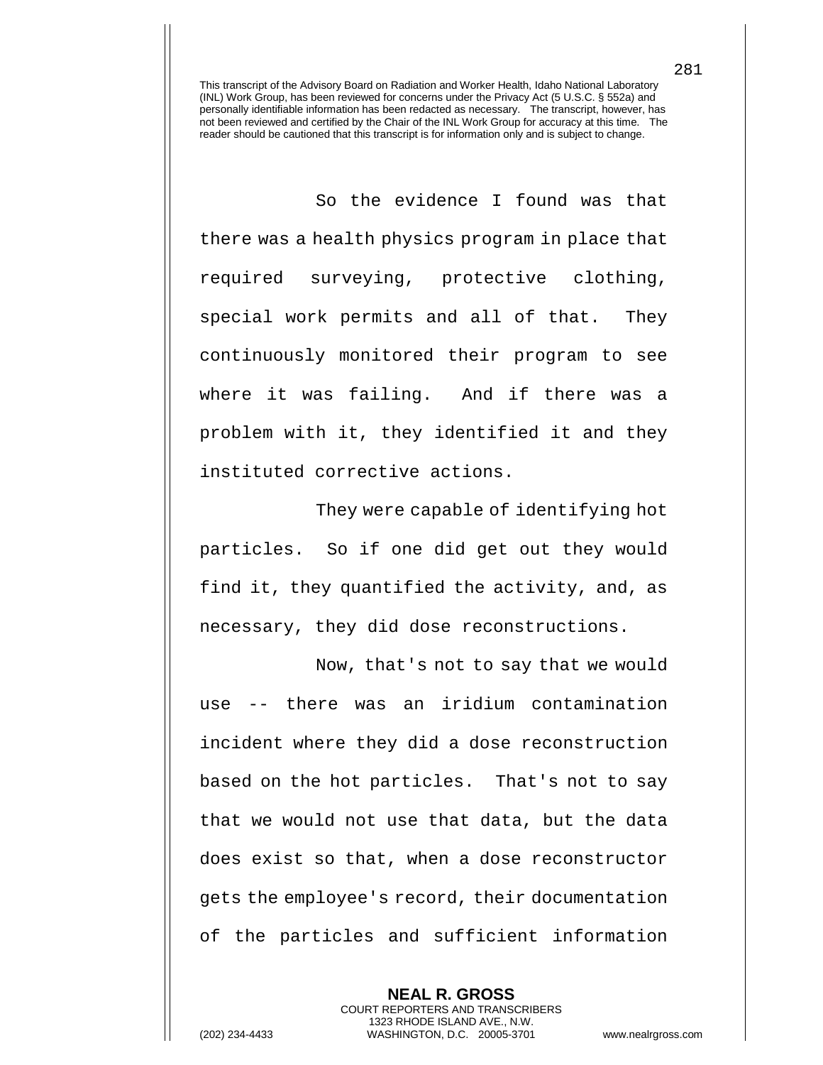So the evidence I found was that there was a health physics program in place that required surveying, protective clothing, special work permits and all of that. They continuously monitored their program to see where it was failing. And if there was a problem with it, they identified it and they instituted corrective actions.

They were capable of identifying hot particles. So if one did get out they would find it, they quantified the activity, and, as necessary, they did dose reconstructions.

Now, that's not to say that we would use -- there was an iridium contamination incident where they did a dose reconstruction based on the hot particles. That's not to say that we would not use that data, but the data does exist so that, when a dose reconstructor gets the employee's record, their documentation of the particles and sufficient information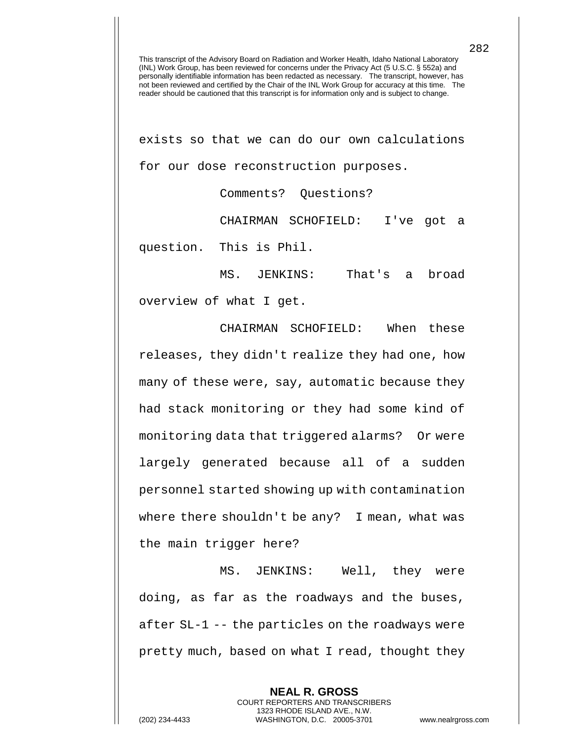exists so that we can do our own calculations for our dose reconstruction purposes.

Comments? Questions?

CHAIRMAN SCHOFIELD: I've got a question. This is Phil.

MS. JENKINS: That's a broad overview of what I get.

CHAIRMAN SCHOFIELD: When these releases, they didn't realize they had one, how many of these were, say, automatic because they had stack monitoring or they had some kind of monitoring data that triggered alarms? Or were largely generated because all of a sudden personnel started showing up with contamination where there shouldn't be any? I mean, what was the main trigger here?

MS. JENKINS: Well, they were doing, as far as the roadways and the buses, after SL-1 -- the particles on the roadways were pretty much, based on what I read, thought they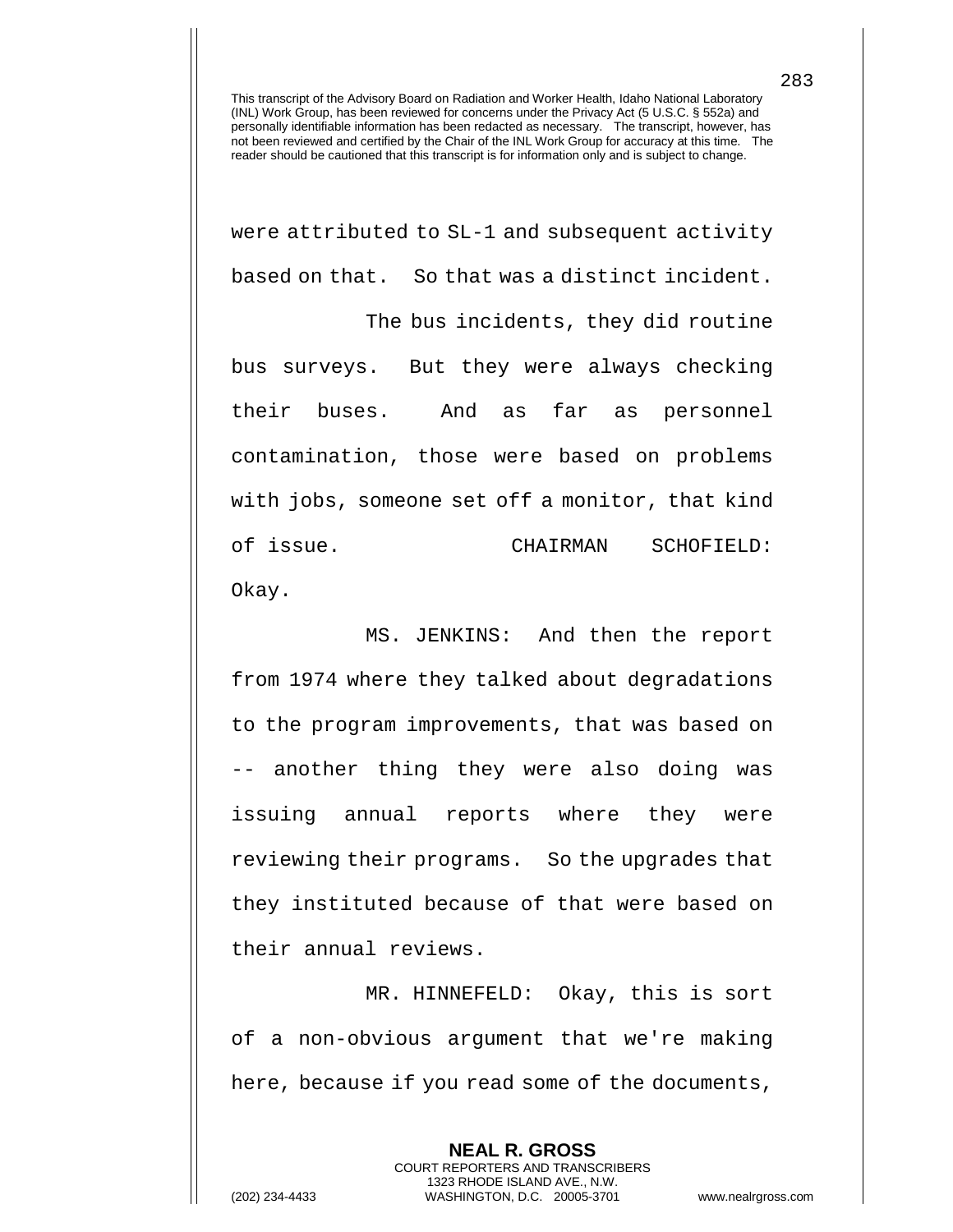were attributed to SL-1 and subsequent activity based on that. So that was a distinct incident.

The bus incidents, they did routine bus surveys. But they were always checking their buses. And as far as personnel contamination, those were based on problems with jobs, someone set off a monitor, that kind of issue.

CHAIRMAN SCHOFIELD: Okay.

MS. JENKINS: And then the report from 1974 where they talked about degradations to the program improvements, that was based on -- another thing they were also doing was issuing annual reports where they were reviewing their programs. So the upgrades that they instituted because of that were based on their annual reviews.

MR. HINNEFELD: Okay, this is sort of a non-obvious argument that we're making here, because if you read some of the documents,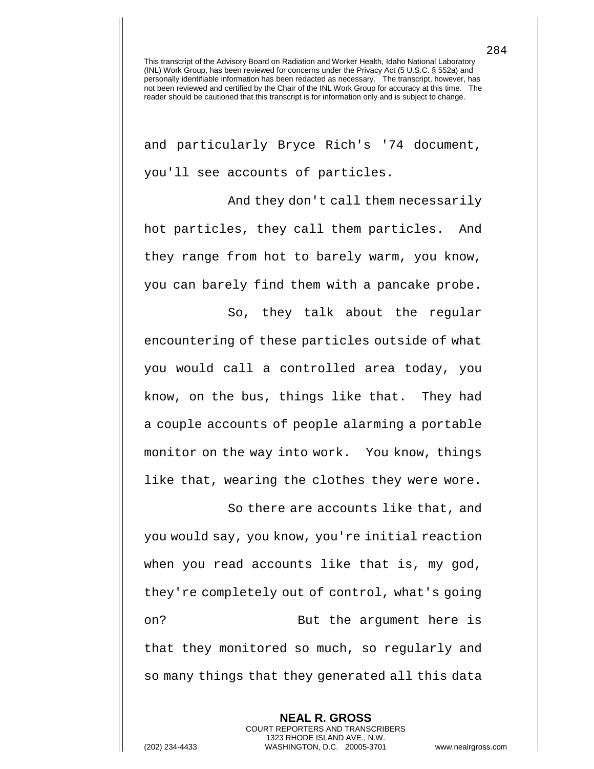This transcript of the Advisory Board on Radiation and Worker Health, Idaho National Laboratory (INL) Work Group, has been reviewed for concerns under the Privacy Act (5 U.S.C. § 552a) and personally identifiable information has been redacted as necessary. The transcript, however, has not been reviewed and certified by the Chair of the INL Work Group for accuracy at this time. The reader should be cautioned that this transcript is for information only and is subject to change.

and particularly Bryce Rich's '74 document, you'll see accounts of particles.

And they don't call them necessarily hot particles, they call them particles. And they range from hot to barely warm, you know, you can barely find them with a pancake probe.

So, they talk about the regular encountering of these particles outside of what you would call a controlled area today, you know, on the bus, things like that. They had a couple accounts of people alarming a portable monitor on the way into work. You know, things like that, wearing the clothes they were wore.

So there are accounts like that, and you would say, you know, you're initial reaction when you read accounts like that is, my god, they're completely out of control, what's going on? But the argument here is that they monitored so much, so regularly and so many things that they generated all this data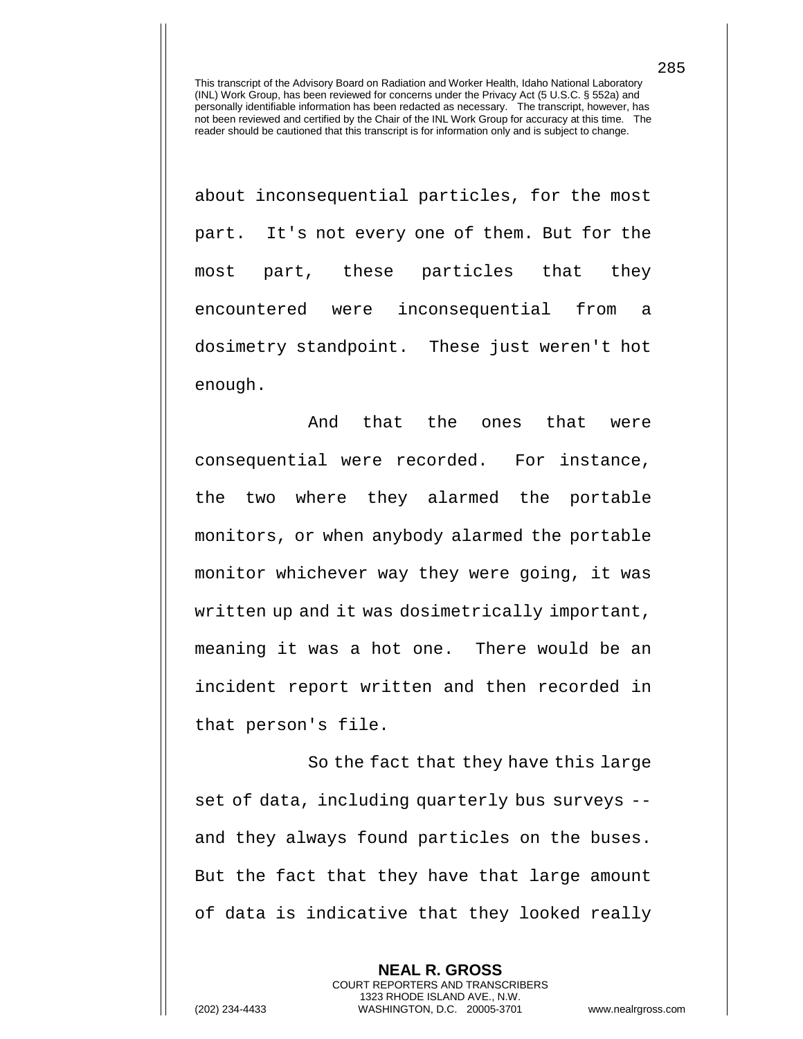about inconsequential particles, for the most part. It's not every one of them. But for the most part, these particles that they encountered were inconsequential from a dosimetry standpoint. These just weren't hot enough.

And that the ones that were consequential were recorded. For instance, the two where they alarmed the portable monitors, or when anybody alarmed the portable monitor whichever way they were going, it was written up and it was dosimetrically important, meaning it was a hot one. There would be an incident report written and then recorded in that person's file.

So the fact that they have this large set of data, including quarterly bus surveys -- and they always found particles on the buses. But the fact that they have that large amount of data is indicative that they looked really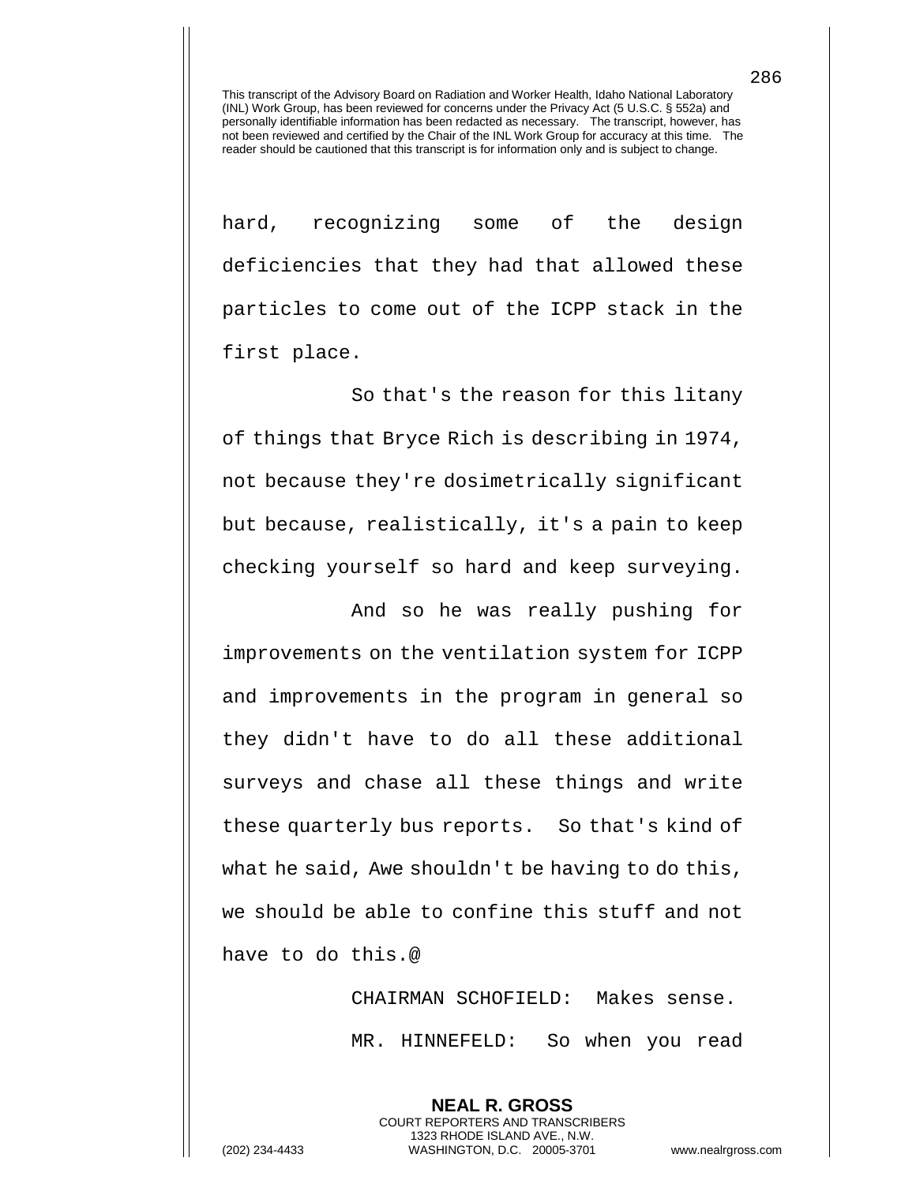This transcript of the Advisory Board on Radiation and Worker Health, Idaho National Laboratory (INL) Work Group, has been reviewed for concerns under the Privacy Act (5 U.S.C. § 552a) and personally identifiable information has been redacted as necessary. The transcript, however, has not been reviewed and certified by the Chair of the INL Work Group for accuracy at this time. The reader should be cautioned that this transcript is for information only and is subject to change.

hard, recognizing some of the design deficiencies that they had that allowed these particles to come out of the ICPP stack in the first place.

So that's the reason for this litany of things that Bryce Rich is describing in 1974, not because they're dosimetrically significant but because, realistically, it's a pain to keep checking yourself so hard and keep surveying.

And so he was really pushing for improvements on the ventilation system for ICPP and improvements in the program in general so they didn't have to do all these additional surveys and chase all these things and write these quarterly bus reports. So that's kind of what he said, Awe shouldn't be having to do this, we should be able to confine this stuff and not have to do this.@

CHAIRMAN SCHOFIELD: Makes sense.

MR. HINNEFELD: So when you read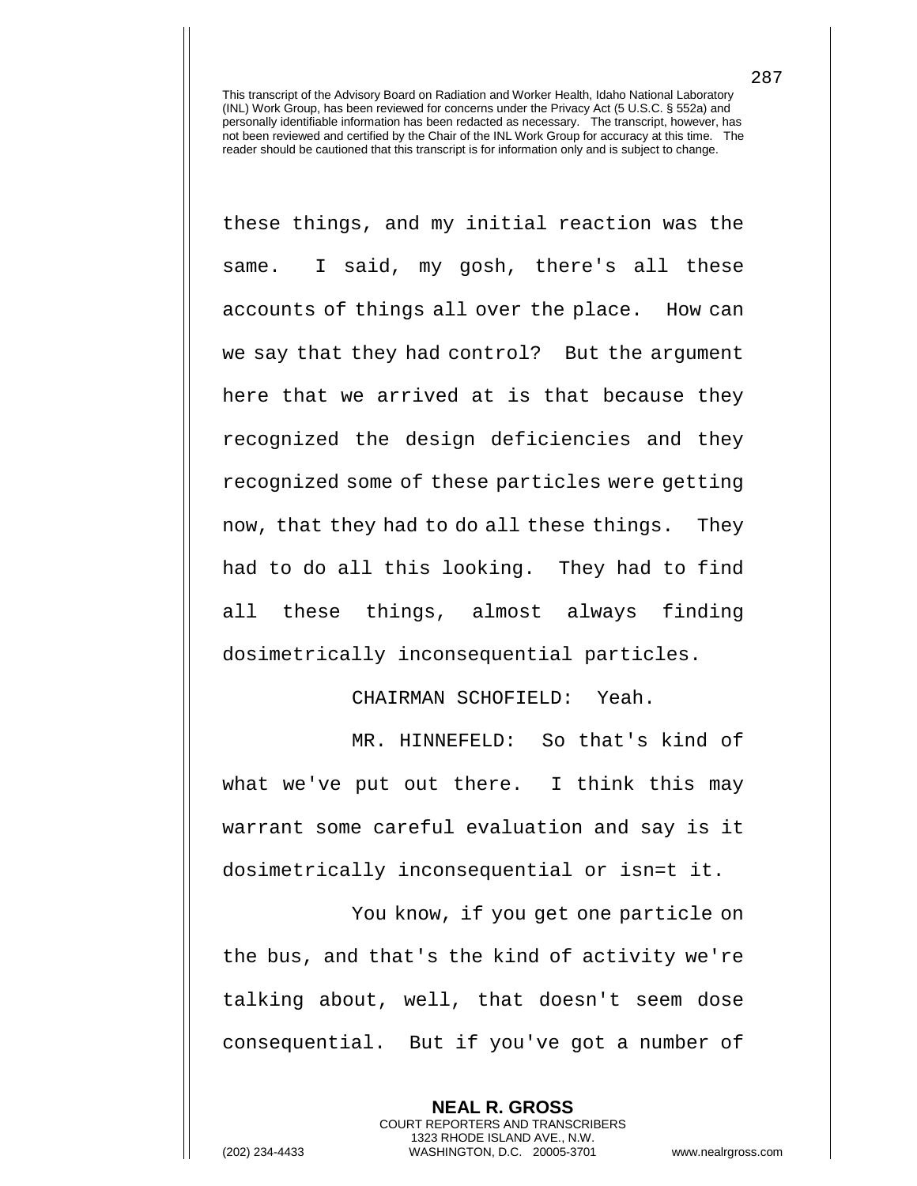these things, and my initial reaction was the same. I said, my gosh, there's all these accounts of things all over the place. How can we say that they had control? But the argument here that we arrived at is that because they recognized the design deficiencies and they recognized some of these particles were getting now, that they had to do all these things. They had to do all this looking. They had to find all these things, almost always finding dosimetrically inconsequential particles.

CHAIRMAN SCHOFIELD: Yeah.

MR. HINNEFELD: So that's kind of what we've put out there. I think this may warrant some careful evaluation and say is it dosimetrically inconsequential or isn=t it.

You know, if you get one particle on the bus, and that's the kind of activity we're talking about, well, that doesn't seem dose consequential. But if you've got a number of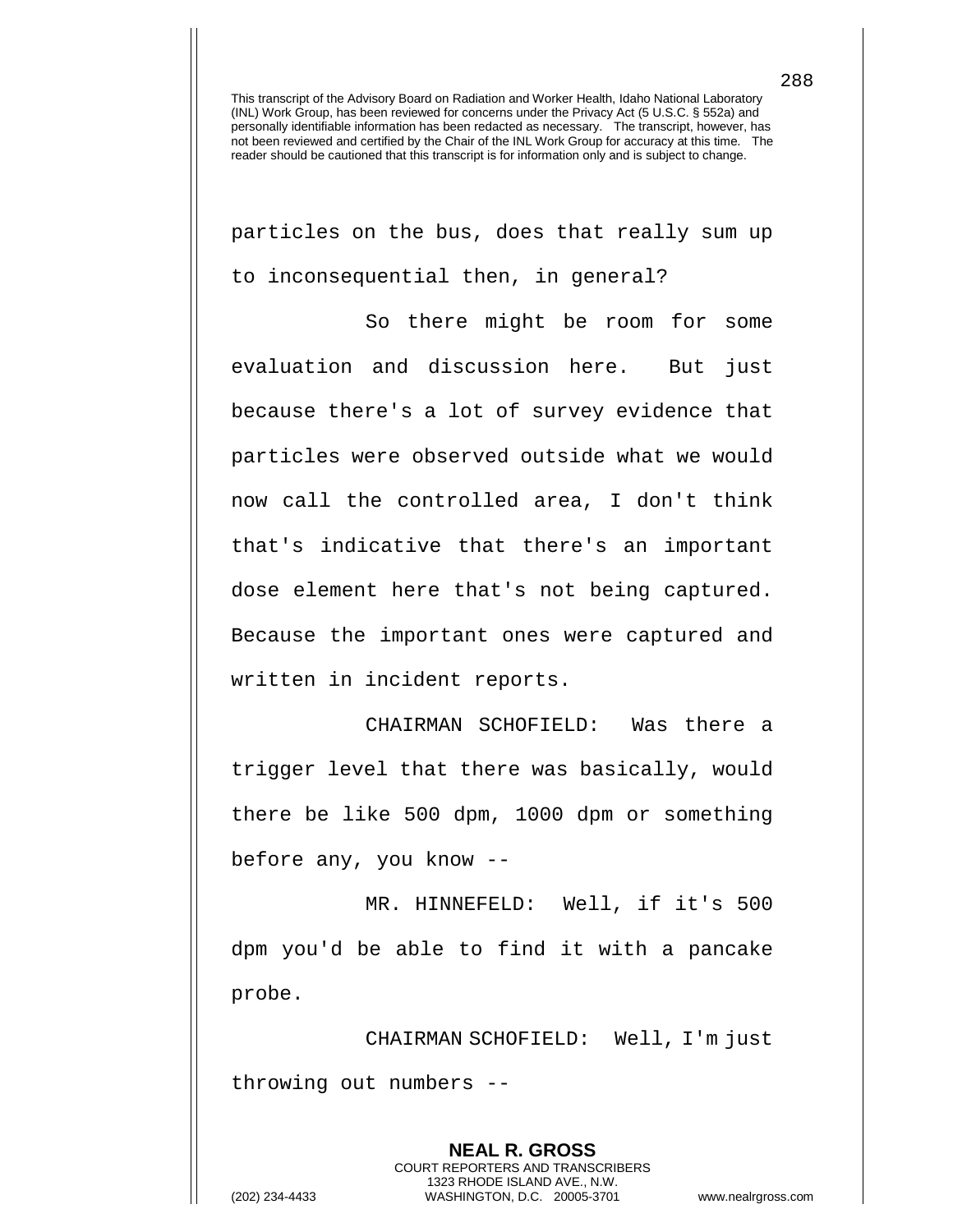This transcript of the Advisory Board on Radiation and Worker Health, Idaho National Laboratory (INL) Work Group, has been reviewed for concerns under the Privacy Act (5 U.S.C. § 552a) and personally identifiable information has been redacted as necessary. The transcript, however, has not been reviewed and certified by the Chair of the INL Work Group for accuracy at this time. The reader should be cautioned that this transcript is for information only and is subject to change.

particles on the bus, does that really sum up to inconsequential then, in general?

So there might be room for some evaluation and discussion here. But just because there's a lot of survey evidence that particles were observed outside what we would now call the controlled area, I don't think that's indicative that there's an important dose element here that's not being captured. Because the important ones were captured and written in incident reports.

CHAIRMAN SCHOFIELD: Was there a trigger level that there was basically, would there be like 500 dpm, 1000 dpm or something before any, you know --

MR. HINNEFELD: Well, if it's 500 dpm you'd be able to find it with a pancake probe.

CHAIRMAN SCHOFIELD: Well, I'm just throwing out numbers --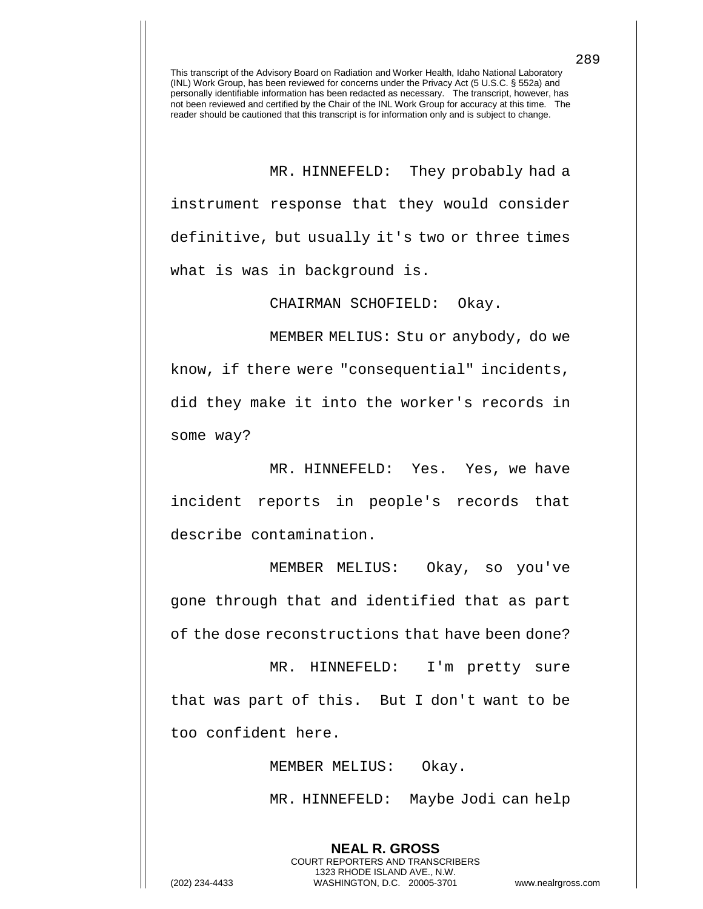This transcript of the Advisory Board on Radiation and Worker Health, Idaho National Laboratory (INL) Work Group, has been reviewed for concerns under the Privacy Act (5 U.S.C. § 552a) and personally identifiable information has been redacted as necessary. The transcript, however, has not been reviewed and certified by the Chair of the INL Work Group for accuracy at this time. The reader should be cautioned that this transcript is for information only and is subject to change.

MR. HINNEFELD: They probably had a instrument response that they would consider definitive, but usually it's two or three times what is was in background is.

CHAIRMAN SCHOFIELD: Okay.

MEMBER MELIUS: Stu or anybody, do we know, if there were "consequential" incidents, did they make it into the worker's records in some way?

MR. HINNEFELD: Yes. Yes, we have incident reports in people's records that describe contamination.

MEMBER MELIUS: Okay, so you've gone through that and identified that as part of the dose reconstructions that have been done?

MR. HINNEFELD: I'm pretty sure that was part of this. But I don't want to be too confident here.

MEMBER MELIUS: Okay.

MR. HINNEFELD: Maybe Jodi can help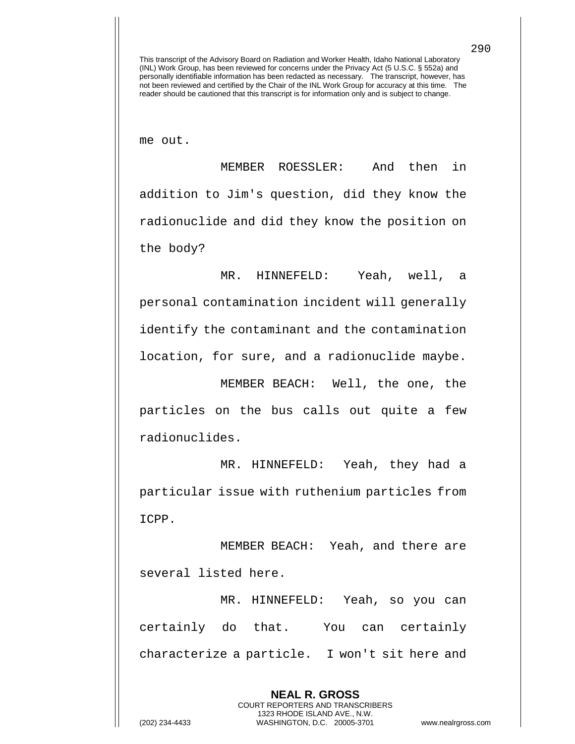me out.

MEMBER ROESSLER: And then in addition to Jim's question, did they know the radionuclide and did they know the position on the body?

MR. HINNEFELD: Yeah, well, a personal contamination incident will generally identify the contaminant and the contamination location, for sure, and a radionuclide maybe.

MEMBER BEACH: Well, the one, the particles on the bus calls out quite a few radionuclides.

MR. HINNEFELD: Yeah, they had a particular issue with ruthenium particles from ICPP.

MEMBER BEACH: Yeah, and there are several listed here.

MR. HINNEFELD: Yeah, so you can certainly do that. You can certainly characterize a particle. I won't sit here and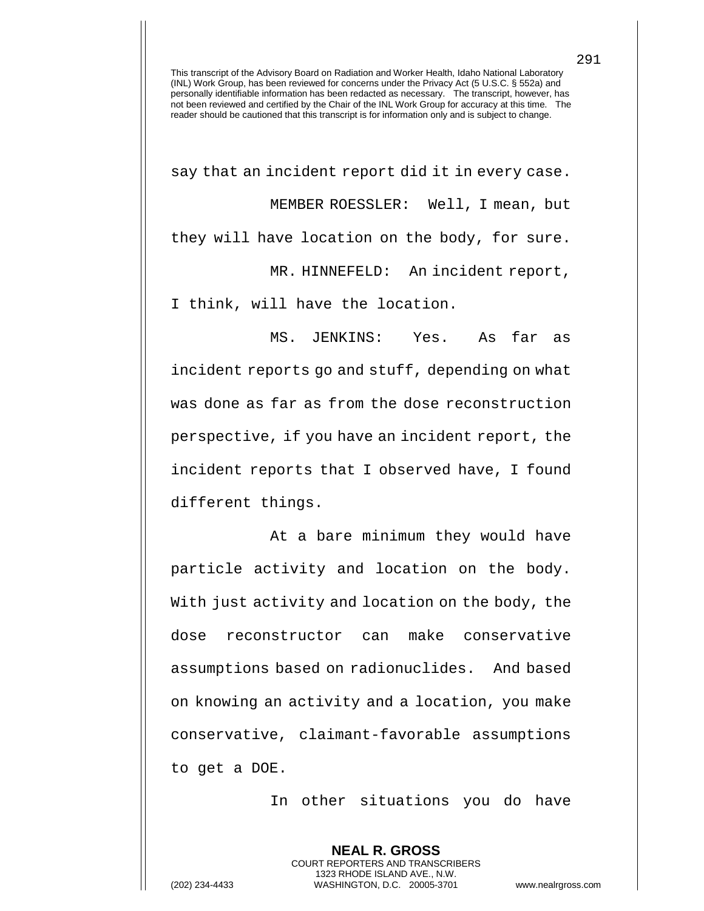This transcript of the Advisory Board on Radiation and Worker Health, Idaho National Laboratory (INL) Work Group, has been reviewed for concerns under the Privacy Act (5 U.S.C. § 552a) and personally identifiable information has been redacted as necessary. The transcript, however, has not been reviewed and certified by the Chair of the INL Work Group for accuracy at this time. The reader should be cautioned that this transcript is for information only and is subject to change.

say that an incident report did it in every case.

MEMBER ROESSLER: Well, I mean, but they will have location on the body, for sure.

MR. HINNEFELD: An incident report, I think, will have the location.

MS. JENKINS: Yes. As far as incident reports go and stuff, depending on what was done as far as from the dose reconstruction perspective, if you have an incident report, the incident reports that I observed have, I found different things.

At a bare minimum they would have particle activity and location on the body. With just activity and location on the body, the dose reconstructor can make conservative assumptions based on radionuclides. And based on knowing an activity and a location, you make conservative, claimant-favorable assumptions to get a DOE.

In other situations you do have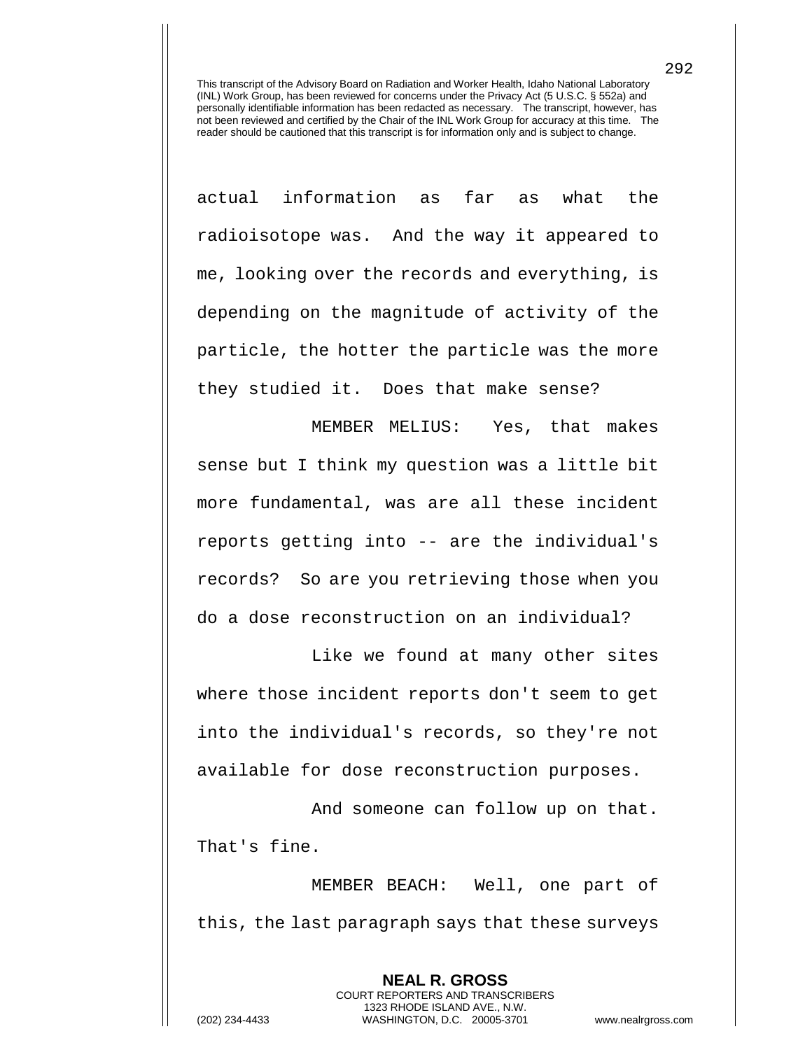actual information as far as what the radioisotope was. And the way it appeared to me, looking over the records and everything, is depending on the magnitude of activity of the particle, the hotter the particle was the more they studied it. Does that make sense?

MEMBER MELIUS: Yes, that makes sense but I think my question was a little bit more fundamental, was are all these incident reports getting into -- are the individual's records? So are you retrieving those when you do a dose reconstruction on an individual?

Like we found at many other sites where those incident reports don't seem to get into the individual's records, so they're not available for dose reconstruction purposes.

And someone can follow up on that. That's fine.

MEMBER BEACH: Well, one part of this, the last paragraph says that these surveys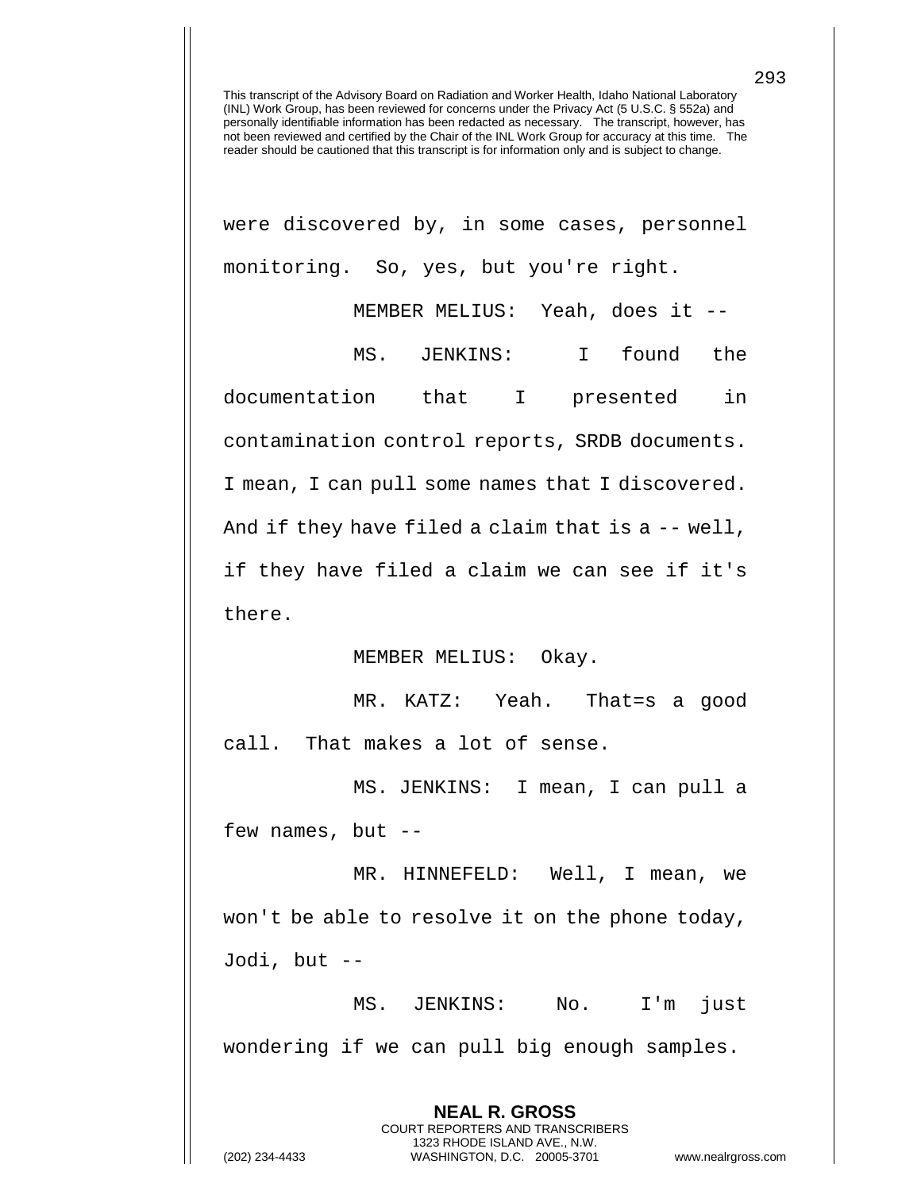This transcript of the Advisory Board on Radiation and Worker Health, Idaho National Laboratory (INL) Work Group, has been reviewed for concerns under the Privacy Act (5 U.S.C. § 552a) and personally identifiable information has been redacted as necessary. The transcript, however, has not been reviewed and certified by the Chair of the INL Work Group for accuracy at this time. The reader should be cautioned that this transcript is for information only and is subject to change.

were discovered by, in some cases, personnel monitoring. So, yes, but you're right.

MEMBER MELIUS: Yeah, does it --

MS. JENKINS: I found the documentation that I presented in contamination control reports, SRDB documents. I mean, I can pull some names that I discovered. And if they have filed a claim that is a -- well, if they have filed a claim we can see if it's there.

MEMBER MELIUS: Okay.

MR. KATZ: Yeah. That=s a good call. That makes a lot of sense.

MS. JENKINS: I mean, I can pull a few names, but --

MR. HINNEFELD: Well, I mean, we won't be able to resolve it on the phone today, Jodi, but --

MS. JENKINS: No. I'm just wondering if we can pull big enough samples.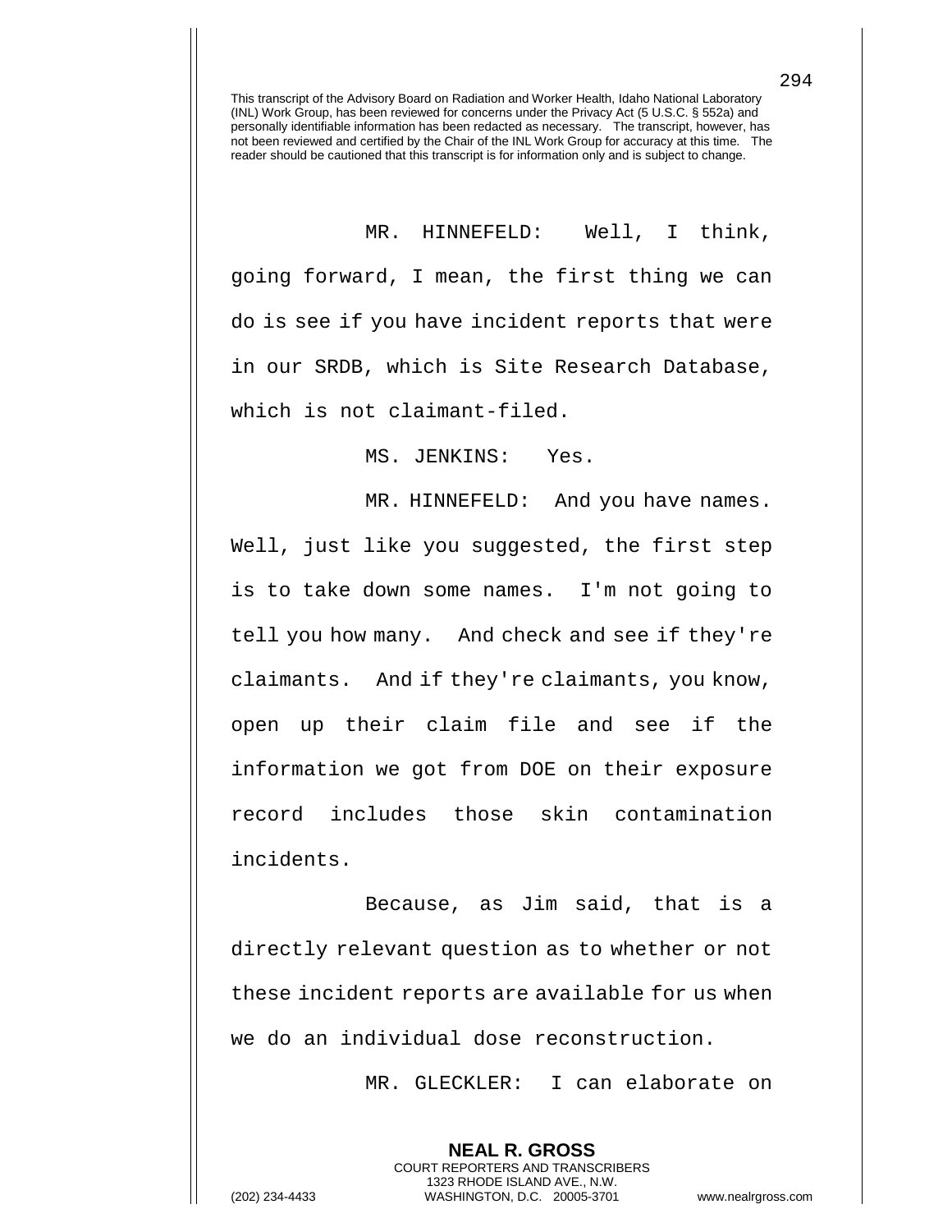This transcript of the Advisory Board on Radiation and Worker Health, Idaho National Laboratory (INL) Work Group, has been reviewed for concerns under the Privacy Act (5 U.S.C. § 552a) and personally identifiable information has been redacted as necessary. The transcript, however, has not been reviewed and certified by the Chair of the INL Work Group for accuracy at this time. The reader should be cautioned that this transcript is for information only and is subject to change.

MR. HINNEFELD: Well, I think, going forward, I mean, the first thing we can do is see if you have incident reports that were in our SRDB, which is Site Research Database, which is not claimant-filed.

MS. JENKINS: Yes.

MR. HINNEFELD: And you have names. Well, just like you suggested, the first step is to take down some names. I'm not going to tell you how many. And check and see if they're claimants. And if they're claimants, you know, open up their claim file and see if the information we got from DOE on their exposure record includes those skin contamination incidents.

Because, as Jim said, that is a directly relevant question as to whether or not these incident reports are available for us when we do an individual dose reconstruction.

MR. GLECKLER: I can elaborate on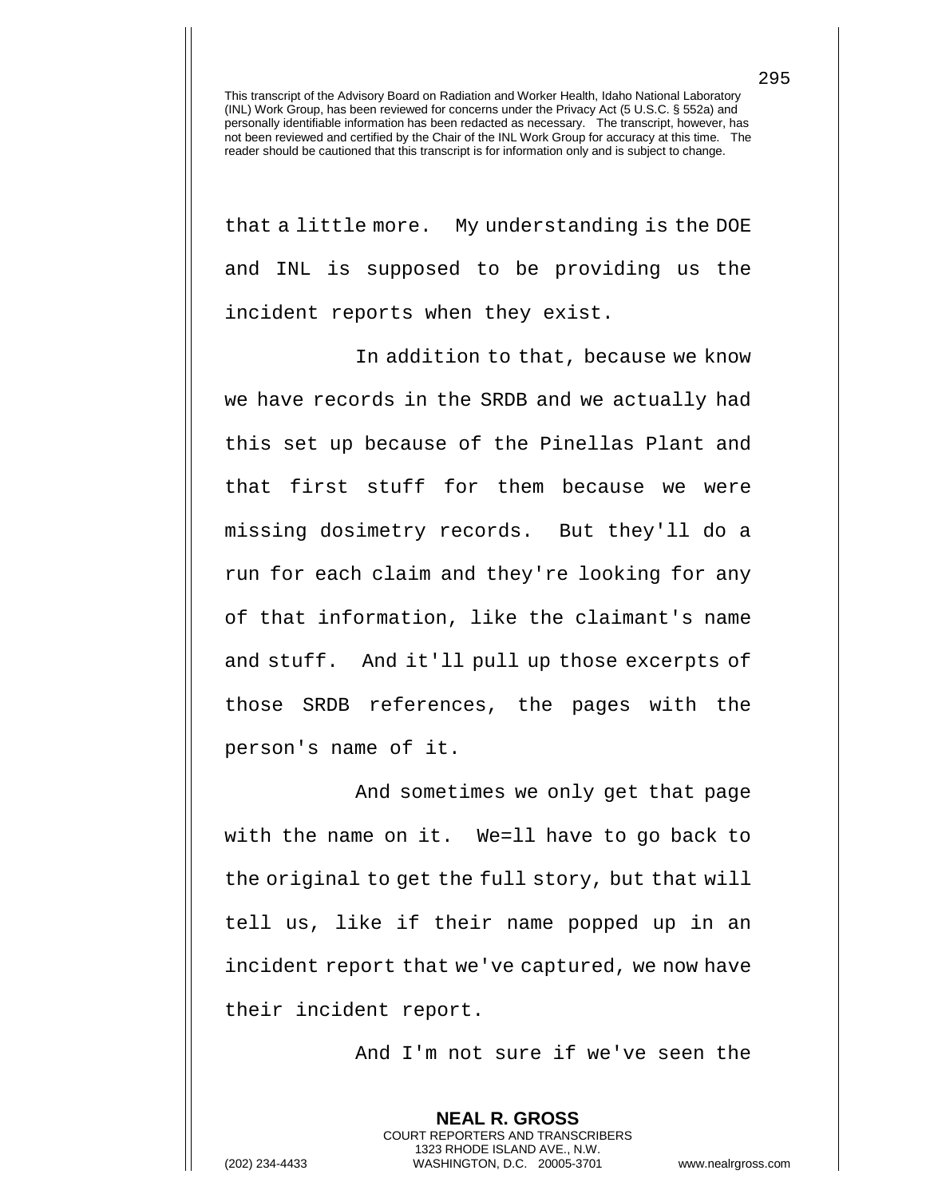This transcript of the Advisory Board on Radiation and Worker Health, Idaho National Laboratory (INL) Work Group, has been reviewed for concerns under the Privacy Act (5 U.S.C. § 552a) and personally identifiable information has been redacted as necessary. The transcript, however, has not been reviewed and certified by the Chair of the INL Work Group for accuracy at this time. The reader should be cautioned that this transcript is for information only and is subject to change.

that a little more. My understanding is the DOE and INL is supposed to be providing us the incident reports when they exist.

In addition to that, because we know we have records in the SRDB and we actually had this set up because of the Pinellas Plant and that first stuff for them because we were missing dosimetry records. But they'll do a run for each claim and they're looking for any of that information, like the claimant's name and stuff. And it'll pull up those excerpts of those SRDB references, the pages with the person's name of it.

And sometimes we only get that page with the name on it. We=ll have to go back to the original to get the full story, but that will tell us, like if their name popped up in an incident report that we've captured, we now have their incident report.

And I'm not sure if we've seen the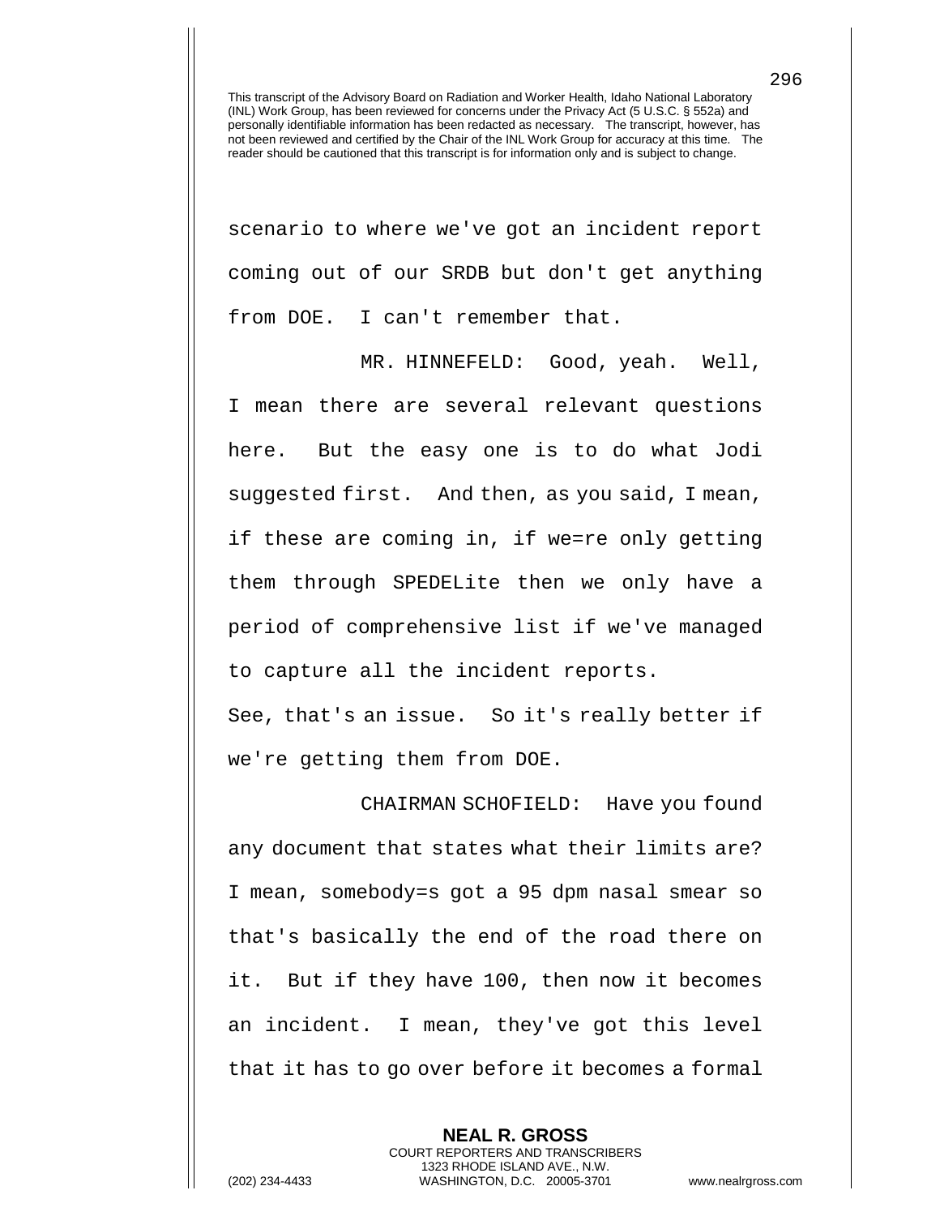This transcript of the Advisory Board on Radiation and Worker Health, Idaho National Laboratory (INL) Work Group, has been reviewed for concerns under the Privacy Act (5 U.S.C. § 552a) and personally identifiable information has been redacted as necessary. The transcript, however, has not been reviewed and certified by the Chair of the INL Work Group for accuracy at this time. The reader should be cautioned that this transcript is for information only and is subject to change.

scenario to where we've got an incident report coming out of our SRDB but don't get anything from DOE. I can't remember that.

MR. HINNEFELD: Good, yeah. Well, I mean there are several relevant questions here. But the easy one is to do what Jodi suggested first. And then, as you said, I mean, if these are coming in, if we=re only getting them through SPEDELite then we only have a period of comprehensive list if we've managed to capture all the incident reports. See, that's an issue. So it's really better if we're getting them from DOE.

CHAIRMAN SCHOFIELD: Have you found any document that states what their limits are? I mean, somebody=s got a 95 dpm nasal smear so that's basically the end of the road there on it. But if they have 100, then now it becomes an incident. I mean, they've got this level that it has to go over before it becomes a formal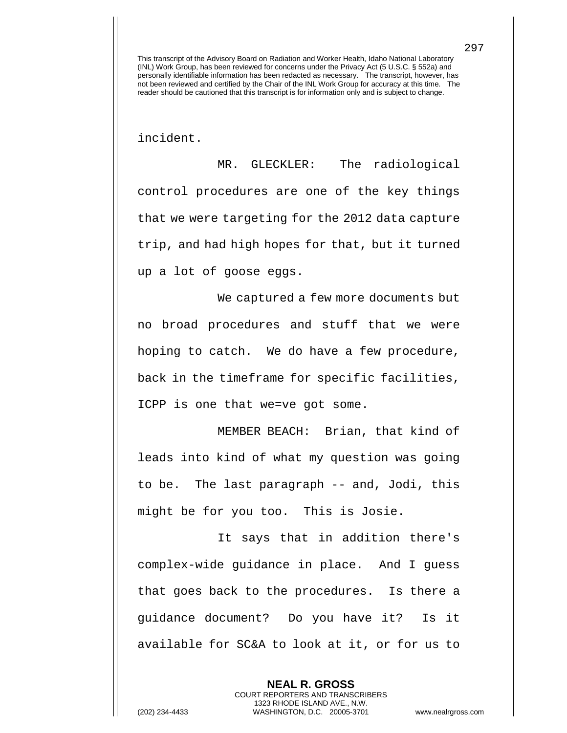incident.

MR. GLECKLER: The radiological control procedures are one of the key things that we were targeting for the 2012 data capture trip, and had high hopes for that, but it turned up a lot of goose eggs.

We captured a few more documents but no broad procedures and stuff that we were hoping to catch. We do have a few procedure, back in the timeframe for specific facilities, ICPP is one that we=ve got some.

MEMBER BEACH: Brian, that kind of leads into kind of what my question was going to be. The last paragraph -- and, Jodi, this might be for you too. This is Josie.

It says that in addition there's complex-wide guidance in place. And I guess that goes back to the procedures. Is there a guidance document? Do you have it? Is it available for SC&A to look at it, or for us to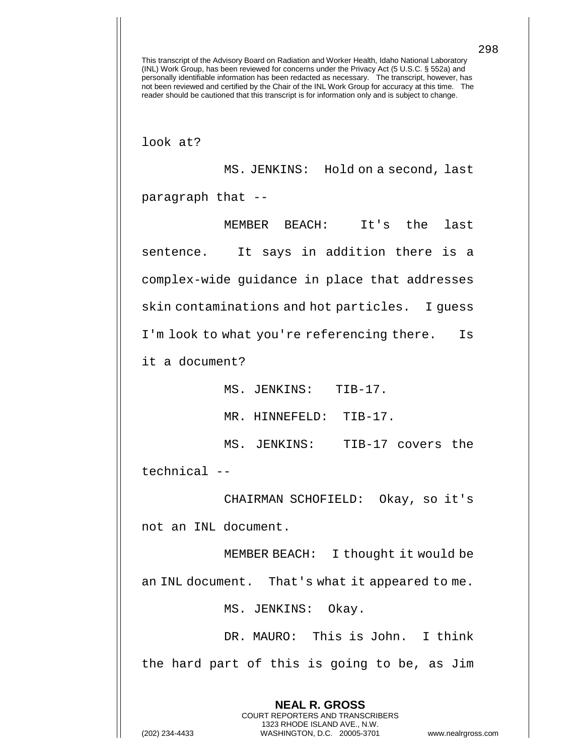This transcript of the Advisory Board on Radiation and Worker Health, Idaho National Laboratory (INL) Work Group, has been reviewed for concerns under the Privacy Act (5 U.S.C. § 552a) and personally identifiable information has been redacted as necessary. The transcript, however, has not been reviewed and certified by the Chair of the INL Work Group for accuracy at this time. The reader should be cautioned that this transcript is for information only and is subject to change.

look at?

MS. JENKINS: Hold on a second, last paragraph that --

MEMBER BEACH: It's the last sentence. It says in addition there is a complex-wide guidance in place that addresses skin contaminations and hot particles. I guess I'm look to what you're referencing there. Is it a document?

MS. JENKINS: TIB-17.

MR. HINNEFELD: TIB-17.

MS. JENKINS: TIB-17 covers the technical --

CHAIRMAN SCHOFIELD: Okay, so it's not an INL document.

MEMBER BEACH: I thought it would be an INL document. That's what it appeared to me.

MS. JENKINS: Okay.

DR. MAURO: This is John. I think the hard part of this is going to be, as Jim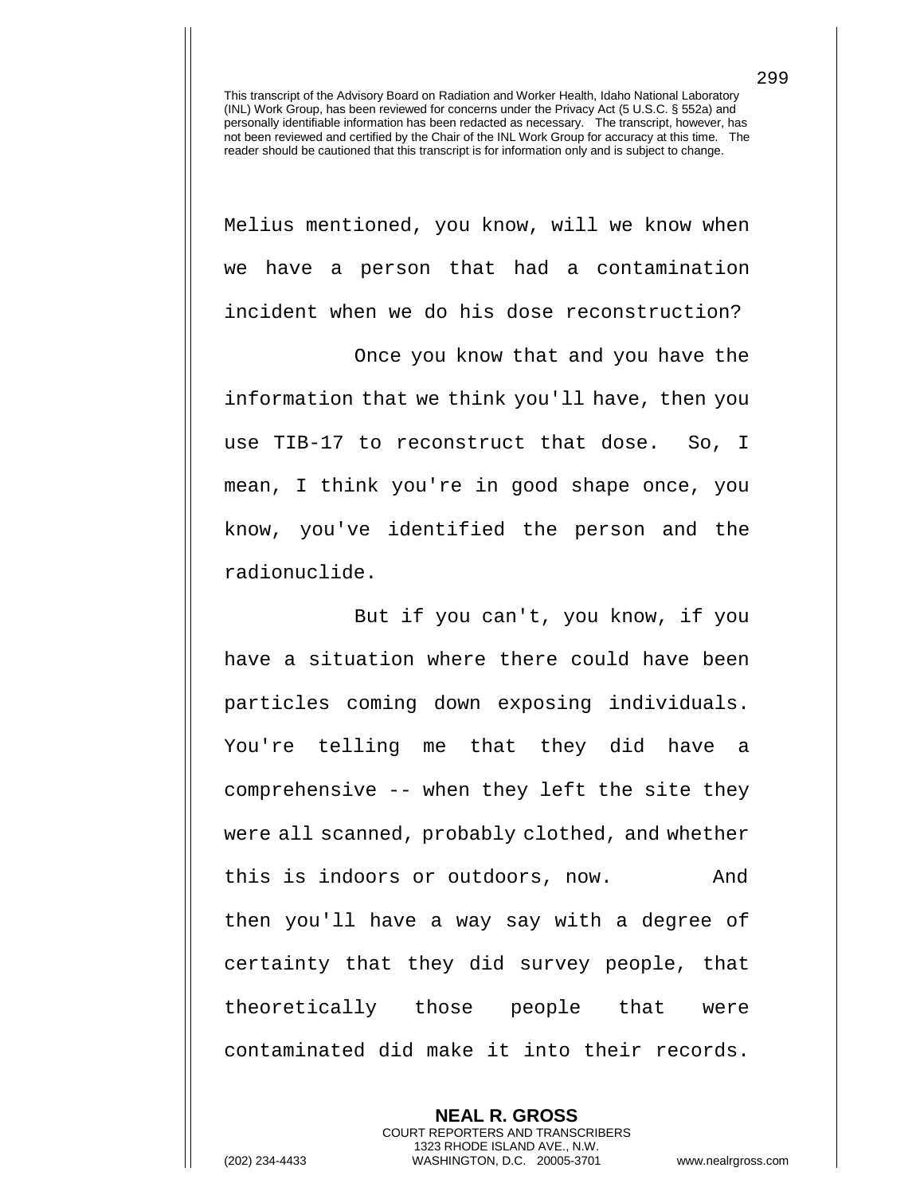This transcript of the Advisory Board on Radiation and Worker Health, Idaho National Laboratory (INL) Work Group, has been reviewed for concerns under the Privacy Act (5 U.S.C. § 552a) and personally identifiable information has been redacted as necessary. The transcript, however, has not been reviewed and certified by the Chair of the INL Work Group for accuracy at this time. The reader should be cautioned that this transcript is for information only and is subject to change.

Melius mentioned, you know, will we know when we have a person that had a contamination incident when we do his dose reconstruction?

Once you know that and you have the information that we think you'll have, then you use TIB-17 to reconstruct that dose. So, I mean, I think you're in good shape once, you know, you've identified the person and the radionuclide.

But if you can't, you know, if you have a situation where there could have been particles coming down exposing individuals. You're telling me that they did have a comprehensive -- when they left the site they were all scanned, probably clothed, and whether this is indoors or outdoors, now. And then you'll have a way say with a degree of certainty that they did survey people, that theoretically those people that were contaminated did make it into their records.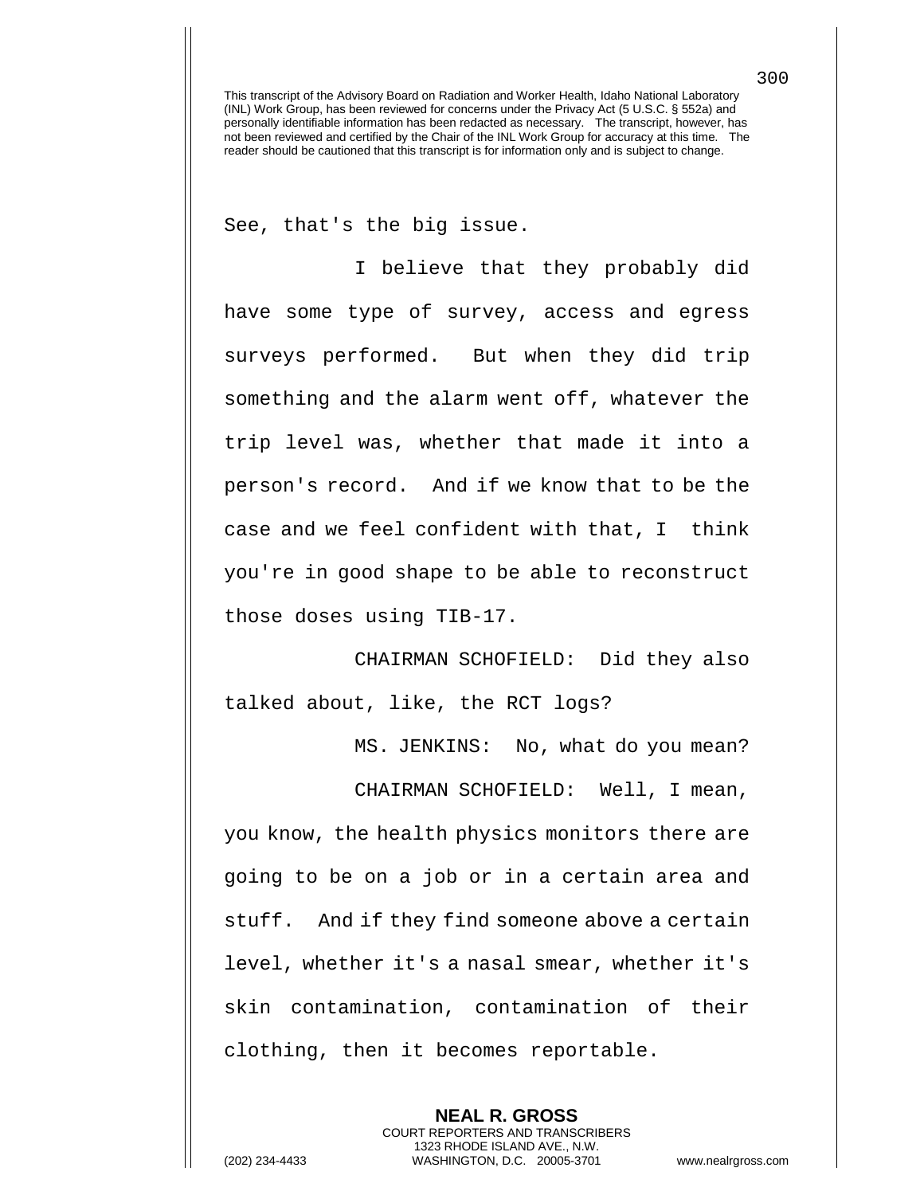See, that's the big issue.

I believe that they probably did have some type of survey, access and egress surveys performed. But when they did trip something and the alarm went off, whatever the trip level was, whether that made it into a person's record. And if we know that to be the case and we feel confident with that, I think you're in good shape to be able to reconstruct those doses using TIB-17.

CHAIRMAN SCHOFIELD: Did they also talked about, like, the RCT logs?

MS. JENKINS: No, what do you mean?

CHAIRMAN SCHOFIELD: Well, I mean, you know, the health physics monitors there are going to be on a job or in a certain area and stuff. And if they find someone above a certain level, whether it's a nasal smear, whether it's skin contamination, contamination of their clothing, then it becomes reportable.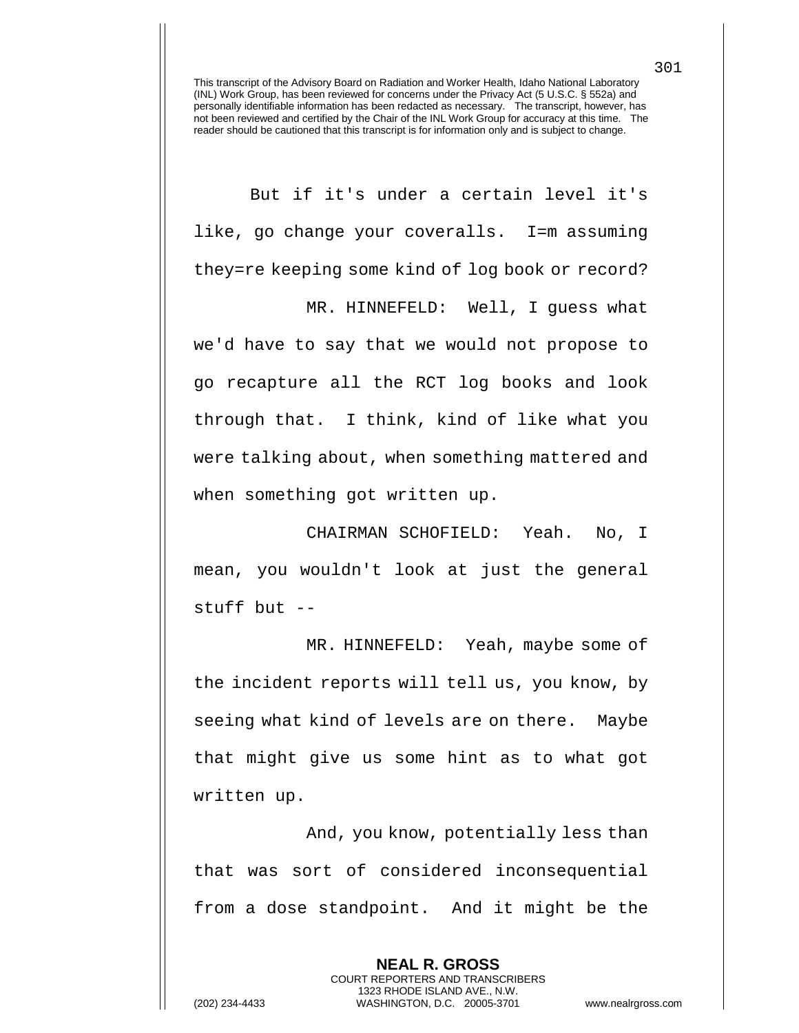This transcript of the Advisory Board on Radiation and Worker Health, Idaho National Laboratory (INL) Work Group, has been reviewed for concerns under the Privacy Act (5 U.S.C. § 552a) and personally identifiable information has been redacted as necessary. The transcript, however, has not been reviewed and certified by the Chair of the INL Work Group for accuracy at this time. The reader should be cautioned that this transcript is for information only and is subject to change.

But if it's under a certain level it's like, go change your coveralls. I=m assuming they=re keeping some kind of log book or record?

MR. HINNEFELD: Well, I guess what we'd have to say that we would not propose to go recapture all the RCT log books and look through that. I think, kind of like what you were talking about, when something mattered and when something got written up.

CHAIRMAN SCHOFIELD: Yeah. No, I mean, you wouldn't look at just the general stuff but --

MR. HINNEFELD: Yeah, maybe some of the incident reports will tell us, you know, by seeing what kind of levels are on there. Maybe that might give us some hint as to what got written up.

And, you know, potentially less than that was sort of considered inconsequential from a dose standpoint. And it might be the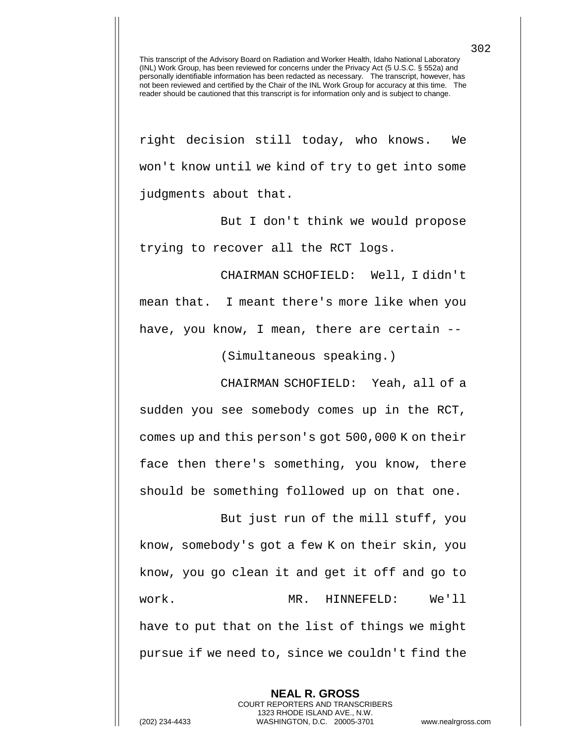right decision still today, who knows. We won't know until we kind of try to get into some judgments about that.

But I don't think we would propose trying to recover all the RCT logs.

CHAIRMAN SCHOFIELD: Well, I didn't mean that. I meant there's more like when you have, you know, I mean, there are certain --

(Simultaneous speaking.)

CHAIRMAN SCHOFIELD: Yeah, all of a sudden you see somebody comes up in the RCT, comes up and this person's got 500,000 K on their face then there's something, you know, there should be something followed up on that one.

But just run of the mill stuff, you know, somebody's got a few K on their skin, you know, you go clean it and get it off and go to work.

MR. HINNEFELD: We'll have to put that on the list of things we might pursue if we need to, since we couldn't find the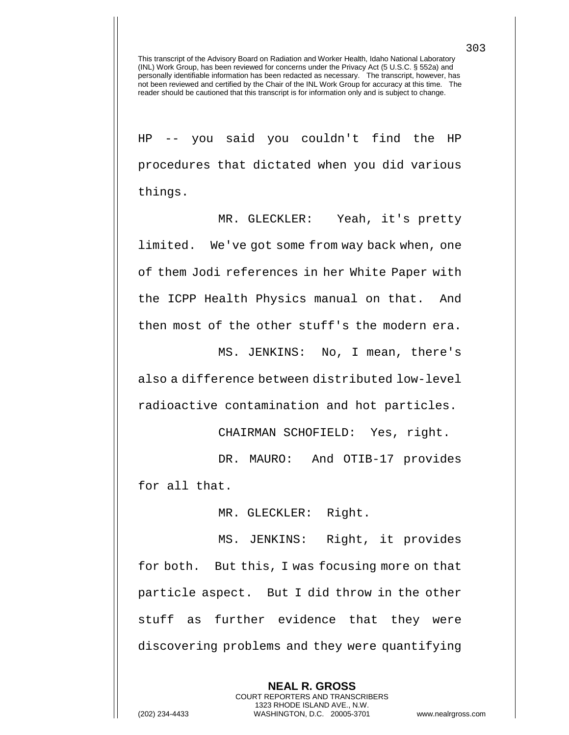HP -- you said you couldn't find the HP procedures that dictated when you did various things.

MR. GLECKLER: Yeah, it's pretty limited. We've got some from way back when, one of them Jodi references in her White Paper with the ICPP Health Physics manual on that. And then most of the other stuff's the modern era.

MS. JENKINS: No, I mean, there's also a difference between distributed low-level radioactive contamination and hot particles.

CHAIRMAN SCHOFIELD: Yes, right.

DR. MAURO: And OTIB-17 provides for all that.

MR. GLECKLER: Right.

MS. JENKINS: Right, it provides for both. But this, I was focusing more on that particle aspect. But I did throw in the other stuff as further evidence that they were discovering problems and they were quantifying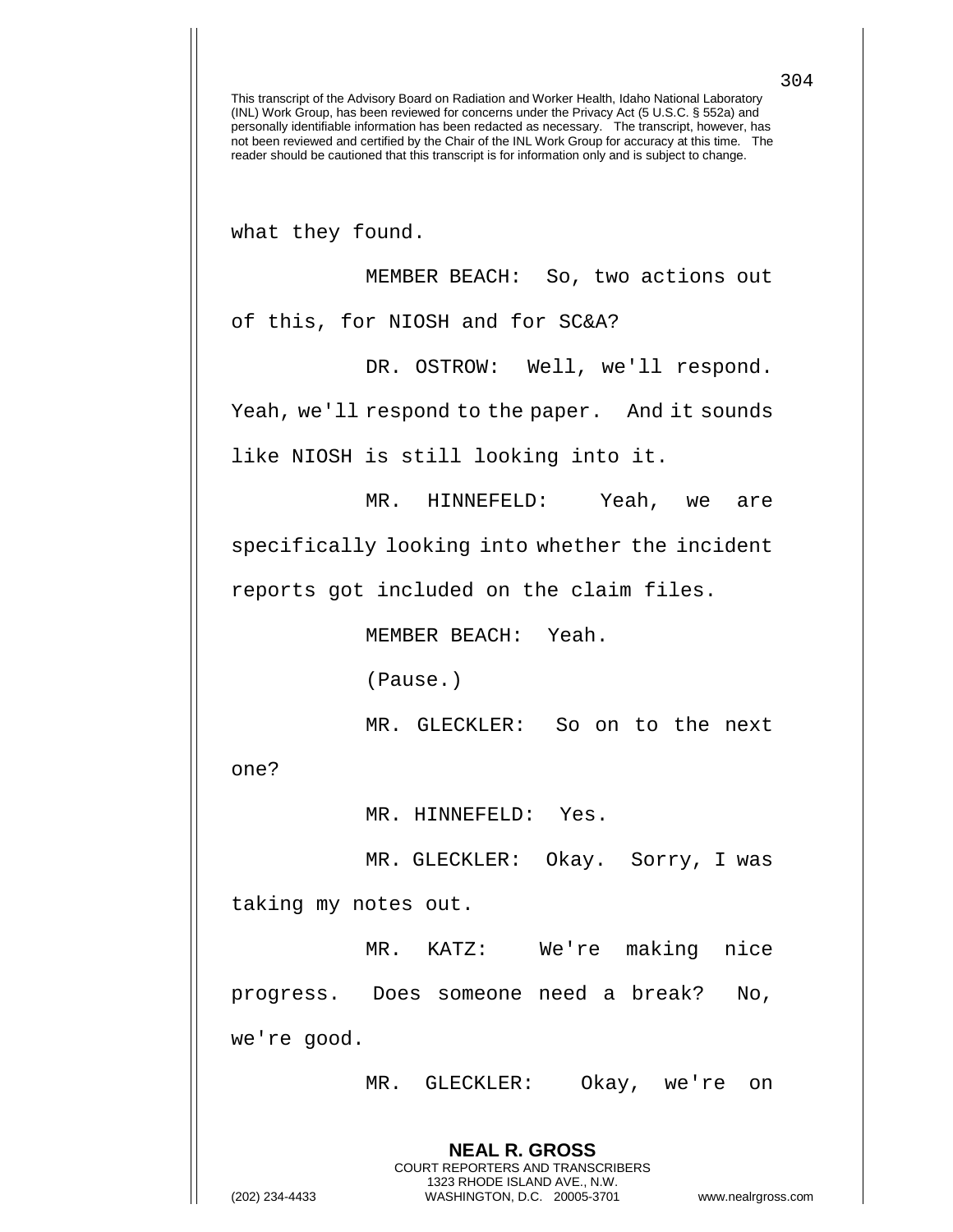what they found.

MEMBER BEACH: So, two actions out of this, for NIOSH and for SC&A?

DR. OSTROW: Well, we'll respond. Yeah, we'll respond to the paper. And it sounds like NIOSH is still looking into it.

MR. HINNEFELD: Yeah, we are specifically looking into whether the incident reports got included on the claim files.

MEMBER BEACH: Yeah.

(Pause.)

MR. GLECKLER: So on to the next one?

MR. HINNEFELD: Yes.

MR. GLECKLER: Okay. Sorry, I was taking my notes out.

MR. KATZ: We're making nice progress. Does someone need a break? No, we're good.

MR. GLECKLER: Okay, we're on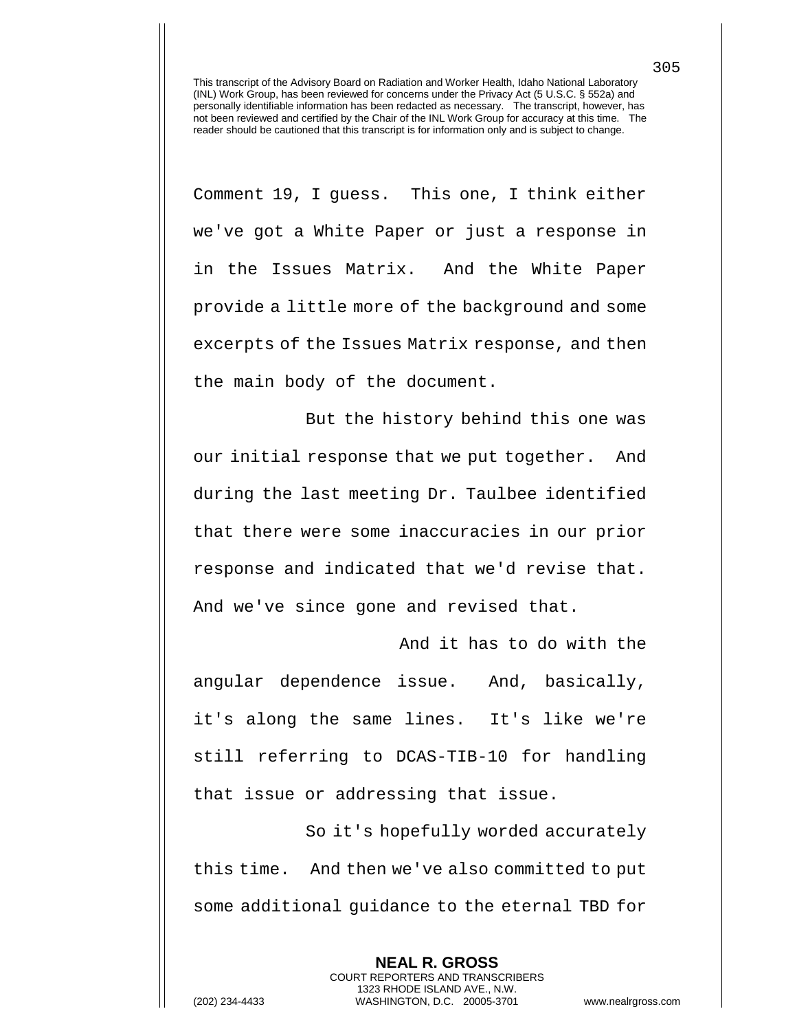Comment 19, I guess. This one, I think either we've got a White Paper or just a response in in the Issues Matrix. And the White Paper provide a little more of the background and some excerpts of the Issues Matrix response, and then the main body of the document.

But the history behind this one was our initial response that we put together. And during the last meeting Dr. Taulbee identified that there were some inaccuracies in our prior response and indicated that we'd revise that. And we've since gone and revised that.

And it has to do with the angular dependence issue. And, basically, it's along the same lines. It's like we're still referring to DCAS-TIB-10 for handling that issue or addressing that issue.

So it's hopefully worded accurately this time. And then we've also committed to put some additional guidance to the eternal TBD for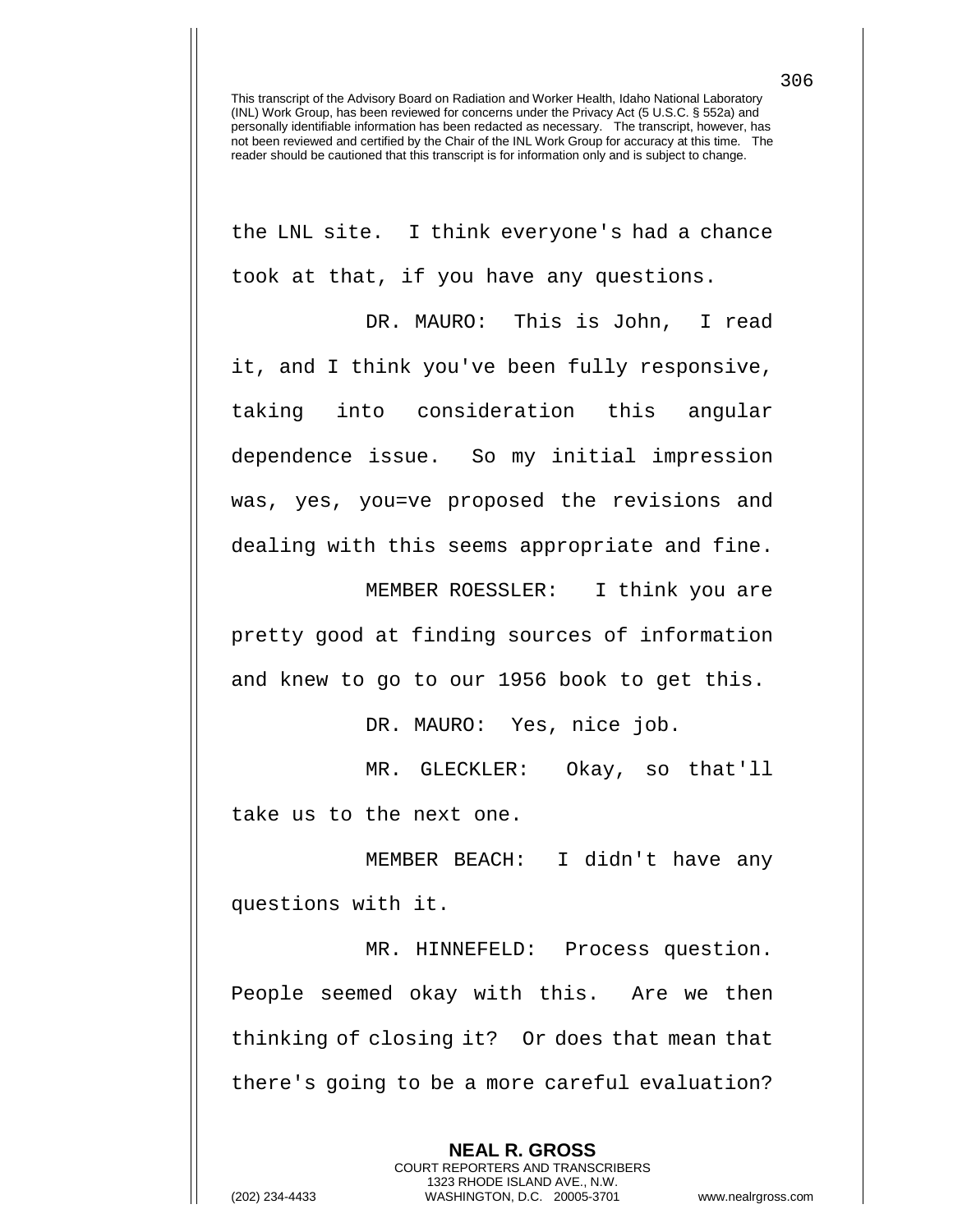This transcript of the Advisory Board on Radiation and Worker Health, Idaho National Laboratory (INL) Work Group, has been reviewed for concerns under the Privacy Act (5 U.S.C. § 552a) and personally identifiable information has been redacted as necessary. The transcript, however, has not been reviewed and certified by the Chair of the INL Work Group for accuracy at this time. The reader should be cautioned that this transcript is for information only and is subject to change.

the LNL site. I think everyone's had a chance took at that, if you have any questions.

DR. MAURO: This is John, I read it, and I think you've been fully responsive, taking into consideration this angular dependence issue. So my initial impression was, yes, you=ve proposed the revisions and dealing with this seems appropriate and fine.

MEMBER ROESSLER: I think you are pretty good at finding sources of information and knew to go to our 1956 book to get this.

DR. MAURO: Yes, nice job.

MR. GLECKLER: Okay, so that'll take us to the next one.

MEMBER BEACH: I didn't have any questions with it.

MR. HINNEFELD: Process question. People seemed okay with this. Are we then thinking of closing it? Or does that mean that there's going to be a more careful evaluation?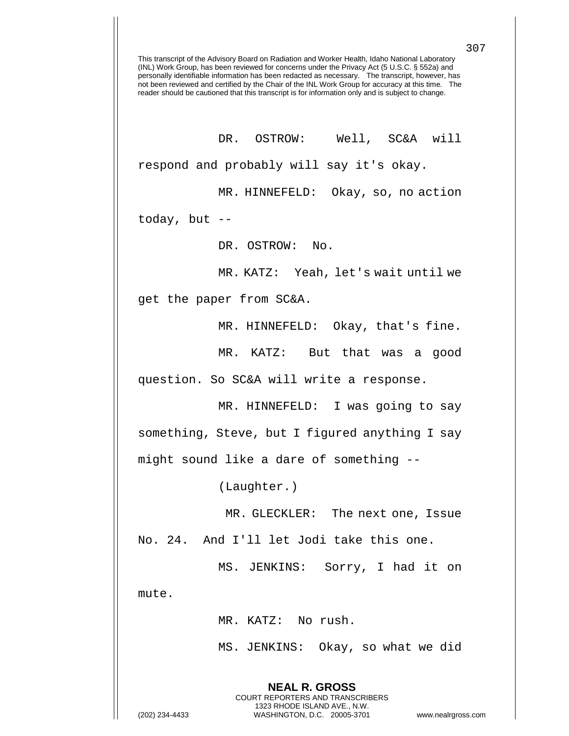DR. OSTROW: Well, SC&A will respond and probably will say it's okay.

MR. HINNEFELD: Okay, so, no action today, but --

DR. OSTROW: No.

MR. KATZ: Yeah, let's wait until we get the paper from SC&A.

MR. HINNEFELD: Okay, that's fine.

MR. KATZ: But that was a good question. So SC&A will write a response.

MR. HINNEFELD: I was going to say something, Steve, but I figured anything I say might sound like a dare of something --

(Laughter.)

MR. GLECKLER: The next one, Issue No. 24. And I'll let Jodi take this one.

MS. JENKINS: Sorry, I had it on mute.

MR. KATZ: No rush.

MS. JENKINS: Okay, so what we did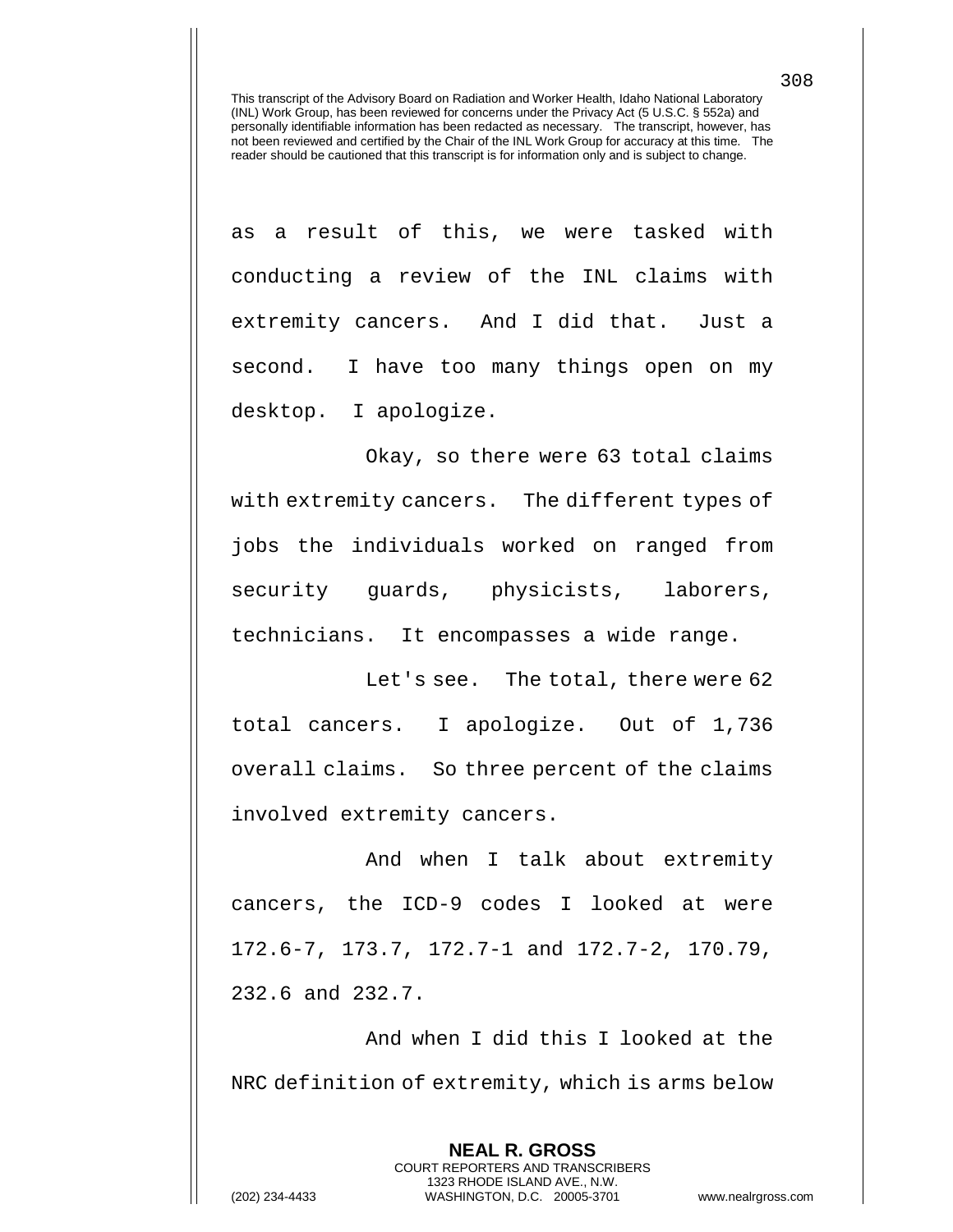This transcript of the Advisory Board on Radiation and Worker Health, Idaho National Laboratory (INL) Work Group, has been reviewed for concerns under the Privacy Act (5 U.S.C. § 552a) and personally identifiable information has been redacted as necessary. The transcript, however, has not been reviewed and certified by the Chair of the INL Work Group for accuracy at this time. The reader should be cautioned that this transcript is for information only and is subject to change.

as a result of this, we were tasked with conducting a review of the INL claims with extremity cancers. And I did that. Just a second. I have too many things open on my desktop. I apologize.

Okay, so there were 63 total claims with extremity cancers. The different types of jobs the individuals worked on ranged from security guards, physicists, laborers, technicians. It encompasses a wide range.

Let's see. The total, there were 62 total cancers. I apologize. Out of 1,736 overall claims. So three percent of the claims involved extremity cancers.

And when I talk about extremity cancers, the ICD-9 codes I looked at were 172.6-7, 173.7, 172.7-1 and 172.7-2, 170.79, 232.6 and 232.7.

And when I did this I looked at the NRC definition of extremity, which is arms below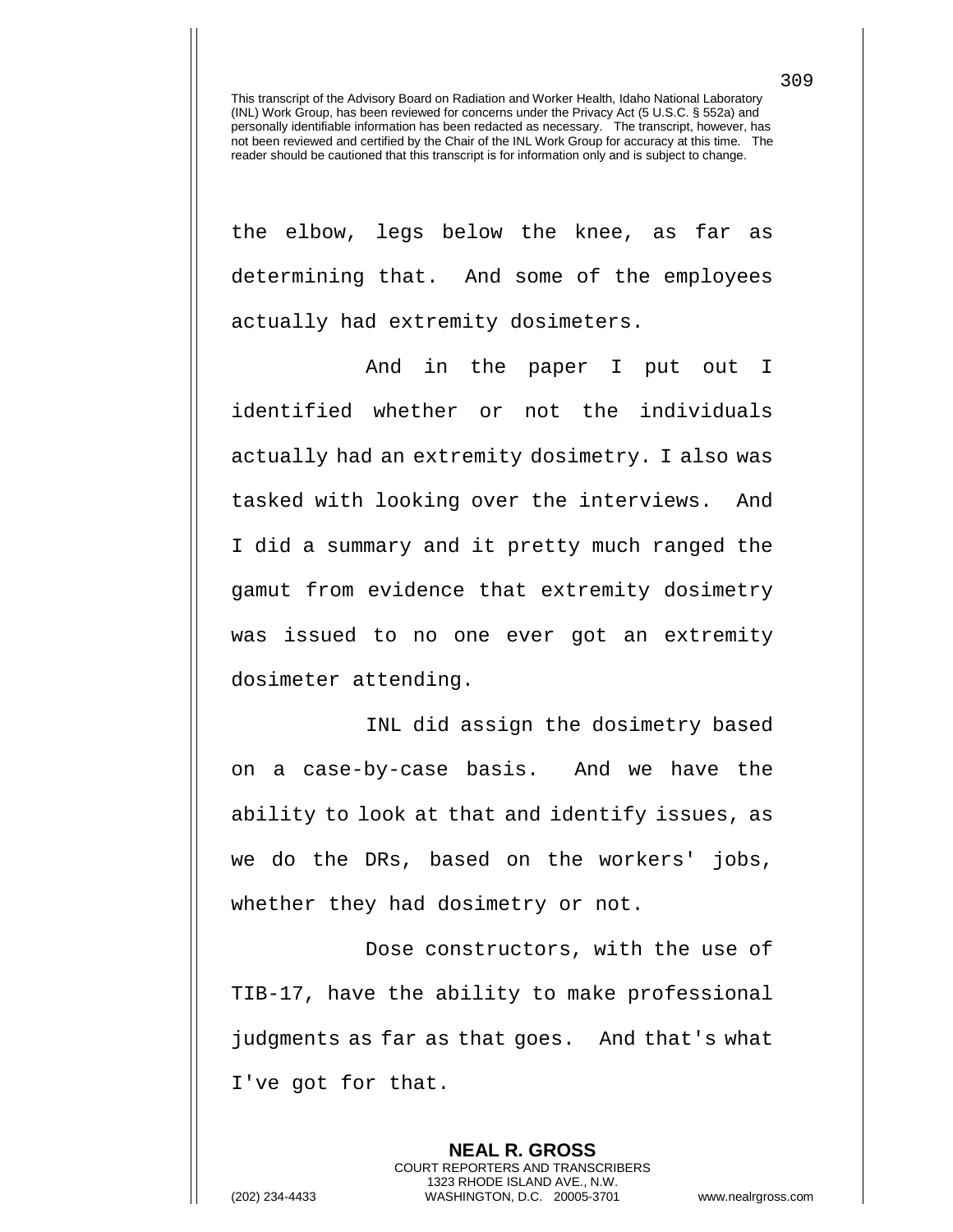This transcript of the Advisory Board on Radiation and Worker Health, Idaho National Laboratory (INL) Work Group, has been reviewed for concerns under the Privacy Act (5 U.S.C. § 552a) and personally identifiable information has been redacted as necessary. The transcript, however, has not been reviewed and certified by the Chair of the INL Work Group for accuracy at this time. The reader should be cautioned that this transcript is for information only and is subject to change.

the elbow, legs below the knee, as far as determining that. And some of the employees actually had extremity dosimeters.

And in the paper I put out I identified whether or not the individuals actually had an extremity dosimetry. I also was tasked with looking over the interviews. And I did a summary and it pretty much ranged the gamut from evidence that extremity dosimetry was issued to no one ever got an extremity dosimeter attending.

INL did assign the dosimetry based on a case-by-case basis. And we have the ability to look at that and identify issues, as we do the DRs, based on the workers' jobs, whether they had dosimetry or not.

Dose constructors, with the use of TIB-17, have the ability to make professional judgments as far as that goes. And that's what I've got for that.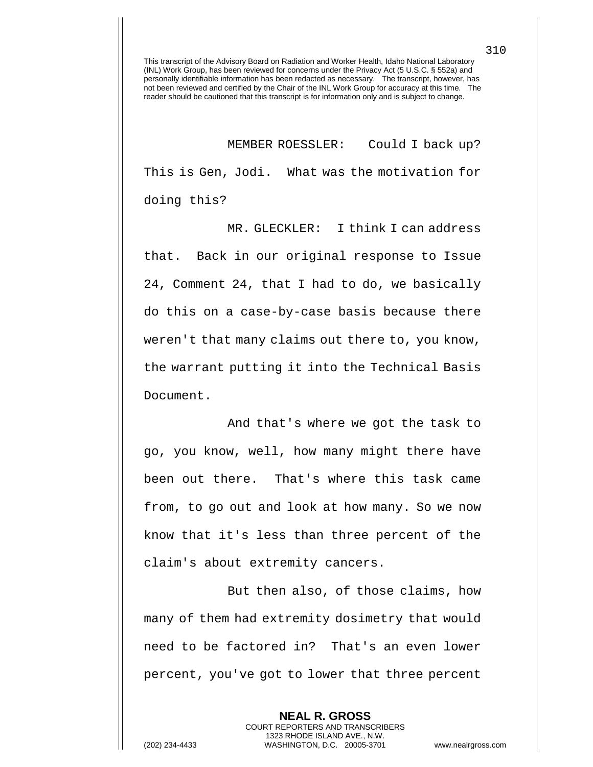This transcript of the Advisory Board on Radiation and Worker Health, Idaho National Laboratory (INL) Work Group, has been reviewed for concerns under the Privacy Act (5 U.S.C. § 552a) and personally identifiable information has been redacted as necessary. The transcript, however, has not been reviewed and certified by the Chair of the INL Work Group for accuracy at this time. The reader should be cautioned that this transcript is for information only and is subject to change.

MEMBER ROESSLER: Could I back up? This is Gen, Jodi. What was the motivation for doing this?

MR. GLECKLER: I think I can address that. Back in our original response to Issue 24, Comment 24, that I had to do, we basically do this on a case-by-case basis because there weren't that many claims out there to, you know, the warrant putting it into the Technical Basis Document.

And that's where we got the task to go, you know, well, how many might there have been out there. That's where this task came from, to go out and look at how many. So we now know that it's less than three percent of the claim's about extremity cancers.

But then also, of those claims, how many of them had extremity dosimetry that would need to be factored in? That's an even lower percent, you've got to lower that three percent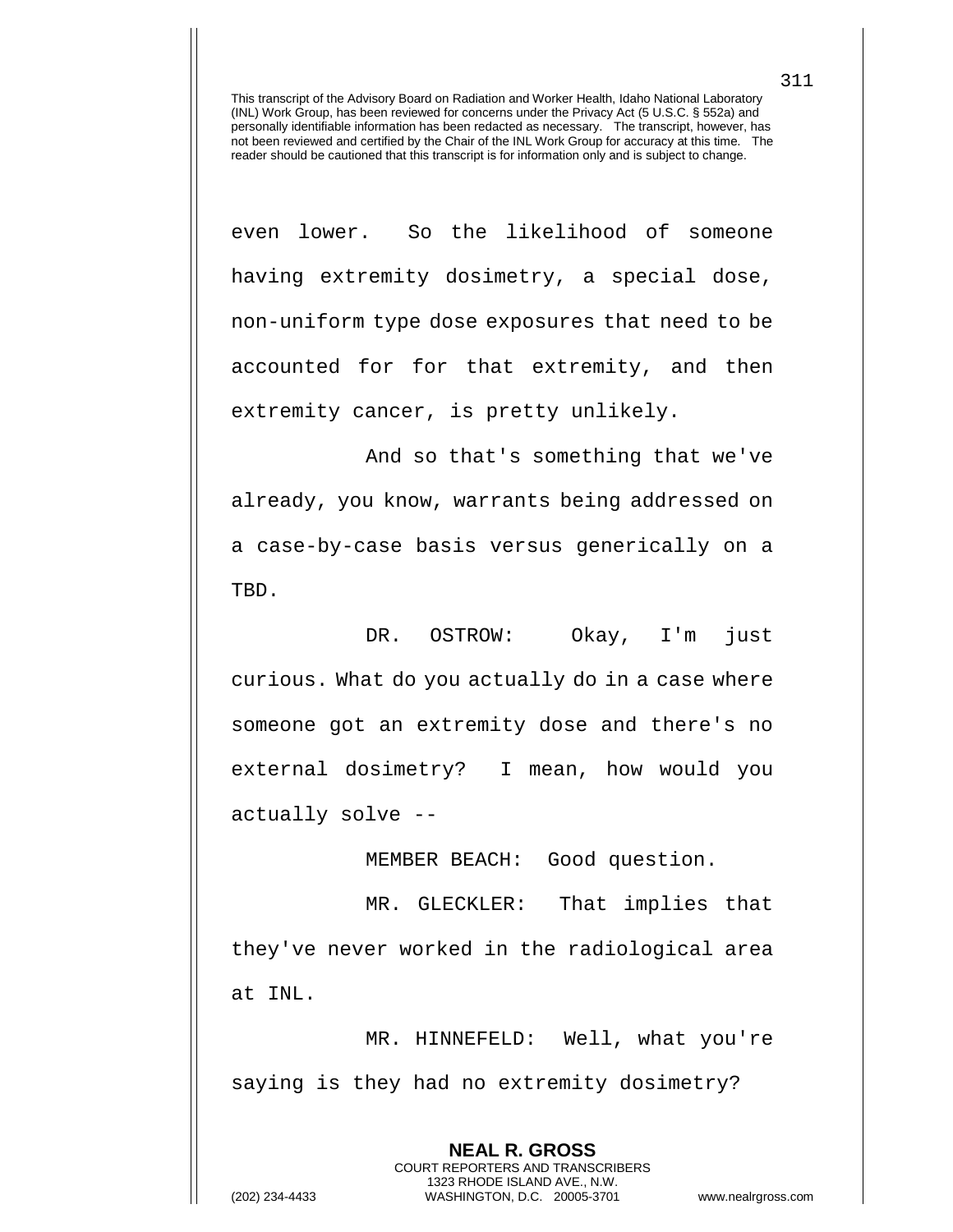even lower. So the likelihood of someone having extremity dosimetry, a special dose, non-uniform type dose exposures that need to be accounted for for that extremity, and then extremity cancer, is pretty unlikely.

And so that's something that we've already, you know, warrants being addressed on a case-by-case basis versus generically on a TBD.

DR. OSTROW: Okay, I'm just curious. What do you actually do in a case where someone got an extremity dose and there's no external dosimetry? I mean, how would you actually solve --

MEMBER BEACH: Good question.

MR. GLECKLER: That implies that they've never worked in the radiological area at INL.

MR. HINNEFELD: Well, what you're saying is they had no extremity dosimetry?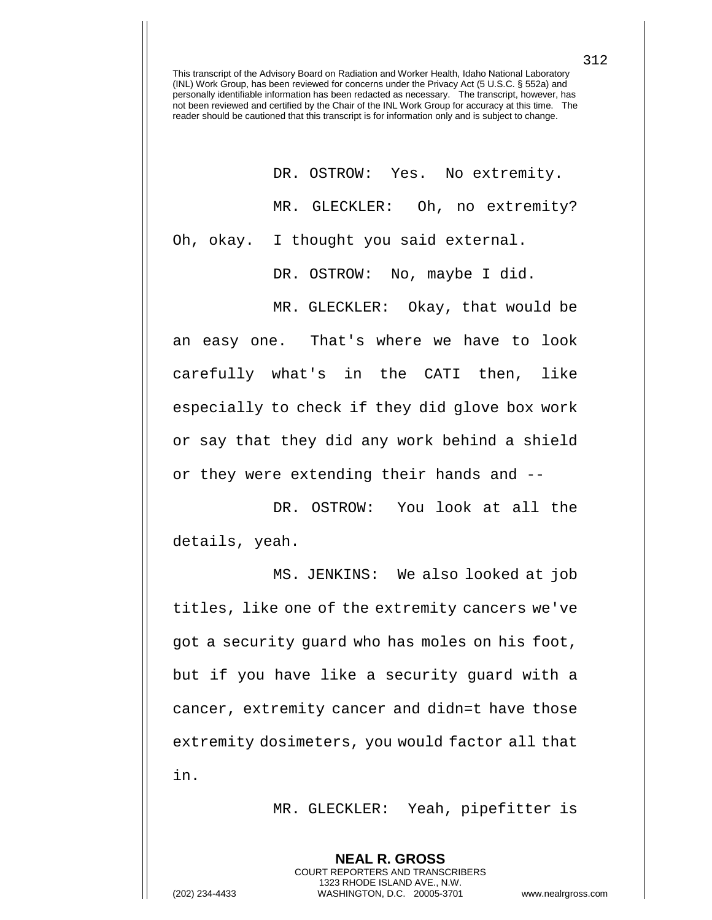This transcript of the Advisory Board on Radiation and Worker Health, Idaho National Laboratory (INL) Work Group, has been reviewed for concerns under the Privacy Act (5 U.S.C. § 552a) and personally identifiable information has been redacted as necessary. The transcript, however, has not been reviewed and certified by the Chair of the INL Work Group for accuracy at this time. The reader should be cautioned that this transcript is for information only and is subject to change.

DR. OSTROW: Yes. No extremity.

MR. GLECKLER: Oh, no extremity? Oh, okay. I thought you said external.

DR. OSTROW: No, maybe I did.

MR. GLECKLER: Okay, that would be an easy one. That's where we have to look carefully what's in the CATI then, like especially to check if they did glove box work or say that they did any work behind a shield or they were extending their hands and --

DR. OSTROW: You look at all the details, yeah.

MS. JENKINS: We also looked at job titles, like one of the extremity cancers we've got a security guard who has moles on his foot, but if you have like a security guard with a cancer, extremity cancer and didn=t have those extremity dosimeters, you would factor all that in.

MR. GLECKLER: Yeah, pipefitter is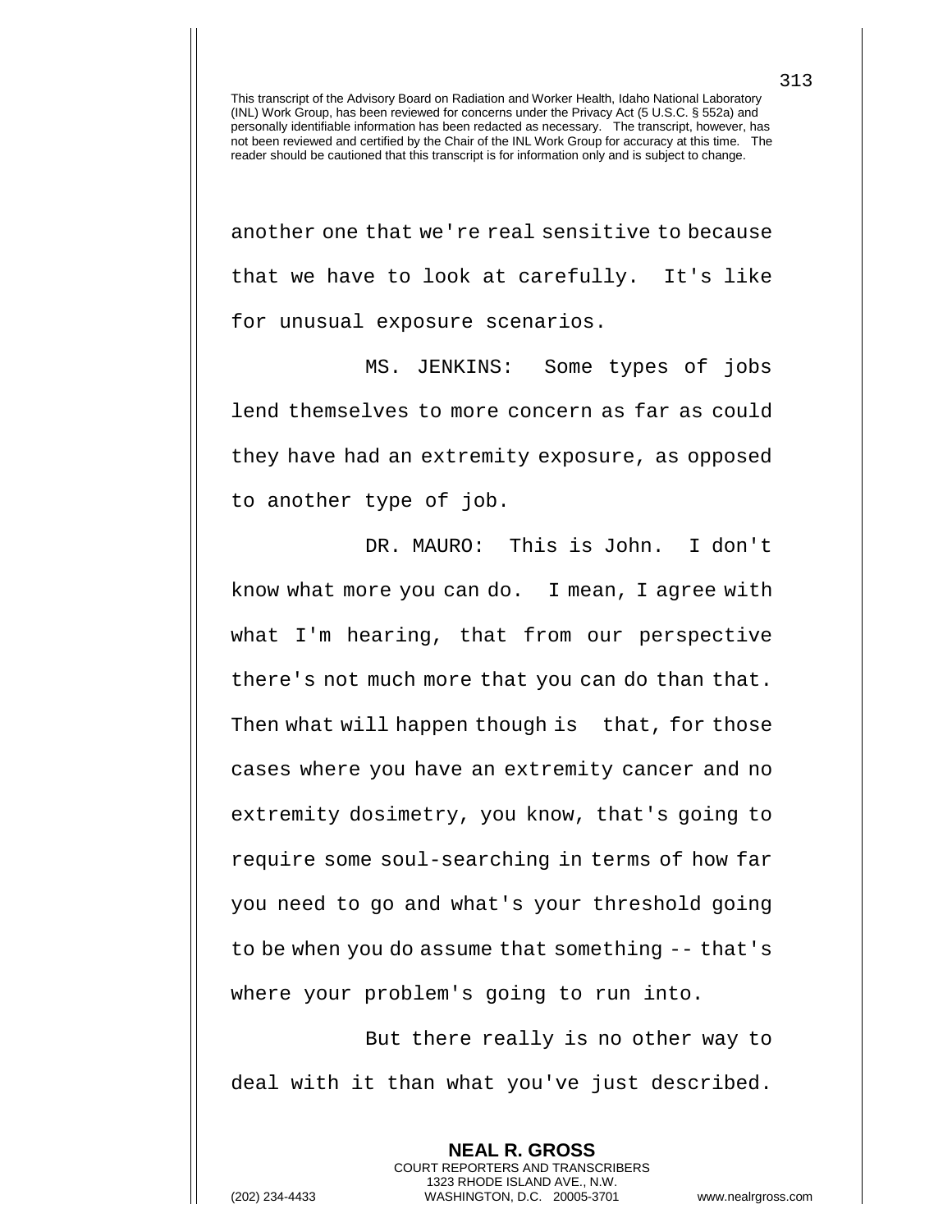another one that we're real sensitive to because that we have to look at carefully. It's like for unusual exposure scenarios.

MS. JENKINS: Some types of jobs lend themselves to more concern as far as could they have had an extremity exposure, as opposed to another type of job.

DR. MAURO: This is John. I don't know what more you can do. I mean, I agree with what I'm hearing, that from our perspective there's not much more that you can do than that. Then what will happen though is that, for those cases where you have an extremity cancer and no extremity dosimetry, you know, that's going to require some soul-searching in terms of how far you need to go and what's your threshold going to be when you do assume that something -- that's where your problem's going to run into.

But there really is no other way to deal with it than what you've just described.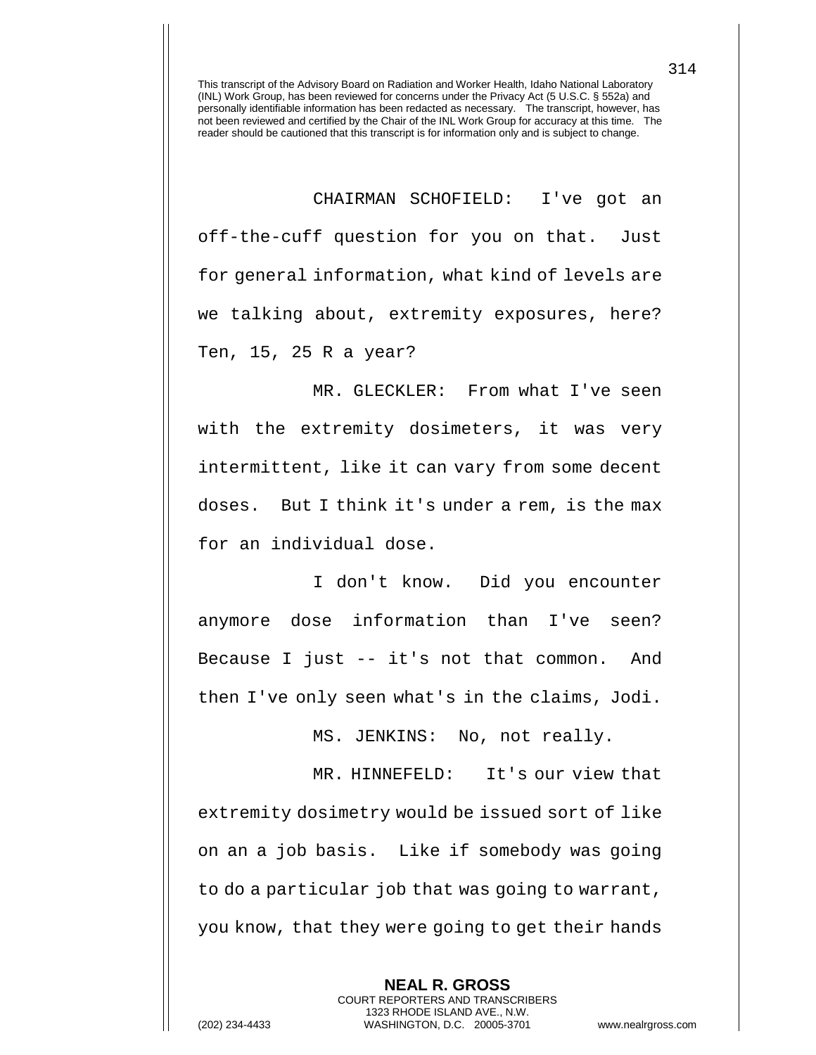This transcript of the Advisory Board on Radiation and Worker Health, Idaho National Laboratory (INL) Work Group, has been reviewed for concerns under the Privacy Act (5 U.S.C. § 552a) and personally identifiable information has been redacted as necessary. The transcript, however, has not been reviewed and certified by the Chair of the INL Work Group for accuracy at this time. The reader should be cautioned that this transcript is for information only and is subject to change.

CHAIRMAN SCHOFIELD: I've got an off-the-cuff question for you on that. Just for general information, what kind of levels are we talking about, extremity exposures, here? Ten, 15, 25 R a year?

MR. GLECKLER: From what I've seen with the extremity dosimeters, it was very intermittent, like it can vary from some decent doses. But I think it's under a rem, is the max for an individual dose.

I don't know. Did you encounter anymore dose information than I've seen? Because I just -- it's not that common. And then I've only seen what's in the claims, Jodi.

MS. JENKINS: No, not really.

MR. HINNEFELD: It's our view that extremity dosimetry would be issued sort of like on an a job basis. Like if somebody was going to do a particular job that was going to warrant, you know, that they were going to get their hands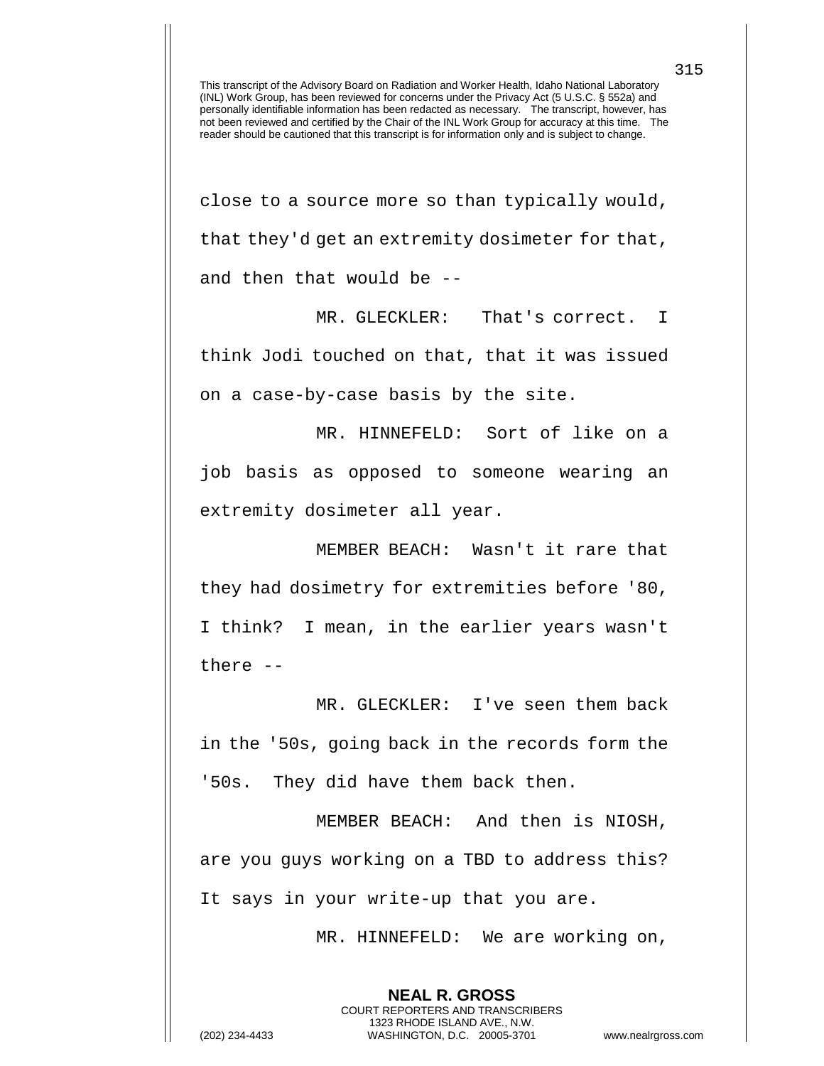This transcript of the Advisory Board on Radiation and Worker Health, Idaho National Laboratory (INL) Work Group, has been reviewed for concerns under the Privacy Act (5 U.S.C. § 552a) and personally identifiable information has been redacted as necessary. The transcript, however, has not been reviewed and certified by the Chair of the INL Work Group for accuracy at this time. The reader should be cautioned that this transcript is for information only and is subject to change.

close to a source more so than typically would, that they'd get an extremity dosimeter for that, and then that would be --

MR. GLECKLER: That's correct. I think Jodi touched on that, that it was issued on a case-by-case basis by the site.

MR. HINNEFELD: Sort of like on a job basis as opposed to someone wearing an extremity dosimeter all year.

MEMBER BEACH: Wasn't it rare that they had dosimetry for extremities before '80, I think? I mean, in the earlier years wasn't there --

MR. GLECKLER: I've seen them back in the '50s, going back in the records form the '50s. They did have them back then.

MEMBER BEACH: And then is NIOSH, are you guys working on a TBD to address this? It says in your write-up that you are.

MR. HINNEFELD: We are working on,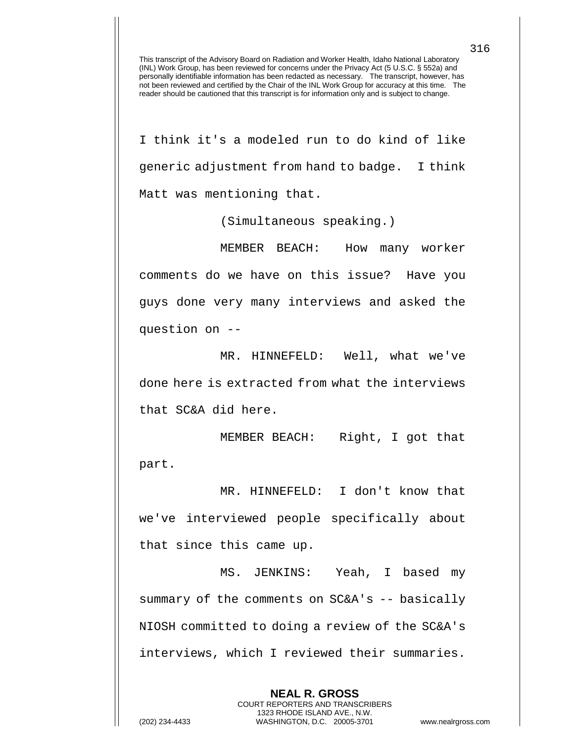This transcript of the Advisory Board on Radiation and Worker Health, Idaho National Laboratory (INL) Work Group, has been reviewed for concerns under the Privacy Act (5 U.S.C. § 552a) and personally identifiable information has been redacted as necessary. The transcript, however, has not been reviewed and certified by the Chair of the INL Work Group for accuracy at this time. The reader should be cautioned that this transcript is for information only and is subject to change.

I think it's a modeled run to do kind of like generic adjustment from hand to badge. I think Matt was mentioning that.

(Simultaneous speaking.)

MEMBER BEACH: How many worker comments do we have on this issue? Have you guys done very many interviews and asked the question on --

MR. HINNEFELD: Well, what we've done here is extracted from what the interviews that SC&A did here.

MEMBER BEACH: Right, I got that part.

MR. HINNEFELD: I don't know that we've interviewed people specifically about that since this came up.

MS. JENKINS: Yeah, I based my summary of the comments on SC&A's -- basically NIOSH committed to doing a review of the SC&A's interviews, which I reviewed their summaries.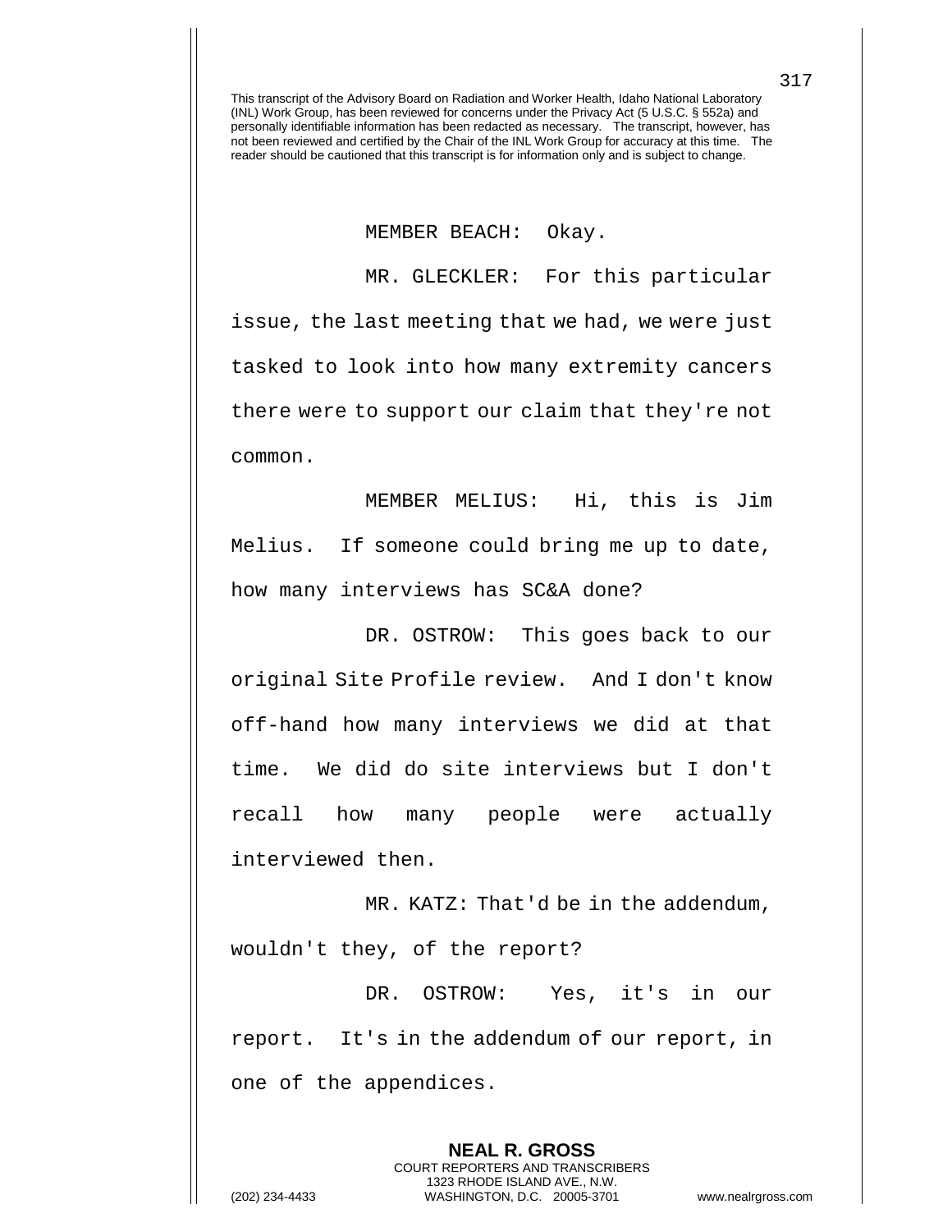MEMBER BEACH: Okay.

MR. GLECKLER: For this particular issue, the last meeting that we had, we were just tasked to look into how many extremity cancers there were to support our claim that they're not common.

MEMBER MELIUS: Hi, this is Jim Melius. If someone could bring me up to date, how many interviews has SC&A done?

DR. OSTROW: This goes back to our original Site Profile review. And I don't know off-hand how many interviews we did at that time. We did do site interviews but I don't recall how many people were actually interviewed then.

MR. KATZ: That'd be in the addendum, wouldn't they, of the report?

DR. OSTROW: Yes, it's in our report. It's in the addendum of our report, in one of the appendices.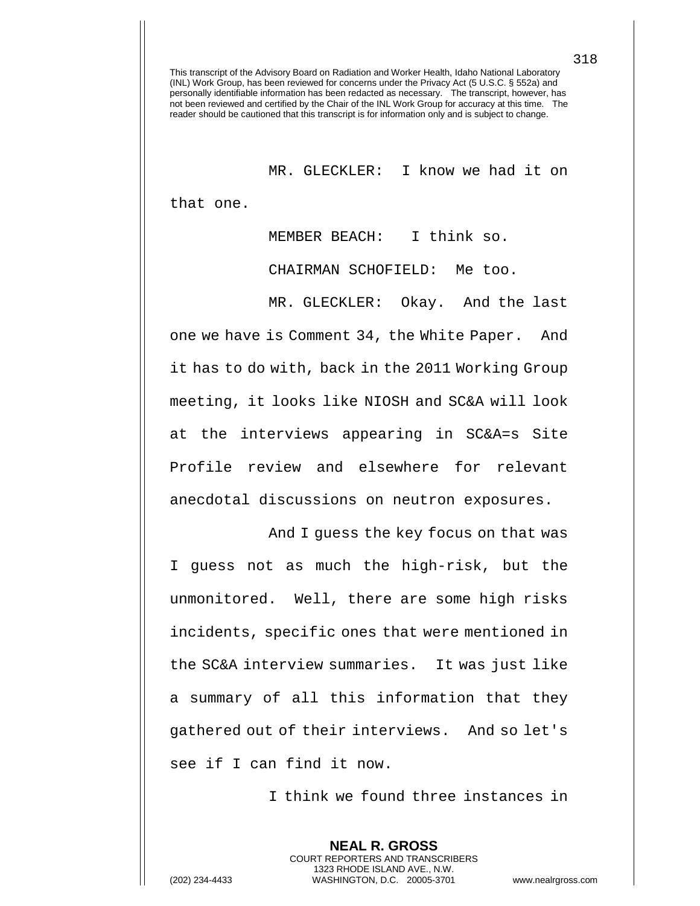This transcript of the Advisory Board on Radiation and Worker Health, Idaho National Laboratory (INL) Work Group, has been reviewed for concerns under the Privacy Act (5 U.S.C. § 552a) and personally identifiable information has been redacted as necessary. The transcript, however, has not been reviewed and certified by the Chair of the INL Work Group for accuracy at this time. The reader should be cautioned that this transcript is for information only and is subject to change.

MR. GLECKLER: I know we had it on that one.

MEMBER BEACH: I think so.

CHAIRMAN SCHOFIELD: Me too.

MR. GLECKLER: Okay. And the last one we have is Comment 34, the White Paper. And it has to do with, back in the 2011 Working Group meeting, it looks like NIOSH and SC&A will look at the interviews appearing in SC&A=s Site Profile review and elsewhere for relevant anecdotal discussions on neutron exposures.

And I guess the key focus on that was I guess not as much the high-risk, but the unmonitored. Well, there are some high risks incidents, specific ones that were mentioned in the SC&A interview summaries. It was just like a summary of all this information that they gathered out of their interviews. And so let's see if I can find it now.

I think we found three instances in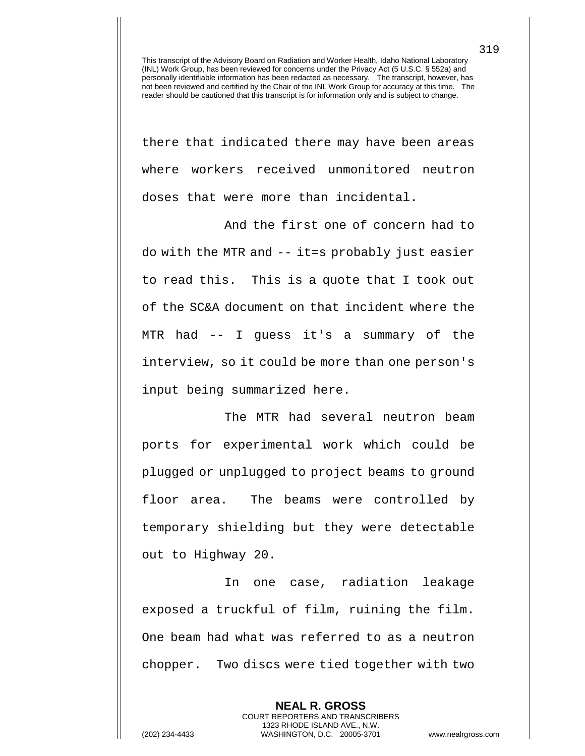This transcript of the Advisory Board on Radiation and Worker Health, Idaho National Laboratory (INL) Work Group, has been reviewed for concerns under the Privacy Act (5 U.S.C. § 552a) and personally identifiable information has been redacted as necessary. The transcript, however, has not been reviewed and certified by the Chair of the INL Work Group for accuracy at this time. The reader should be cautioned that this transcript is for information only and is subject to change.

there that indicated there may have been areas where workers received unmonitored neutron doses that were more than incidental.

And the first one of concern had to do with the MTR and -- it=s probably just easier to read this. This is a quote that I took out of the SC&A document on that incident where the MTR had -- I guess it's a summary of the interview, so it could be more than one person's input being summarized here.

The MTR had several neutron beam ports for experimental work which could be plugged or unplugged to project beams to ground floor area. The beams were controlled by temporary shielding but they were detectable out to Highway 20.

In one case, radiation leakage exposed a truckful of film, ruining the film. One beam had what was referred to as a neutron chopper. Two discs were tied together with two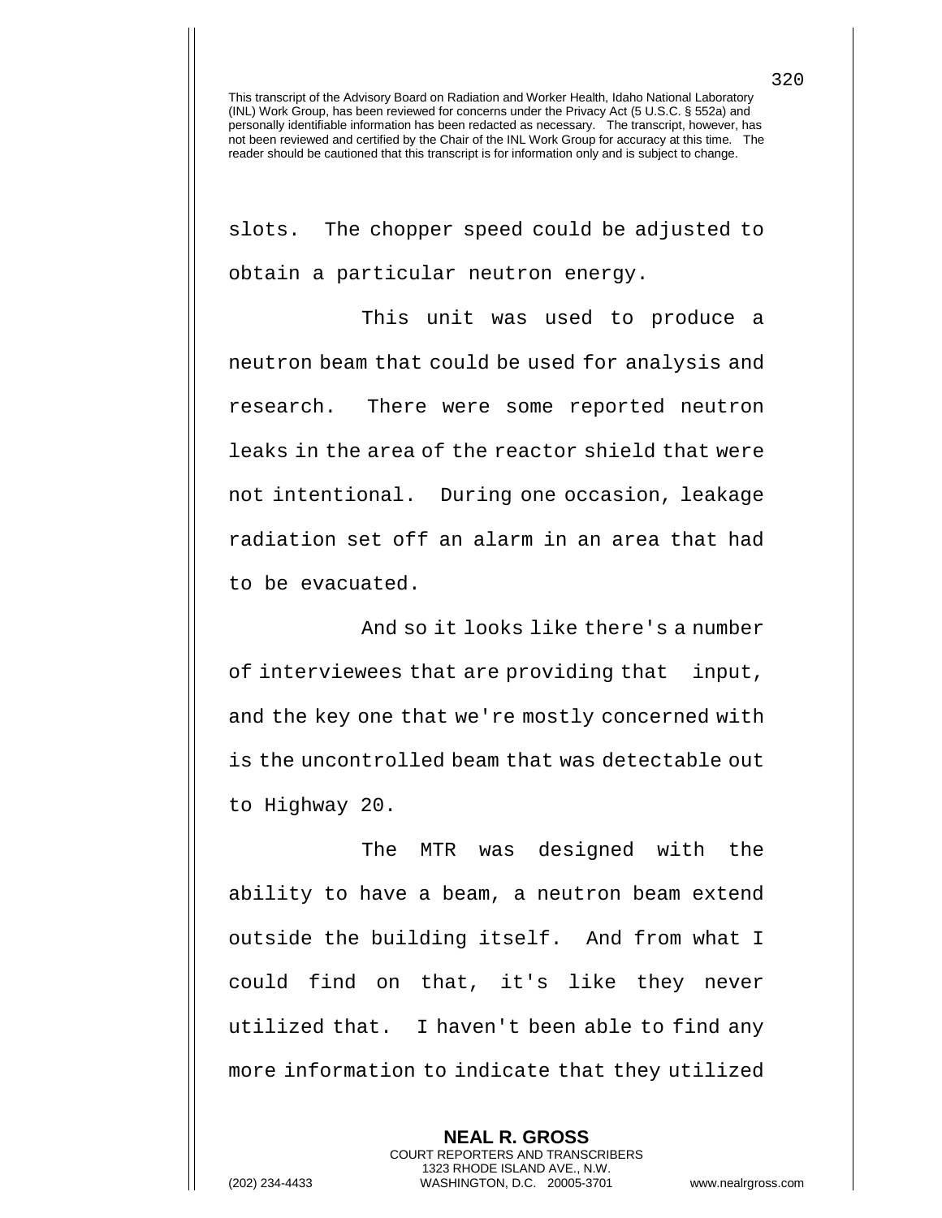slots. The chopper speed could be adjusted to obtain a particular neutron energy.

This unit was used to produce a neutron beam that could be used for analysis and research. There were some reported neutron leaks in the area of the reactor shield that were not intentional. During one occasion, leakage radiation set off an alarm in an area that had to be evacuated.

And so it looks like there's a number of interviewees that are providing that input, and the key one that we're mostly concerned with is the uncontrolled beam that was detectable out to Highway 20.

The MTR was designed with the ability to have a beam, a neutron beam extend outside the building itself. And from what I could find on that, it's like they never utilized that. I haven't been able to find any more information to indicate that they utilized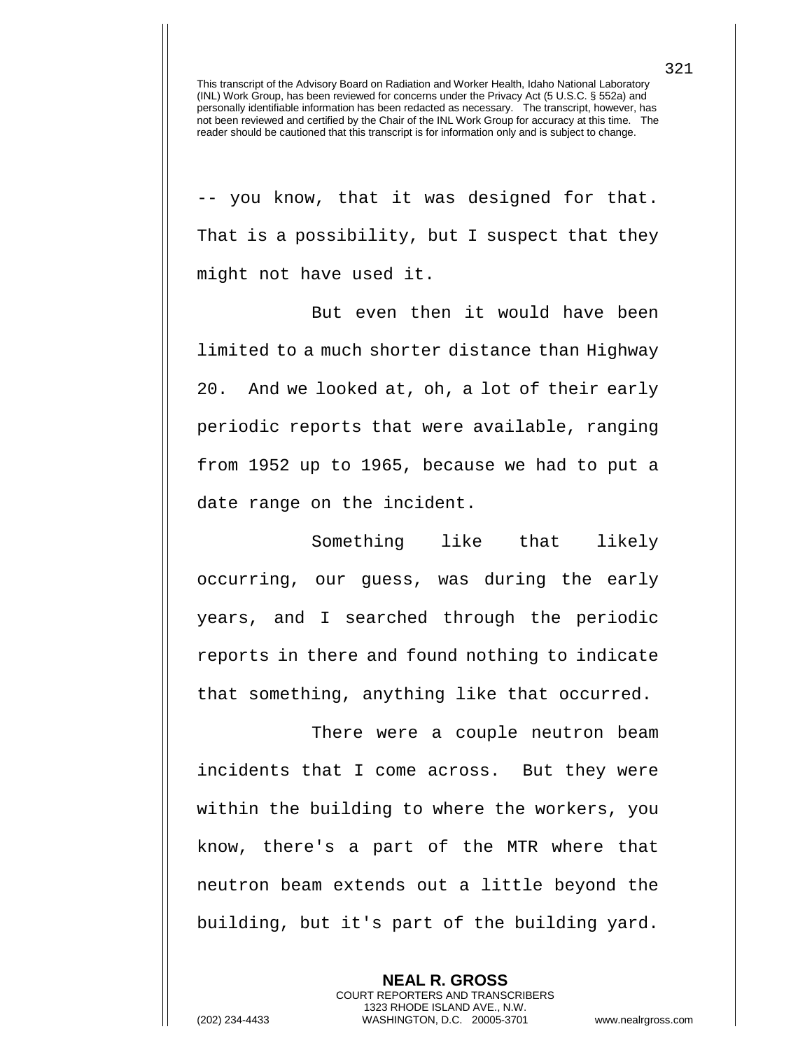-- you know, that it was designed for that. That is a possibility, but I suspect that they might not have used it.

But even then it would have been limited to a much shorter distance than Highway 20. And we looked at, oh, a lot of their early periodic reports that were available, ranging from 1952 up to 1965, because we had to put a date range on the incident.

Something like that likely occurring, our guess, was during the early years, and I searched through the periodic reports in there and found nothing to indicate that something, anything like that occurred.

There were a couple neutron beam incidents that I come across. But they were within the building to where the workers, you know, there's a part of the MTR where that neutron beam extends out a little beyond the building, but it's part of the building yard.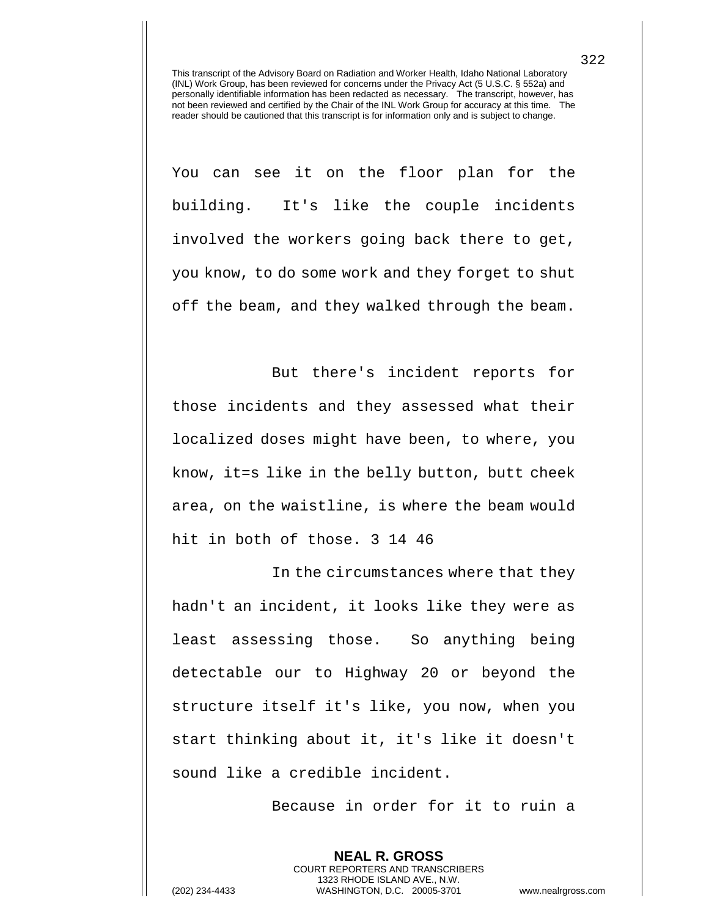This transcript of the Advisory Board on Radiation and Worker Health, Idaho National Laboratory (INL) Work Group, has been reviewed for concerns under the Privacy Act (5 U.S.C. § 552a) and personally identifiable information has been redacted as necessary. The transcript, however, has not been reviewed and certified by the Chair of the INL Work Group for accuracy at this time. The reader should be cautioned that this transcript is for information only and is subject to change.

You can see it on the floor plan for the building. It's like the couple incidents involved the workers going back there to get, you know, to do some work and they forget to shut off the beam, and they walked through the beam.

But there's incident reports for those incidents and they assessed what their localized doses might have been, to where, you know, it=s like in the belly button, butt cheek area, on the waistline, is where the beam would hit in both of those. 3 14 46

In the circumstances where that they hadn't an incident, it looks like they were as least assessing those. So anything being detectable our to Highway 20 or beyond the structure itself it's like, you now, when you start thinking about it, it's like it doesn't sound like a credible incident.

Because in order for it to ruin a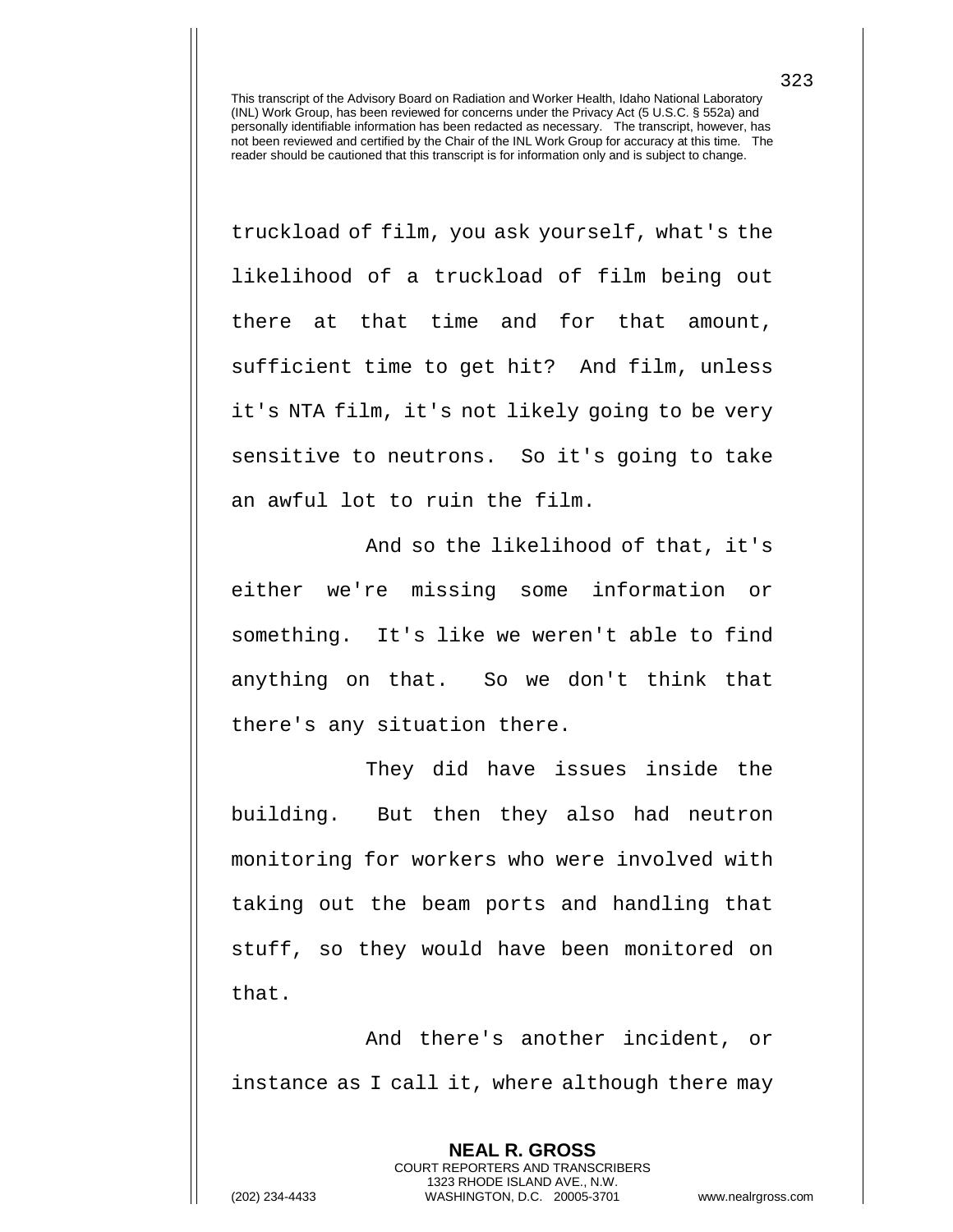truckload of film, you ask yourself, what's the likelihood of a truckload of film being out there at that time and for that amount, sufficient time to get hit? And film, unless it's NTA film, it's not likely going to be very sensitive to neutrons. So it's going to take an awful lot to ruin the film.

And so the likelihood of that, it's either we're missing some information or something. It's like we weren't able to find anything on that. So we don't think that there's any situation there.

They did have issues inside the building. But then they also had neutron monitoring for workers who were involved with taking out the beam ports and handling that stuff, so they would have been monitored on that.

And there's another incident, or instance as I call it, where although there may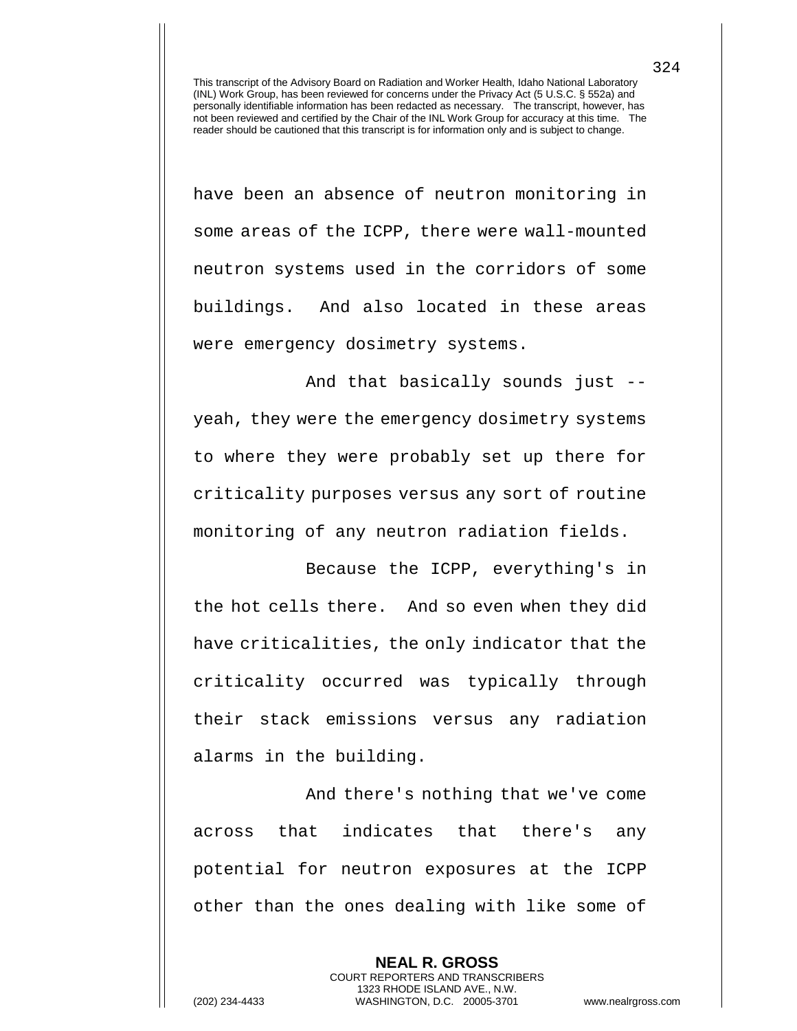have been an absence of neutron monitoring in some areas of the ICPP, there were wall-mounted neutron systems used in the corridors of some buildings. And also located in these areas were emergency dosimetry systems.

And that basically sounds just -- yeah, they were the emergency dosimetry systems to where they were probably set up there for criticality purposes versus any sort of routine monitoring of any neutron radiation fields.

Because the ICPP, everything's in the hot cells there. And so even when they did have criticalities, the only indicator that the criticality occurred was typically through their stack emissions versus any radiation alarms in the building.

And there's nothing that we've come across that indicates that there's any potential for neutron exposures at the ICPP other than the ones dealing with like some of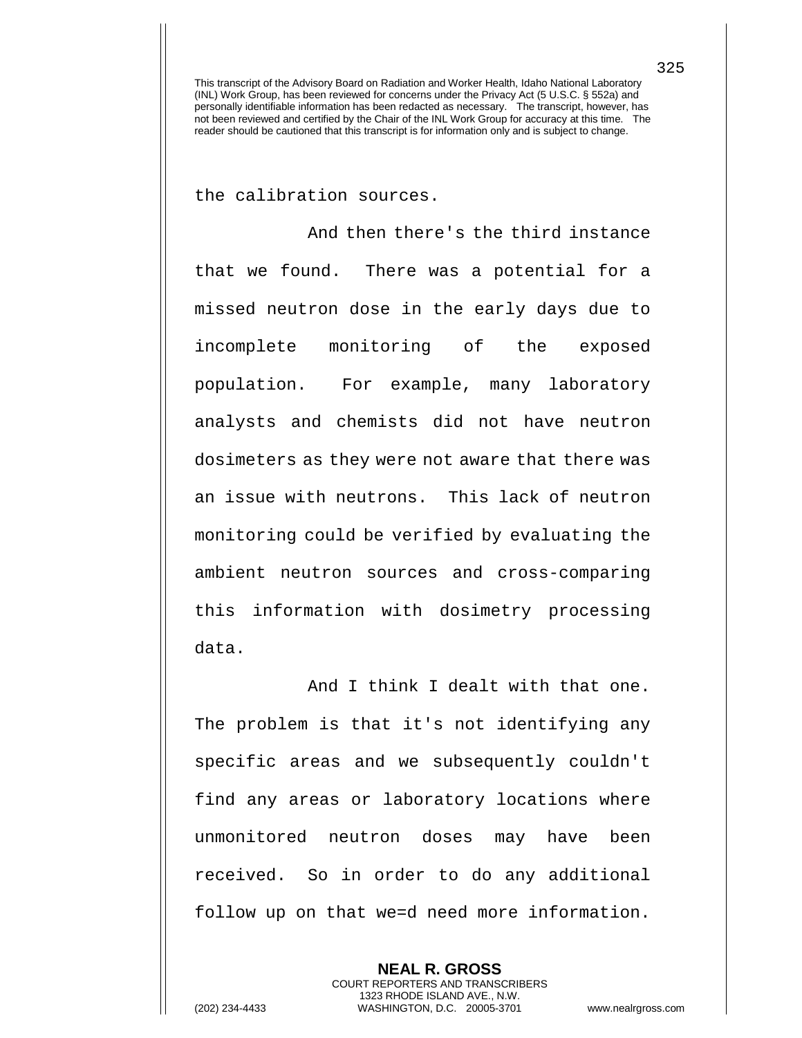This transcript of the Advisory Board on Radiation and Worker Health, Idaho National Laboratory (INL) Work Group, has been reviewed for concerns under the Privacy Act (5 U.S.C. § 552a) and personally identifiable information has been redacted as necessary. The transcript, however, has not been reviewed and certified by the Chair of the INL Work Group for accuracy at this time. The reader should be cautioned that this transcript is for information only and is subject to change.

the calibration sources.

And then there's the third instance that we found. There was a potential for a missed neutron dose in the early days due to incomplete monitoring of the exposed population. For example, many laboratory analysts and chemists did not have neutron dosimeters as they were not aware that there was an issue with neutrons. This lack of neutron monitoring could be verified by evaluating the ambient neutron sources and cross-comparing this information with dosimetry processing data.

And I think I dealt with that one. The problem is that it's not identifying any specific areas and we subsequently couldn't find any areas or laboratory locations where unmonitored neutron doses may have been received. So in order to do any additional follow up on that we=d need more information.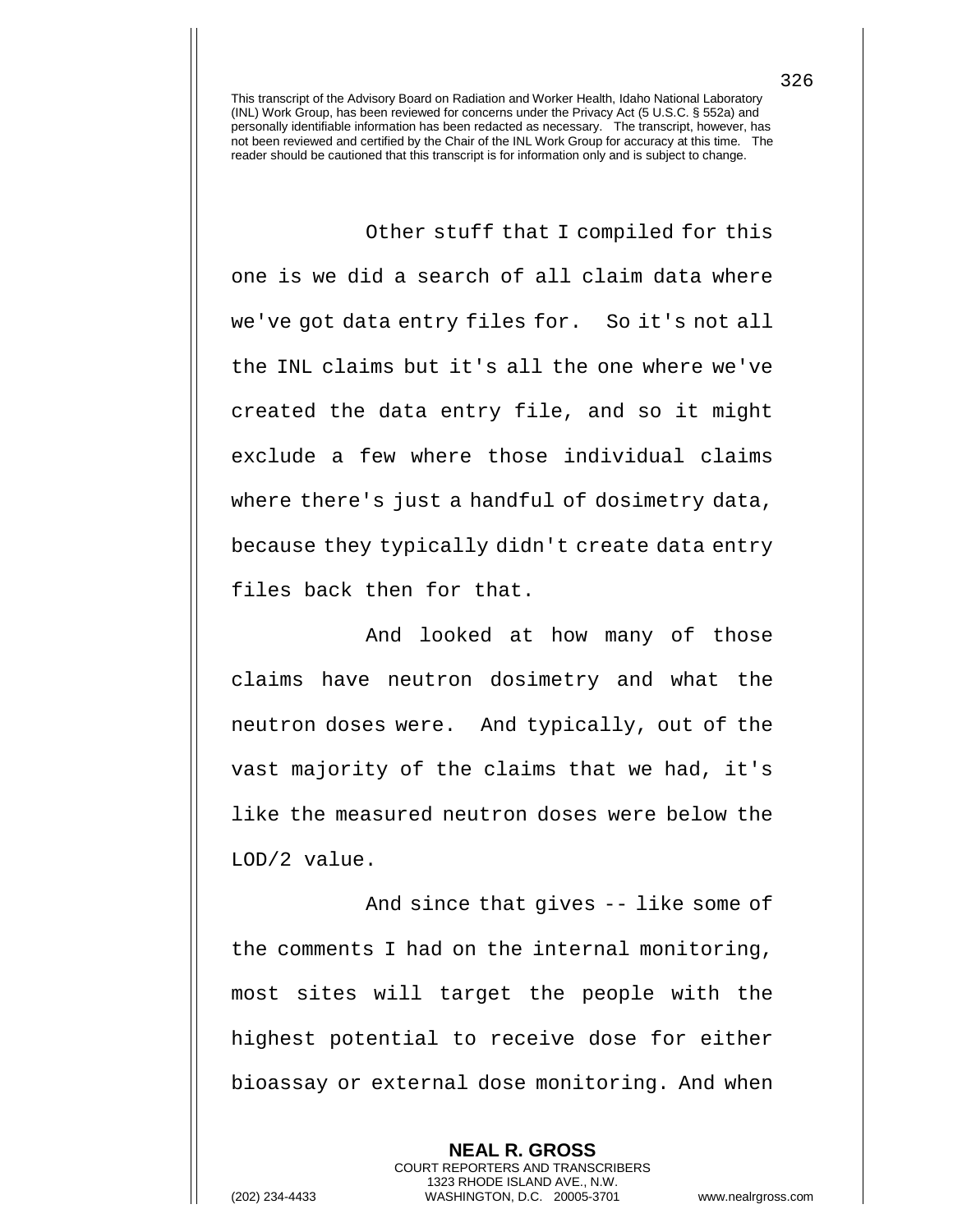Other stuff that I compiled for this one is we did a search of all claim data where we've got data entry files for. So it's not all the INL claims but it's all the one where we've created the data entry file, and so it might exclude a few where those individual claims where there's just a handful of dosimetry data, because they typically didn't create data entry files back then for that.

And looked at how many of those claims have neutron dosimetry and what the neutron doses were. And typically, out of the vast majority of the claims that we had, it's like the measured neutron doses were below the LOD/2 value.

And since that gives -- like some of the comments I had on the internal monitoring, most sites will target the people with the highest potential to receive dose for either bioassay or external dose monitoring. And when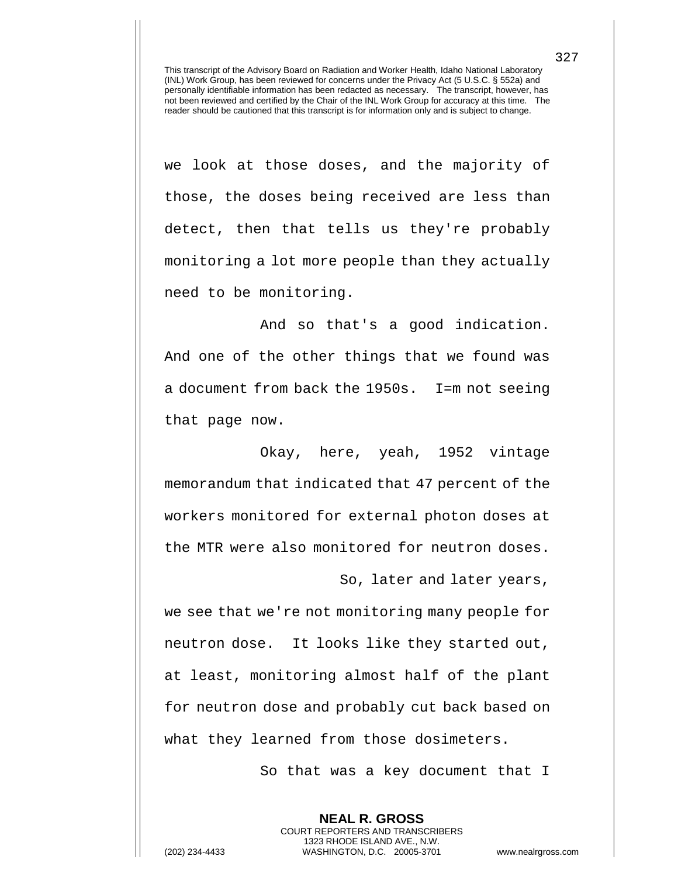This transcript of the Advisory Board on Radiation and Worker Health, Idaho National Laboratory (INL) Work Group, has been reviewed for concerns under the Privacy Act (5 U.S.C. § 552a) and personally identifiable information has been redacted as necessary. The transcript, however, has not been reviewed and certified by the Chair of the INL Work Group for accuracy at this time. The reader should be cautioned that this transcript is for information only and is subject to change.

we look at those doses, and the majority of those, the doses being received are less than detect, then that tells us they're probably monitoring a lot more people than they actually need to be monitoring.

And so that's a good indication. And one of the other things that we found was a document from back the 1950s. I=m not seeing that page now.

Okay, here, yeah, 1952 vintage memorandum that indicated that 47 percent of the workers monitored for external photon doses at the MTR were also monitored for neutron doses.

So, later and later years, we see that we're not monitoring many people for neutron dose. It looks like they started out, at least, monitoring almost half of the plant for neutron dose and probably cut back based on what they learned from those dosimeters.

So that was a key document that I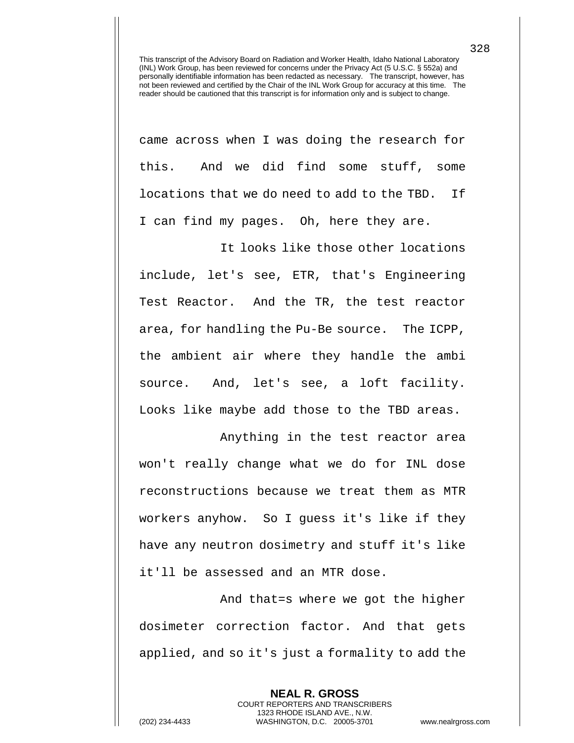came across when I was doing the research for this. And we did find some stuff, some locations that we do need to add to the TBD. If I can find my pages. Oh, here they are.

It looks like those other locations include, let's see, ETR, that's Engineering Test Reactor. And the TR, the test reactor area, for handling the Pu-Be source. The ICPP, the ambient air where they handle the ambi source. And, let's see, a loft facility. Looks like maybe add those to the TBD areas.

Anything in the test reactor area won't really change what we do for INL dose reconstructions because we treat them as MTR workers anyhow. So I guess it's like if they have any neutron dosimetry and stuff it's like it'll be assessed and an MTR dose.

And that=s where we got the higher dosimeter correction factor. And that gets applied, and so it's just a formality to add the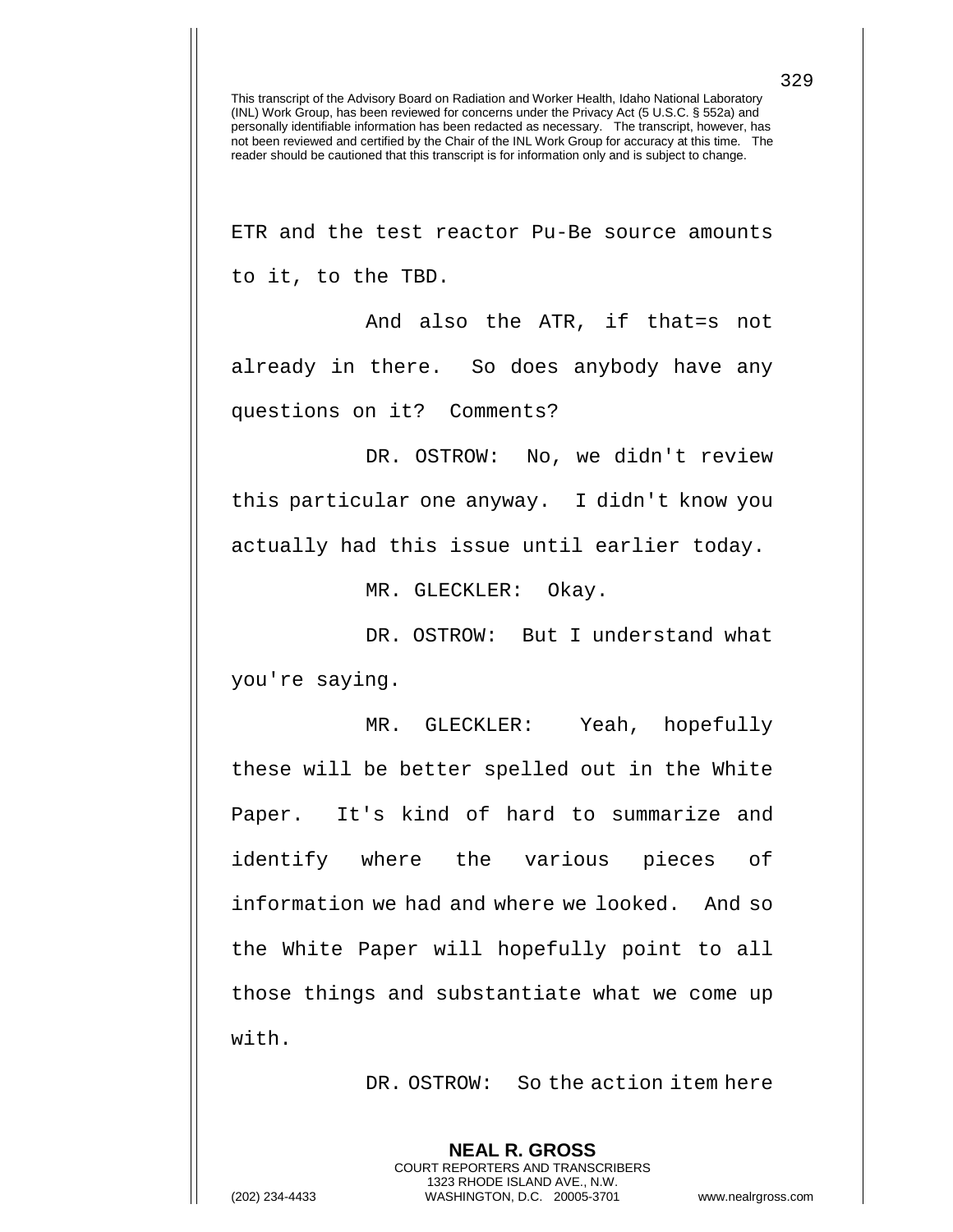ETR and the test reactor Pu-Be source amounts to it, to the TBD.

And also the ATR, if that=s not already in there. So does anybody have any questions on it? Comments?

DR. OSTROW: No, we didn't review this particular one anyway. I didn't know you actually had this issue until earlier today.

MR. GLECKLER: Okay.

DR. OSTROW: But I understand what you're saying.

MR. GLECKLER: Yeah, hopefully these will be better spelled out in the White Paper. It's kind of hard to summarize and identify where the various pieces of information we had and where we looked. And so the White Paper will hopefully point to all those things and substantiate what we come up with.

DR. OSTROW: So the action item here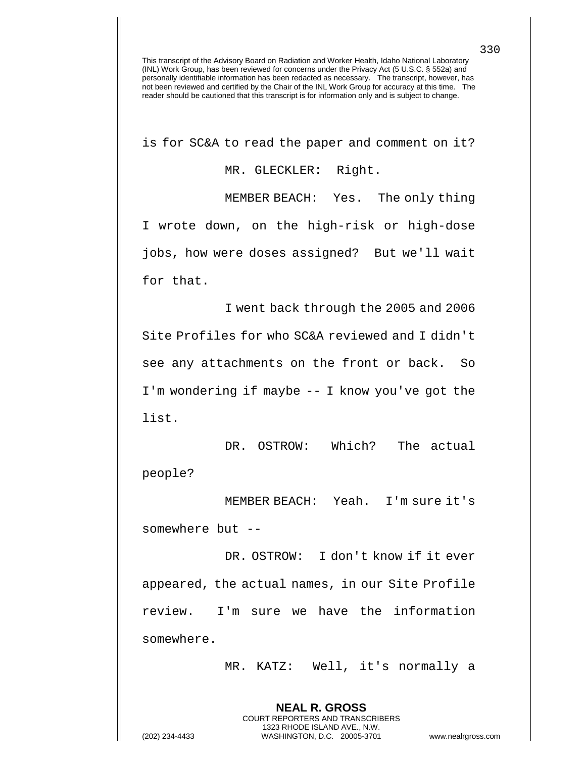is for SC&A to read the paper and comment on it?

MR. GLECKLER: Right.

MEMBER BEACH: Yes. The only thing I wrote down, on the high-risk or high-dose jobs, how were doses assigned? But we'll wait for that.

I went back through the 2005 and 2006 Site Profiles for who SC&A reviewed and I didn't see any attachments on the front or back. So I'm wondering if maybe -- I know you've got the list.

DR. OSTROW: Which? The actual people?

MEMBER BEACH: Yeah. I'm sure it's somewhere but --

DR. OSTROW: I don't know if it ever appeared, the actual names, in our Site Profile review. I'm sure we have the information somewhere.

MR. KATZ: Well, it's normally a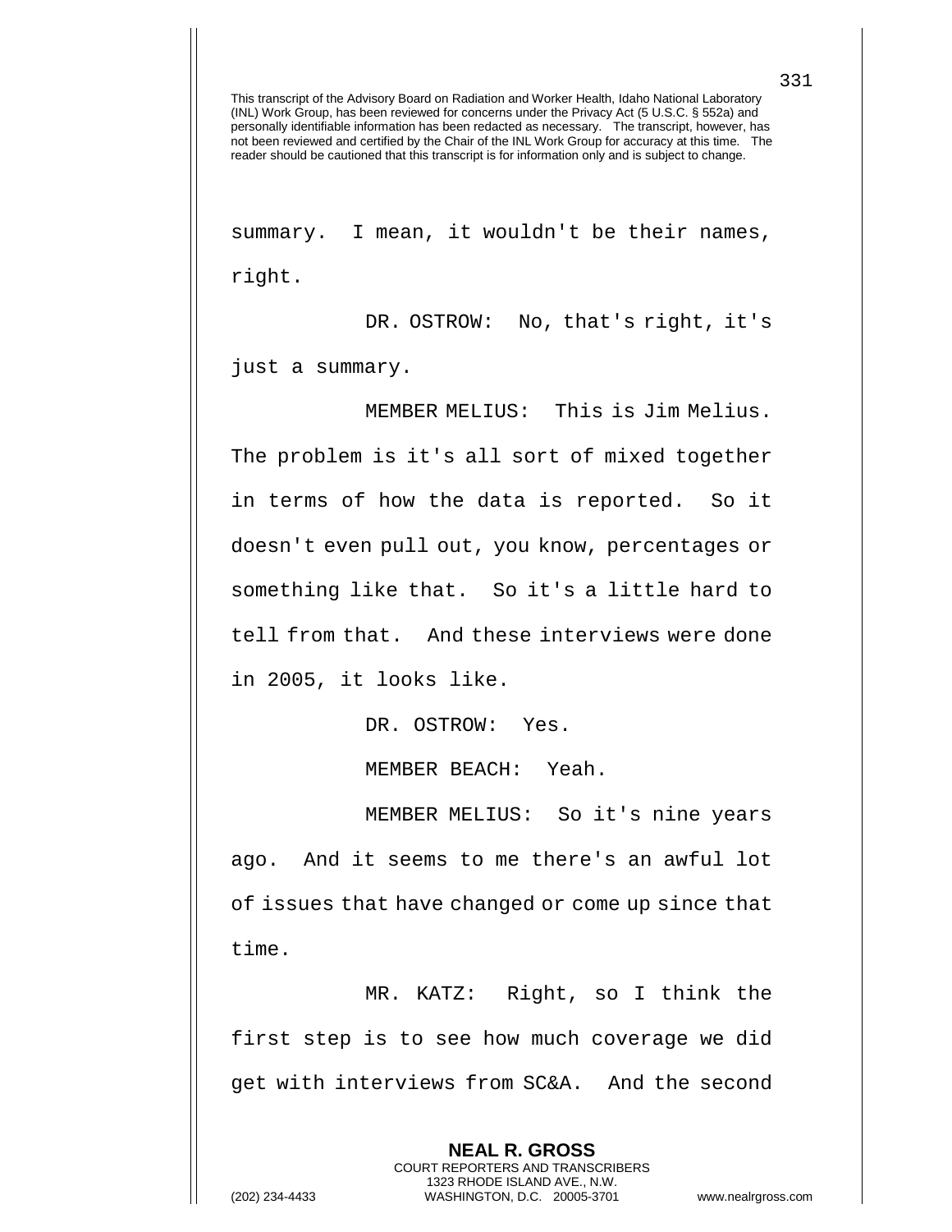summary. I mean, it wouldn't be their names, right.

DR. OSTROW: No, that's right, it's just a summary.

MEMBER MELIUS: This is Jim Melius. The problem is it's all sort of mixed together in terms of how the data is reported. So it doesn't even pull out, you know, percentages or something like that. So it's a little hard to tell from that. And these interviews were done in 2005, it looks like.

DR. OSTROW: Yes.

MEMBER BEACH: Yeah.

MEMBER MELIUS: So it's nine years ago. And it seems to me there's an awful lot of issues that have changed or come up since that time.

MR. KATZ: Right, so I think the first step is to see how much coverage we did get with interviews from SC&A. And the second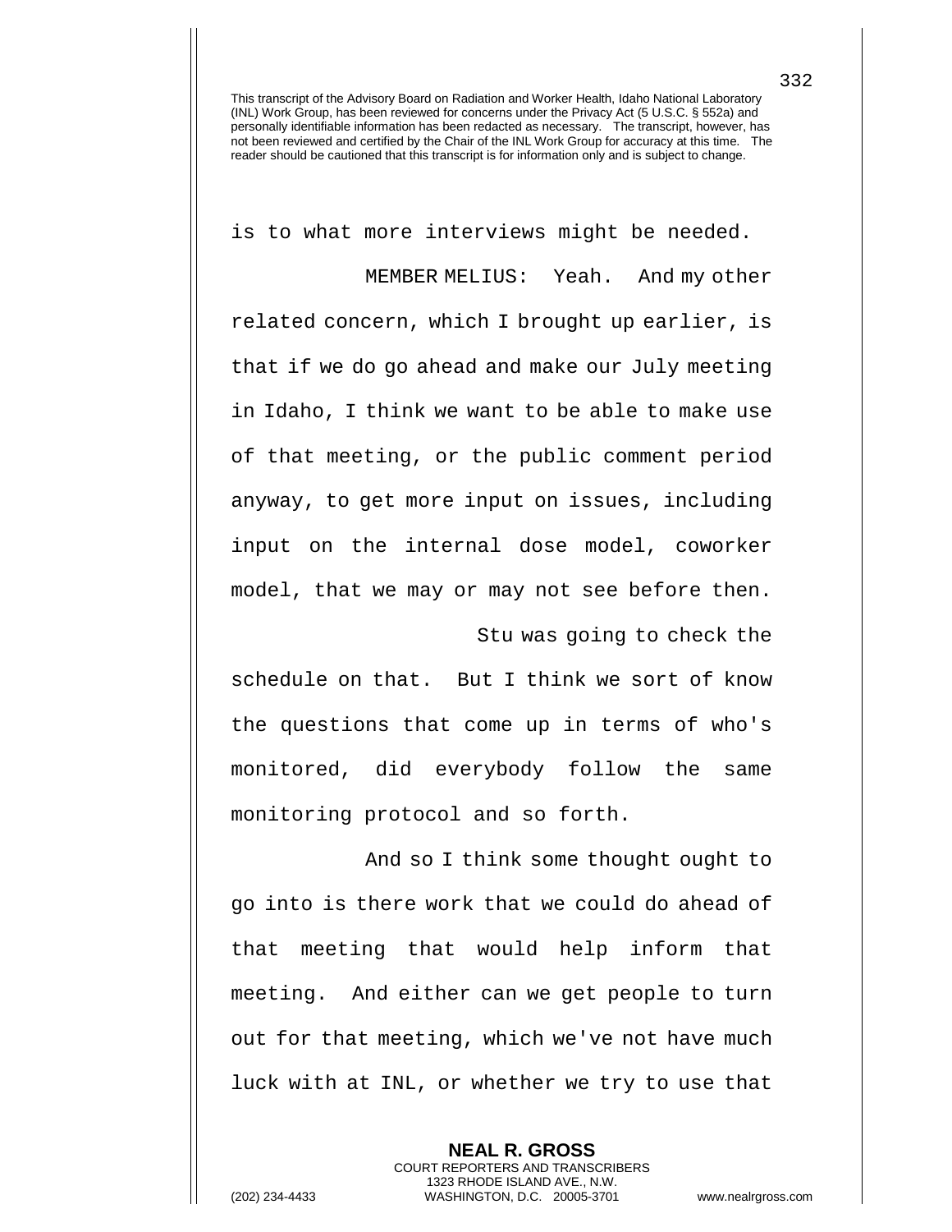is to what more interviews might be needed.

MEMBER MELIUS: Yeah. And my other related concern, which I brought up earlier, is that if we do go ahead and make our July meeting in Idaho, I think we want to be able to make use of that meeting, or the public comment period anyway, to get more input on issues, including input on the internal dose model, coworker model, that we may or may not see before then.

Stu was going to check the schedule on that. But I think we sort of know the questions that come up in terms of who's monitored, did everybody follow the same monitoring protocol and so forth.

And so I think some thought ought to go into is there work that we could do ahead of that meeting that would help inform that meeting. And either can we get people to turn out for that meeting, which we've not have much luck with at INL, or whether we try to use that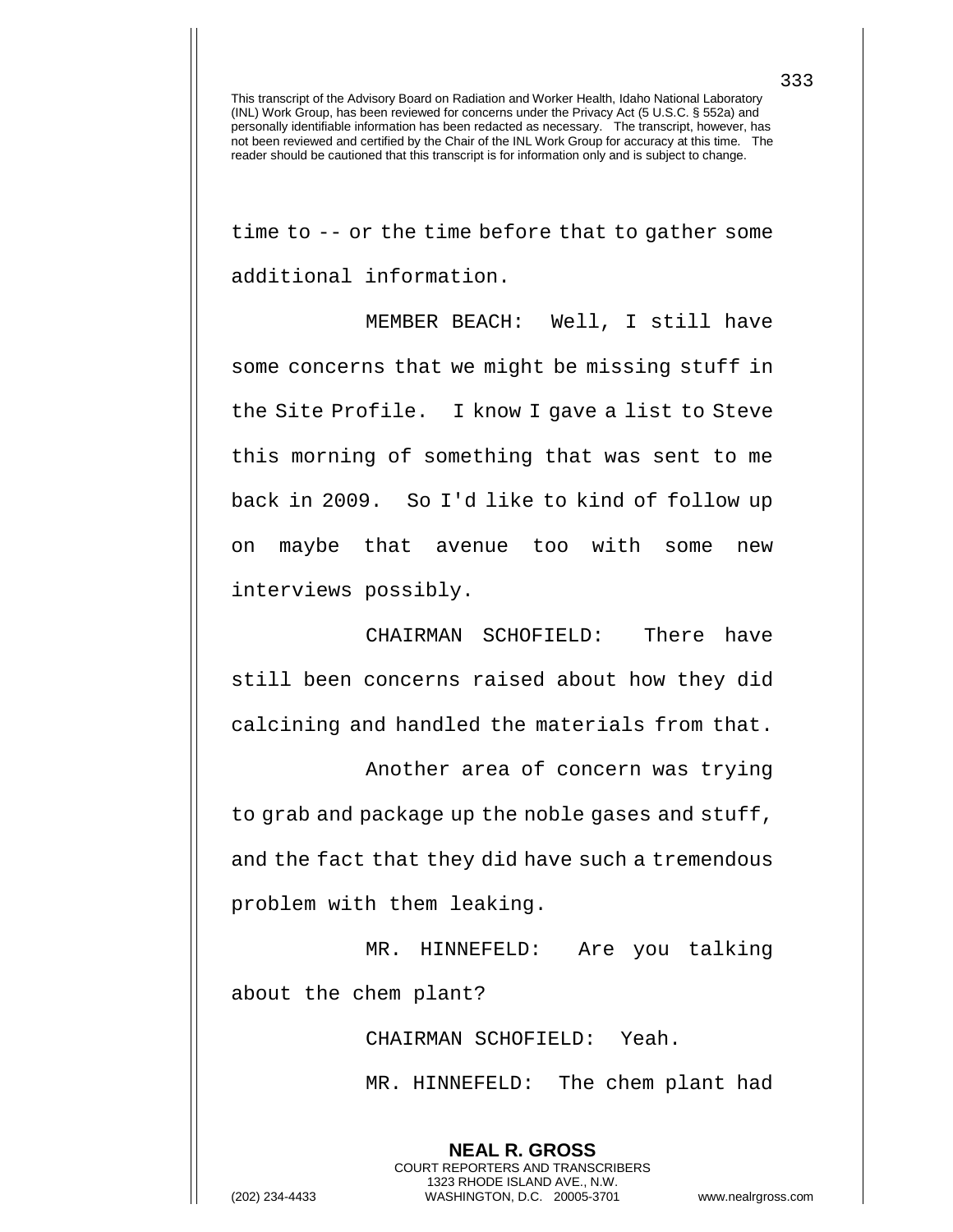time to -- or the time before that to gather some additional information.

MEMBER BEACH: Well, I still have some concerns that we might be missing stuff in the Site Profile. I know I gave a list to Steve this morning of something that was sent to me back in 2009. So I'd like to kind of follow up on maybe that avenue too with some new interviews possibly.

CHAIRMAN SCHOFIELD: There have still been concerns raised about how they did calcining and handled the materials from that.

Another area of concern was trying to grab and package up the noble gases and stuff, and the fact that they did have such a tremendous problem with them leaking.

MR. HINNEFELD: Are you talking about the chem plant?

CHAIRMAN SCHOFIELD: Yeah.

MR. HINNEFELD: The chem plant had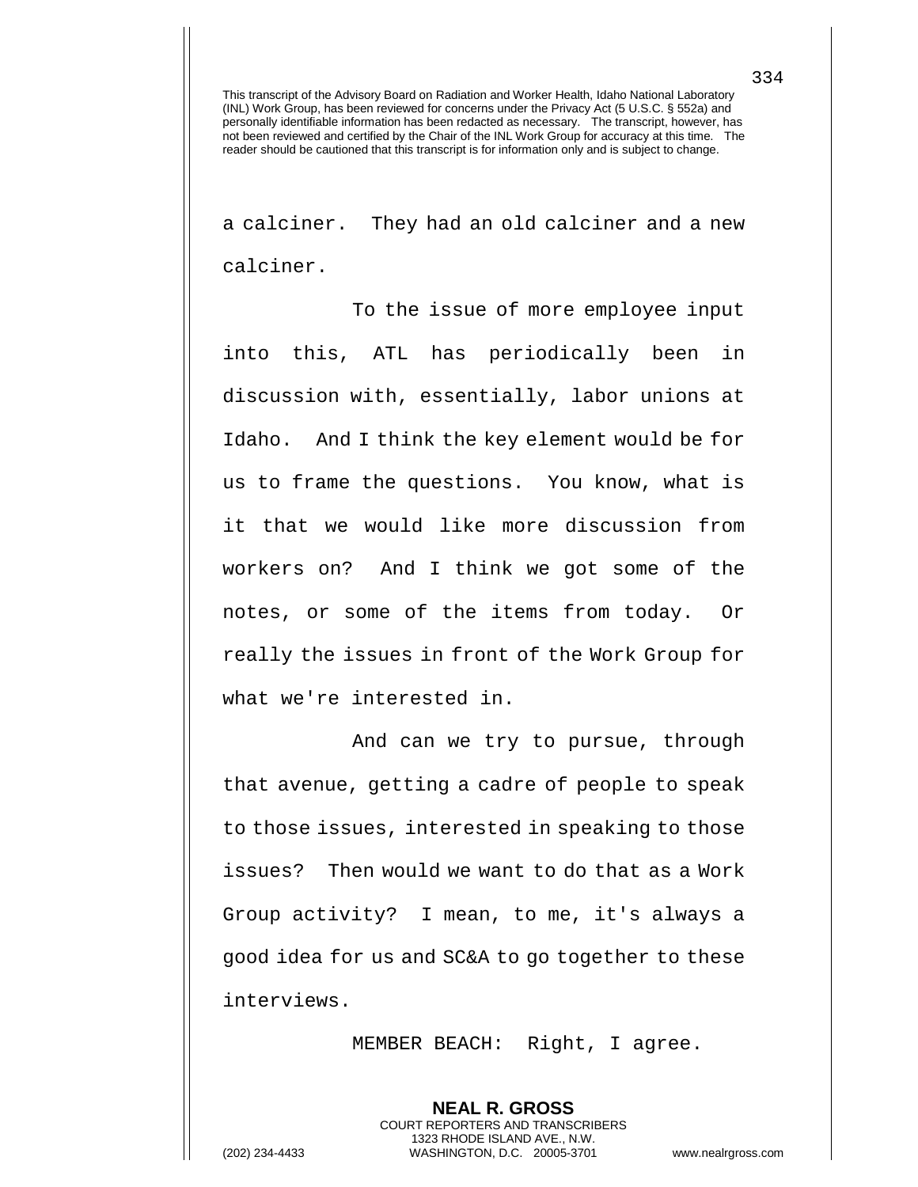a calciner. They had an old calciner and a new calciner.

To the issue of more employee input into this, ATL has periodically been in discussion with, essentially, labor unions at Idaho. And I think the key element would be for us to frame the questions. You know, what is it that we would like more discussion from workers on? And I think we got some of the notes, or some of the items from today. Or really the issues in front of the Work Group for what we're interested in.

And can we try to pursue, through that avenue, getting a cadre of people to speak to those issues, interested in speaking to those issues? Then would we want to do that as a Work Group activity? I mean, to me, it's always a good idea for us and SC&A to go together to these interviews.

MEMBER BEACH: Right, I agree.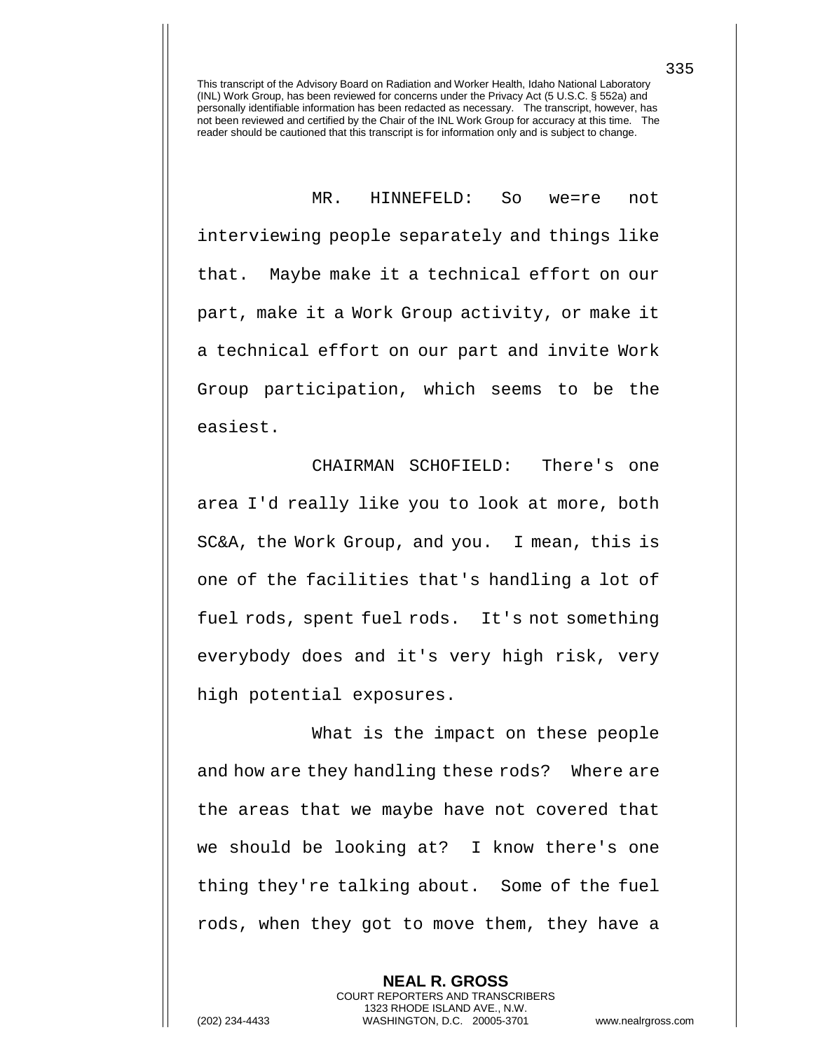MR. HINNEFELD: So we=re not interviewing people separately and things like that. Maybe make it a technical effort on our part, make it a Work Group activity, or make it a technical effort on our part and invite Work Group participation, which seems to be the easiest.

CHAIRMAN SCHOFIELD: There's one area I'd really like you to look at more, both SC&A, the Work Group, and you. I mean, this is one of the facilities that's handling a lot of fuel rods, spent fuel rods. It's not something everybody does and it's very high risk, very high potential exposures.

What is the impact on these people and how are they handling these rods? Where are the areas that we maybe have not covered that we should be looking at? I know there's one thing they're talking about. Some of the fuel rods, when they got to move them, they have a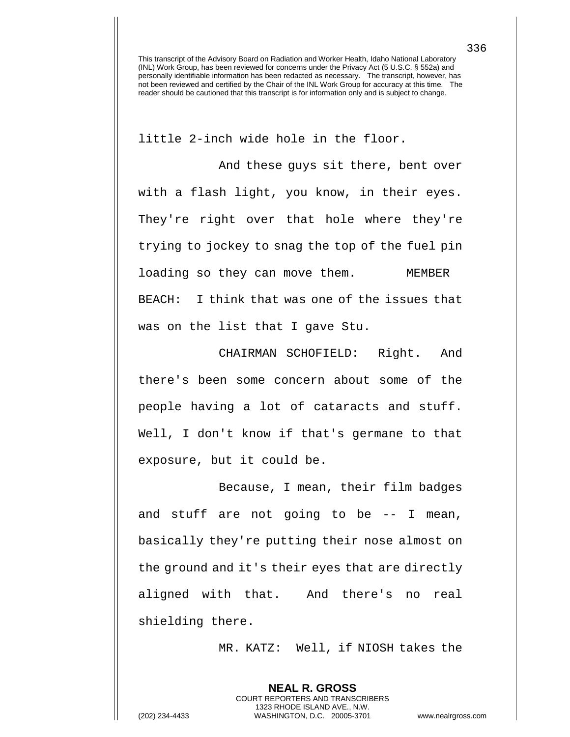little 2-inch wide hole in the floor.

And these guys sit there, bent over with a flash light, you know, in their eyes. They're right over that hole where they're trying to jockey to snag the top of the fuel pin loading so they can move them. MEMBER BEACH: I think that was one of the issues that was on the list that I gave Stu.

CHAIRMAN SCHOFIELD: Right. And there's been some concern about some of the people having a lot of cataracts and stuff. Well, I don't know if that's germane to that exposure, but it could be.

Because, I mean, their film badges and stuff are not going to be -- I mean, basically they're putting their nose almost on the ground and it's their eyes that are directly aligned with that. And there's no real shielding there.

MR. KATZ: Well, if NIOSH takes the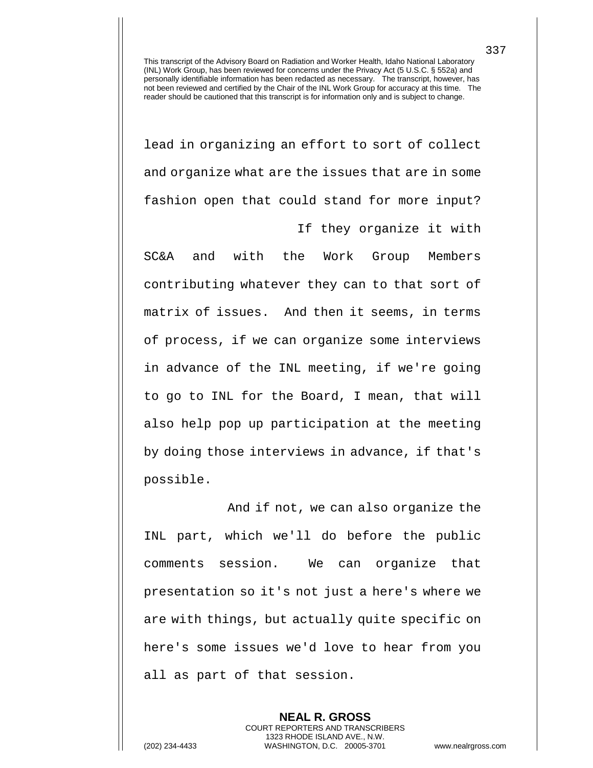lead in organizing an effort to sort of collect and organize what are the issues that are in some fashion open that could stand for more input?

If they organize it with SC&A and with the Work Group Members contributing whatever they can to that sort of matrix of issues. And then it seems, in terms of process, if we can organize some interviews in advance of the INL meeting, if we're going to go to INL for the Board, I mean, that will also help pop up participation at the meeting by doing those interviews in advance, if that's possible.

And if not, we can also organize the INL part, which we'll do before the public comments session. We can organize that presentation so it's not just a here's where we are with things, but actually quite specific on here's some issues we'd love to hear from you all as part of that session.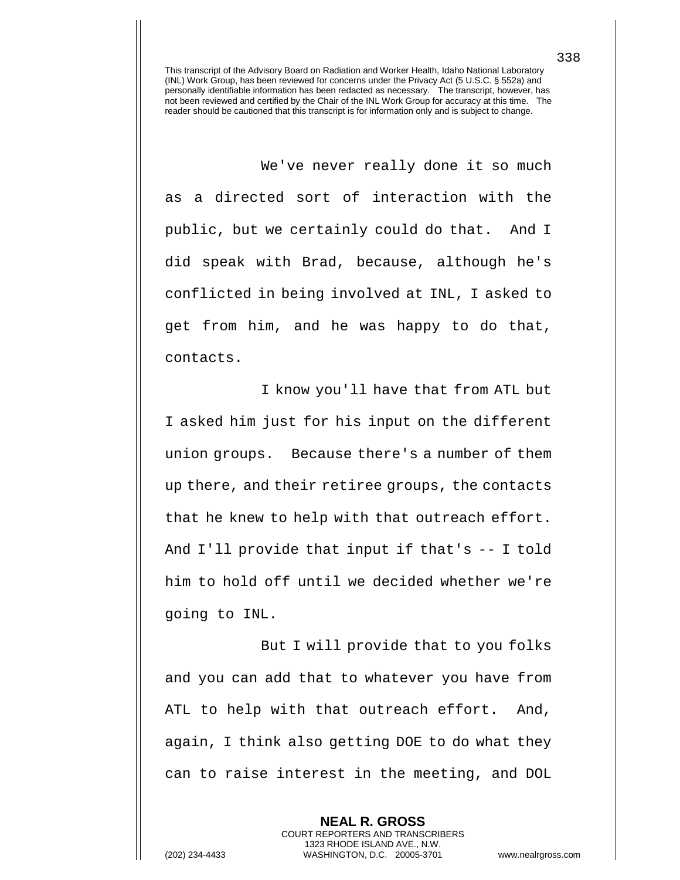This transcript of the Advisory Board on Radiation and Worker Health, Idaho National Laboratory (INL) Work Group, has been reviewed for concerns under the Privacy Act (5 U.S.C. § 552a) and personally identifiable information has been redacted as necessary. The transcript, however, has not been reviewed and certified by the Chair of the INL Work Group for accuracy at this time. The reader should be cautioned that this transcript is for information only and is subject to change.

We've never really done it so much as a directed sort of interaction with the public, but we certainly could do that. And I did speak with Brad, because, although he's conflicted in being involved at INL, I asked to get from him, and he was happy to do that, contacts.

I know you'll have that from ATL but I asked him just for his input on the different union groups. Because there's a number of them up there, and their retiree groups, the contacts that he knew to help with that outreach effort. And I'll provide that input if that's -- I told him to hold off until we decided whether we're going to INL.

But I will provide that to you folks and you can add that to whatever you have from ATL to help with that outreach effort. And, again, I think also getting DOE to do what they can to raise interest in the meeting, and DOL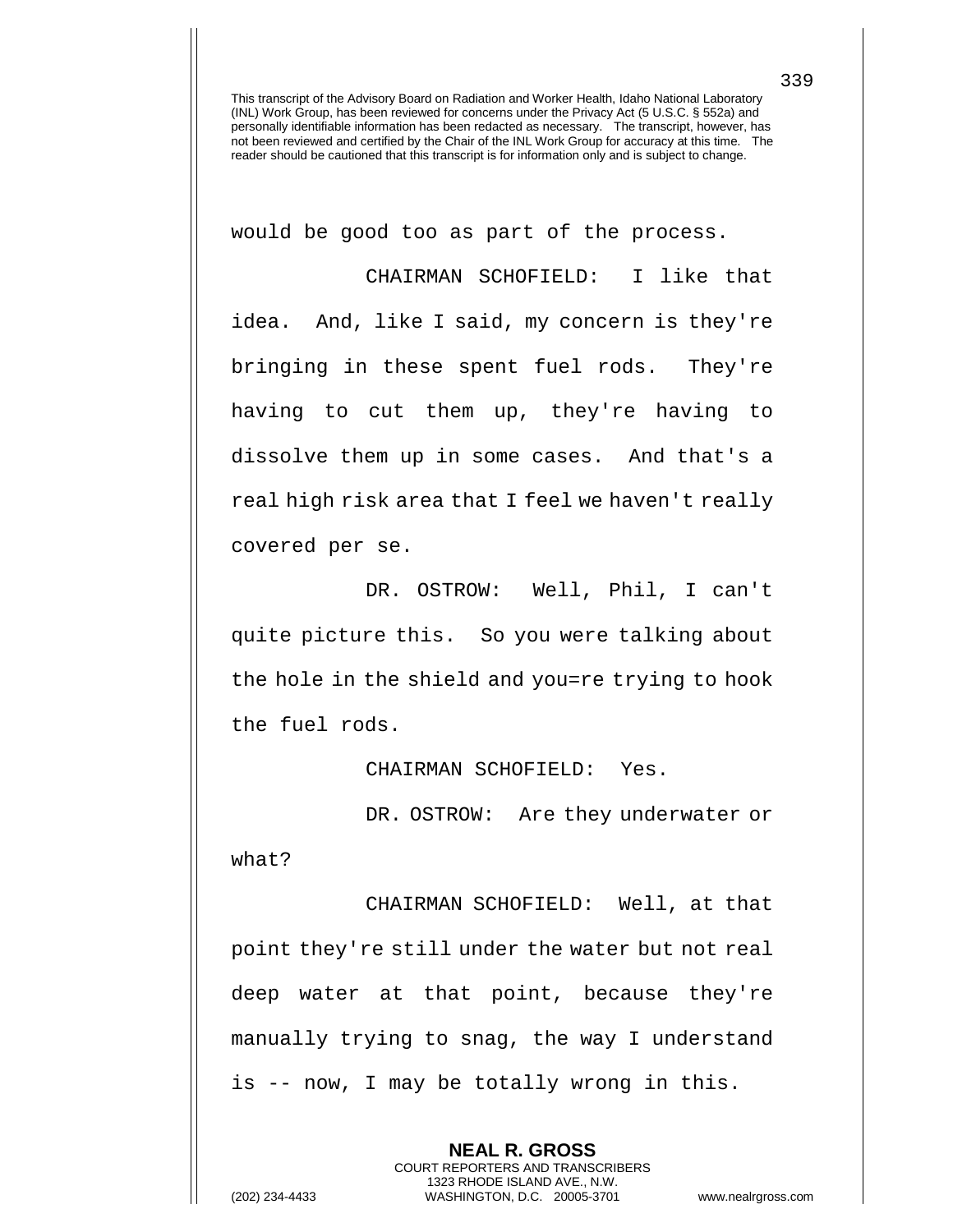This transcript of the Advisory Board on Radiation and Worker Health, Idaho National Laboratory (INL) Work Group, has been reviewed for concerns under the Privacy Act (5 U.S.C. § 552a) and personally identifiable information has been redacted as necessary. The transcript, however, has not been reviewed and certified by the Chair of the INL Work Group for accuracy at this time. The reader should be cautioned that this transcript is for information only and is subject to change.

would be good too as part of the process.

CHAIRMAN SCHOFIELD: I like that idea. And, like I said, my concern is they're bringing in these spent fuel rods. They're having to cut them up, they're having to dissolve them up in some cases. And that's a real high risk area that I feel we haven't really covered per se.

DR. OSTROW: Well, Phil, I can't quite picture this. So you were talking about the hole in the shield and you=re trying to hook the fuel rods.

CHAIRMAN SCHOFIELD: Yes.

DR. OSTROW: Are they underwater or what?

CHAIRMAN SCHOFIELD: Well, at that point they're still under the water but not real deep water at that point, because they're manually trying to snag, the way I understand is -- now, I may be totally wrong in this.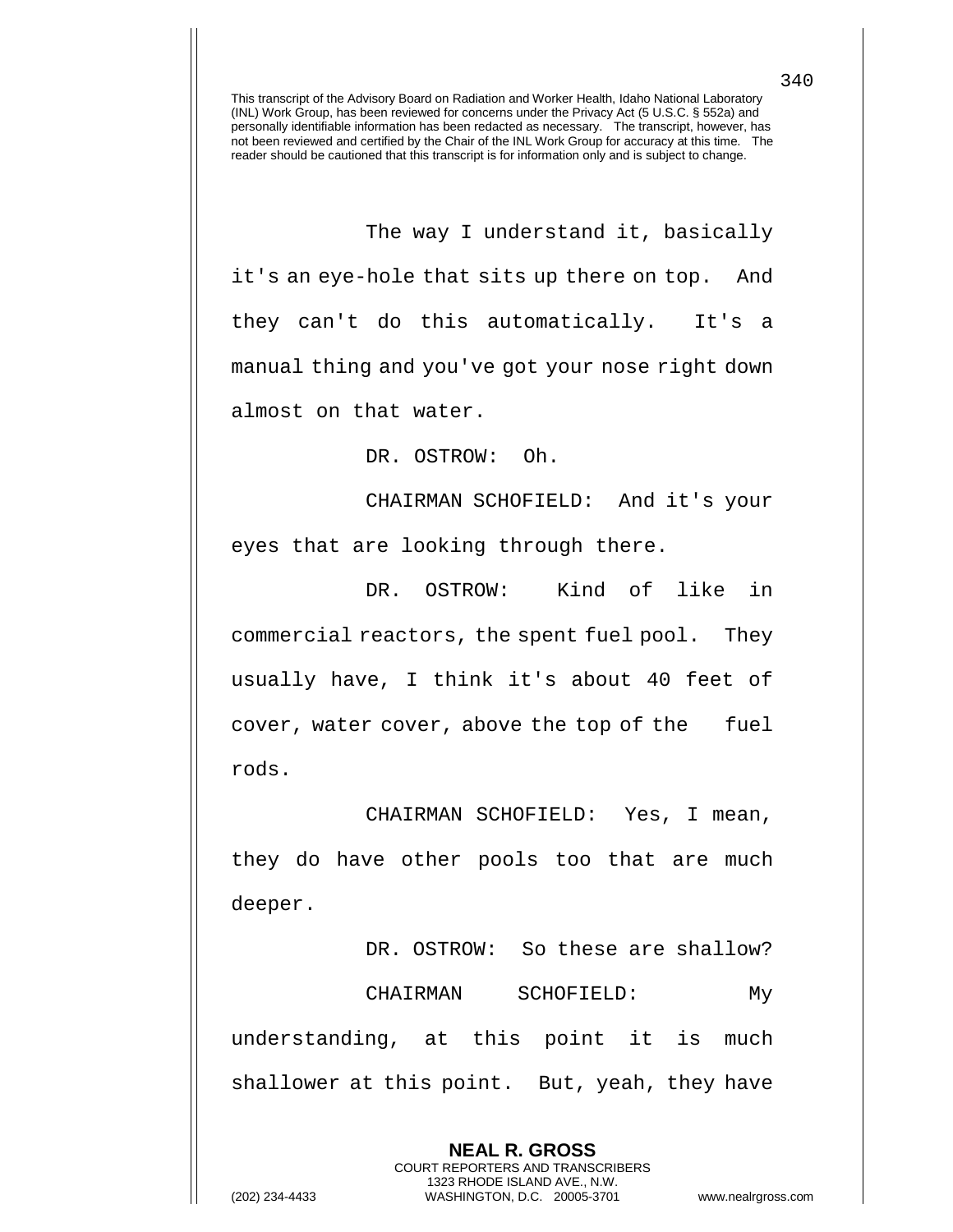This transcript of the Advisory Board on Radiation and Worker Health, Idaho National Laboratory (INL) Work Group, has been reviewed for concerns under the Privacy Act (5 U.S.C. § 552a) and personally identifiable information has been redacted as necessary. The transcript, however, has not been reviewed and certified by the Chair of the INL Work Group for accuracy at this time. The reader should be cautioned that this transcript is for information only and is subject to change.

The way I understand it, basically it's an eye-hole that sits up there on top. And they can't do this automatically. It's a manual thing and you've got your nose right down almost on that water.

DR. OSTROW: Oh.

CHAIRMAN SCHOFIELD: And it's your eyes that are looking through there.

DR. OSTROW: Kind of like in commercial reactors, the spent fuel pool. They usually have, I think it's about 40 feet of cover, water cover, above the top of the fuel rods.

CHAIRMAN SCHOFIELD: Yes, I mean, they do have other pools too that are much deeper.

DR. OSTROW: So these are shallow?

CHAIRMAN SCHOFIELD: My understanding, at this point it is much shallower at this point. But, yeah, they have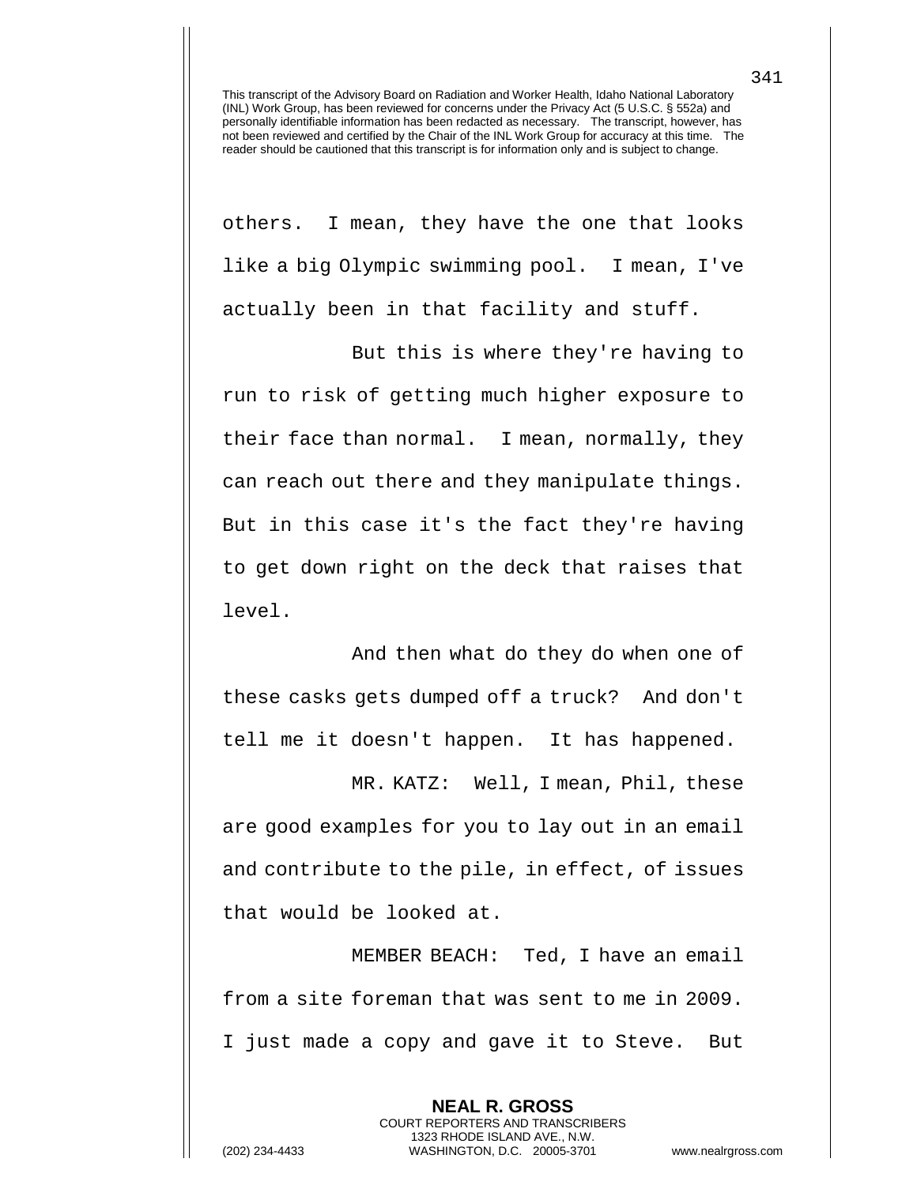others. I mean, they have the one that looks like a big Olympic swimming pool. I mean, I've actually been in that facility and stuff.

But this is where they're having to run to risk of getting much higher exposure to their face than normal. I mean, normally, they can reach out there and they manipulate things. But in this case it's the fact they're having to get down right on the deck that raises that level.

And then what do they do when one of these casks gets dumped off a truck? And don't tell me it doesn't happen. It has happened.

MR. KATZ: Well, I mean, Phil, these are good examples for you to lay out in an email and contribute to the pile, in effect, of issues that would be looked at.

MEMBER BEACH: Ted, I have an email from a site foreman that was sent to me in 2009. I just made a copy and gave it to Steve. But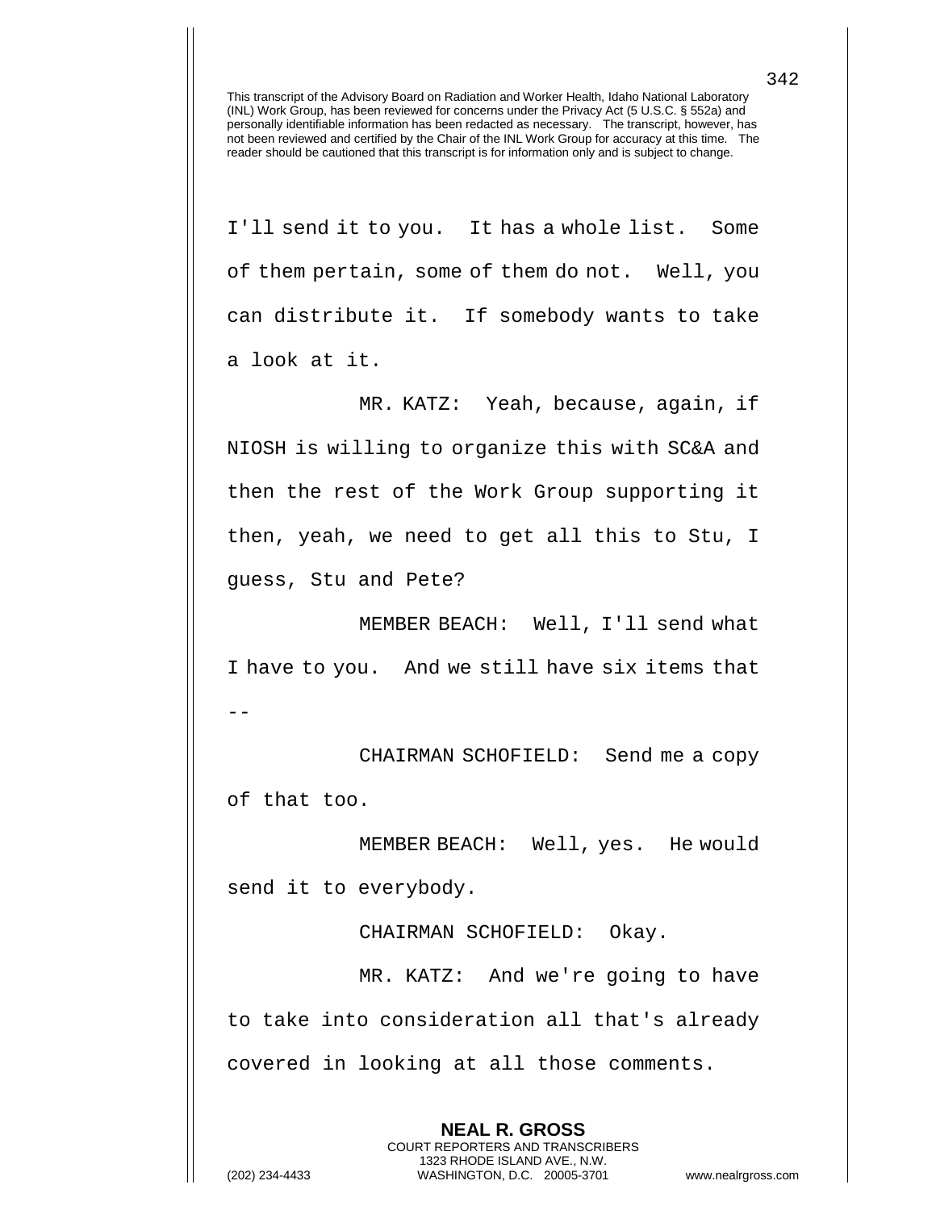I'll send it to you. It has a whole list. Some of them pertain, some of them do not. Well, you can distribute it. If somebody wants to take a look at it.

MR. KATZ: Yeah, because, again, if NIOSH is willing to organize this with SC&A and then the rest of the Work Group supporting it then, yeah, we need to get all this to Stu, I guess, Stu and Pete?

MEMBER BEACH: Well, I'll send what I have to you. And we still have six items that --

CHAIRMAN SCHOFIELD: Send me a copy of that too.

MEMBER BEACH: Well, yes. He would send it to everybody.

CHAIRMAN SCHOFIELD: Okay.

MR. KATZ: And we're going to have to take into consideration all that's already covered in looking at all those comments.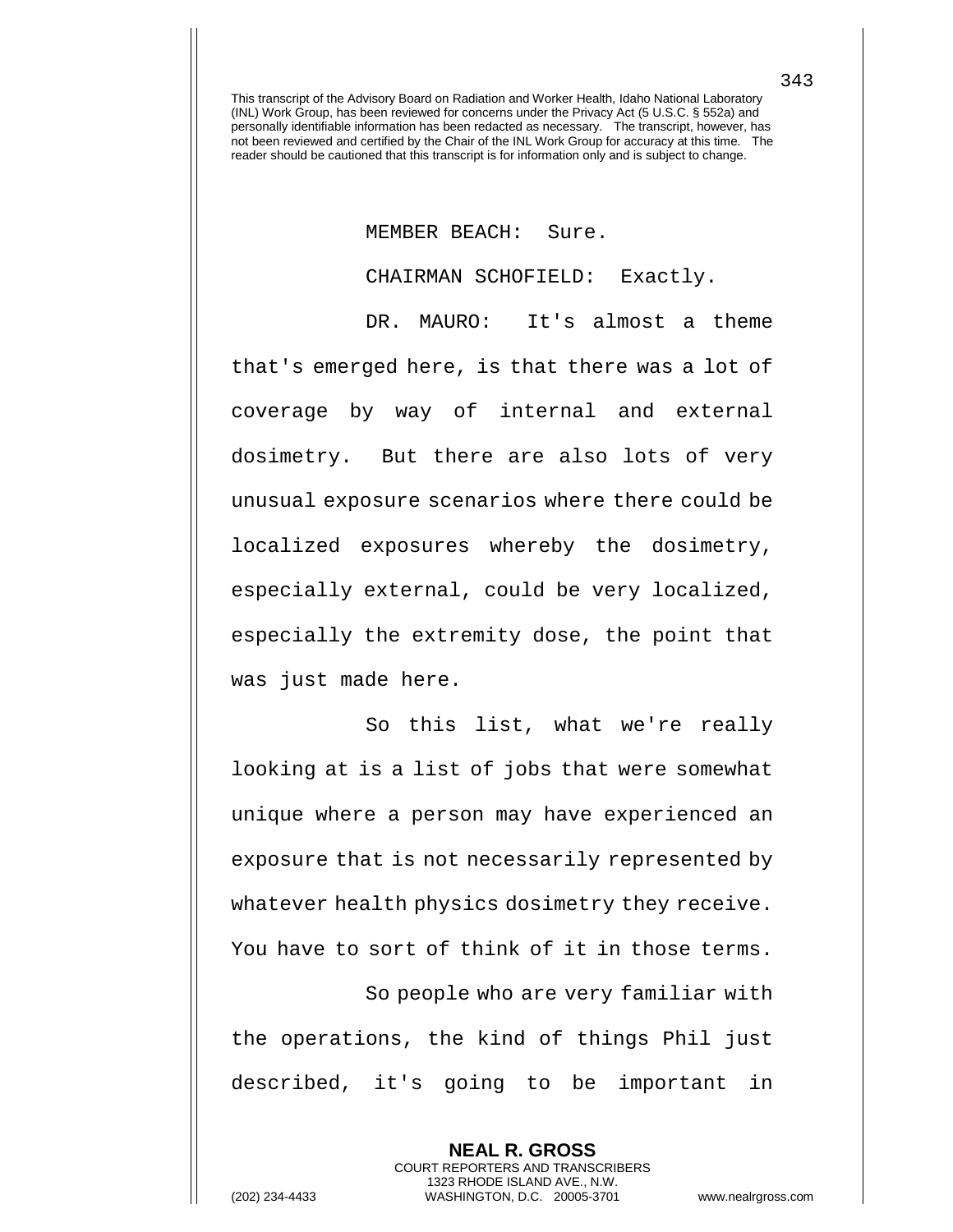MEMBER BEACH: Sure.

CHAIRMAN SCHOFIELD: Exactly.

DR. MAURO: It's almost a theme that's emerged here, is that there was a lot of coverage by way of internal and external dosimetry. But there are also lots of very unusual exposure scenarios where there could be localized exposures whereby the dosimetry, especially external, could be very localized, especially the extremity dose, the point that was just made here.

So this list, what we're really looking at is a list of jobs that were somewhat unique where a person may have experienced an exposure that is not necessarily represented by whatever health physics dosimetry they receive. You have to sort of think of it in those terms.

So people who are very familiar with the operations, the kind of things Phil just described, it's going to be important in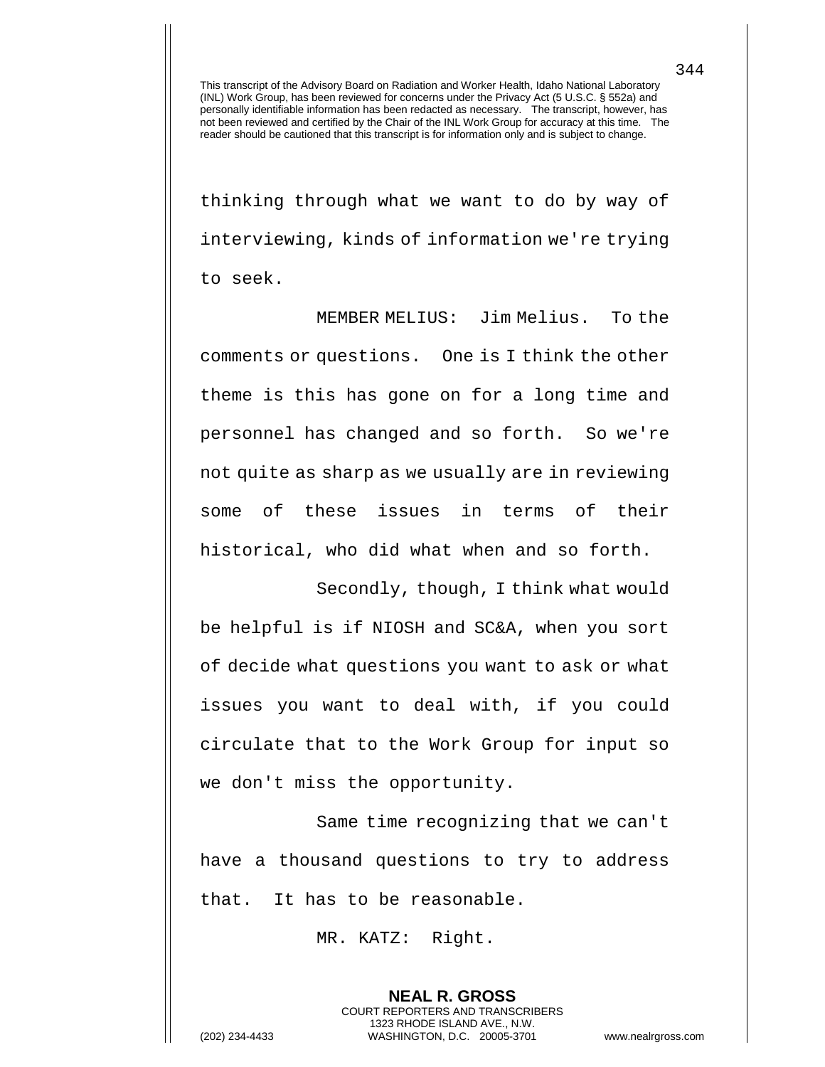thinking through what we want to do by way of interviewing, kinds of information we're trying to seek.

MEMBER MELIUS: Jim Melius. To the comments or questions. One is I think the other theme is this has gone on for a long time and personnel has changed and so forth. So we're not quite as sharp as we usually are in reviewing some of these issues in terms of their historical, who did what when and so forth.

Secondly, though, I think what would be helpful is if NIOSH and SC&A, when you sort of decide what questions you want to ask or what issues you want to deal with, if you could circulate that to the Work Group for input so we don't miss the opportunity.

Same time recognizing that we can't have a thousand questions to try to address that. It has to be reasonable.

MR. KATZ: Right.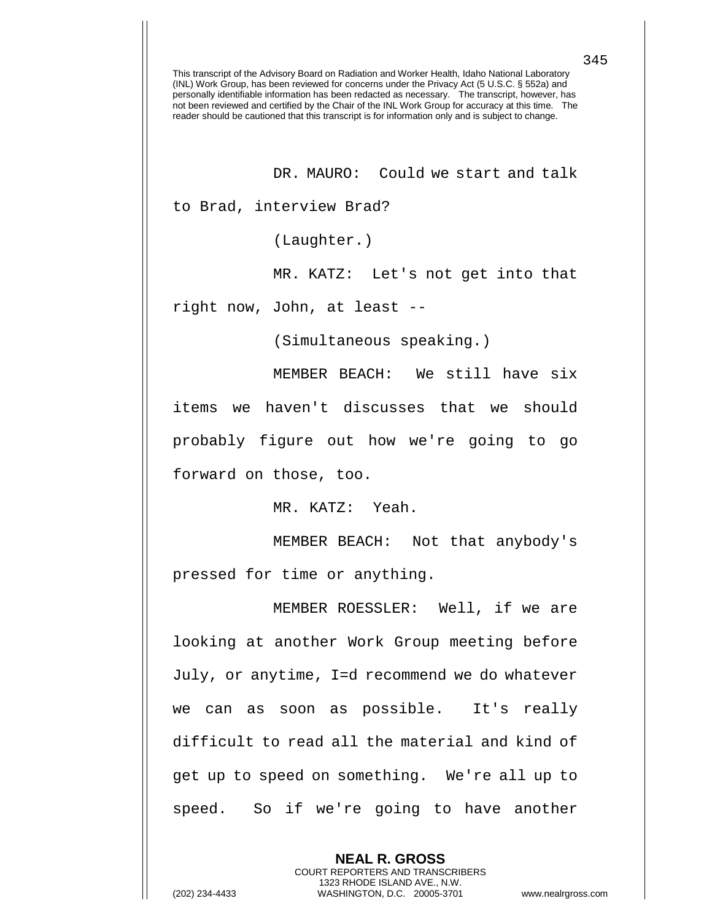This transcript of the Advisory Board on Radiation and Worker Health, Idaho National Laboratory (INL) Work Group, has been reviewed for concerns under the Privacy Act (5 U.S.C. § 552a) and personally identifiable information has been redacted as necessary. The transcript, however, has not been reviewed and certified by the Chair of the INL Work Group for accuracy at this time. The reader should be cautioned that this transcript is for information only and is subject to change.

DR. MAURO: Could we start and talk to Brad, interview Brad?

(Laughter.)

MR. KATZ: Let's not get into that right now, John, at least --

(Simultaneous speaking.)

MEMBER BEACH: We still have six items we haven't discusses that we should probably figure out how we're going to go forward on those, too.

MR. KATZ: Yeah.

MEMBER BEACH: Not that anybody's pressed for time or anything.

MEMBER ROESSLER: Well, if we are looking at another Work Group meeting before July, or anytime, I=d recommend we do whatever we can as soon as possible. It's really difficult to read all the material and kind of get up to speed on something. We're all up to speed. So if we're going to have another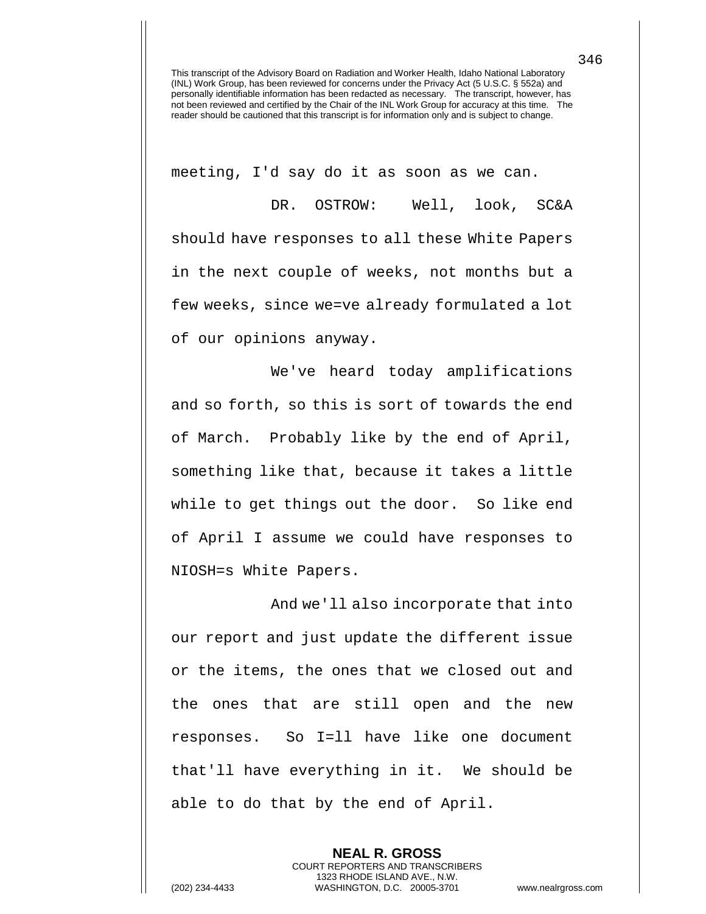meeting, I'd say do it as soon as we can.

DR. OSTROW: Well, look, SC&A should have responses to all these White Papers in the next couple of weeks, not months but a few weeks, since we=ve already formulated a lot of our opinions anyway.

We've heard today amplifications and so forth, so this is sort of towards the end of March. Probably like by the end of April, something like that, because it takes a little while to get things out the door. So like end of April I assume we could have responses to NIOSH=s White Papers.

And we'll also incorporate that into our report and just update the different issue or the items, the ones that we closed out and the ones that are still open and the new responses. So I=ll have like one document that'll have everything in it. We should be able to do that by the end of April.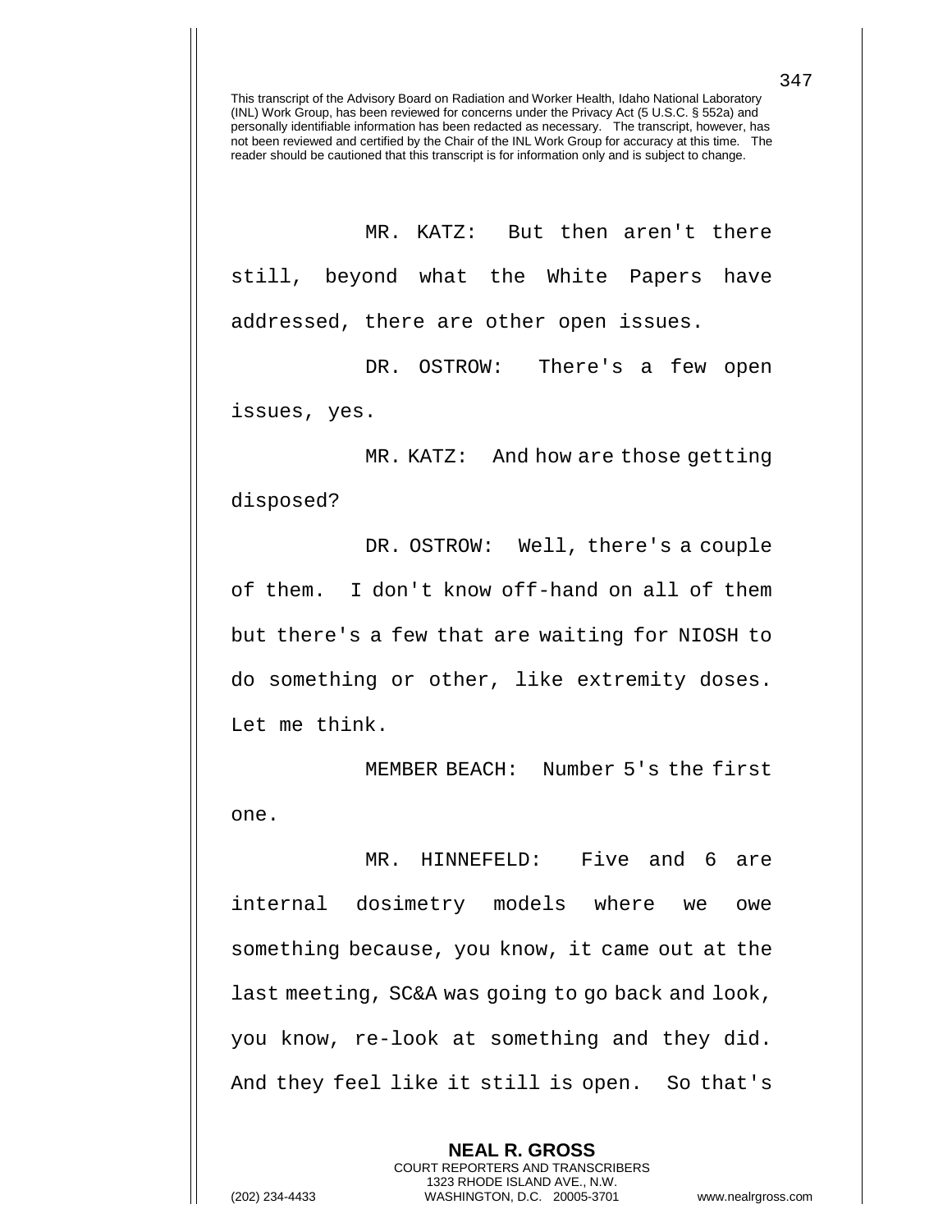This transcript of the Advisory Board on Radiation and Worker Health, Idaho National Laboratory (INL) Work Group, has been reviewed for concerns under the Privacy Act (5 U.S.C. § 552a) and personally identifiable information has been redacted as necessary. The transcript, however, has not been reviewed and certified by the Chair of the INL Work Group for accuracy at this time. The reader should be cautioned that this transcript is for information only and is subject to change.

MR. KATZ: But then aren't there still, beyond what the White Papers have addressed, there are other open issues.

DR. OSTROW: There's a few open issues, yes.

MR. KATZ: And how are those getting disposed?

DR. OSTROW: Well, there's a couple of them. I don't know off-hand on all of them but there's a few that are waiting for NIOSH to do something or other, like extremity doses. Let me think.

MEMBER BEACH: Number 5's the first one.

MR. HINNEFELD: Five and 6 are internal dosimetry models where we owe something because, you know, it came out at the last meeting, SC&A was going to go back and look, you know, re-look at something and they did. And they feel like it still is open. So that's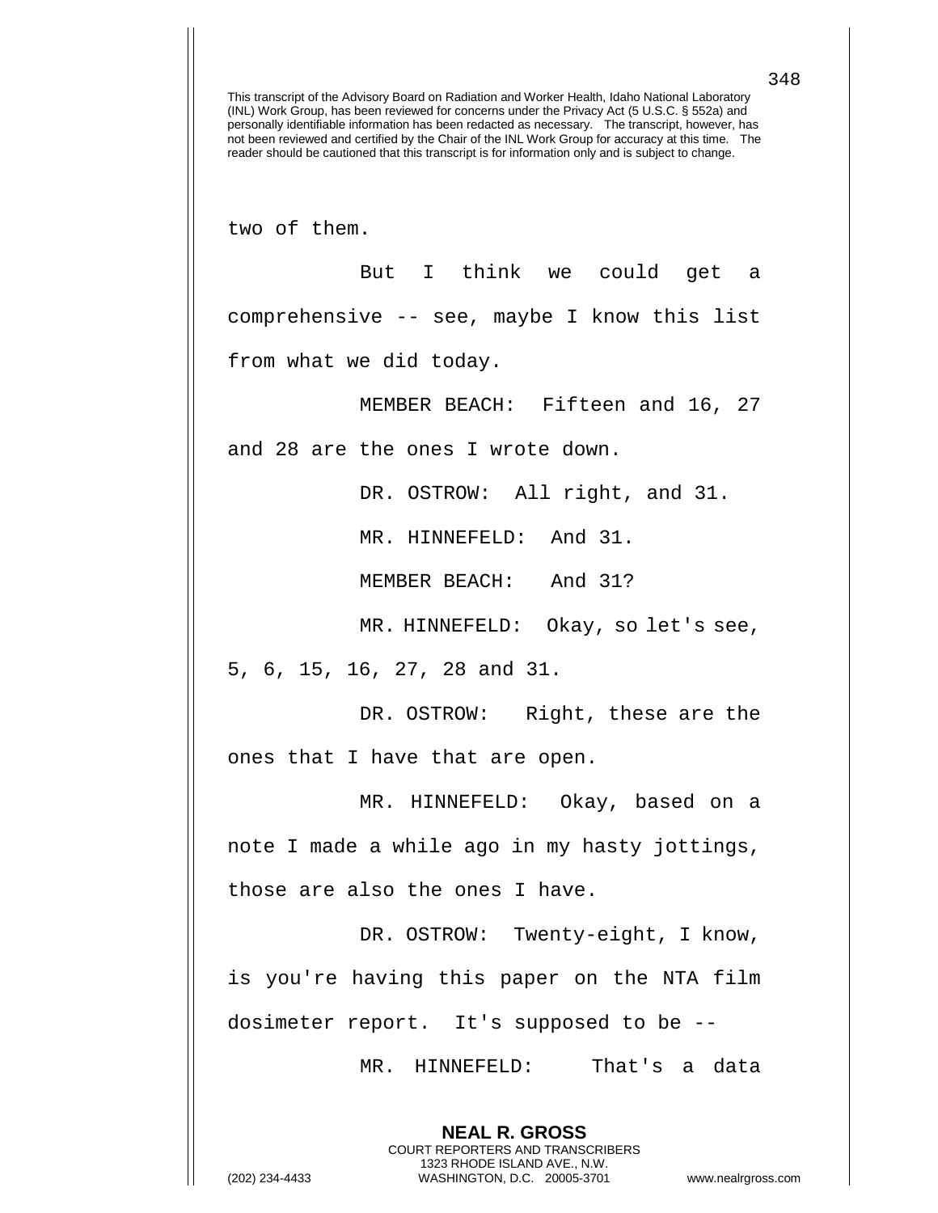two of them.

But I think we could get a comprehensive -- see, maybe I know this list from what we did today.

MEMBER BEACH: Fifteen and 16, 27 and 28 are the ones I wrote down.

DR. OSTROW: All right, and 31.

MR. HINNEFELD: And 31.

MEMBER BEACH: And 31?

MR. HINNEFELD: Okay, so let's see, 5, 6, 15, 16, 27, 28 and 31.

DR. OSTROW: Right, these are the ones that I have that are open.

MR. HINNEFELD: Okay, based on a note I made a while ago in my hasty jottings, those are also the ones I have.

DR. OSTROW: Twenty-eight, I know, is you're having this paper on the NTA film dosimeter report. It's supposed to be --

MR. HINNEFELD: That's a data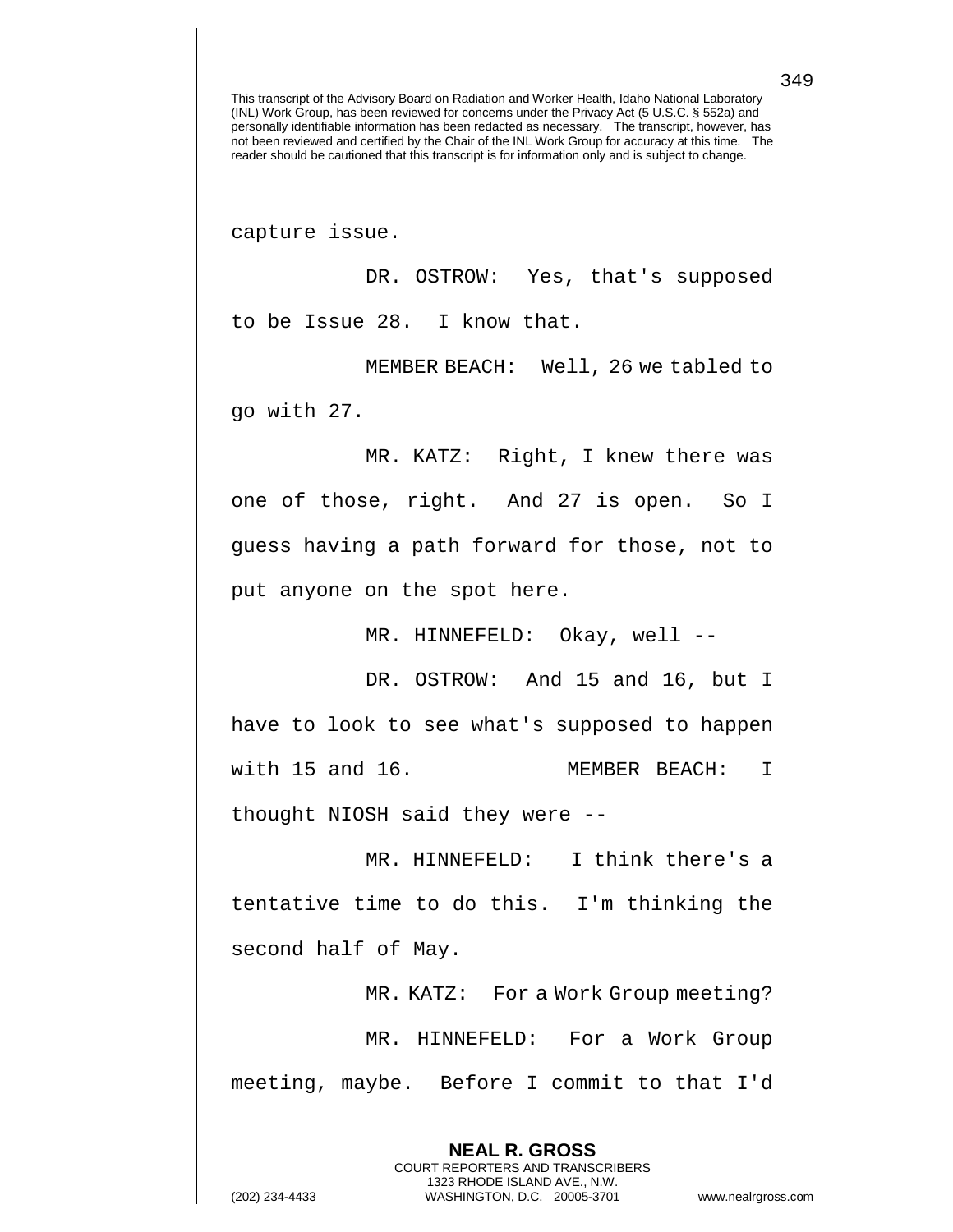This transcript of the Advisory Board on Radiation and Worker Health, Idaho National Laboratory (INL) Work Group, has been reviewed for concerns under the Privacy Act (5 U.S.C. § 552a) and personally identifiable information has been redacted as necessary. The transcript, however, has not been reviewed and certified by the Chair of the INL Work Group for accuracy at this time. The reader should be cautioned that this transcript is for information only and is subject to change.

capture issue.

DR. OSTROW: Yes, that's supposed to be Issue 28. I know that.

MEMBER BEACH: Well, 26 we tabled to go with 27.

MR. KATZ: Right, I knew there was one of those, right. And 27 is open. So I guess having a path forward for those, not to put anyone on the spot here.

MR. HINNEFELD: Okay, well --

DR. OSTROW: And 15 and 16, but I have to look to see what's supposed to happen with 15 and 16.

MEMBER BEACH: I thought NIOSH said they were --

MR. HINNEFELD: I think there's a tentative time to do this. I'm thinking the second half of May.

MR. KATZ: For a Work Group meeting?

MR. HINNEFELD: For a Work Group meeting, maybe. Before I commit to that I'd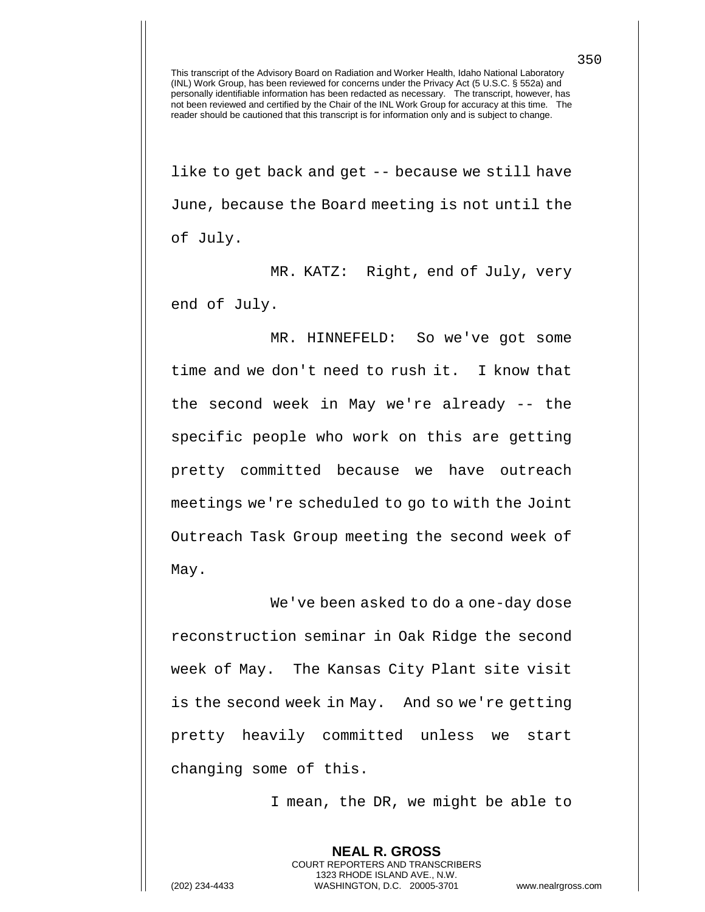like to get back and get -- because we still have June, because the Board meeting is not until the of July.

MR. KATZ: Right, end of July, very end of July.

MR. HINNEFELD: So we've got some time and we don't need to rush it. I know that the second week in May we're already -- the specific people who work on this are getting pretty committed because we have outreach meetings we're scheduled to go to with the Joint Outreach Task Group meeting the second week of May.

We've been asked to do a one-day dose reconstruction seminar in Oak Ridge the second week of May. The Kansas City Plant site visit is the second week in May. And so we're getting pretty heavily committed unless we start changing some of this.

I mean, the DR, we might be able to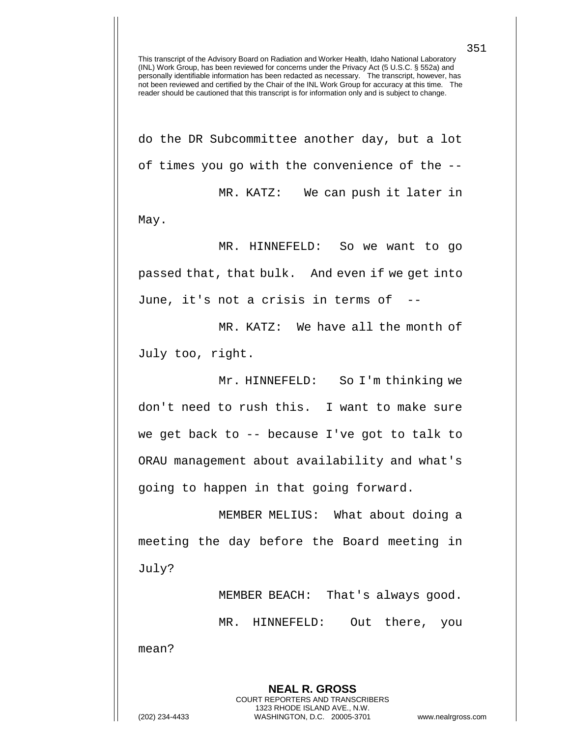do the DR Subcommittee another day, but a lot of times you go with the convenience of the --

MR. KATZ: We can push it later in May.

MR. HINNEFELD: So we want to go passed that, that bulk. And even if we get into June, it's not a crisis in terms of --

MR. KATZ: We have all the month of July too, right.

Mr. HINNEFELD: So I'm thinking we don't need to rush this. I want to make sure we get back to -- because I've got to talk to ORAU management about availability and what's going to happen in that going forward.

MEMBER MELIUS: What about doing a meeting the day before the Board meeting in July?

MEMBER BEACH: That's always good.

MR. HINNEFELD: Out there, you mean?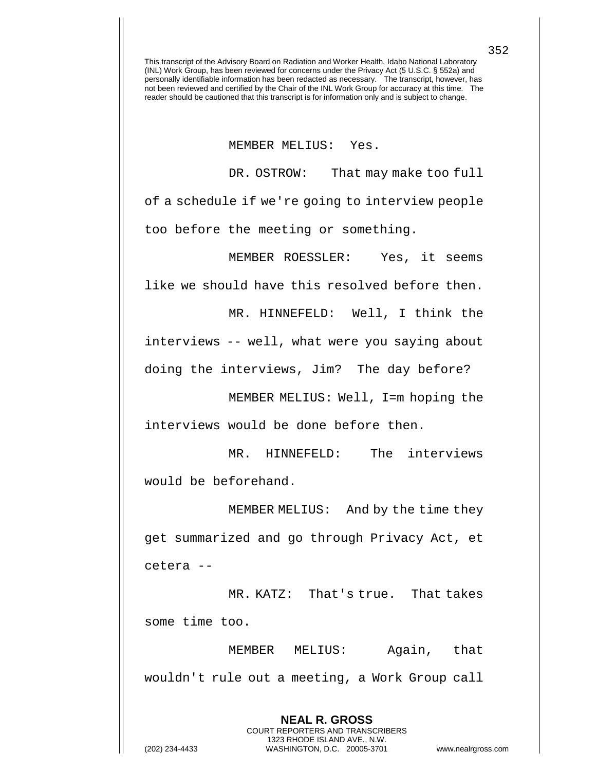This transcript of the Advisory Board on Radiation and Worker Health, Idaho National Laboratory (INL) Work Group, has been reviewed for concerns under the Privacy Act (5 U.S.C. § 552a) and personally identifiable information has been redacted as necessary. The transcript, however, has not been reviewed and certified by the Chair of the INL Work Group for accuracy at this time. The reader should be cautioned that this transcript is for information only and is subject to change.

MEMBER MELIUS: Yes.

DR. OSTROW: That may make too full of a schedule if we're going to interview people too before the meeting or something.

MEMBER ROESSLER: Yes, it seems like we should have this resolved before then.

MR. HINNEFELD: Well, I think the interviews -- well, what were you saying about doing the interviews, Jim? The day before?

MEMBER MELIUS: Well, I=m hoping the interviews would be done before then.

MR. HINNEFELD: The interviews would be beforehand.

MEMBER MELIUS: And by the time they get summarized and go through Privacy Act, et cetera --

MR. KATZ: That's true. That takes some time too.

MEMBER MELIUS: Again, that wouldn't rule out a meeting, a Work Group call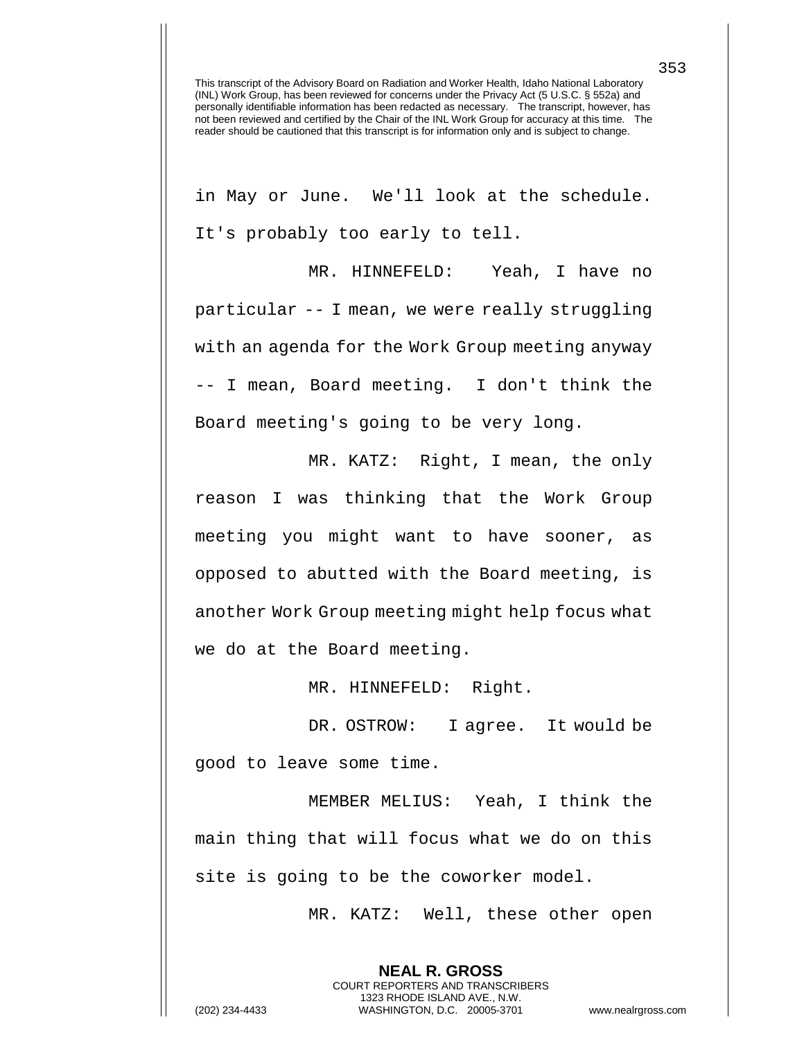in May or June. We'll look at the schedule. It's probably too early to tell.

MR. HINNEFELD: Yeah, I have no particular -- I mean, we were really struggling with an agenda for the Work Group meeting anyway -- I mean, Board meeting. I don't think the Board meeting's going to be very long.

MR. KATZ: Right, I mean, the only reason I was thinking that the Work Group meeting you might want to have sooner, as opposed to abutted with the Board meeting, is another Work Group meeting might help focus what we do at the Board meeting.

MR. HINNEFELD: Right.

DR. OSTROW: I agree. It would be good to leave some time.

MEMBER MELIUS: Yeah, I think the main thing that will focus what we do on this site is going to be the coworker model.

MR. KATZ: Well, these other open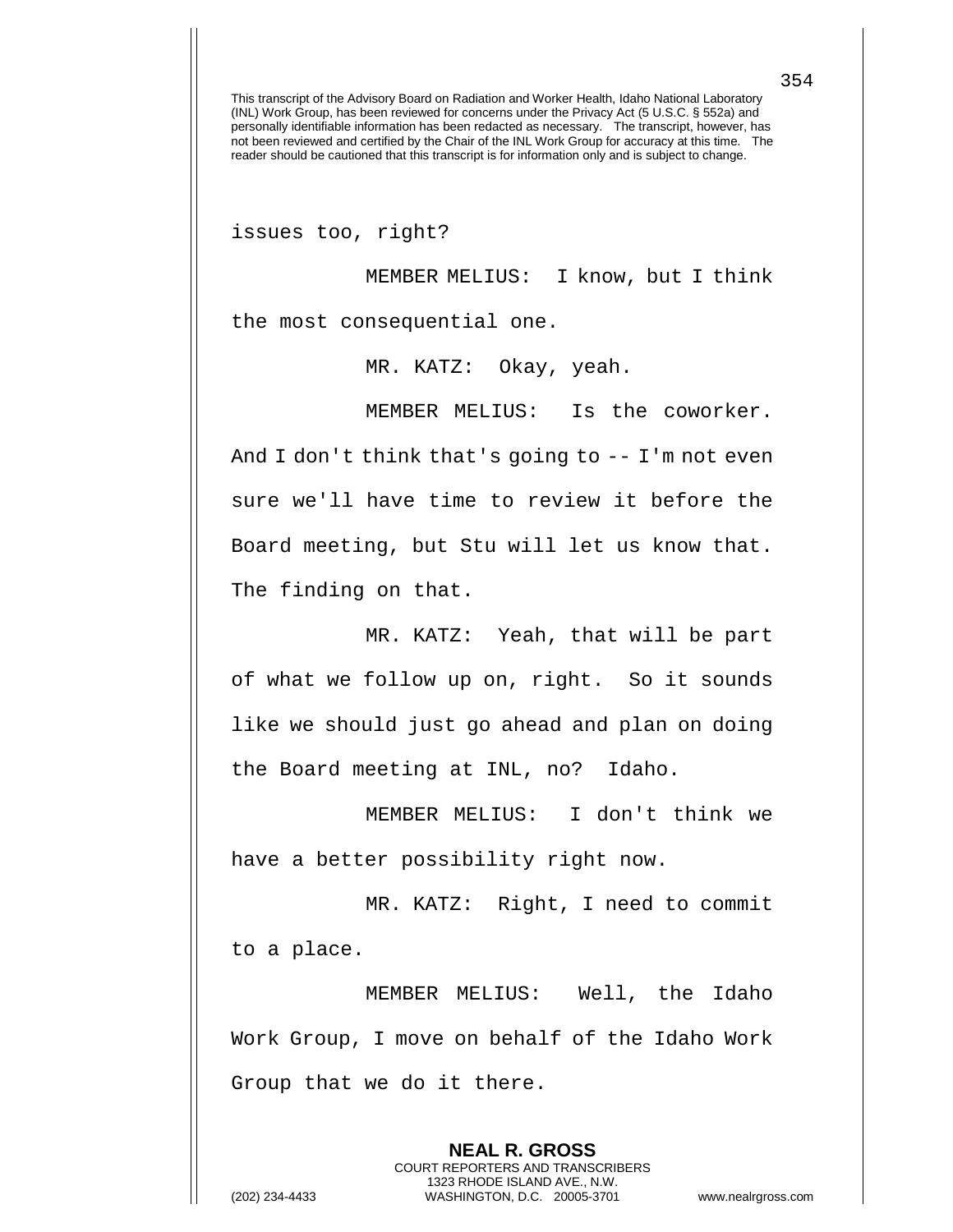issues too, right?

MEMBER MELIUS: I know, but I think the most consequential one.

MR. KATZ: Okay, yeah.

MEMBER MELIUS: Is the coworker. And I don't think that's going to -- I'm not even sure we'll have time to review it before the Board meeting, but Stu will let us know that. The finding on that.

MR. KATZ: Yeah, that will be part of what we follow up on, right. So it sounds like we should just go ahead and plan on doing the Board meeting at INL, no? Idaho.

MEMBER MELIUS: I don't think we have a better possibility right now.

MR. KATZ: Right, I need to commit to a place.

MEMBER MELIUS: Well, the Idaho Work Group, I move on behalf of the Idaho Work Group that we do it there.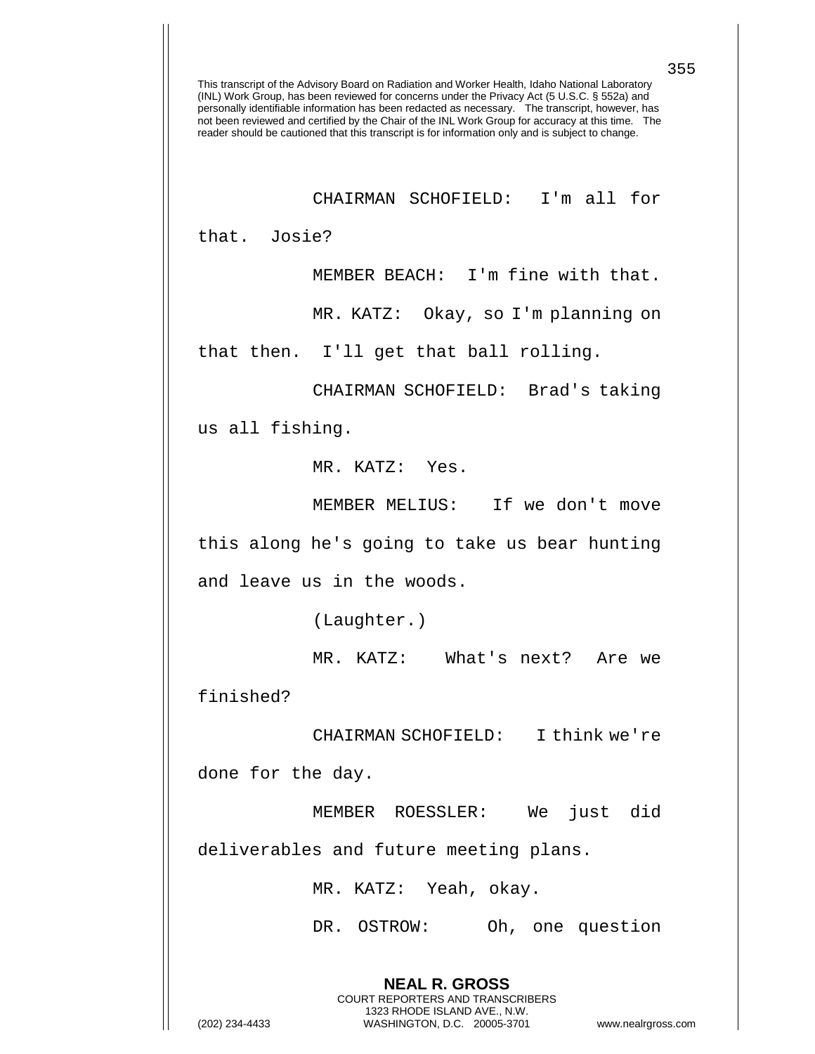This transcript of the Advisory Board on Radiation and Worker Health, Idaho National Laboratory (INL) Work Group, has been reviewed for concerns under the Privacy Act (5 U.S.C. § 552a) and personally identifiable information has been redacted as necessary. The transcript, however, has not been reviewed and certified by the Chair of the INL Work Group for accuracy at this time. The reader should be cautioned that this transcript is for information only and is subject to change.

CHAIRMAN SCHOFIELD: I'm all for that. Josie?

MEMBER BEACH: I'm fine with that.

MR. KATZ: Okay, so I'm planning on that then. I'll get that ball rolling.

CHAIRMAN SCHOFIELD: Brad's taking us all fishing.

MR. KATZ: Yes.

MEMBER MELIUS: If we don't move this along he's going to take us bear hunting and leave us in the woods.

(Laughter.)

MR. KATZ: What's next? Are we finished?

CHAIRMAN SCHOFIELD: I think we're done for the day.

MEMBER ROESSLER: We just did deliverables and future meeting plans.

MR. KATZ: Yeah, okay.

DR. OSTROW: Oh, one question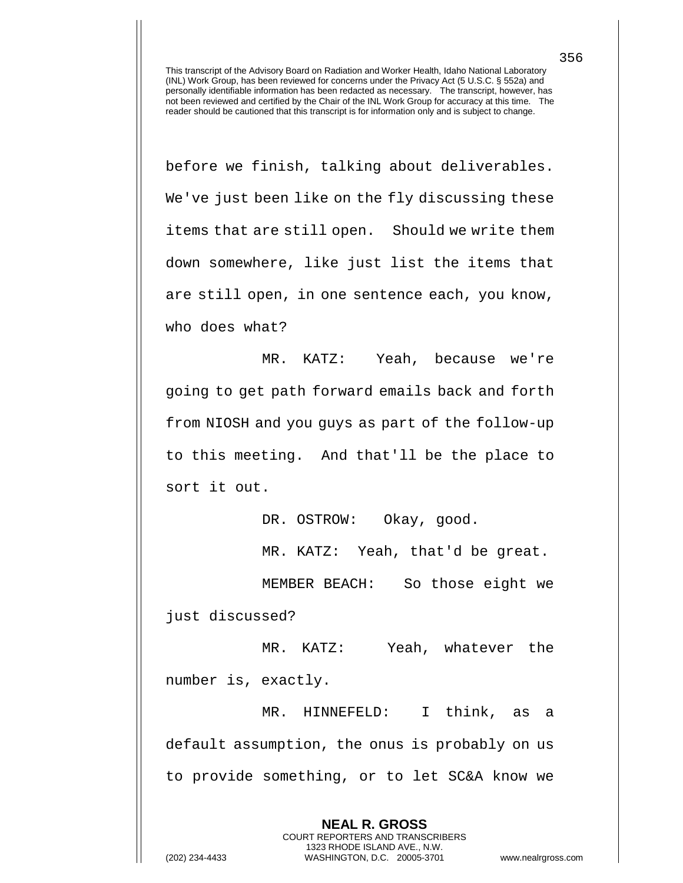before we finish, talking about deliverables. We've just been like on the fly discussing these items that are still open. Should we write them down somewhere, like just list the items that are still open, in one sentence each, you know, who does what?

MR. KATZ: Yeah, because we're going to get path forward emails back and forth from NIOSH and you guys as part of the follow-up to this meeting. And that'll be the place to sort it out.

DR. OSTROW: Okay, good.

MR. KATZ: Yeah, that'd be great.

MEMBER BEACH: So those eight we just discussed?

MR. KATZ: Yeah, whatever the number is, exactly.

MR. HINNEFELD: I think, as a default assumption, the onus is probably on us to provide something, or to let SC&A know we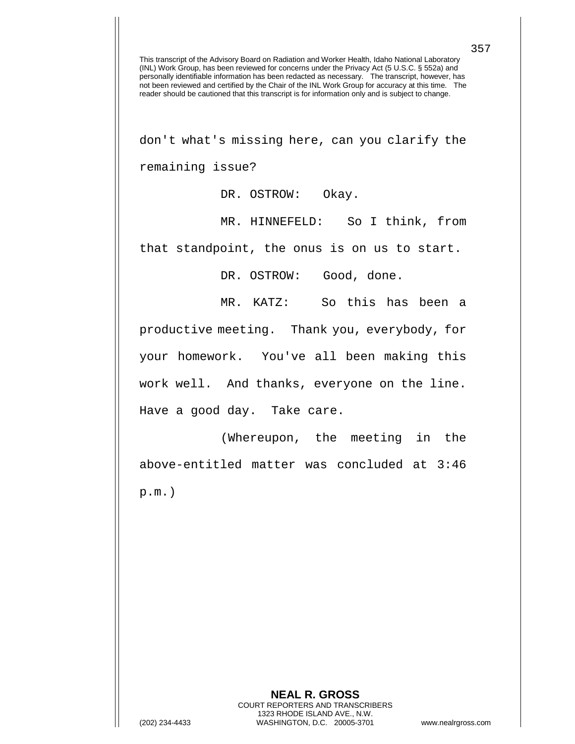don't what's missing here, can you clarify the remaining issue?

DR. OSTROW: Okay.

MR. HINNEFELD: So I think, from that standpoint, the onus is on us to start.

DR. OSTROW: Good, done.

MR. KATZ: So this has been a productive meeting. Thank you, everybody, for your homework. You've all been making this work well. And thanks, everyone on the line. Have a good day. Take care.

(Whereupon, the meeting in the above-entitled matter was concluded at 3:46 p.m.)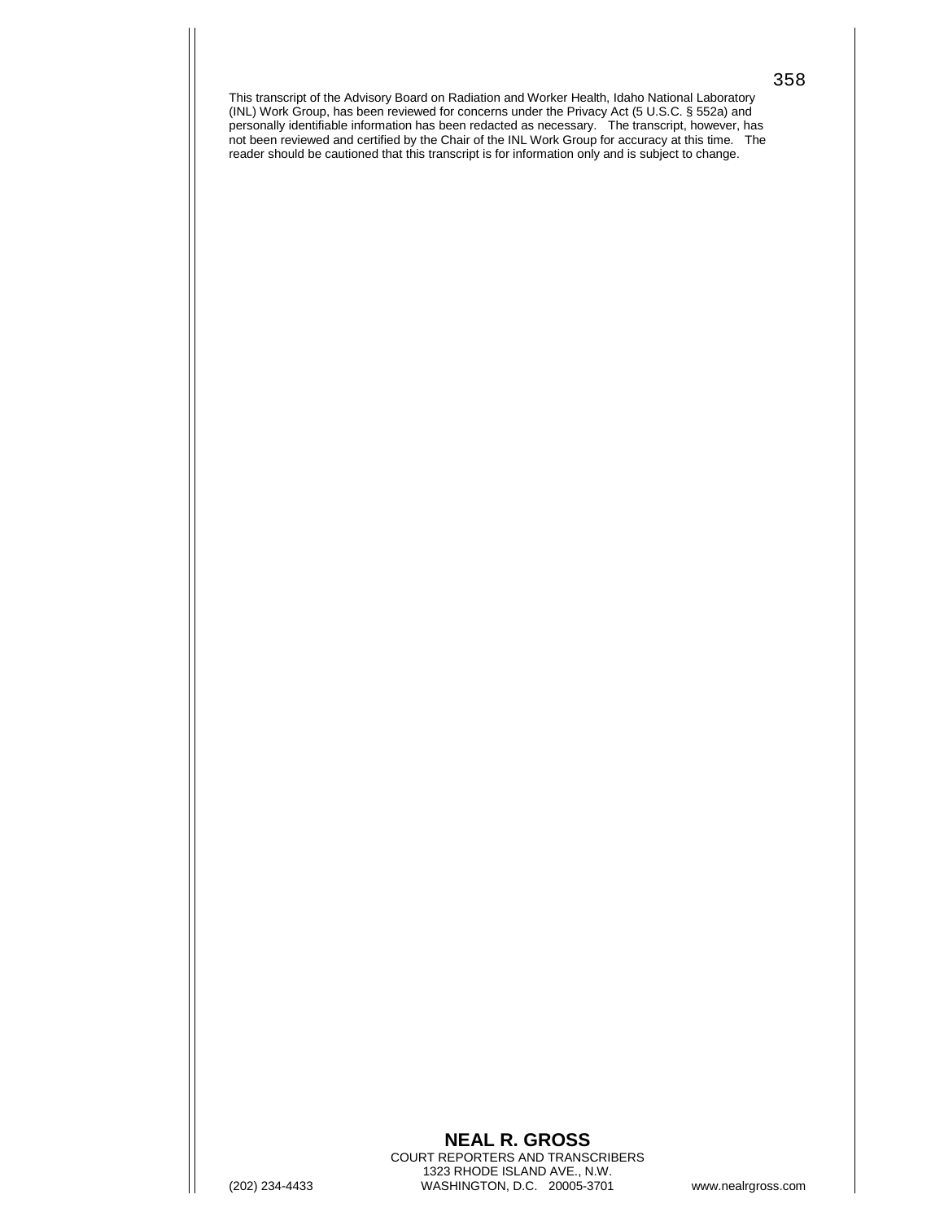This transcript of the Advisory Board on Radiation and Worker Health, Idaho National Laboratory (INL) Work Group, has been reviewed for concerns under the Privacy Act (5 U.S.C. § 552a) and personally identifiable information has been redacted as necessary. The transcript, however, has not been reviewed and certified by the Chair of the INL Work Group for accuracy at this time. The reader should be cautioned that this transcript is for information only and is subject to change.